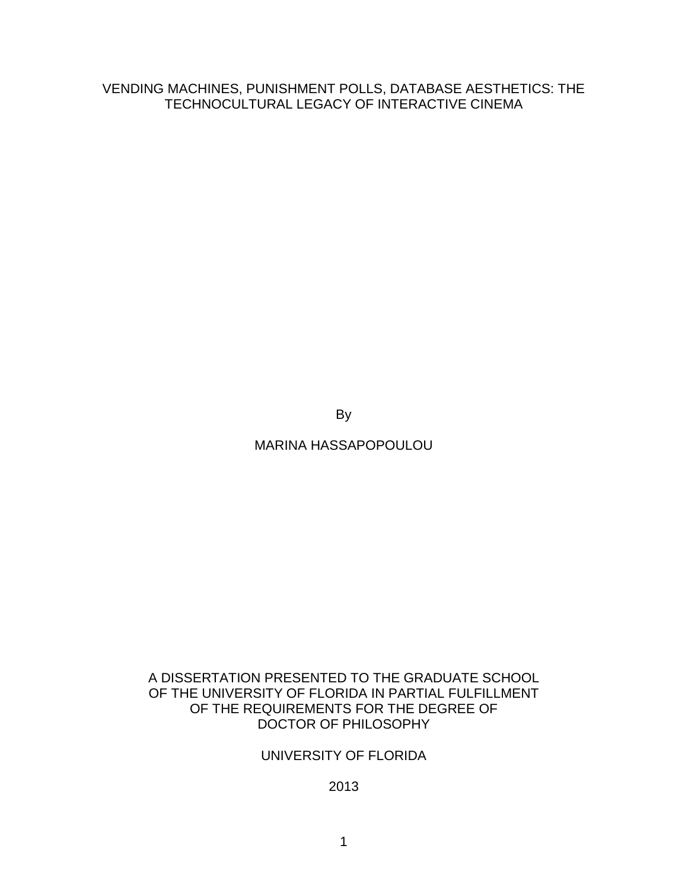# VENDING MACHINES, PUNISHMENT POLLS, DATABASE AESTHETICS: THE TECHNOCULTURAL LEGACY OF INTERACTIVE CINEMA

By

MARINA HASSAPOPOULOU

A DISSERTATION PRESENTED TO THE GRADUATE SCHOOL OF THE UNIVERSITY OF FLORIDA IN PARTIAL FULFILLMENT OF THE REQUIREMENTS FOR THE DEGREE OF DOCTOR OF PHILOSOPHY

UNIVERSITY OF FLORIDA

2013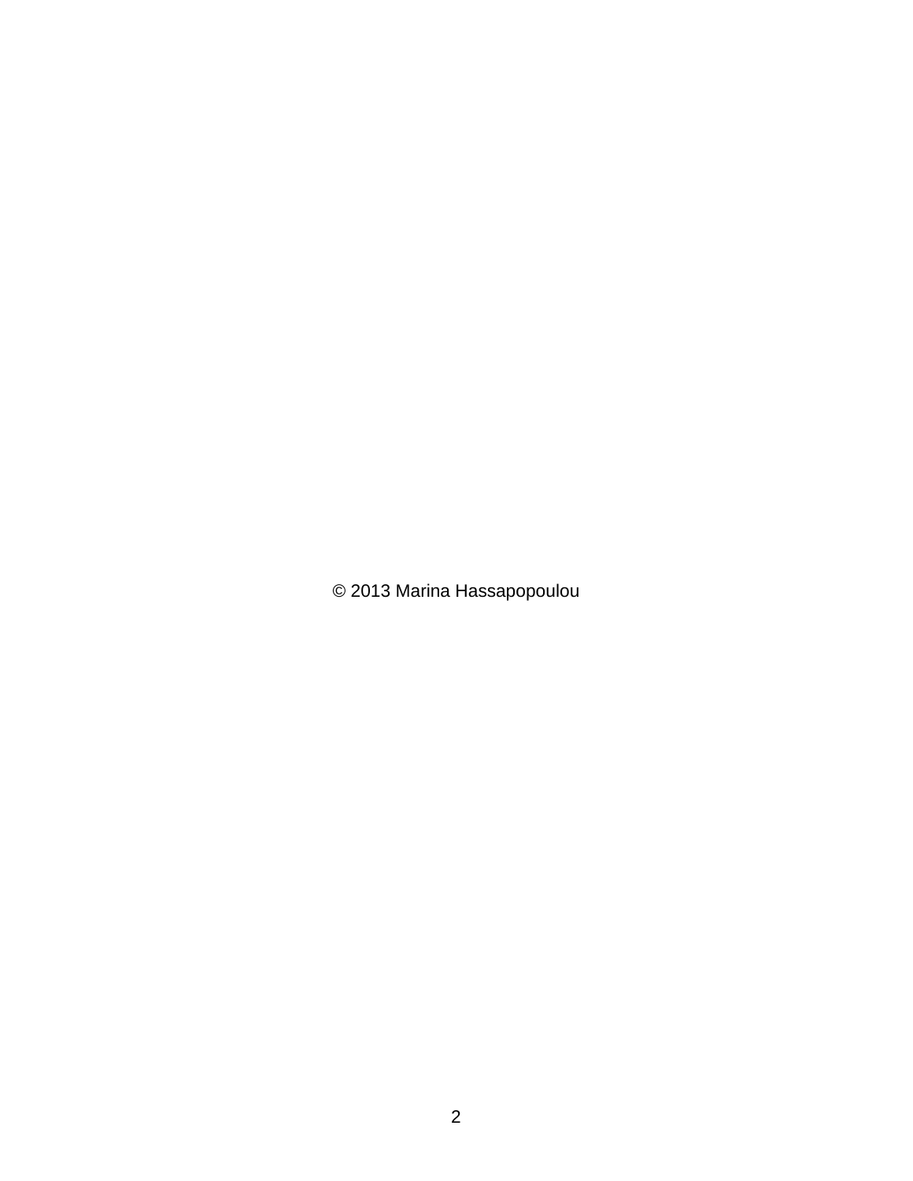© 2013 Marina Hassapopoulou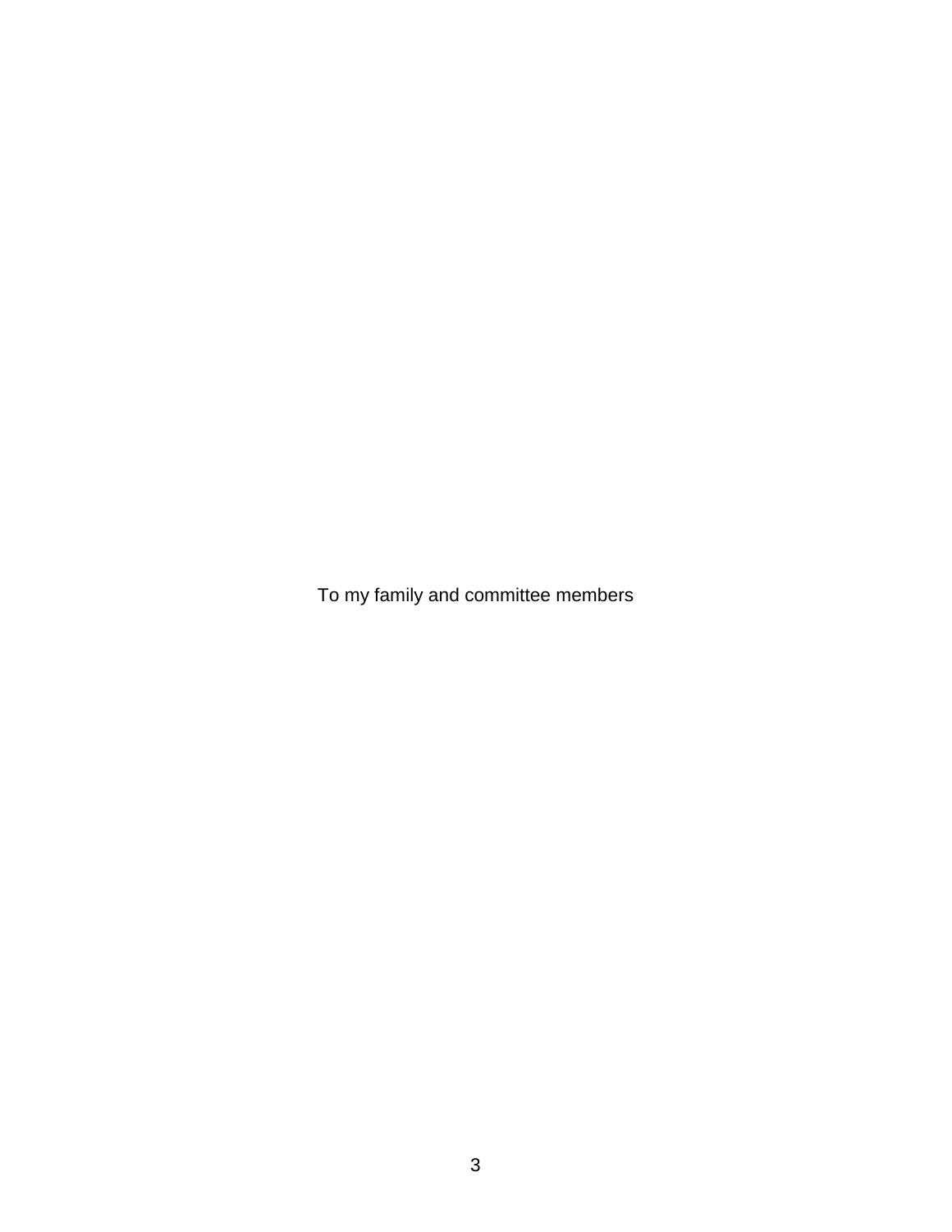To my family and committee members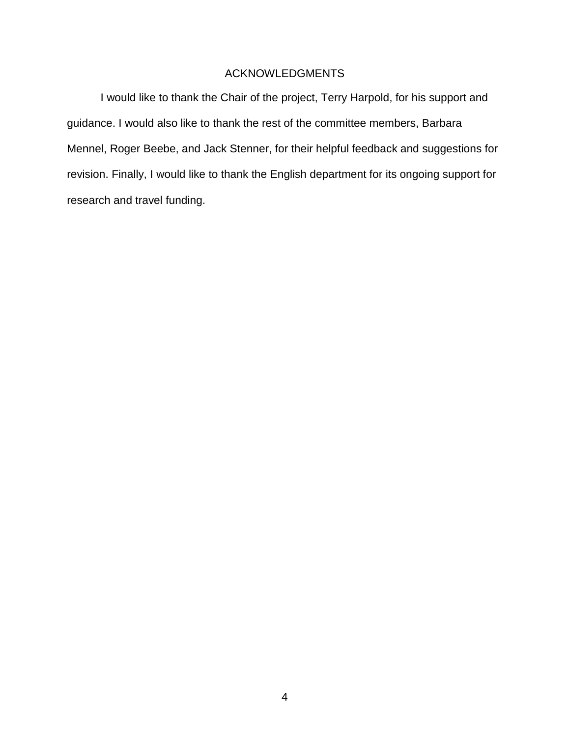# ACKNOWLEDGMENTS

I would like to thank the Chair of the project, Terry Harpold, for his support and guidance. I would also like to thank the rest of the committee members, Barbara Mennel, Roger Beebe, and Jack Stenner, for their helpful feedback and suggestions for revision. Finally, I would like to thank the English department for its ongoing support for research and travel funding.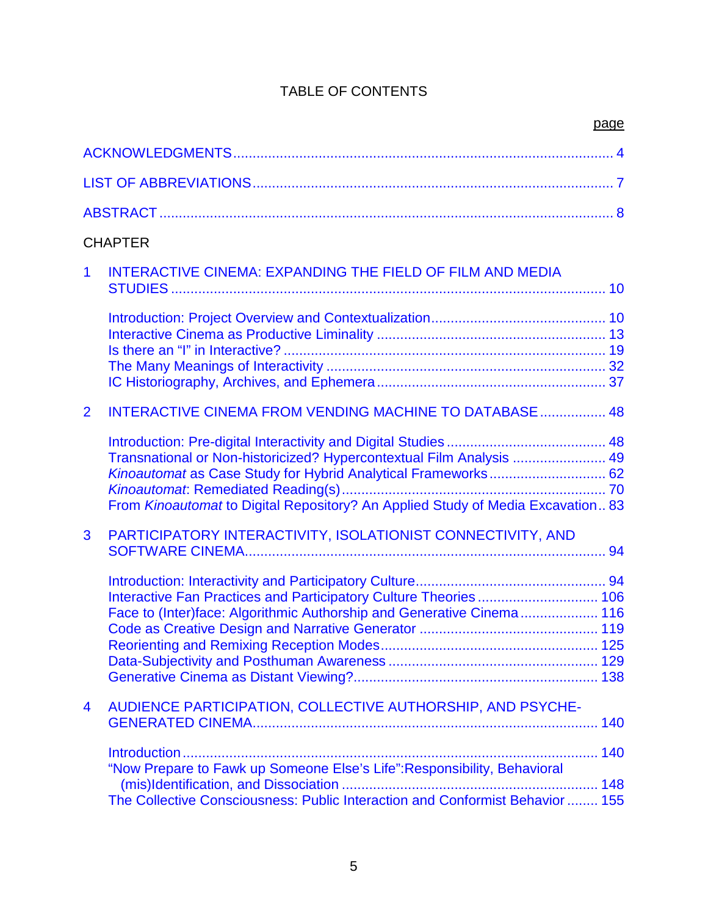# TABLE OF CONTENTS

page

ACKNOWLEDGMENTS ........................................................................................ 4

LIST OF ABBREVIATIONS ................................................................................. 7

ABSTRACT ......................................................................................................... 8

CHAPTER

1 INTERACTIVE CINEMA: EXPANDING THE FIELD OF FILM AND MEDIA STUDIES ........................................................................................................ 10

- Introduction: Project Overview and Contextualization ................................ 10
- Interactive Cinema as Productive Liminality ............................................... 13
- Is there an "I" in Interactive? ....................................................................... 19
- The Many Meanings of Interactivity ............................................................ 32
- IC Historiography, Archives, and Ephemera ............................................... 37

2 INTERACTIVE CINEMA FROM VENDING MACHINE TO DATABASE ................ 48

- Introduction: Pre-digital Interactivity and Digital Studies ............................. 48
- Transnational or Non-historicized? Hypercontextual Film Analysis .............. 49
- *Kinoautomat* as Case Study for Hybrid Analytical Frameworks .................. 62
- *Kinoautomat*: Remediated Reading(s) ......................................................... 70
- From *Kinoautomat* to Digital Repository? An Applied Study of Media Excavation .. 83

3 PARTICIPATORY INTERACTIVITY, ISOLATIONIST CONNECTIVITY, AND SOFTWARE CINEMA ........................................................................................ 94

- Introduction: Interactivity and Participatory Culture ..................................... 94
- Interactive Fan Practices and Participatory Culture Theories ..................... 106
- Face to (Inter)face: Algorithmic Authorship and Generative Cinema ........... 116
- Code as Creative Design and Narrative Generator .................................... 119
- Reorienting and Remixing Reception Modes ............................................... 125
- Data-Subjectivity and Posthuman Awareness ............................................. 129
- Generative Cinema as Distant Viewing? ...................................................... 138

4 AUDIENCE PARTICIPATION, COLLECTIVE AUTHORSHIP, AND PSYCHE-GENERATED CINEMA ........................................................................................ 140

- Introduction ................................................................................................. 140
- "Now Prepare to Fawk up Someone Else's Life":Responsibility, Behavioral (mis)Identification, and Dissociation ............................................................ 148
- The Collective Consciousness: Public Interaction and Conformist Behavior ........ 155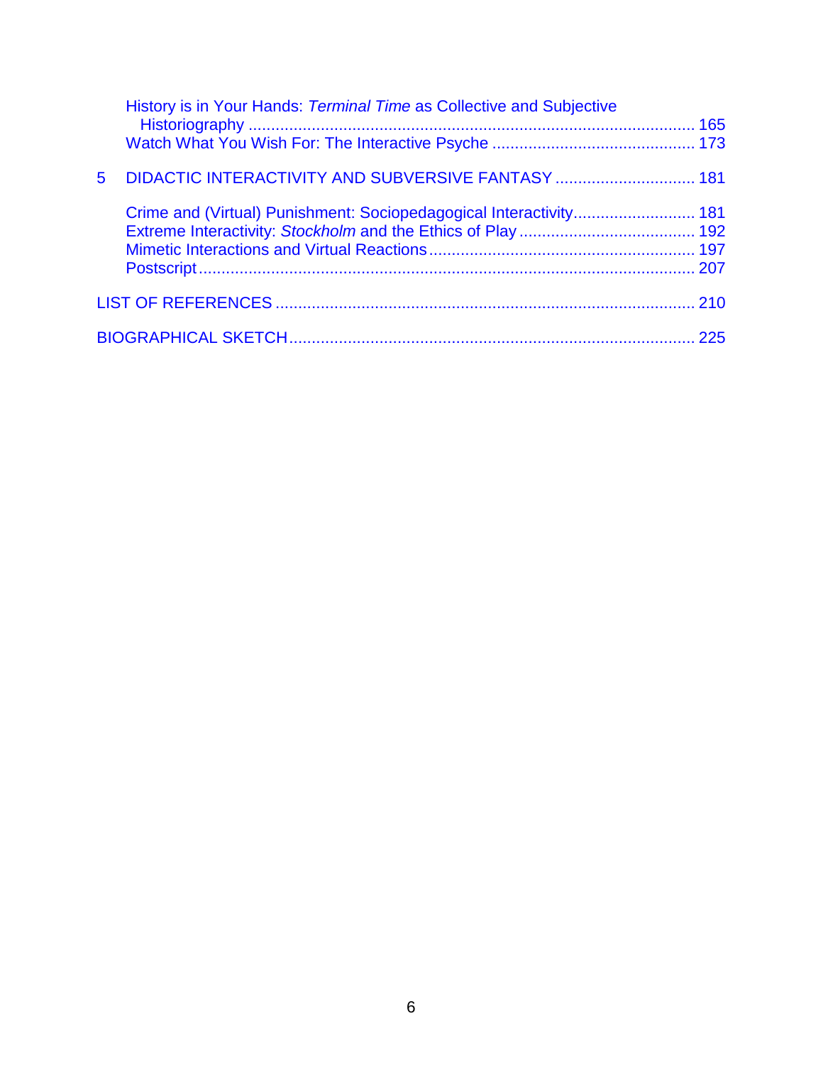History is in Your Hands: *Terminal Time* as Collective and Subjective Historiography ........ 165

Watch What You Wish For: The Interactive Psyche ........ 173

5 DIDACTIC INTERACTIVITY AND SUBVERSIVE FANTASY ........ 181

Crime and (Virtual) Punishment: Sociopedagogical Interactivity ........ 181

Extreme Interactivity: *Stockholm* and the Ethics of Play ........ 192

Mimetic Interactions and Virtual Reactions ........ 197

Postscript ........ 207

LIST OF REFERENCES ........ 210

BIOGRAPHICAL SKETCH ........ 225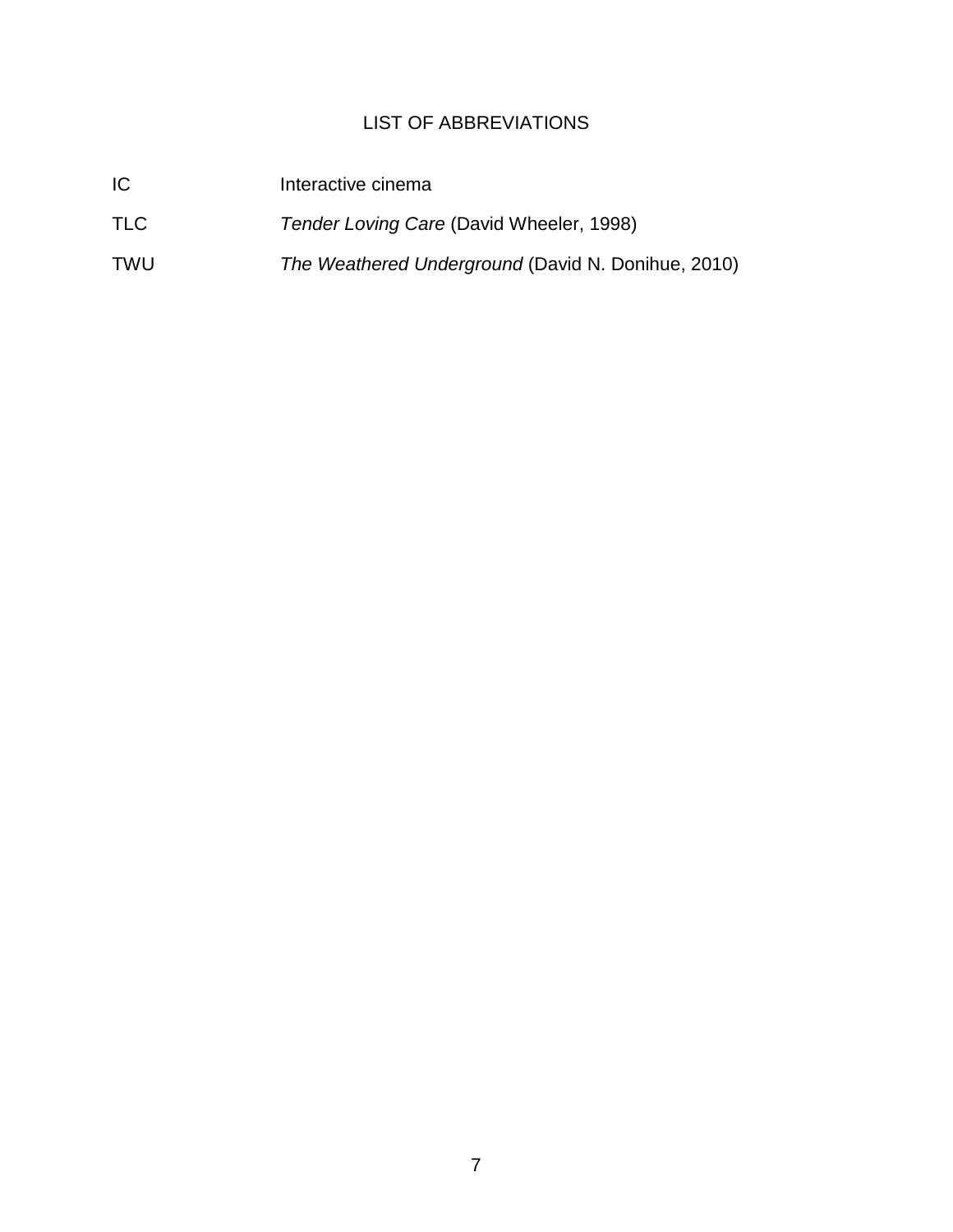# LIST OF ABBREVIATIONS

| | |
|---|---|
| IC | Interactive cinema |
| TLC | *Tender Loving Care* (David Wheeler, 1998) |
| TWU | *The Weathered Underground* (David N. Donihue, 2010) |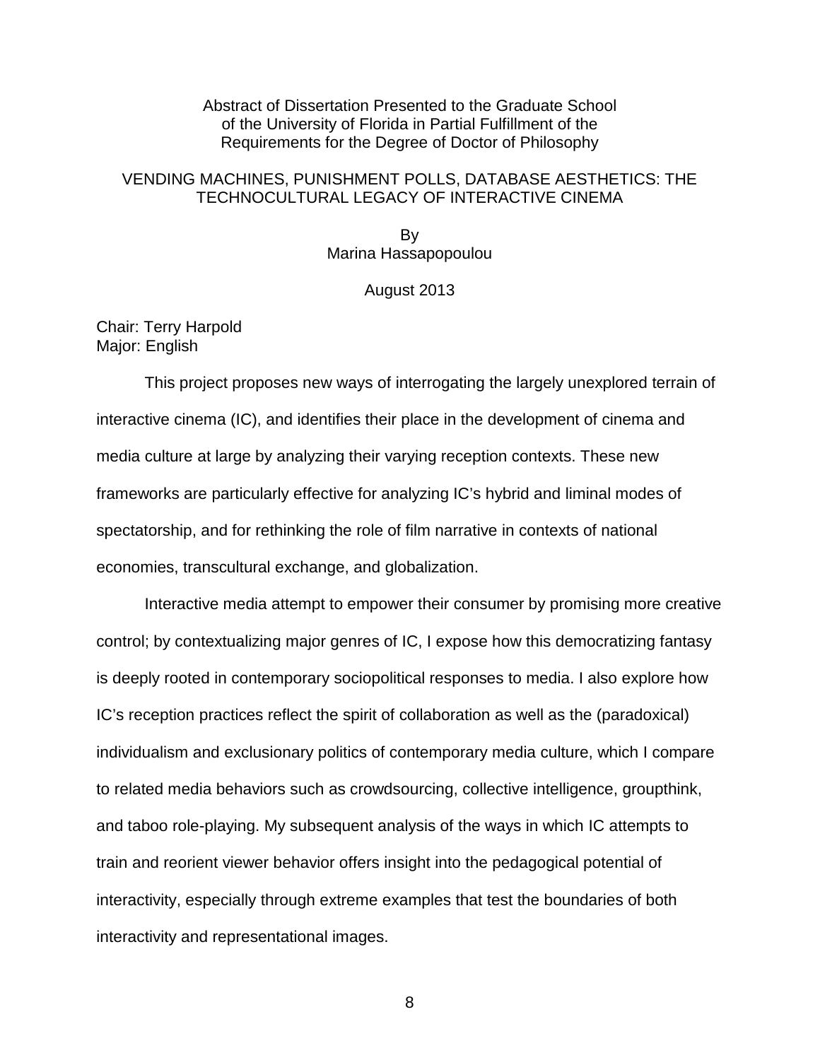Abstract of Dissertation Presented to the Graduate School
of the University of Florida in Partial Fulfillment of the
Requirements for the Degree of Doctor of Philosophy

# VENDING MACHINES, PUNISHMENT POLLS, DATABASE AESTHETICS: THE TECHNOCULTURAL LEGACY OF INTERACTIVE CINEMA

By
Marina Hassapopoulou

August 2013

Chair: Terry Harpold
Major: English

This project proposes new ways of interrogating the largely unexplored terrain of interactive cinema (IC), and identifies their place in the development of cinema and media culture at large by analyzing their varying reception contexts. These new frameworks are particularly effective for analyzing IC's hybrid and liminal modes of spectatorship, and for rethinking the role of film narrative in contexts of national economies, transcultural exchange, and globalization.

Interactive media attempt to empower their consumer by promising more creative control; by contextualizing major genres of IC, I expose how this democratizing fantasy is deeply rooted in contemporary sociopolitical responses to media. I also explore how IC's reception practices reflect the spirit of collaboration as well as the (paradoxical) individualism and exclusionary politics of contemporary media culture, which I compare to related media behaviors such as crowdsourcing, collective intelligence, groupthink, and taboo role-playing. My subsequent analysis of the ways in which IC attempts to train and reorient viewer behavior offers insight into the pedagogical potential of interactivity, especially through extreme examples that test the boundaries of both interactivity and representational images.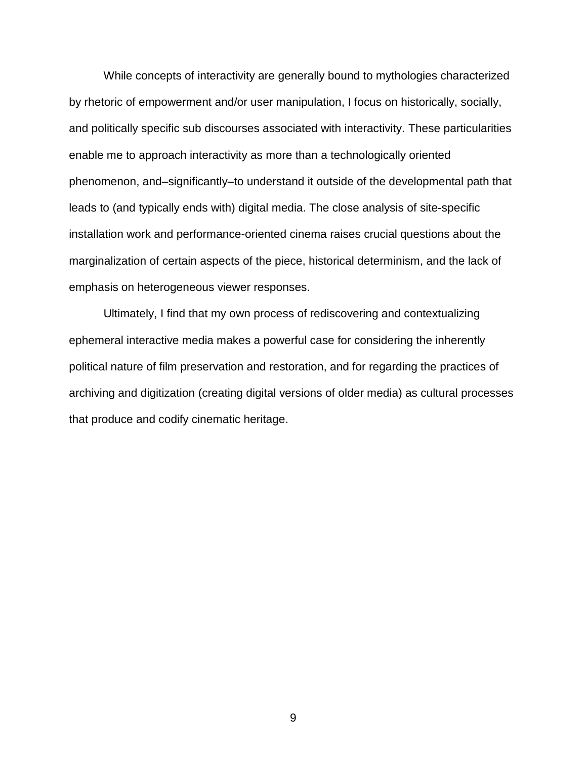While concepts of interactivity are generally bound to mythologies characterized by rhetoric of empowerment and/or user manipulation, I focus on historically, socially, and politically specific sub discourses associated with interactivity. These particularities enable me to approach interactivity as more than a technologically oriented phenomenon, and–significantly–to understand it outside of the developmental path that leads to (and typically ends with) digital media. The close analysis of site-specific installation work and performance-oriented cinema raises crucial questions about the marginalization of certain aspects of the piece, historical determinism, and the lack of emphasis on heterogeneous viewer responses.

Ultimately, I find that my own process of rediscovering and contextualizing ephemeral interactive media makes a powerful case for considering the inherently political nature of film preservation and restoration, and for regarding the practices of archiving and digitization (creating digital versions of older media) as cultural processes that produce and codify cinematic heritage.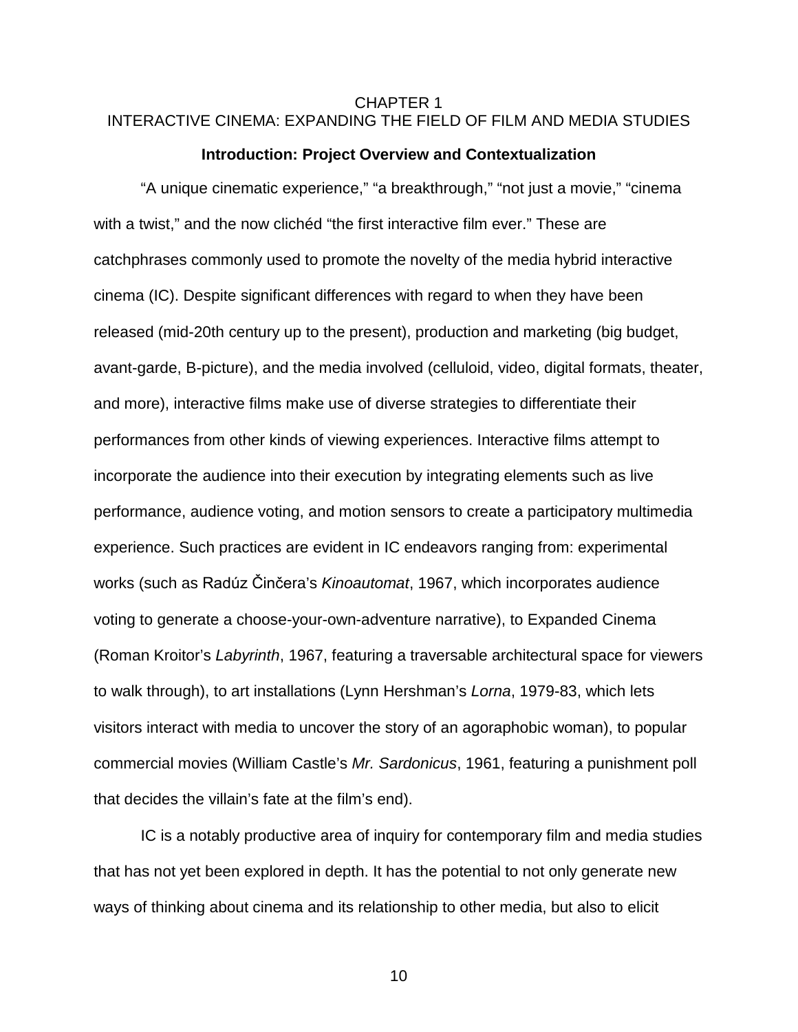# CHAPTER 1
# INTERACTIVE CINEMA: EXPANDING THE FIELD OF FILM AND MEDIA STUDIES

## Introduction: Project Overview and Contextualization

"A unique cinematic experience," "a breakthrough," "not just a movie," "cinema with a twist," and the now clichéd "the first interactive film ever." These are catchphrases commonly used to promote the novelty of the media hybrid interactive cinema (IC). Despite significant differences with regard to when they have been released (mid-20th century up to the present), production and marketing (big budget, avant-garde, B-picture), and the media involved (celluloid, video, digital formats, theater, and more), interactive films make use of diverse strategies to differentiate their performances from other kinds of viewing experiences. Interactive films attempt to incorporate the audience into their execution by integrating elements such as live performance, audience voting, and motion sensors to create a participatory multimedia experience. Such practices are evident in IC endeavors ranging from: experimental works (such as Radúz Činčera's *Kinoautomat*, 1967, which incorporates audience voting to generate a choose-your-own-adventure narrative), to Expanded Cinema (Roman Kroitor's *Labyrinth*, 1967, featuring a traversable architectural space for viewers to walk through), to art installations (Lynn Hershman's *Lorna*, 1979-83, which lets visitors interact with media to uncover the story of an agoraphobic woman), to popular commercial movies (William Castle's *Mr. Sardonicus*, 1961, featuring a punishment poll that decides the villain's fate at the film's end).

IC is a notably productive area of inquiry for contemporary film and media studies that has not yet been explored in depth. It has the potential to not only generate new ways of thinking about cinema and its relationship to other media, but also to elicit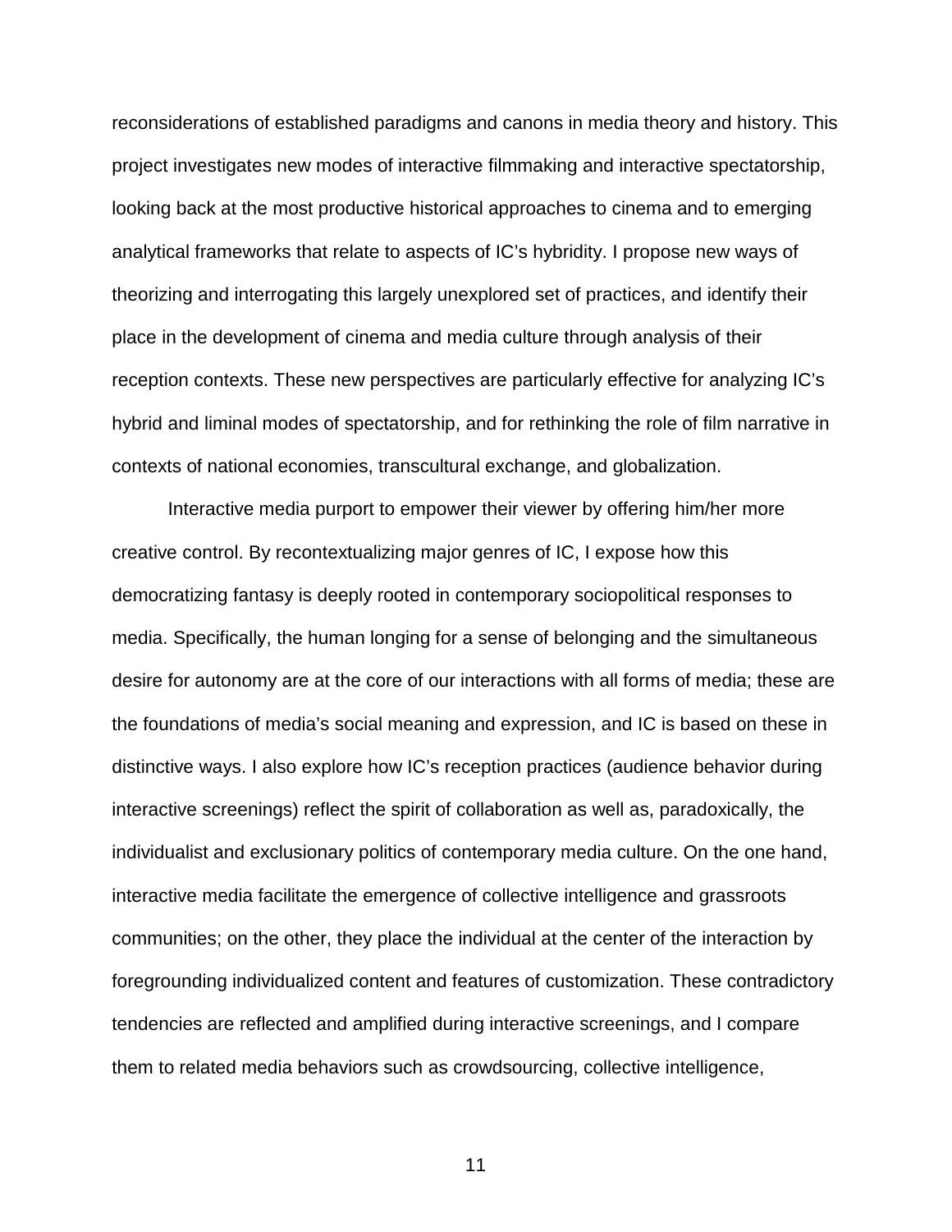reconsiderations of established paradigms and canons in media theory and history. This project investigates new modes of interactive filmmaking and interactive spectatorship, looking back at the most productive historical approaches to cinema and to emerging analytical frameworks that relate to aspects of IC's hybridity. I propose new ways of theorizing and interrogating this largely unexplored set of practices, and identify their place in the development of cinema and media culture through analysis of their reception contexts. These new perspectives are particularly effective for analyzing IC's hybrid and liminal modes of spectatorship, and for rethinking the role of film narrative in contexts of national economies, transcultural exchange, and globalization.

Interactive media purport to empower their viewer by offering him/her more creative control. By recontextualizing major genres of IC, I expose how this democratizing fantasy is deeply rooted in contemporary sociopolitical responses to media. Specifically, the human longing for a sense of belonging and the simultaneous desire for autonomy are at the core of our interactions with all forms of media; these are the foundations of media's social meaning and expression, and IC is based on these in distinctive ways. I also explore how IC's reception practices (audience behavior during interactive screenings) reflect the spirit of collaboration as well as, paradoxically, the individualist and exclusionary politics of contemporary media culture. On the one hand, interactive media facilitate the emergence of collective intelligence and grassroots communities; on the other, they place the individual at the center of the interaction by foregrounding individualized content and features of customization. These contradictory tendencies are reflected and amplified during interactive screenings, and I compare them to related media behaviors such as crowdsourcing, collective intelligence,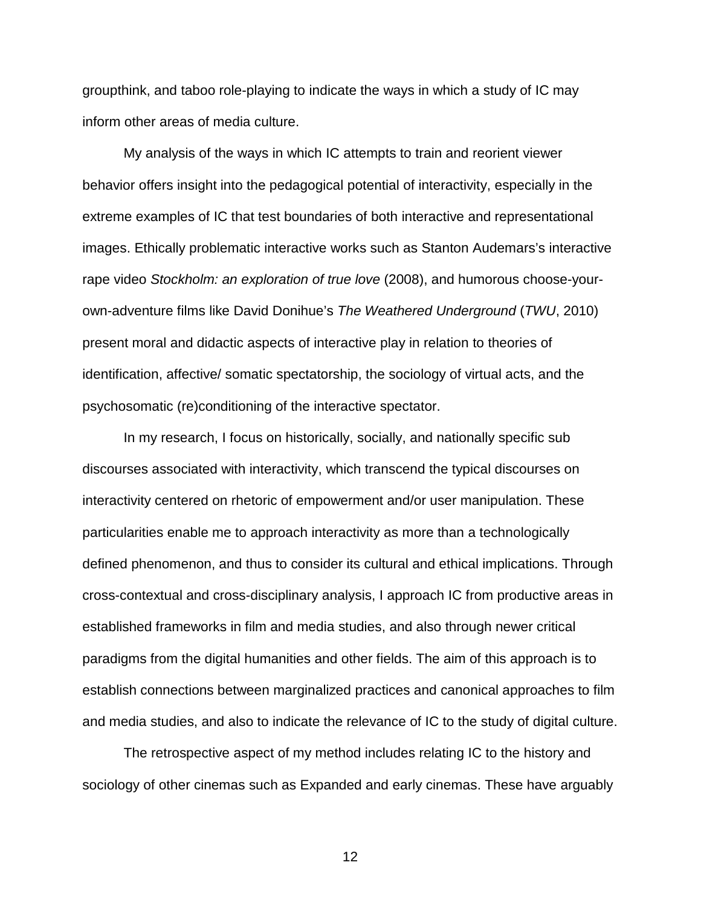groupthink, and taboo role-playing to indicate the ways in which a study of IC may inform other areas of media culture.

My analysis of the ways in which IC attempts to train and reorient viewer behavior offers insight into the pedagogical potential of interactivity, especially in the extreme examples of IC that test boundaries of both interactive and representational images. Ethically problematic interactive works such as Stanton Audemars's interactive rape video *Stockholm: an exploration of true love* (2008), and humorous choose-your-own-adventure films like David Donihue's *The Weathered Underground* (*TWU*, 2010) present moral and didactic aspects of interactive play in relation to theories of identification, affective/ somatic spectatorship, the sociology of virtual acts, and the psychosomatic (re)conditioning of the interactive spectator.

In my research, I focus on historically, socially, and nationally specific sub discourses associated with interactivity, which transcend the typical discourses on interactivity centered on rhetoric of empowerment and/or user manipulation. These particularities enable me to approach interactivity as more than a technologically defined phenomenon, and thus to consider its cultural and ethical implications. Through cross-contextual and cross-disciplinary analysis, I approach IC from productive areas in established frameworks in film and media studies, and also through newer critical paradigms from the digital humanities and other fields. The aim of this approach is to establish connections between marginalized practices and canonical approaches to film and media studies, and also to indicate the relevance of IC to the study of digital culture.

The retrospective aspect of my method includes relating IC to the history and sociology of other cinemas such as Expanded and early cinemas. These have arguably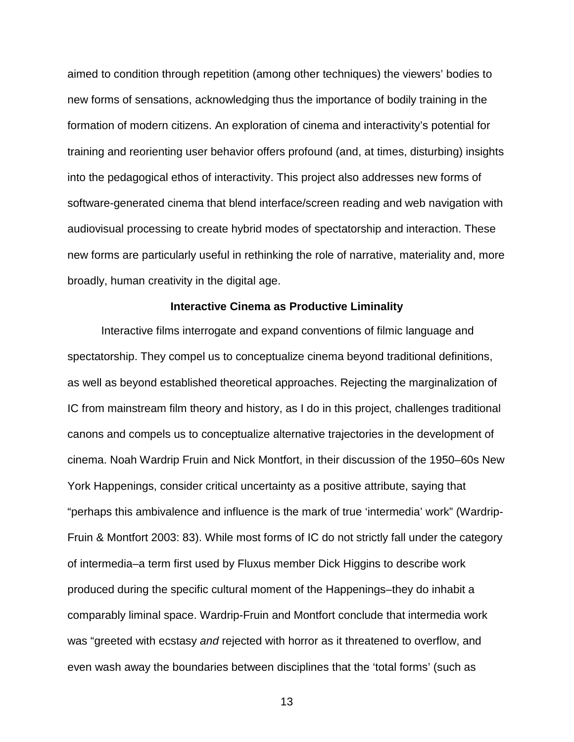aimed to condition through repetition (among other techniques) the viewers' bodies to new forms of sensations, acknowledging thus the importance of bodily training in the formation of modern citizens. An exploration of cinema and interactivity's potential for training and reorienting user behavior offers profound (and, at times, disturbing) insights into the pedagogical ethos of interactivity. This project also addresses new forms of software-generated cinema that blend interface/screen reading and web navigation with audiovisual processing to create hybrid modes of spectatorship and interaction. These new forms are particularly useful in rethinking the role of narrative, materiality and, more broadly, human creativity in the digital age.

## Interactive Cinema as Productive Liminality

Interactive films interrogate and expand conventions of filmic language and spectatorship. They compel us to conceptualize cinema beyond traditional definitions, as well as beyond established theoretical approaches. Rejecting the marginalization of IC from mainstream film theory and history, as I do in this project, challenges traditional canons and compels us to conceptualize alternative trajectories in the development of cinema. Noah Wardrip Fruin and Nick Montfort, in their discussion of the 1950–60s New York Happenings, consider critical uncertainty as a positive attribute, saying that "perhaps this ambivalence and influence is the mark of true 'intermedia' work" (Wardrip-Fruin & Montfort 2003: 83). While most forms of IC do not strictly fall under the category of intermedia–a term first used by Fluxus member Dick Higgins to describe work produced during the specific cultural moment of the Happenings–they do inhabit a comparably liminal space. Wardrip-Fruin and Montfort conclude that intermedia work was "greeted with ecstasy *and* rejected with horror as it threatened to overflow, and even wash away the boundaries between disciplines that the 'total forms' (such as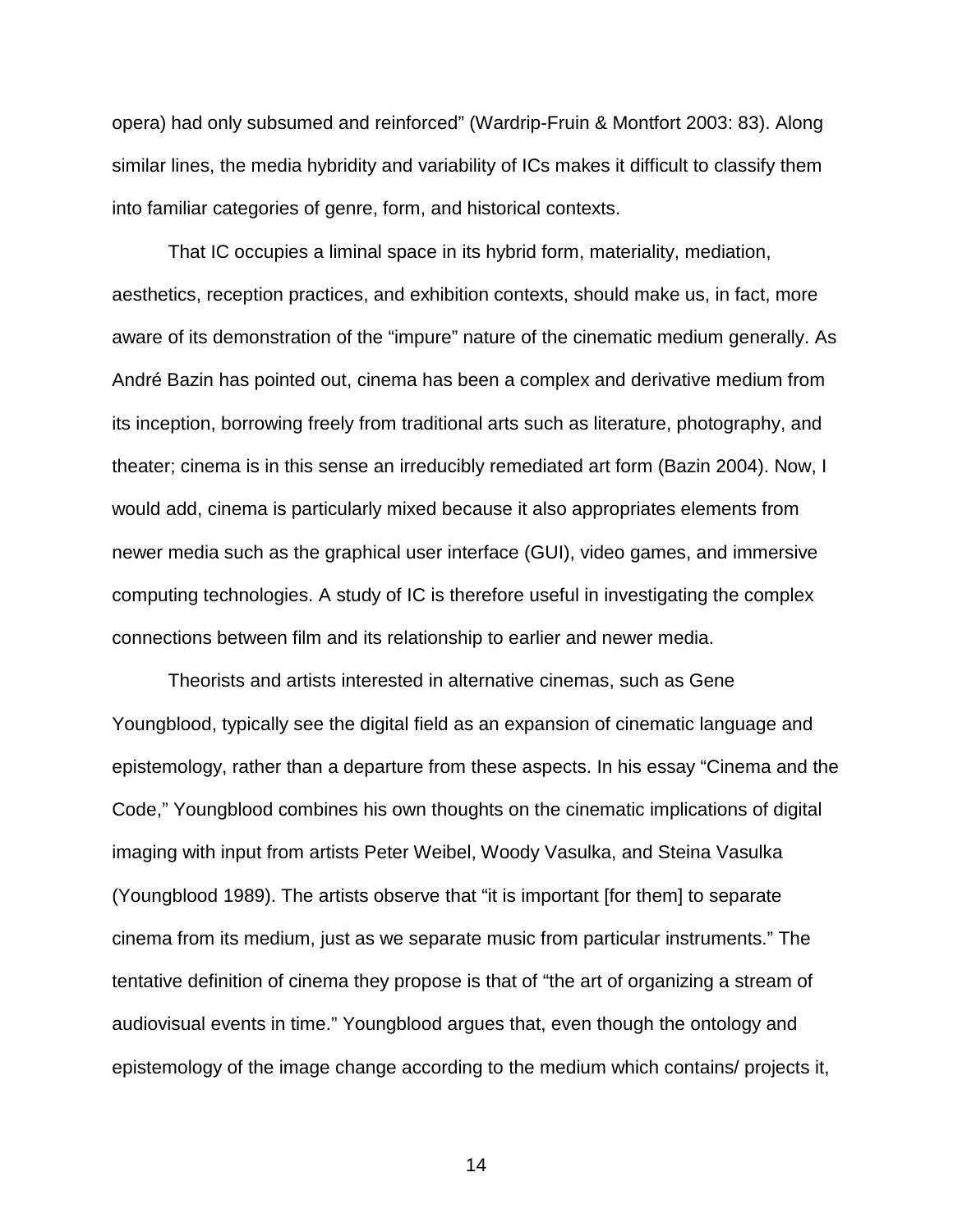opera) had only subsumed and reinforced" (Wardrip-Fruin & Montfort 2003: 83). Along similar lines, the media hybridity and variability of ICs makes it difficult to classify them into familiar categories of genre, form, and historical contexts.

That IC occupies a liminal space in its hybrid form, materiality, mediation, aesthetics, reception practices, and exhibition contexts, should make us, in fact, more aware of its demonstration of the "impure" nature of the cinematic medium generally. As André Bazin has pointed out, cinema has been a complex and derivative medium from its inception, borrowing freely from traditional arts such as literature, photography, and theater; cinema is in this sense an irreducibly remediated art form (Bazin 2004). Now, I would add, cinema is particularly mixed because it also appropriates elements from newer media such as the graphical user interface (GUI), video games, and immersive computing technologies. A study of IC is therefore useful in investigating the complex connections between film and its relationship to earlier and newer media.

Theorists and artists interested in alternative cinemas, such as Gene Youngblood, typically see the digital field as an expansion of cinematic language and epistemology, rather than a departure from these aspects. In his essay "Cinema and the Code," Youngblood combines his own thoughts on the cinematic implications of digital imaging with input from artists Peter Weibel, Woody Vasulka, and Steina Vasulka (Youngblood 1989). The artists observe that "it is important [for them] to separate cinema from its medium, just as we separate music from particular instruments." The tentative definition of cinema they propose is that of "the art of organizing a stream of audiovisual events in time." Youngblood argues that, even though the ontology and epistemology of the image change according to the medium which contains/ projects it,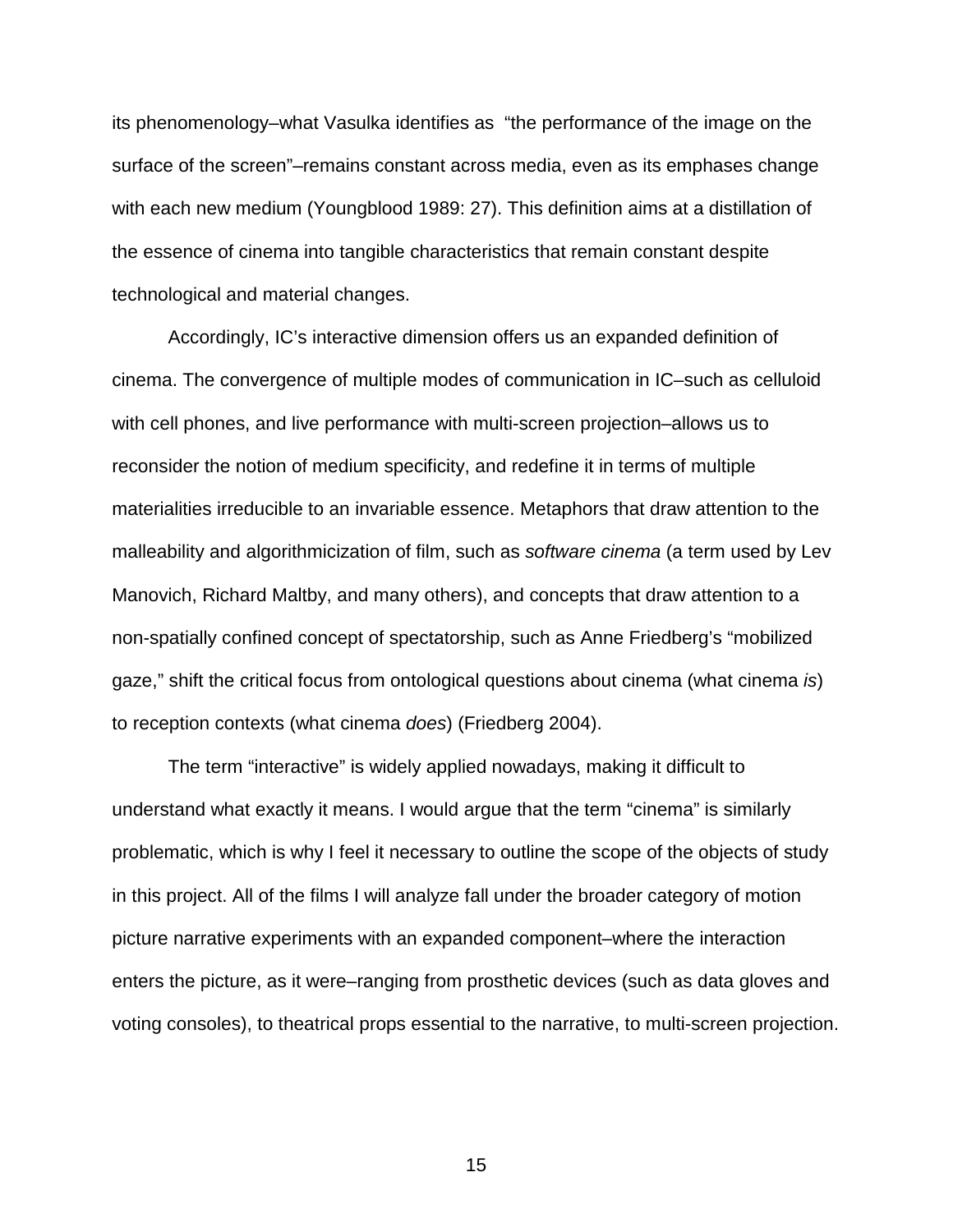its phenomenology–what Vasulka identifies as "the performance of the image on the surface of the screen"–remains constant across media, even as its emphases change with each new medium (Youngblood 1989: 27). This definition aims at a distillation of the essence of cinema into tangible characteristics that remain constant despite technological and material changes.

Accordingly, IC's interactive dimension offers us an expanded definition of cinema. The convergence of multiple modes of communication in IC–such as celluloid with cell phones, and live performance with multi-screen projection–allows us to reconsider the notion of medium specificity, and redefine it in terms of multiple materialities irreducible to an invariable essence. Metaphors that draw attention to the malleability and algorithmicization of film, such as *software cinema* (a term used by Lev Manovich, Richard Maltby, and many others), and concepts that draw attention to a non-spatially confined concept of spectatorship, such as Anne Friedberg's "mobilized gaze," shift the critical focus from ontological questions about cinema (what cinema *is*) to reception contexts (what cinema *does*) (Friedberg 2004).

The term "interactive" is widely applied nowadays, making it difficult to understand what exactly it means. I would argue that the term "cinema" is similarly problematic, which is why I feel it necessary to outline the scope of the objects of study in this project. All of the films I will analyze fall under the broader category of motion picture narrative experiments with an expanded component–where the interaction enters the picture, as it were–ranging from prosthetic devices (such as data gloves and voting consoles), to theatrical props essential to the narrative, to multi-screen projection.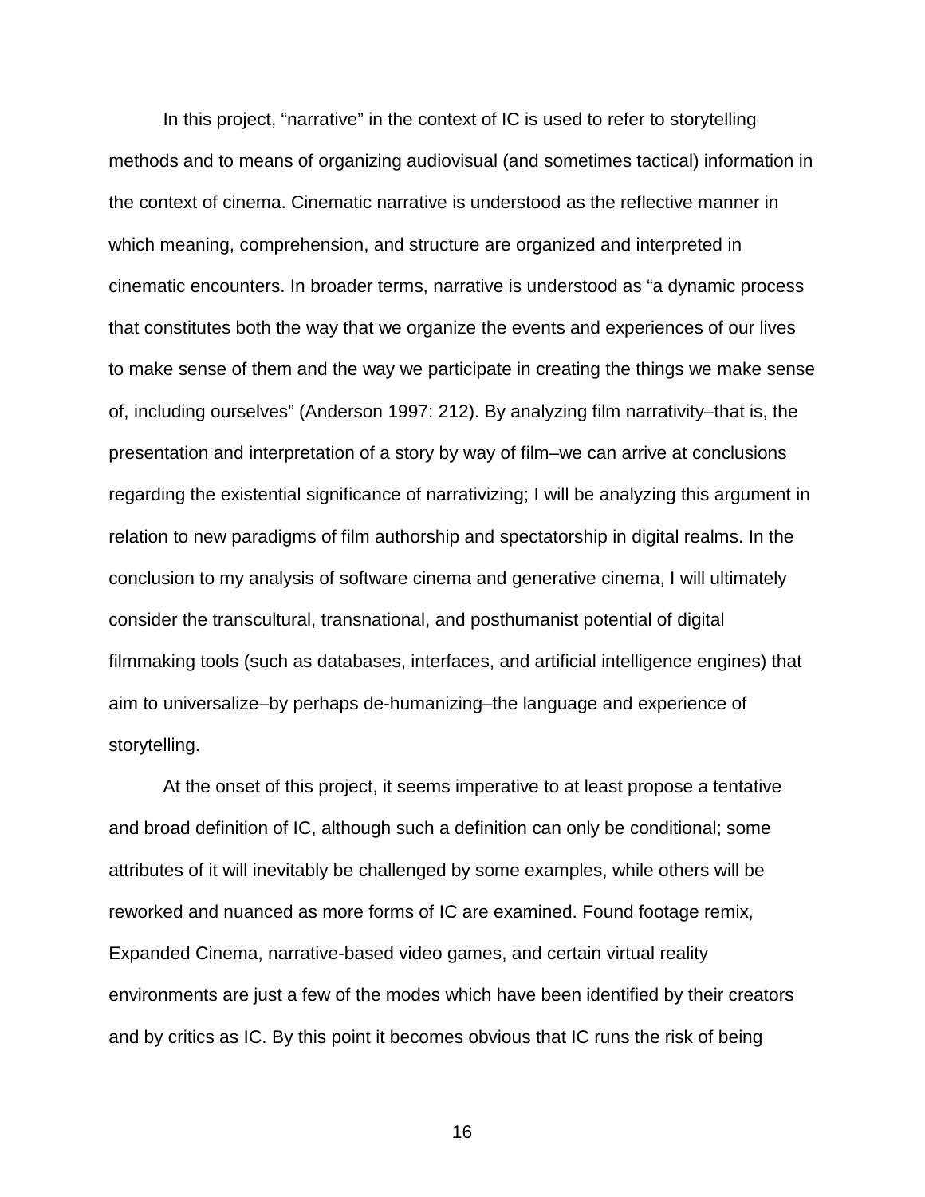In this project, "narrative" in the context of IC is used to refer to storytelling methods and to means of organizing audiovisual (and sometimes tactical) information in the context of cinema. Cinematic narrative is understood as the reflective manner in which meaning, comprehension, and structure are organized and interpreted in cinematic encounters. In broader terms, narrative is understood as "a dynamic process that constitutes both the way that we organize the events and experiences of our lives to make sense of them and the way we participate in creating the things we make sense of, including ourselves" (Anderson 1997: 212). By analyzing film narrativity–that is, the presentation and interpretation of a story by way of film–we can arrive at conclusions regarding the existential significance of narrativizing; I will be analyzing this argument in relation to new paradigms of film authorship and spectatorship in digital realms. In the conclusion to my analysis of software cinema and generative cinema, I will ultimately consider the transcultural, transnational, and posthumanist potential of digital filmmaking tools (such as databases, interfaces, and artificial intelligence engines) that aim to universalize–by perhaps de-humanizing–the language and experience of storytelling.

At the onset of this project, it seems imperative to at least propose a tentative and broad definition of IC, although such a definition can only be conditional; some attributes of it will inevitably be challenged by some examples, while others will be reworked and nuanced as more forms of IC are examined. Found footage remix, Expanded Cinema, narrative-based video games, and certain virtual reality environments are just a few of the modes which have been identified by their creators and by critics as IC. By this point it becomes obvious that IC runs the risk of being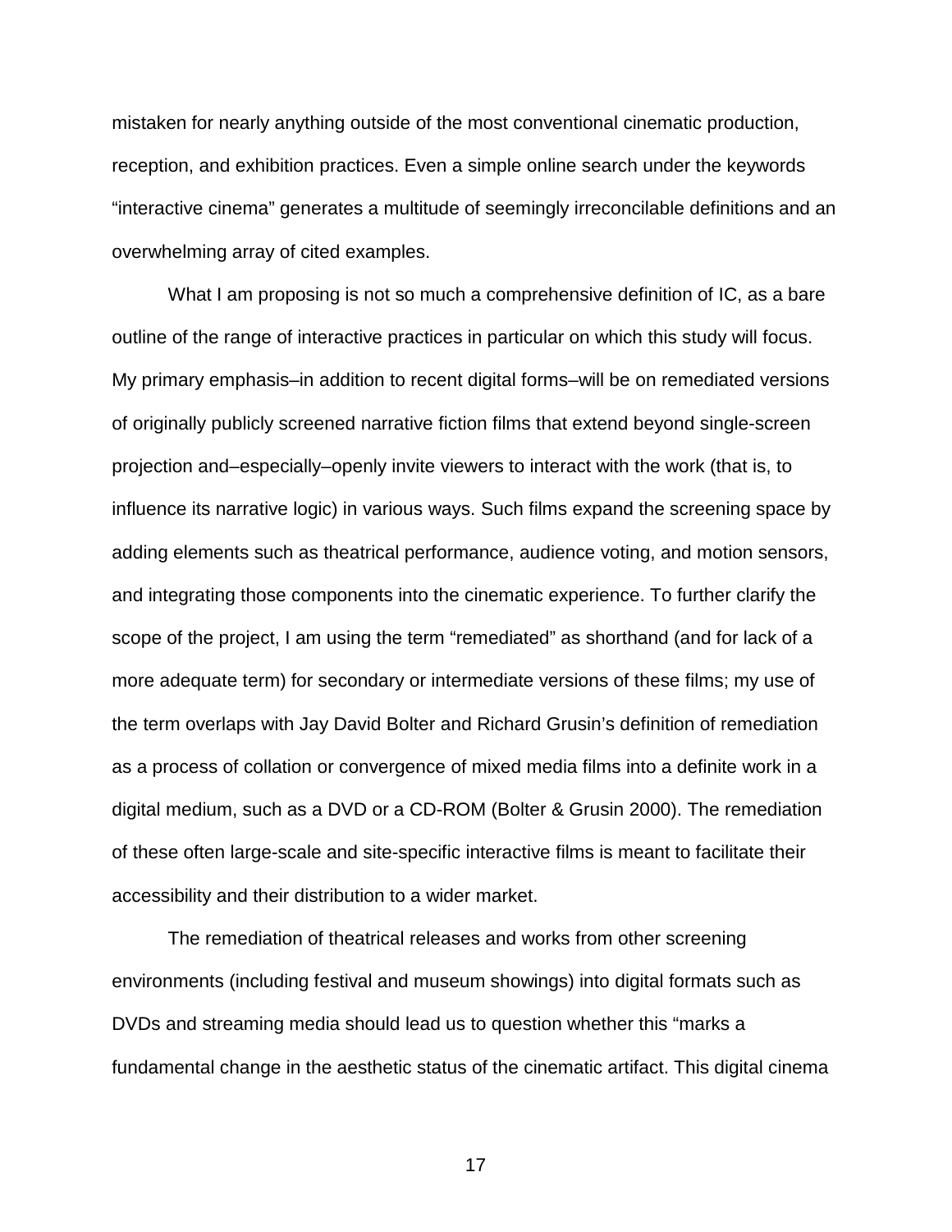mistaken for nearly anything outside of the most conventional cinematic production, reception, and exhibition practices. Even a simple online search under the keywords “interactive cinema” generates a multitude of seemingly irreconcilable definitions and an overwhelming array of cited examples.

What I am proposing is not so much a comprehensive definition of IC, as a bare outline of the range of interactive practices in particular on which this study will focus. My primary emphasis–in addition to recent digital forms–will be on remediated versions of originally publicly screened narrative fiction films that extend beyond single-screen projection and–especially–openly invite viewers to interact with the work (that is, to influence its narrative logic) in various ways. Such films expand the screening space by adding elements such as theatrical performance, audience voting, and motion sensors, and integrating those components into the cinematic experience. To further clarify the scope of the project, I am using the term “remediated” as shorthand (and for lack of a more adequate term) for secondary or intermediate versions of these films; my use of the term overlaps with Jay David Bolter and Richard Grusin’s definition of remediation as a process of collation or convergence of mixed media films into a definite work in a digital medium, such as a DVD or a CD-ROM (Bolter & Grusin 2000). The remediation of these often large-scale and site-specific interactive films is meant to facilitate their accessibility and their distribution to a wider market.

The remediation of theatrical releases and works from other screening environments (including festival and museum showings) into digital formats such as DVDs and streaming media should lead us to question whether this “marks a fundamental change in the aesthetic status of the cinematic artifact. This digital cinema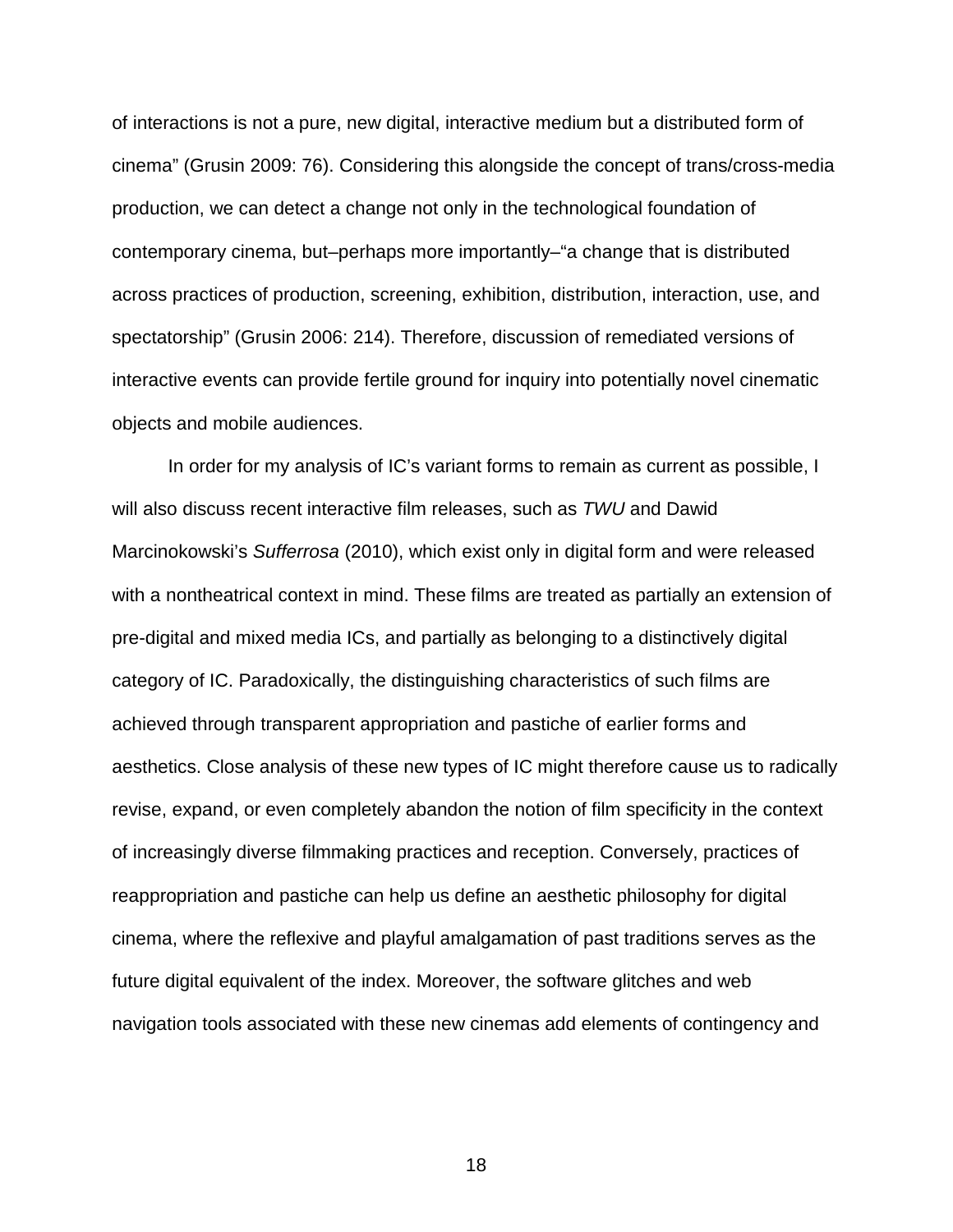of interactions is not a pure, new digital, interactive medium but a distributed form of cinema" (Grusin 2009: 76). Considering this alongside the concept of trans/cross-media production, we can detect a change not only in the technological foundation of contemporary cinema, but–perhaps more importantly–"a change that is distributed across practices of production, screening, exhibition, distribution, interaction, use, and spectatorship" (Grusin 2006: 214). Therefore, discussion of remediated versions of interactive events can provide fertile ground for inquiry into potentially novel cinematic objects and mobile audiences.

In order for my analysis of IC's variant forms to remain as current as possible, I will also discuss recent interactive film releases, such as *TWU* and Dawid Marcinokowski's *Sufferrosa* (2010), which exist only in digital form and were released with a nontheatrical context in mind. These films are treated as partially an extension of pre-digital and mixed media ICs, and partially as belonging to a distinctively digital category of IC. Paradoxically, the distinguishing characteristics of such films are achieved through transparent appropriation and pastiche of earlier forms and aesthetics. Close analysis of these new types of IC might therefore cause us to radically revise, expand, or even completely abandon the notion of film specificity in the context of increasingly diverse filmmaking practices and reception. Conversely, practices of reappropriation and pastiche can help us define an aesthetic philosophy for digital cinema, where the reflexive and playful amalgamation of past traditions serves as the future digital equivalent of the index. Moreover, the software glitches and web navigation tools associated with these new cinemas add elements of contingency and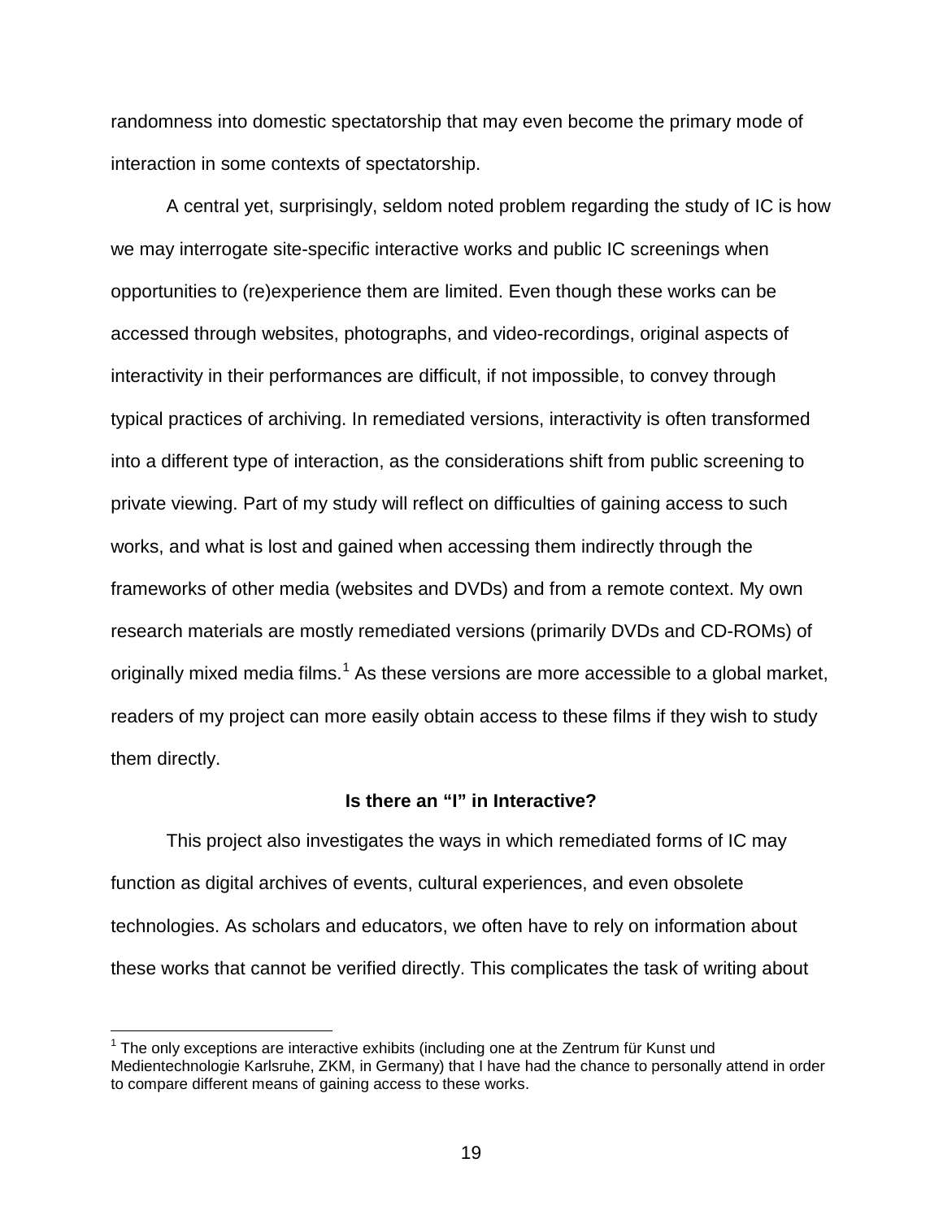randomness into domestic spectatorship that may even become the primary mode of interaction in some contexts of spectatorship.

A central yet, surprisingly, seldom noted problem regarding the study of IC is how we may interrogate site-specific interactive works and public IC screenings when opportunities to (re)experience them are limited. Even though these works can be accessed through websites, photographs, and video-recordings, original aspects of interactivity in their performances are difficult, if not impossible, to convey through typical practices of archiving. In remediated versions, interactivity is often transformed into a different type of interaction, as the considerations shift from public screening to private viewing. Part of my study will reflect on difficulties of gaining access to such works, and what is lost and gained when accessing them indirectly through the frameworks of other media (websites and DVDs) and from a remote context. My own research materials are mostly remediated versions (primarily DVDs and CD-ROMs) of originally mixed media films.[1] As these versions are more accessible to a global market, readers of my project can more easily obtain access to these films if they wish to study them directly.

## Is there an "I" in Interactive?

This project also investigates the ways in which remediated forms of IC may function as digital archives of events, cultural experiences, and even obsolete technologies. As scholars and educators, we often have to rely on information about these works that cannot be verified directly. This complicates the task of writing about

[1] The only exceptions are interactive exhibits (including one at the Zentrum für Kunst und Medientechnologie Karlsruhe, ZKM, in Germany) that I have had the chance to personally attend in order to compare different means of gaining access to these works.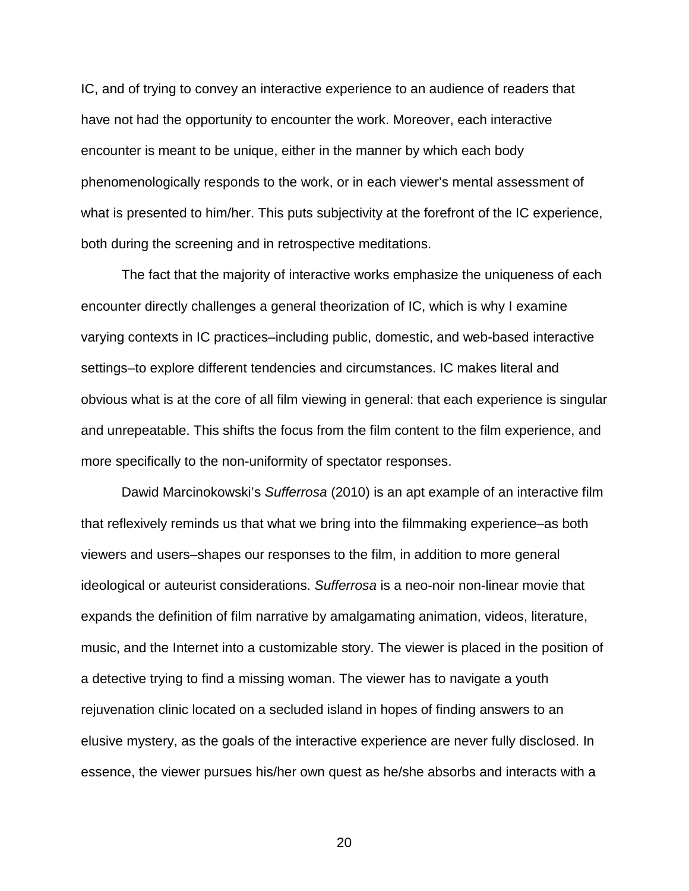IC, and of trying to convey an interactive experience to an audience of readers that have not had the opportunity to encounter the work. Moreover, each interactive encounter is meant to be unique, either in the manner by which each body phenomenologically responds to the work, or in each viewer's mental assessment of what is presented to him/her. This puts subjectivity at the forefront of the IC experience, both during the screening and in retrospective meditations.

The fact that the majority of interactive works emphasize the uniqueness of each encounter directly challenges a general theorization of IC, which is why I examine varying contexts in IC practices–including public, domestic, and web-based interactive settings–to explore different tendencies and circumstances. IC makes literal and obvious what is at the core of all film viewing in general: that each experience is singular and unrepeatable. This shifts the focus from the film content to the film experience, and more specifically to the non-uniformity of spectator responses.

Dawid Marcinokowski's *Sufferrosa* (2010) is an apt example of an interactive film that reflexively reminds us that what we bring into the filmmaking experience–as both viewers and users–shapes our responses to the film, in addition to more general ideological or auteurist considerations. *Sufferrosa* is a neo-noir non-linear movie that expands the definition of film narrative by amalgamating animation, videos, literature, music, and the Internet into a customizable story. The viewer is placed in the position of a detective trying to find a missing woman. The viewer has to navigate a youth rejuvenation clinic located on a secluded island in hopes of finding answers to an elusive mystery, as the goals of the interactive experience are never fully disclosed. In essence, the viewer pursues his/her own quest as he/she absorbs and interacts with a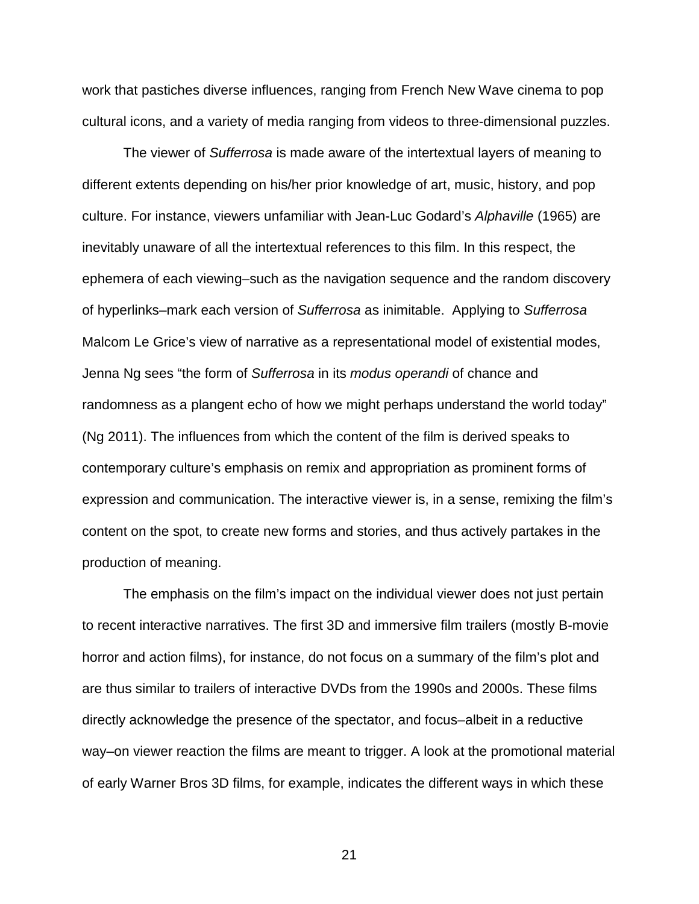work that pastiches diverse influences, ranging from French New Wave cinema to pop cultural icons, and a variety of media ranging from videos to three-dimensional puzzles.

The viewer of *Sufferrosa* is made aware of the intertextual layers of meaning to different extents depending on his/her prior knowledge of art, music, history, and pop culture. For instance, viewers unfamiliar with Jean-Luc Godard's *Alphaville* (1965) are inevitably unaware of all the intertextual references to this film. In this respect, the ephemera of each viewing–such as the navigation sequence and the random discovery of hyperlinks–mark each version of *Sufferrosa* as inimitable. Applying to *Sufferrosa* Malcom Le Grice's view of narrative as a representational model of existential modes, Jenna Ng sees "the form of *Sufferrosa* in its *modus operandi* of chance and randomness as a plangent echo of how we might perhaps understand the world today" (Ng 2011). The influences from which the content of the film is derived speaks to contemporary culture's emphasis on remix and appropriation as prominent forms of expression and communication. The interactive viewer is, in a sense, remixing the film's content on the spot, to create new forms and stories, and thus actively partakes in the production of meaning.

The emphasis on the film's impact on the individual viewer does not just pertain to recent interactive narratives. The first 3D and immersive film trailers (mostly B-movie horror and action films), for instance, do not focus on a summary of the film's plot and are thus similar to trailers of interactive DVDs from the 1990s and 2000s. These films directly acknowledge the presence of the spectator, and focus–albeit in a reductive way–on viewer reaction the films are meant to trigger. A look at the promotional material of early Warner Bros 3D films, for example, indicates the different ways in which these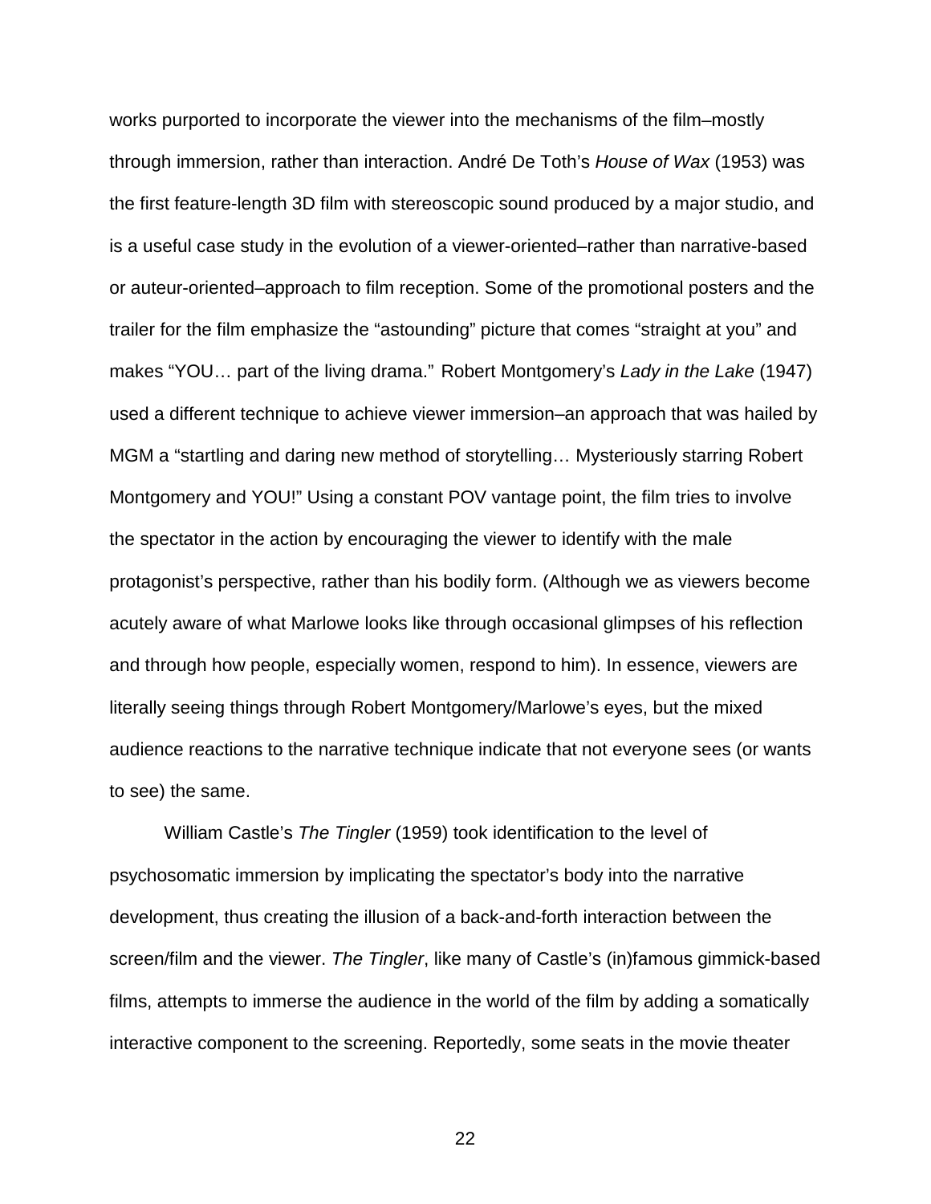works purported to incorporate the viewer into the mechanisms of the film–mostly through immersion, rather than interaction. André De Toth's *House of Wax* (1953) was the first feature-length 3D film with stereoscopic sound produced by a major studio, and is a useful case study in the evolution of a viewer-oriented–rather than narrative-based or auteur-oriented–approach to film reception. Some of the promotional posters and the trailer for the film emphasize the "astounding" picture that comes "straight at you" and makes "YOU… part of the living drama." Robert Montgomery's *Lady in the Lake* (1947) used a different technique to achieve viewer immersion–an approach that was hailed by MGM a "startling and daring new method of storytelling… Mysteriously starring Robert Montgomery and YOU!" Using a constant POV vantage point, the film tries to involve the spectator in the action by encouraging the viewer to identify with the male protagonist's perspective, rather than his bodily form. (Although we as viewers become acutely aware of what Marlowe looks like through occasional glimpses of his reflection and through how people, especially women, respond to him). In essence, viewers are literally seeing things through Robert Montgomery/Marlowe's eyes, but the mixed audience reactions to the narrative technique indicate that not everyone sees (or wants to see) the same.

William Castle's *The Tingler* (1959) took identification to the level of psychosomatic immersion by implicating the spectator's body into the narrative development, thus creating the illusion of a back-and-forth interaction between the screen/film and the viewer. *The Tingler*, like many of Castle's (in)famous gimmick-based films, attempts to immerse the audience in the world of the film by adding a somatically interactive component to the screening. Reportedly, some seats in the movie theater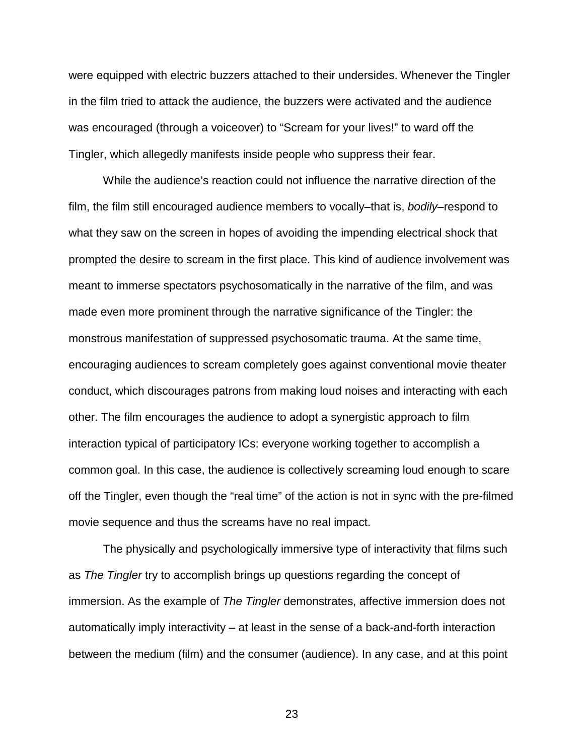were equipped with electric buzzers attached to their undersides. Whenever the Tingler in the film tried to attack the audience, the buzzers were activated and the audience was encouraged (through a voiceover) to "Scream for your lives!" to ward off the Tingler, which allegedly manifests inside people who suppress their fear.

While the audience's reaction could not influence the narrative direction of the film, the film still encouraged audience members to vocally–that is, *bodily*–respond to what they saw on the screen in hopes of avoiding the impending electrical shock that prompted the desire to scream in the first place. This kind of audience involvement was meant to immerse spectators psychosomatically in the narrative of the film, and was made even more prominent through the narrative significance of the Tingler: the monstrous manifestation of suppressed psychosomatic trauma. At the same time, encouraging audiences to scream completely goes against conventional movie theater conduct, which discourages patrons from making loud noises and interacting with each other. The film encourages the audience to adopt a synergistic approach to film interaction typical of participatory ICs: everyone working together to accomplish a common goal. In this case, the audience is collectively screaming loud enough to scare off the Tingler, even though the "real time" of the action is not in sync with the pre-filmed movie sequence and thus the screams have no real impact.

The physically and psychologically immersive type of interactivity that films such as *The Tingler* try to accomplish brings up questions regarding the concept of immersion. As the example of *The Tingler* demonstrates, affective immersion does not automatically imply interactivity – at least in the sense of a back-and-forth interaction between the medium (film) and the consumer (audience). In any case, and at this point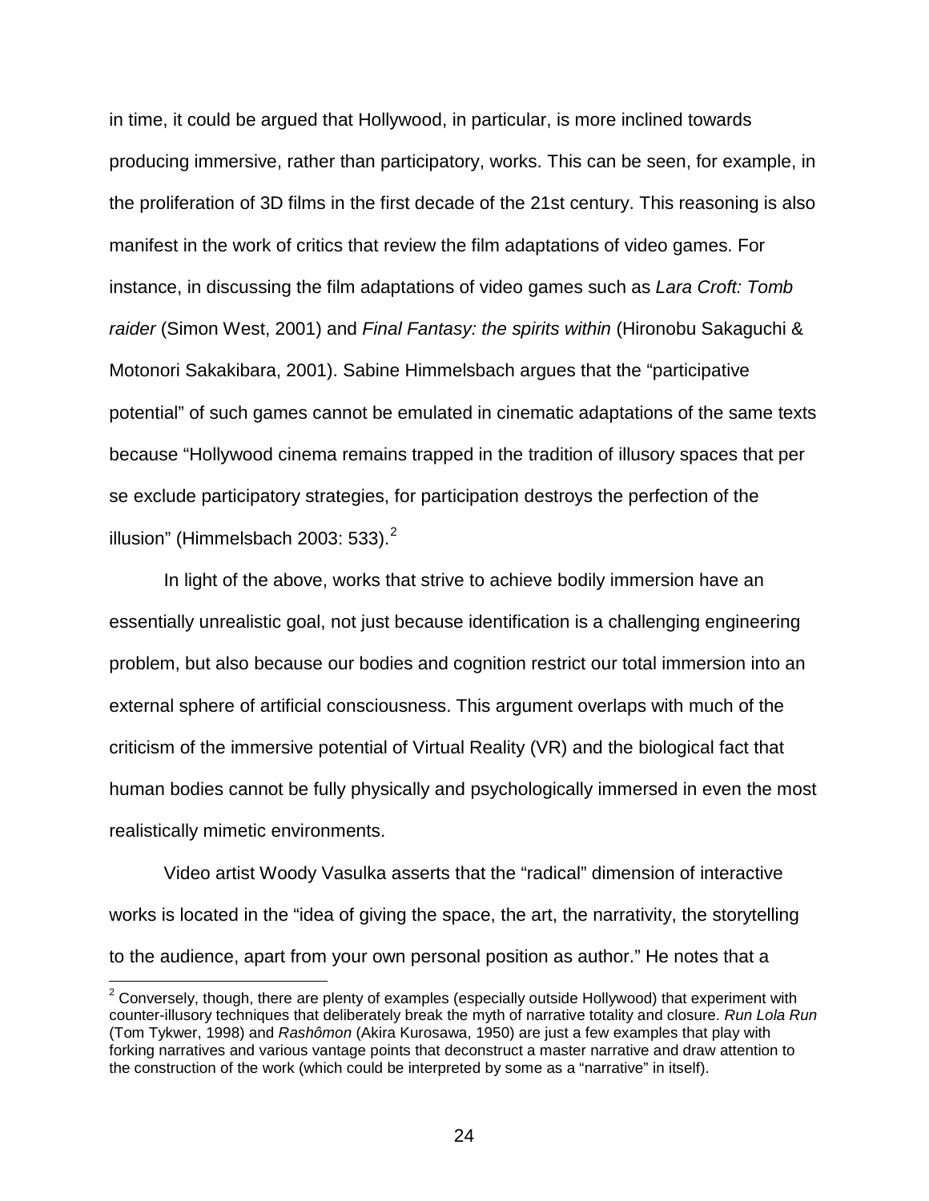in time, it could be argued that Hollywood, in particular, is more inclined towards producing immersive, rather than participatory, works. This can be seen, for example, in the proliferation of 3D films in the first decade of the 21st century. This reasoning is also manifest in the work of critics that review the film adaptations of video games. For instance, in discussing the film adaptations of video games such as *Lara Croft: Tomb raider* (Simon West, 2001) and *Final Fantasy: the spirits within* (Hironobu Sakaguchi & Motonori Sakakibara, 2001). Sabine Himmelsbach argues that the "participative potential" of such games cannot be emulated in cinematic adaptations of the same texts because "Hollywood cinema remains trapped in the tradition of illusory spaces that per se exclude participatory strategies, for participation destroys the perfection of the illusion" (Himmelsbach 2003: 533).[2]

In light of the above, works that strive to achieve bodily immersion have an essentially unrealistic goal, not just because identification is a challenging engineering problem, but also because our bodies and cognition restrict our total immersion into an external sphere of artificial consciousness. This argument overlaps with much of the criticism of the immersive potential of Virtual Reality (VR) and the biological fact that human bodies cannot be fully physically and psychologically immersed in even the most realistically mimetic environments.

Video artist Woody Vasulka asserts that the "radical" dimension of interactive works is located in the "idea of giving the space, the art, the narrativity, the storytelling to the audience, apart from your own personal position as author." He notes that a

[2] Conversely, though, there are plenty of examples (especially outside Hollywood) that experiment with counter-illusory techniques that deliberately break the myth of narrative totality and closure. *Run Lola Run* (Tom Tykwer, 1998) and *Rashômon* (Akira Kurosawa, 1950) are just a few examples that play with forking narratives and various vantage points that deconstruct a master narrative and draw attention to the construction of the work (which could be interpreted by some as a "narrative" in itself).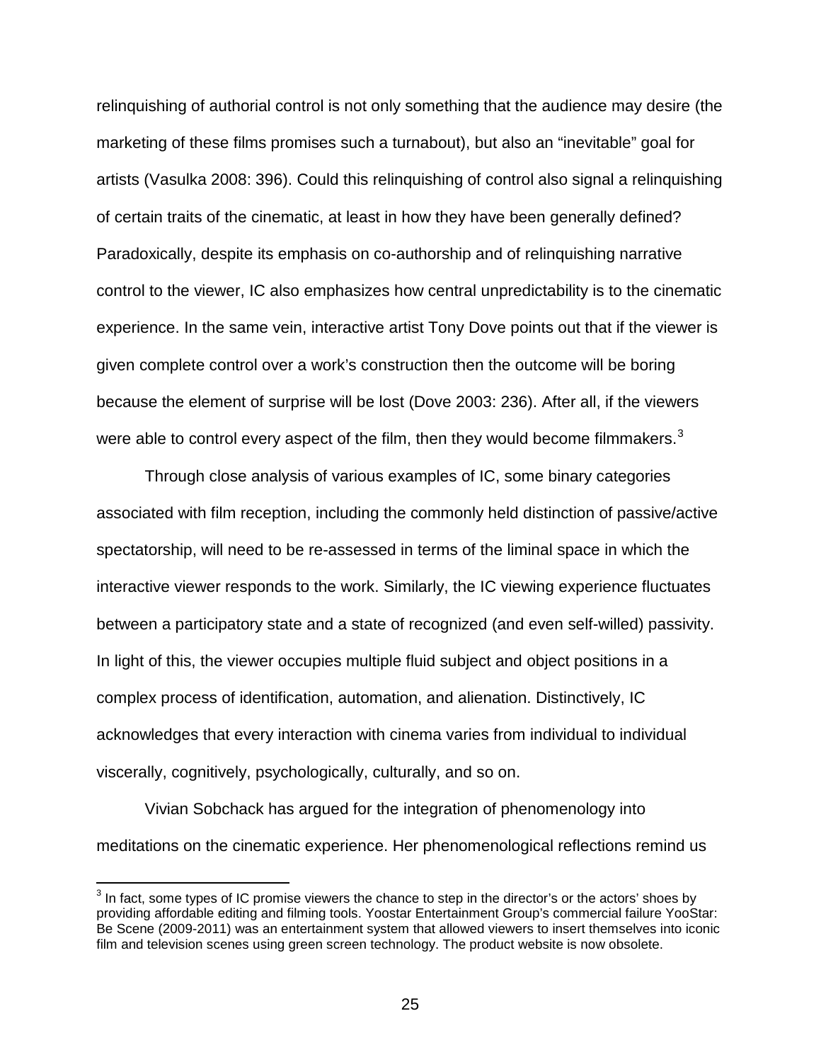relinquishing of authorial control is not only something that the audience may desire (the marketing of these films promises such a turnabout), but also an "inevitable" goal for artists (Vasulka 2008: 396). Could this relinquishing of control also signal a relinquishing of certain traits of the cinematic, at least in how they have been generally defined? Paradoxically, despite its emphasis on co-authorship and of relinquishing narrative control to the viewer, IC also emphasizes how central unpredictability is to the cinematic experience. In the same vein, interactive artist Tony Dove points out that if the viewer is given complete control over a work's construction then the outcome will be boring because the element of surprise will be lost (Dove 2003: 236). After all, if the viewers were able to control every aspect of the film, then they would become filmmakers.[3]

Through close analysis of various examples of IC, some binary categories associated with film reception, including the commonly held distinction of passive/active spectatorship, will need to be re-assessed in terms of the liminal space in which the interactive viewer responds to the work. Similarly, the IC viewing experience fluctuates between a participatory state and a state of recognized (and even self-willed) passivity. In light of this, the viewer occupies multiple fluid subject and object positions in a complex process of identification, automation, and alienation. Distinctively, IC acknowledges that every interaction with cinema varies from individual to individual viscerally, cognitively, psychologically, culturally, and so on.

Vivian Sobchack has argued for the integration of phenomenology into meditations on the cinematic experience. Her phenomenological reflections remind us

---

[3] In fact, some types of IC promise viewers the chance to step in the director's or the actors' shoes by providing affordable editing and filming tools. Yoostar Entertainment Group's commercial failure YooStar: Be Scene (2009-2011) was an entertainment system that allowed viewers to insert themselves into iconic film and television scenes using green screen technology. The product website is now obsolete.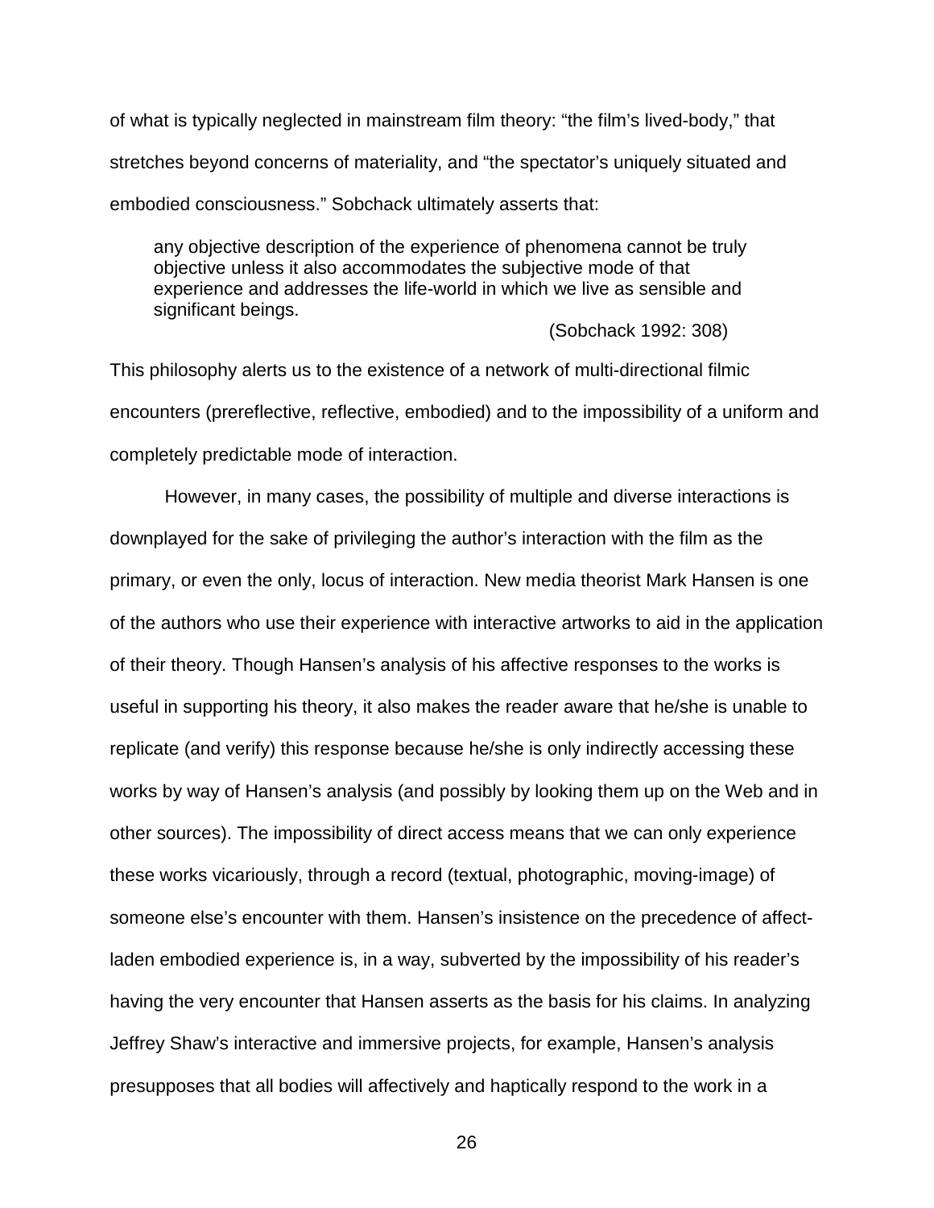of what is typically neglected in mainstream film theory: "the film's lived-body," that stretches beyond concerns of materiality, and "the spectator's uniquely situated and embodied consciousness." Sobchack ultimately asserts that:

> any objective description of the experience of phenomena cannot be truly objective unless it also accommodates the subjective mode of that experience and addresses the life-world in which we live as sensible and significant beings.
>
> (Sobchack 1992: 308)

This philosophy alerts us to the existence of a network of multi-directional filmic encounters (prereflective, reflective, embodied) and to the impossibility of a uniform and completely predictable mode of interaction.

However, in many cases, the possibility of multiple and diverse interactions is downplayed for the sake of privileging the author's interaction with the film as the primary, or even the only, locus of interaction. New media theorist Mark Hansen is one of the authors who use their experience with interactive artworks to aid in the application of their theory. Though Hansen's analysis of his affective responses to the works is useful in supporting his theory, it also makes the reader aware that he/she is unable to replicate (and verify) this response because he/she is only indirectly accessing these works by way of Hansen's analysis (and possibly by looking them up on the Web and in other sources). The impossibility of direct access means that we can only experience these works vicariously, through a record (textual, photographic, moving-image) of someone else's encounter with them. Hansen's insistence on the precedence of affect-laden embodied experience is, in a way, subverted by the impossibility of his reader's having the very encounter that Hansen asserts as the basis for his claims. In analyzing Jeffrey Shaw's interactive and immersive projects, for example, Hansen's analysis presupposes that all bodies will affectively and haptically respond to the work in a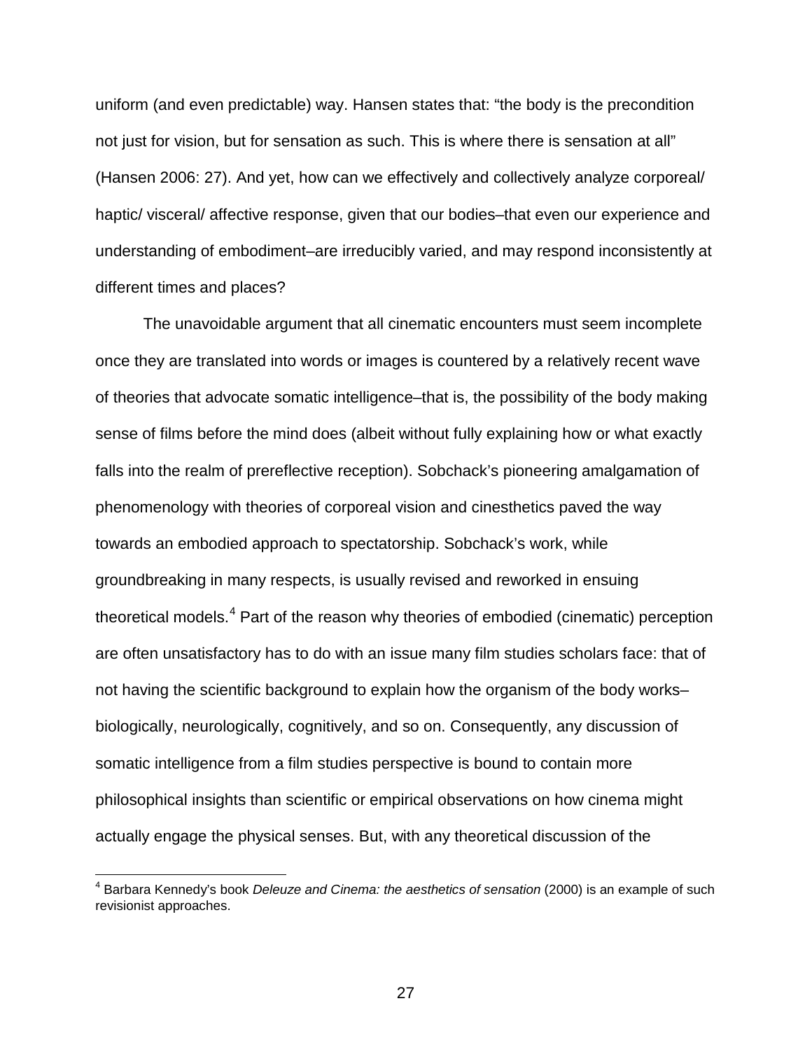uniform (and even predictable) way. Hansen states that: "the body is the precondition not just for vision, but for sensation as such. This is where there is sensation at all" (Hansen 2006: 27). And yet, how can we effectively and collectively analyze corporeal/ haptic/ visceral/ affective response, given that our bodies–that even our experience and understanding of embodiment–are irreducibly varied, and may respond inconsistently at different times and places?

The unavoidable argument that all cinematic encounters must seem incomplete once they are translated into words or images is countered by a relatively recent wave of theories that advocate somatic intelligence–that is, the possibility of the body making sense of films before the mind does (albeit without fully explaining how or what exactly falls into the realm of prereflective reception). Sobchack's pioneering amalgamation of phenomenology with theories of corporeal vision and cinesthetics paved the way towards an embodied approach to spectatorship. Sobchack's work, while groundbreaking in many respects, is usually revised and reworked in ensuing theoretical models.[4] Part of the reason why theories of embodied (cinematic) perception are often unsatisfactory has to do with an issue many film studies scholars face: that of not having the scientific background to explain how the organism of the body works–biologically, neurologically, cognitively, and so on. Consequently, any discussion of somatic intelligence from a film studies perspective is bound to contain more philosophical insights than scientific or empirical observations on how cinema might actually engage the physical senses. But, with any theoretical discussion of the

[4] Barbara Kennedy's book *Deleuze and Cinema: the aesthetics of sensation* (2000) is an example of such revisionist approaches.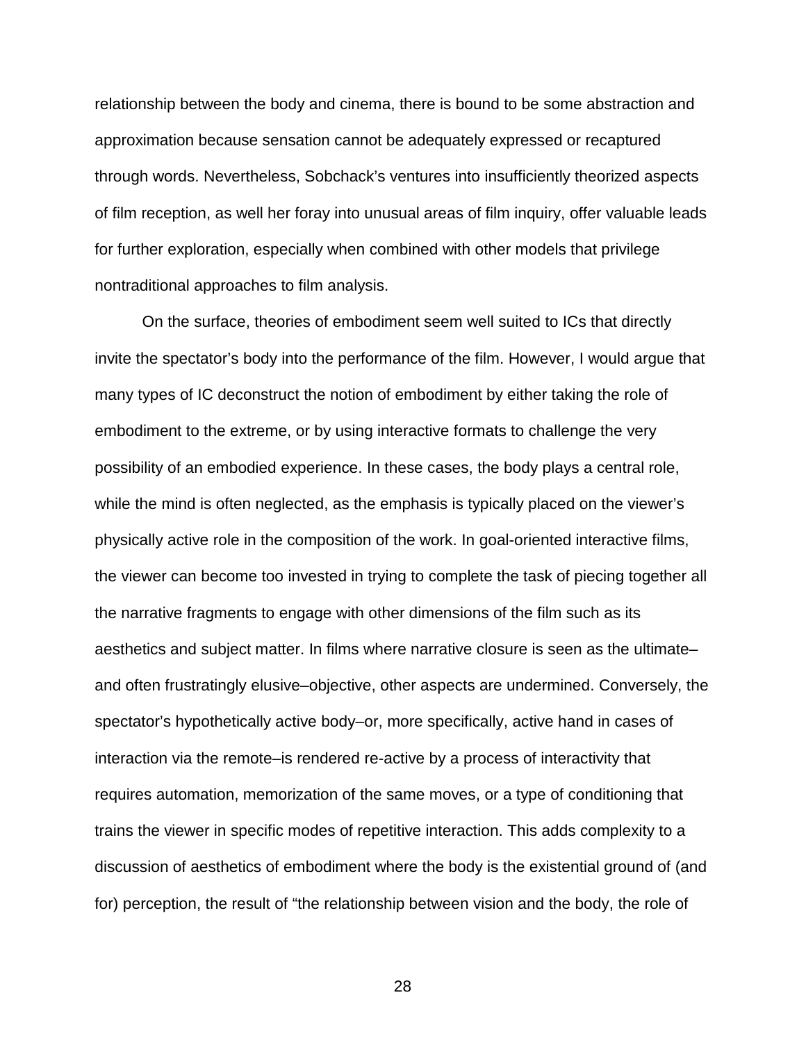relationship between the body and cinema, there is bound to be some abstraction and approximation because sensation cannot be adequately expressed or recaptured through words. Nevertheless, Sobchack's ventures into insufficiently theorized aspects of film reception, as well her foray into unusual areas of film inquiry, offer valuable leads for further exploration, especially when combined with other models that privilege nontraditional approaches to film analysis.

On the surface, theories of embodiment seem well suited to ICs that directly invite the spectator's body into the performance of the film. However, I would argue that many types of IC deconstruct the notion of embodiment by either taking the role of embodiment to the extreme, or by using interactive formats to challenge the very possibility of an embodied experience. In these cases, the body plays a central role, while the mind is often neglected, as the emphasis is typically placed on the viewer's physically active role in the composition of the work. In goal-oriented interactive films, the viewer can become too invested in trying to complete the task of piecing together all the narrative fragments to engage with other dimensions of the film such as its aesthetics and subject matter. In films where narrative closure is seen as the ultimate–and often frustratingly elusive–objective, other aspects are undermined. Conversely, the spectator's hypothetically active body–or, more specifically, active hand in cases of interaction via the remote–is rendered re-active by a process of interactivity that requires automation, memorization of the same moves, or a type of conditioning that trains the viewer in specific modes of repetitive interaction. This adds complexity to a discussion of aesthetics of embodiment where the body is the existential ground of (and for) perception, the result of "the relationship between vision and the body, the role of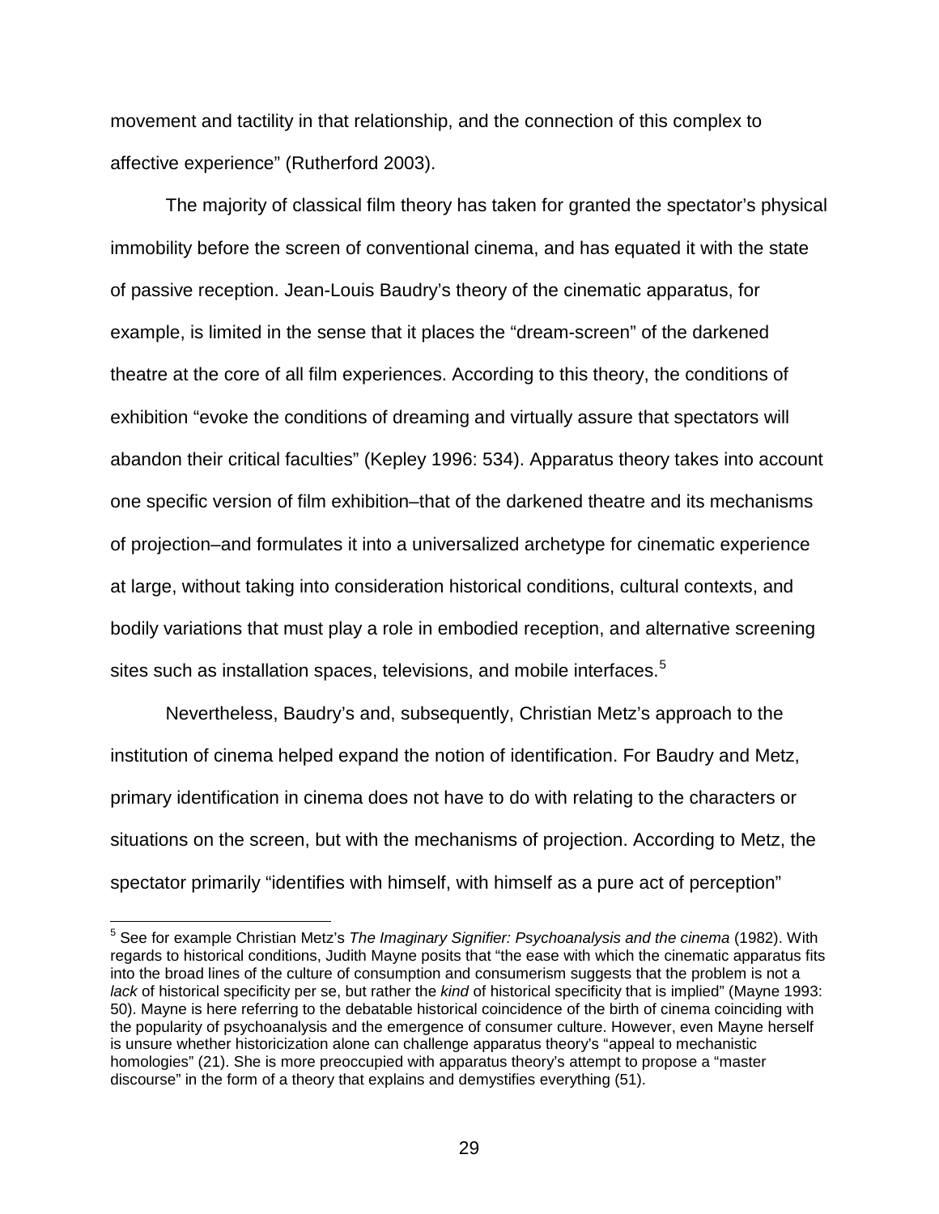movement and tactility in that relationship, and the connection of this complex to affective experience" (Rutherford 2003).

The majority of classical film theory has taken for granted the spectator's physical immobility before the screen of conventional cinema, and has equated it with the state of passive reception. Jean-Louis Baudry's theory of the cinematic apparatus, for example, is limited in the sense that it places the "dream-screen" of the darkened theatre at the core of all film experiences. According to this theory, the conditions of exhibition "evoke the conditions of dreaming and virtually assure that spectators will abandon their critical faculties" (Kepley 1996: 534). Apparatus theory takes into account one specific version of film exhibition–that of the darkened theatre and its mechanisms of projection–and formulates it into a universalized archetype for cinematic experience at large, without taking into consideration historical conditions, cultural contexts, and bodily variations that must play a role in embodied reception, and alternative screening sites such as installation spaces, televisions, and mobile interfaces.[5]

Nevertheless, Baudry's and, subsequently, Christian Metz's approach to the institution of cinema helped expand the notion of identification. For Baudry and Metz, primary identification in cinema does not have to do with relating to the characters or situations on the screen, but with the mechanisms of projection. According to Metz, the spectator primarily "identifies with himself, with himself as a pure act of perception"

[5] See for example Christian Metz's *The Imaginary Signifier: Psychoanalysis and the cinema* (1982). With regards to historical conditions, Judith Mayne posits that "the ease with which the cinematic apparatus fits into the broad lines of the culture of consumption and consumerism suggests that the problem is not a *lack* of historical specificity per se, but rather the *kind* of historical specificity that is implied" (Mayne 1993: 50). Mayne is here referring to the debatable historical coincidence of the birth of cinema coinciding with the popularity of psychoanalysis and the emergence of consumer culture. However, even Mayne herself is unsure whether historicization alone can challenge apparatus theory's "appeal to mechanistic homologies" (21). She is more preoccupied with apparatus theory's attempt to propose a "master discourse" in the form of a theory that explains and demystifies everything (51).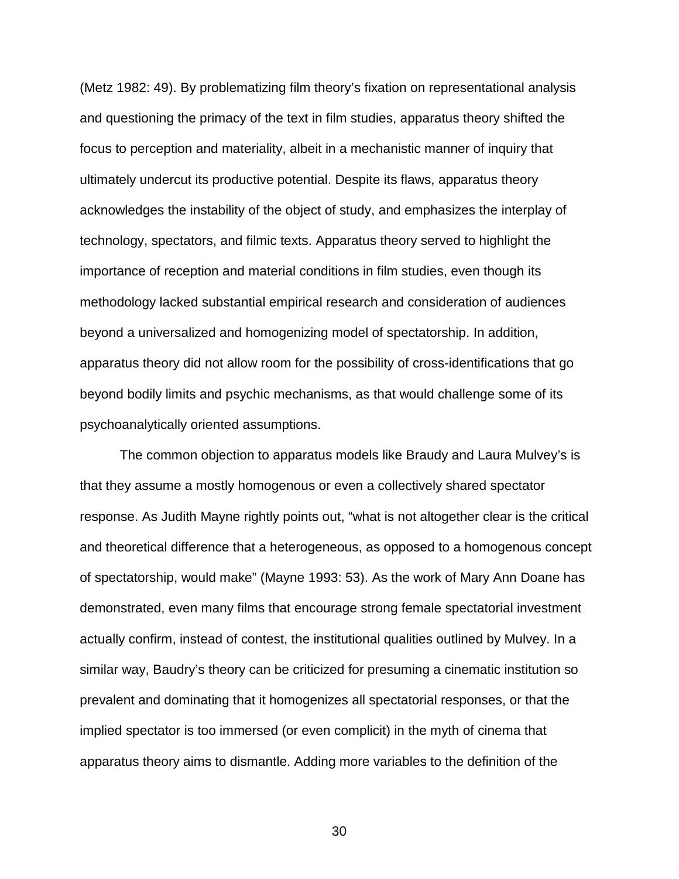(Metz 1982: 49). By problematizing film theory's fixation on representational analysis and questioning the primacy of the text in film studies, apparatus theory shifted the focus to perception and materiality, albeit in a mechanistic manner of inquiry that ultimately undercut its productive potential. Despite its flaws, apparatus theory acknowledges the instability of the object of study, and emphasizes the interplay of technology, spectators, and filmic texts. Apparatus theory served to highlight the importance of reception and material conditions in film studies, even though its methodology lacked substantial empirical research and consideration of audiences beyond a universalized and homogenizing model of spectatorship. In addition, apparatus theory did not allow room for the possibility of cross-identifications that go beyond bodily limits and psychic mechanisms, as that would challenge some of its psychoanalytically oriented assumptions.

The common objection to apparatus models like Braudy and Laura Mulvey's is that they assume a mostly homogenous or even a collectively shared spectator response. As Judith Mayne rightly points out, "what is not altogether clear is the critical and theoretical difference that a heterogeneous, as opposed to a homogenous concept of spectatorship, would make" (Mayne 1993: 53). As the work of Mary Ann Doane has demonstrated, even many films that encourage strong female spectatorial investment actually confirm, instead of contest, the institutional qualities outlined by Mulvey. In a similar way, Baudry's theory can be criticized for presuming a cinematic institution so prevalent and dominating that it homogenizes all spectatorial responses, or that the implied spectator is too immersed (or even complicit) in the myth of cinema that apparatus theory aims to dismantle. Adding more variables to the definition of the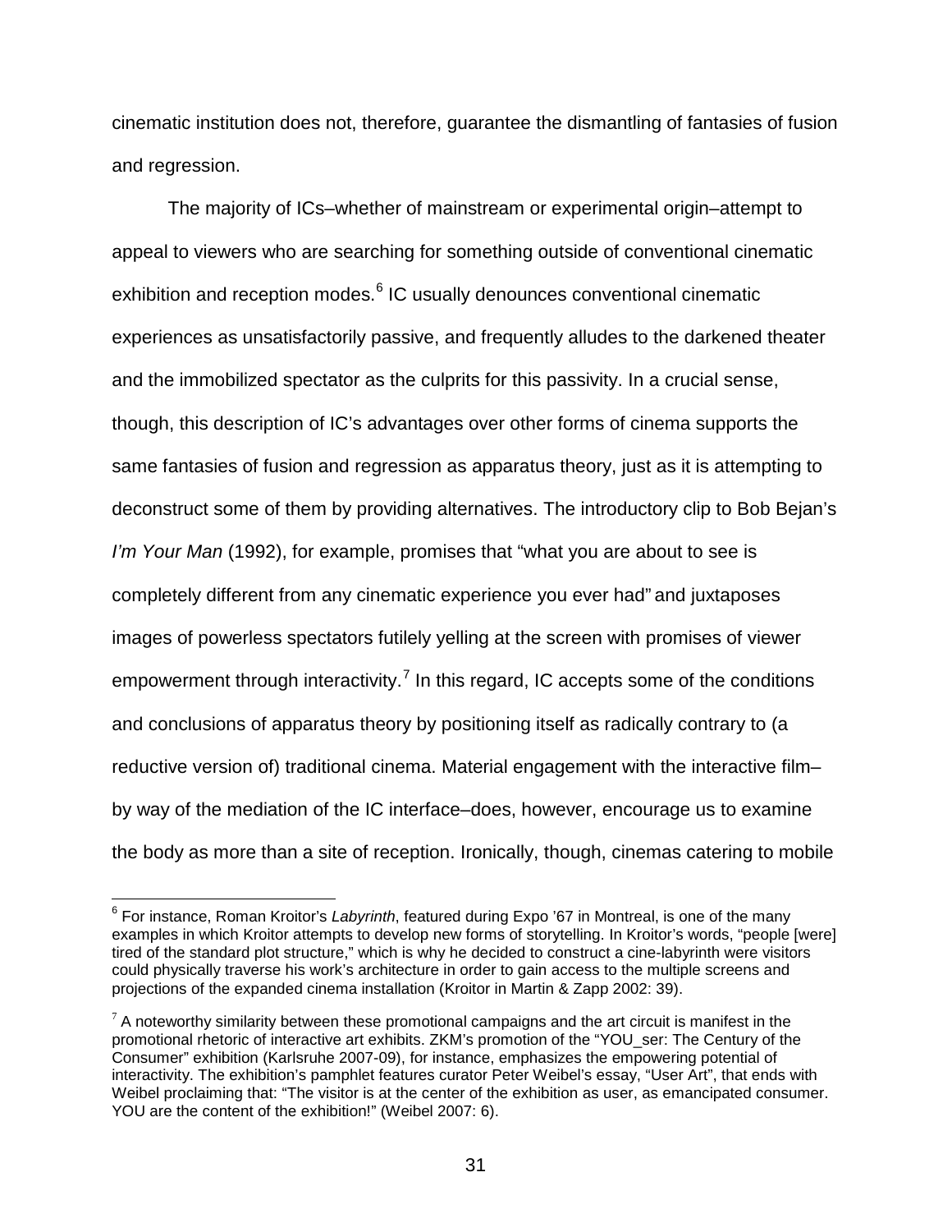cinematic institution does not, therefore, guarantee the dismantling of fantasies of fusion and regression.

The majority of ICs–whether of mainstream or experimental origin–attempt to appeal to viewers who are searching for something outside of conventional cinematic exhibition and reception modes.[6] IC usually denounces conventional cinematic experiences as unsatisfactorily passive, and frequently alludes to the darkened theater and the immobilized spectator as the culprits for this passivity. In a crucial sense, though, this description of IC's advantages over other forms of cinema supports the same fantasies of fusion and regression as apparatus theory, just as it is attempting to deconstruct some of them by providing alternatives. The introductory clip to Bob Bejan's *I'm Your Man* (1992), for example, promises that "what you are about to see is completely different from any cinematic experience you ever had" and juxtaposes images of powerless spectators futilely yelling at the screen with promises of viewer empowerment through interactivity.[7] In this regard, IC accepts some of the conditions and conclusions of apparatus theory by positioning itself as radically contrary to (a reductive version of) traditional cinema. Material engagement with the interactive film–by way of the mediation of the IC interface–does, however, encourage us to examine the body as more than a site of reception. Ironically, though, cinemas catering to mobile

---

[6] For instance, Roman Kroitor's *Labyrinth*, featured during Expo '67 in Montreal, is one of the many examples in which Kroitor attempts to develop new forms of storytelling. In Kroitor's words, "people [were] tired of the standard plot structure," which is why he decided to construct a cine-labyrinth were visitors could physically traverse his work's architecture in order to gain access to the multiple screens and projections of the expanded cinema installation (Kroitor in Martin & Zapp 2002: 39).

[7] A noteworthy similarity between these promotional campaigns and the art circuit is manifest in the promotional rhetoric of interactive art exhibits. ZKM's promotion of the "YOU_ser: The Century of the Consumer" exhibition (Karlsruhe 2007-09), for instance, emphasizes the empowering potential of interactivity. The exhibition's pamphlet features curator Peter Weibel's essay, "User Art", that ends with Weibel proclaiming that: "The visitor is at the center of the exhibition as user, as emancipated consumer. YOU are the content of the exhibition!" (Weibel 2007: 6).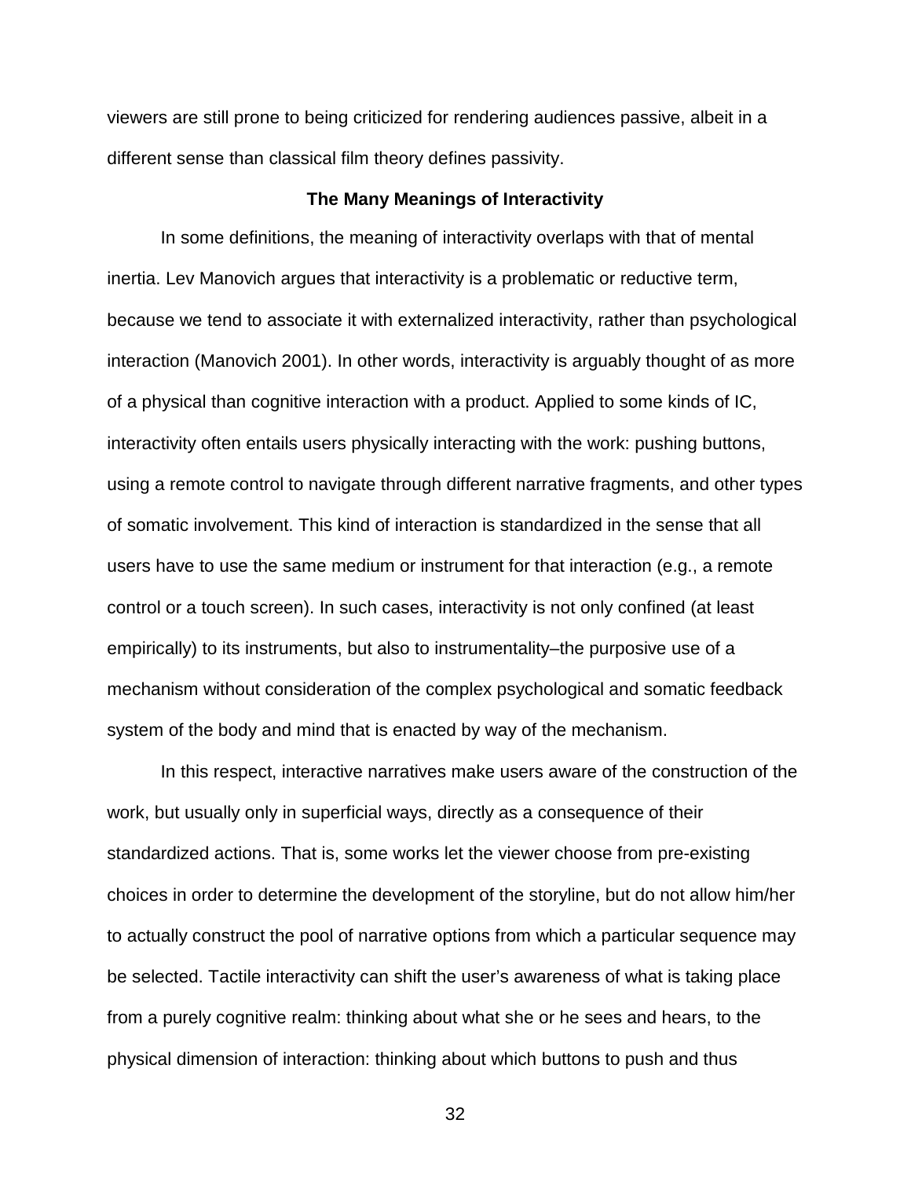viewers are still prone to being criticized for rendering audiences passive, albeit in a different sense than classical film theory defines passivity.

## The Many Meanings of Interactivity

In some definitions, the meaning of interactivity overlaps with that of mental inertia. Lev Manovich argues that interactivity is a problematic or reductive term, because we tend to associate it with externalized interactivity, rather than psychological interaction (Manovich 2001). In other words, interactivity is arguably thought of as more of a physical than cognitive interaction with a product. Applied to some kinds of IC, interactivity often entails users physically interacting with the work: pushing buttons, using a remote control to navigate through different narrative fragments, and other types of somatic involvement. This kind of interaction is standardized in the sense that all users have to use the same medium or instrument for that interaction (e.g., a remote control or a touch screen). In such cases, interactivity is not only confined (at least empirically) to its instruments, but also to instrumentality–the purposive use of a mechanism without consideration of the complex psychological and somatic feedback system of the body and mind that is enacted by way of the mechanism.

In this respect, interactive narratives make users aware of the construction of the work, but usually only in superficial ways, directly as a consequence of their standardized actions. That is, some works let the viewer choose from pre-existing choices in order to determine the development of the storyline, but do not allow him/her to actually construct the pool of narrative options from which a particular sequence may be selected. Tactile interactivity can shift the user's awareness of what is taking place from a purely cognitive realm: thinking about what she or he sees and hears, to the physical dimension of interaction: thinking about which buttons to push and thus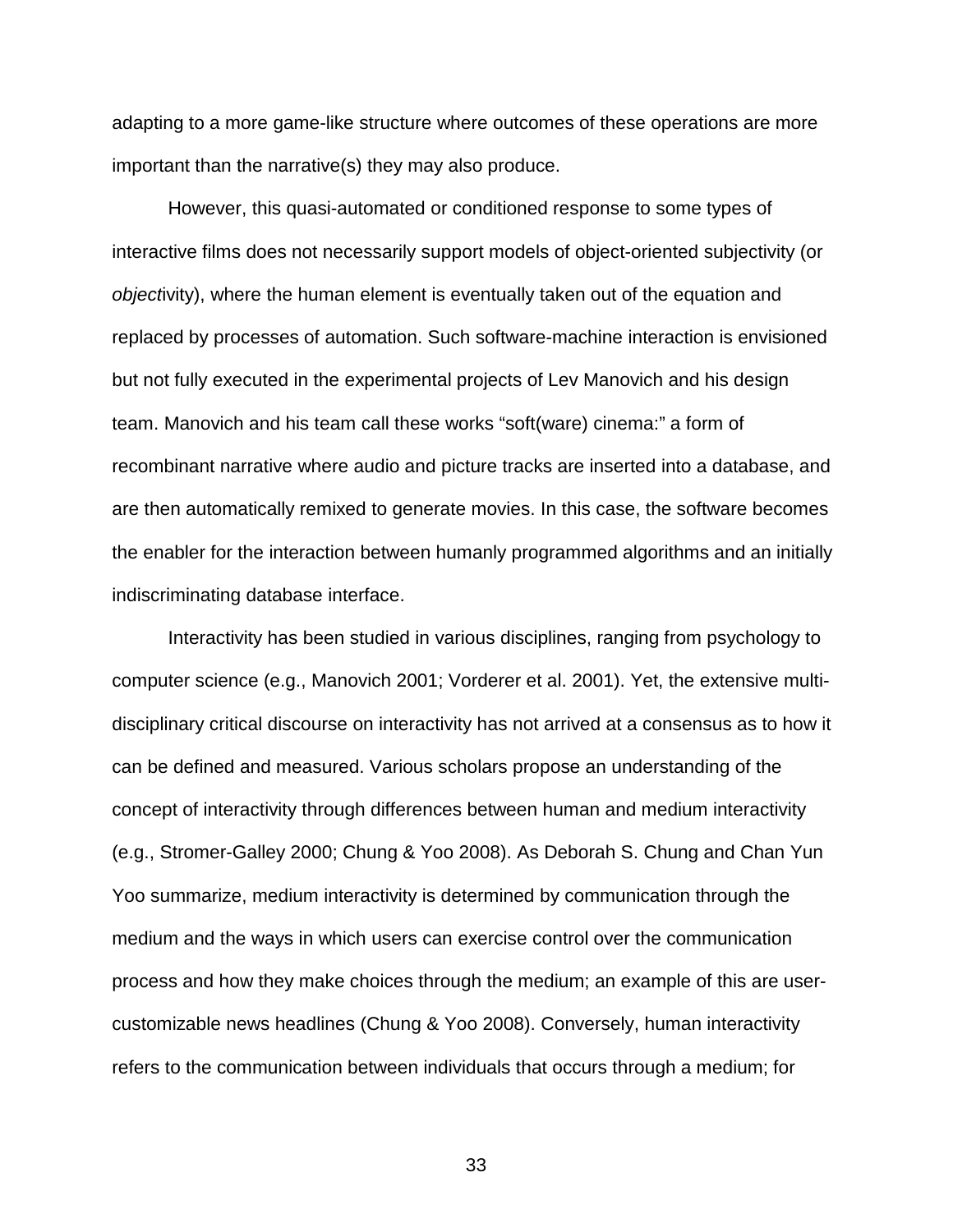adapting to a more game-like structure where outcomes of these operations are more important than the narrative(s) they may also produce.

However, this quasi-automated or conditioned response to some types of interactive films does not necessarily support models of object-oriented subjectivity (or *object*ivity), where the human element is eventually taken out of the equation and replaced by processes of automation. Such software-machine interaction is envisioned but not fully executed in the experimental projects of Lev Manovich and his design team. Manovich and his team call these works "soft(ware) cinema:" a form of recombinant narrative where audio and picture tracks are inserted into a database, and are then automatically remixed to generate movies. In this case, the software becomes the enabler for the interaction between humanly programmed algorithms and an initially indiscriminating database interface.

Interactivity has been studied in various disciplines, ranging from psychology to computer science (e.g., Manovich 2001; Vorderer et al. 2001). Yet, the extensive multi-disciplinary critical discourse on interactivity has not arrived at a consensus as to how it can be defined and measured. Various scholars propose an understanding of the concept of interactivity through differences between human and medium interactivity (e.g., Stromer-Galley 2000; Chung & Yoo 2008). As Deborah S. Chung and Chan Yun Yoo summarize, medium interactivity is determined by communication through the medium and the ways in which users can exercise control over the communication process and how they make choices through the medium; an example of this are user-customizable news headlines (Chung & Yoo 2008). Conversely, human interactivity refers to the communication between individuals that occurs through a medium; for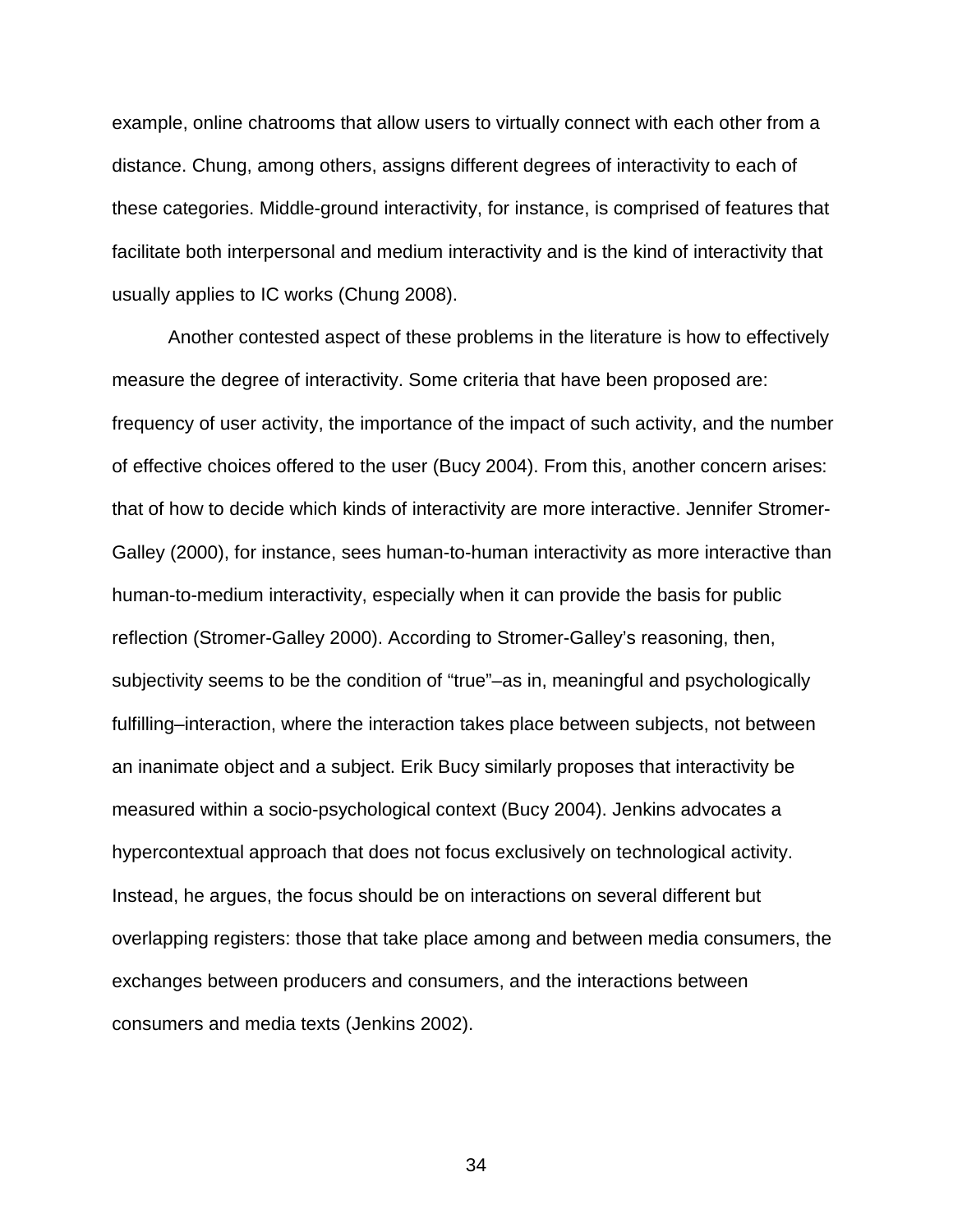example, online chatrooms that allow users to virtually connect with each other from a distance. Chung, among others, assigns different degrees of interactivity to each of these categories. Middle-ground interactivity, for instance, is comprised of features that facilitate both interpersonal and medium interactivity and is the kind of interactivity that usually applies to IC works (Chung 2008).

Another contested aspect of these problems in the literature is how to effectively measure the degree of interactivity. Some criteria that have been proposed are: frequency of user activity, the importance of the impact of such activity, and the number of effective choices offered to the user (Bucy 2004). From this, another concern arises: that of how to decide which kinds of interactivity are more interactive. Jennifer Stromer-Galley (2000), for instance, sees human-to-human interactivity as more interactive than human-to-medium interactivity, especially when it can provide the basis for public reflection (Stromer-Galley 2000). According to Stromer-Galley's reasoning, then, subjectivity seems to be the condition of "true"–as in, meaningful and psychologically fulfilling–interaction, where the interaction takes place between subjects, not between an inanimate object and a subject. Erik Bucy similarly proposes that interactivity be measured within a socio-psychological context (Bucy 2004). Jenkins advocates a hypercontextual approach that does not focus exclusively on technological activity. Instead, he argues, the focus should be on interactions on several different but overlapping registers: those that take place among and between media consumers, the exchanges between producers and consumers, and the interactions between consumers and media texts (Jenkins 2002).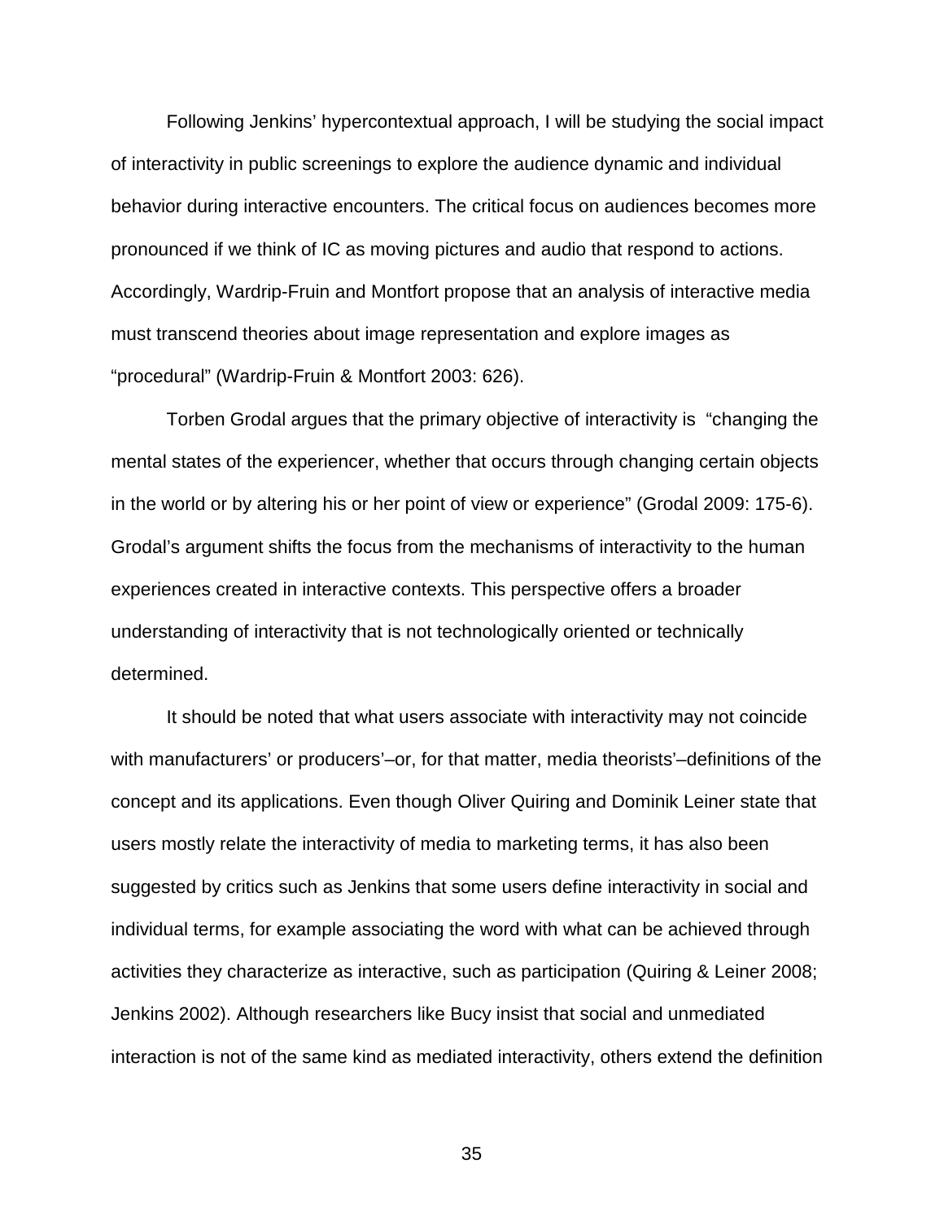Following Jenkins' hypercontextual approach, I will be studying the social impact of interactivity in public screenings to explore the audience dynamic and individual behavior during interactive encounters. The critical focus on audiences becomes more pronounced if we think of IC as moving pictures and audio that respond to actions. Accordingly, Wardrip-Fruin and Montfort propose that an analysis of interactive media must transcend theories about image representation and explore images as "procedural" (Wardrip-Fruin & Montfort 2003: 626).

Torben Grodal argues that the primary objective of interactivity is "changing the mental states of the experiencer, whether that occurs through changing certain objects in the world or by altering his or her point of view or experience" (Grodal 2009: 175-6). Grodal's argument shifts the focus from the mechanisms of interactivity to the human experiences created in interactive contexts. This perspective offers a broader understanding of interactivity that is not technologically oriented or technically determined.

It should be noted that what users associate with interactivity may not coincide with manufacturers' or producers'–or, for that matter, media theorists'–definitions of the concept and its applications. Even though Oliver Quiring and Dominik Leiner state that users mostly relate the interactivity of media to marketing terms, it has also been suggested by critics such as Jenkins that some users define interactivity in social and individual terms, for example associating the word with what can be achieved through activities they characterize as interactive, such as participation (Quiring & Leiner 2008; Jenkins 2002). Although researchers like Bucy insist that social and unmediated interaction is not of the same kind as mediated interactivity, others extend the definition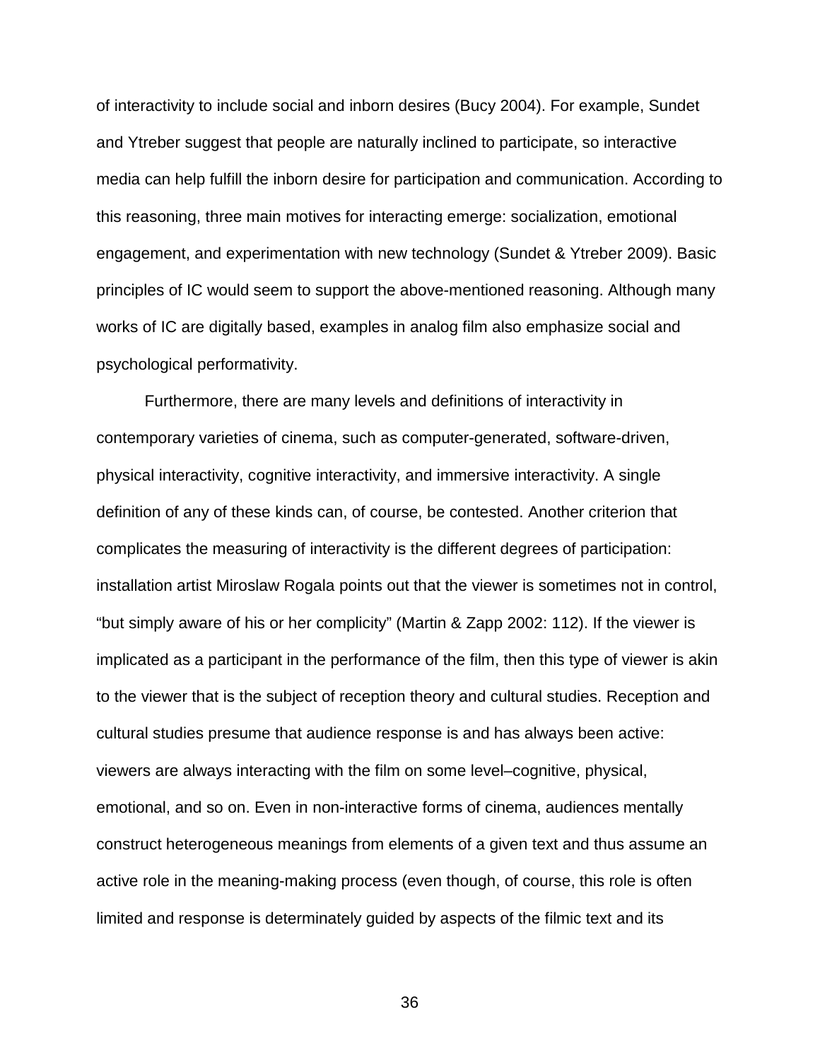of interactivity to include social and inborn desires (Bucy 2004). For example, Sundet and Ytreber suggest that people are naturally inclined to participate, so interactive media can help fulfill the inborn desire for participation and communication. According to this reasoning, three main motives for interacting emerge: socialization, emotional engagement, and experimentation with new technology (Sundet & Ytreber 2009). Basic principles of IC would seem to support the above-mentioned reasoning. Although many works of IC are digitally based, examples in analog film also emphasize social and psychological performativity.

Furthermore, there are many levels and definitions of interactivity in contemporary varieties of cinema, such as computer-generated, software-driven, physical interactivity, cognitive interactivity, and immersive interactivity. A single definition of any of these kinds can, of course, be contested. Another criterion that complicates the measuring of interactivity is the different degrees of participation: installation artist Miroslaw Rogala points out that the viewer is sometimes not in control, "but simply aware of his or her complicity" (Martin & Zapp 2002: 112). If the viewer is implicated as a participant in the performance of the film, then this type of viewer is akin to the viewer that is the subject of reception theory and cultural studies. Reception and cultural studies presume that audience response is and has always been active: viewers are always interacting with the film on some level–cognitive, physical, emotional, and so on. Even in non-interactive forms of cinema, audiences mentally construct heterogeneous meanings from elements of a given text and thus assume an active role in the meaning-making process (even though, of course, this role is often limited and response is determinately guided by aspects of the filmic text and its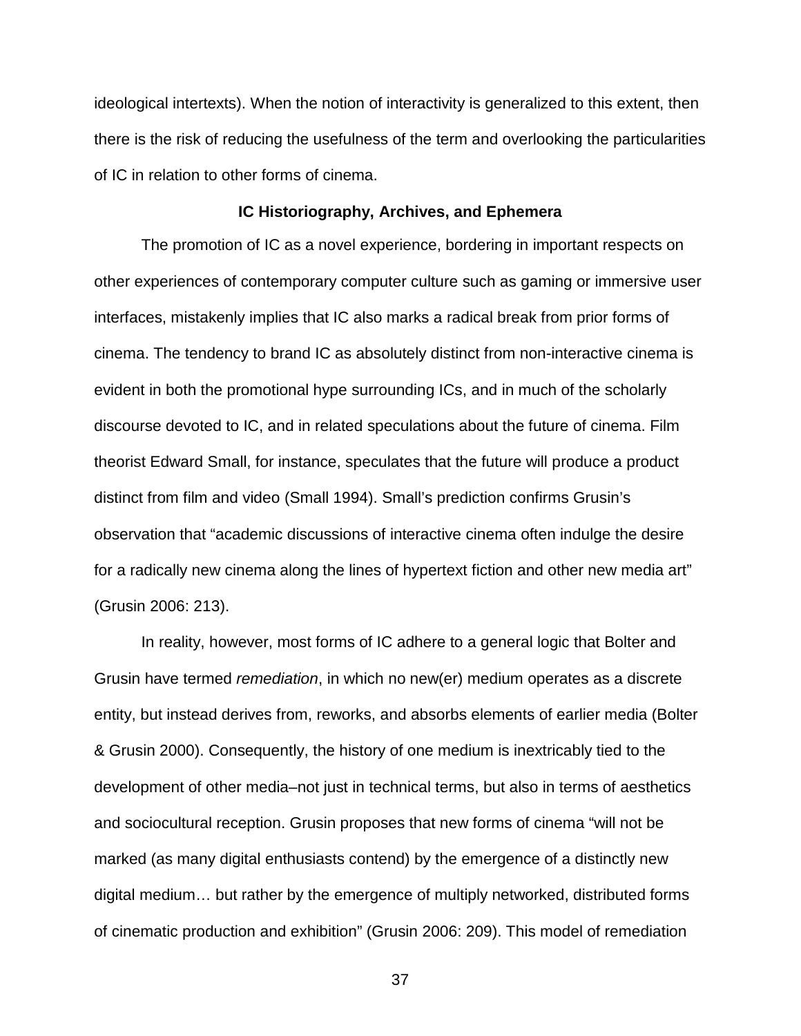ideological intertexts). When the notion of interactivity is generalized to this extent, then there is the risk of reducing the usefulness of the term and overlooking the particularities of IC in relation to other forms of cinema.

## IC Historiography, Archives, and Ephemera

The promotion of IC as a novel experience, bordering in important respects on other experiences of contemporary computer culture such as gaming or immersive user interfaces, mistakenly implies that IC also marks a radical break from prior forms of cinema. The tendency to brand IC as absolutely distinct from non-interactive cinema is evident in both the promotional hype surrounding ICs, and in much of the scholarly discourse devoted to IC, and in related speculations about the future of cinema. Film theorist Edward Small, for instance, speculates that the future will produce a product distinct from film and video (Small 1994). Small's prediction confirms Grusin's observation that "academic discussions of interactive cinema often indulge the desire for a radically new cinema along the lines of hypertext fiction and other new media art" (Grusin 2006: 213).

In reality, however, most forms of IC adhere to a general logic that Bolter and Grusin have termed *remediation*, in which no new(er) medium operates as a discrete entity, but instead derives from, reworks, and absorbs elements of earlier media (Bolter & Grusin 2000). Consequently, the history of one medium is inextricably tied to the development of other media–not just in technical terms, but also in terms of aesthetics and sociocultural reception. Grusin proposes that new forms of cinema "will not be marked (as many digital enthusiasts contend) by the emergence of a distinctly new digital medium… but rather by the emergence of multiply networked, distributed forms of cinematic production and exhibition" (Grusin 2006: 209). This model of remediation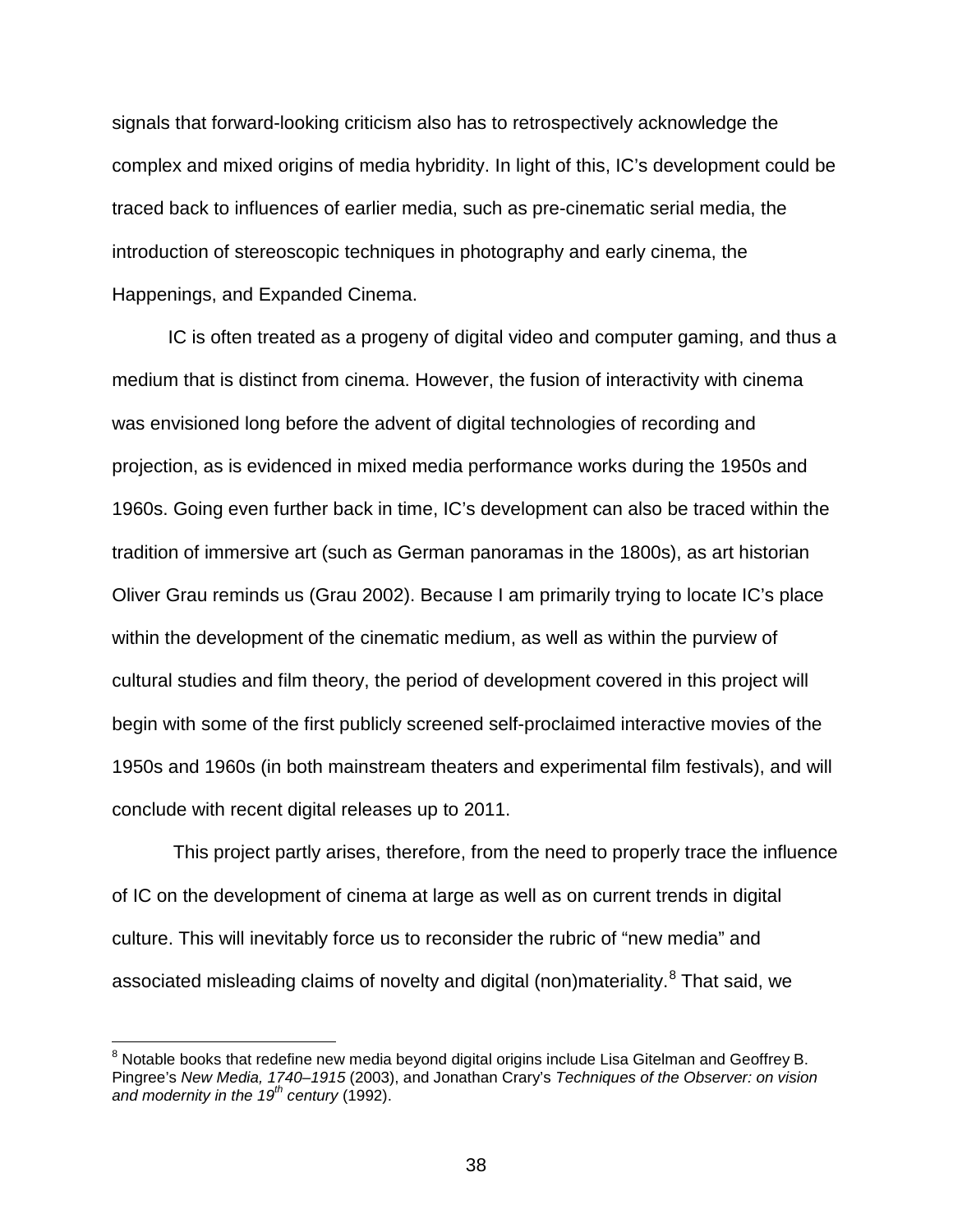signals that forward-looking criticism also has to retrospectively acknowledge the complex and mixed origins of media hybridity. In light of this, IC's development could be traced back to influences of earlier media, such as pre-cinematic serial media, the introduction of stereoscopic techniques in photography and early cinema, the Happenings, and Expanded Cinema.

IC is often treated as a progeny of digital video and computer gaming, and thus a medium that is distinct from cinema. However, the fusion of interactivity with cinema was envisioned long before the advent of digital technologies of recording and projection, as is evidenced in mixed media performance works during the 1950s and 1960s. Going even further back in time, IC's development can also be traced within the tradition of immersive art (such as German panoramas in the 1800s), as art historian Oliver Grau reminds us (Grau 2002). Because I am primarily trying to locate IC's place within the development of the cinematic medium, as well as within the purview of cultural studies and film theory, the period of development covered in this project will begin with some of the first publicly screened self-proclaimed interactive movies of the 1950s and 1960s (in both mainstream theaters and experimental film festivals), and will conclude with recent digital releases up to 2011.

This project partly arises, therefore, from the need to properly trace the influence of IC on the development of cinema at large as well as on current trends in digital culture. This will inevitably force us to reconsider the rubric of "new media" and associated misleading claims of novelty and digital (non)materiality.[8] That said, we

[8] Notable books that redefine new media beyond digital origins include Lisa Gitelman and Geoffrey B. Pingree's *New Media, 1740–1915* (2003), and Jonathan Crary's *Techniques of the Observer: on vision and modernity in the 19th century* (1992).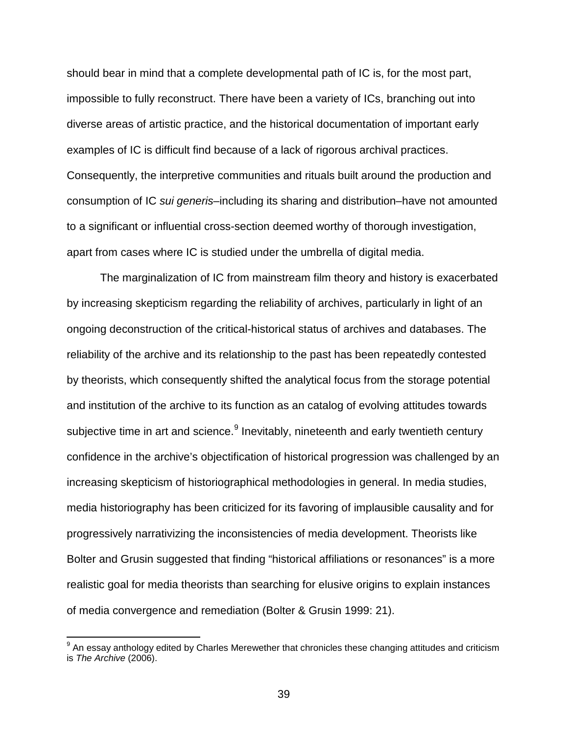should bear in mind that a complete developmental path of IC is, for the most part, impossible to fully reconstruct. There have been a variety of ICs, branching out into diverse areas of artistic practice, and the historical documentation of important early examples of IC is difficult find because of a lack of rigorous archival practices. Consequently, the interpretive communities and rituals built around the production and consumption of IC *sui generis*–including its sharing and distribution–have not amounted to a significant or influential cross-section deemed worthy of thorough investigation, apart from cases where IC is studied under the umbrella of digital media.

The marginalization of IC from mainstream film theory and history is exacerbated by increasing skepticism regarding the reliability of archives, particularly in light of an ongoing deconstruction of the critical-historical status of archives and databases. The reliability of the archive and its relationship to the past has been repeatedly contested by theorists, which consequently shifted the analytical focus from the storage potential and institution of the archive to its function as an catalog of evolving attitudes towards subjective time in art and science.[9] Inevitably, nineteenth and early twentieth century confidence in the archive's objectification of historical progression was challenged by an increasing skepticism of historiographical methodologies in general. In media studies, media historiography has been criticized for its favoring of implausible causality and for progressively narrativizing the inconsistencies of media development. Theorists like Bolter and Grusin suggested that finding "historical affiliations or resonances" is a more realistic goal for media theorists than searching for elusive origins to explain instances of media convergence and remediation (Bolter & Grusin 1999: 21).

[9] An essay anthology edited by Charles Merewether that chronicles these changing attitudes and criticism is *The Archive* (2006).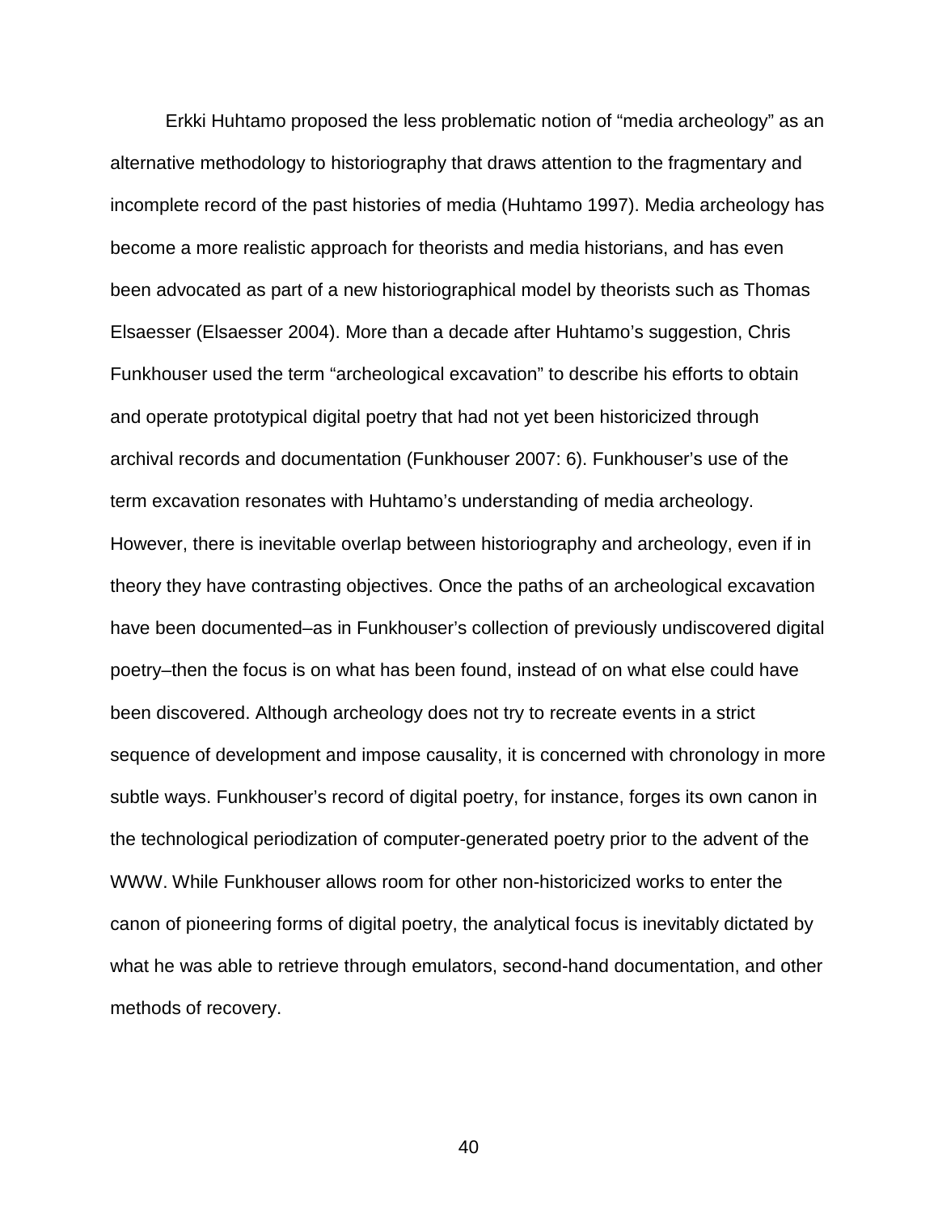Erkki Huhtamo proposed the less problematic notion of "media archeology" as an alternative methodology to historiography that draws attention to the fragmentary and incomplete record of the past histories of media (Huhtamo 1997). Media archeology has become a more realistic approach for theorists and media historians, and has even been advocated as part of a new historiographical model by theorists such as Thomas Elsaesser (Elsaesser 2004). More than a decade after Huhtamo's suggestion, Chris Funkhouser used the term "archeological excavation" to describe his efforts to obtain and operate prototypical digital poetry that had not yet been historicized through archival records and documentation (Funkhouser 2007: 6). Funkhouser's use of the term excavation resonates with Huhtamo's understanding of media archeology. However, there is inevitable overlap between historiography and archeology, even if in theory they have contrasting objectives. Once the paths of an archeological excavation have been documented–as in Funkhouser's collection of previously undiscovered digital poetry–then the focus is on what has been found, instead of on what else could have been discovered. Although archeology does not try to recreate events in a strict sequence of development and impose causality, it is concerned with chronology in more subtle ways. Funkhouser's record of digital poetry, for instance, forges its own canon in the technological periodization of computer-generated poetry prior to the advent of the WWW. While Funkhouser allows room for other non-historicized works to enter the canon of pioneering forms of digital poetry, the analytical focus is inevitably dictated by what he was able to retrieve through emulators, second-hand documentation, and other methods of recovery.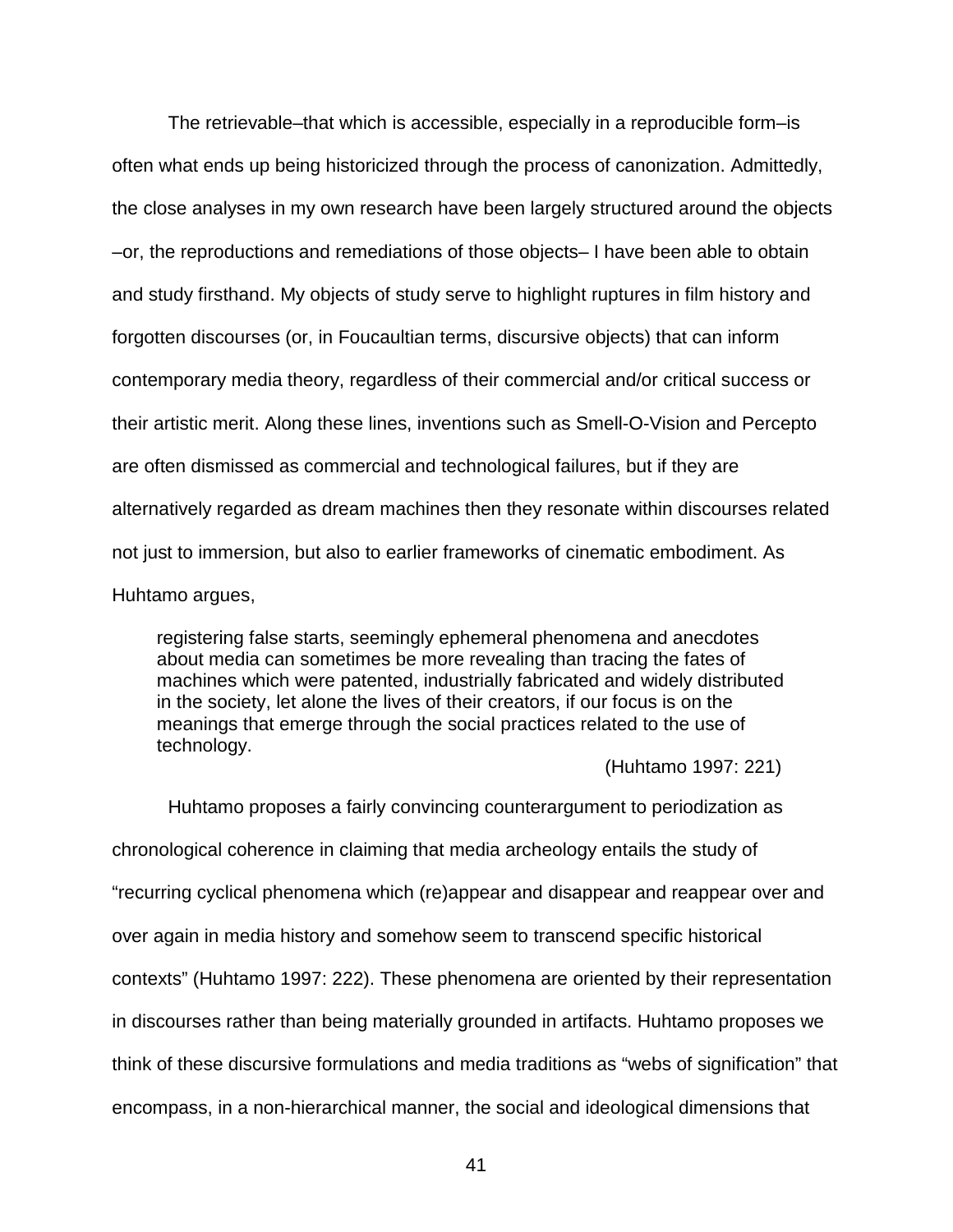The retrievable–that which is accessible, especially in a reproducible form–is often what ends up being historicized through the process of canonization. Admittedly, the close analyses in my own research have been largely structured around the objects –or, the reproductions and remediations of those objects– I have been able to obtain and study firsthand. My objects of study serve to highlight ruptures in film history and forgotten discourses (or, in Foucaultian terms, discursive objects) that can inform contemporary media theory, regardless of their commercial and/or critical success or their artistic merit. Along these lines, inventions such as Smell-O-Vision and Percepto are often dismissed as commercial and technological failures, but if they are alternatively regarded as dream machines then they resonate within discourses related not just to immersion, but also to earlier frameworks of cinematic embodiment. As Huhtamo argues,

> registering false starts, seemingly ephemeral phenomena and anecdotes about media can sometimes be more revealing than tracing the fates of machines which were patented, industrially fabricated and widely distributed in the society, let alone the lives of their creators, if our focus is on the meanings that emerge through the social practices related to the use of technology.
>
> (Huhtamo 1997: 221)

Huhtamo proposes a fairly convincing counterargument to periodization as chronological coherence in claiming that media archeology entails the study of "recurring cyclical phenomena which (re)appear and disappear and reappear over and over again in media history and somehow seem to transcend specific historical contexts" (Huhtamo 1997: 222). These phenomena are oriented by their representation in discourses rather than being materially grounded in artifacts. Huhtamo proposes we think of these discursive formulations and media traditions as "webs of signification" that encompass, in a non-hierarchical manner, the social and ideological dimensions that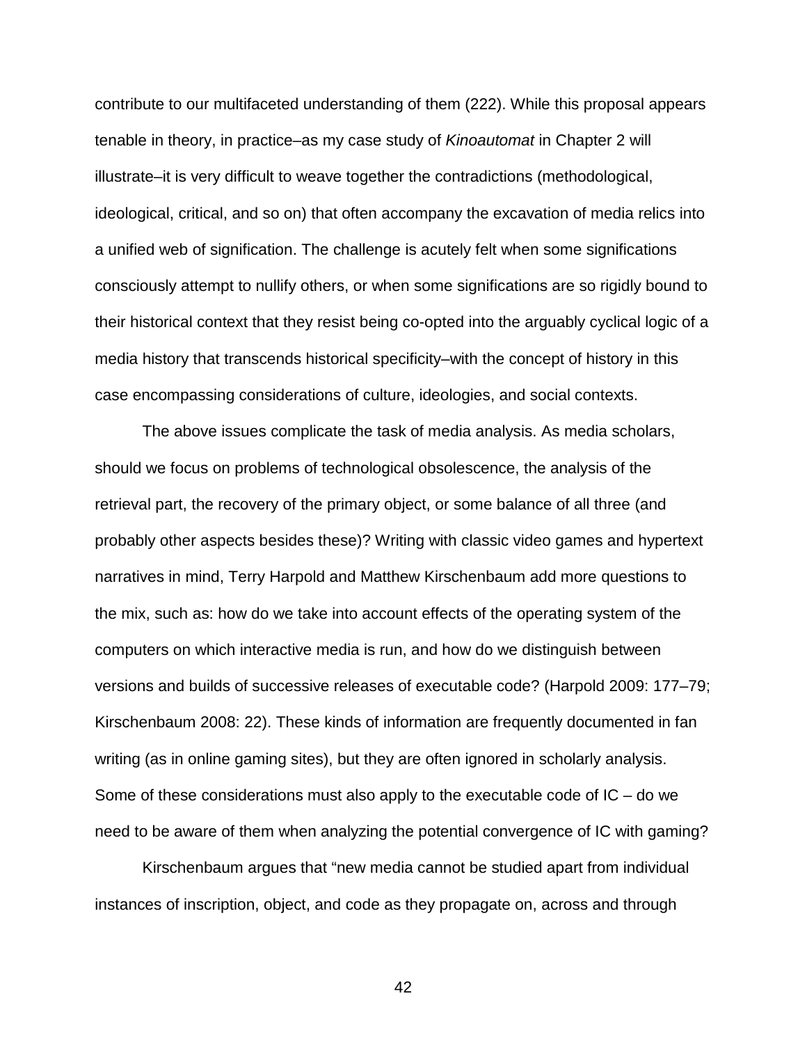contribute to our multifaceted understanding of them (222). While this proposal appears tenable in theory, in practice–as my case study of *Kinoautomat* in Chapter 2 will illustrate–it is very difficult to weave together the contradictions (methodological, ideological, critical, and so on) that often accompany the excavation of media relics into a unified web of signification. The challenge is acutely felt when some significations consciously attempt to nullify others, or when some significations are so rigidly bound to their historical context that they resist being co-opted into the arguably cyclical logic of a media history that transcends historical specificity–with the concept of history in this case encompassing considerations of culture, ideologies, and social contexts.

The above issues complicate the task of media analysis. As media scholars, should we focus on problems of technological obsolescence, the analysis of the retrieval part, the recovery of the primary object, or some balance of all three (and probably other aspects besides these)? Writing with classic video games and hypertext narratives in mind, Terry Harpold and Matthew Kirschenbaum add more questions to the mix, such as: how do we take into account effects of the operating system of the computers on which interactive media is run, and how do we distinguish between versions and builds of successive releases of executable code? (Harpold 2009: 177–79; Kirschenbaum 2008: 22). These kinds of information are frequently documented in fan writing (as in online gaming sites), but they are often ignored in scholarly analysis. Some of these considerations must also apply to the executable code of IC – do we need to be aware of them when analyzing the potential convergence of IC with gaming?

Kirschenbaum argues that "new media cannot be studied apart from individual instances of inscription, object, and code as they propagate on, across and through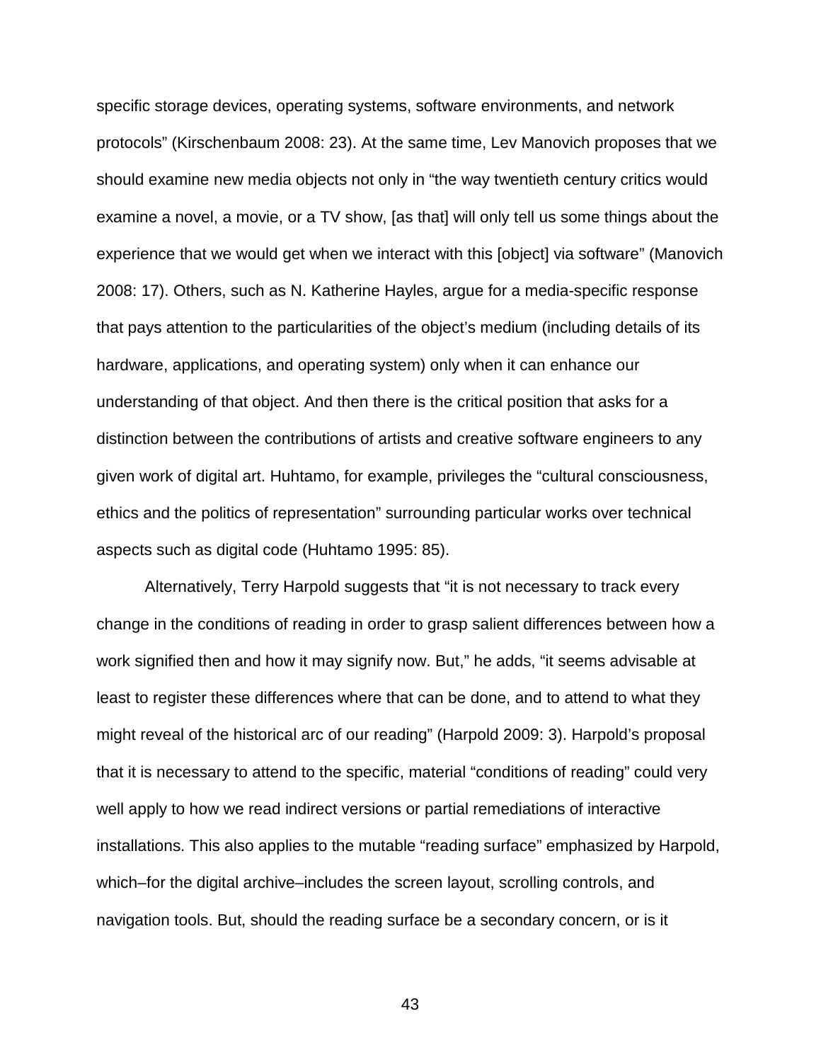specific storage devices, operating systems, software environments, and network protocols" (Kirschenbaum 2008: 23). At the same time, Lev Manovich proposes that we should examine new media objects not only in "the way twentieth century critics would examine a novel, a movie, or a TV show, [as that] will only tell us some things about the experience that we would get when we interact with this [object] via software" (Manovich 2008: 17). Others, such as N. Katherine Hayles, argue for a media-specific response that pays attention to the particularities of the object's medium (including details of its hardware, applications, and operating system) only when it can enhance our understanding of that object. And then there is the critical position that asks for a distinction between the contributions of artists and creative software engineers to any given work of digital art. Huhtamo, for example, privileges the "cultural consciousness, ethics and the politics of representation" surrounding particular works over technical aspects such as digital code (Huhtamo 1995: 85).

Alternatively, Terry Harpold suggests that "it is not necessary to track every change in the conditions of reading in order to grasp salient differences between how a work signified then and how it may signify now. But," he adds, "it seems advisable at least to register these differences where that can be done, and to attend to what they might reveal of the historical arc of our reading" (Harpold 2009: 3). Harpold's proposal that it is necessary to attend to the specific, material "conditions of reading" could very well apply to how we read indirect versions or partial remediations of interactive installations. This also applies to the mutable "reading surface" emphasized by Harpold, which–for the digital archive–includes the screen layout, scrolling controls, and navigation tools. But, should the reading surface be a secondary concern, or is it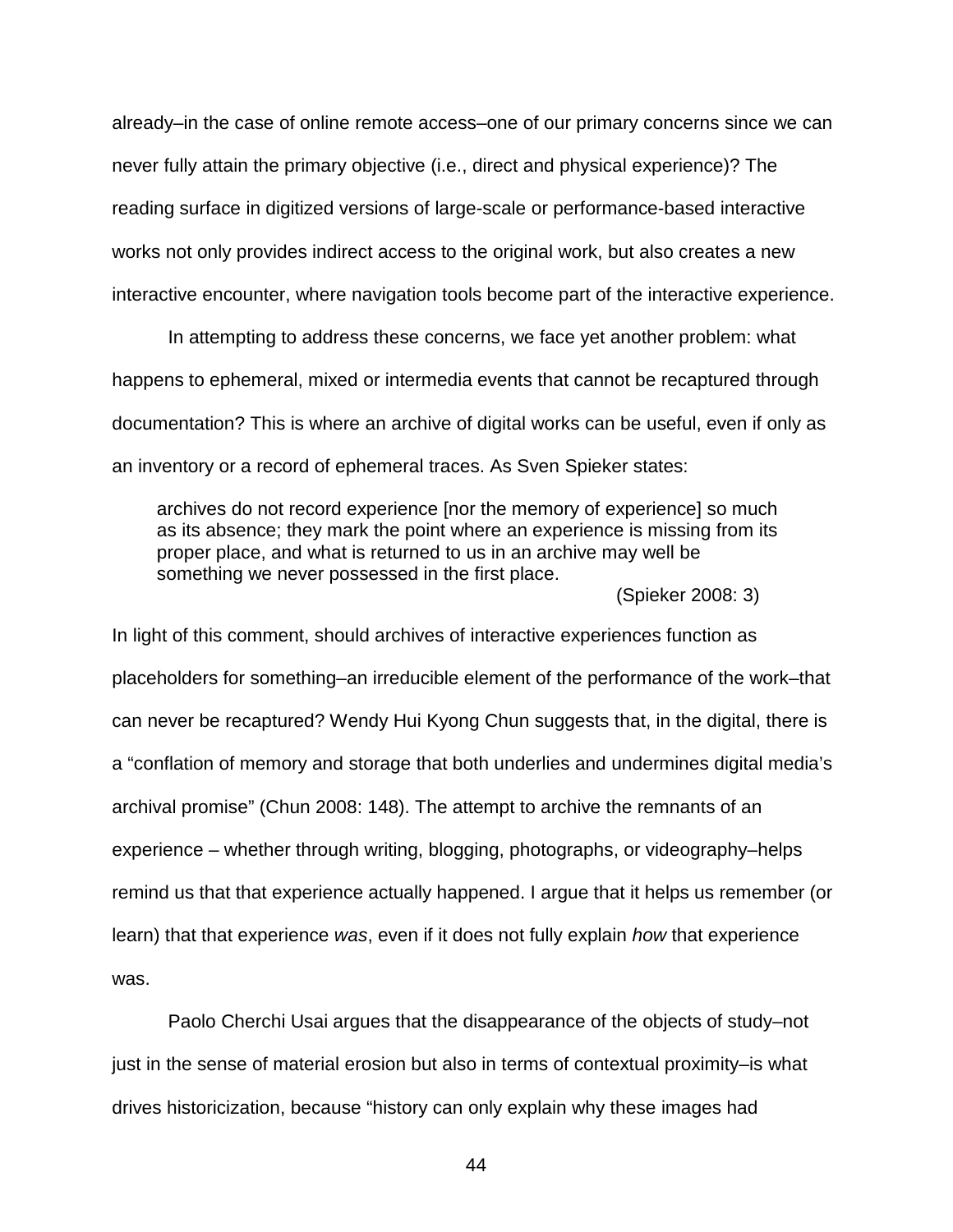already–in the case of online remote access–one of our primary concerns since we can never fully attain the primary objective (i.e., direct and physical experience)? The reading surface in digitized versions of large-scale or performance-based interactive works not only provides indirect access to the original work, but also creates a new interactive encounter, where navigation tools become part of the interactive experience.

In attempting to address these concerns, we face yet another problem: what happens to ephemeral, mixed or intermedia events that cannot be recaptured through documentation? This is where an archive of digital works can be useful, even if only as an inventory or a record of ephemeral traces. As Sven Spieker states:

> archives do not record experience [nor the memory of experience] so much as its absence; they mark the point where an experience is missing from its proper place, and what is returned to us in an archive may well be something we never possessed in the first place.
>
> (Spieker 2008: 3)

In light of this comment, should archives of interactive experiences function as placeholders for something–an irreducible element of the performance of the work–that can never be recaptured? Wendy Hui Kyong Chun suggests that, in the digital, there is a "conflation of memory and storage that both underlies and undermines digital media's archival promise" (Chun 2008: 148). The attempt to archive the remnants of an experience – whether through writing, blogging, photographs, or videography–helps remind us that that experience actually happened. I argue that it helps us remember (or learn) that that experience *was*, even if it does not fully explain *how* that experience was.

Paolo Cherchi Usai argues that the disappearance of the objects of study–not just in the sense of material erosion but also in terms of contextual proximity–is what drives historicization, because "history can only explain why these images had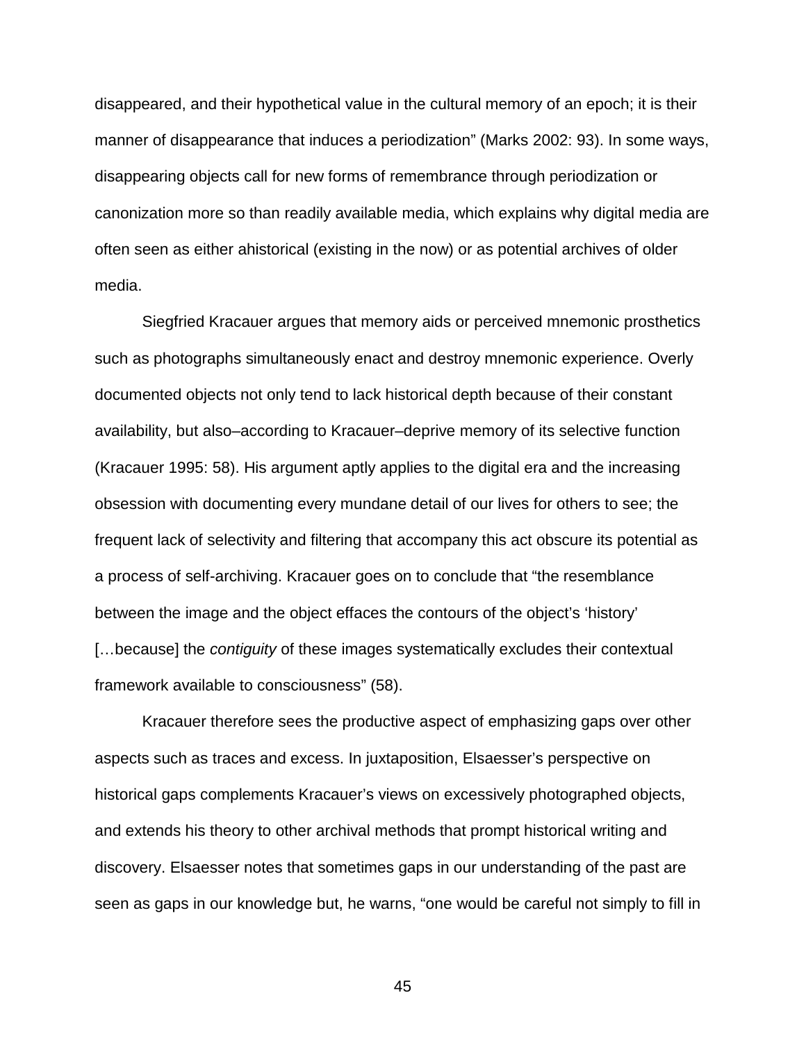disappeared, and their hypothetical value in the cultural memory of an epoch; it is their manner of disappearance that induces a periodization" (Marks 2002: 93). In some ways, disappearing objects call for new forms of remembrance through periodization or canonization more so than readily available media, which explains why digital media are often seen as either ahistorical (existing in the now) or as potential archives of older media.

Siegfried Kracauer argues that memory aids or perceived mnemonic prosthetics such as photographs simultaneously enact and destroy mnemonic experience. Overly documented objects not only tend to lack historical depth because of their constant availability, but also–according to Kracauer–deprive memory of its selective function (Kracauer 1995: 58). His argument aptly applies to the digital era and the increasing obsession with documenting every mundane detail of our lives for others to see; the frequent lack of selectivity and filtering that accompany this act obscure its potential as a process of self-archiving. Kracauer goes on to conclude that "the resemblance between the image and the object effaces the contours of the object's 'history' […because] the *contiguity* of these images systematically excludes their contextual framework available to consciousness" (58).

Kracauer therefore sees the productive aspect of emphasizing gaps over other aspects such as traces and excess. In juxtaposition, Elsaesser's perspective on historical gaps complements Kracauer's views on excessively photographed objects, and extends his theory to other archival methods that prompt historical writing and discovery. Elsaesser notes that sometimes gaps in our understanding of the past are seen as gaps in our knowledge but, he warns, "one would be careful not simply to fill in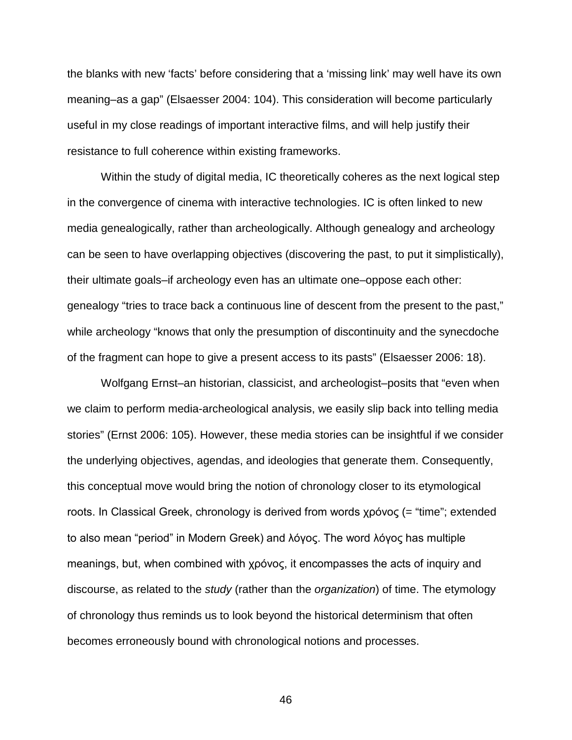the blanks with new 'facts' before considering that a 'missing link' may well have its own meaning–as a gap" (Elsaesser 2004: 104). This consideration will become particularly useful in my close readings of important interactive films, and will help justify their resistance to full coherence within existing frameworks.

Within the study of digital media, IC theoretically coheres as the next logical step in the convergence of cinema with interactive technologies. IC is often linked to new media genealogically, rather than archeologically. Although genealogy and archeology can be seen to have overlapping objectives (discovering the past, to put it simplistically), their ultimate goals–if archeology even has an ultimate one–oppose each other: genealogy "tries to trace back a continuous line of descent from the present to the past," while archeology "knows that only the presumption of discontinuity and the synecdoche of the fragment can hope to give a present access to its pasts" (Elsaesser 2006: 18).

Wolfgang Ernst–an historian, classicist, and archeologist–posits that "even when we claim to perform media-archeological analysis, we easily slip back into telling media stories" (Ernst 2006: 105). However, these media stories can be insightful if we consider the underlying objectives, agendas, and ideologies that generate them. Consequently, this conceptual move would bring the notion of chronology closer to its etymological roots. In Classical Greek, chronology is derived from words χρόνος (= "time"; extended to also mean "period" in Modern Greek) and λόγος. The word λόγος has multiple meanings, but, when combined with χρόνος, it encompasses the acts of inquiry and discourse, as related to the *study* (rather than the *organization*) of time. The etymology of chronology thus reminds us to look beyond the historical determinism that often becomes erroneously bound with chronological notions and processes.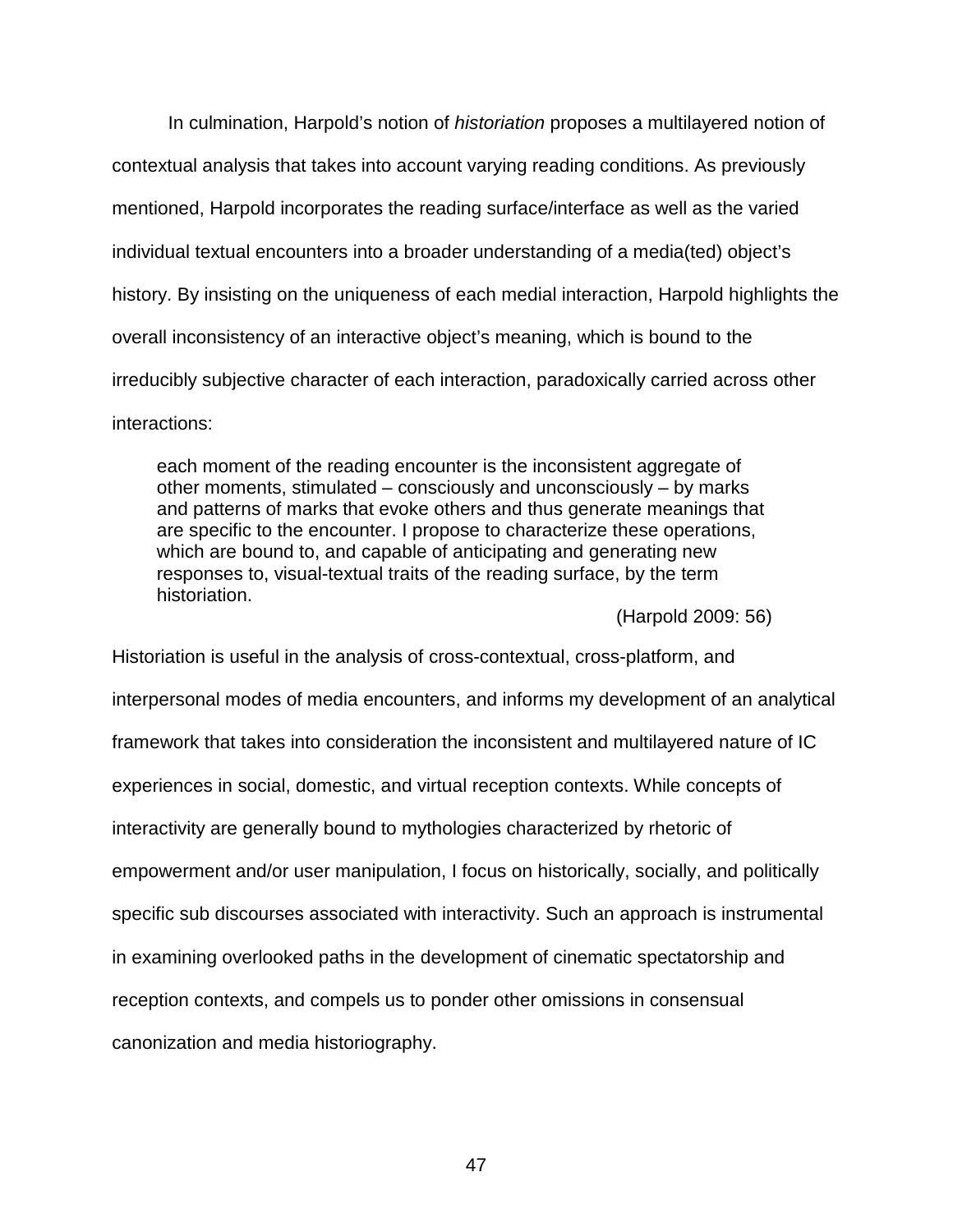In culmination, Harpold's notion of *historiation* proposes a multilayered notion of contextual analysis that takes into account varying reading conditions. As previously mentioned, Harpold incorporates the reading surface/interface as well as the varied individual textual encounters into a broader understanding of a media(ted) object's history. By insisting on the uniqueness of each medial interaction, Harpold highlights the overall inconsistency of an interactive object's meaning, which is bound to the irreducibly subjective character of each interaction, paradoxically carried across other interactions:

> each moment of the reading encounter is the inconsistent aggregate of other moments, stimulated – consciously and unconsciously – by marks and patterns of marks that evoke others and thus generate meanings that are specific to the encounter. I propose to characterize these operations, which are bound to, and capable of anticipating and generating new responses to, visual-textual traits of the reading surface, by the term historiation.
>
> (Harpold 2009: 56)

Historiation is useful in the analysis of cross-contextual, cross-platform, and interpersonal modes of media encounters, and informs my development of an analytical framework that takes into consideration the inconsistent and multilayered nature of IC experiences in social, domestic, and virtual reception contexts. While concepts of interactivity are generally bound to mythologies characterized by rhetoric of empowerment and/or user manipulation, I focus on historically, socially, and politically specific sub discourses associated with interactivity. Such an approach is instrumental in examining overlooked paths in the development of cinematic spectatorship and reception contexts, and compels us to ponder other omissions in consensual canonization and media historiography.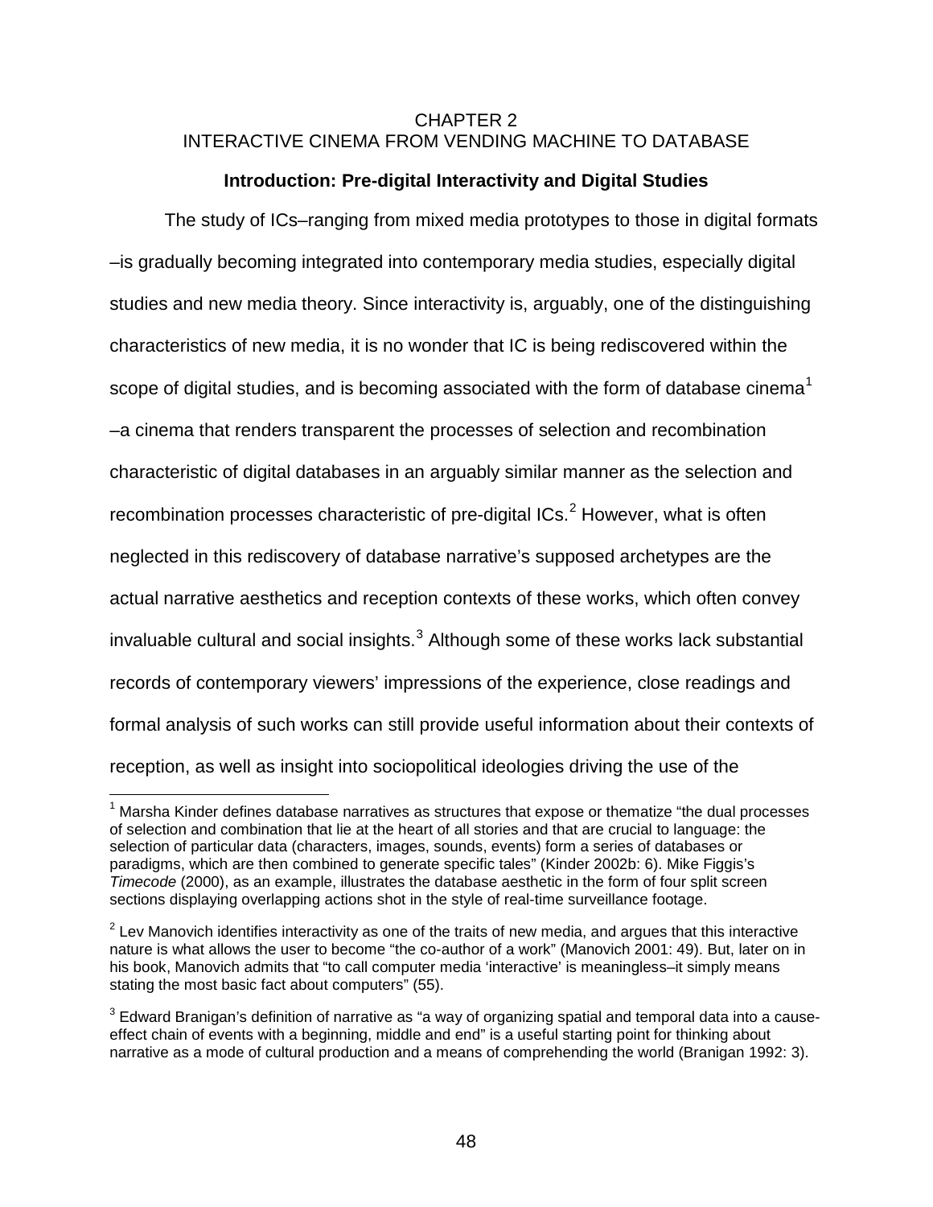# CHAPTER 2
# INTERACTIVE CINEMA FROM VENDING MACHINE TO DATABASE

## Introduction: Pre-digital Interactivity and Digital Studies

The study of ICs–ranging from mixed media prototypes to those in digital formats –is gradually becoming integrated into contemporary media studies, especially digital studies and new media theory. Since interactivity is, arguably, one of the distinguishing characteristics of new media, it is no wonder that IC is being rediscovered within the scope of digital studies, and is becoming associated with the form of database cinema[1] –a cinema that renders transparent the processes of selection and recombination characteristic of digital databases in an arguably similar manner as the selection and recombination processes characteristic of pre-digital ICs.[2] However, what is often neglected in this rediscovery of database narrative's supposed archetypes are the actual narrative aesthetics and reception contexts of these works, which often convey invaluable cultural and social insights.[3] Although some of these works lack substantial records of contemporary viewers' impressions of the experience, close readings and formal analysis of such works can still provide useful information about their contexts of reception, as well as insight into sociopolitical ideologies driving the use of the

---

[1] Marsha Kinder defines database narratives as structures that expose or thematize "the dual processes of selection and combination that lie at the heart of all stories and that are crucial to language: the selection of particular data (characters, images, sounds, events) form a series of databases or paradigms, which are then combined to generate specific tales" (Kinder 2002b: 6). Mike Figgis's *Timecode* (2000), as an example, illustrates the database aesthetic in the form of four split screen sections displaying overlapping actions shot in the style of real-time surveillance footage.

[2] Lev Manovich identifies interactivity as one of the traits of new media, and argues that this interactive nature is what allows the user to become "the co-author of a work" (Manovich 2001: 49). But, later on in his book, Manovich admits that "to call computer media 'interactive' is meaningless–it simply means stating the most basic fact about computers" (55).

[3] Edward Branigan's definition of narrative as "a way of organizing spatial and temporal data into a cause-effect chain of events with a beginning, middle and end" is a useful starting point for thinking about narrative as a mode of cultural production and a means of comprehending the world (Branigan 1992: 3).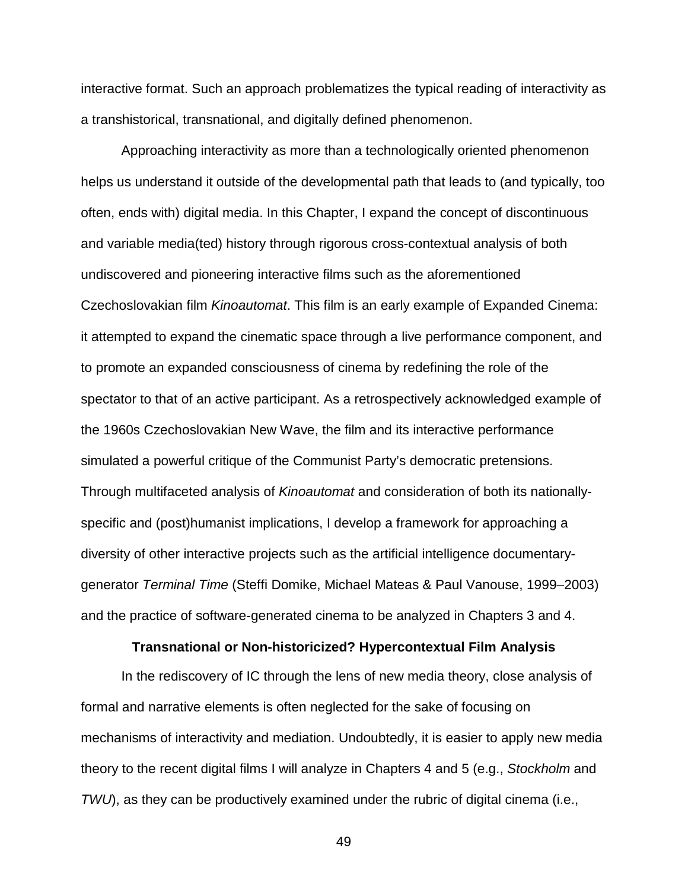interactive format. Such an approach problematizes the typical reading of interactivity as a transhistorical, transnational, and digitally defined phenomenon.

Approaching interactivity as more than a technologically oriented phenomenon helps us understand it outside of the developmental path that leads to (and typically, too often, ends with) digital media. In this Chapter, I expand the concept of discontinuous and variable media(ted) history through rigorous cross-contextual analysis of both undiscovered and pioneering interactive films such as the aforementioned Czechoslovakian film *Kinoautomat*. This film is an early example of Expanded Cinema: it attempted to expand the cinematic space through a live performance component, and to promote an expanded consciousness of cinema by redefining the role of the spectator to that of an active participant. As a retrospectively acknowledged example of the 1960s Czechoslovakian New Wave, the film and its interactive performance simulated a powerful critique of the Communist Party's democratic pretensions. Through multifaceted analysis of *Kinoautomat* and consideration of both its nationally-specific and (post)humanist implications, I develop a framework for approaching a diversity of other interactive projects such as the artificial intelligence documentary-generator *Terminal Time* (Steffi Domike, Michael Mateas & Paul Vanouse, 1999–2003) and the practice of software-generated cinema to be analyzed in Chapters 3 and 4.

## Transnational or Non-historicized? Hypercontextual Film Analysis

In the rediscovery of IC through the lens of new media theory, close analysis of formal and narrative elements is often neglected for the sake of focusing on mechanisms of interactivity and mediation. Undoubtedly, it is easier to apply new media theory to the recent digital films I will analyze in Chapters 4 and 5 (e.g., *Stockholm* and *TWU*), as they can be productively examined under the rubric of digital cinema (i.e.,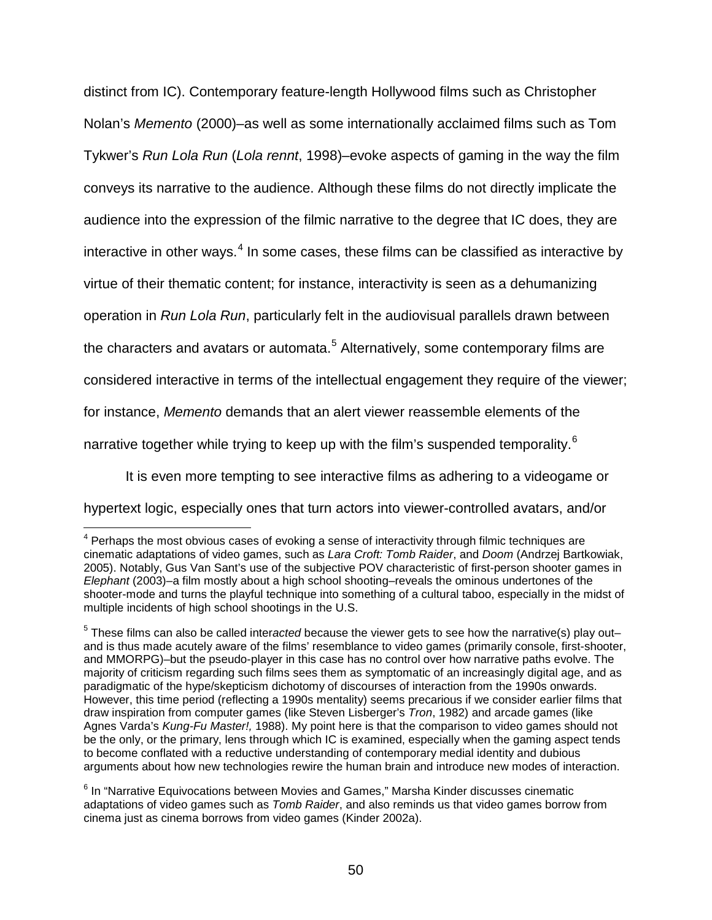distinct from IC). Contemporary feature-length Hollywood films such as Christopher Nolan's *Memento* (2000)–as well as some internationally acclaimed films such as Tom Tykwer's *Run Lola Run* (*Lola rennt*, 1998)–evoke aspects of gaming in the way the film conveys its narrative to the audience. Although these films do not directly implicate the audience into the expression of the filmic narrative to the degree that IC does, they are interactive in other ways.[4] In some cases, these films can be classified as interactive by virtue of their thematic content; for instance, interactivity is seen as a dehumanizing operation in *Run Lola Run*, particularly felt in the audiovisual parallels drawn between the characters and avatars or automata.[5] Alternatively, some contemporary films are considered interactive in terms of the intellectual engagement they require of the viewer; for instance, *Memento* demands that an alert viewer reassemble elements of the narrative together while trying to keep up with the film's suspended temporality.[6]

It is even more tempting to see interactive films as adhering to a videogame or hypertext logic, especially ones that turn actors into viewer-controlled avatars, and/or

---

[4] Perhaps the most obvious cases of evoking a sense of interactivity through filmic techniques are cinematic adaptations of video games, such as *Lara Croft: Tomb Raider*, and *Doom* (Andrzej Bartkowiak, 2005). Notably, Gus Van Sant's use of the subjective POV characteristic of first-person shooter games in *Elephant* (2003)–a film mostly about a high school shooting–reveals the ominous undertones of the shooter-mode and turns the playful technique into something of a cultural taboo, especially in the midst of multiple incidents of high school shootings in the U.S.

[5] These films can also be called inter*acted* because the viewer gets to see how the narrative(s) play out–and is thus made acutely aware of the films' resemblance to video games (primarily console, first-shooter, and MMORPG)–but the pseudo-player in this case has no control over how narrative paths evolve. The majority of criticism regarding such films sees them as symptomatic of an increasingly digital age, and as paradigmatic of the hype/skepticism dichotomy of discourses of interaction from the 1990s onwards. However, this time period (reflecting a 1990s mentality) seems precarious if we consider earlier films that draw inspiration from computer games (like Steven Lisberger's *Tron*, 1982) and arcade games (like Agnes Varda's *Kung-Fu Master!,* 1988). My point here is that the comparison to video games should not be the only, or the primary, lens through which IC is examined, especially when the gaming aspect tends to become conflated with a reductive understanding of contemporary medial identity and dubious arguments about how new technologies rewire the human brain and introduce new modes of interaction.

[6] In "Narrative Equivocations between Movies and Games," Marsha Kinder discusses cinematic adaptations of video games such as *Tomb Raider*, and also reminds us that video games borrow from cinema just as cinema borrows from video games (Kinder 2002a).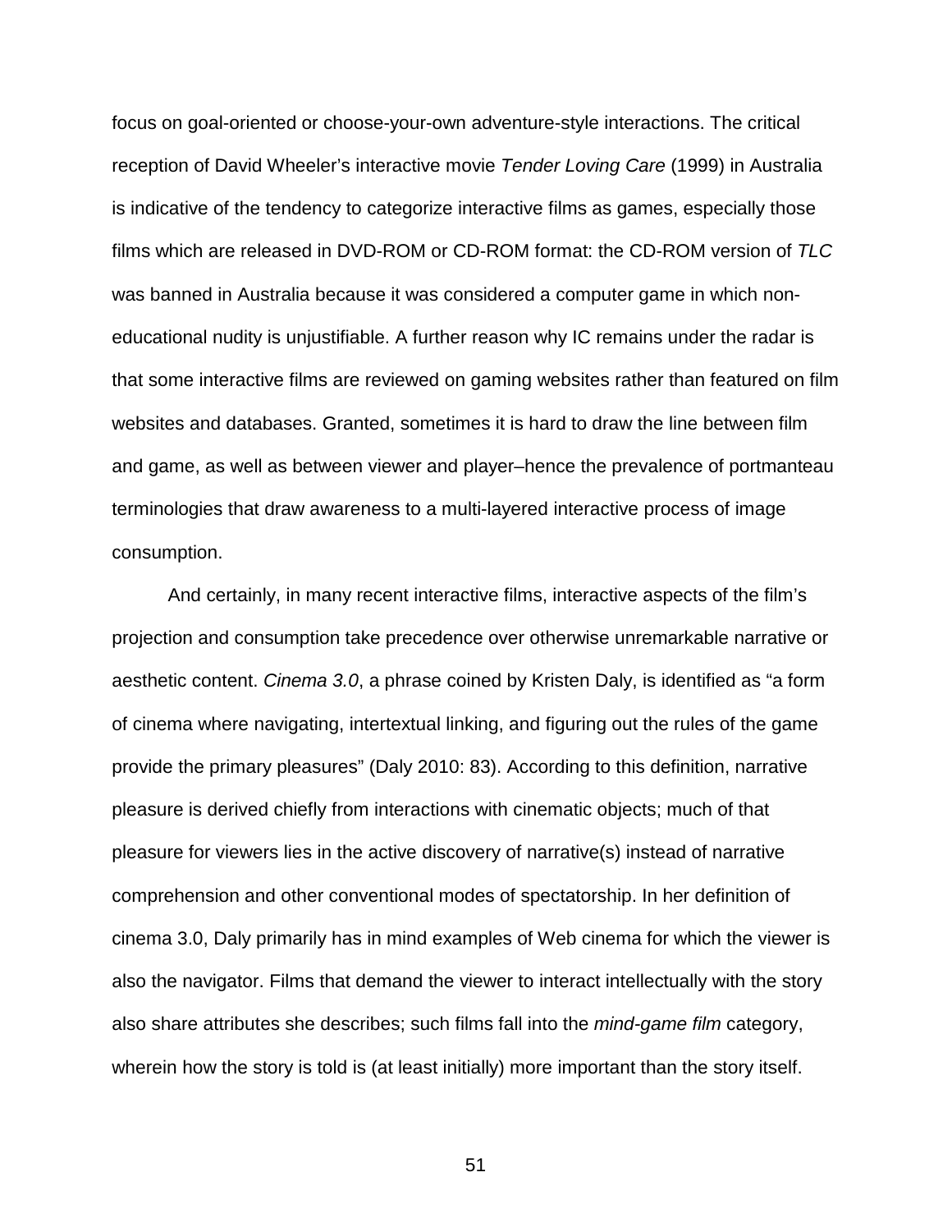focus on goal-oriented or choose-your-own adventure-style interactions. The critical reception of David Wheeler's interactive movie *Tender Loving Care* (1999) in Australia is indicative of the tendency to categorize interactive films as games, especially those films which are released in DVD-ROM or CD-ROM format: the CD-ROM version of *TLC* was banned in Australia because it was considered a computer game in which non-educational nudity is unjustifiable. A further reason why IC remains under the radar is that some interactive films are reviewed on gaming websites rather than featured on film websites and databases. Granted, sometimes it is hard to draw the line between film and game, as well as between viewer and player–hence the prevalence of portmanteau terminologies that draw awareness to a multi-layered interactive process of image consumption.

And certainly, in many recent interactive films, interactive aspects of the film's projection and consumption take precedence over otherwise unremarkable narrative or aesthetic content. *Cinema 3.0*, a phrase coined by Kristen Daly, is identified as "a form of cinema where navigating, intertextual linking, and figuring out the rules of the game provide the primary pleasures" (Daly 2010: 83). According to this definition, narrative pleasure is derived chiefly from interactions with cinematic objects; much of that pleasure for viewers lies in the active discovery of narrative(s) instead of narrative comprehension and other conventional modes of spectatorship. In her definition of cinema 3.0, Daly primarily has in mind examples of Web cinema for which the viewer is also the navigator. Films that demand the viewer to interact intellectually with the story also share attributes she describes; such films fall into the *mind-game film* category, wherein how the story is told is (at least initially) more important than the story itself.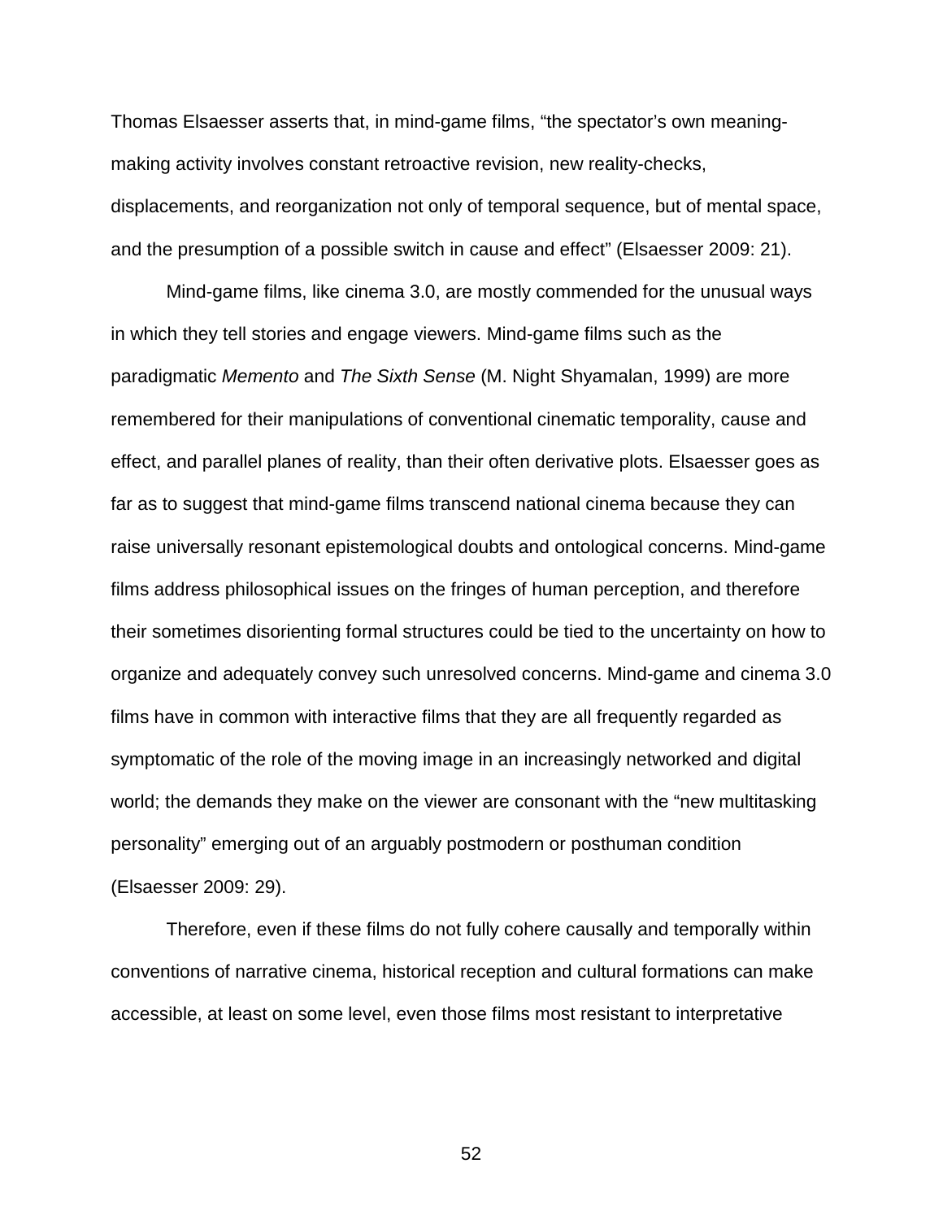Thomas Elsaesser asserts that, in mind-game films, "the spectator's own meaning-making activity involves constant retroactive revision, new reality-checks, displacements, and reorganization not only of temporal sequence, but of mental space, and the presumption of a possible switch in cause and effect" (Elsaesser 2009: 21).

Mind-game films, like cinema 3.0, are mostly commended for the unusual ways in which they tell stories and engage viewers. Mind-game films such as the paradigmatic *Memento* and *The Sixth Sense* (M. Night Shyamalan, 1999) are more remembered for their manipulations of conventional cinematic temporality, cause and effect, and parallel planes of reality, than their often derivative plots. Elsaesser goes as far as to suggest that mind-game films transcend national cinema because they can raise universally resonant epistemological doubts and ontological concerns. Mind-game films address philosophical issues on the fringes of human perception, and therefore their sometimes disorienting formal structures could be tied to the uncertainty on how to organize and adequately convey such unresolved concerns. Mind-game and cinema 3.0 films have in common with interactive films that they are all frequently regarded as symptomatic of the role of the moving image in an increasingly networked and digital world; the demands they make on the viewer are consonant with the "new multitasking personality" emerging out of an arguably postmodern or posthuman condition (Elsaesser 2009: 29).

Therefore, even if these films do not fully cohere causally and temporally within conventions of narrative cinema, historical reception and cultural formations can make accessible, at least on some level, even those films most resistant to interpretative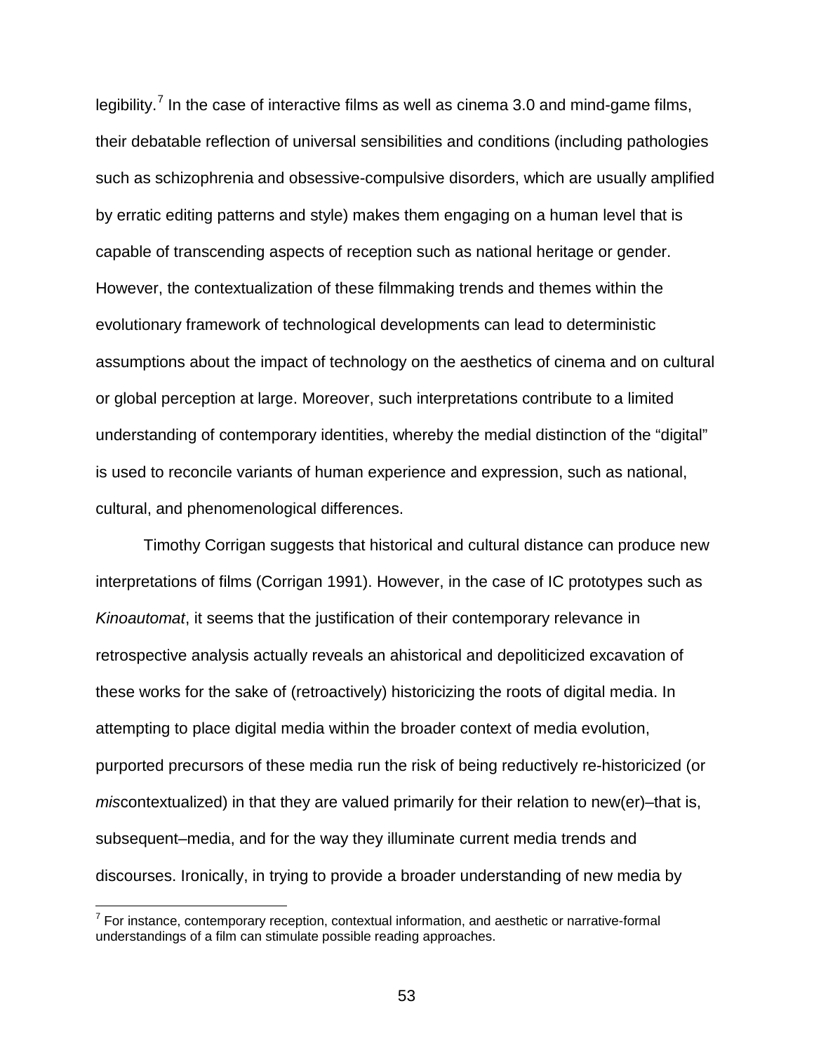legibility.[7] In the case of interactive films as well as cinema 3.0 and mind-game films, their debatable reflection of universal sensibilities and conditions (including pathologies such as schizophrenia and obsessive-compulsive disorders, which are usually amplified by erratic editing patterns and style) makes them engaging on a human level that is capable of transcending aspects of reception such as national heritage or gender. However, the contextualization of these filmmaking trends and themes within the evolutionary framework of technological developments can lead to deterministic assumptions about the impact of technology on the aesthetics of cinema and on cultural or global perception at large. Moreover, such interpretations contribute to a limited understanding of contemporary identities, whereby the medial distinction of the "digital" is used to reconcile variants of human experience and expression, such as national, cultural, and phenomenological differences.

Timothy Corrigan suggests that historical and cultural distance can produce new interpretations of films (Corrigan 1991). However, in the case of IC prototypes such as *Kinoautomat*, it seems that the justification of their contemporary relevance in retrospective analysis actually reveals an ahistorical and depoliticized excavation of these works for the sake of (retroactively) historicizing the roots of digital media. In attempting to place digital media within the broader context of media evolution, purported precursors of these media run the risk of being reductively re-historicized (or *mis*contextualized) in that they are valued primarily for their relation to new(er)–that is, subsequent–media, and for the way they illuminate current media trends and discourses. Ironically, in trying to provide a broader understanding of new media by

[7] For instance, contemporary reception, contextual information, and aesthetic or narrative-formal understandings of a film can stimulate possible reading approaches.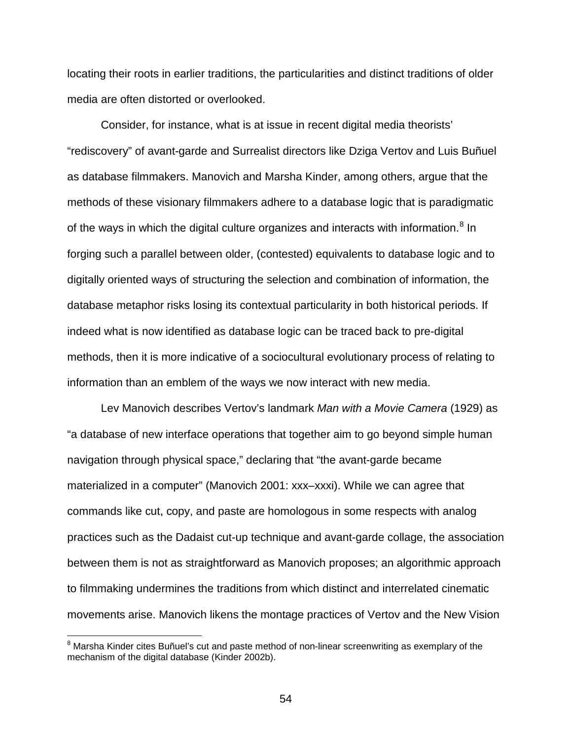locating their roots in earlier traditions, the particularities and distinct traditions of older media are often distorted or overlooked.

Consider, for instance, what is at issue in recent digital media theorists' "rediscovery" of avant-garde and Surrealist directors like Dziga Vertov and Luis Buñuel as database filmmakers. Manovich and Marsha Kinder, among others, argue that the methods of these visionary filmmakers adhere to a database logic that is paradigmatic of the ways in which the digital culture organizes and interacts with information.[8] In forging such a parallel between older, (contested) equivalents to database logic and to digitally oriented ways of structuring the selection and combination of information, the database metaphor risks losing its contextual particularity in both historical periods. If indeed what is now identified as database logic can be traced back to pre-digital methods, then it is more indicative of a sociocultural evolutionary process of relating to information than an emblem of the ways we now interact with new media.

Lev Manovich describes Vertov's landmark *Man with a Movie Camera* (1929) as "a database of new interface operations that together aim to go beyond simple human navigation through physical space," declaring that "the avant-garde became materialized in a computer" (Manovich 2001: xxx–xxxi). While we can agree that commands like cut, copy, and paste are homologous in some respects with analog practices such as the Dadaist cut-up technique and avant-garde collage, the association between them is not as straightforward as Manovich proposes; an algorithmic approach to filmmaking undermines the traditions from which distinct and interrelated cinematic movements arise. Manovich likens the montage practices of Vertov and the New Vision

[8] Marsha Kinder cites Buñuel's cut and paste method of non-linear screenwriting as exemplary of the mechanism of the digital database (Kinder 2002b).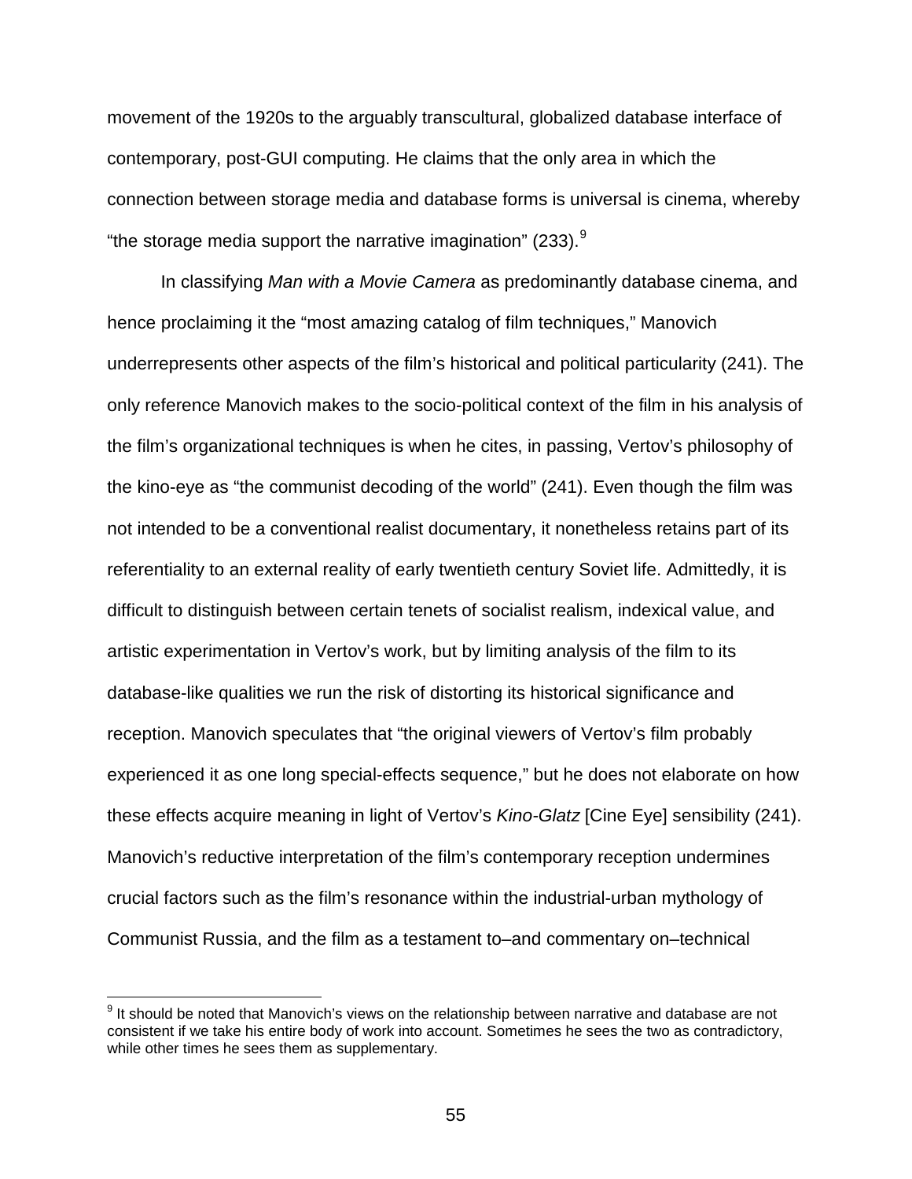movement of the 1920s to the arguably transcultural, globalized database interface of contemporary, post-GUI computing. He claims that the only area in which the connection between storage media and database forms is universal is cinema, whereby "the storage media support the narrative imagination" (233).[9]

In classifying *Man with a Movie Camera* as predominantly database cinema, and hence proclaiming it the "most amazing catalog of film techniques," Manovich underrepresents other aspects of the film's historical and political particularity (241). The only reference Manovich makes to the socio-political context of the film in his analysis of the film's organizational techniques is when he cites, in passing, Vertov's philosophy of the kino-eye as "the communist decoding of the world" (241). Even though the film was not intended to be a conventional realist documentary, it nonetheless retains part of its referentiality to an external reality of early twentieth century Soviet life. Admittedly, it is difficult to distinguish between certain tenets of socialist realism, indexical value, and artistic experimentation in Vertov's work, but by limiting analysis of the film to its database-like qualities we run the risk of distorting its historical significance and reception. Manovich speculates that "the original viewers of Vertov's film probably experienced it as one long special-effects sequence," but he does not elaborate on how these effects acquire meaning in light of Vertov's *Kino-Glatz* [Cine Eye] sensibility (241). Manovich's reductive interpretation of the film's contemporary reception undermines crucial factors such as the film's resonance within the industrial-urban mythology of Communist Russia, and the film as a testament to–and commentary on–technical

[9] It should be noted that Manovich's views on the relationship between narrative and database are not consistent if we take his entire body of work into account. Sometimes he sees the two as contradictory, while other times he sees them as supplementary.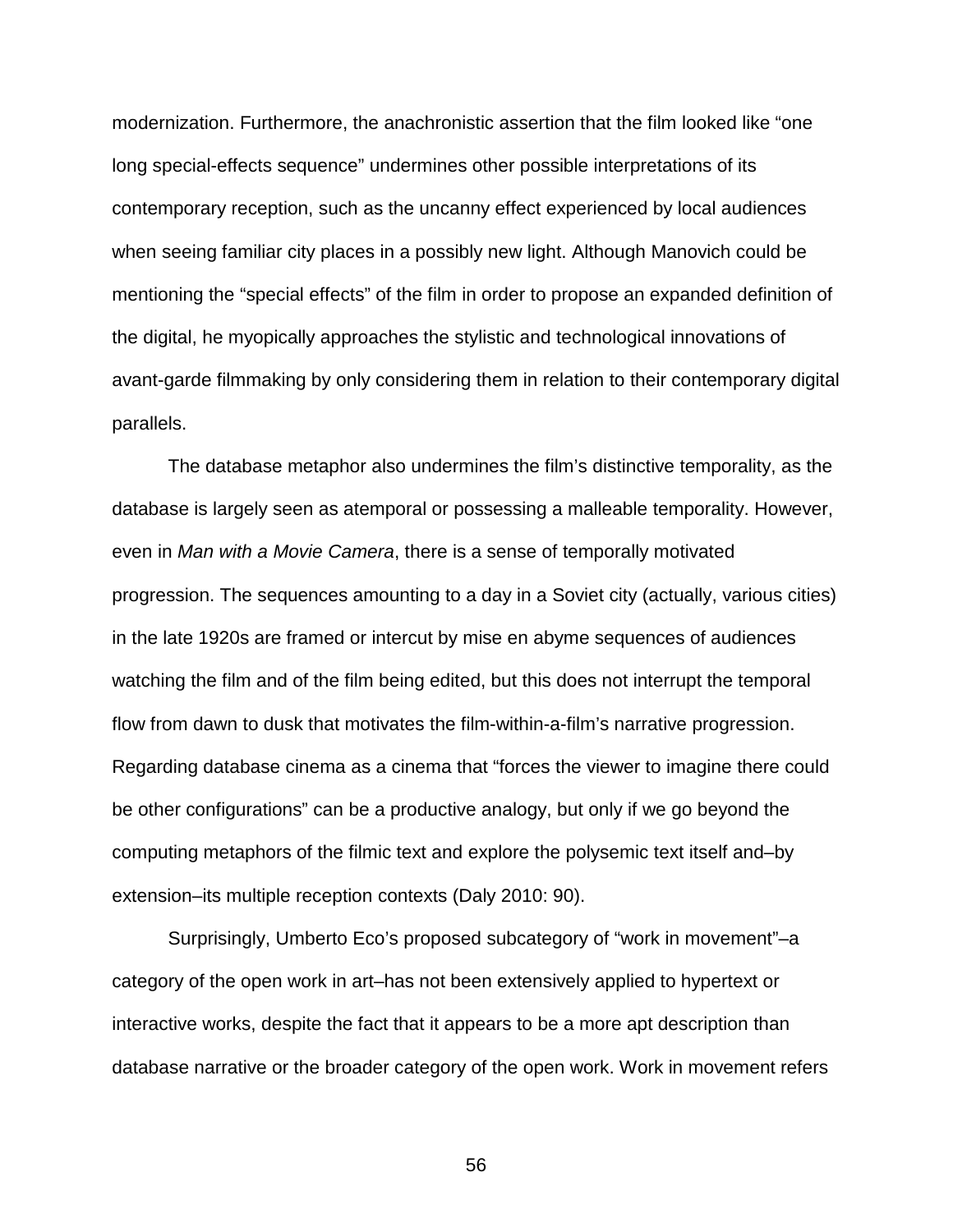modernization. Furthermore, the anachronistic assertion that the film looked like "one long special-effects sequence" undermines other possible interpretations of its contemporary reception, such as the uncanny effect experienced by local audiences when seeing familiar city places in a possibly new light. Although Manovich could be mentioning the "special effects" of the film in order to propose an expanded definition of the digital, he myopically approaches the stylistic and technological innovations of avant-garde filmmaking by only considering them in relation to their contemporary digital parallels.

The database metaphor also undermines the film's distinctive temporality, as the database is largely seen as atemporal or possessing a malleable temporality. However, even in *Man with a Movie Camera*, there is a sense of temporally motivated progression. The sequences amounting to a day in a Soviet city (actually, various cities) in the late 1920s are framed or intercut by mise en abyme sequences of audiences watching the film and of the film being edited, but this does not interrupt the temporal flow from dawn to dusk that motivates the film-within-a-film's narrative progression. Regarding database cinema as a cinema that "forces the viewer to imagine there could be other configurations" can be a productive analogy, but only if we go beyond the computing metaphors of the filmic text and explore the polysemic text itself and–by extension–its multiple reception contexts (Daly 2010: 90).

Surprisingly, Umberto Eco's proposed subcategory of "work in movement"–a category of the open work in art–has not been extensively applied to hypertext or interactive works, despite the fact that it appears to be a more apt description than database narrative or the broader category of the open work. Work in movement refers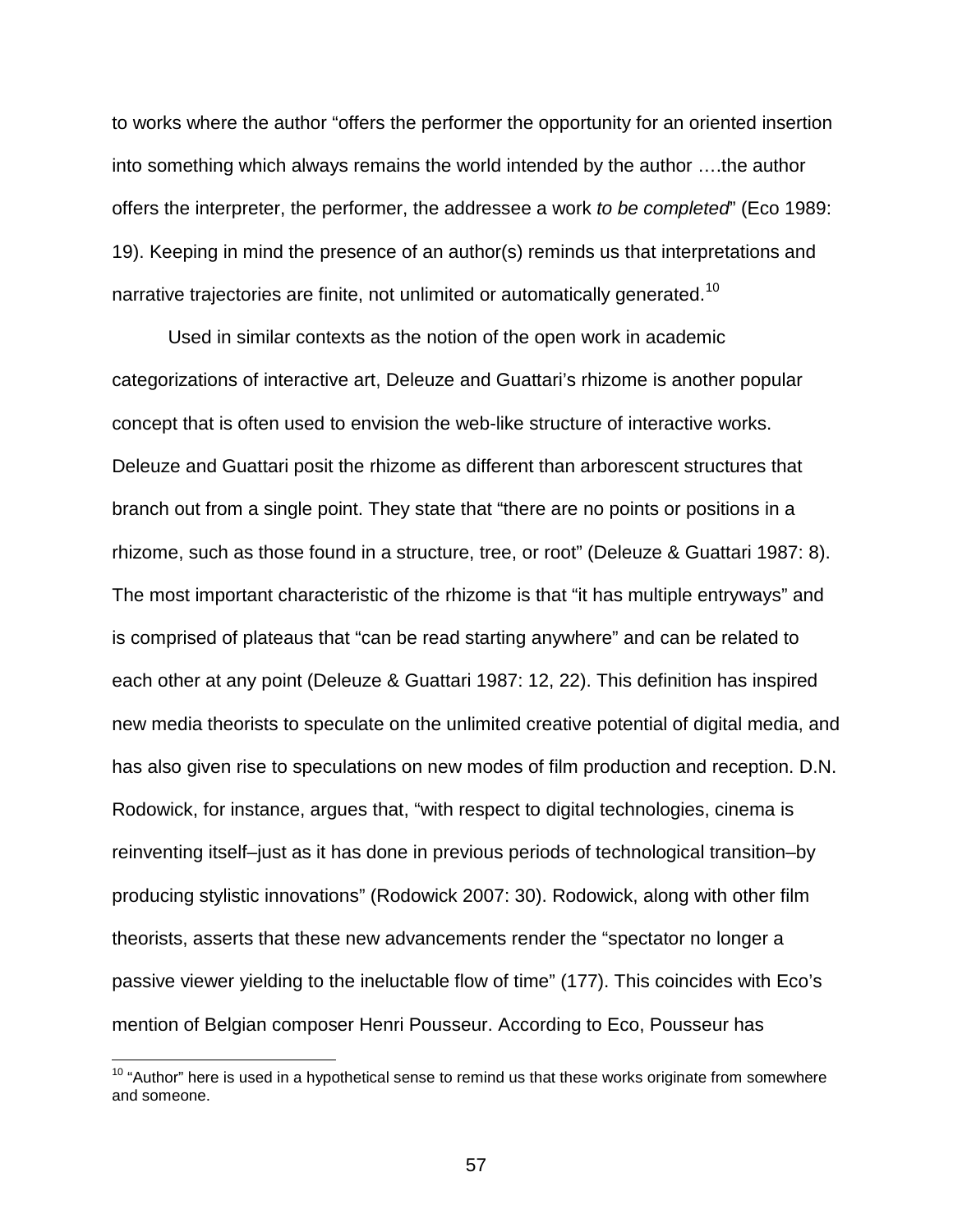to works where the author "offers the performer the opportunity for an oriented insertion into something which always remains the world intended by the author ….the author offers the interpreter, the performer, the addressee a work *to be completed*" (Eco 1989: 19). Keeping in mind the presence of an author(s) reminds us that interpretations and narrative trajectories are finite, not unlimited or automatically generated.[10]

Used in similar contexts as the notion of the open work in academic categorizations of interactive art, Deleuze and Guattari's rhizome is another popular concept that is often used to envision the web-like structure of interactive works. Deleuze and Guattari posit the rhizome as different than arborescent structures that branch out from a single point. They state that "there are no points or positions in a rhizome, such as those found in a structure, tree, or root" (Deleuze & Guattari 1987: 8). The most important characteristic of the rhizome is that "it has multiple entryways" and is comprised of plateaus that "can be read starting anywhere" and can be related to each other at any point (Deleuze & Guattari 1987: 12, 22). This definition has inspired new media theorists to speculate on the unlimited creative potential of digital media, and has also given rise to speculations on new modes of film production and reception. D.N. Rodowick, for instance, argues that, "with respect to digital technologies, cinema is reinventing itself–just as it has done in previous periods of technological transition–by producing stylistic innovations" (Rodowick 2007: 30). Rodowick, along with other film theorists, asserts that these new advancements render the "spectator no longer a passive viewer yielding to the ineluctable flow of time" (177). This coincides with Eco's mention of Belgian composer Henri Pousseur. According to Eco, Pousseur has

[10] "Author" here is used in a hypothetical sense to remind us that these works originate from somewhere and someone.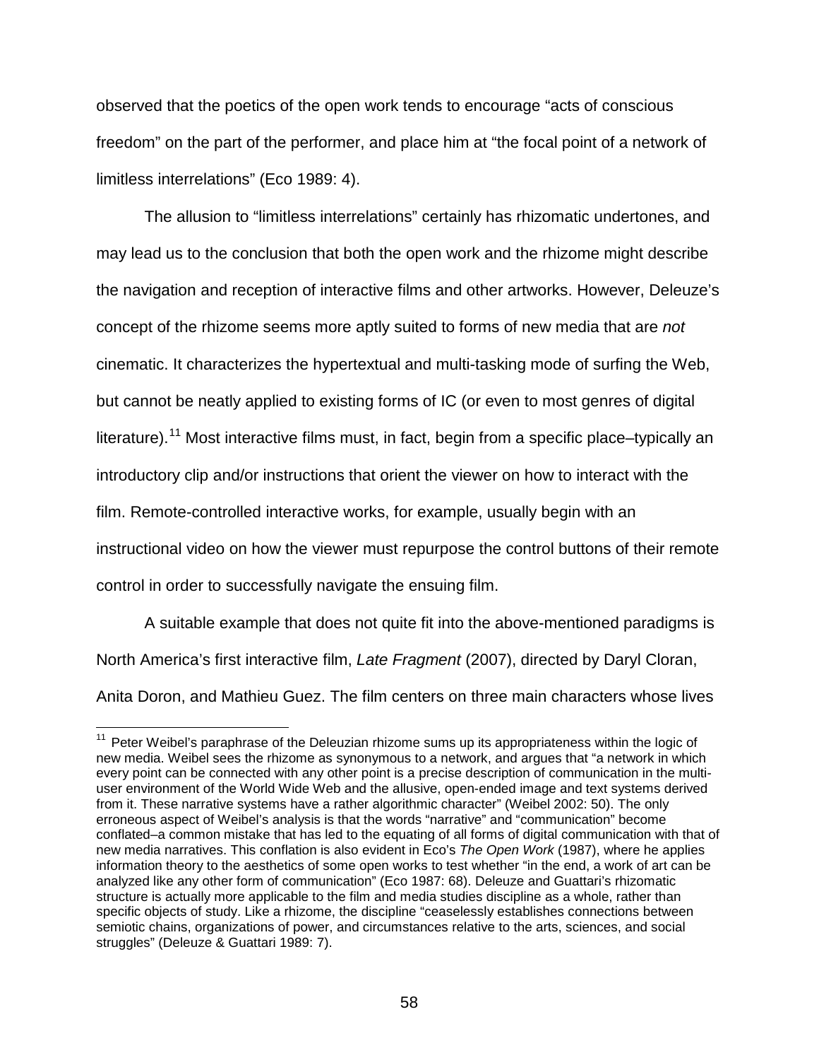observed that the poetics of the open work tends to encourage “acts of conscious freedom” on the part of the performer, and place him at “the focal point of a network of limitless interrelations” (Eco 1989: 4).

The allusion to “limitless interrelations” certainly has rhizomatic undertones, and may lead us to the conclusion that both the open work and the rhizome might describe the navigation and reception of interactive films and other artworks. However, Deleuze’s concept of the rhizome seems more aptly suited to forms of new media that are *not* cinematic. It characterizes the hypertextual and multi-tasking mode of surfing the Web, but cannot be neatly applied to existing forms of IC (or even to most genres of digital literature).[11] Most interactive films must, in fact, begin from a specific place–typically an introductory clip and/or instructions that orient the viewer on how to interact with the film. Remote-controlled interactive works, for example, usually begin with an instructional video on how the viewer must repurpose the control buttons of their remote control in order to successfully navigate the ensuing film.

A suitable example that does not quite fit into the above-mentioned paradigms is North America’s first interactive film, *Late Fragment* (2007), directed by Daryl Cloran, Anita Doron, and Mathieu Guez. The film centers on three main characters whose lives

---

[11] Peter Weibel’s paraphrase of the Deleuzian rhizome sums up its appropriateness within the logic of new media. Weibel sees the rhizome as synonymous to a network, and argues that “a network in which every point can be connected with any other point is a precise description of communication in the multi-user environment of the World Wide Web and the allusive, open-ended image and text systems derived from it. These narrative systems have a rather algorithmic character” (Weibel 2002: 50). The only erroneous aspect of Weibel’s analysis is that the words “narrative” and “communication” become conflated–a common mistake that has led to the equating of all forms of digital communication with that of new media narratives. This conflation is also evident in Eco’s *The Open Work* (1987), where he applies information theory to the aesthetics of some open works to test whether “in the end, a work of art can be analyzed like any other form of communication” (Eco 1987: 68). Deleuze and Guattari’s rhizomatic structure is actually more applicable to the film and media studies discipline as a whole, rather than specific objects of study. Like a rhizome, the discipline “ceaselessly establishes connections between semiotic chains, organizations of power, and circumstances relative to the arts, sciences, and social struggles” (Deleuze & Guattari 1989: 7).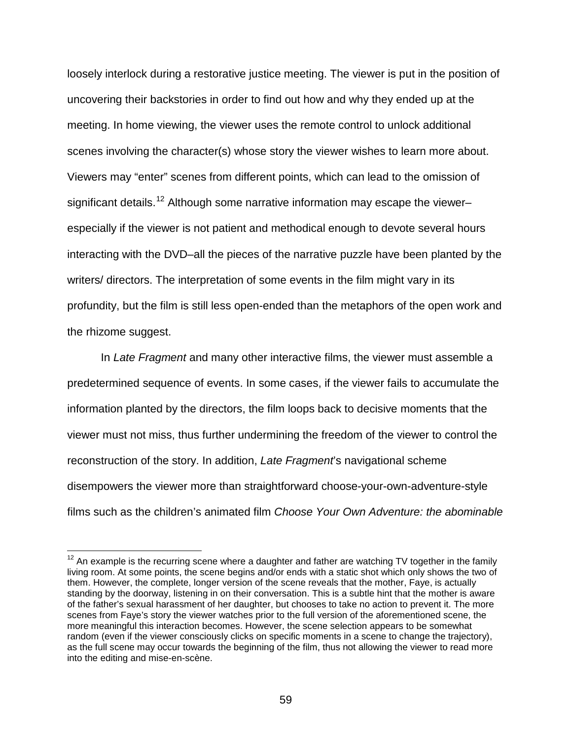loosely interlock during a restorative justice meeting. The viewer is put in the position of uncovering their backstories in order to find out how and why they ended up at the meeting. In home viewing, the viewer uses the remote control to unlock additional scenes involving the character(s) whose story the viewer wishes to learn more about. Viewers may "enter" scenes from different points, which can lead to the omission of significant details.[12] Although some narrative information may escape the viewer–especially if the viewer is not patient and methodical enough to devote several hours interacting with the DVD–all the pieces of the narrative puzzle have been planted by the writers/ directors. The interpretation of some events in the film might vary in its profundity, but the film is still less open-ended than the metaphors of the open work and the rhizome suggest.

In *Late Fragment* and many other interactive films, the viewer must assemble a predetermined sequence of events. In some cases, if the viewer fails to accumulate the information planted by the directors, the film loops back to decisive moments that the viewer must not miss, thus further undermining the freedom of the viewer to control the reconstruction of the story. In addition, *Late Fragment*'s navigational scheme disempowers the viewer more than straightforward choose-your-own-adventure-style films such as the children's animated film *Choose Your Own Adventure: the abominable*

[12] An example is the recurring scene where a daughter and father are watching TV together in the family living room. At some points, the scene begins and/or ends with a static shot which only shows the two of them. However, the complete, longer version of the scene reveals that the mother, Faye, is actually standing by the doorway, listening in on their conversation. This is a subtle hint that the mother is aware of the father's sexual harassment of her daughter, but chooses to take no action to prevent it. The more scenes from Faye's story the viewer watches prior to the full version of the aforementioned scene, the more meaningful this interaction becomes. However, the scene selection appears to be somewhat random (even if the viewer consciously clicks on specific moments in a scene to change the trajectory), as the full scene may occur towards the beginning of the film, thus not allowing the viewer to read more into the editing and mise-en-scène.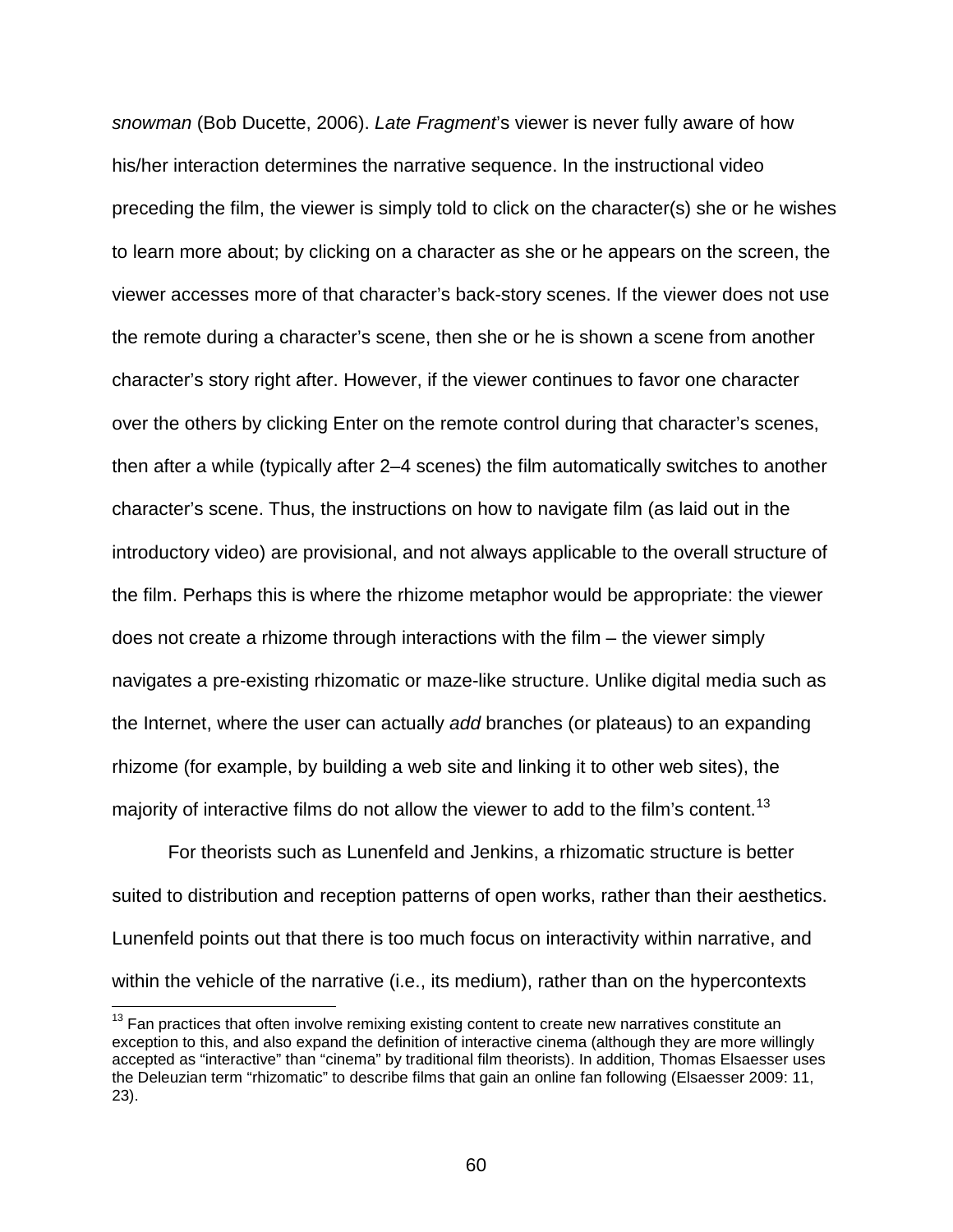*snowman* (Bob Ducette, 2006). *Late Fragment*'s viewer is never fully aware of how his/her interaction determines the narrative sequence. In the instructional video preceding the film, the viewer is simply told to click on the character(s) she or he wishes to learn more about; by clicking on a character as she or he appears on the screen, the viewer accesses more of that character's back-story scenes. If the viewer does not use the remote during a character's scene, then she or he is shown a scene from another character's story right after. However, if the viewer continues to favor one character over the others by clicking Enter on the remote control during that character's scenes, then after a while (typically after 2–4 scenes) the film automatically switches to another character's scene. Thus, the instructions on how to navigate film (as laid out in the introductory video) are provisional, and not always applicable to the overall structure of the film. Perhaps this is where the rhizome metaphor would be appropriate: the viewer does not create a rhizome through interactions with the film – the viewer simply navigates a pre-existing rhizomatic or maze-like structure. Unlike digital media such as the Internet, where the user can actually *add* branches (or plateaus) to an expanding rhizome (for example, by building a web site and linking it to other web sites), the majority of interactive films do not allow the viewer to add to the film's content.[13]

For theorists such as Lunenfeld and Jenkins, a rhizomatic structure is better suited to distribution and reception patterns of open works, rather than their aesthetics. Lunenfeld points out that there is too much focus on interactivity within narrative, and within the vehicle of the narrative (i.e., its medium), rather than on the hypercontexts

[13] Fan practices that often involve remixing existing content to create new narratives constitute an exception to this, and also expand the definition of interactive cinema (although they are more willingly accepted as "interactive" than "cinema" by traditional film theorists). In addition, Thomas Elsaesser uses the Deleuzian term "rhizomatic" to describe films that gain an online fan following (Elsaesser 2009: 11, 23).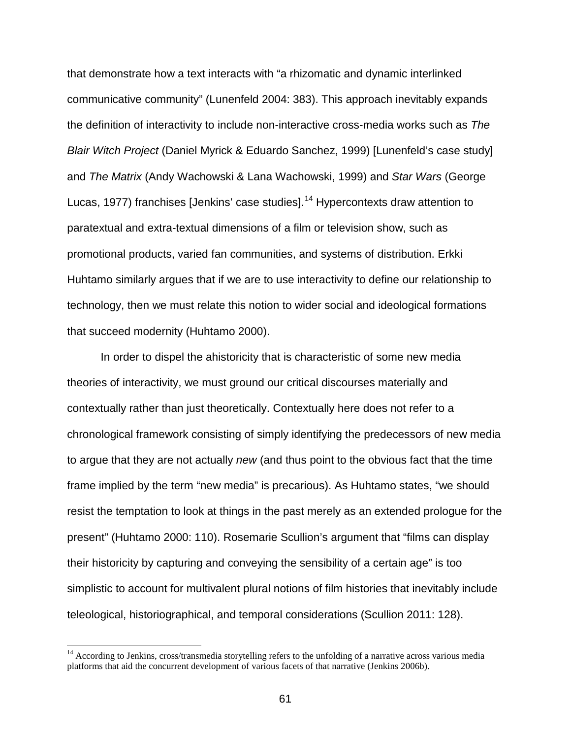that demonstrate how a text interacts with "a rhizomatic and dynamic interlinked communicative community" (Lunenfeld 2004: 383). This approach inevitably expands the definition of interactivity to include non-interactive cross-media works such as *The Blair Witch Project* (Daniel Myrick & Eduardo Sanchez, 1999) [Lunenfeld's case study] and *The Matrix* (Andy Wachowski & Lana Wachowski, 1999) and *Star Wars* (George Lucas, 1977) franchises [Jenkins' case studies].[14] Hypercontexts draw attention to paratextual and extra-textual dimensions of a film or television show, such as promotional products, varied fan communities, and systems of distribution. Erkki Huhtamo similarly argues that if we are to use interactivity to define our relationship to technology, then we must relate this notion to wider social and ideological formations that succeed modernity (Huhtamo 2000).

In order to dispel the ahistoricity that is characteristic of some new media theories of interactivity, we must ground our critical discourses materially and contextually rather than just theoretically. Contextually here does not refer to a chronological framework consisting of simply identifying the predecessors of new media to argue that they are not actually *new* (and thus point to the obvious fact that the time frame implied by the term "new media" is precarious). As Huhtamo states, "we should resist the temptation to look at things in the past merely as an extended prologue for the present" (Huhtamo 2000: 110). Rosemarie Scullion's argument that "films can display their historicity by capturing and conveying the sensibility of a certain age" is too simplistic to account for multivalent plural notions of film histories that inevitably include teleological, historiographical, and temporal considerations (Scullion 2011: 128).

[14] According to Jenkins, cross/transmedia storytelling refers to the unfolding of a narrative across various media platforms that aid the concurrent development of various facets of that narrative (Jenkins 2006b).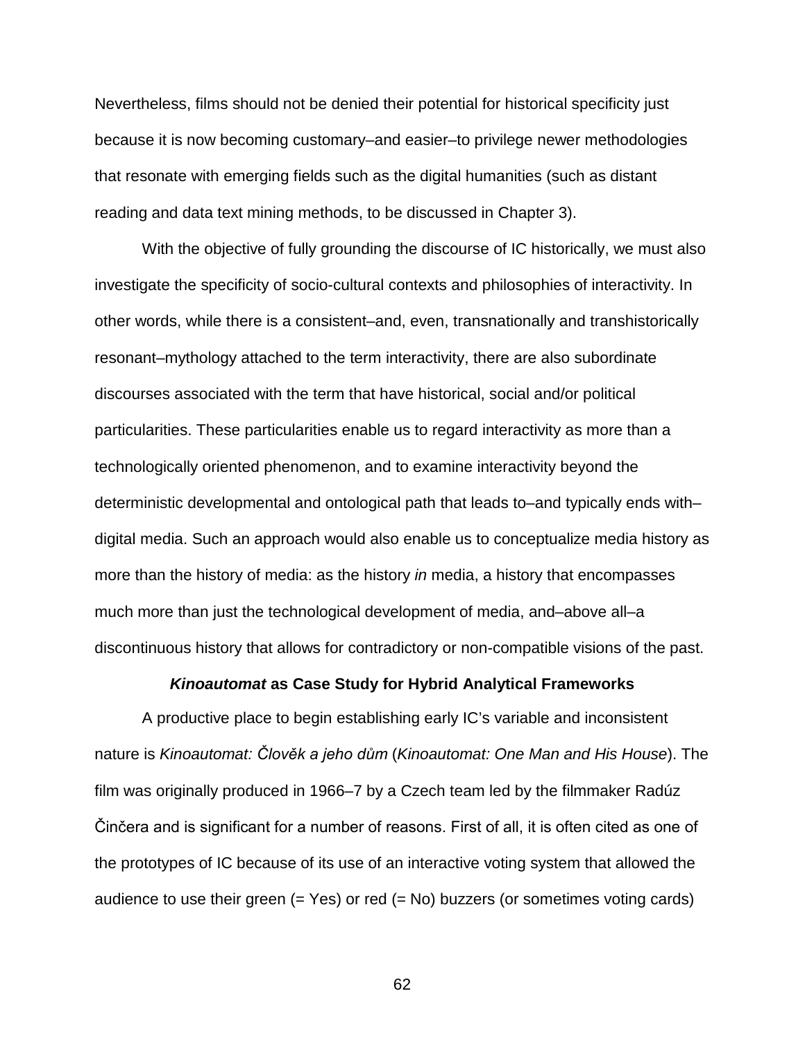Nevertheless, films should not be denied their potential for historical specificity just because it is now becoming customary–and easier–to privilege newer methodologies that resonate with emerging fields such as the digital humanities (such as distant reading and data text mining methods, to be discussed in Chapter 3).

With the objective of fully grounding the discourse of IC historically, we must also investigate the specificity of socio-cultural contexts and philosophies of interactivity. In other words, while there is a consistent–and, even, transnationally and transhistorically resonant–mythology attached to the term interactivity, there are also subordinate discourses associated with the term that have historical, social and/or political particularities. These particularities enable us to regard interactivity as more than a technologically oriented phenomenon, and to examine interactivity beyond the deterministic developmental and ontological path that leads to–and typically ends with–digital media. Such an approach would also enable us to conceptualize media history as more than the history of media: as the history *in* media, a history that encompasses much more than just the technological development of media, and–above all–a discontinuous history that allows for contradictory or non-compatible visions of the past.

### ***Kinoautomat*** **as Case Study for Hybrid Analytical Frameworks**

A productive place to begin establishing early IC's variable and inconsistent nature is *Kinoautomat: Člověk a jeho dům* (*Kinoautomat: One Man and His House*). The film was originally produced in 1966–7 by a Czech team led by the filmmaker Radúz Činčera and is significant for a number of reasons. First of all, it is often cited as one of the prototypes of IC because of its use of an interactive voting system that allowed the audience to use their green (= Yes) or red (= No) buzzers (or sometimes voting cards)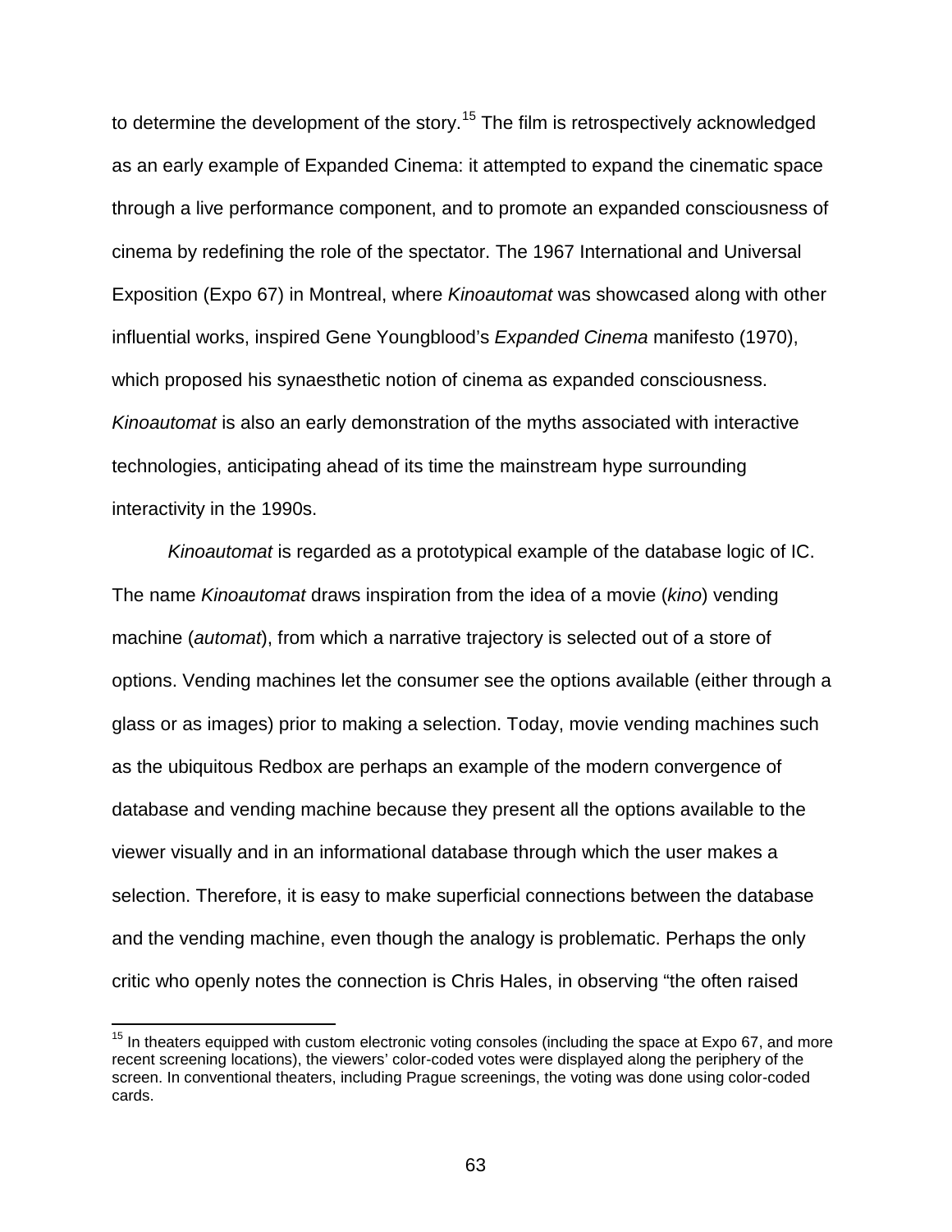to determine the development of the story.[15] The film is retrospectively acknowledged as an early example of Expanded Cinema: it attempted to expand the cinematic space through a live performance component, and to promote an expanded consciousness of cinema by redefining the role of the spectator. The 1967 International and Universal Exposition (Expo 67) in Montreal, where *Kinoautomat* was showcased along with other influential works, inspired Gene Youngblood's *Expanded Cinema* manifesto (1970), which proposed his synaesthetic notion of cinema as expanded consciousness. *Kinoautomat* is also an early demonstration of the myths associated with interactive technologies, anticipating ahead of its time the mainstream hype surrounding interactivity in the 1990s.

*Kinoautomat* is regarded as a prototypical example of the database logic of IC. The name *Kinoautomat* draws inspiration from the idea of a movie (*kino*) vending machine (*automat*), from which a narrative trajectory is selected out of a store of options. Vending machines let the consumer see the options available (either through a glass or as images) prior to making a selection. Today, movie vending machines such as the ubiquitous Redbox are perhaps an example of the modern convergence of database and vending machine because they present all the options available to the viewer visually and in an informational database through which the user makes a selection. Therefore, it is easy to make superficial connections between the database and the vending machine, even though the analogy is problematic. Perhaps the only critic who openly notes the connection is Chris Hales, in observing "the often raised

[15] In theaters equipped with custom electronic voting consoles (including the space at Expo 67, and more recent screening locations), the viewers' color-coded votes were displayed along the periphery of the screen. In conventional theaters, including Prague screenings, the voting was done using color-coded cards.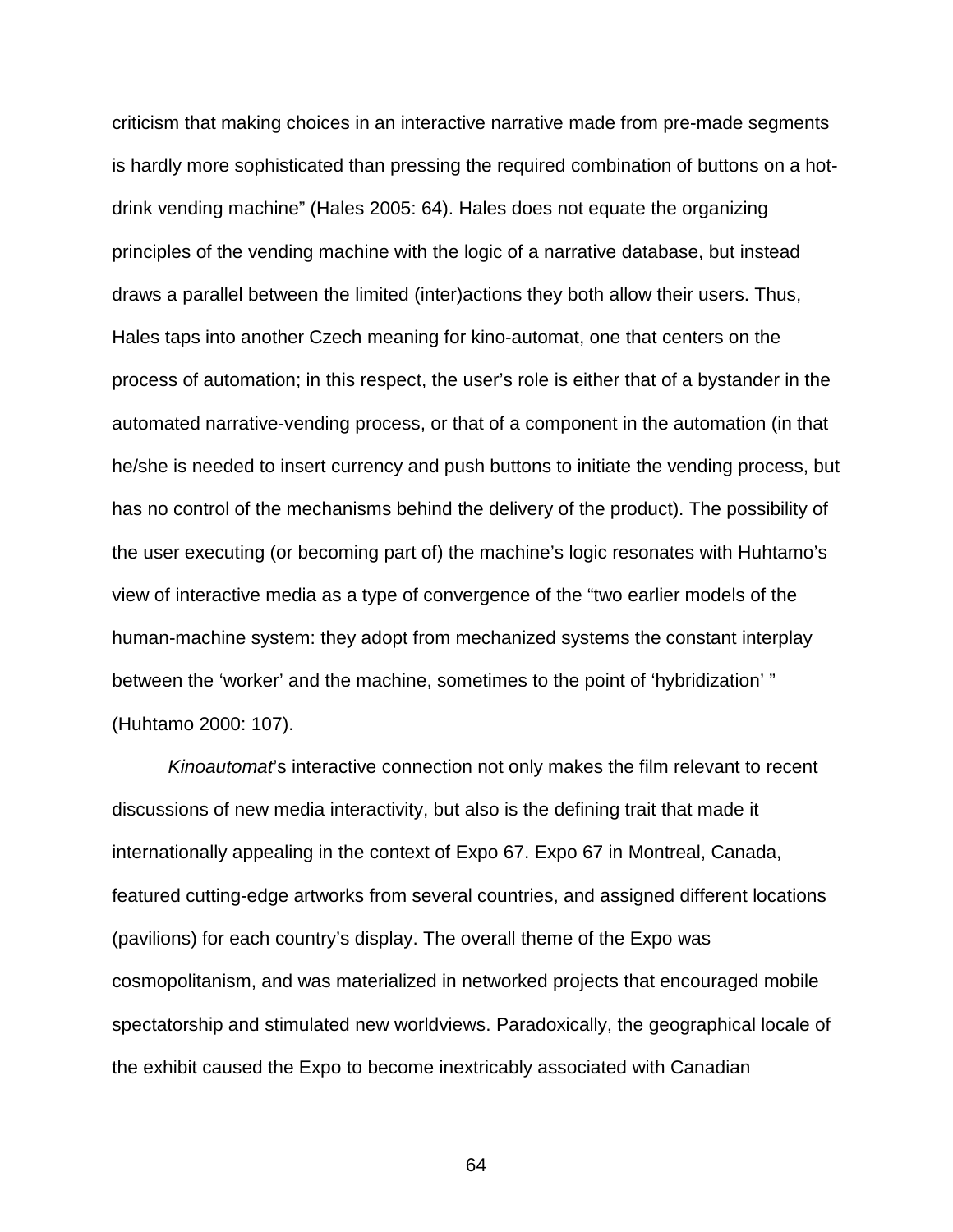criticism that making choices in an interactive narrative made from pre-made segments is hardly more sophisticated than pressing the required combination of buttons on a hot-drink vending machine" (Hales 2005: 64). Hales does not equate the organizing principles of the vending machine with the logic of a narrative database, but instead draws a parallel between the limited (inter)actions they both allow their users. Thus, Hales taps into another Czech meaning for kino-automat, one that centers on the process of automation; in this respect, the user's role is either that of a bystander in the automated narrative-vending process, or that of a component in the automation (in that he/she is needed to insert currency and push buttons to initiate the vending process, but has no control of the mechanisms behind the delivery of the product). The possibility of the user executing (or becoming part of) the machine's logic resonates with Huhtamo's view of interactive media as a type of convergence of the "two earlier models of the human-machine system: they adopt from mechanized systems the constant interplay between the 'worker' and the machine, sometimes to the point of 'hybridization' " (Huhtamo 2000: 107).

*Kinoautomat*'s interactive connection not only makes the film relevant to recent discussions of new media interactivity, but also is the defining trait that made it internationally appealing in the context of Expo 67. Expo 67 in Montreal, Canada, featured cutting-edge artworks from several countries, and assigned different locations (pavilions) for each country's display. The overall theme of the Expo was cosmopolitanism, and was materialized in networked projects that encouraged mobile spectatorship and stimulated new worldviews. Paradoxically, the geographical locale of the exhibit caused the Expo to become inextricably associated with Canadian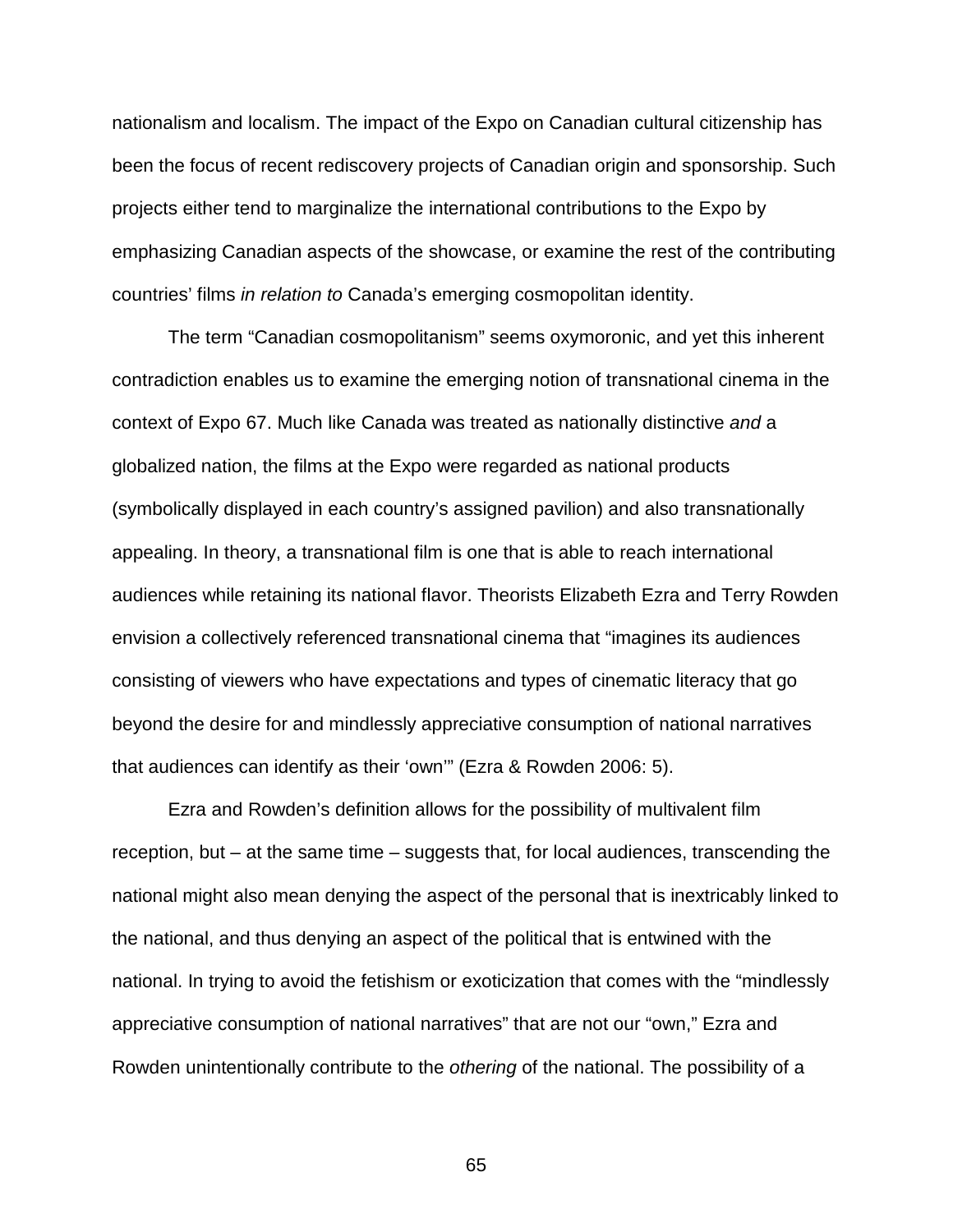nationalism and localism. The impact of the Expo on Canadian cultural citizenship has been the focus of recent rediscovery projects of Canadian origin and sponsorship. Such projects either tend to marginalize the international contributions to the Expo by emphasizing Canadian aspects of the showcase, or examine the rest of the contributing countries' films *in relation to* Canada's emerging cosmopolitan identity.

The term "Canadian cosmopolitanism" seems oxymoronic, and yet this inherent contradiction enables us to examine the emerging notion of transnational cinema in the context of Expo 67. Much like Canada was treated as nationally distinctive *and* a globalized nation, the films at the Expo were regarded as national products (symbolically displayed in each country's assigned pavilion) and also transnationally appealing. In theory, a transnational film is one that is able to reach international audiences while retaining its national flavor. Theorists Elizabeth Ezra and Terry Rowden envision a collectively referenced transnational cinema that "imagines its audiences consisting of viewers who have expectations and types of cinematic literacy that go beyond the desire for and mindlessly appreciative consumption of national narratives that audiences can identify as their 'own'" (Ezra & Rowden 2006: 5).

Ezra and Rowden's definition allows for the possibility of multivalent film reception, but – at the same time – suggests that, for local audiences, transcending the national might also mean denying the aspect of the personal that is inextricably linked to the national, and thus denying an aspect of the political that is entwined with the national. In trying to avoid the fetishism or exoticization that comes with the "mindlessly appreciative consumption of national narratives" that are not our "own," Ezra and Rowden unintentionally contribute to the *othering* of the national. The possibility of a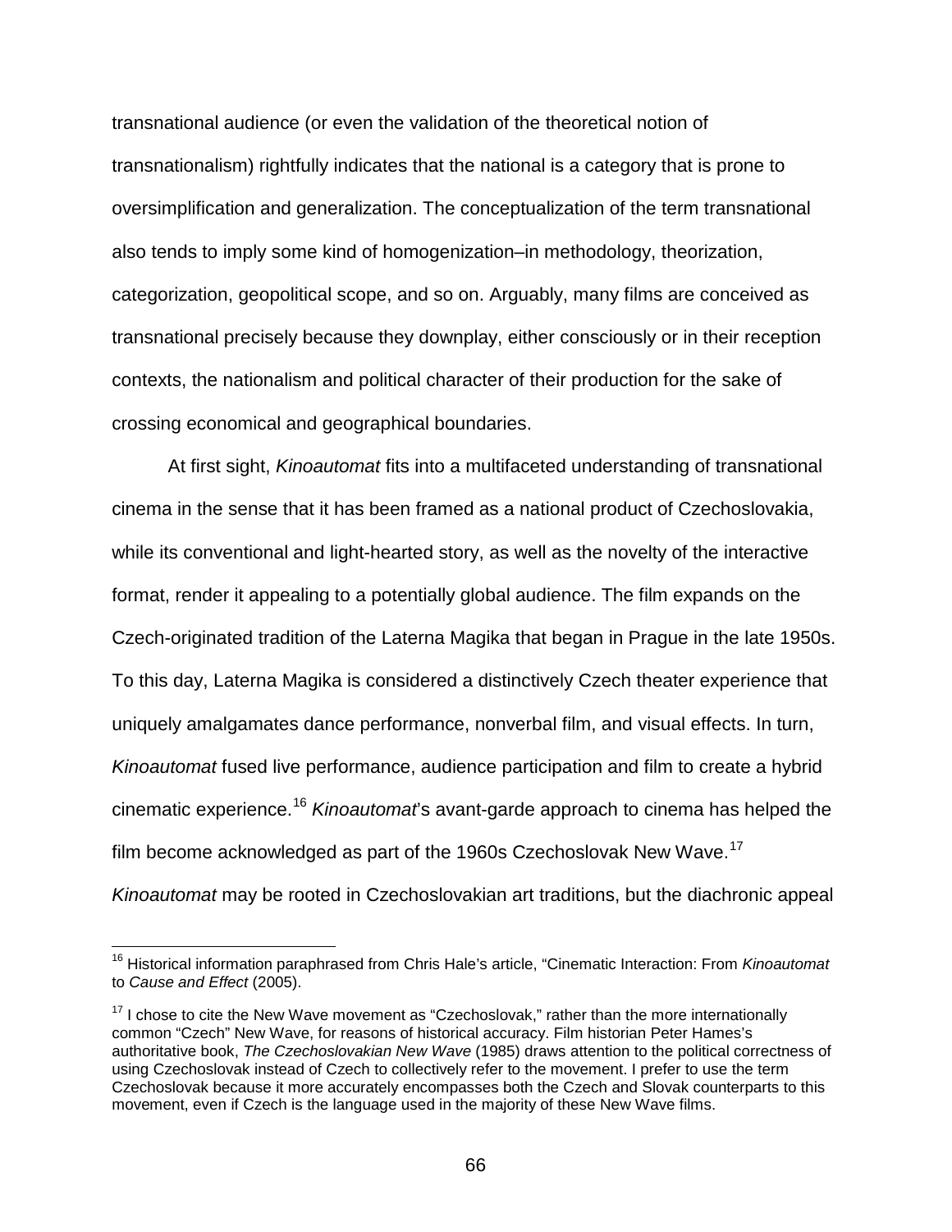transnational audience (or even the validation of the theoretical notion of transnationalism) rightfully indicates that the national is a category that is prone to oversimplification and generalization. The conceptualization of the term transnational also tends to imply some kind of homogenization–in methodology, theorization, categorization, geopolitical scope, and so on. Arguably, many films are conceived as transnational precisely because they downplay, either consciously or in their reception contexts, the nationalism and political character of their production for the sake of crossing economical and geographical boundaries.

At first sight, *Kinoautomat* fits into a multifaceted understanding of transnational cinema in the sense that it has been framed as a national product of Czechoslovakia, while its conventional and light-hearted story, as well as the novelty of the interactive format, render it appealing to a potentially global audience. The film expands on the Czech-originated tradition of the Laterna Magika that began in Prague in the late 1950s. To this day, Laterna Magika is considered a distinctively Czech theater experience that uniquely amalgamates dance performance, nonverbal film, and visual effects. In turn, *Kinoautomat* fused live performance, audience participation and film to create a hybrid cinematic experience.[16] *Kinoautomat*'s avant-garde approach to cinema has helped the film become acknowledged as part of the 1960s Czechoslovak New Wave.[17] *Kinoautomat* may be rooted in Czechoslovakian art traditions, but the diachronic appeal

---

[16] Historical information paraphrased from Chris Hale's article, "Cinematic Interaction: From *Kinoautomat* to *Cause and Effect* (2005).

[17] I chose to cite the New Wave movement as "Czechoslovak," rather than the more internationally common "Czech" New Wave, for reasons of historical accuracy. Film historian Peter Hames's authoritative book, *The Czechoslovakian New Wave* (1985) draws attention to the political correctness of using Czechoslovak instead of Czech to collectively refer to the movement. I prefer to use the term Czechoslovak because it more accurately encompasses both the Czech and Slovak counterparts to this movement, even if Czech is the language used in the majority of these New Wave films.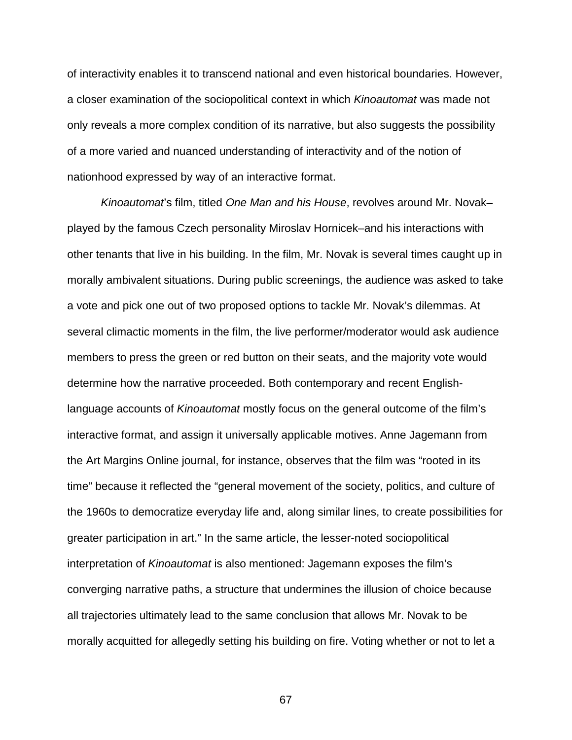of interactivity enables it to transcend national and even historical boundaries. However, a closer examination of the sociopolitical context in which *Kinoautomat* was made not only reveals a more complex condition of its narrative, but also suggests the possibility of a more varied and nuanced understanding of interactivity and of the notion of nationhood expressed by way of an interactive format.

*Kinoautomat*'s film, titled *One Man and his House*, revolves around Mr. Novak–played by the famous Czech personality Miroslav Hornicek–and his interactions with other tenants that live in his building. In the film, Mr. Novak is several times caught up in morally ambivalent situations. During public screenings, the audience was asked to take a vote and pick one out of two proposed options to tackle Mr. Novak's dilemmas. At several climactic moments in the film, the live performer/moderator would ask audience members to press the green or red button on their seats, and the majority vote would determine how the narrative proceeded. Both contemporary and recent English-language accounts of *Kinoautomat* mostly focus on the general outcome of the film's interactive format, and assign it universally applicable motives. Anne Jagemann from the Art Margins Online journal, for instance, observes that the film was "rooted in its time" because it reflected the "general movement of the society, politics, and culture of the 1960s to democratize everyday life and, along similar lines, to create possibilities for greater participation in art." In the same article, the lesser-noted sociopolitical interpretation of *Kinoautomat* is also mentioned: Jagemann exposes the film's converging narrative paths, a structure that undermines the illusion of choice because all trajectories ultimately lead to the same conclusion that allows Mr. Novak to be morally acquitted for allegedly setting his building on fire. Voting whether or not to let a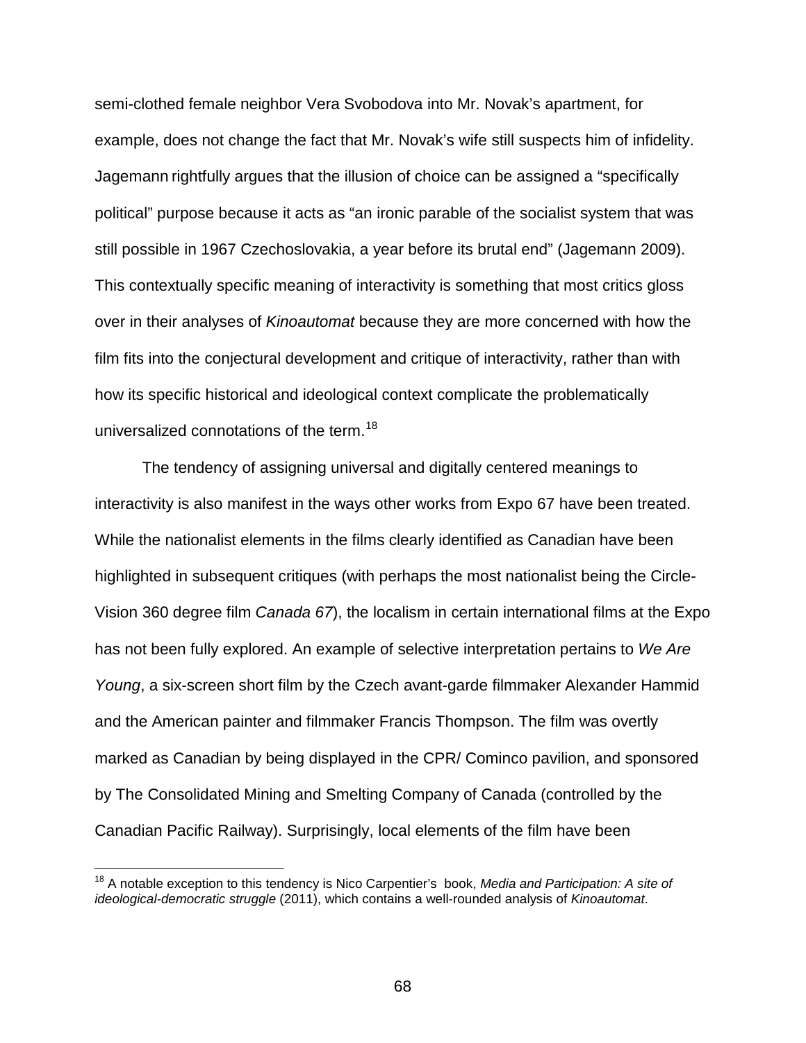semi-clothed female neighbor Vera Svobodova into Mr. Novak's apartment, for example, does not change the fact that Mr. Novak's wife still suspects him of infidelity. Jagemann rightfully argues that the illusion of choice can be assigned a "specifically political" purpose because it acts as "an ironic parable of the socialist system that was still possible in 1967 Czechoslovakia, a year before its brutal end" (Jagemann 2009). This contextually specific meaning of interactivity is something that most critics gloss over in their analyses of *Kinoautomat* because they are more concerned with how the film fits into the conjectural development and critique of interactivity, rather than with how its specific historical and ideological context complicate the problematically universalized connotations of the term.[18]

The tendency of assigning universal and digitally centered meanings to interactivity is also manifest in the ways other works from Expo 67 have been treated. While the nationalist elements in the films clearly identified as Canadian have been highlighted in subsequent critiques (with perhaps the most nationalist being the Circle-Vision 360 degree film *Canada 67*), the localism in certain international films at the Expo has not been fully explored. An example of selective interpretation pertains to *We Are Young*, a six-screen short film by the Czech avant-garde filmmaker Alexander Hammid and the American painter and filmmaker Francis Thompson. The film was overtly marked as Canadian by being displayed in the CPR/ Cominco pavilion, and sponsored by The Consolidated Mining and Smelting Company of Canada (controlled by the Canadian Pacific Railway). Surprisingly, local elements of the film have been

[18] A notable exception to this tendency is Nico Carpentier's book, *Media and Participation: A site of ideological-democratic struggle* (2011), which contains a well-rounded analysis of *Kinoautomat*.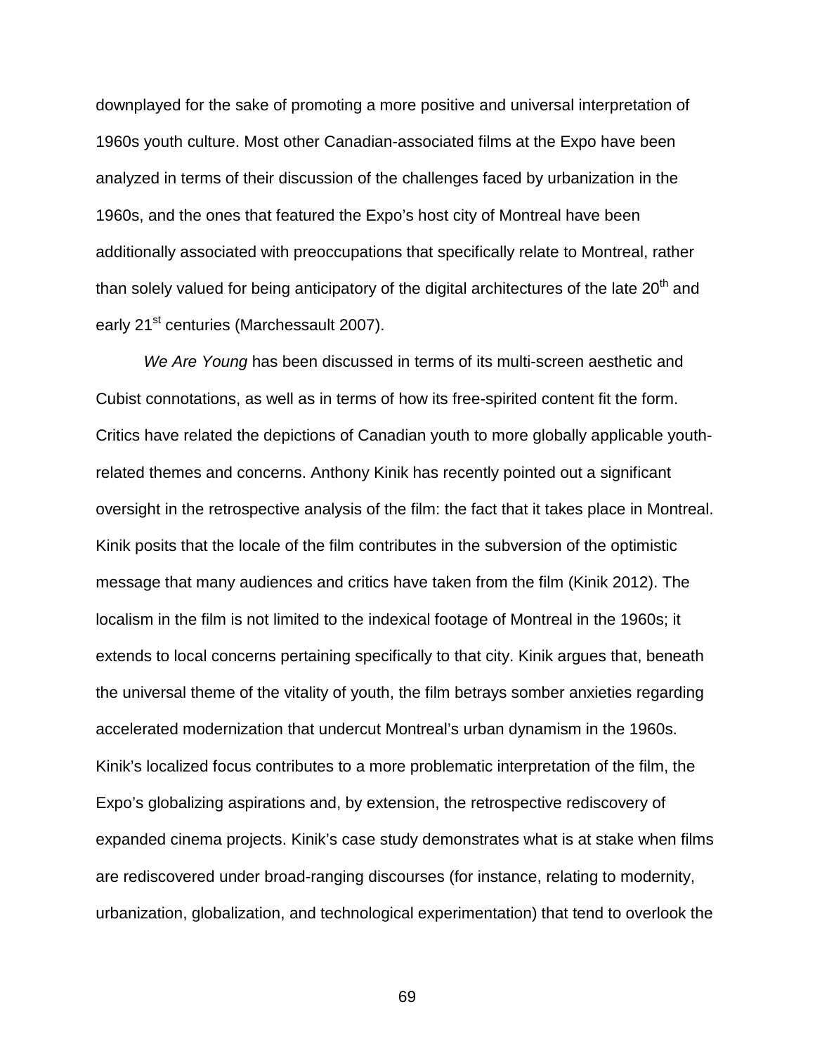downplayed for the sake of promoting a more positive and universal interpretation of 1960s youth culture. Most other Canadian-associated films at the Expo have been analyzed in terms of their discussion of the challenges faced by urbanization in the 1960s, and the ones that featured the Expo's host city of Montreal have been additionally associated with preoccupations that specifically relate to Montreal, rather than solely valued for being anticipatory of the digital architectures of the late 20th and early 21st centuries (Marchessault 2007).

*We Are Young* has been discussed in terms of its multi-screen aesthetic and Cubist connotations, as well as in terms of how its free-spirited content fit the form. Critics have related the depictions of Canadian youth to more globally applicable youth-related themes and concerns. Anthony Kinik has recently pointed out a significant oversight in the retrospective analysis of the film: the fact that it takes place in Montreal. Kinik posits that the locale of the film contributes in the subversion of the optimistic message that many audiences and critics have taken from the film (Kinik 2012). The localism in the film is not limited to the indexical footage of Montreal in the 1960s; it extends to local concerns pertaining specifically to that city. Kinik argues that, beneath the universal theme of the vitality of youth, the film betrays somber anxieties regarding accelerated modernization that undercut Montreal's urban dynamism in the 1960s. Kinik's localized focus contributes to a more problematic interpretation of the film, the Expo's globalizing aspirations and, by extension, the retrospective rediscovery of expanded cinema projects. Kinik's case study demonstrates what is at stake when films are rediscovered under broad-ranging discourses (for instance, relating to modernity, urbanization, globalization, and technological experimentation) that tend to overlook the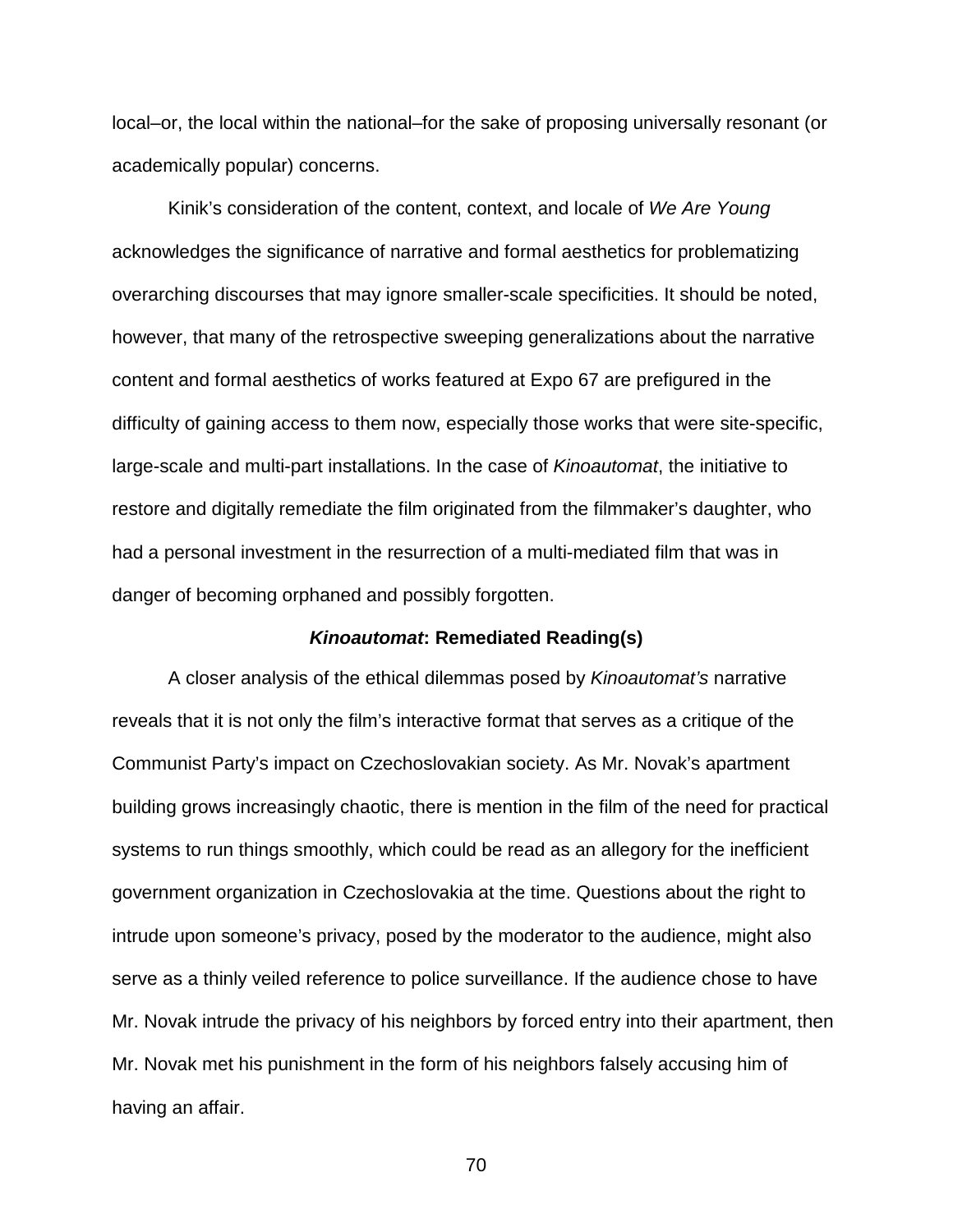local–or, the local within the national–for the sake of proposing universally resonant (or academically popular) concerns.

Kinik's consideration of the content, context, and locale of *We Are Young* acknowledges the significance of narrative and formal aesthetics for problematizing overarching discourses that may ignore smaller-scale specificities. It should be noted, however, that many of the retrospective sweeping generalizations about the narrative content and formal aesthetics of works featured at Expo 67 are prefigured in the difficulty of gaining access to them now, especially those works that were site-specific, large-scale and multi-part installations. In the case of *Kinoautomat*, the initiative to restore and digitally remediate the film originated from the filmmaker's daughter, who had a personal investment in the resurrection of a multi-mediated film that was in danger of becoming orphaned and possibly forgotten.

### ***Kinoautomat*: Remediated Reading(s)**

A closer analysis of the ethical dilemmas posed by *Kinoautomat's* narrative reveals that it is not only the film's interactive format that serves as a critique of the Communist Party's impact on Czechoslovakian society. As Mr. Novak's apartment building grows increasingly chaotic, there is mention in the film of the need for practical systems to run things smoothly, which could be read as an allegory for the inefficient government organization in Czechoslovakia at the time. Questions about the right to intrude upon someone's privacy, posed by the moderator to the audience, might also serve as a thinly veiled reference to police surveillance. If the audience chose to have Mr. Novak intrude the privacy of his neighbors by forced entry into their apartment, then Mr. Novak met his punishment in the form of his neighbors falsely accusing him of having an affair.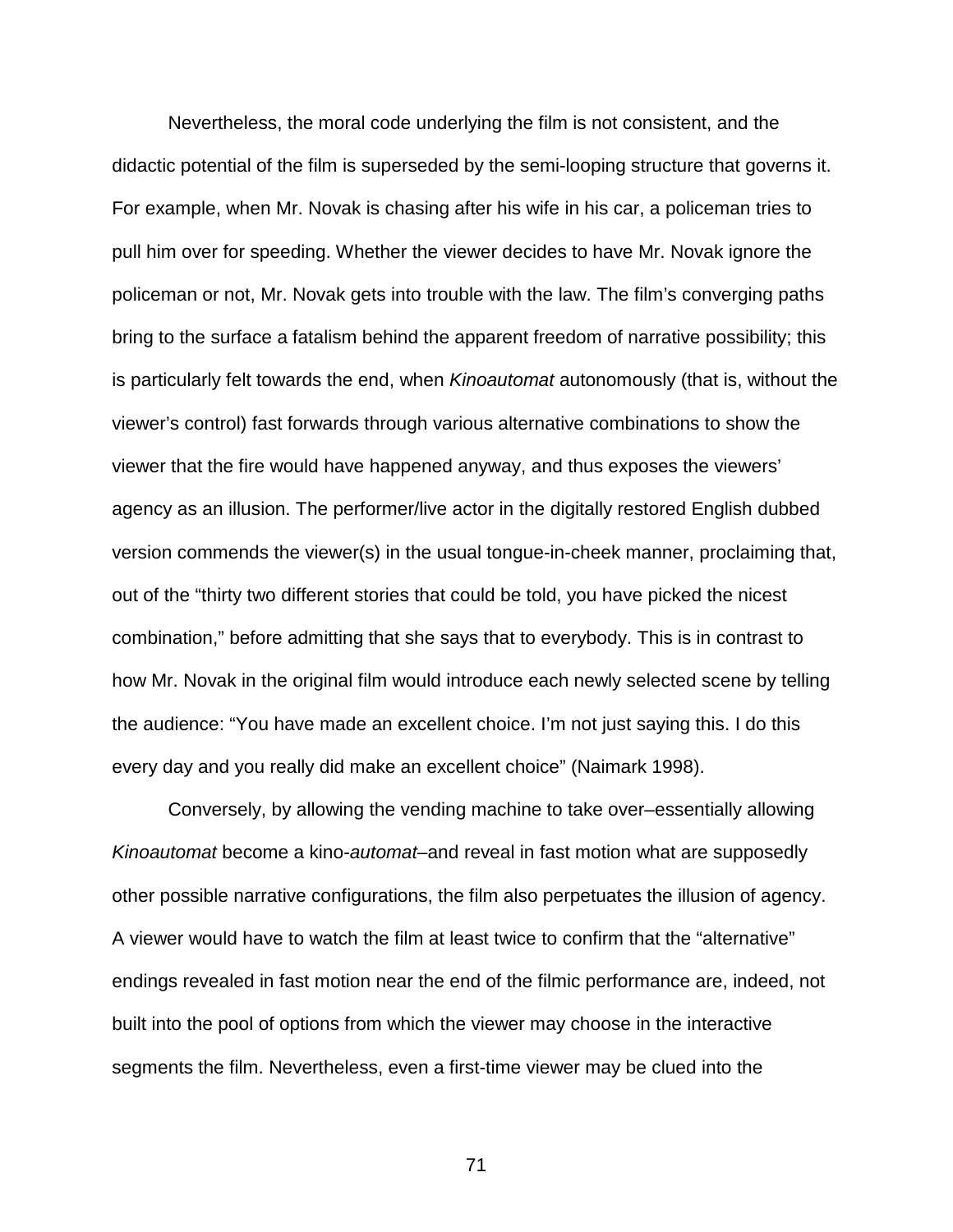Nevertheless, the moral code underlying the film is not consistent, and the didactic potential of the film is superseded by the semi-looping structure that governs it. For example, when Mr. Novak is chasing after his wife in his car, a policeman tries to pull him over for speeding. Whether the viewer decides to have Mr. Novak ignore the policeman or not, Mr. Novak gets into trouble with the law. The film's converging paths bring to the surface a fatalism behind the apparent freedom of narrative possibility; this is particularly felt towards the end, when *Kinoautomat* autonomously (that is, without the viewer's control) fast forwards through various alternative combinations to show the viewer that the fire would have happened anyway, and thus exposes the viewers' agency as an illusion. The performer/live actor in the digitally restored English dubbed version commends the viewer(s) in the usual tongue-in-cheek manner, proclaiming that, out of the "thirty two different stories that could be told, you have picked the nicest combination," before admitting that she says that to everybody. This is in contrast to how Mr. Novak in the original film would introduce each newly selected scene by telling the audience: "You have made an excellent choice. I'm not just saying this. I do this every day and you really did make an excellent choice" (Naimark 1998).

Conversely, by allowing the vending machine to take over–essentially allowing *Kinoautomat* become a kino-*automat*–and reveal in fast motion what are supposedly other possible narrative configurations, the film also perpetuates the illusion of agency. A viewer would have to watch the film at least twice to confirm that the "alternative" endings revealed in fast motion near the end of the filmic performance are, indeed, not built into the pool of options from which the viewer may choose in the interactive segments the film. Nevertheless, even a first-time viewer may be clued into the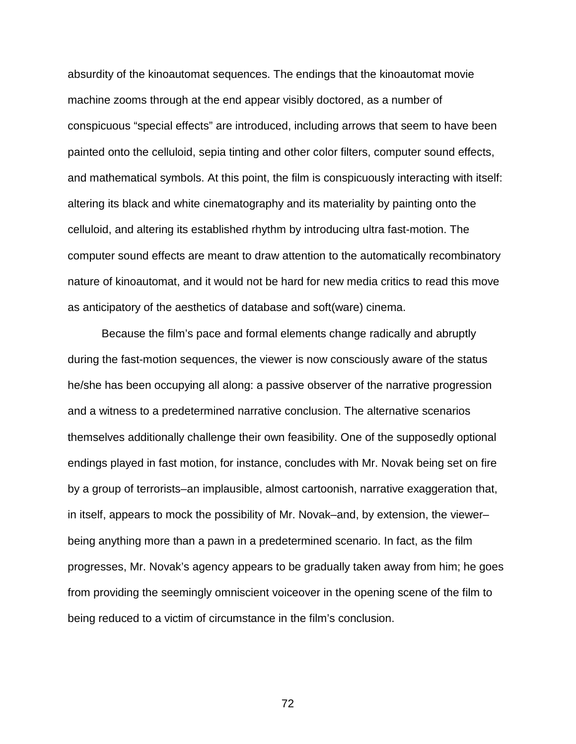absurdity of the kinoautomat sequences. The endings that the kinoautomat movie machine zooms through at the end appear visibly doctored, as a number of conspicuous “special effects” are introduced, including arrows that seem to have been painted onto the celluloid, sepia tinting and other color filters, computer sound effects, and mathematical symbols. At this point, the film is conspicuously interacting with itself: altering its black and white cinematography and its materiality by painting onto the celluloid, and altering its established rhythm by introducing ultra fast-motion. The computer sound effects are meant to draw attention to the automatically recombinatory nature of kinoautomat, and it would not be hard for new media critics to read this move as anticipatory of the aesthetics of database and soft(ware) cinema.

Because the film’s pace and formal elements change radically and abruptly during the fast-motion sequences, the viewer is now consciously aware of the status he/she has been occupying all along: a passive observer of the narrative progression and a witness to a predetermined narrative conclusion. The alternative scenarios themselves additionally challenge their own feasibility. One of the supposedly optional endings played in fast motion, for instance, concludes with Mr. Novak being set on fire by a group of terrorists–an implausible, almost cartoonish, narrative exaggeration that, in itself, appears to mock the possibility of Mr. Novak–and, by extension, the viewer–being anything more than a pawn in a predetermined scenario. In fact, as the film progresses, Mr. Novak’s agency appears to be gradually taken away from him; he goes from providing the seemingly omniscient voiceover in the opening scene of the film to being reduced to a victim of circumstance in the film’s conclusion.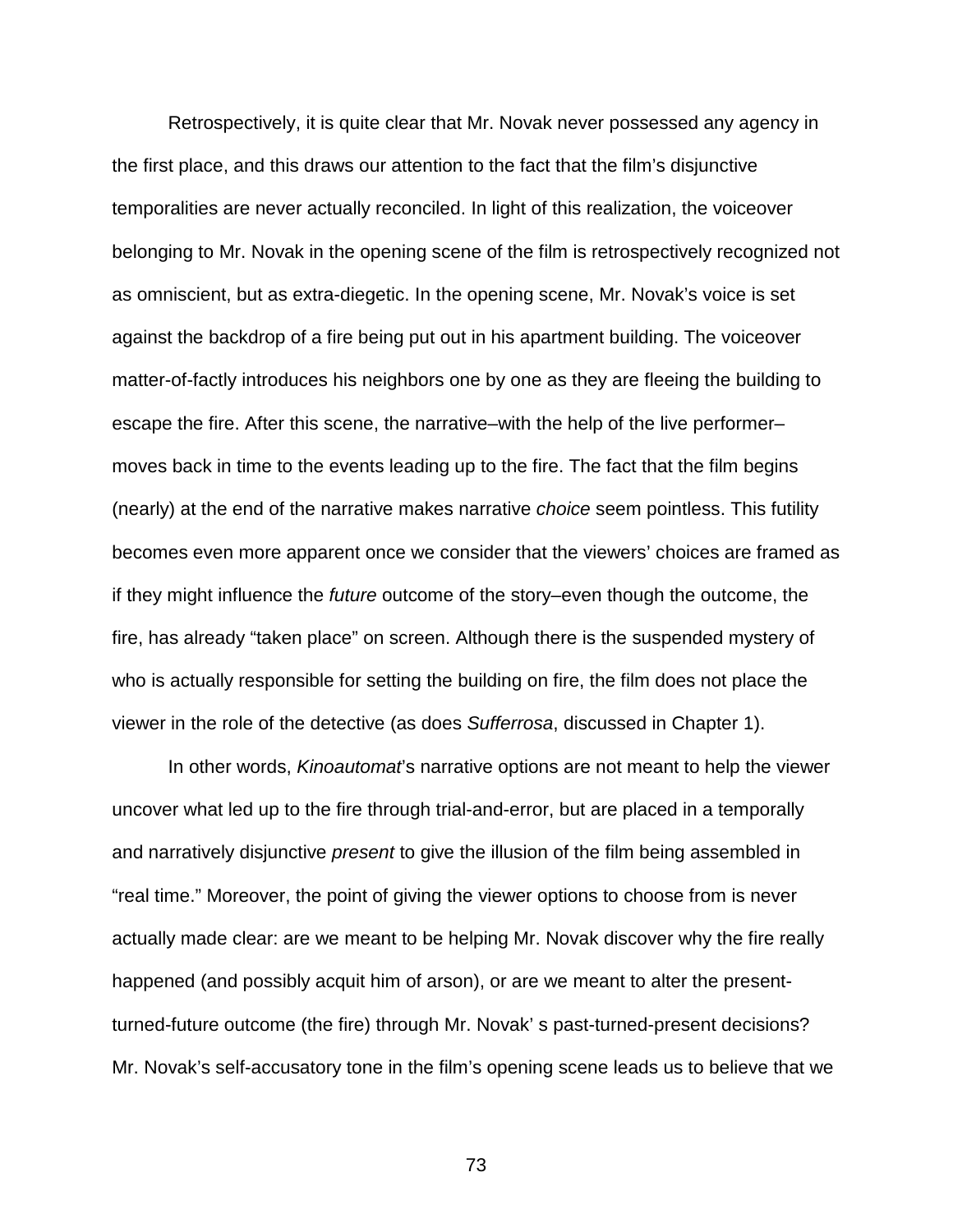Retrospectively, it is quite clear that Mr. Novak never possessed any agency in the first place, and this draws our attention to the fact that the film's disjunctive temporalities are never actually reconciled. In light of this realization, the voiceover belonging to Mr. Novak in the opening scene of the film is retrospectively recognized not as omniscient, but as extra-diegetic. In the opening scene, Mr. Novak's voice is set against the backdrop of a fire being put out in his apartment building. The voiceover matter-of-factly introduces his neighbors one by one as they are fleeing the building to escape the fire. After this scene, the narrative–with the help of the live performer–moves back in time to the events leading up to the fire. The fact that the film begins (nearly) at the end of the narrative makes narrative *choice* seem pointless. This futility becomes even more apparent once we consider that the viewers' choices are framed as if they might influence the *future* outcome of the story–even though the outcome, the fire, has already "taken place" on screen. Although there is the suspended mystery of who is actually responsible for setting the building on fire, the film does not place the viewer in the role of the detective (as does *Sufferrosa*, discussed in Chapter 1).

In other words, *Kinoautomat*'s narrative options are not meant to help the viewer uncover what led up to the fire through trial-and-error, but are placed in a temporally and narratively disjunctive *present* to give the illusion of the film being assembled in "real time." Moreover, the point of giving the viewer options to choose from is never actually made clear: are we meant to be helping Mr. Novak discover why the fire really happened (and possibly acquit him of arson), or are we meant to alter the present-turned-future outcome (the fire) through Mr. Novak' s past-turned-present decisions? Mr. Novak's self-accusatory tone in the film's opening scene leads us to believe that we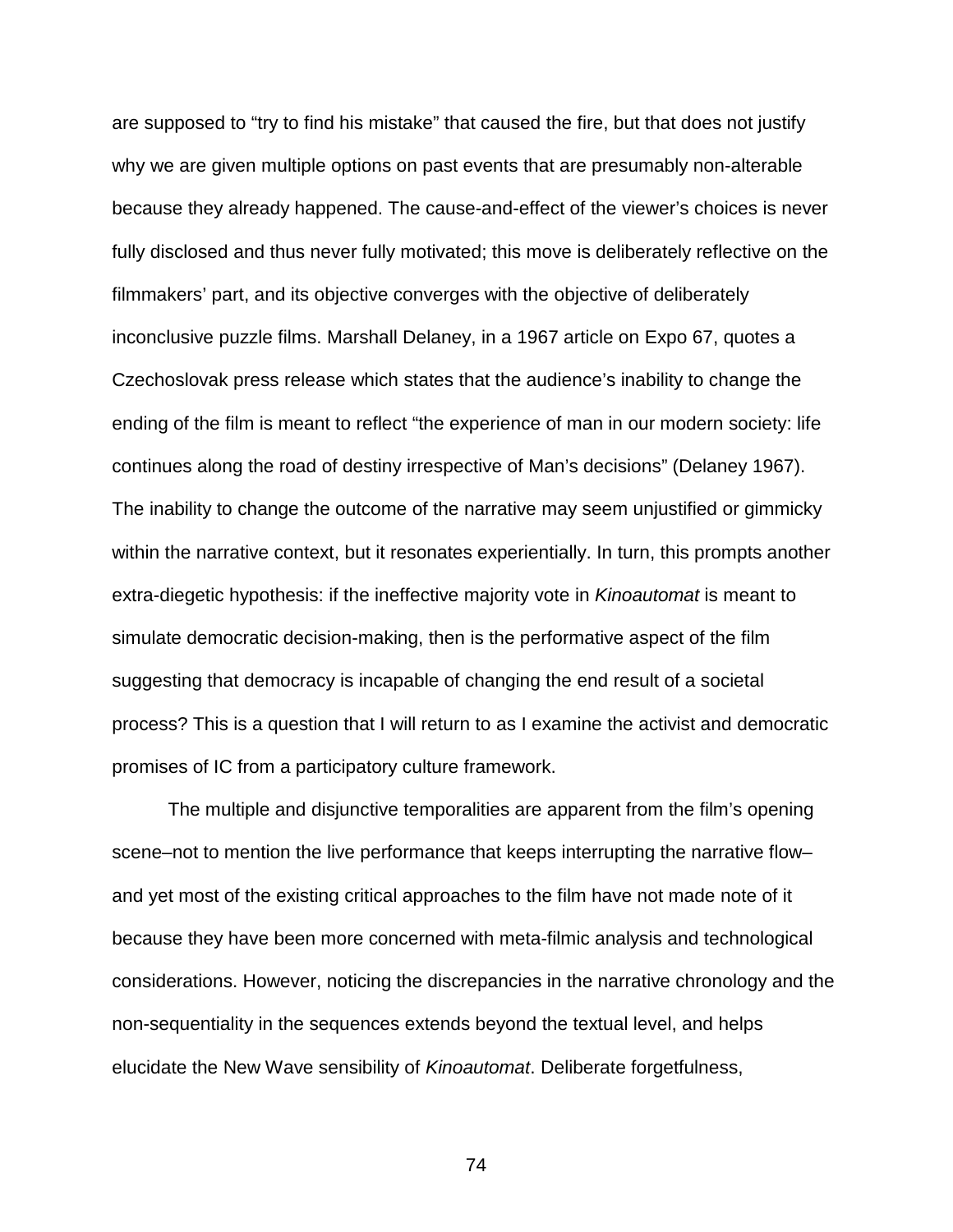are supposed to "try to find his mistake" that caused the fire, but that does not justify why we are given multiple options on past events that are presumably non-alterable because they already happened. The cause-and-effect of the viewer's choices is never fully disclosed and thus never fully motivated; this move is deliberately reflective on the filmmakers' part, and its objective converges with the objective of deliberately inconclusive puzzle films. Marshall Delaney, in a 1967 article on Expo 67, quotes a Czechoslovak press release which states that the audience's inability to change the ending of the film is meant to reflect "the experience of man in our modern society: life continues along the road of destiny irrespective of Man's decisions" (Delaney 1967). The inability to change the outcome of the narrative may seem unjustified or gimmicky within the narrative context, but it resonates experientially. In turn, this prompts another extra-diegetic hypothesis: if the ineffective majority vote in *Kinoautomat* is meant to simulate democratic decision-making, then is the performative aspect of the film suggesting that democracy is incapable of changing the end result of a societal process? This is a question that I will return to as I examine the activist and democratic promises of IC from a participatory culture framework.

The multiple and disjunctive temporalities are apparent from the film's opening scene–not to mention the live performance that keeps interrupting the narrative flow– and yet most of the existing critical approaches to the film have not made note of it because they have been more concerned with meta-filmic analysis and technological considerations. However, noticing the discrepancies in the narrative chronology and the non-sequentiality in the sequences extends beyond the textual level, and helps elucidate the New Wave sensibility of *Kinoautomat*. Deliberate forgetfulness,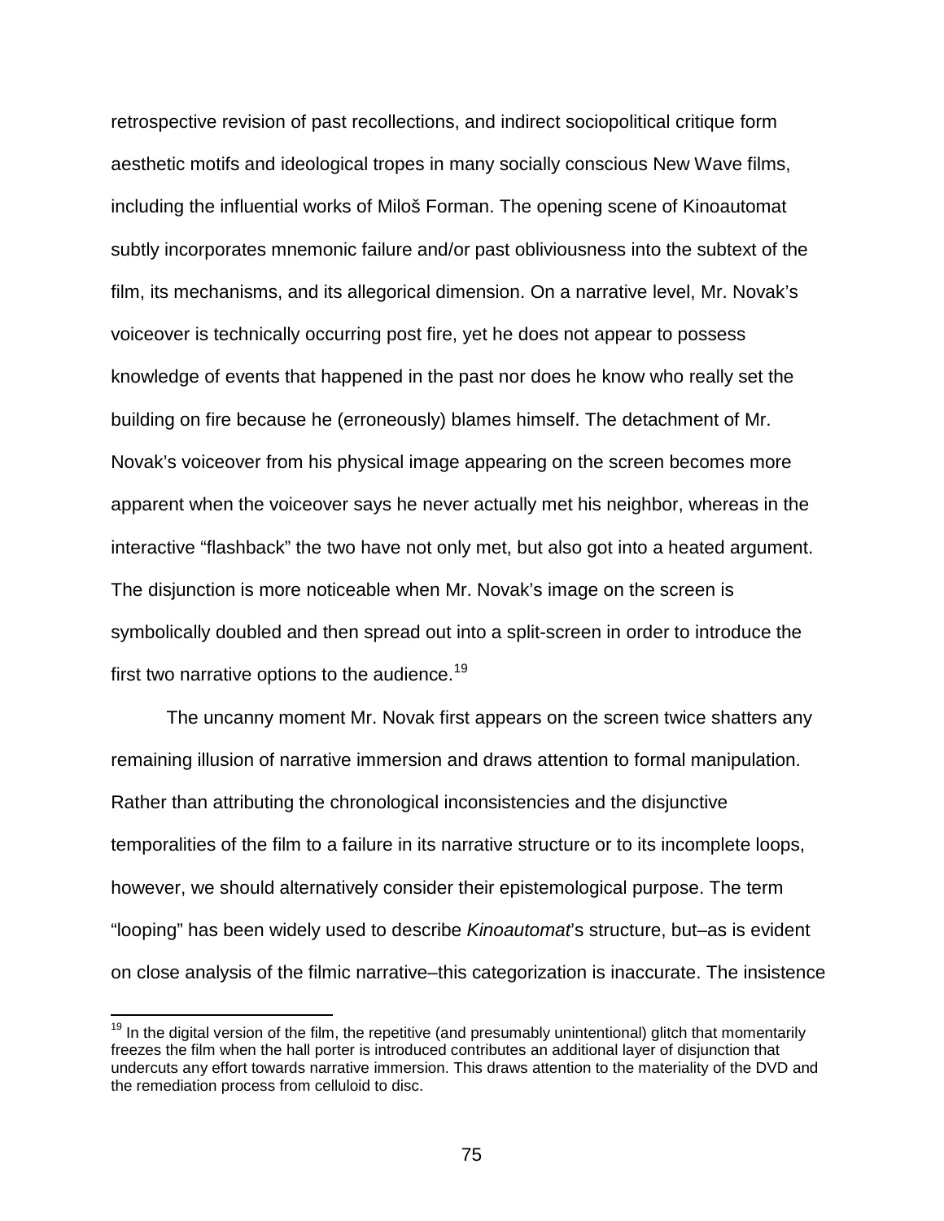retrospective revision of past recollections, and indirect sociopolitical critique form aesthetic motifs and ideological tropes in many socially conscious New Wave films, including the influential works of Miloš Forman. The opening scene of Kinoautomat subtly incorporates mnemonic failure and/or past obliviousness into the subtext of the film, its mechanisms, and its allegorical dimension. On a narrative level, Mr. Novak's voiceover is technically occurring post fire, yet he does not appear to possess knowledge of events that happened in the past nor does he know who really set the building on fire because he (erroneously) blames himself. The detachment of Mr. Novak's voiceover from his physical image appearing on the screen becomes more apparent when the voiceover says he never actually met his neighbor, whereas in the interactive "flashback" the two have not only met, but also got into a heated argument. The disjunction is more noticeable when Mr. Novak's image on the screen is symbolically doubled and then spread out into a split-screen in order to introduce the first two narrative options to the audience.[19]

The uncanny moment Mr. Novak first appears on the screen twice shatters any remaining illusion of narrative immersion and draws attention to formal manipulation. Rather than attributing the chronological inconsistencies and the disjunctive temporalities of the film to a failure in its narrative structure or to its incomplete loops, however, we should alternatively consider their epistemological purpose. The term "looping" has been widely used to describe *Kinoautomat*'s structure, but–as is evident on close analysis of the filmic narrative–this categorization is inaccurate. The insistence

[19] In the digital version of the film, the repetitive (and presumably unintentional) glitch that momentarily freezes the film when the hall porter is introduced contributes an additional layer of disjunction that undercuts any effort towards narrative immersion. This draws attention to the materiality of the DVD and the remediation process from celluloid to disc.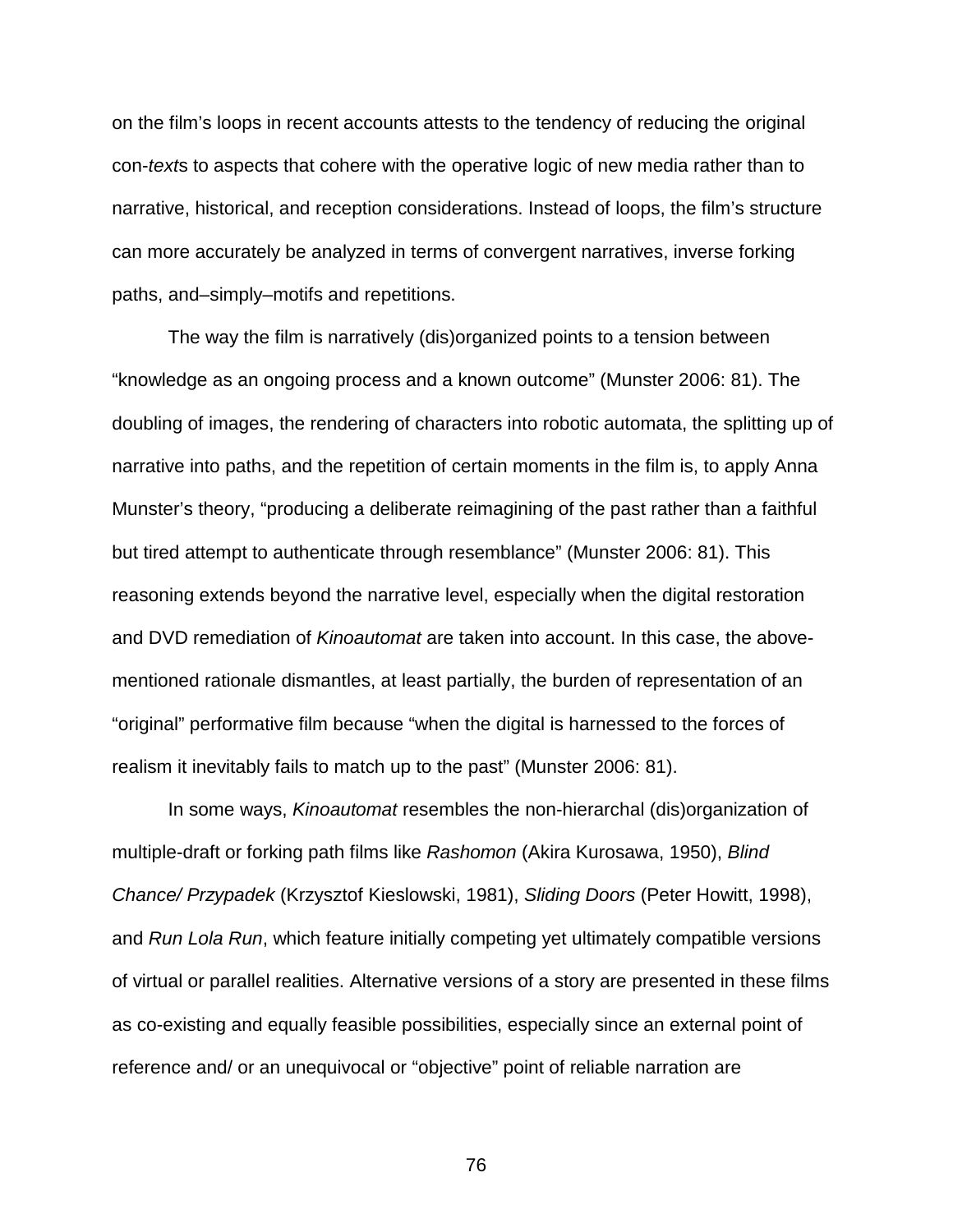on the film's loops in recent accounts attests to the tendency of reducing the original con-*texts* to aspects that cohere with the operative logic of new media rather than to narrative, historical, and reception considerations. Instead of loops, the film's structure can more accurately be analyzed in terms of convergent narratives, inverse forking paths, and–simply–motifs and repetitions.

The way the film is narratively (dis)organized points to a tension between "knowledge as an ongoing process and a known outcome" (Munster 2006: 81). The doubling of images, the rendering of characters into robotic automata, the splitting up of narrative into paths, and the repetition of certain moments in the film is, to apply Anna Munster's theory, "producing a deliberate reimagining of the past rather than a faithful but tired attempt to authenticate through resemblance" (Munster 2006: 81). This reasoning extends beyond the narrative level, especially when the digital restoration and DVD remediation of *Kinoautomat* are taken into account. In this case, the above-mentioned rationale dismantles, at least partially, the burden of representation of an "original" performative film because "when the digital is harnessed to the forces of realism it inevitably fails to match up to the past" (Munster 2006: 81).

In some ways, *Kinoautomat* resembles the non-hierarchal (dis)organization of multiple-draft or forking path films like *Rashomon* (Akira Kurosawa, 1950), *Blind Chance/ Przypadek* (Krzysztof Kieslowski, 1981), *Sliding Doors* (Peter Howitt, 1998), and *Run Lola Run*, which feature initially competing yet ultimately compatible versions of virtual or parallel realities. Alternative versions of a story are presented in these films as co-existing and equally feasible possibilities, especially since an external point of reference and/ or an unequivocal or "objective" point of reliable narration are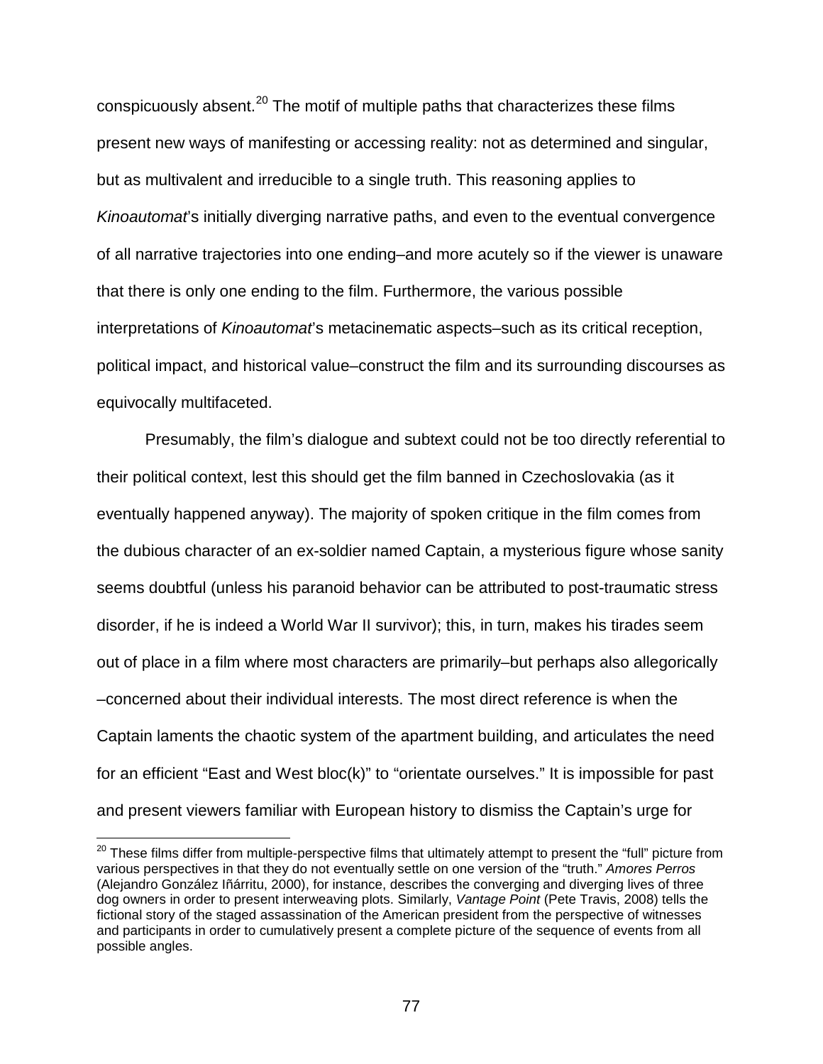conspicuously absent.[20] The motif of multiple paths that characterizes these films present new ways of manifesting or accessing reality: not as determined and singular, but as multivalent and irreducible to a single truth. This reasoning applies to *Kinoautomat*'s initially diverging narrative paths, and even to the eventual convergence of all narrative trajectories into one ending–and more acutely so if the viewer is unaware that there is only one ending to the film. Furthermore, the various possible interpretations of *Kinoautomat*'s metacinematic aspects–such as its critical reception, political impact, and historical value–construct the film and its surrounding discourses as equivocally multifaceted.

Presumably, the film's dialogue and subtext could not be too directly referential to their political context, lest this should get the film banned in Czechoslovakia (as it eventually happened anyway). The majority of spoken critique in the film comes from the dubious character of an ex-soldier named Captain, a mysterious figure whose sanity seems doubtful (unless his paranoid behavior can be attributed to post-traumatic stress disorder, if he is indeed a World War II survivor); this, in turn, makes his tirades seem out of place in a film where most characters are primarily–but perhaps also allegorically –concerned about their individual interests. The most direct reference is when the Captain laments the chaotic system of the apartment building, and articulates the need for an efficient "East and West bloc(k)" to "orientate ourselves." It is impossible for past and present viewers familiar with European history to dismiss the Captain's urge for

[20] These films differ from multiple-perspective films that ultimately attempt to present the "full" picture from various perspectives in that they do not eventually settle on one version of the "truth." *Amores Perros* (Alejandro González Iñárritu, 2000), for instance, describes the converging and diverging lives of three dog owners in order to present interweaving plots. Similarly, *Vantage Point* (Pete Travis, 2008) tells the fictional story of the staged assassination of the American president from the perspective of witnesses and participants in order to cumulatively present a complete picture of the sequence of events from all possible angles.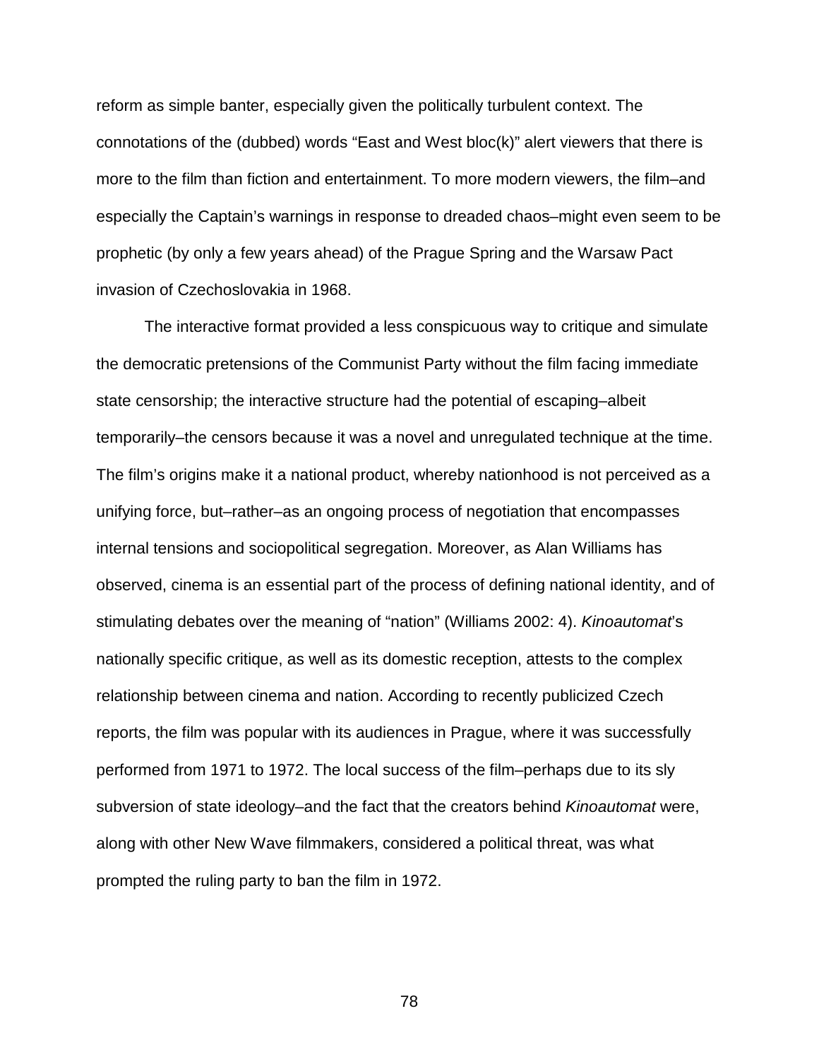reform as simple banter, especially given the politically turbulent context. The connotations of the (dubbed) words "East and West bloc(k)" alert viewers that there is more to the film than fiction and entertainment. To more modern viewers, the film–and especially the Captain's warnings in response to dreaded chaos–might even seem to be prophetic (by only a few years ahead) of the Prague Spring and the Warsaw Pact invasion of Czechoslovakia in 1968.

The interactive format provided a less conspicuous way to critique and simulate the democratic pretensions of the Communist Party without the film facing immediate state censorship; the interactive structure had the potential of escaping–albeit temporarily–the censors because it was a novel and unregulated technique at the time. The film's origins make it a national product, whereby nationhood is not perceived as a unifying force, but–rather–as an ongoing process of negotiation that encompasses internal tensions and sociopolitical segregation. Moreover, as Alan Williams has observed, cinema is an essential part of the process of defining national identity, and of stimulating debates over the meaning of "nation" (Williams 2002: 4). *Kinoautomat*'s nationally specific critique, as well as its domestic reception, attests to the complex relationship between cinema and nation. According to recently publicized Czech reports, the film was popular with its audiences in Prague, where it was successfully performed from 1971 to 1972. The local success of the film–perhaps due to its sly subversion of state ideology–and the fact that the creators behind *Kinoautomat* were, along with other New Wave filmmakers, considered a political threat, was what prompted the ruling party to ban the film in 1972.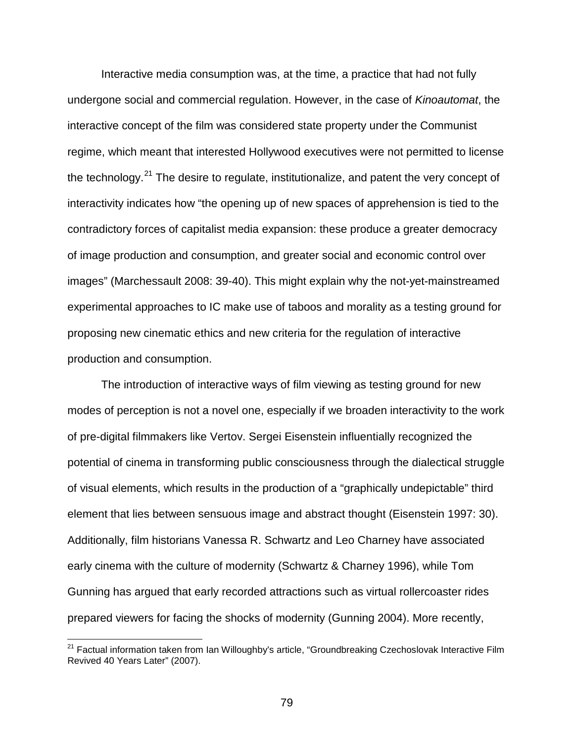Interactive media consumption was, at the time, a practice that had not fully undergone social and commercial regulation. However, in the case of *Kinoautomat*, the interactive concept of the film was considered state property under the Communist regime, which meant that interested Hollywood executives were not permitted to license the technology.[21] The desire to regulate, institutionalize, and patent the very concept of interactivity indicates how "the opening up of new spaces of apprehension is tied to the contradictory forces of capitalist media expansion: these produce a greater democracy of image production and consumption, and greater social and economic control over images" (Marchessault 2008: 39-40). This might explain why the not-yet-mainstreamed experimental approaches to IC make use of taboos and morality as a testing ground for proposing new cinematic ethics and new criteria for the regulation of interactive production and consumption.

The introduction of interactive ways of film viewing as testing ground for new modes of perception is not a novel one, especially if we broaden interactivity to the work of pre-digital filmmakers like Vertov. Sergei Eisenstein influentially recognized the potential of cinema in transforming public consciousness through the dialectical struggle of visual elements, which results in the production of a "graphically undepictable" third element that lies between sensuous image and abstract thought (Eisenstein 1997: 30). Additionally, film historians Vanessa R. Schwartz and Leo Charney have associated early cinema with the culture of modernity (Schwartz & Charney 1996), while Tom Gunning has argued that early recorded attractions such as virtual rollercoaster rides prepared viewers for facing the shocks of modernity (Gunning 2004). More recently,

[21] Factual information taken from Ian Willoughby's article, "Groundbreaking Czechoslovak Interactive Film Revived 40 Years Later" (2007).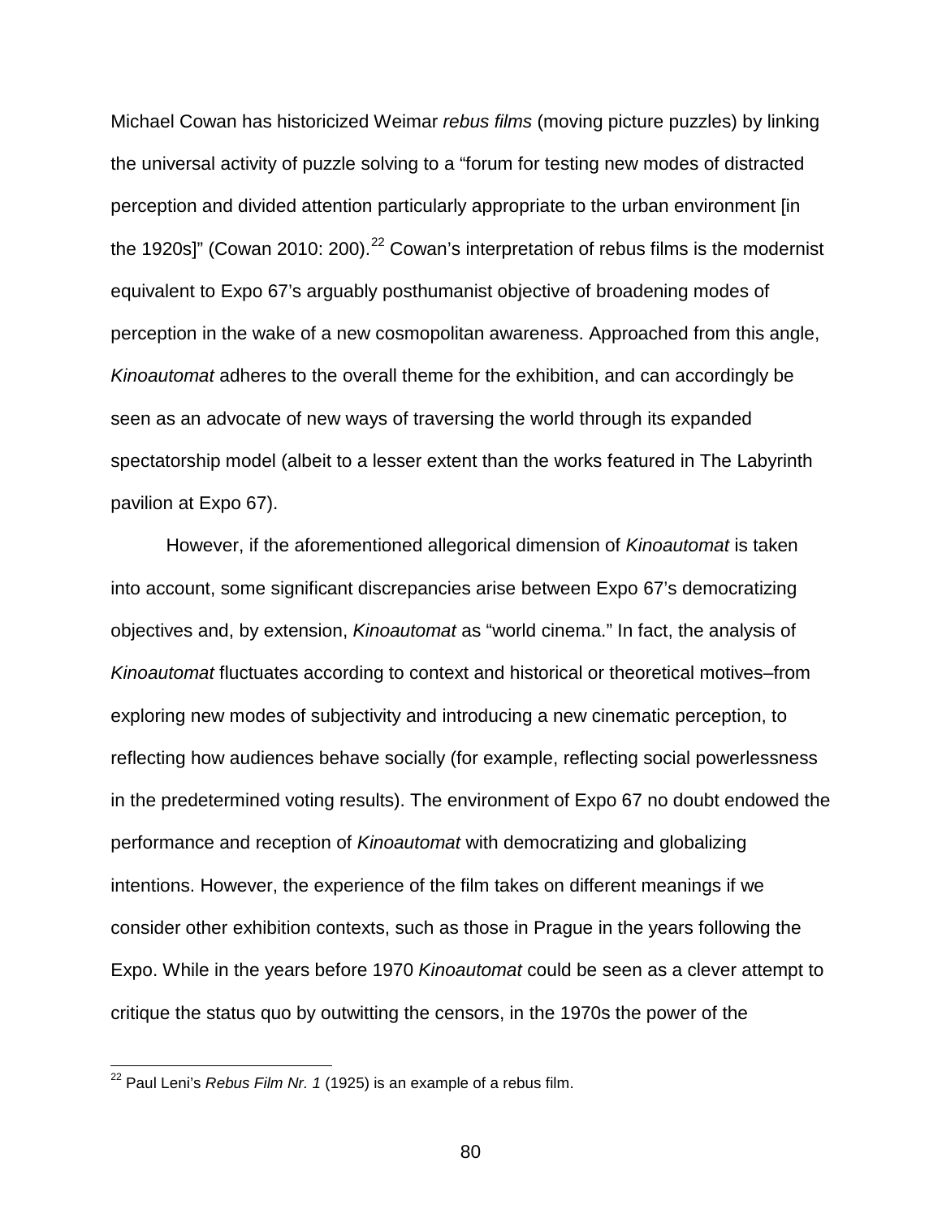Michael Cowan has historicized Weimar *rebus films* (moving picture puzzles) by linking the universal activity of puzzle solving to a "forum for testing new modes of distracted perception and divided attention particularly appropriate to the urban environment [in the 1920s]" (Cowan 2010: 200).[22] Cowan's interpretation of rebus films is the modernist equivalent to Expo 67's arguably posthumanist objective of broadening modes of perception in the wake of a new cosmopolitan awareness. Approached from this angle, *Kinoautomat* adheres to the overall theme for the exhibition, and can accordingly be seen as an advocate of new ways of traversing the world through its expanded spectatorship model (albeit to a lesser extent than the works featured in The Labyrinth pavilion at Expo 67).

However, if the aforementioned allegorical dimension of *Kinoautomat* is taken into account, some significant discrepancies arise between Expo 67's democratizing objectives and, by extension, *Kinoautomat* as "world cinema." In fact, the analysis of *Kinoautomat* fluctuates according to context and historical or theoretical motives–from exploring new modes of subjectivity and introducing a new cinematic perception, to reflecting how audiences behave socially (for example, reflecting social powerlessness in the predetermined voting results). The environment of Expo 67 no doubt endowed the performance and reception of *Kinoautomat* with democratizing and globalizing intentions. However, the experience of the film takes on different meanings if we consider other exhibition contexts, such as those in Prague in the years following the Expo. While in the years before 1970 *Kinoautomat* could be seen as a clever attempt to critique the status quo by outwitting the censors, in the 1970s the power of the

[22] Paul Leni's *Rebus Film Nr. 1* (1925) is an example of a rebus film.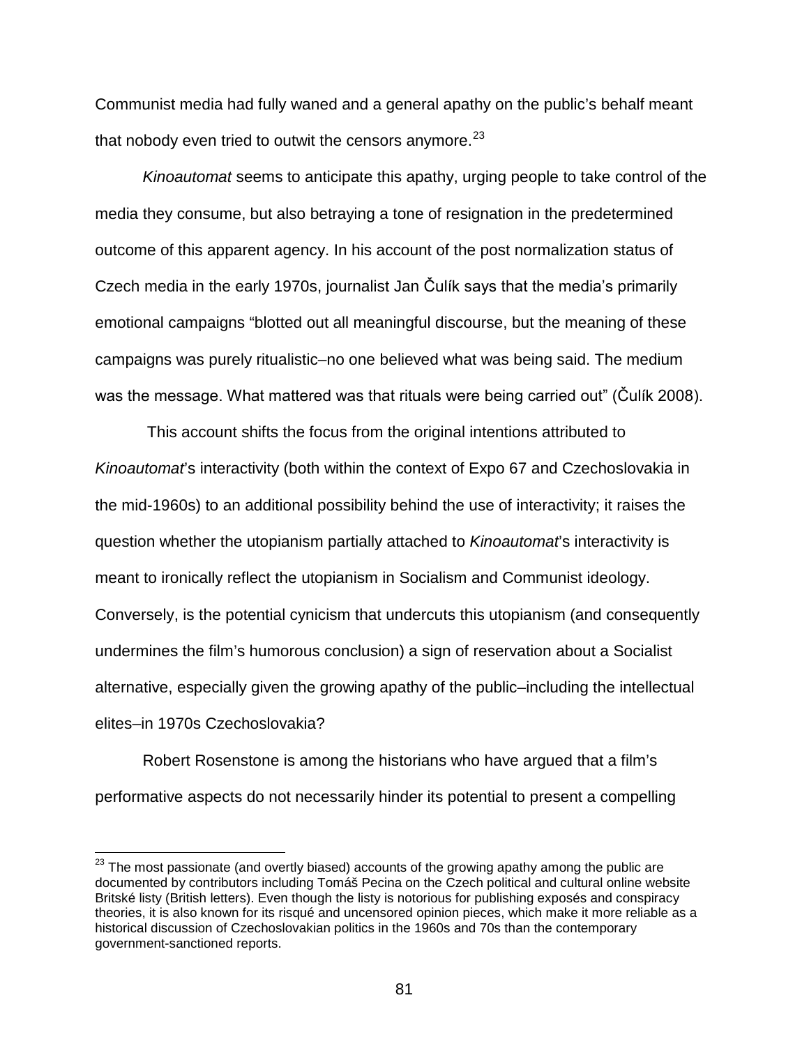Communist media had fully waned and a general apathy on the public's behalf meant that nobody even tried to outwit the censors anymore.[23]

*Kinoautomat* seems to anticipate this apathy, urging people to take control of the media they consume, but also betraying a tone of resignation in the predetermined outcome of this apparent agency. In his account of the post normalization status of Czech media in the early 1970s, journalist Jan Čulík says that the media's primarily emotional campaigns "blotted out all meaningful discourse, but the meaning of these campaigns was purely ritualistic–no one believed what was being said. The medium was the message. What mattered was that rituals were being carried out" (Čulík 2008).

This account shifts the focus from the original intentions attributed to *Kinoautomat*'s interactivity (both within the context of Expo 67 and Czechoslovakia in the mid-1960s) to an additional possibility behind the use of interactivity; it raises the question whether the utopianism partially attached to *Kinoautomat*'s interactivity is meant to ironically reflect the utopianism in Socialism and Communist ideology. Conversely, is the potential cynicism that undercuts this utopianism (and consequently undermines the film's humorous conclusion) a sign of reservation about a Socialist alternative, especially given the growing apathy of the public–including the intellectual elites–in 1970s Czechoslovakia?

Robert Rosenstone is among the historians who have argued that a film's performative aspects do not necessarily hinder its potential to present a compelling

---

[23] The most passionate (and overtly biased) accounts of the growing apathy among the public are documented by contributors including Tomáš Pecina on the Czech political and cultural online website Britské listy (British letters). Even though the listy is notorious for publishing exposés and conspiracy theories, it is also known for its risqué and uncensored opinion pieces, which make it more reliable as a historical discussion of Czechoslovakian politics in the 1960s and 70s than the contemporary government-sanctioned reports.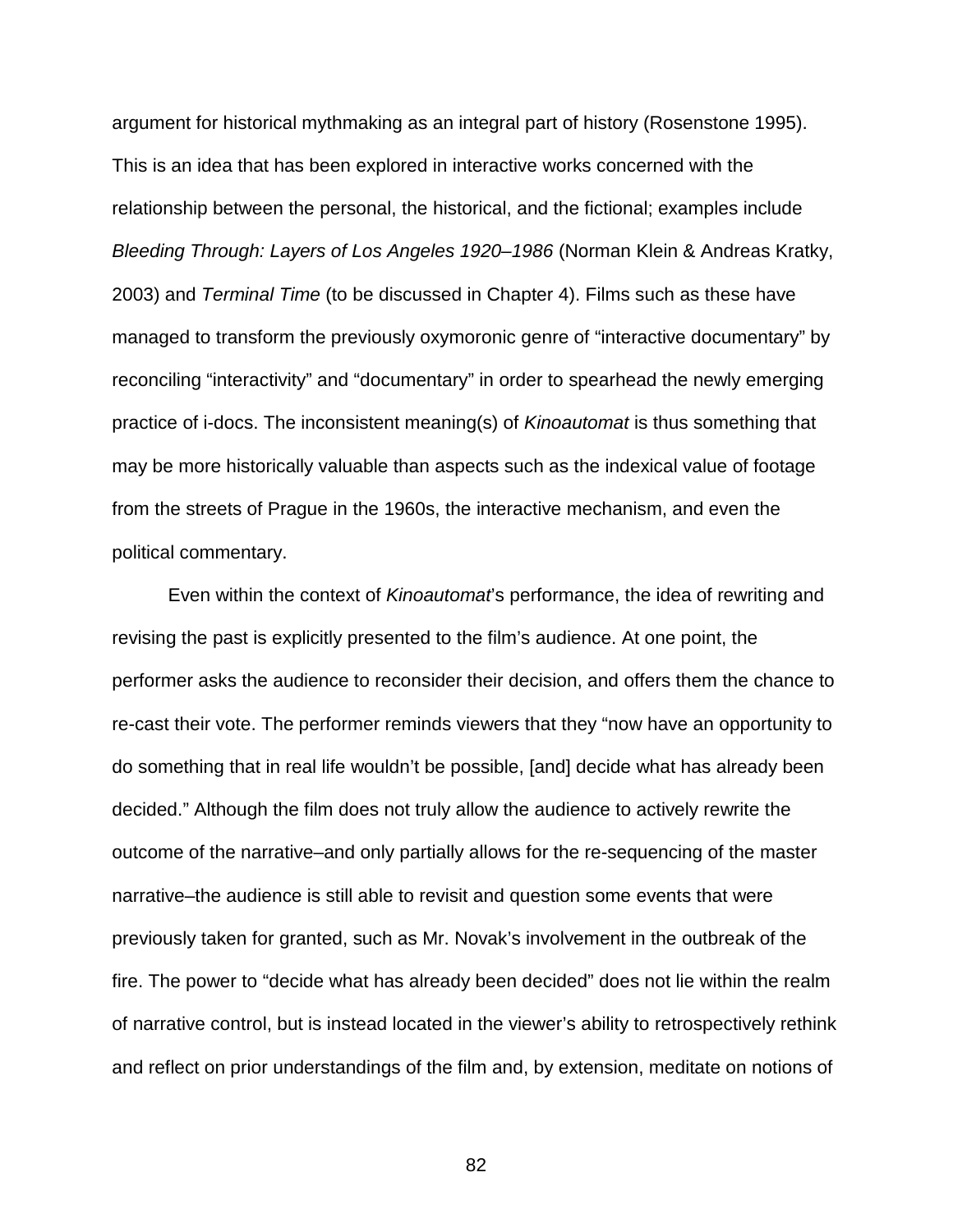argument for historical mythmaking as an integral part of history (Rosenstone 1995). This is an idea that has been explored in interactive works concerned with the relationship between the personal, the historical, and the fictional; examples include *Bleeding Through: Layers of Los Angeles 1920–1986* (Norman Klein & Andreas Kratky, 2003) and *Terminal Time* (to be discussed in Chapter 4). Films such as these have managed to transform the previously oxymoronic genre of "interactive documentary" by reconciling "interactivity" and "documentary" in order to spearhead the newly emerging practice of i-docs. The inconsistent meaning(s) of *Kinoautomat* is thus something that may be more historically valuable than aspects such as the indexical value of footage from the streets of Prague in the 1960s, the interactive mechanism, and even the political commentary.

Even within the context of *Kinoautomat*'s performance, the idea of rewriting and revising the past is explicitly presented to the film's audience. At one point, the performer asks the audience to reconsider their decision, and offers them the chance to re-cast their vote. The performer reminds viewers that they "now have an opportunity to do something that in real life wouldn't be possible, [and] decide what has already been decided." Although the film does not truly allow the audience to actively rewrite the outcome of the narrative–and only partially allows for the re-sequencing of the master narrative–the audience is still able to revisit and question some events that were previously taken for granted, such as Mr. Novak's involvement in the outbreak of the fire. The power to "decide what has already been decided" does not lie within the realm of narrative control, but is instead located in the viewer's ability to retrospectively rethink and reflect on prior understandings of the film and, by extension, meditate on notions of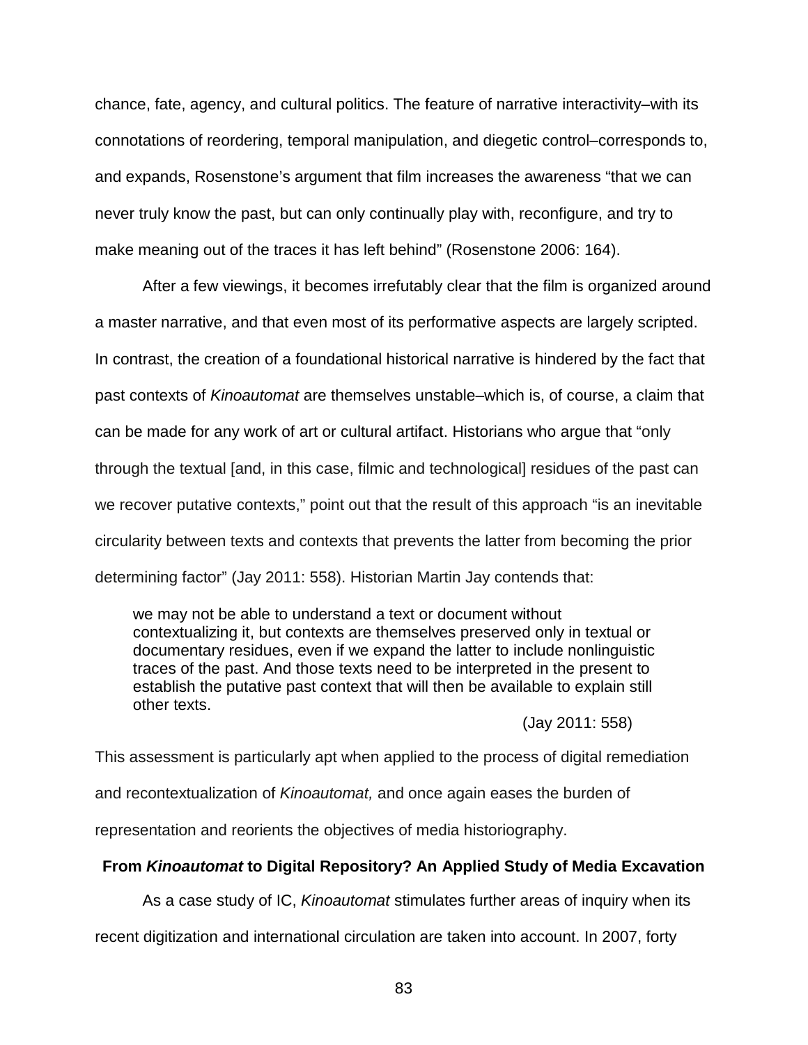chance, fate, agency, and cultural politics. The feature of narrative interactivity–with its connotations of reordering, temporal manipulation, and diegetic control–corresponds to, and expands, Rosenstone's argument that film increases the awareness "that we can never truly know the past, but can only continually play with, reconfigure, and try to make meaning out of the traces it has left behind" (Rosenstone 2006: 164).

After a few viewings, it becomes irrefutably clear that the film is organized around a master narrative, and that even most of its performative aspects are largely scripted. In contrast, the creation of a foundational historical narrative is hindered by the fact that past contexts of *Kinoautomat* are themselves unstable–which is, of course, a claim that can be made for any work of art or cultural artifact. Historians who argue that "only through the textual [and, in this case, filmic and technological] residues of the past can we recover putative contexts," point out that the result of this approach "is an inevitable circularity between texts and contexts that prevents the latter from becoming the prior determining factor" (Jay 2011: 558). Historian Martin Jay contends that:

> we may not be able to understand a text or document without contextualizing it, but contexts are themselves preserved only in textual or documentary residues, even if we expand the latter to include nonlinguistic traces of the past. And those texts need to be interpreted in the present to establish the putative past context that will then be available to explain still other texts.
>
> (Jay 2011: 558)

This assessment is particularly apt when applied to the process of digital remediation and recontextualization of *Kinoautomat,* and once again eases the burden of representation and reorients the objectives of media historiography.

## From *Kinoautomat* to Digital Repository? An Applied Study of Media Excavation

As a case study of IC, *Kinoautomat* stimulates further areas of inquiry when its recent digitization and international circulation are taken into account. In 2007, forty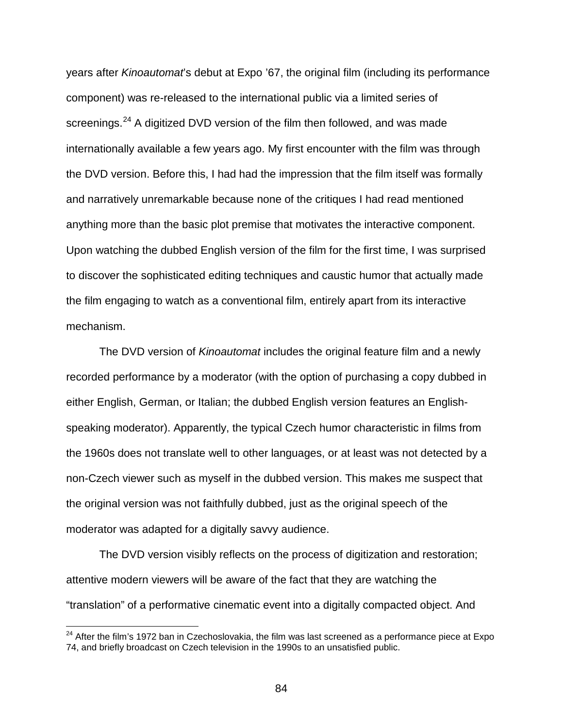years after *Kinoautomat*'s debut at Expo '67, the original film (including its performance component) was re-released to the international public via a limited series of screenings.[24] A digitized DVD version of the film then followed, and was made internationally available a few years ago. My first encounter with the film was through the DVD version. Before this, I had had the impression that the film itself was formally and narratively unremarkable because none of the critiques I had read mentioned anything more than the basic plot premise that motivates the interactive component. Upon watching the dubbed English version of the film for the first time, I was surprised to discover the sophisticated editing techniques and caustic humor that actually made the film engaging to watch as a conventional film, entirely apart from its interactive mechanism.

The DVD version of *Kinoautomat* includes the original feature film and a newly recorded performance by a moderator (with the option of purchasing a copy dubbed in either English, German, or Italian; the dubbed English version features an English-speaking moderator). Apparently, the typical Czech humor characteristic in films from the 1960s does not translate well to other languages, or at least was not detected by a non-Czech viewer such as myself in the dubbed version. This makes me suspect that the original version was not faithfully dubbed, just as the original speech of the moderator was adapted for a digitally savvy audience.

The DVD version visibly reflects on the process of digitization and restoration; attentive modern viewers will be aware of the fact that they are watching the "translation" of a performative cinematic event into a digitally compacted object. And

[24] After the film's 1972 ban in Czechoslovakia, the film was last screened as a performance piece at Expo 74, and briefly broadcast on Czech television in the 1990s to an unsatisfied public.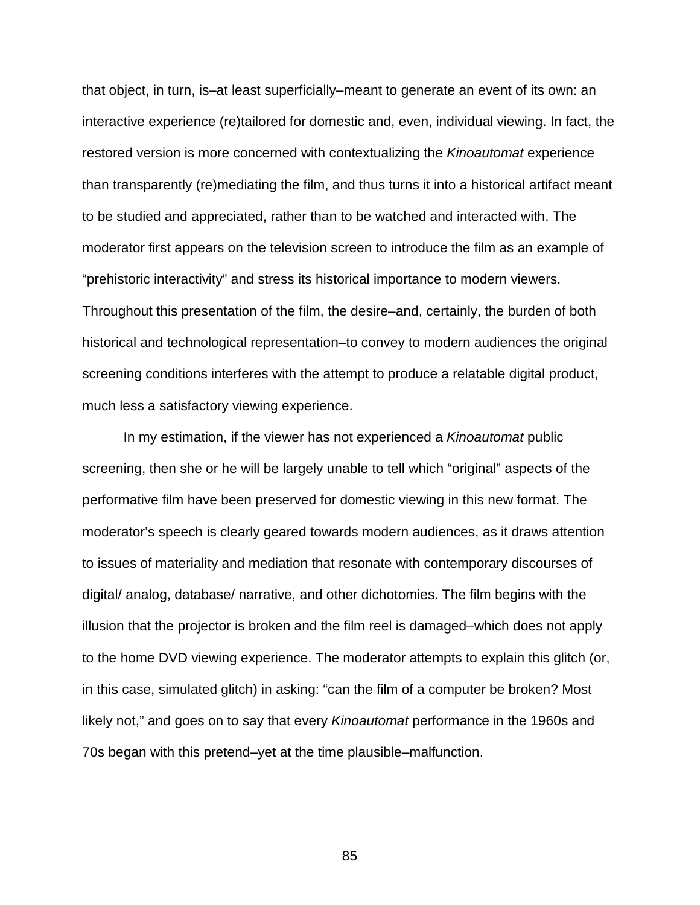that object, in turn, is–at least superficially–meant to generate an event of its own: an interactive experience (re)tailored for domestic and, even, individual viewing. In fact, the restored version is more concerned with contextualizing the *Kinoautomat* experience than transparently (re)mediating the film, and thus turns it into a historical artifact meant to be studied and appreciated, rather than to be watched and interacted with. The moderator first appears on the television screen to introduce the film as an example of "prehistoric interactivity" and stress its historical importance to modern viewers. Throughout this presentation of the film, the desire–and, certainly, the burden of both historical and technological representation–to convey to modern audiences the original screening conditions interferes with the attempt to produce a relatable digital product, much less a satisfactory viewing experience.

In my estimation, if the viewer has not experienced a *Kinoautomat* public screening, then she or he will be largely unable to tell which "original" aspects of the performative film have been preserved for domestic viewing in this new format. The moderator's speech is clearly geared towards modern audiences, as it draws attention to issues of materiality and mediation that resonate with contemporary discourses of digital/ analog, database/ narrative, and other dichotomies. The film begins with the illusion that the projector is broken and the film reel is damaged–which does not apply to the home DVD viewing experience. The moderator attempts to explain this glitch (or, in this case, simulated glitch) in asking: "can the film of a computer be broken? Most likely not," and goes on to say that every *Kinoautomat* performance in the 1960s and 70s began with this pretend–yet at the time plausible–malfunction.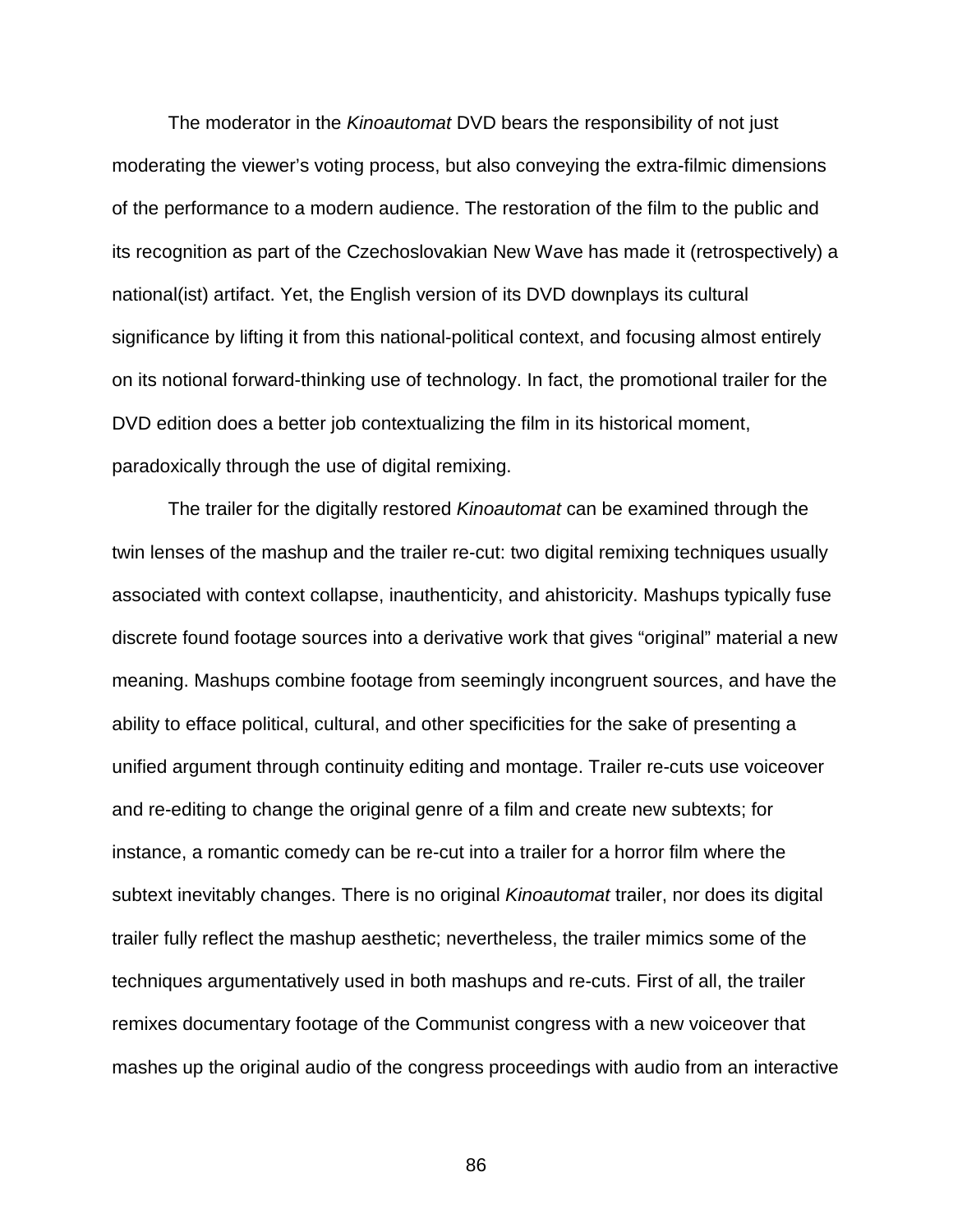The moderator in the *Kinoautomat* DVD bears the responsibility of not just moderating the viewer's voting process, but also conveying the extra-filmic dimensions of the performance to a modern audience. The restoration of the film to the public and its recognition as part of the Czechoslovakian New Wave has made it (retrospectively) a national(ist) artifact. Yet, the English version of its DVD downplays its cultural significance by lifting it from this national-political context, and focusing almost entirely on its notional forward-thinking use of technology. In fact, the promotional trailer for the DVD edition does a better job contextualizing the film in its historical moment, paradoxically through the use of digital remixing.

The trailer for the digitally restored *Kinoautomat* can be examined through the twin lenses of the mashup and the trailer re-cut: two digital remixing techniques usually associated with context collapse, inauthenticity, and ahistoricity. Mashups typically fuse discrete found footage sources into a derivative work that gives "original" material a new meaning. Mashups combine footage from seemingly incongruent sources, and have the ability to efface political, cultural, and other specificities for the sake of presenting a unified argument through continuity editing and montage. Trailer re-cuts use voiceover and re-editing to change the original genre of a film and create new subtexts; for instance, a romantic comedy can be re-cut into a trailer for a horror film where the subtext inevitably changes. There is no original *Kinoautomat* trailer, nor does its digital trailer fully reflect the mashup aesthetic; nevertheless, the trailer mimics some of the techniques argumentatively used in both mashups and re-cuts. First of all, the trailer remixes documentary footage of the Communist congress with a new voiceover that mashes up the original audio of the congress proceedings with audio from an interactive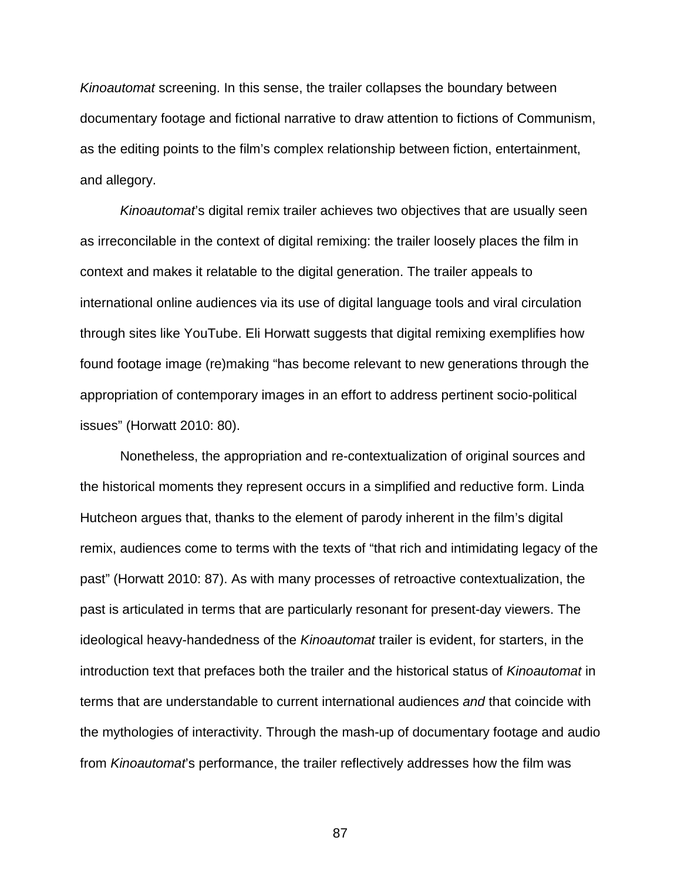*Kinoautomat* screening. In this sense, the trailer collapses the boundary between documentary footage and fictional narrative to draw attention to fictions of Communism, as the editing points to the film's complex relationship between fiction, entertainment, and allegory.

*Kinoautomat*'s digital remix trailer achieves two objectives that are usually seen as irreconcilable in the context of digital remixing: the trailer loosely places the film in context and makes it relatable to the digital generation. The trailer appeals to international online audiences via its use of digital language tools and viral circulation through sites like YouTube. Eli Horwatt suggests that digital remixing exemplifies how found footage image (re)making "has become relevant to new generations through the appropriation of contemporary images in an effort to address pertinent socio-political issues" (Horwatt 2010: 80).

Nonetheless, the appropriation and re-contextualization of original sources and the historical moments they represent occurs in a simplified and reductive form. Linda Hutcheon argues that, thanks to the element of parody inherent in the film's digital remix, audiences come to terms with the texts of "that rich and intimidating legacy of the past" (Horwatt 2010: 87). As with many processes of retroactive contextualization, the past is articulated in terms that are particularly resonant for present-day viewers. The ideological heavy-handedness of the *Kinoautomat* trailer is evident, for starters, in the introduction text that prefaces both the trailer and the historical status of *Kinoautomat* in terms that are understandable to current international audiences *and* that coincide with the mythologies of interactivity. Through the mash-up of documentary footage and audio from *Kinoautomat*'s performance, the trailer reflectively addresses how the film was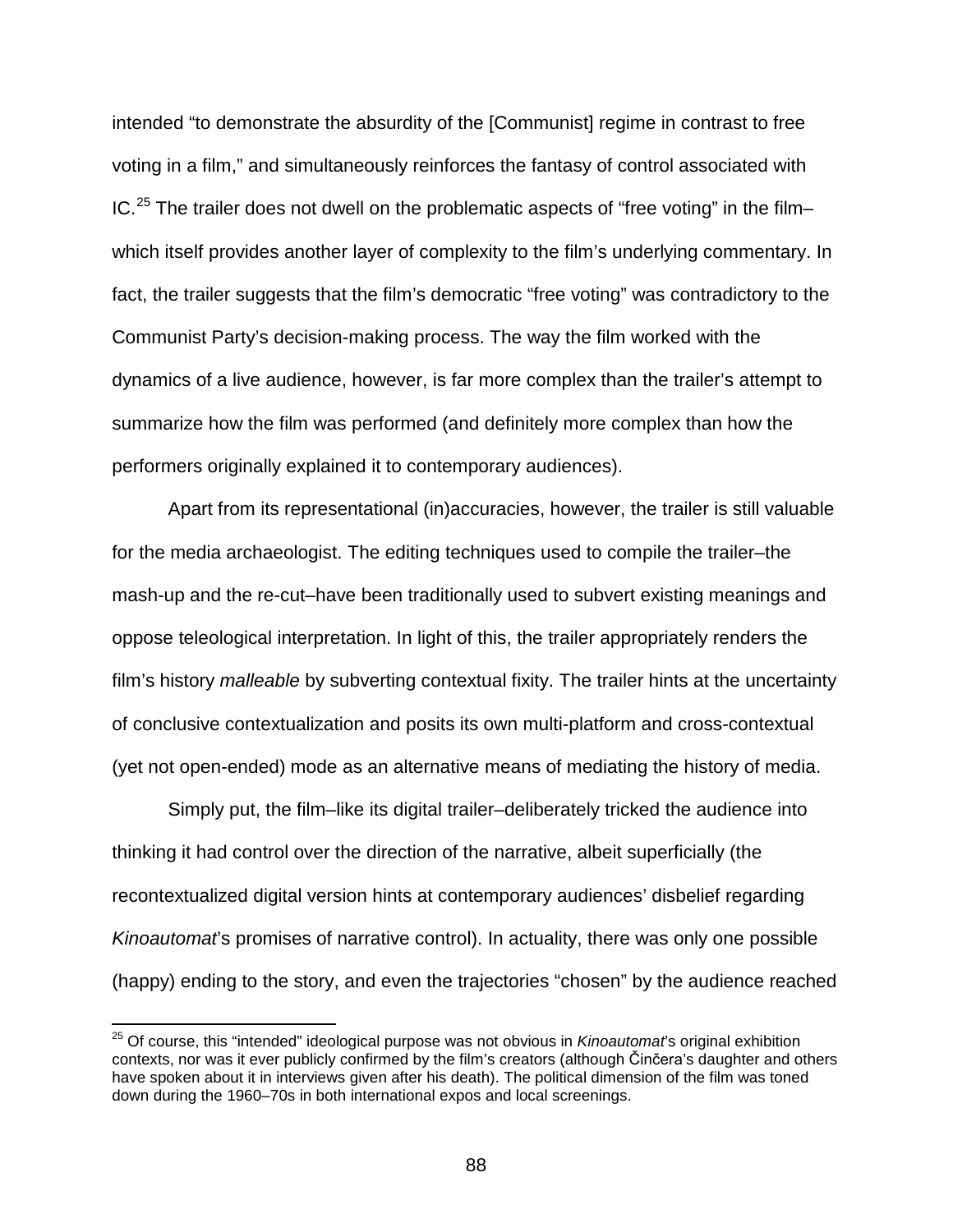intended "to demonstrate the absurdity of the [Communist] regime in contrast to free voting in a film," and simultaneously reinforces the fantasy of control associated with IC.[25] The trailer does not dwell on the problematic aspects of "free voting" in the film–which itself provides another layer of complexity to the film's underlying commentary. In fact, the trailer suggests that the film's democratic "free voting" was contradictory to the Communist Party's decision-making process. The way the film worked with the dynamics of a live audience, however, is far more complex than the trailer's attempt to summarize how the film was performed (and definitely more complex than how the performers originally explained it to contemporary audiences).

Apart from its representational (in)accuracies, however, the trailer is still valuable for the media archaeologist. The editing techniques used to compile the trailer–the mash-up and the re-cut–have been traditionally used to subvert existing meanings and oppose teleological interpretation. In light of this, the trailer appropriately renders the film's history *malleable* by subverting contextual fixity. The trailer hints at the uncertainty of conclusive contextualization and posits its own multi-platform and cross-contextual (yet not open-ended) mode as an alternative means of mediating the history of media.

Simply put, the film–like its digital trailer–deliberately tricked the audience into thinking it had control over the direction of the narrative, albeit superficially (the recontextualized digital version hints at contemporary audiences' disbelief regarding *Kinoautomat*'s promises of narrative control). In actuality, there was only one possible (happy) ending to the story, and even the trajectories "chosen" by the audience reached

[25] Of course, this "intended" ideological purpose was not obvious in *Kinoautomat*'s original exhibition contexts, nor was it ever publicly confirmed by the film's creators (although Činčera's daughter and others have spoken about it in interviews given after his death). The political dimension of the film was toned down during the 1960–70s in both international expos and local screenings.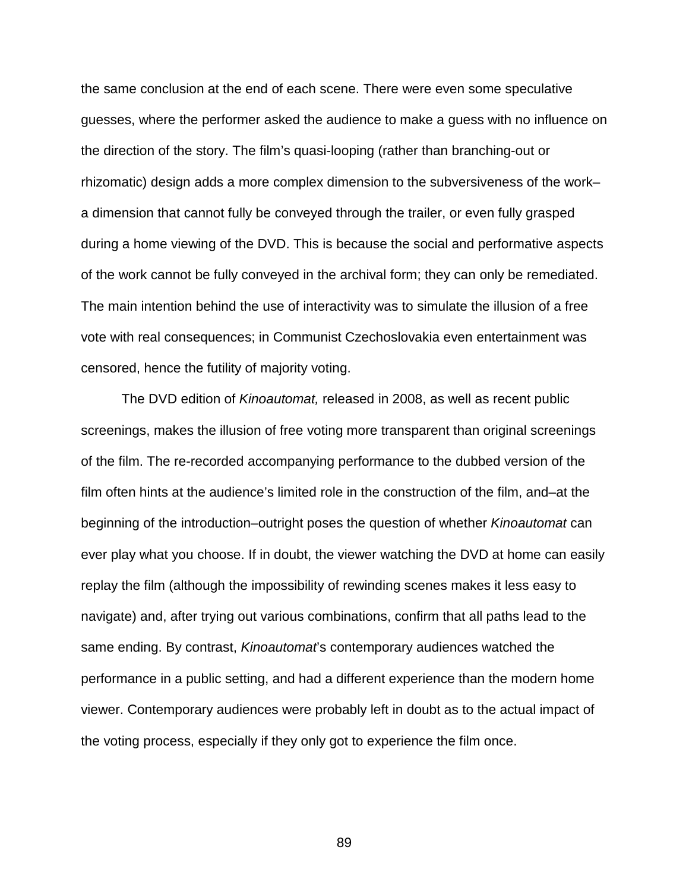the same conclusion at the end of each scene. There were even some speculative guesses, where the performer asked the audience to make a guess with no influence on the direction of the story. The film's quasi-looping (rather than branching-out or rhizomatic) design adds a more complex dimension to the subversiveness of the work–a dimension that cannot fully be conveyed through the trailer, or even fully grasped during a home viewing of the DVD. This is because the social and performative aspects of the work cannot be fully conveyed in the archival form; they can only be remediated. The main intention behind the use of interactivity was to simulate the illusion of a free vote with real consequences; in Communist Czechoslovakia even entertainment was censored, hence the futility of majority voting.

The DVD edition of *Kinoautomat,* released in 2008, as well as recent public screenings, makes the illusion of free voting more transparent than original screenings of the film. The re-recorded accompanying performance to the dubbed version of the film often hints at the audience's limited role in the construction of the film, and–at the beginning of the introduction–outright poses the question of whether *Kinoautomat* can ever play what you choose. If in doubt, the viewer watching the DVD at home can easily replay the film (although the impossibility of rewinding scenes makes it less easy to navigate) and, after trying out various combinations, confirm that all paths lead to the same ending. By contrast, *Kinoautomat*'s contemporary audiences watched the performance in a public setting, and had a different experience than the modern home viewer. Contemporary audiences were probably left in doubt as to the actual impact of the voting process, especially if they only got to experience the film once.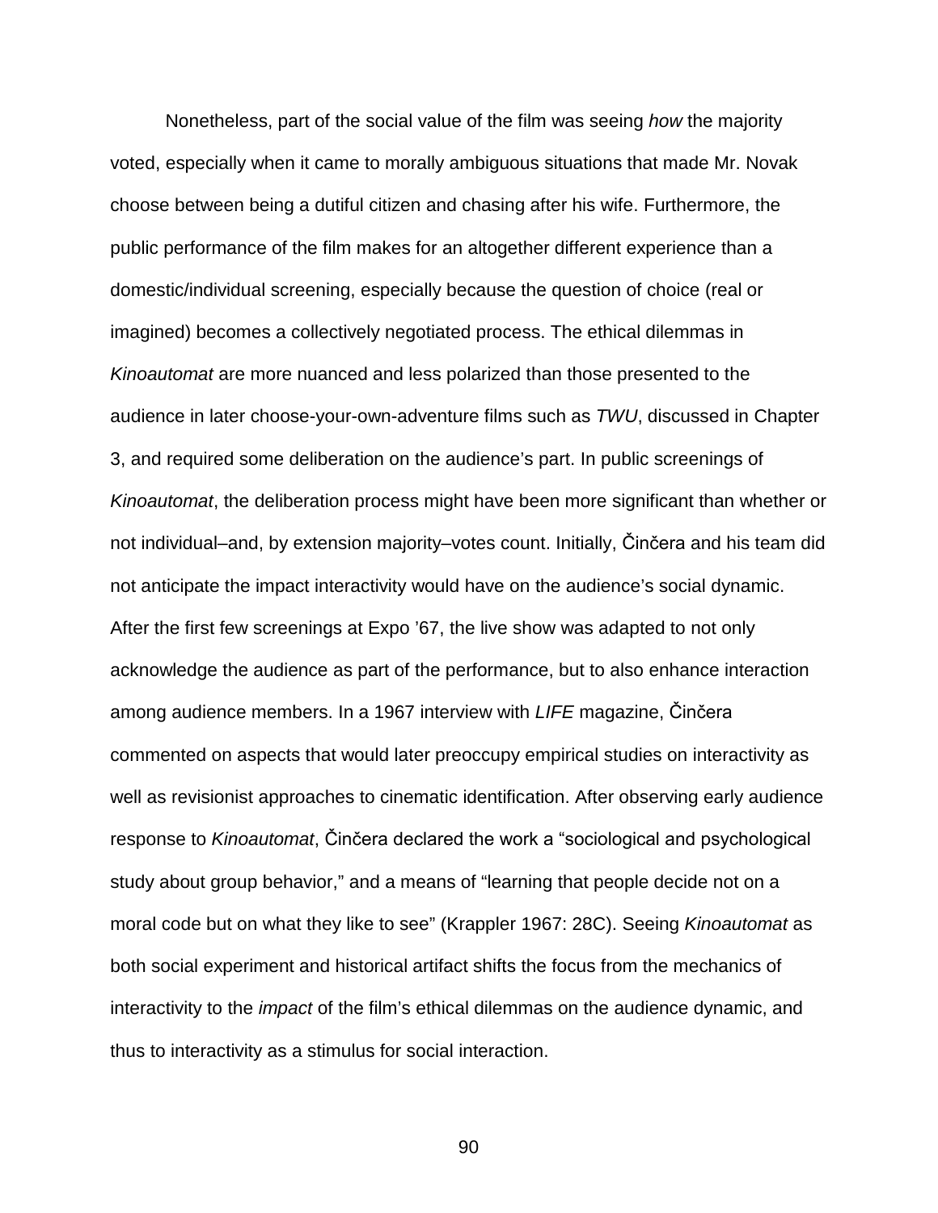Nonetheless, part of the social value of the film was seeing *how* the majority voted, especially when it came to morally ambiguous situations that made Mr. Novak choose between being a dutiful citizen and chasing after his wife. Furthermore, the public performance of the film makes for an altogether different experience than a domestic/individual screening, especially because the question of choice (real or imagined) becomes a collectively negotiated process. The ethical dilemmas in *Kinoautomat* are more nuanced and less polarized than those presented to the audience in later choose-your-own-adventure films such as *TWU*, discussed in Chapter 3, and required some deliberation on the audience's part. In public screenings of *Kinoautomat*, the deliberation process might have been more significant than whether or not individual–and, by extension majority–votes count. Initially, Činčera and his team did not anticipate the impact interactivity would have on the audience's social dynamic. After the first few screenings at Expo '67, the live show was adapted to not only acknowledge the audience as part of the performance, but to also enhance interaction among audience members. In a 1967 interview with *LIFE* magazine, Činčera commented on aspects that would later preoccupy empirical studies on interactivity as well as revisionist approaches to cinematic identification. After observing early audience response to *Kinoautomat*, Činčera declared the work a "sociological and psychological study about group behavior," and a means of "learning that people decide not on a moral code but on what they like to see" (Krappler 1967: 28C). Seeing *Kinoautomat* as both social experiment and historical artifact shifts the focus from the mechanics of interactivity to the *impact* of the film's ethical dilemmas on the audience dynamic, and thus to interactivity as a stimulus for social interaction.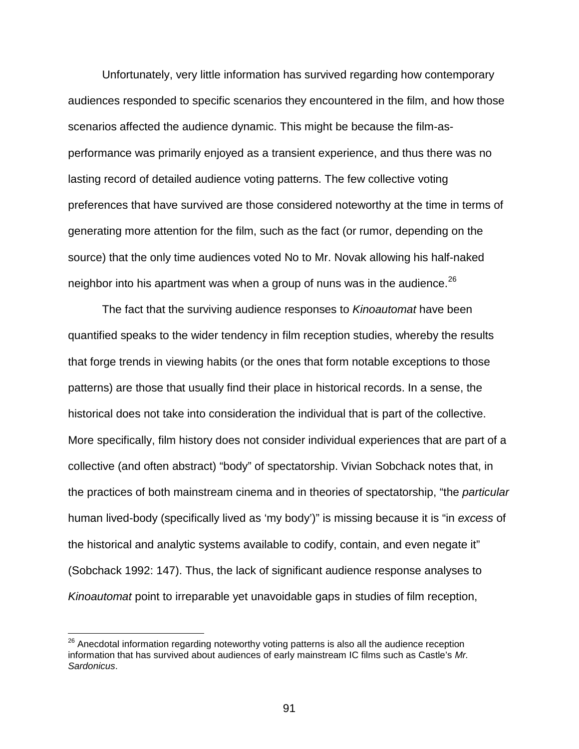Unfortunately, very little information has survived regarding how contemporary audiences responded to specific scenarios they encountered in the film, and how those scenarios affected the audience dynamic. This might be because the film-as-performance was primarily enjoyed as a transient experience, and thus there was no lasting record of detailed audience voting patterns. The few collective voting preferences that have survived are those considered noteworthy at the time in terms of generating more attention for the film, such as the fact (or rumor, depending on the source) that the only time audiences voted No to Mr. Novak allowing his half-naked neighbor into his apartment was when a group of nuns was in the audience.[26]

The fact that the surviving audience responses to *Kinoautomat* have been quantified speaks to the wider tendency in film reception studies, whereby the results that forge trends in viewing habits (or the ones that form notable exceptions to those patterns) are those that usually find their place in historical records. In a sense, the historical does not take into consideration the individual that is part of the collective. More specifically, film history does not consider individual experiences that are part of a collective (and often abstract) "body" of spectatorship. Vivian Sobchack notes that, in the practices of both mainstream cinema and in theories of spectatorship, "the *particular* human lived-body (specifically lived as 'my body')" is missing because it is "in *excess* of the historical and analytic systems available to codify, contain, and even negate it" (Sobchack 1992: 147). Thus, the lack of significant audience response analyses to *Kinoautomat* point to irreparable yet unavoidable gaps in studies of film reception,

[26] Anecdotal information regarding noteworthy voting patterns is also all the audience reception information that has survived about audiences of early mainstream IC films such as Castle's *Mr. Sardonicus*.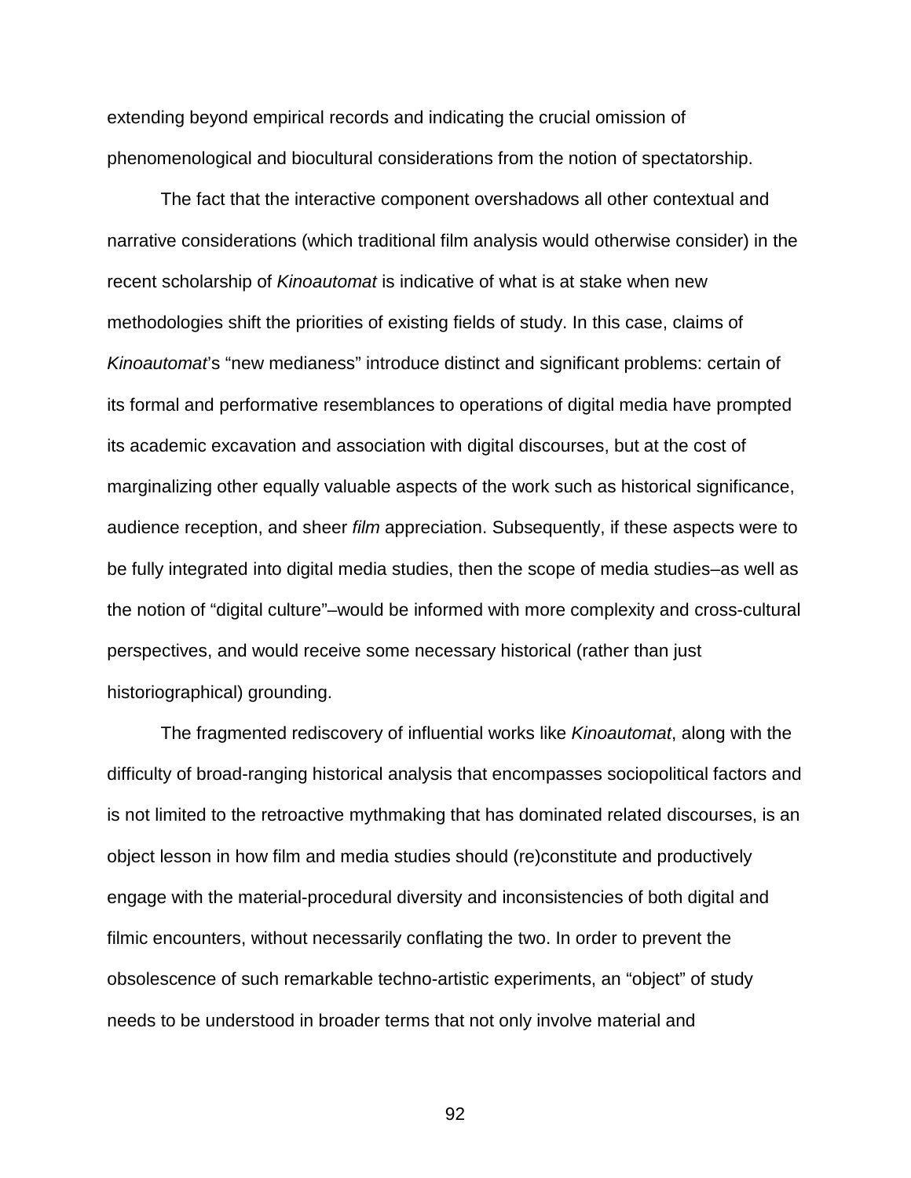extending beyond empirical records and indicating the crucial omission of phenomenological and biocultural considerations from the notion of spectatorship.

The fact that the interactive component overshadows all other contextual and narrative considerations (which traditional film analysis would otherwise consider) in the recent scholarship of *Kinoautomat* is indicative of what is at stake when new methodologies shift the priorities of existing fields of study. In this case, claims of *Kinoautomat*'s "new medianess" introduce distinct and significant problems: certain of its formal and performative resemblances to operations of digital media have prompted its academic excavation and association with digital discourses, but at the cost of marginalizing other equally valuable aspects of the work such as historical significance, audience reception, and sheer *film* appreciation. Subsequently, if these aspects were to be fully integrated into digital media studies, then the scope of media studies–as well as the notion of "digital culture"–would be informed with more complexity and cross-cultural perspectives, and would receive some necessary historical (rather than just historiographical) grounding.

The fragmented rediscovery of influential works like *Kinoautomat*, along with the difficulty of broad-ranging historical analysis that encompasses sociopolitical factors and is not limited to the retroactive mythmaking that has dominated related discourses, is an object lesson in how film and media studies should (re)constitute and productively engage with the material-procedural diversity and inconsistencies of both digital and filmic encounters, without necessarily conflating the two. In order to prevent the obsolescence of such remarkable techno-artistic experiments, an "object" of study needs to be understood in broader terms that not only involve material and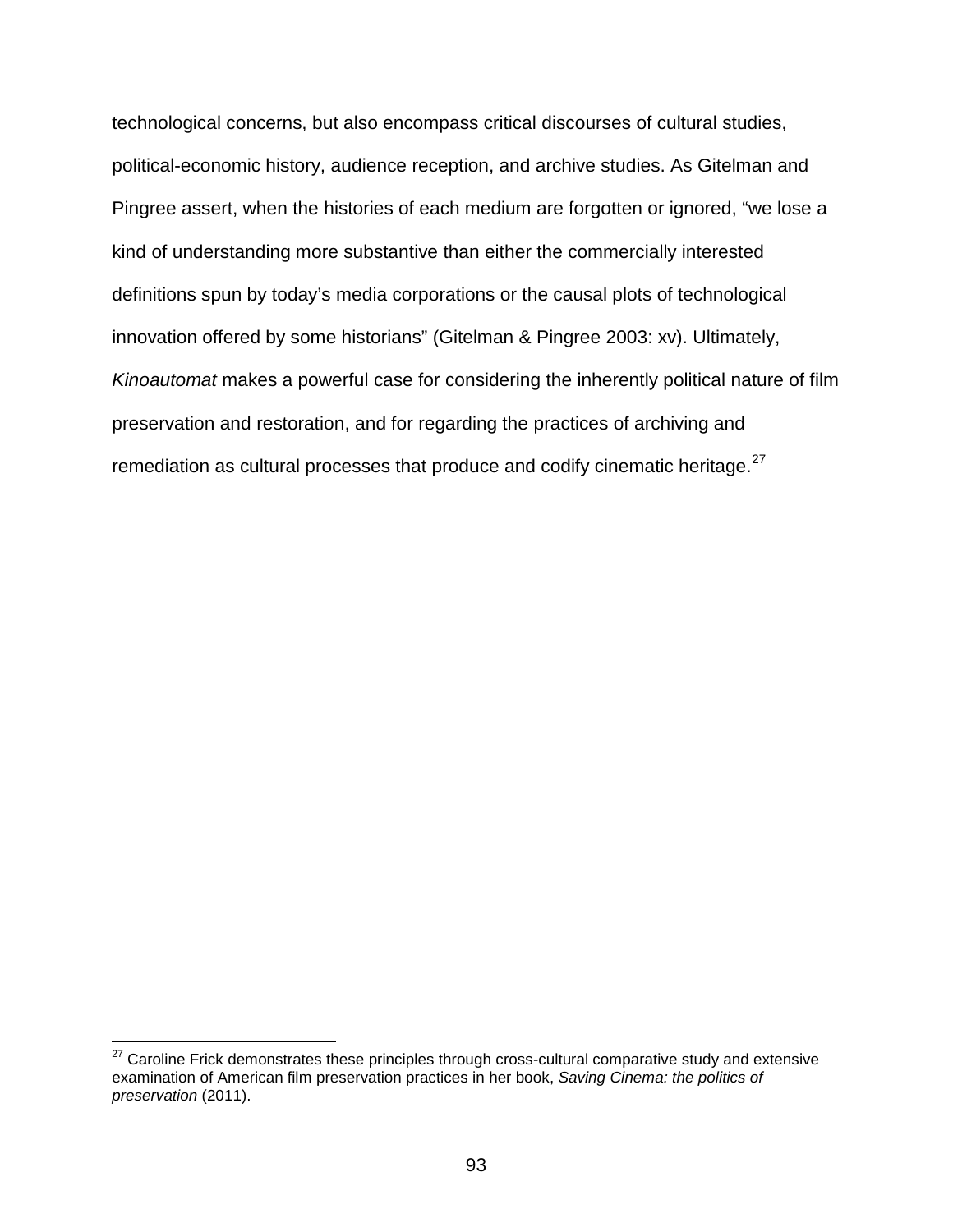technological concerns, but also encompass critical discourses of cultural studies, political-economic history, audience reception, and archive studies. As Gitelman and Pingree assert, when the histories of each medium are forgotten or ignored, "we lose a kind of understanding more substantive than either the commercially interested definitions spun by today's media corporations or the causal plots of technological innovation offered by some historians" (Gitelman & Pingree 2003: xv). Ultimately, *Kinoautomat* makes a powerful case for considering the inherently political nature of film preservation and restoration, and for regarding the practices of archiving and remediation as cultural processes that produce and codify cinematic heritage.[27]

---

[27] Caroline Frick demonstrates these principles through cross-cultural comparative study and extensive examination of American film preservation practices in her book, *Saving Cinema: the politics of preservation* (2011).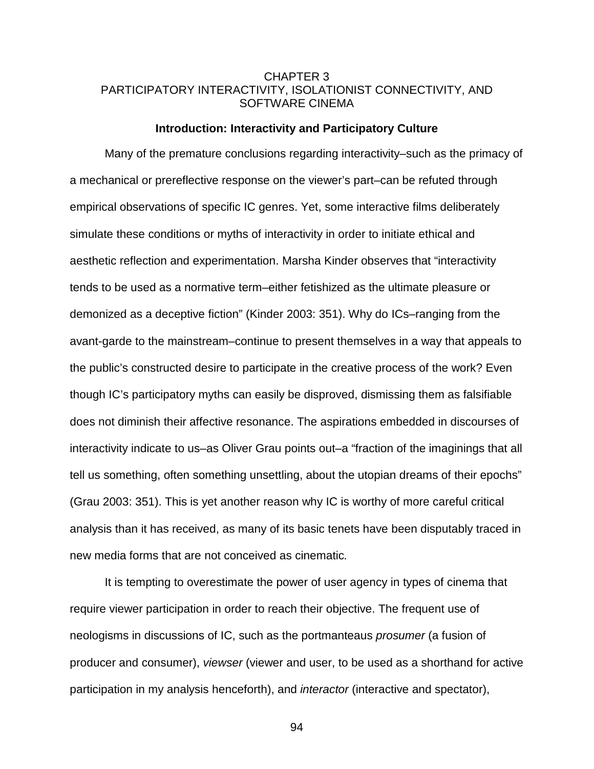# CHAPTER 3
# PARTICIPATORY INTERACTIVITY, ISOLATIONIST CONNECTIVITY, AND SOFTWARE CINEMA

## Introduction: Interactivity and Participatory Culture

Many of the premature conclusions regarding interactivity–such as the primacy of a mechanical or prereflective response on the viewer's part–can be refuted through empirical observations of specific IC genres. Yet, some interactive films deliberately simulate these conditions or myths of interactivity in order to initiate ethical and aesthetic reflection and experimentation. Marsha Kinder observes that "interactivity tends to be used as a normative term–either fetishized as the ultimate pleasure or demonized as a deceptive fiction" (Kinder 2003: 351). Why do ICs–ranging from the avant-garde to the mainstream–continue to present themselves in a way that appeals to the public's constructed desire to participate in the creative process of the work? Even though IC's participatory myths can easily be disproved, dismissing them as falsifiable does not diminish their affective resonance. The aspirations embedded in discourses of interactivity indicate to us–as Oliver Grau points out–a "fraction of the imaginings that all tell us something, often something unsettling, about the utopian dreams of their epochs" (Grau 2003: 351). This is yet another reason why IC is worthy of more careful critical analysis than it has received, as many of its basic tenets have been disputably traced in new media forms that are not conceived as cinematic.

It is tempting to overestimate the power of user agency in types of cinema that require viewer participation in order to reach their objective. The frequent use of neologisms in discussions of IC, such as the portmanteaus *prosumer* (a fusion of producer and consumer), *viewser* (viewer and user, to be used as a shorthand for active participation in my analysis henceforth), and *interactor* (interactive and spectator),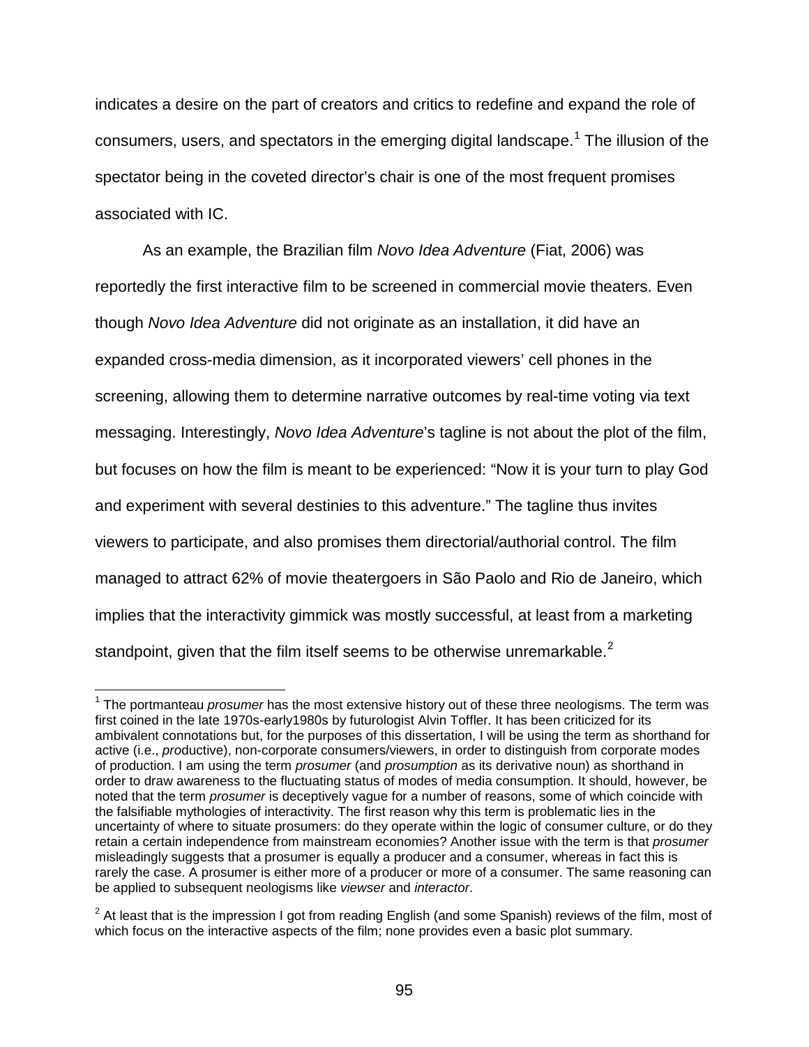indicates a desire on the part of creators and critics to redefine and expand the role of consumers, users, and spectators in the emerging digital landscape.[1] The illusion of the spectator being in the coveted director's chair is one of the most frequent promises associated with IC.

As an example, the Brazilian film *Novo Idea Adventure* (Fiat, 2006) was reportedly the first interactive film to be screened in commercial movie theaters. Even though *Novo Idea Adventure* did not originate as an installation, it did have an expanded cross-media dimension, as it incorporated viewers' cell phones in the screening, allowing them to determine narrative outcomes by real-time voting via text messaging. Interestingly, *Novo Idea Adventure*'s tagline is not about the plot of the film, but focuses on how the film is meant to be experienced: "Now it is your turn to play God and experiment with several destinies to this adventure." The tagline thus invites viewers to participate, and also promises them directorial/authorial control. The film managed to attract 62% of movie theatergoers in São Paolo and Rio de Janeiro, which implies that the interactivity gimmick was mostly successful, at least from a marketing standpoint, given that the film itself seems to be otherwise unremarkable.[2]

---

[1] The portmanteau *prosumer* has the most extensive history out of these three neologisms. The term was first coined in the late 1970s-early1980s by futurologist Alvin Toffler. It has been criticized for its ambivalent connotations but, for the purposes of this dissertation, I will be using the term as shorthand for active (i.e., *pro*ductive), non-corporate consumers/viewers, in order to distinguish from corporate modes of production. I am using the term *prosumer* (and *prosumption* as its derivative noun) as shorthand in order to draw awareness to the fluctuating status of modes of media consumption. It should, however, be noted that the term *prosumer* is deceptively vague for a number of reasons, some of which coincide with the falsifiable mythologies of interactivity. The first reason why this term is problematic lies in the uncertainty of where to situate prosumers: do they operate within the logic of consumer culture, or do they retain a certain independence from mainstream economies? Another issue with the term is that *prosumer* misleadingly suggests that a prosumer is equally a producer and a consumer, whereas in fact this is rarely the case. A prosumer is either more of a producer or more of a consumer. The same reasoning can be applied to subsequent neologisms like *viewser* and *interactor*.

[2] At least that is the impression I got from reading English (and some Spanish) reviews of the film, most of which focus on the interactive aspects of the film; none provides even a basic plot summary.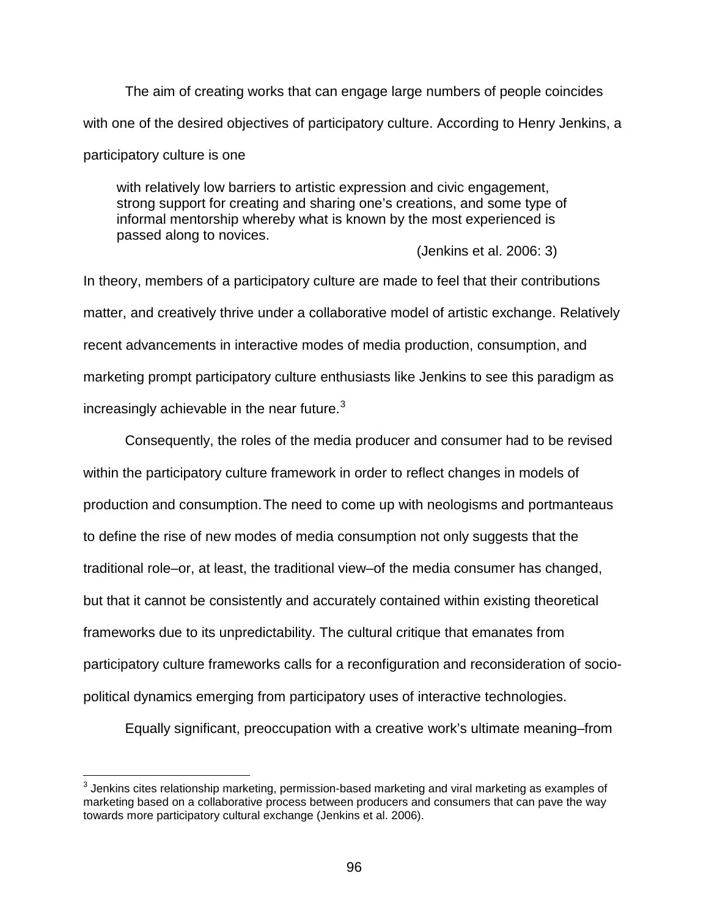The aim of creating works that can engage large numbers of people coincides with one of the desired objectives of participatory culture. According to Henry Jenkins, a participatory culture is one

> with relatively low barriers to artistic expression and civic engagement, strong support for creating and sharing one's creations, and some type of informal mentorship whereby what is known by the most experienced is passed along to novices.
>
> (Jenkins et al. 2006: 3)

In theory, members of a participatory culture are made to feel that their contributions matter, and creatively thrive under a collaborative model of artistic exchange. Relatively recent advancements in interactive modes of media production, consumption, and marketing prompt participatory culture enthusiasts like Jenkins to see this paradigm as increasingly achievable in the near future.[3]

Consequently, the roles of the media producer and consumer had to be revised within the participatory culture framework in order to reflect changes in models of production and consumption. The need to come up with neologisms and portmanteaus to define the rise of new modes of media consumption not only suggests that the traditional role–or, at least, the traditional view–of the media consumer has changed, but that it cannot be consistently and accurately contained within existing theoretical frameworks due to its unpredictability. The cultural critique that emanates from participatory culture frameworks calls for a reconfiguration and reconsideration of socio-political dynamics emerging from participatory uses of interactive technologies.

Equally significant, preoccupation with a creative work's ultimate meaning–from

[3] Jenkins cites relationship marketing, permission-based marketing and viral marketing as examples of marketing based on a collaborative process between producers and consumers that can pave the way towards more participatory cultural exchange (Jenkins et al. 2006).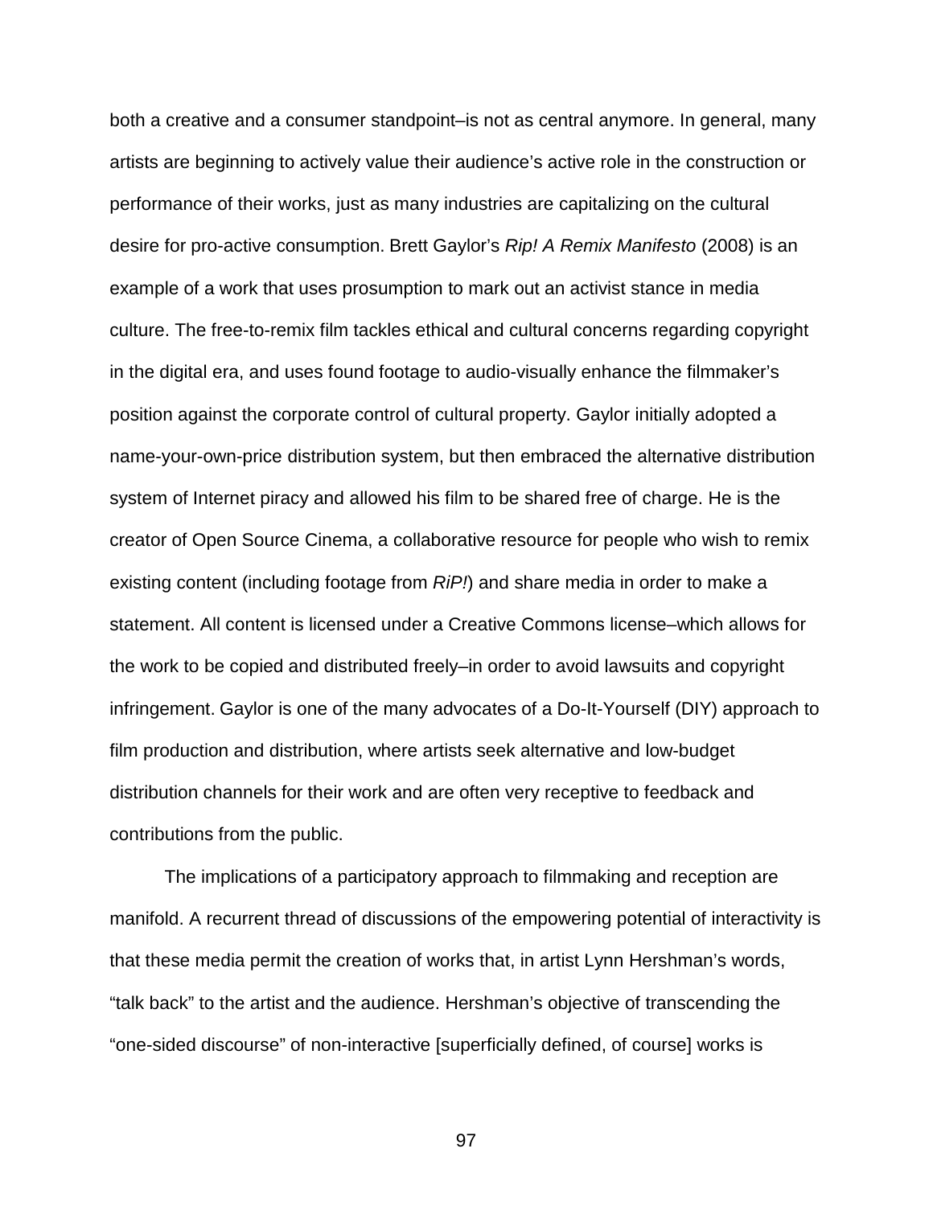both a creative and a consumer standpoint–is not as central anymore. In general, many artists are beginning to actively value their audience's active role in the construction or performance of their works, just as many industries are capitalizing on the cultural desire for pro-active consumption. Brett Gaylor's *Rip! A Remix Manifesto* (2008) is an example of a work that uses prosumption to mark out an activist stance in media culture. The free-to-remix film tackles ethical and cultural concerns regarding copyright in the digital era, and uses found footage to audio-visually enhance the filmmaker's position against the corporate control of cultural property. Gaylor initially adopted a name-your-own-price distribution system, but then embraced the alternative distribution system of Internet piracy and allowed his film to be shared free of charge. He is the creator of Open Source Cinema, a collaborative resource for people who wish to remix existing content (including footage from *RiP!*) and share media in order to make a statement. All content is licensed under a Creative Commons license–which allows for the work to be copied and distributed freely–in order to avoid lawsuits and copyright infringement. Gaylor is one of the many advocates of a Do-It-Yourself (DIY) approach to film production and distribution, where artists seek alternative and low-budget distribution channels for their work and are often very receptive to feedback and contributions from the public.

The implications of a participatory approach to filmmaking and reception are manifold. A recurrent thread of discussions of the empowering potential of interactivity is that these media permit the creation of works that, in artist Lynn Hershman's words, "talk back" to the artist and the audience. Hershman's objective of transcending the "one-sided discourse" of non-interactive [superficially defined, of course] works is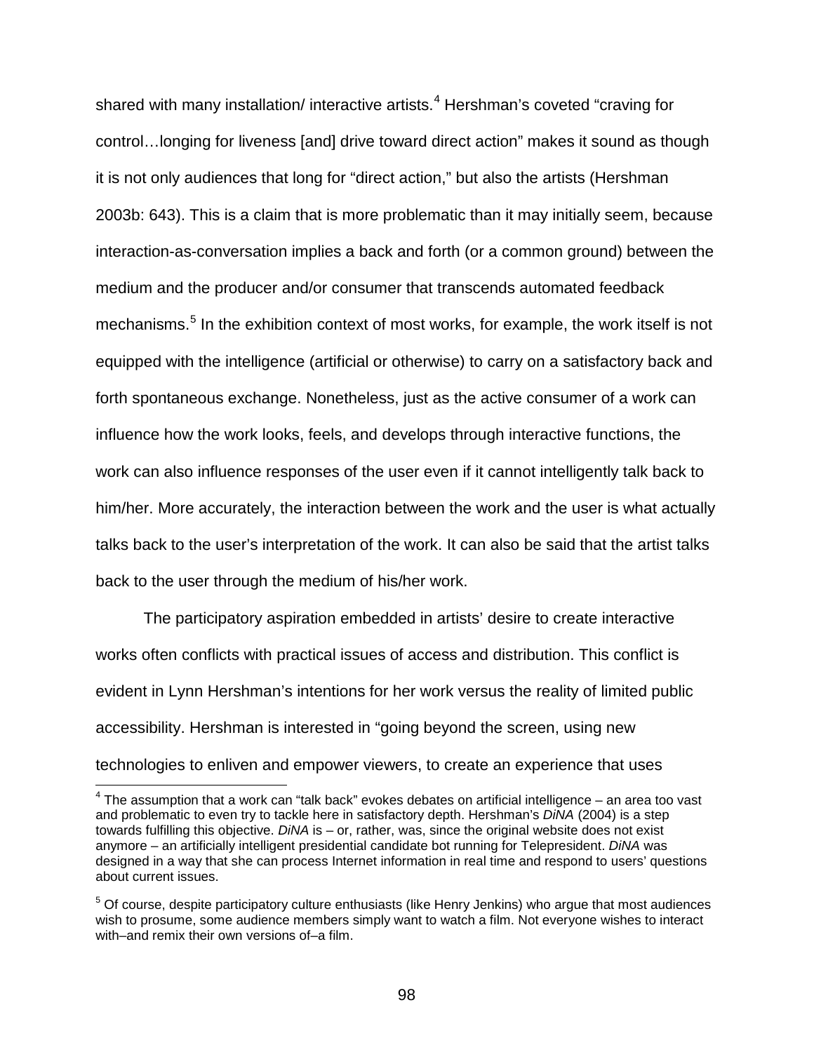shared with many installation/ interactive artists.[4] Hershman's coveted "craving for control…longing for liveness [and] drive toward direct action" makes it sound as though it is not only audiences that long for "direct action," but also the artists (Hershman 2003b: 643). This is a claim that is more problematic than it may initially seem, because interaction-as-conversation implies a back and forth (or a common ground) between the medium and the producer and/or consumer that transcends automated feedback mechanisms.[5] In the exhibition context of most works, for example, the work itself is not equipped with the intelligence (artificial or otherwise) to carry on a satisfactory back and forth spontaneous exchange. Nonetheless, just as the active consumer of a work can influence how the work looks, feels, and develops through interactive functions, the work can also influence responses of the user even if it cannot intelligently talk back to him/her. More accurately, the interaction between the work and the user is what actually talks back to the user's interpretation of the work. It can also be said that the artist talks back to the user through the medium of his/her work.

The participatory aspiration embedded in artists' desire to create interactive works often conflicts with practical issues of access and distribution. This conflict is evident in Lynn Hershman's intentions for her work versus the reality of limited public accessibility. Hershman is interested in "going beyond the screen, using new technologies to enliven and empower viewers, to create an experience that uses

---

[4] The assumption that a work can "talk back" evokes debates on artificial intelligence – an area too vast and problematic to even try to tackle here in satisfactory depth. Hershman's *DiNA* (2004) is a step towards fulfilling this objective. *DiNA* is – or, rather, was, since the original website does not exist anymore – an artificially intelligent presidential candidate bot running for Telepresident. *DiNA* was designed in a way that she can process Internet information in real time and respond to users' questions about current issues.

[5] Of course, despite participatory culture enthusiasts (like Henry Jenkins) who argue that most audiences wish to prosume, some audience members simply want to watch a film. Not everyone wishes to interact with–and remix their own versions of–a film.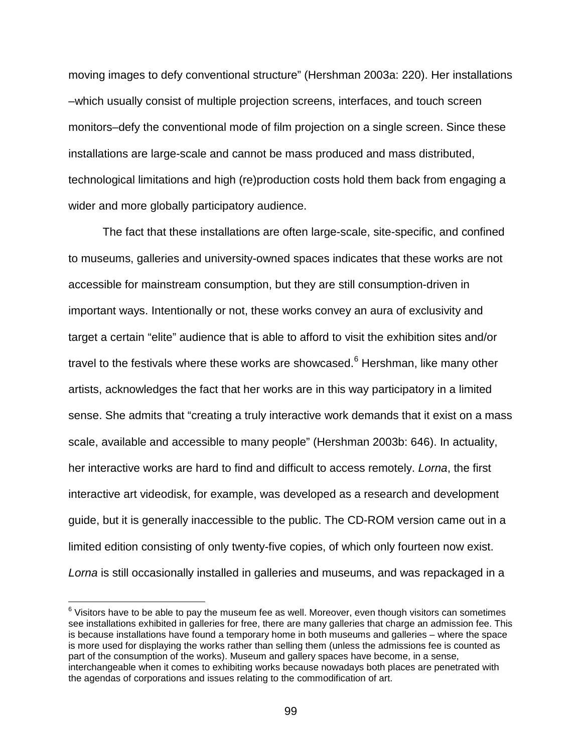moving images to defy conventional structure" (Hershman 2003a: 220). Her installations –which usually consist of multiple projection screens, interfaces, and touch screen monitors–defy the conventional mode of film projection on a single screen. Since these installations are large-scale and cannot be mass produced and mass distributed, technological limitations and high (re)production costs hold them back from engaging a wider and more globally participatory audience.

The fact that these installations are often large-scale, site-specific, and confined to museums, galleries and university-owned spaces indicates that these works are not accessible for mainstream consumption, but they are still consumption-driven in important ways. Intentionally or not, these works convey an aura of exclusivity and target a certain "elite" audience that is able to afford to visit the exhibition sites and/or travel to the festivals where these works are showcased.[6] Hershman, like many other artists, acknowledges the fact that her works are in this way participatory in a limited sense. She admits that "creating a truly interactive work demands that it exist on a mass scale, available and accessible to many people" (Hershman 2003b: 646). In actuality, her interactive works are hard to find and difficult to access remotely. *Lorna*, the first interactive art videodisk, for example, was developed as a research and development guide, but it is generally inaccessible to the public. The CD-ROM version came out in a limited edition consisting of only twenty-five copies, of which only fourteen now exist. *Lorna* is still occasionally installed in galleries and museums, and was repackaged in a

[6] Visitors have to be able to pay the museum fee as well. Moreover, even though visitors can sometimes see installations exhibited in galleries for free, there are many galleries that charge an admission fee. This is because installations have found a temporary home in both museums and galleries – where the space is more used for displaying the works rather than selling them (unless the admissions fee is counted as part of the consumption of the works). Museum and gallery spaces have become, in a sense, interchangeable when it comes to exhibiting works because nowadays both places are penetrated with the agendas of corporations and issues relating to the commodification of art.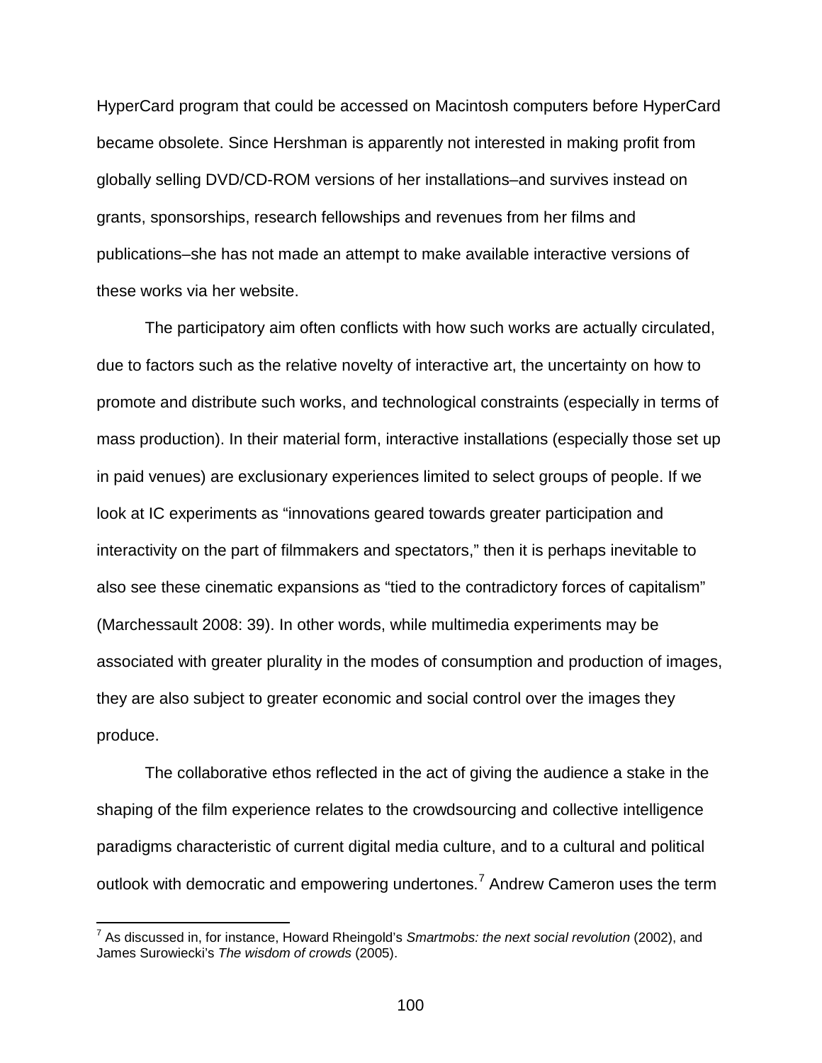HyperCard program that could be accessed on Macintosh computers before HyperCard became obsolete. Since Hershman is apparently not interested in making profit from globally selling DVD/CD-ROM versions of her installations–and survives instead on grants, sponsorships, research fellowships and revenues from her films and publications–she has not made an attempt to make available interactive versions of these works via her website.

The participatory aim often conflicts with how such works are actually circulated, due to factors such as the relative novelty of interactive art, the uncertainty on how to promote and distribute such works, and technological constraints (especially in terms of mass production). In their material form, interactive installations (especially those set up in paid venues) are exclusionary experiences limited to select groups of people. If we look at IC experiments as "innovations geared towards greater participation and interactivity on the part of filmmakers and spectators," then it is perhaps inevitable to also see these cinematic expansions as "tied to the contradictory forces of capitalism" (Marchessault 2008: 39). In other words, while multimedia experiments may be associated with greater plurality in the modes of consumption and production of images, they are also subject to greater economic and social control over the images they produce.

The collaborative ethos reflected in the act of giving the audience a stake in the shaping of the film experience relates to the crowdsourcing and collective intelligence paradigms characteristic of current digital media culture, and to a cultural and political outlook with democratic and empowering undertones.[7] Andrew Cameron uses the term

[7] As discussed in, for instance, Howard Rheingold's *Smartmobs: the next social revolution* (2002), and James Surowiecki's *The wisdom of crowds* (2005).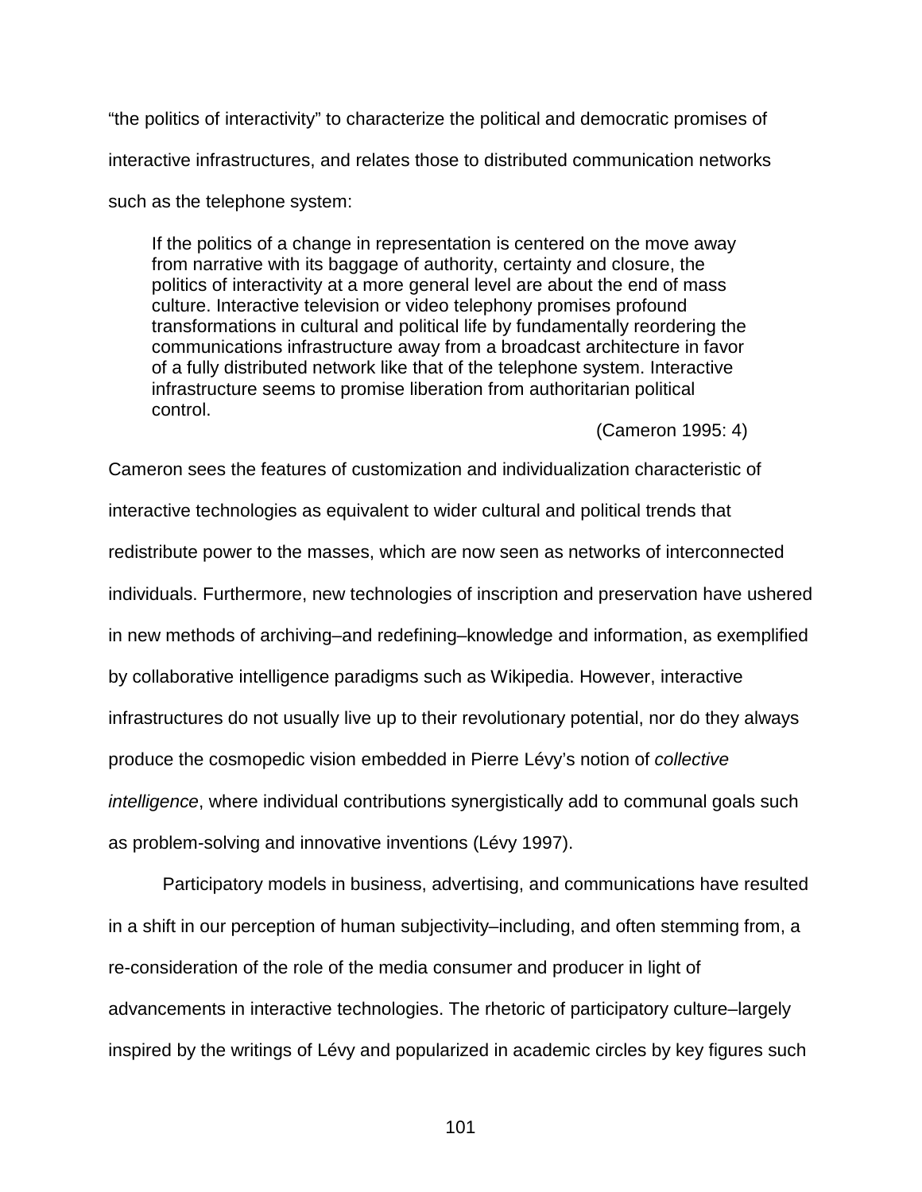“the politics of interactivity” to characterize the political and democratic promises of interactive infrastructures, and relates those to distributed communication networks such as the telephone system:

> If the politics of a change in representation is centered on the move away from narrative with its baggage of authority, certainty and closure, the politics of interactivity at a more general level are about the end of mass culture. Interactive television or video telephony promises profound transformations in cultural and political life by fundamentally reordering the communications infrastructure away from a broadcast architecture in favor of a fully distributed network like that of the telephone system. Interactive infrastructure seems to promise liberation from authoritarian political control.
>
> (Cameron 1995: 4)

Cameron sees the features of customization and individualization characteristic of interactive technologies as equivalent to wider cultural and political trends that redistribute power to the masses, which are now seen as networks of interconnected individuals. Furthermore, new technologies of inscription and preservation have ushered in new methods of archiving–and redefining–knowledge and information, as exemplified by collaborative intelligence paradigms such as Wikipedia. However, interactive infrastructures do not usually live up to their revolutionary potential, nor do they always produce the cosmopedic vision embedded in Pierre Lévy’s notion of *collective intelligence*, where individual contributions synergistically add to communal goals such as problem-solving and innovative inventions (Lévy 1997).

Participatory models in business, advertising, and communications have resulted in a shift in our perception of human subjectivity–including, and often stemming from, a re-consideration of the role of the media consumer and producer in light of advancements in interactive technologies. The rhetoric of participatory culture–largely inspired by the writings of Lévy and popularized in academic circles by key figures such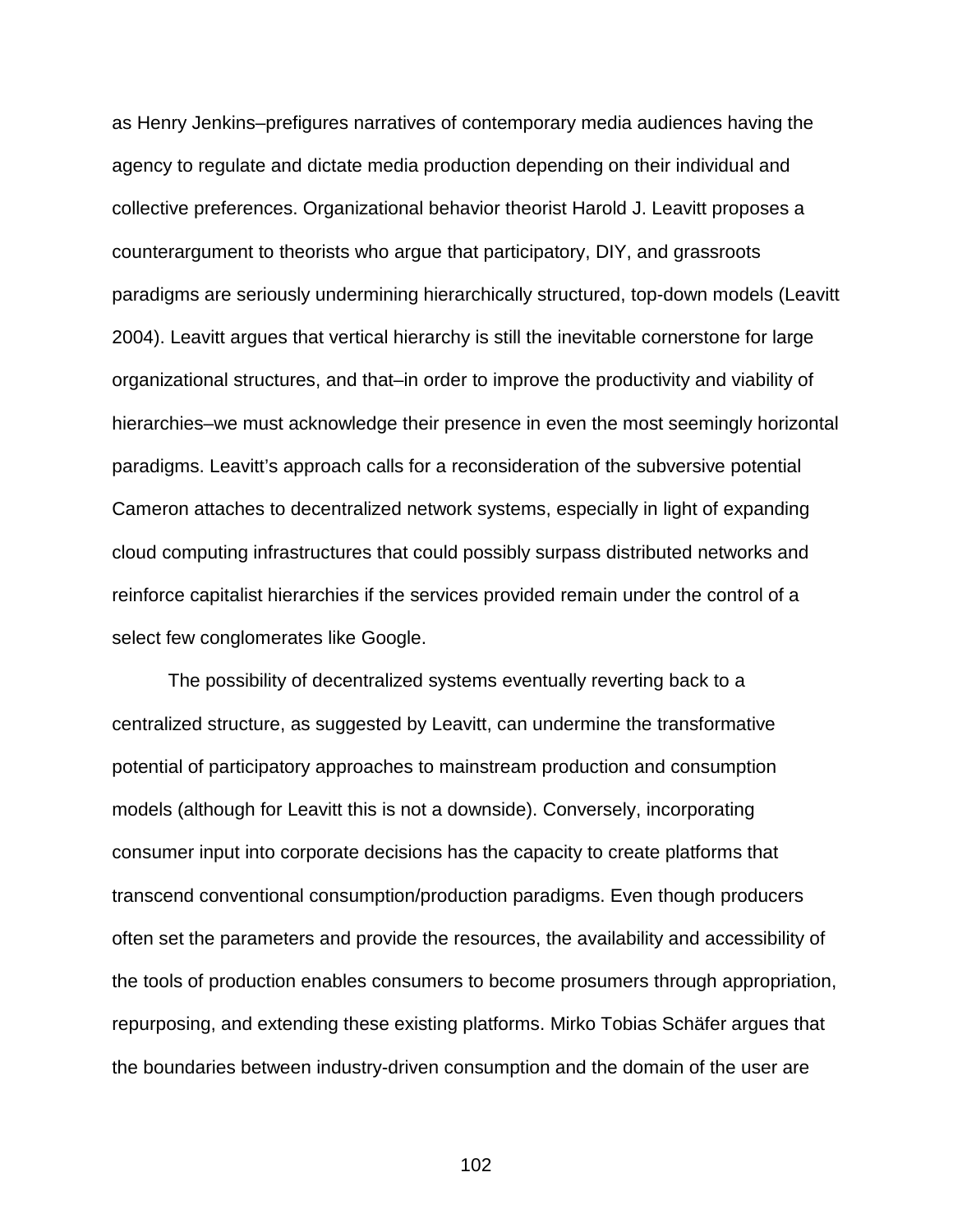as Henry Jenkins–prefigures narratives of contemporary media audiences having the agency to regulate and dictate media production depending on their individual and collective preferences. Organizational behavior theorist Harold J. Leavitt proposes a counterargument to theorists who argue that participatory, DIY, and grassroots paradigms are seriously undermining hierarchically structured, top-down models (Leavitt 2004). Leavitt argues that vertical hierarchy is still the inevitable cornerstone for large organizational structures, and that–in order to improve the productivity and viability of hierarchies–we must acknowledge their presence in even the most seemingly horizontal paradigms. Leavitt's approach calls for a reconsideration of the subversive potential Cameron attaches to decentralized network systems, especially in light of expanding cloud computing infrastructures that could possibly surpass distributed networks and reinforce capitalist hierarchies if the services provided remain under the control of a select few conglomerates like Google.

The possibility of decentralized systems eventually reverting back to a centralized structure, as suggested by Leavitt, can undermine the transformative potential of participatory approaches to mainstream production and consumption models (although for Leavitt this is not a downside). Conversely, incorporating consumer input into corporate decisions has the capacity to create platforms that transcend conventional consumption/production paradigms. Even though producers often set the parameters and provide the resources, the availability and accessibility of the tools of production enables consumers to become prosumers through appropriation, repurposing, and extending these existing platforms. Mirko Tobias Schäfer argues that the boundaries between industry-driven consumption and the domain of the user are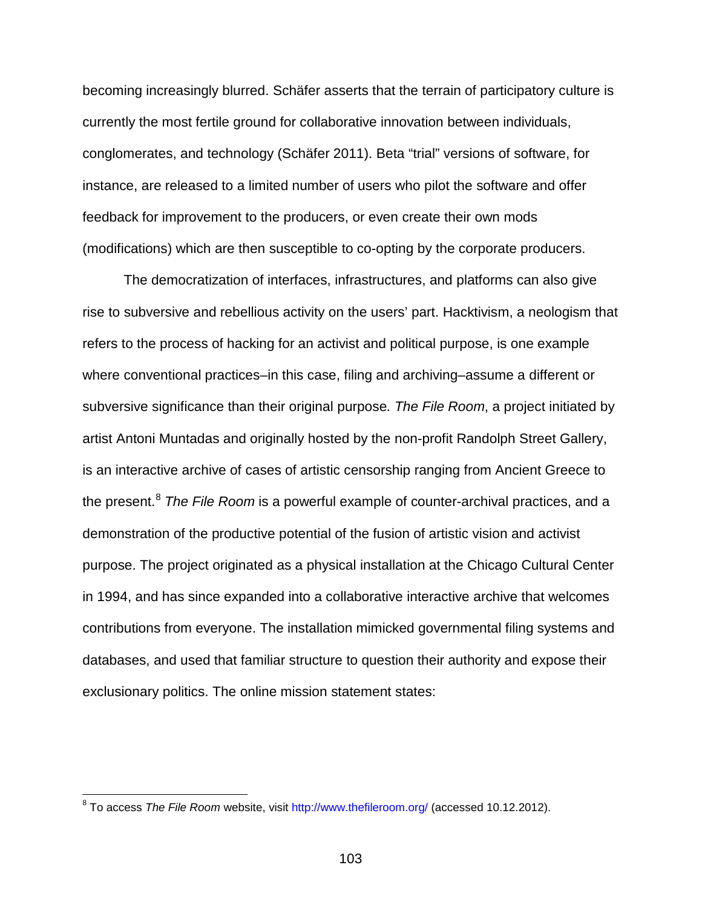becoming increasingly blurred. Schäfer asserts that the terrain of participatory culture is currently the most fertile ground for collaborative innovation between individuals, conglomerates, and technology (Schäfer 2011). Beta "trial" versions of software, for instance, are released to a limited number of users who pilot the software and offer feedback for improvement to the producers, or even create their own mods (modifications) which are then susceptible to co-opting by the corporate producers.

The democratization of interfaces, infrastructures, and platforms can also give rise to subversive and rebellious activity on the users' part. Hacktivism, a neologism that refers to the process of hacking for an activist and political purpose, is one example where conventional practices–in this case, filing and archiving–assume a different or subversive significance than their original purpose. *The File Room*, a project initiated by artist Antoni Muntadas and originally hosted by the non-profit Randolph Street Gallery, is an interactive archive of cases of artistic censorship ranging from Ancient Greece to the present.[8] *The File Room* is a powerful example of counter-archival practices, and a demonstration of the productive potential of the fusion of artistic vision and activist purpose. The project originated as a physical installation at the Chicago Cultural Center in 1994, and has since expanded into a collaborative interactive archive that welcomes contributions from everyone. The installation mimicked governmental filing systems and databases, and used that familiar structure to question their authority and expose their exclusionary politics. The online mission statement states:

---

[8] To access *The File Room* website, visit http://www.thefileroom.org/ (accessed 10.12.2012).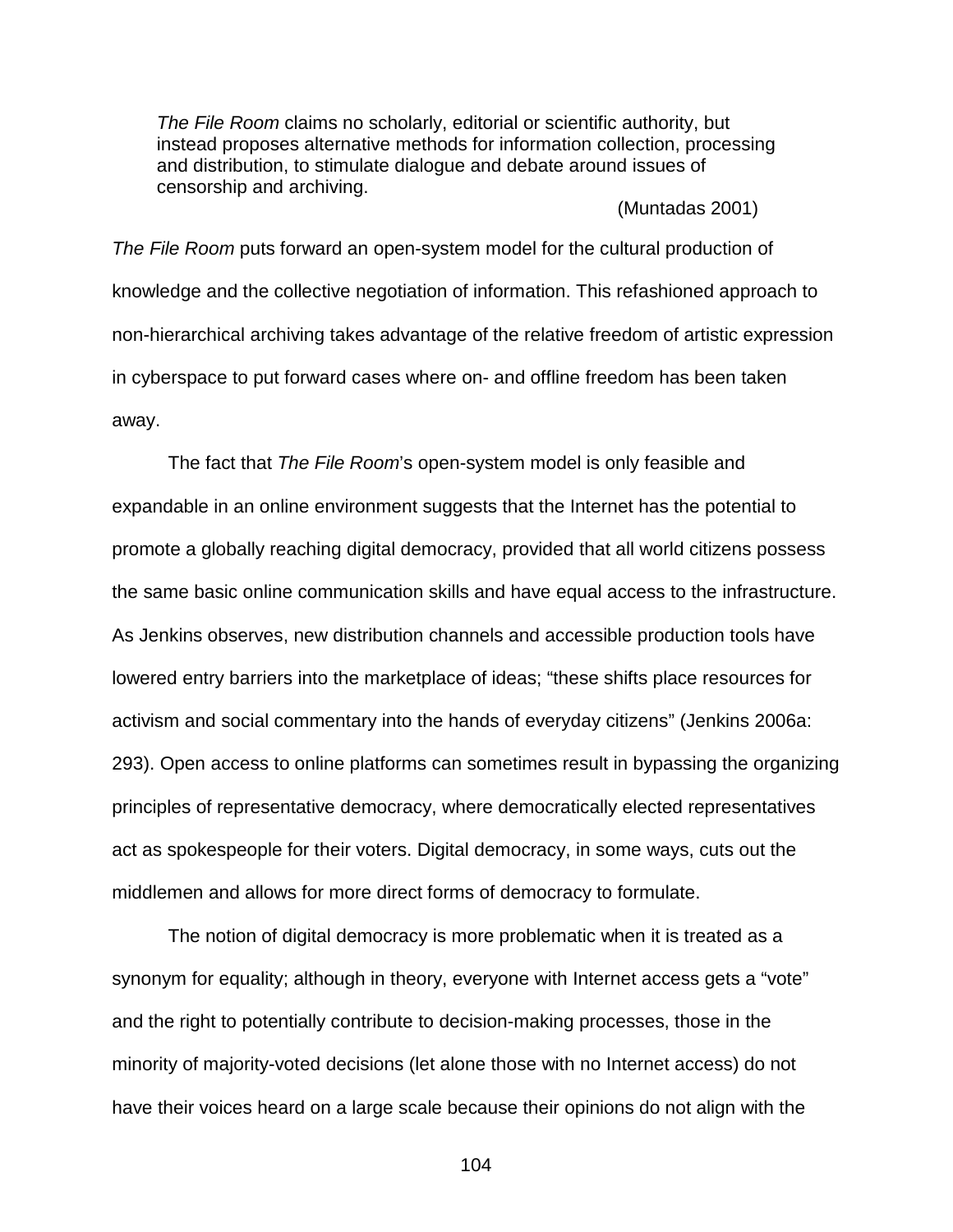> *The File Room* claims no scholarly, editorial or scientific authority, but instead proposes alternative methods for information collection, processing and distribution, to stimulate dialogue and debate around issues of censorship and archiving.
>
> (Muntadas 2001)

*The File Room* puts forward an open-system model for the cultural production of knowledge and the collective negotiation of information. This refashioned approach to non-hierarchical archiving takes advantage of the relative freedom of artistic expression in cyberspace to put forward cases where on- and offline freedom has been taken away.

The fact that *The File Room*'s open-system model is only feasible and expandable in an online environment suggests that the Internet has the potential to promote a globally reaching digital democracy, provided that all world citizens possess the same basic online communication skills and have equal access to the infrastructure. As Jenkins observes, new distribution channels and accessible production tools have lowered entry barriers into the marketplace of ideas; "these shifts place resources for activism and social commentary into the hands of everyday citizens" (Jenkins 2006a: 293). Open access to online platforms can sometimes result in bypassing the organizing principles of representative democracy, where democratically elected representatives act as spokespeople for their voters. Digital democracy, in some ways, cuts out the middlemen and allows for more direct forms of democracy to formulate.

The notion of digital democracy is more problematic when it is treated as a synonym for equality; although in theory, everyone with Internet access gets a "vote" and the right to potentially contribute to decision-making processes, those in the minority of majority-voted decisions (let alone those with no Internet access) do not have their voices heard on a large scale because their opinions do not align with the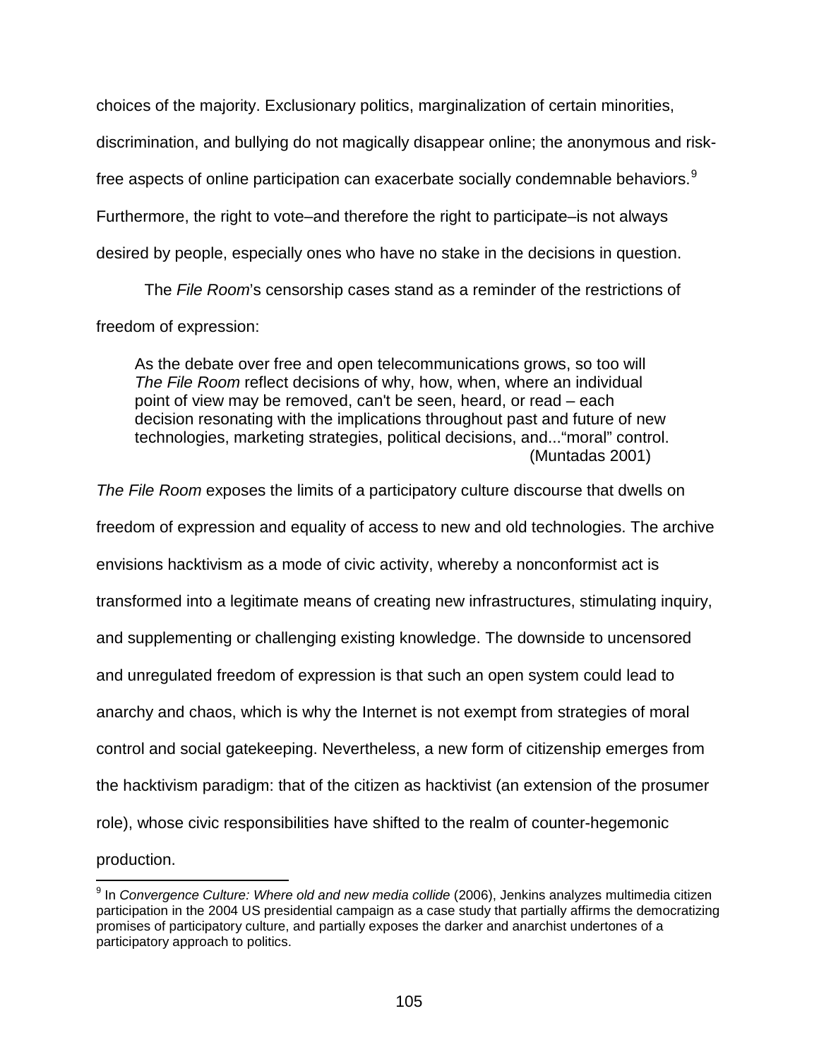choices of the majority. Exclusionary politics, marginalization of certain minorities, discrimination, and bullying do not magically disappear online; the anonymous and risk-free aspects of online participation can exacerbate socially condemnable behaviors.[9] Furthermore, the right to vote–and therefore the right to participate–is not always desired by people, especially ones who have no stake in the decisions in question.

The *File Room*'s censorship cases stand as a reminder of the restrictions of freedom of expression:

> As the debate over free and open telecommunications grows, so too will *The File Room* reflect decisions of why, how, when, where an individual point of view may be removed, can't be seen, heard, or read – each decision resonating with the implications throughout past and future of new technologies, marketing strategies, political decisions, and..."moral" control. (Muntadas 2001)

*The File Room* exposes the limits of a participatory culture discourse that dwells on freedom of expression and equality of access to new and old technologies. The archive envisions hacktivism as a mode of civic activity, whereby a nonconformist act is transformed into a legitimate means of creating new infrastructures, stimulating inquiry, and supplementing or challenging existing knowledge. The downside to uncensored and unregulated freedom of expression is that such an open system could lead to anarchy and chaos, which is why the Internet is not exempt from strategies of moral control and social gatekeeping. Nevertheless, a new form of citizenship emerges from the hacktivism paradigm: that of the citizen as hacktivist (an extension of the prosumer role), whose civic responsibilities have shifted to the realm of counter-hegemonic production.

---

[9] In *Convergence Culture: Where old and new media collide* (2006), Jenkins analyzes multimedia citizen participation in the 2004 US presidential campaign as a case study that partially affirms the democratizing promises of participatory culture, and partially exposes the darker and anarchist undertones of a participatory approach to politics.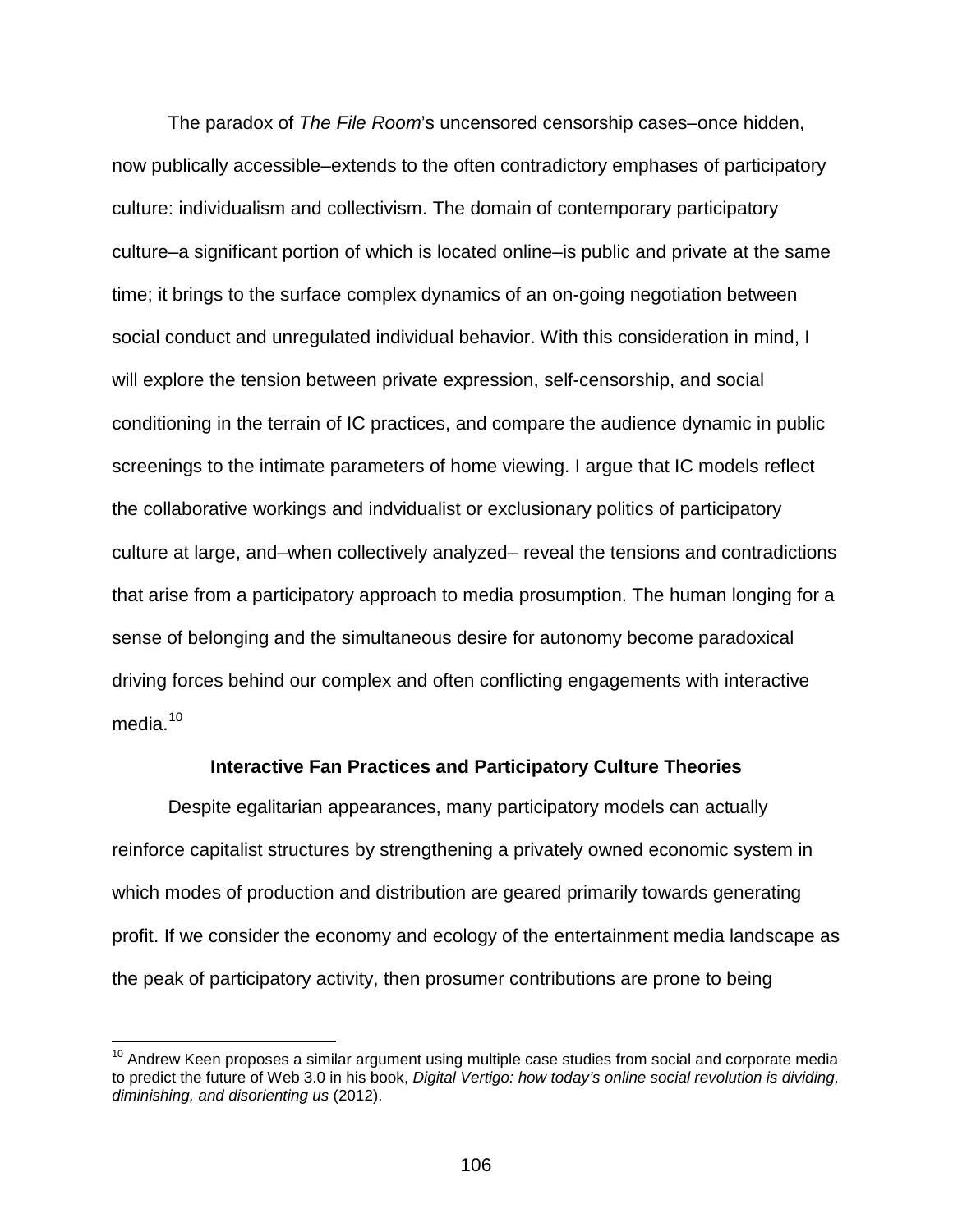The paradox of *The File Room*'s uncensored censorship cases–once hidden, now publically accessible–extends to the often contradictory emphases of participatory culture: individualism and collectivism. The domain of contemporary participatory culture–a significant portion of which is located online–is public and private at the same time; it brings to the surface complex dynamics of an on-going negotiation between social conduct and unregulated individual behavior. With this consideration in mind, I will explore the tension between private expression, self-censorship, and social conditioning in the terrain of IC practices, and compare the audience dynamic in public screenings to the intimate parameters of home viewing. I argue that IC models reflect the collaborative workings and indvidualist or exclusionary politics of participatory culture at large, and–when collectively analyzed– reveal the tensions and contradictions that arise from a participatory approach to media prosumption. The human longing for a sense of belonging and the simultaneous desire for autonomy become paradoxical driving forces behind our complex and often conflicting engagements with interactive media.[10]

### Interactive Fan Practices and Participatory Culture Theories

Despite egalitarian appearances, many participatory models can actually reinforce capitalist structures by strengthening a privately owned economic system in which modes of production and distribution are geared primarily towards generating profit. If we consider the economy and ecology of the entertainment media landscape as the peak of participatory activity, then prosumer contributions are prone to being

---

[10] Andrew Keen proposes a similar argument using multiple case studies from social and corporate media to predict the future of Web 3.0 in his book, *Digital Vertigo: how today's online social revolution is dividing, diminishing, and disorienting us* (2012).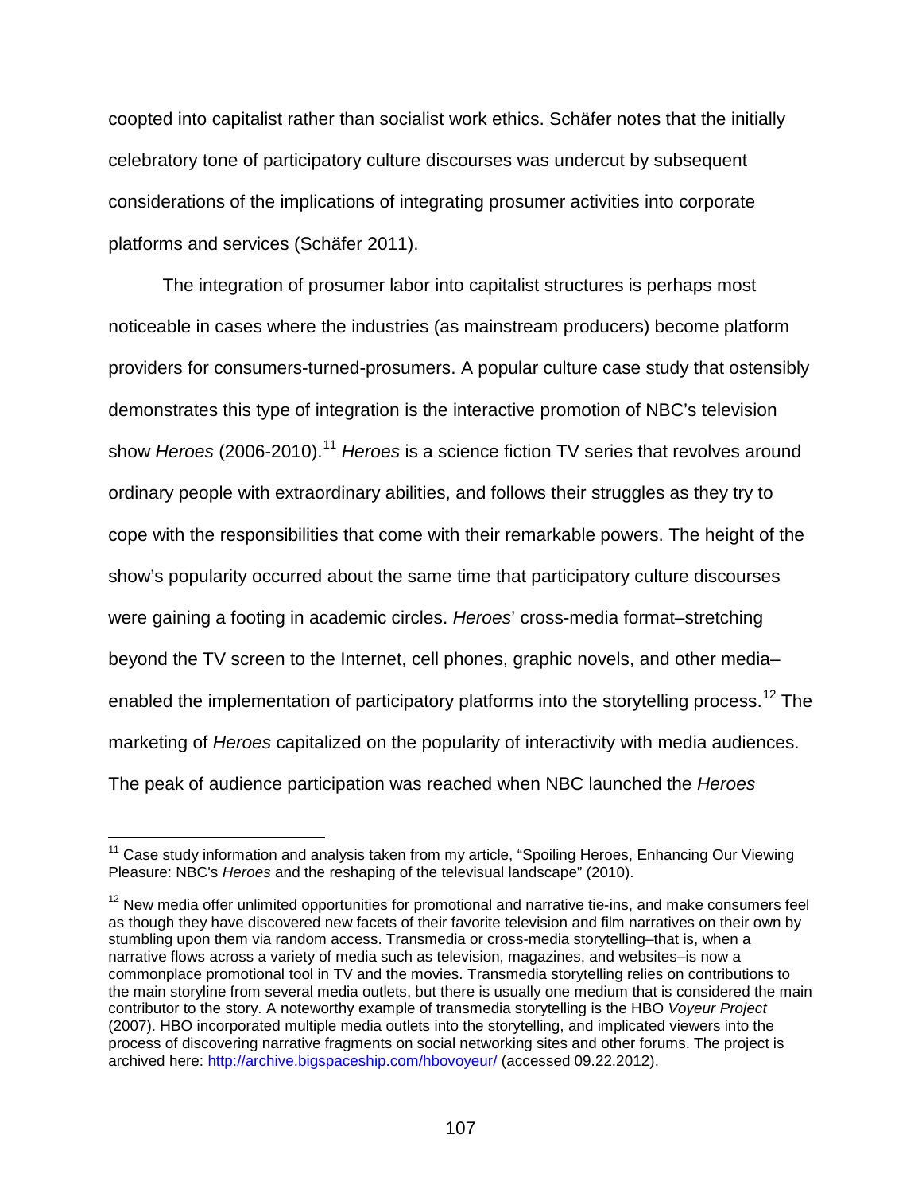coopted into capitalist rather than socialist work ethics. Schäfer notes that the initially celebratory tone of participatory culture discourses was undercut by subsequent considerations of the implications of integrating prosumer activities into corporate platforms and services (Schäfer 2011).

The integration of prosumer labor into capitalist structures is perhaps most noticeable in cases where the industries (as mainstream producers) become platform providers for consumers-turned-prosumers. A popular culture case study that ostensibly demonstrates this type of integration is the interactive promotion of NBC's television show *Heroes* (2006-2010).[11] *Heroes* is a science fiction TV series that revolves around ordinary people with extraordinary abilities, and follows their struggles as they try to cope with the responsibilities that come with their remarkable powers. The height of the show's popularity occurred about the same time that participatory culture discourses were gaining a footing in academic circles. *Heroes*' cross-media format–stretching beyond the TV screen to the Internet, cell phones, graphic novels, and other media–enabled the implementation of participatory platforms into the storytelling process.[12] The marketing of *Heroes* capitalized on the popularity of interactivity with media audiences. The peak of audience participation was reached when NBC launched the *Heroes*

---

[11] Case study information and analysis taken from my article, "Spoiling Heroes, Enhancing Our Viewing Pleasure: NBC's *Heroes* and the reshaping of the televisual landscape" (2010).

[12] New media offer unlimited opportunities for promotional and narrative tie-ins, and make consumers feel as though they have discovered new facets of their favorite television and film narratives on their own by stumbling upon them via random access. Transmedia or cross-media storytelling–that is, when a narrative flows across a variety of media such as television, magazines, and websites–is now a commonplace promotional tool in TV and the movies. Transmedia storytelling relies on contributions to the main storyline from several media outlets, but there is usually one medium that is considered the main contributor to the story. A noteworthy example of transmedia storytelling is the HBO *Voyeur Project* (2007). HBO incorporated multiple media outlets into the storytelling, and implicated viewers into the process of discovering narrative fragments on social networking sites and other forums. The project is archived here: http://archive.bigspaceship.com/hbovoyeur/ (accessed 09.22.2012).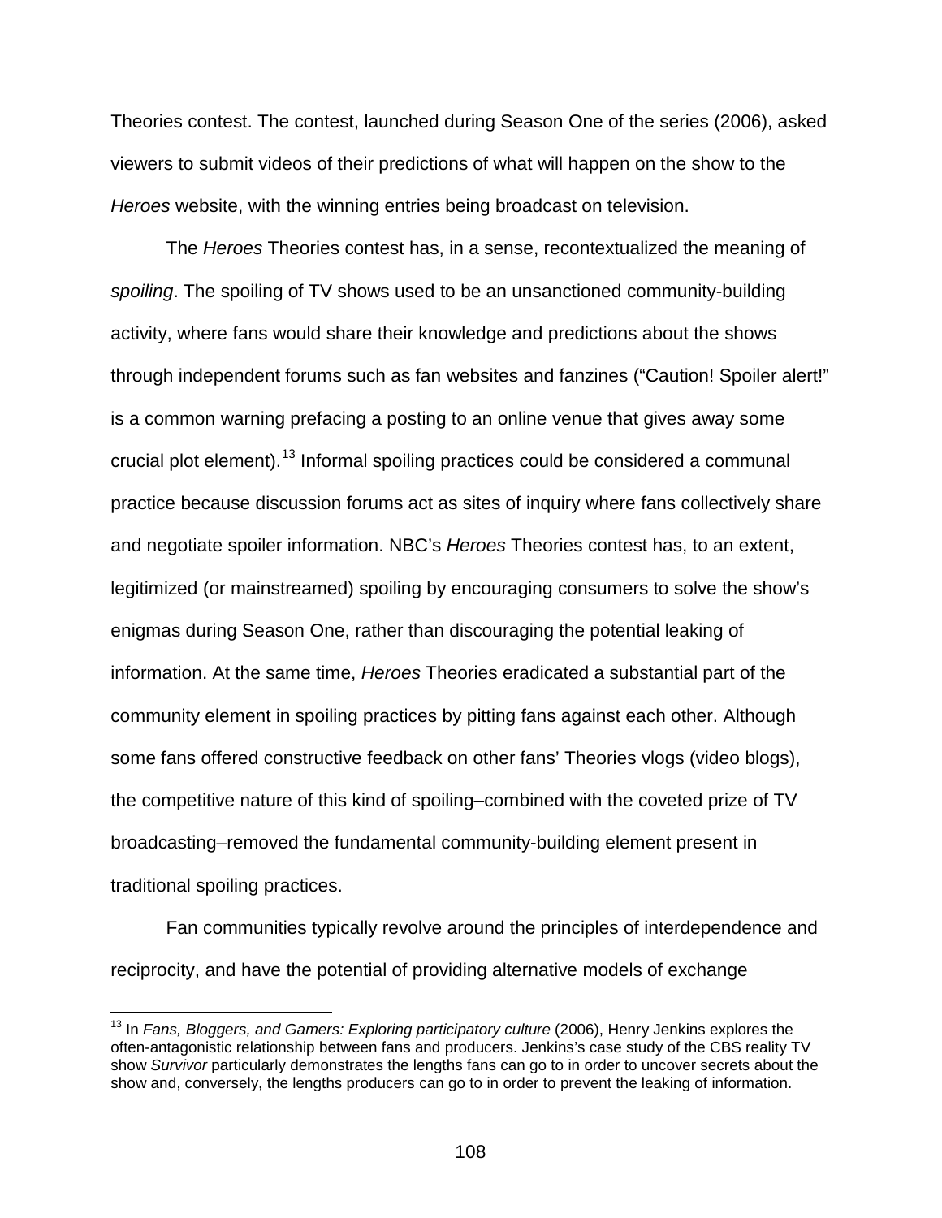Theories contest. The contest, launched during Season One of the series (2006), asked viewers to submit videos of their predictions of what will happen on the show to the *Heroes* website, with the winning entries being broadcast on television.

The *Heroes* Theories contest has, in a sense, recontextualized the meaning of *spoiling*. The spoiling of TV shows used to be an unsanctioned community-building activity, where fans would share their knowledge and predictions about the shows through independent forums such as fan websites and fanzines ("Caution! Spoiler alert!" is a common warning prefacing a posting to an online venue that gives away some crucial plot element).[13] Informal spoiling practices could be considered a communal practice because discussion forums act as sites of inquiry where fans collectively share and negotiate spoiler information. NBC's *Heroes* Theories contest has, to an extent, legitimized (or mainstreamed) spoiling by encouraging consumers to solve the show's enigmas during Season One, rather than discouraging the potential leaking of information. At the same time, *Heroes* Theories eradicated a substantial part of the community element in spoiling practices by pitting fans against each other. Although some fans offered constructive feedback on other fans' Theories vlogs (video blogs), the competitive nature of this kind of spoiling–combined with the coveted prize of TV broadcasting–removed the fundamental community-building element present in traditional spoiling practices.

Fan communities typically revolve around the principles of interdependence and reciprocity, and have the potential of providing alternative models of exchange

---

[13] In *Fans, Bloggers, and Gamers: Exploring participatory culture* (2006), Henry Jenkins explores the often-antagonistic relationship between fans and producers. Jenkins's case study of the CBS reality TV show *Survivor* particularly demonstrates the lengths fans can go to in order to uncover secrets about the show and, conversely, the lengths producers can go to in order to prevent the leaking of information.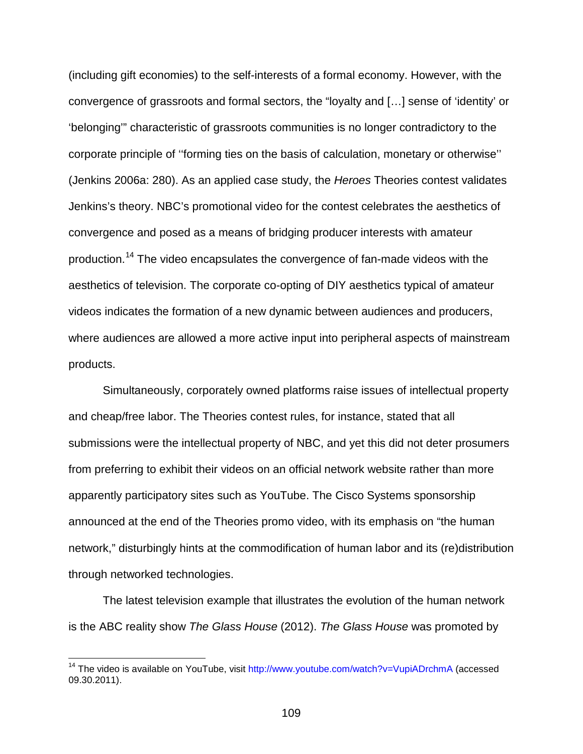(including gift economies) to the self-interests of a formal economy. However, with the convergence of grassroots and formal sectors, the "loyalty and […] sense of 'identity' or 'belonging'" characteristic of grassroots communities is no longer contradictory to the corporate principle of ''forming ties on the basis of calculation, monetary or otherwise'' (Jenkins 2006a: 280). As an applied case study, the *Heroes* Theories contest validates Jenkins's theory. NBC's promotional video for the contest celebrates the aesthetics of convergence and posed as a means of bridging producer interests with amateur production.[14] The video encapsulates the convergence of fan-made videos with the aesthetics of television. The corporate co-opting of DIY aesthetics typical of amateur videos indicates the formation of a new dynamic between audiences and producers, where audiences are allowed a more active input into peripheral aspects of mainstream products.

Simultaneously, corporately owned platforms raise issues of intellectual property and cheap/free labor. The Theories contest rules, for instance, stated that all submissions were the intellectual property of NBC, and yet this did not deter prosumers from preferring to exhibit their videos on an official network website rather than more apparently participatory sites such as YouTube. The Cisco Systems sponsorship announced at the end of the Theories promo video, with its emphasis on "the human network," disturbingly hints at the commodification of human labor and its (re)distribution through networked technologies.

The latest television example that illustrates the evolution of the human network is the ABC reality show *The Glass House* (2012). *The Glass House* was promoted by

---

[14] The video is available on YouTube, visit http://www.youtube.com/watch?v=VupiADrchmA (accessed 09.30.2011).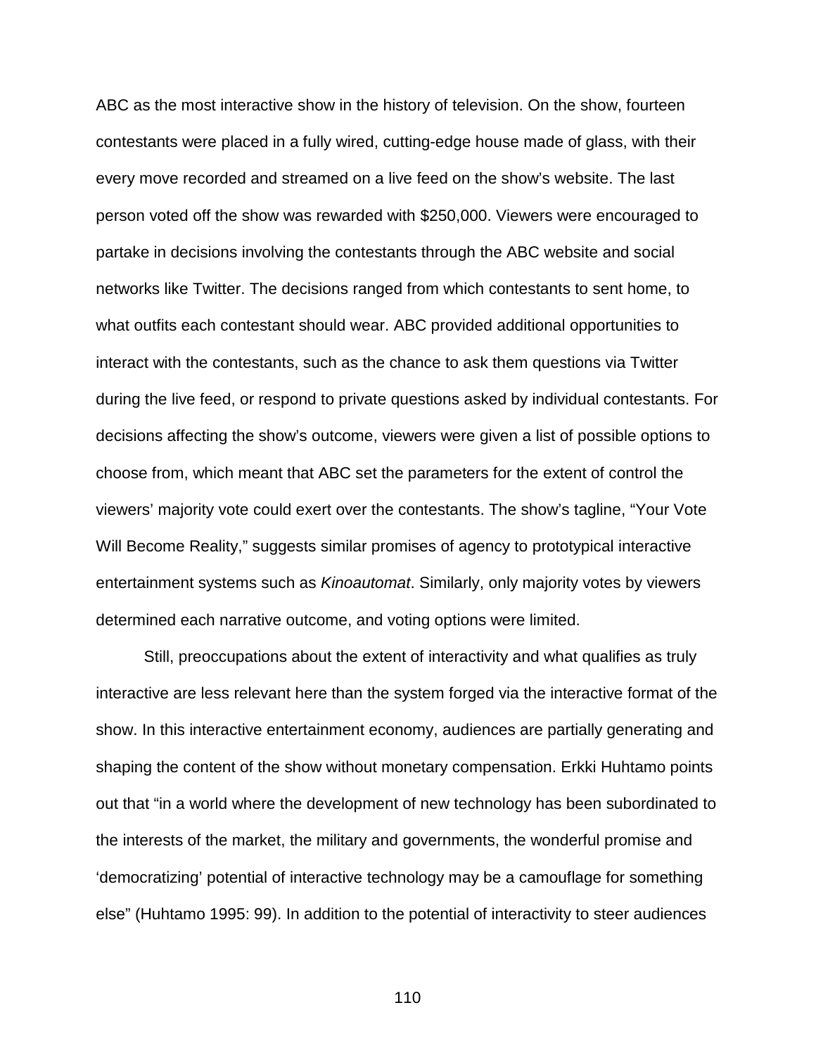ABC as the most interactive show in the history of television. On the show, fourteen contestants were placed in a fully wired, cutting-edge house made of glass, with their every move recorded and streamed on a live feed on the show's website. The last person voted off the show was rewarded with $250,000. Viewers were encouraged to partake in decisions involving the contestants through the ABC website and social networks like Twitter. The decisions ranged from which contestants to sent home, to what outfits each contestant should wear. ABC provided additional opportunities to interact with the contestants, such as the chance to ask them questions via Twitter during the live feed, or respond to private questions asked by individual contestants. For decisions affecting the show's outcome, viewers were given a list of possible options to choose from, which meant that ABC set the parameters for the extent of control the viewers' majority vote could exert over the contestants. The show's tagline, "Your Vote Will Become Reality," suggests similar promises of agency to prototypical interactive entertainment systems such as *Kinoautomat*. Similarly, only majority votes by viewers determined each narrative outcome, and voting options were limited.

Still, preoccupations about the extent of interactivity and what qualifies as truly interactive are less relevant here than the system forged via the interactive format of the show. In this interactive entertainment economy, audiences are partially generating and shaping the content of the show without monetary compensation. Erkki Huhtamo points out that "in a world where the development of new technology has been subordinated to the interests of the market, the military and governments, the wonderful promise and 'democratizing' potential of interactive technology may be a camouflage for something else" (Huhtamo 1995: 99). In addition to the potential of interactivity to steer audiences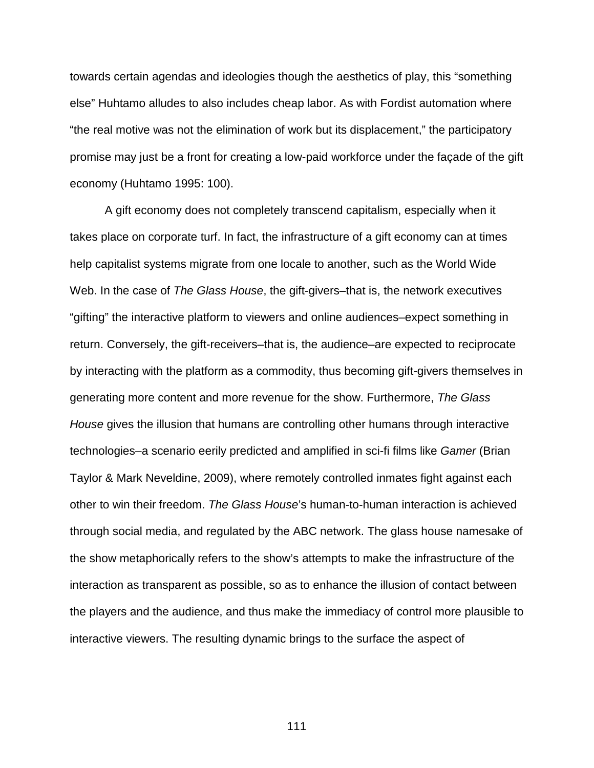towards certain agendas and ideologies though the aesthetics of play, this “something else” Huhtamo alludes to also includes cheap labor. As with Fordist automation where “the real motive was not the elimination of work but its displacement,” the participatory promise may just be a front for creating a low-paid workforce under the façade of the gift economy (Huhtamo 1995: 100).

A gift economy does not completely transcend capitalism, especially when it takes place on corporate turf. In fact, the infrastructure of a gift economy can at times help capitalist systems migrate from one locale to another, such as the World Wide Web. In the case of *The Glass House*, the gift-givers–that is, the network executives “gifting” the interactive platform to viewers and online audiences–expect something in return. Conversely, the gift-receivers–that is, the audience–are expected to reciprocate by interacting with the platform as a commodity, thus becoming gift-givers themselves in generating more content and more revenue for the show. Furthermore, *The Glass House* gives the illusion that humans are controlling other humans through interactive technologies–a scenario eerily predicted and amplified in sci-fi films like *Gamer* (Brian Taylor & Mark Neveldine, 2009), where remotely controlled inmates fight against each other to win their freedom. *The Glass House*’s human-to-human interaction is achieved through social media, and regulated by the ABC network. The glass house namesake of the show metaphorically refers to the show’s attempts to make the infrastructure of the interaction as transparent as possible, so as to enhance the illusion of contact between the players and the audience, and thus make the immediacy of control more plausible to interactive viewers. The resulting dynamic brings to the surface the aspect of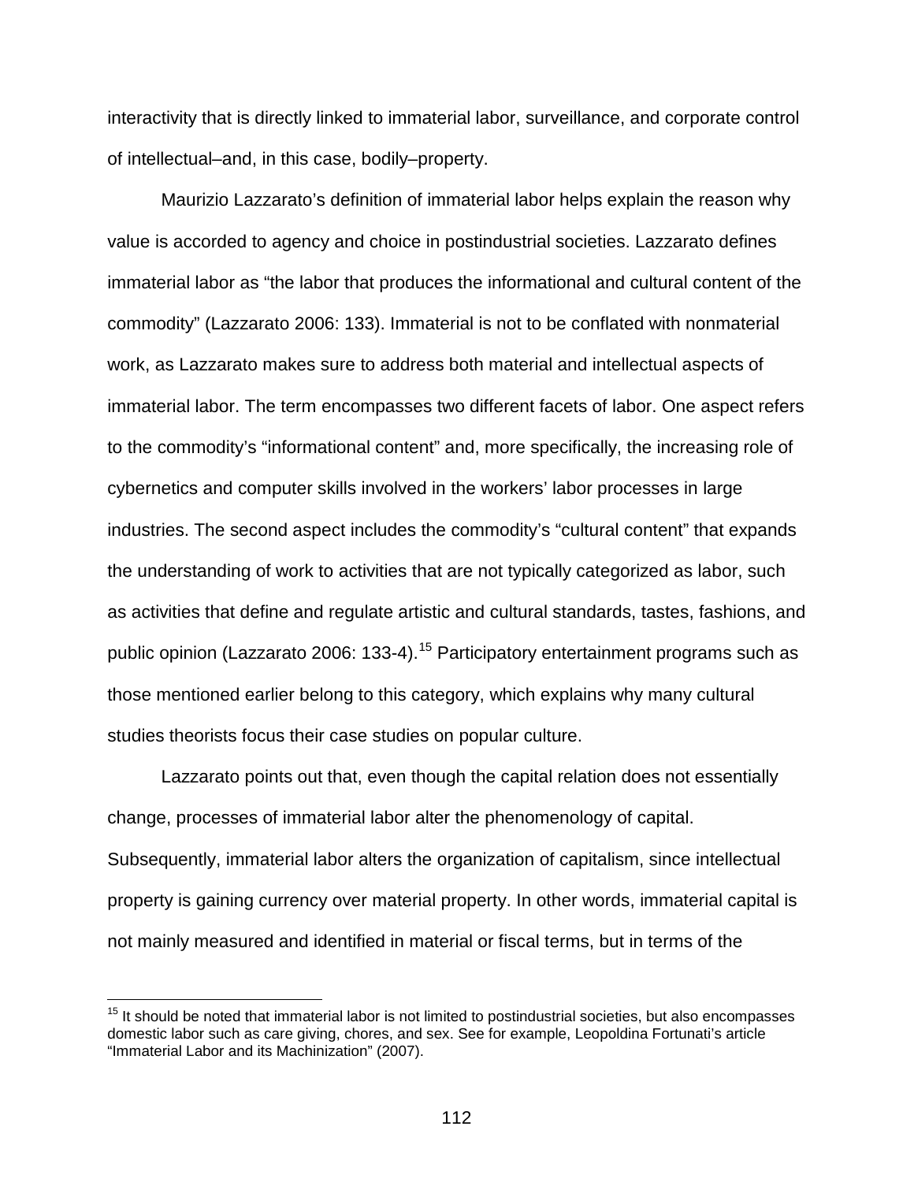interactivity that is directly linked to immaterial labor, surveillance, and corporate control of intellectual–and, in this case, bodily–property.

Maurizio Lazzarato's definition of immaterial labor helps explain the reason why value is accorded to agency and choice in postindustrial societies. Lazzarato defines immaterial labor as "the labor that produces the informational and cultural content of the commodity" (Lazzarato 2006: 133). Immaterial is not to be conflated with nonmaterial work, as Lazzarato makes sure to address both material and intellectual aspects of immaterial labor. The term encompasses two different facets of labor. One aspect refers to the commodity's "informational content" and, more specifically, the increasing role of cybernetics and computer skills involved in the workers' labor processes in large industries. The second aspect includes the commodity's "cultural content" that expands the understanding of work to activities that are not typically categorized as labor, such as activities that define and regulate artistic and cultural standards, tastes, fashions, and public opinion (Lazzarato 2006: 133-4).[15] Participatory entertainment programs such as those mentioned earlier belong to this category, which explains why many cultural studies theorists focus their case studies on popular culture.

Lazzarato points out that, even though the capital relation does not essentially change, processes of immaterial labor alter the phenomenology of capital. Subsequently, immaterial labor alters the organization of capitalism, since intellectual property is gaining currency over material property. In other words, immaterial capital is not mainly measured and identified in material or fiscal terms, but in terms of the

---

[15] It should be noted that immaterial labor is not limited to postindustrial societies, but also encompasses domestic labor such as care giving, chores, and sex. See for example, Leopoldina Fortunati's article "Immaterial Labor and its Machinization" (2007).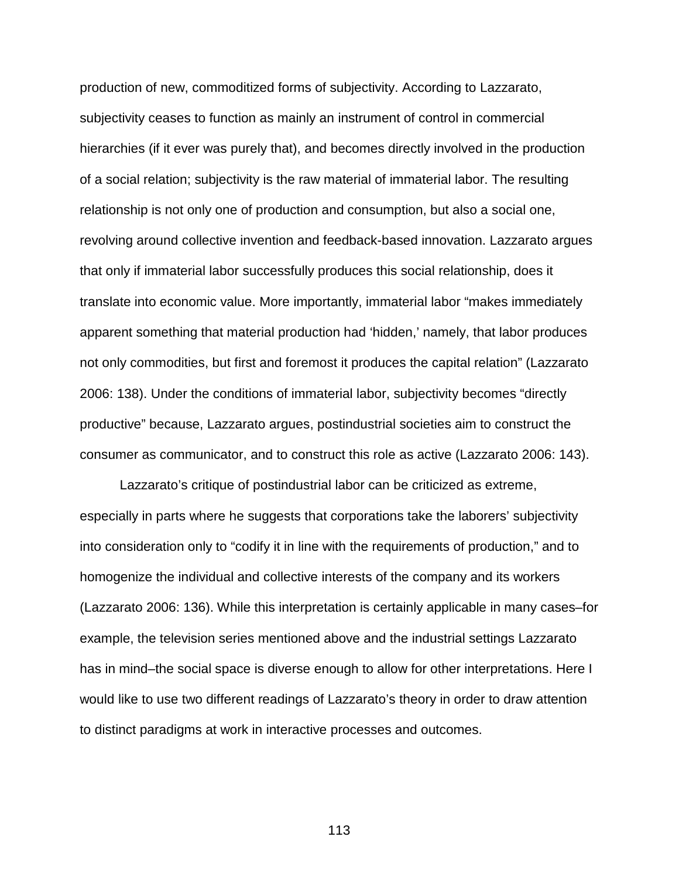production of new, commoditized forms of subjectivity. According to Lazzarato, subjectivity ceases to function as mainly an instrument of control in commercial hierarchies (if it ever was purely that), and becomes directly involved in the production of a social relation; subjectivity is the raw material of immaterial labor. The resulting relationship is not only one of production and consumption, but also a social one, revolving around collective invention and feedback-based innovation. Lazzarato argues that only if immaterial labor successfully produces this social relationship, does it translate into economic value. More importantly, immaterial labor "makes immediately apparent something that material production had 'hidden,' namely, that labor produces not only commodities, but first and foremost it produces the capital relation" (Lazzarato 2006: 138). Under the conditions of immaterial labor, subjectivity becomes "directly productive" because, Lazzarato argues, postindustrial societies aim to construct the consumer as communicator, and to construct this role as active (Lazzarato 2006: 143).

Lazzarato's critique of postindustrial labor can be criticized as extreme, especially in parts where he suggests that corporations take the laborers' subjectivity into consideration only to "codify it in line with the requirements of production," and to homogenize the individual and collective interests of the company and its workers (Lazzarato 2006: 136). While this interpretation is certainly applicable in many cases–for example, the television series mentioned above and the industrial settings Lazzarato has in mind–the social space is diverse enough to allow for other interpretations. Here I would like to use two different readings of Lazzarato's theory in order to draw attention to distinct paradigms at work in interactive processes and outcomes.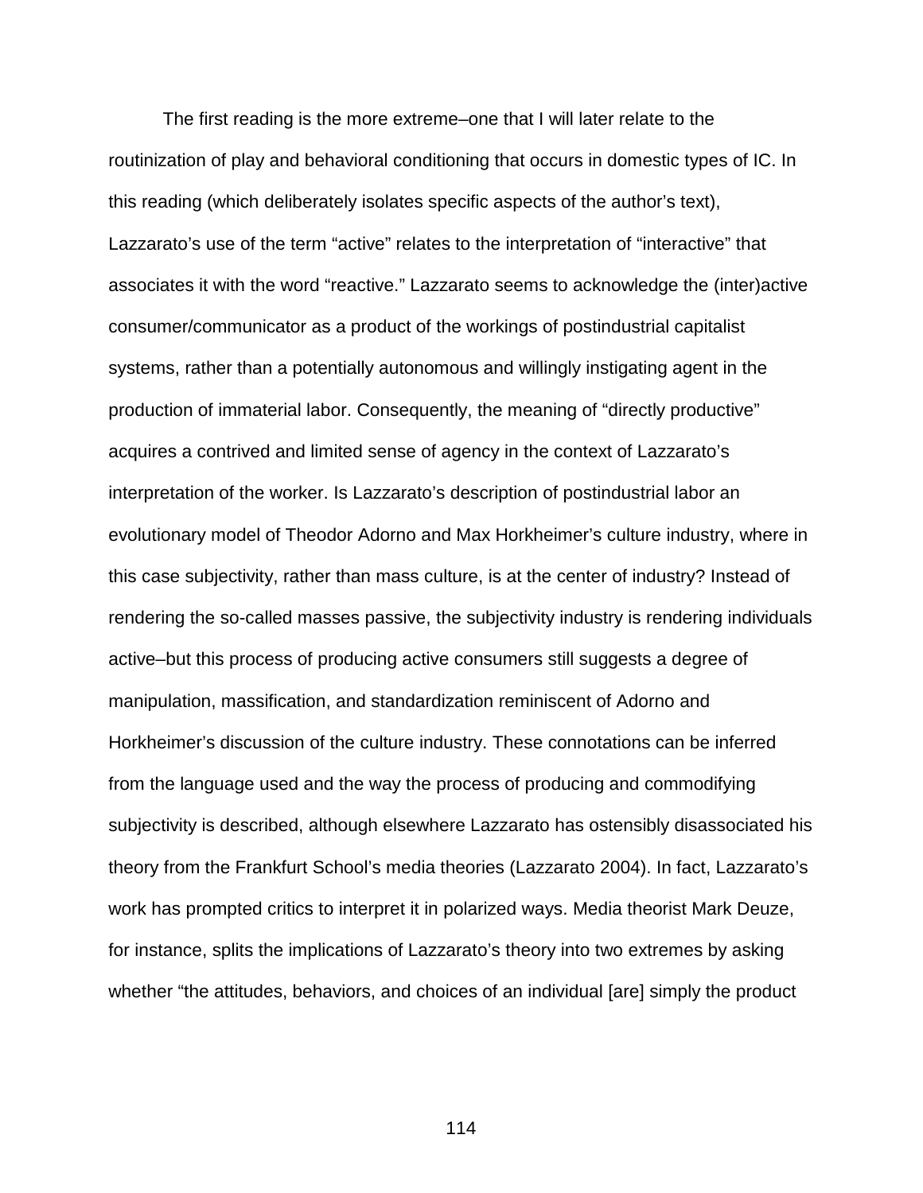The first reading is the more extreme–one that I will later relate to the routinization of play and behavioral conditioning that occurs in domestic types of IC. In this reading (which deliberately isolates specific aspects of the author's text), Lazzarato's use of the term "active" relates to the interpretation of "interactive" that associates it with the word "reactive." Lazzarato seems to acknowledge the (inter)active consumer/communicator as a product of the workings of postindustrial capitalist systems, rather than a potentially autonomous and willingly instigating agent in the production of immaterial labor. Consequently, the meaning of "directly productive" acquires a contrived and limited sense of agency in the context of Lazzarato's interpretation of the worker. Is Lazzarato's description of postindustrial labor an evolutionary model of Theodor Adorno and Max Horkheimer's culture industry, where in this case subjectivity, rather than mass culture, is at the center of industry? Instead of rendering the so-called masses passive, the subjectivity industry is rendering individuals active–but this process of producing active consumers still suggests a degree of manipulation, massification, and standardization reminiscent of Adorno and Horkheimer's discussion of the culture industry. These connotations can be inferred from the language used and the way the process of producing and commodifying subjectivity is described, although elsewhere Lazzarato has ostensibly disassociated his theory from the Frankfurt School's media theories (Lazzarato 2004). In fact, Lazzarato's work has prompted critics to interpret it in polarized ways. Media theorist Mark Deuze, for instance, splits the implications of Lazzarato's theory into two extremes by asking whether "the attitudes, behaviors, and choices of an individual [are] simply the product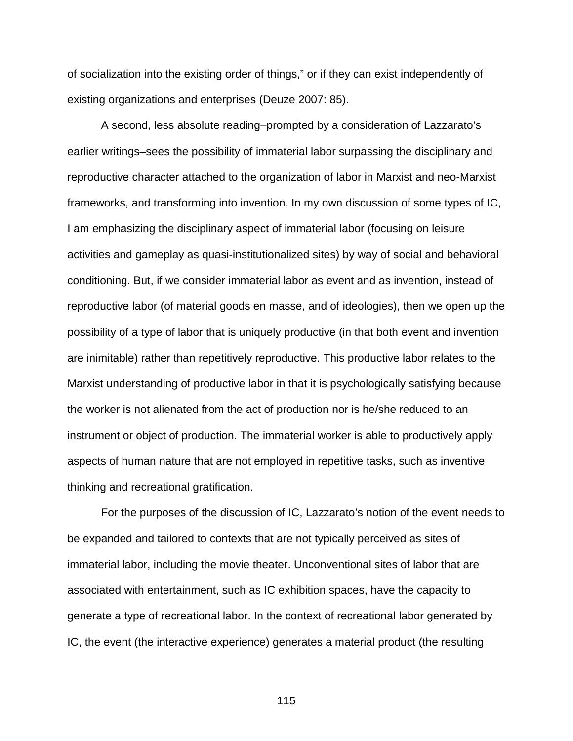of socialization into the existing order of things," or if they can exist independently of existing organizations and enterprises (Deuze 2007: 85).

A second, less absolute reading–prompted by a consideration of Lazzarato's earlier writings–sees the possibility of immaterial labor surpassing the disciplinary and reproductive character attached to the organization of labor in Marxist and neo-Marxist frameworks, and transforming into invention. In my own discussion of some types of IC, I am emphasizing the disciplinary aspect of immaterial labor (focusing on leisure activities and gameplay as quasi-institutionalized sites) by way of social and behavioral conditioning. But, if we consider immaterial labor as event and as invention, instead of reproductive labor (of material goods en masse, and of ideologies), then we open up the possibility of a type of labor that is uniquely productive (in that both event and invention are inimitable) rather than repetitively reproductive. This productive labor relates to the Marxist understanding of productive labor in that it is psychologically satisfying because the worker is not alienated from the act of production nor is he/she reduced to an instrument or object of production. The immaterial worker is able to productively apply aspects of human nature that are not employed in repetitive tasks, such as inventive thinking and recreational gratification.

For the purposes of the discussion of IC, Lazzarato's notion of the event needs to be expanded and tailored to contexts that are not typically perceived as sites of immaterial labor, including the movie theater. Unconventional sites of labor that are associated with entertainment, such as IC exhibition spaces, have the capacity to generate a type of recreational labor. In the context of recreational labor generated by IC, the event (the interactive experience) generates a material product (the resulting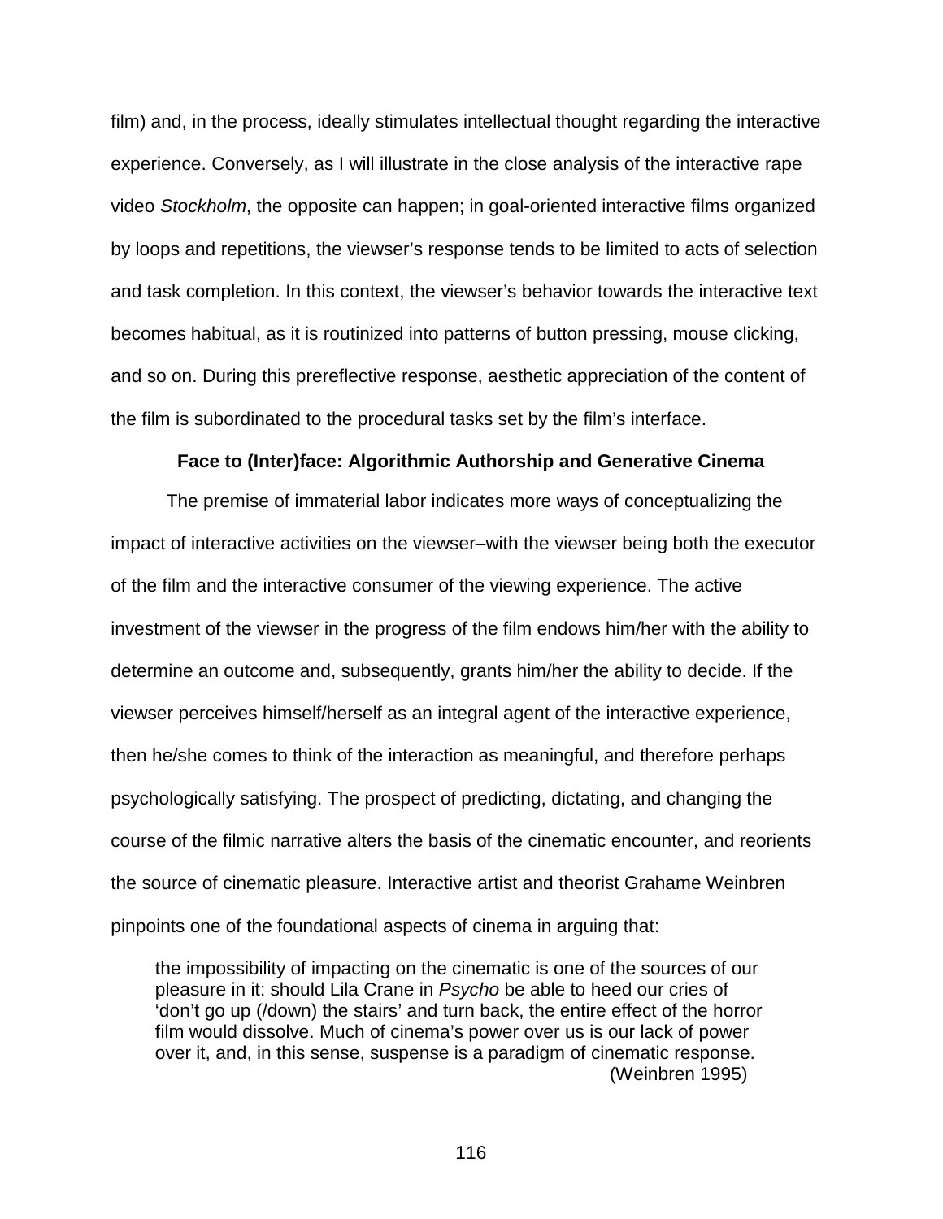film) and, in the process, ideally stimulates intellectual thought regarding the interactive experience. Conversely, as I will illustrate in the close analysis of the interactive rape video *Stockholm*, the opposite can happen; in goal-oriented interactive films organized by loops and repetitions, the viewser's response tends to be limited to acts of selection and task completion. In this context, the viewser's behavior towards the interactive text becomes habitual, as it is routinized into patterns of button pressing, mouse clicking, and so on. During this prereflective response, aesthetic appreciation of the content of the film is subordinated to the procedural tasks set by the film's interface.

## Face to (Inter)face: Algorithmic Authorship and Generative Cinema

The premise of immaterial labor indicates more ways of conceptualizing the impact of interactive activities on the viewser–with the viewser being both the executor of the film and the interactive consumer of the viewing experience. The active investment of the viewser in the progress of the film endows him/her with the ability to determine an outcome and, subsequently, grants him/her the ability to decide. If the viewser perceives himself/herself as an integral agent of the interactive experience, then he/she comes to think of the interaction as meaningful, and therefore perhaps psychologically satisfying. The prospect of predicting, dictating, and changing the course of the filmic narrative alters the basis of the cinematic encounter, and reorients the source of cinematic pleasure. Interactive artist and theorist Grahame Weinbren pinpoints one of the foundational aspects of cinema in arguing that:

> the impossibility of impacting on the cinematic is one of the sources of our pleasure in it: should Lila Crane in *Psycho* be able to heed our cries of 'don't go up (/down) the stairs' and turn back, the entire effect of the horror film would dissolve. Much of cinema's power over us is our lack of power over it, and, in this sense, suspense is a paradigm of cinematic response. (Weinbren 1995)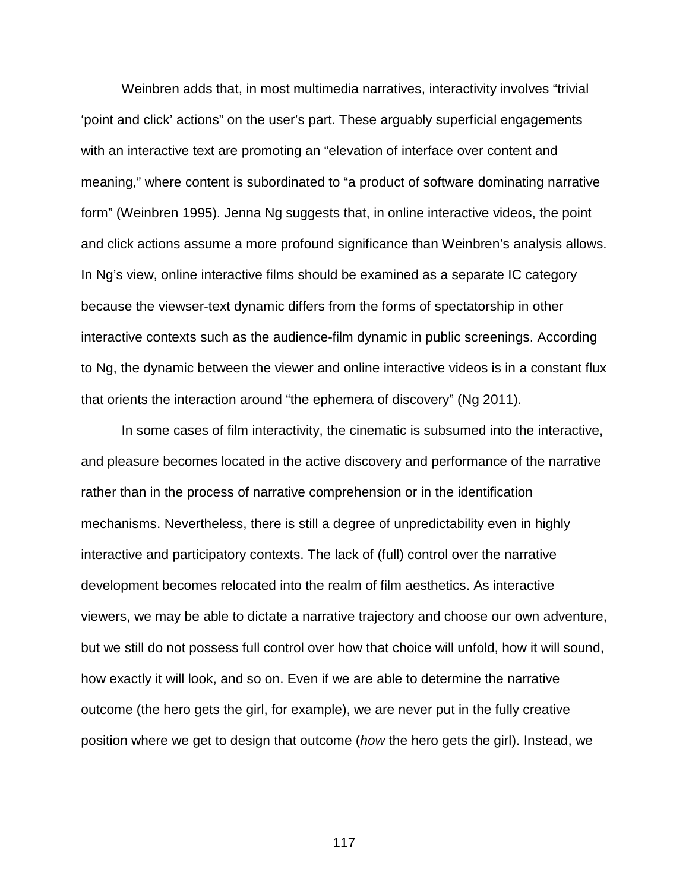Weinbren adds that, in most multimedia narratives, interactivity involves “trivial ‘point and click’ actions” on the user’s part. These arguably superficial engagements with an interactive text are promoting an “elevation of interface over content and meaning,” where content is subordinated to “a product of software dominating narrative form” (Weinbren 1995). Jenna Ng suggests that, in online interactive videos, the point and click actions assume a more profound significance than Weinbren’s analysis allows. In Ng’s view, online interactive films should be examined as a separate IC category because the viewser-text dynamic differs from the forms of spectatorship in other interactive contexts such as the audience-film dynamic in public screenings. According to Ng, the dynamic between the viewer and online interactive videos is in a constant flux that orients the interaction around “the ephemera of discovery” (Ng 2011).

In some cases of film interactivity, the cinematic is subsumed into the interactive, and pleasure becomes located in the active discovery and performance of the narrative rather than in the process of narrative comprehension or in the identification mechanisms. Nevertheless, there is still a degree of unpredictability even in highly interactive and participatory contexts. The lack of (full) control over the narrative development becomes relocated into the realm of film aesthetics. As interactive viewers, we may be able to dictate a narrative trajectory and choose our own adventure, but we still do not possess full control over how that choice will unfold, how it will sound, how exactly it will look, and so on. Even if we are able to determine the narrative outcome (the hero gets the girl, for example), we are never put in the fully creative position where we get to design that outcome (*how* the hero gets the girl). Instead, we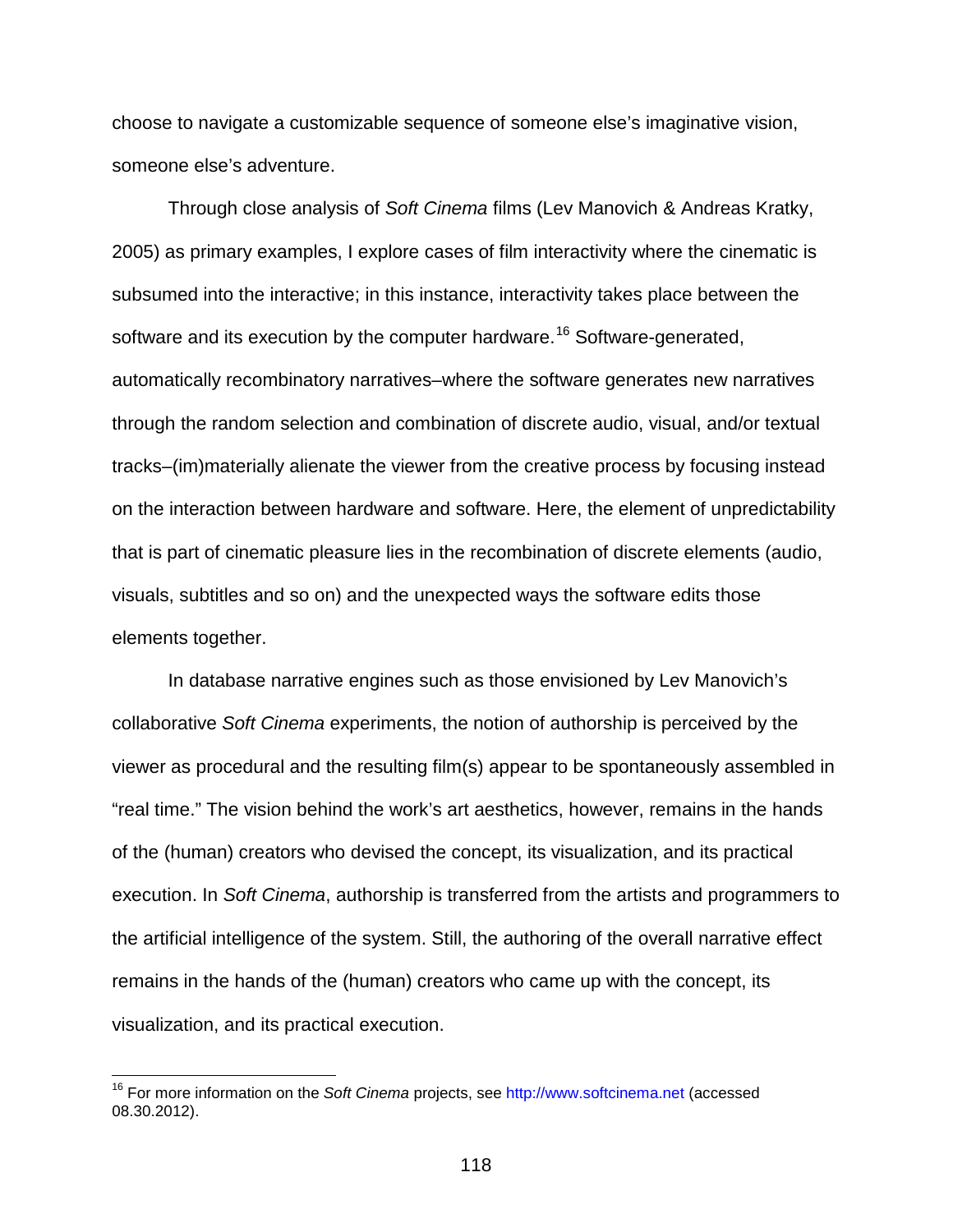choose to navigate a customizable sequence of someone else's imaginative vision, someone else's adventure.

Through close analysis of *Soft Cinema* films (Lev Manovich & Andreas Kratky, 2005) as primary examples, I explore cases of film interactivity where the cinematic is subsumed into the interactive; in this instance, interactivity takes place between the software and its execution by the computer hardware.[16] Software-generated, automatically recombinatory narratives–where the software generates new narratives through the random selection and combination of discrete audio, visual, and/or textual tracks–(im)materially alienate the viewer from the creative process by focusing instead on the interaction between hardware and software. Here, the element of unpredictability that is part of cinematic pleasure lies in the recombination of discrete elements (audio, visuals, subtitles and so on) and the unexpected ways the software edits those elements together.

In database narrative engines such as those envisioned by Lev Manovich's collaborative *Soft Cinema* experiments, the notion of authorship is perceived by the viewer as procedural and the resulting film(s) appear to be spontaneously assembled in "real time." The vision behind the work's art aesthetics, however, remains in the hands of the (human) creators who devised the concept, its visualization, and its practical execution. In *Soft Cinema*, authorship is transferred from the artists and programmers to the artificial intelligence of the system. Still, the authoring of the overall narrative effect remains in the hands of the (human) creators who came up with the concept, its visualization, and its practical execution.

---

[16] For more information on the *Soft Cinema* projects, see http://www.softcinema.net (accessed 08.30.2012).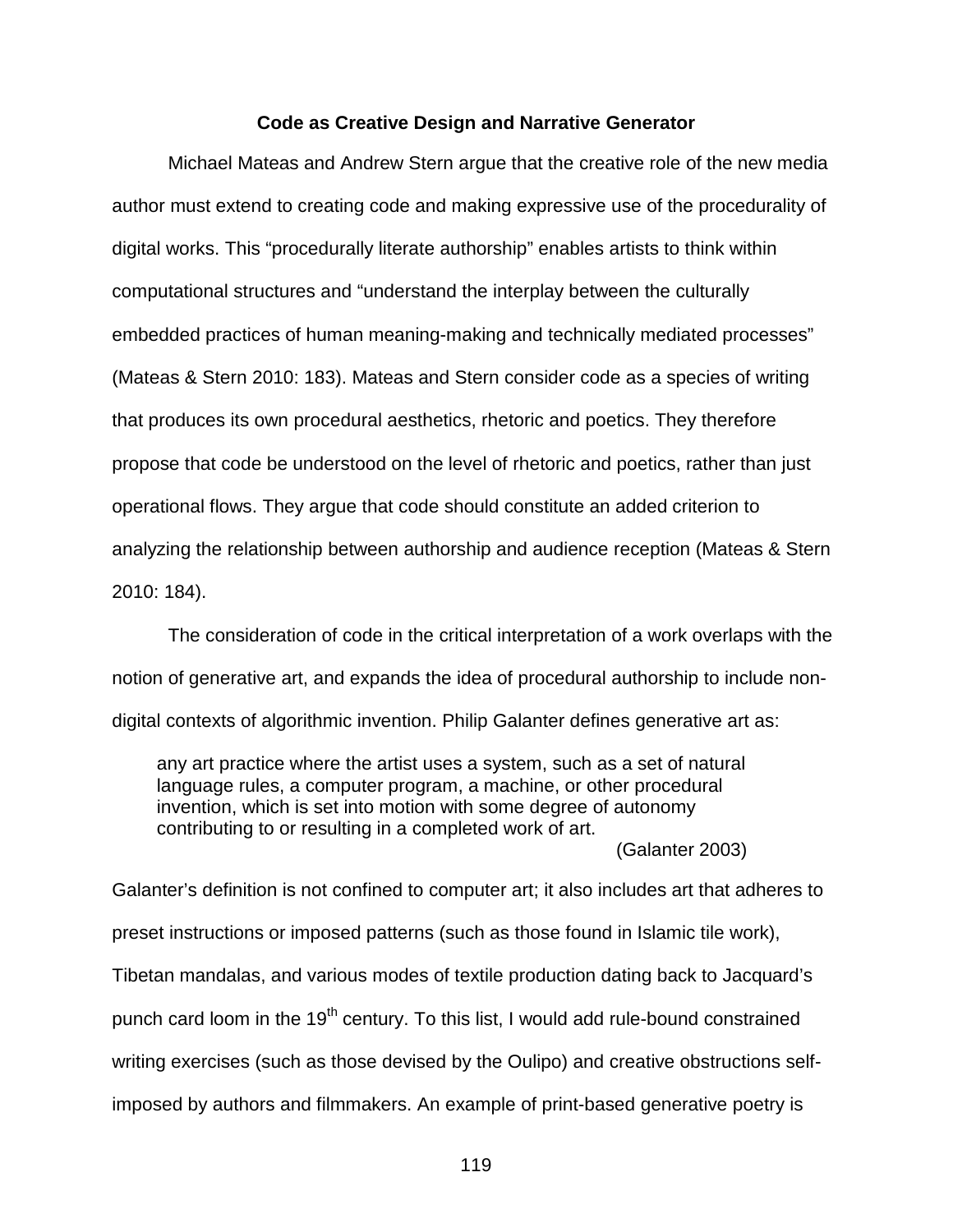## Code as Creative Design and Narrative Generator

Michael Mateas and Andrew Stern argue that the creative role of the new media author must extend to creating code and making expressive use of the procedurality of digital works. This "procedurally literate authorship" enables artists to think within computational structures and "understand the interplay between the culturally embedded practices of human meaning-making and technically mediated processes" (Mateas & Stern 2010: 183). Mateas and Stern consider code as a species of writing that produces its own procedural aesthetics, rhetoric and poetics. They therefore propose that code be understood on the level of rhetoric and poetics, rather than just operational flows. They argue that code should constitute an added criterion to analyzing the relationship between authorship and audience reception (Mateas & Stern 2010: 184).

The consideration of code in the critical interpretation of a work overlaps with the notion of generative art, and expands the idea of procedural authorship to include non-digital contexts of algorithmic invention. Philip Galanter defines generative art as:

> any art practice where the artist uses a system, such as a set of natural language rules, a computer program, a machine, or other procedural invention, which is set into motion with some degree of autonomy contributing to or resulting in a completed work of art.
>
> (Galanter 2003)

Galanter's definition is not confined to computer art; it also includes art that adheres to preset instructions or imposed patterns (such as those found in Islamic tile work), Tibetan mandalas, and various modes of textile production dating back to Jacquard's punch card loom in the 19th century. To this list, I would add rule-bound constrained writing exercises (such as those devised by the Oulipo) and creative obstructions self-imposed by authors and filmmakers. An example of print-based generative poetry is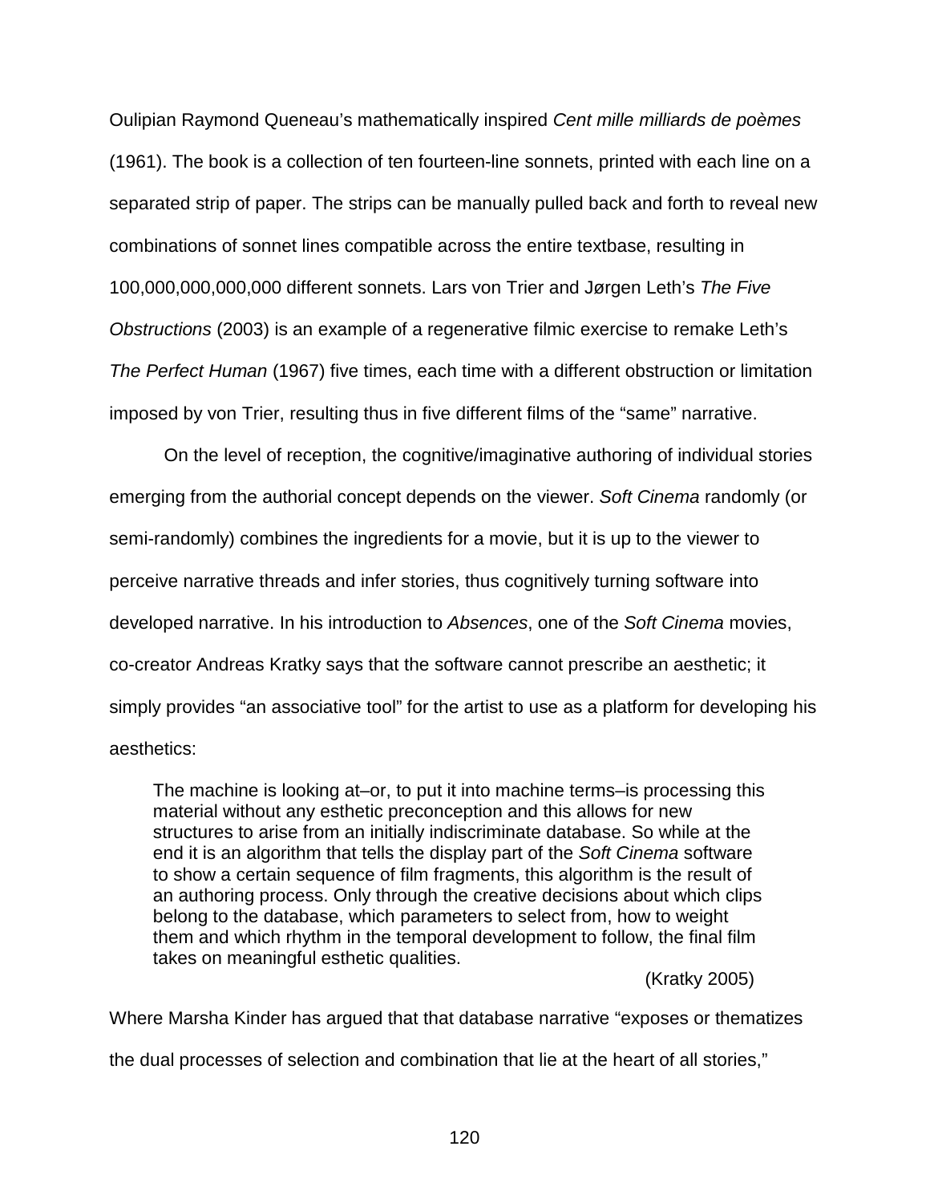Oulipian Raymond Queneau's mathematically inspired *Cent mille milliards de poèmes* (1961). The book is a collection of ten fourteen-line sonnets, printed with each line on a separated strip of paper. The strips can be manually pulled back and forth to reveal new combinations of sonnet lines compatible across the entire textbase, resulting in 100,000,000,000,000 different sonnets. Lars von Trier and Jørgen Leth's *The Five Obstructions* (2003) is an example of a regenerative filmic exercise to remake Leth's *The Perfect Human* (1967) five times, each time with a different obstruction or limitation imposed by von Trier, resulting thus in five different films of the "same" narrative.

On the level of reception, the cognitive/imaginative authoring of individual stories emerging from the authorial concept depends on the viewer. *Soft Cinema* randomly (or semi-randomly) combines the ingredients for a movie, but it is up to the viewer to perceive narrative threads and infer stories, thus cognitively turning software into developed narrative. In his introduction to *Absences*, one of the *Soft Cinema* movies, co-creator Andreas Kratky says that the software cannot prescribe an aesthetic; it simply provides "an associative tool" for the artist to use as a platform for developing his aesthetics:

> The machine is looking at–or, to put it into machine terms–is processing this material without any esthetic preconception and this allows for new structures to arise from an initially indiscriminate database. So while at the end it is an algorithm that tells the display part of the *Soft Cinema* software to show a certain sequence of film fragments, this algorithm is the result of an authoring process. Only through the creative decisions about which clips belong to the database, which parameters to select from, how to weight them and which rhythm in the temporal development to follow, the final film takes on meaningful esthetic qualities.
>
> (Kratky 2005)

Where Marsha Kinder has argued that that database narrative "exposes or thematizes the dual processes of selection and combination that lie at the heart of all stories,"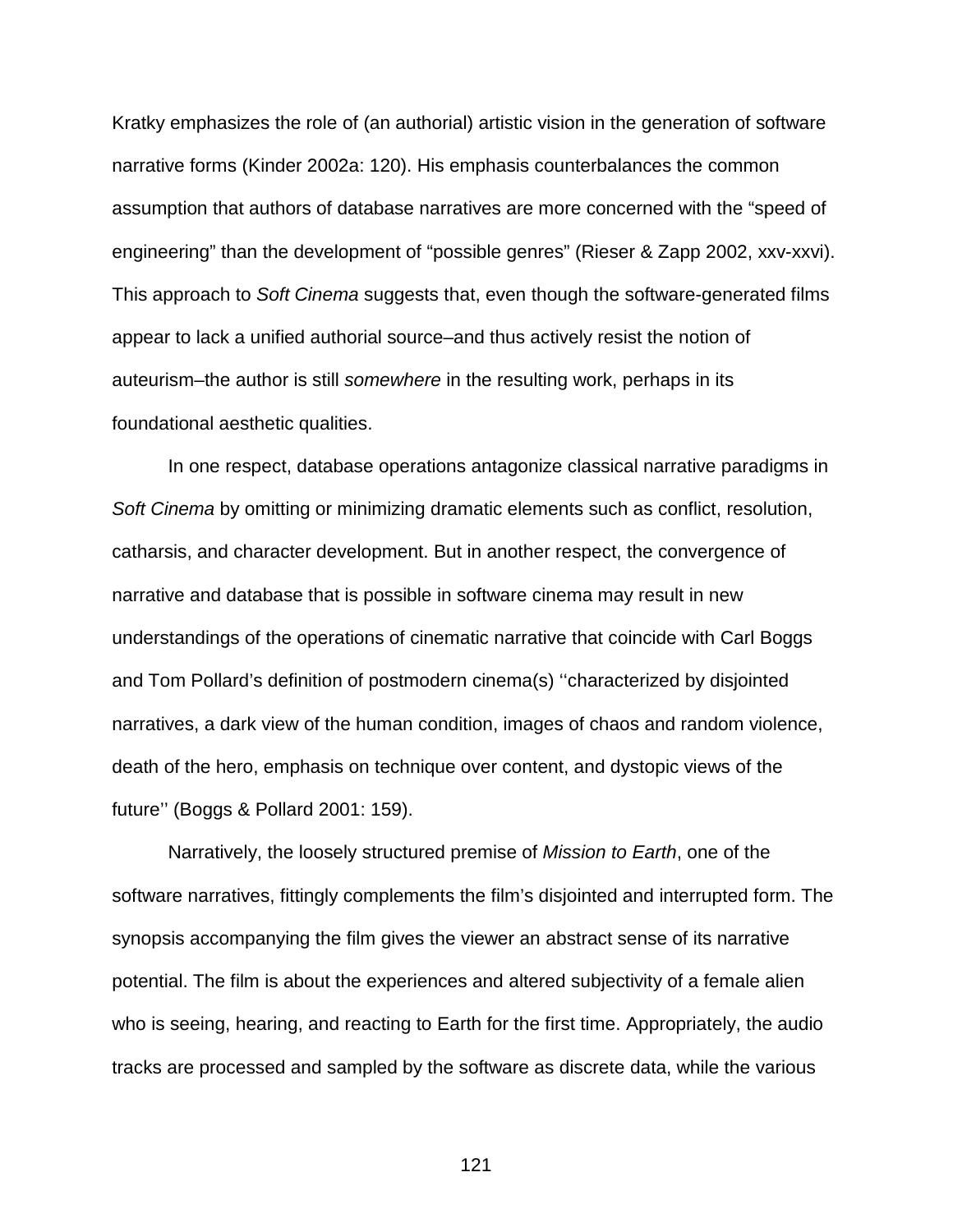Kratky emphasizes the role of (an authorial) artistic vision in the generation of software narrative forms (Kinder 2002a: 120). His emphasis counterbalances the common assumption that authors of database narratives are more concerned with the “speed of engineering” than the development of “possible genres” (Rieser & Zapp 2002, xxv-xxvi). This approach to *Soft Cinema* suggests that, even though the software-generated films appear to lack a unified authorial source–and thus actively resist the notion of auteurism–the author is still *somewhere* in the resulting work, perhaps in its foundational aesthetic qualities.

In one respect, database operations antagonize classical narrative paradigms in *Soft Cinema* by omitting or minimizing dramatic elements such as conflict, resolution, catharsis, and character development. But in another respect, the convergence of narrative and database that is possible in software cinema may result in new understandings of the operations of cinematic narrative that coincide with Carl Boggs and Tom Pollard’s definition of postmodern cinema(s) ‘‘characterized by disjointed narratives, a dark view of the human condition, images of chaos and random violence, death of the hero, emphasis on technique over content, and dystopic views of the future’’ (Boggs & Pollard 2001: 159).

Narratively, the loosely structured premise of *Mission to Earth*, one of the software narratives, fittingly complements the film’s disjointed and interrupted form. The synopsis accompanying the film gives the viewer an abstract sense of its narrative potential. The film is about the experiences and altered subjectivity of a female alien who is seeing, hearing, and reacting to Earth for the first time. Appropriately, the audio tracks are processed and sampled by the software as discrete data, while the various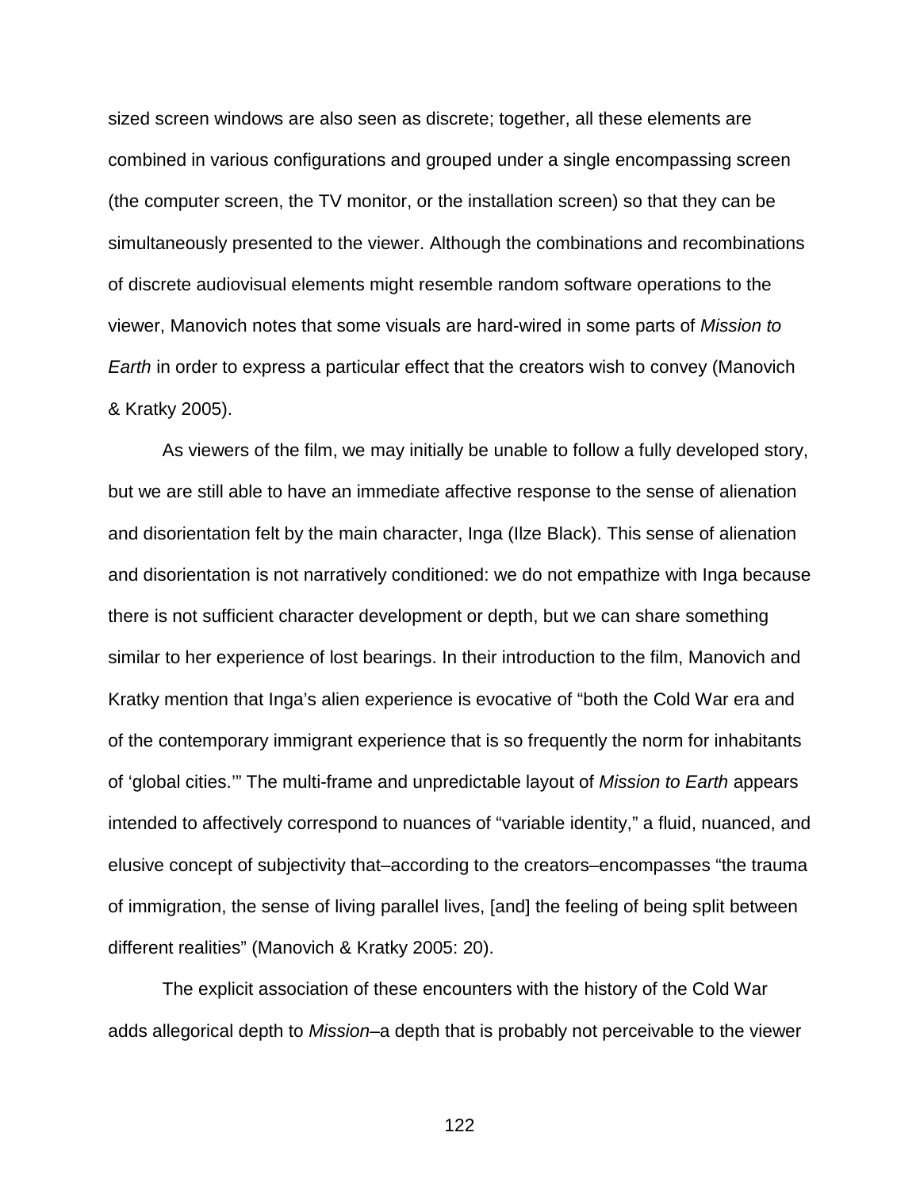sized screen windows are also seen as discrete; together, all these elements are combined in various configurations and grouped under a single encompassing screen (the computer screen, the TV monitor, or the installation screen) so that they can be simultaneously presented to the viewer. Although the combinations and recombinations of discrete audiovisual elements might resemble random software operations to the viewer, Manovich notes that some visuals are hard-wired in some parts of *Mission to Earth* in order to express a particular effect that the creators wish to convey (Manovich & Kratky 2005).

As viewers of the film, we may initially be unable to follow a fully developed story, but we are still able to have an immediate affective response to the sense of alienation and disorientation felt by the main character, Inga (Ilze Black). This sense of alienation and disorientation is not narratively conditioned: we do not empathize with Inga because there is not sufficient character development or depth, but we can share something similar to her experience of lost bearings. In their introduction to the film, Manovich and Kratky mention that Inga's alien experience is evocative of "both the Cold War era and of the contemporary immigrant experience that is so frequently the norm for inhabitants of 'global cities.'" The multi-frame and unpredictable layout of *Mission to Earth* appears intended to affectively correspond to nuances of "variable identity," a fluid, nuanced, and elusive concept of subjectivity that–according to the creators–encompasses "the trauma of immigration, the sense of living parallel lives, [and] the feeling of being split between different realities" (Manovich & Kratky 2005: 20).

The explicit association of these encounters with the history of the Cold War adds allegorical depth to *Mission*–a depth that is probably not perceivable to the viewer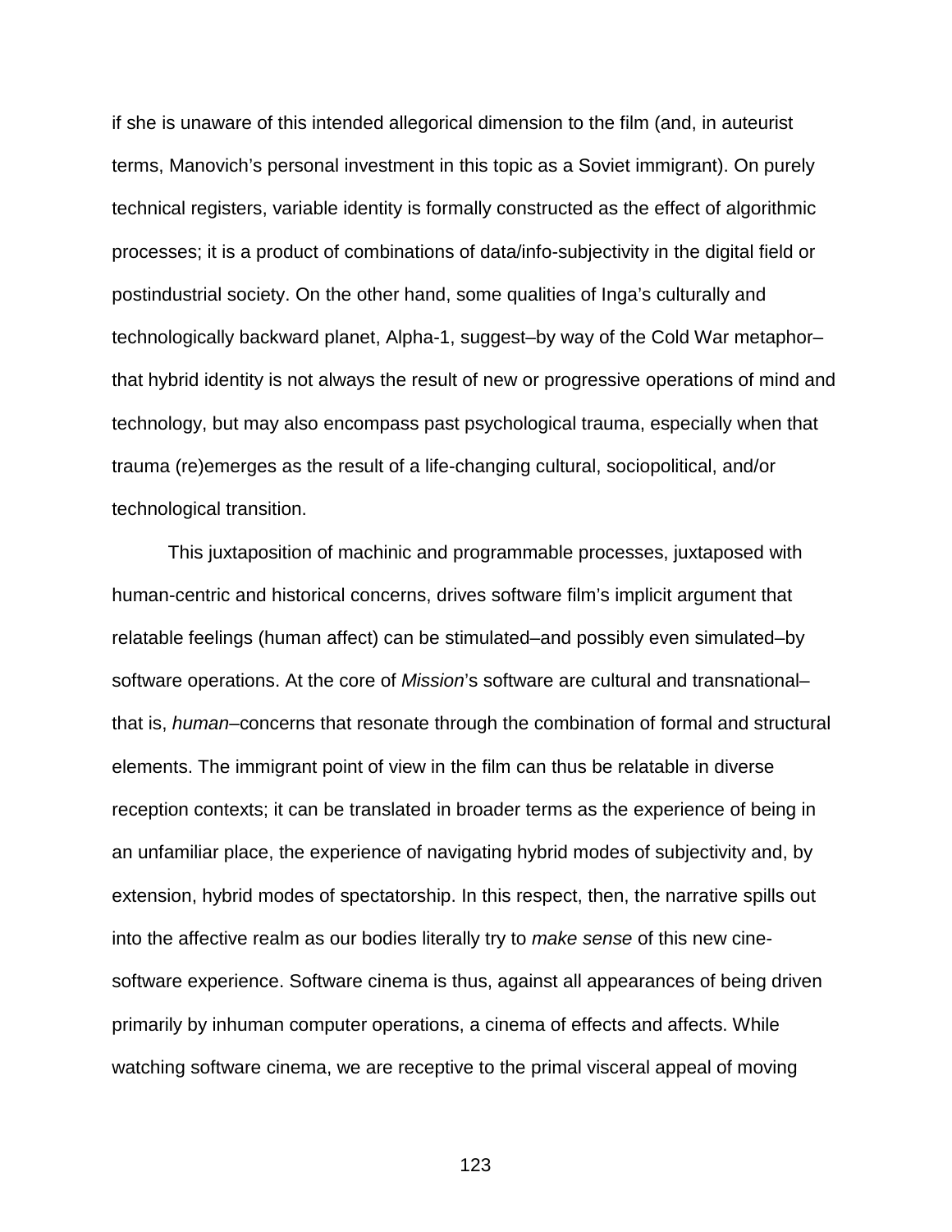if she is unaware of this intended allegorical dimension to the film (and, in auteurist terms, Manovich's personal investment in this topic as a Soviet immigrant). On purely technical registers, variable identity is formally constructed as the effect of algorithmic processes; it is a product of combinations of data/info-subjectivity in the digital field or postindustrial society. On the other hand, some qualities of Inga's culturally and technologically backward planet, Alpha-1, suggest–by way of the Cold War metaphor–that hybrid identity is not always the result of new or progressive operations of mind and technology, but may also encompass past psychological trauma, especially when that trauma (re)emerges as the result of a life-changing cultural, sociopolitical, and/or technological transition.

This juxtaposition of machinic and programmable processes, juxtaposed with human-centric and historical concerns, drives software film's implicit argument that relatable feelings (human affect) can be stimulated–and possibly even simulated–by software operations. At the core of *Mission*'s software are cultural and transnational–that is, *human*–concerns that resonate through the combination of formal and structural elements. The immigrant point of view in the film can thus be relatable in diverse reception contexts; it can be translated in broader terms as the experience of being in an unfamiliar place, the experience of navigating hybrid modes of subjectivity and, by extension, hybrid modes of spectatorship. In this respect, then, the narrative spills out into the affective realm as our bodies literally try to *make sense* of this new cine-software experience. Software cinema is thus, against all appearances of being driven primarily by inhuman computer operations, a cinema of effects and affects. While watching software cinema, we are receptive to the primal visceral appeal of moving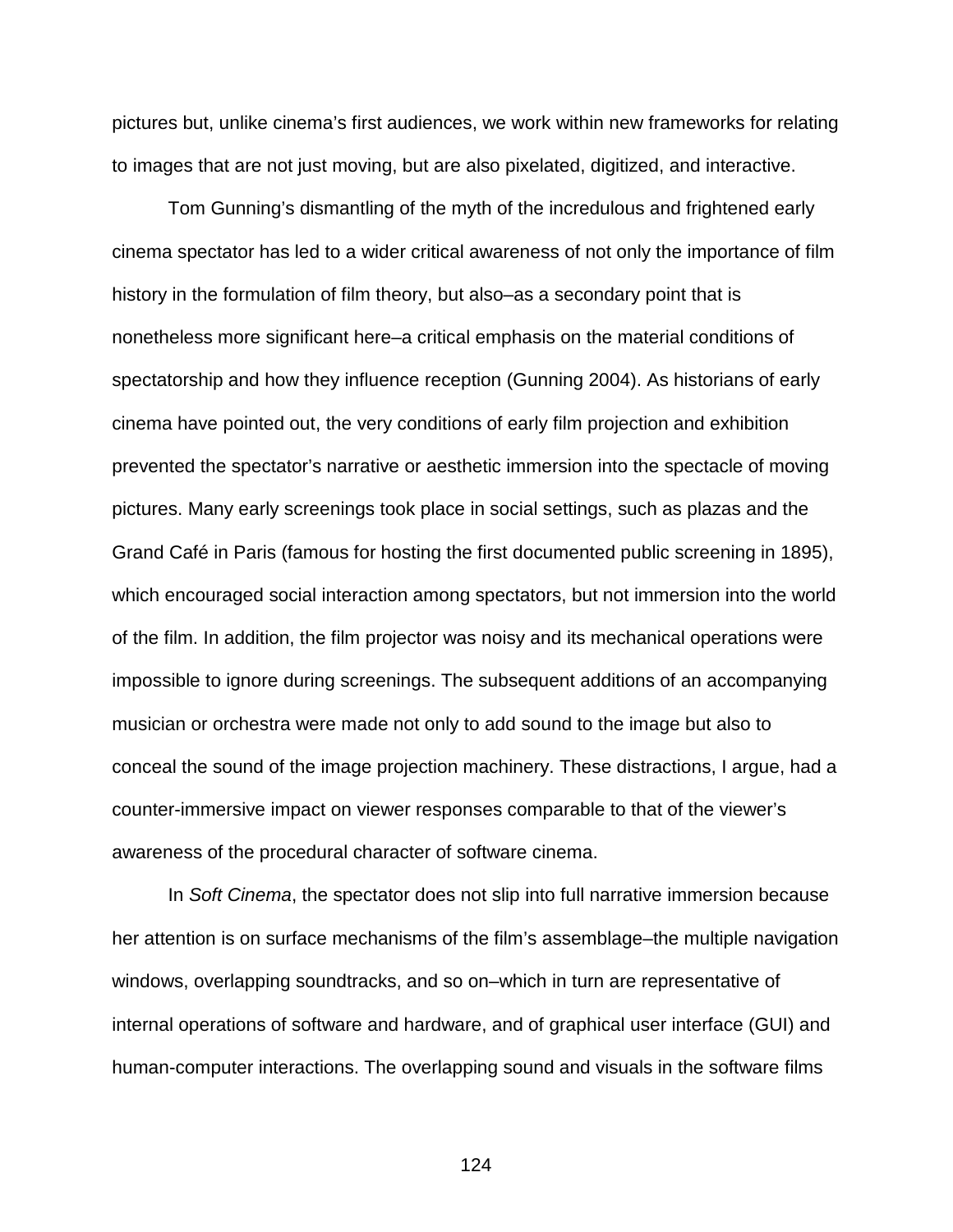pictures but, unlike cinema's first audiences, we work within new frameworks for relating to images that are not just moving, but are also pixelated, digitized, and interactive.

Tom Gunning's dismantling of the myth of the incredulous and frightened early cinema spectator has led to a wider critical awareness of not only the importance of film history in the formulation of film theory, but also–as a secondary point that is nonetheless more significant here–a critical emphasis on the material conditions of spectatorship and how they influence reception (Gunning 2004). As historians of early cinema have pointed out, the very conditions of early film projection and exhibition prevented the spectator's narrative or aesthetic immersion into the spectacle of moving pictures. Many early screenings took place in social settings, such as plazas and the Grand Café in Paris (famous for hosting the first documented public screening in 1895), which encouraged social interaction among spectators, but not immersion into the world of the film. In addition, the film projector was noisy and its mechanical operations were impossible to ignore during screenings. The subsequent additions of an accompanying musician or orchestra were made not only to add sound to the image but also to conceal the sound of the image projection machinery. These distractions, I argue, had a counter-immersive impact on viewer responses comparable to that of the viewer's awareness of the procedural character of software cinema.

In *Soft Cinema*, the spectator does not slip into full narrative immersion because her attention is on surface mechanisms of the film's assemblage–the multiple navigation windows, overlapping soundtracks, and so on–which in turn are representative of internal operations of software and hardware, and of graphical user interface (GUI) and human-computer interactions. The overlapping sound and visuals in the software films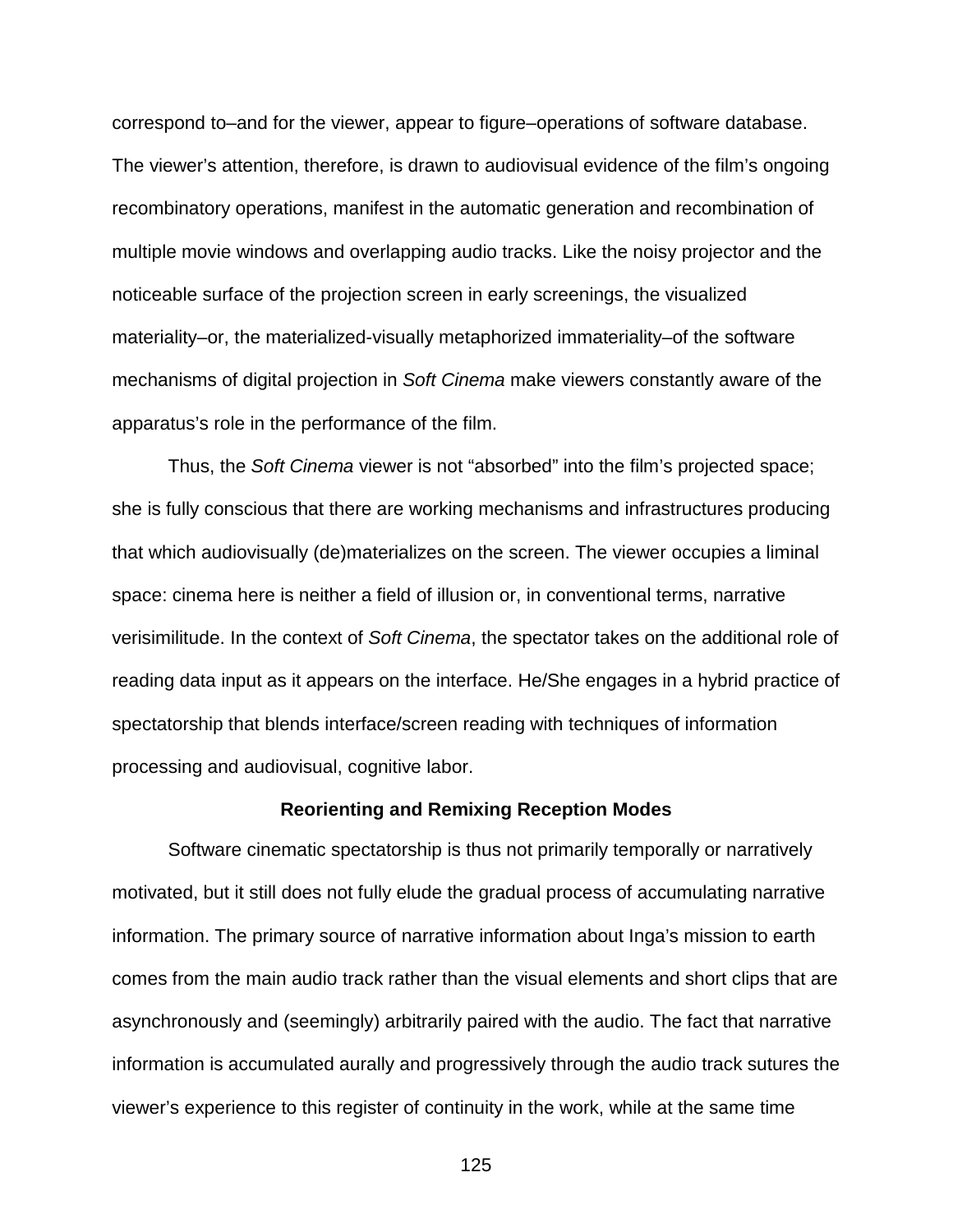correspond to–and for the viewer, appear to figure–operations of software database. The viewer's attention, therefore, is drawn to audiovisual evidence of the film's ongoing recombinatory operations, manifest in the automatic generation and recombination of multiple movie windows and overlapping audio tracks. Like the noisy projector and the noticeable surface of the projection screen in early screenings, the visualized materiality–or, the materialized-visually metaphorized immateriality–of the software mechanisms of digital projection in *Soft Cinema* make viewers constantly aware of the apparatus's role in the performance of the film.

Thus, the *Soft Cinema* viewer is not "absorbed" into the film's projected space; she is fully conscious that there are working mechanisms and infrastructures producing that which audiovisually (de)materializes on the screen. The viewer occupies a liminal space: cinema here is neither a field of illusion or, in conventional terms, narrative verisimilitude. In the context of *Soft Cinema*, the spectator takes on the additional role of reading data input as it appears on the interface. He/She engages in a hybrid practice of spectatorship that blends interface/screen reading with techniques of information processing and audiovisual, cognitive labor.

### Reorienting and Remixing Reception Modes

Software cinematic spectatorship is thus not primarily temporally or narratively motivated, but it still does not fully elude the gradual process of accumulating narrative information. The primary source of narrative information about Inga's mission to earth comes from the main audio track rather than the visual elements and short clips that are asynchronously and (seemingly) arbitrarily paired with the audio. The fact that narrative information is accumulated aurally and progressively through the audio track sutures the viewer's experience to this register of continuity in the work, while at the same time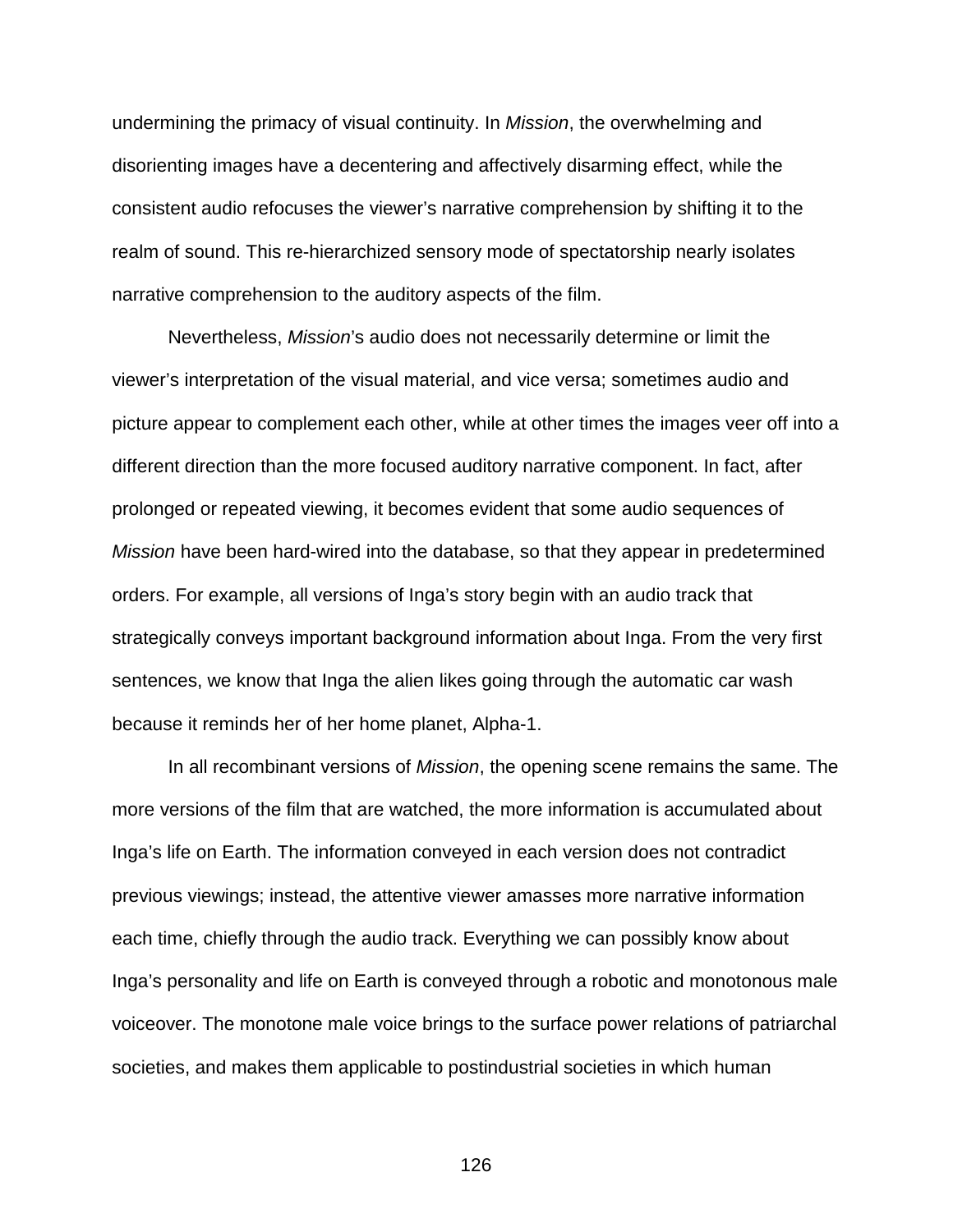undermining the primacy of visual continuity. In *Mission*, the overwhelming and disorienting images have a decentering and affectively disarming effect, while the consistent audio refocuses the viewer's narrative comprehension by shifting it to the realm of sound. This re-hierarchized sensory mode of spectatorship nearly isolates narrative comprehension to the auditory aspects of the film.

Nevertheless, *Mission*'s audio does not necessarily determine or limit the viewer's interpretation of the visual material, and vice versa; sometimes audio and picture appear to complement each other, while at other times the images veer off into a different direction than the more focused auditory narrative component. In fact, after prolonged or repeated viewing, it becomes evident that some audio sequences of *Mission* have been hard-wired into the database, so that they appear in predetermined orders. For example, all versions of Inga's story begin with an audio track that strategically conveys important background information about Inga. From the very first sentences, we know that Inga the alien likes going through the automatic car wash because it reminds her of her home planet, Alpha-1.

In all recombinant versions of *Mission*, the opening scene remains the same. The more versions of the film that are watched, the more information is accumulated about Inga's life on Earth. The information conveyed in each version does not contradict previous viewings; instead, the attentive viewer amasses more narrative information each time, chiefly through the audio track. Everything we can possibly know about Inga's personality and life on Earth is conveyed through a robotic and monotonous male voiceover. The monotone male voice brings to the surface power relations of patriarchal societies, and makes them applicable to postindustrial societies in which human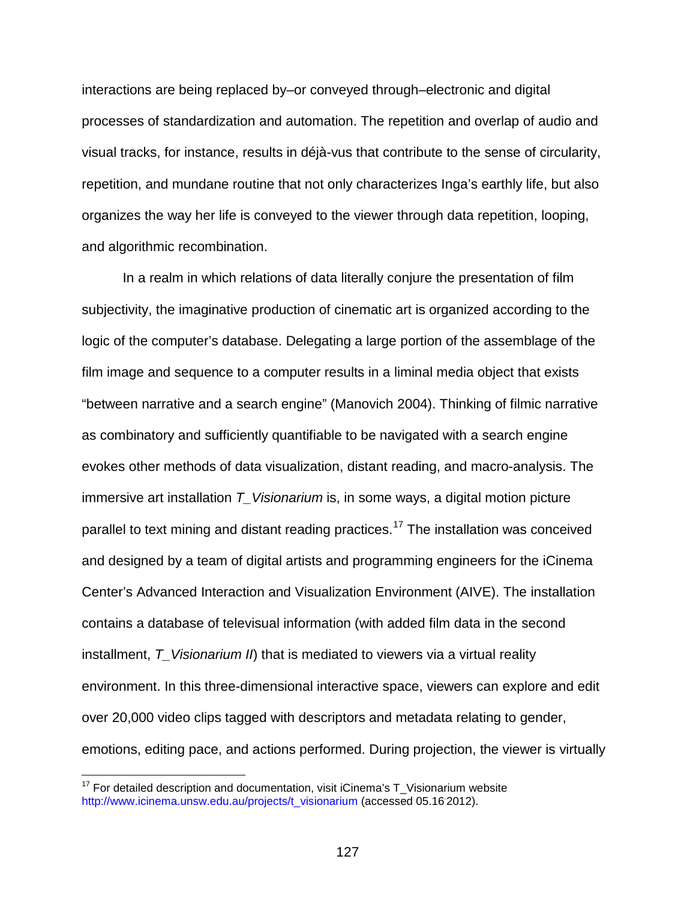interactions are being replaced by–or conveyed through–electronic and digital processes of standardization and automation. The repetition and overlap of audio and visual tracks, for instance, results in déjà-vus that contribute to the sense of circularity, repetition, and mundane routine that not only characterizes Inga's earthly life, but also organizes the way her life is conveyed to the viewer through data repetition, looping, and algorithmic recombination.

In a realm in which relations of data literally conjure the presentation of film subjectivity, the imaginative production of cinematic art is organized according to the logic of the computer's database. Delegating a large portion of the assemblage of the film image and sequence to a computer results in a liminal media object that exists "between narrative and a search engine" (Manovich 2004). Thinking of filmic narrative as combinatory and sufficiently quantifiable to be navigated with a search engine evokes other methods of data visualization, distant reading, and macro-analysis. The immersive art installation *T_Visionarium* is, in some ways, a digital motion picture parallel to text mining and distant reading practices.[17] The installation was conceived and designed by a team of digital artists and programming engineers for the iCinema Center's Advanced Interaction and Visualization Environment (AIVE). The installation contains a database of televisual information (with added film data in the second installment, *T_Visionarium II*) that is mediated to viewers via a virtual reality environment. In this three-dimensional interactive space, viewers can explore and edit over 20,000 video clips tagged with descriptors and metadata relating to gender, emotions, editing pace, and actions performed. During projection, the viewer is virtually

[17] For detailed description and documentation, visit iCinema's T_Visionarium website http://www.icinema.unsw.edu.au/projects/t_visionarium (accessed 05.16 2012).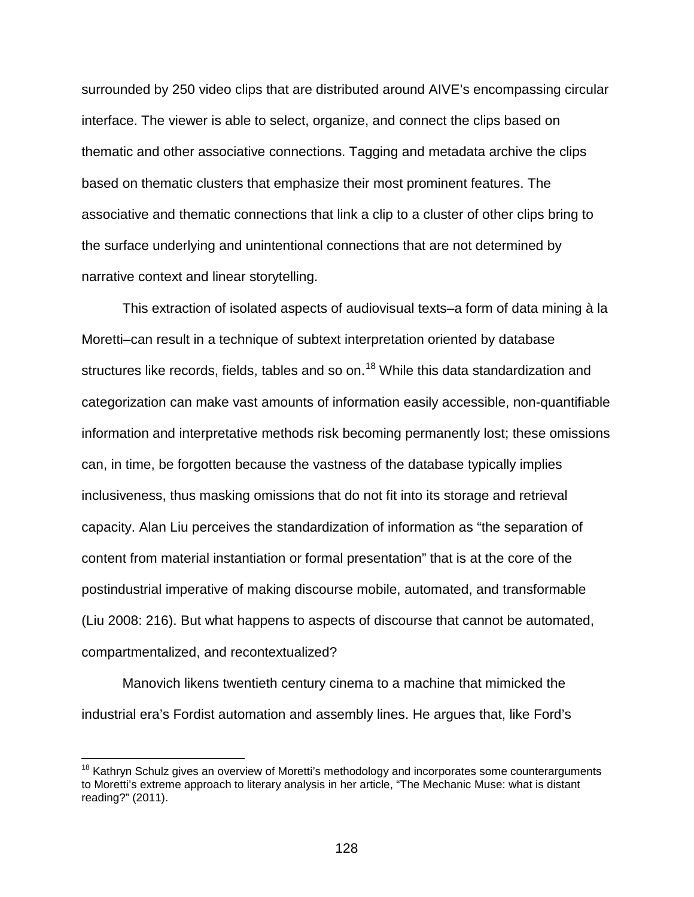surrounded by 250 video clips that are distributed around AIVE's encompassing circular interface. The viewer is able to select, organize, and connect the clips based on thematic and other associative connections. Tagging and metadata archive the clips based on thematic clusters that emphasize their most prominent features. The associative and thematic connections that link a clip to a cluster of other clips bring to the surface underlying and unintentional connections that are not determined by narrative context and linear storytelling.

This extraction of isolated aspects of audiovisual texts–a form of data mining à la Moretti–can result in a technique of subtext interpretation oriented by database structures like records, fields, tables and so on.[18] While this data standardization and categorization can make vast amounts of information easily accessible, non-quantifiable information and interpretative methods risk becoming permanently lost; these omissions can, in time, be forgotten because the vastness of the database typically implies inclusiveness, thus masking omissions that do not fit into its storage and retrieval capacity. Alan Liu perceives the standardization of information as "the separation of content from material instantiation or formal presentation" that is at the core of the postindustrial imperative of making discourse mobile, automated, and transformable (Liu 2008: 216). But what happens to aspects of discourse that cannot be automated, compartmentalized, and recontextualized?

Manovich likens twentieth century cinema to a machine that mimicked the industrial era's Fordist automation and assembly lines. He argues that, like Ford's

---

[18] Kathryn Schulz gives an overview of Moretti's methodology and incorporates some counterarguments to Moretti's extreme approach to literary analysis in her article, "The Mechanic Muse: what is distant reading?" (2011).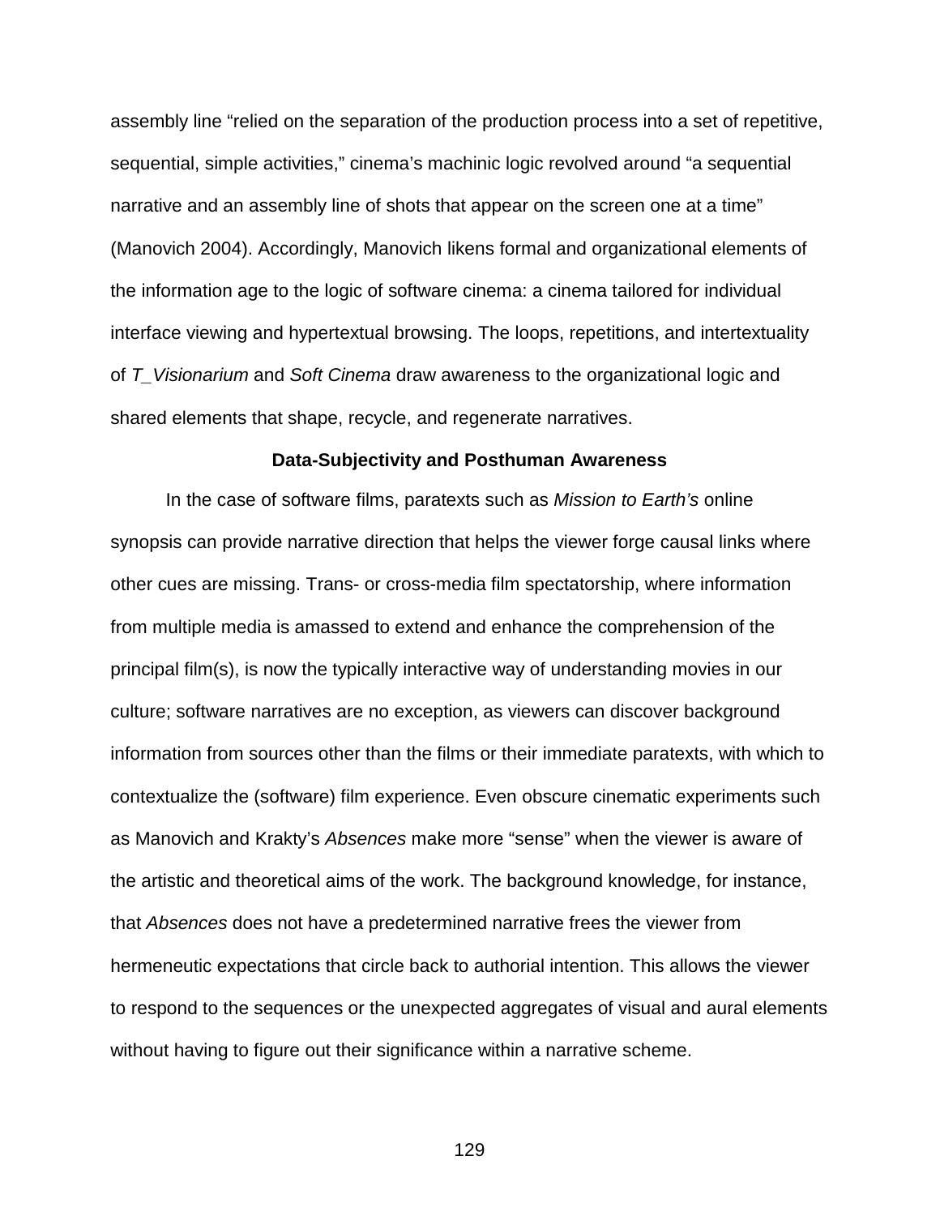assembly line "relied on the separation of the production process into a set of repetitive, sequential, simple activities," cinema's machinic logic revolved around "a sequential narrative and an assembly line of shots that appear on the screen one at a time" (Manovich 2004). Accordingly, Manovich likens formal and organizational elements of the information age to the logic of software cinema: a cinema tailored for individual interface viewing and hypertextual browsing. The loops, repetitions, and intertextuality of *T_Visionarium* and *Soft Cinema* draw awareness to the organizational logic and shared elements that shape, recycle, and regenerate narratives.

### Data-Subjectivity and Posthuman Awareness

In the case of software films, paratexts such as *Mission to Earth's* online synopsis can provide narrative direction that helps the viewer forge causal links where other cues are missing. Trans- or cross-media film spectatorship, where information from multiple media is amassed to extend and enhance the comprehension of the principal film(s), is now the typically interactive way of understanding movies in our culture; software narratives are no exception, as viewers can discover background information from sources other than the films or their immediate paratexts, with which to contextualize the (software) film experience. Even obscure cinematic experiments such as Manovich and Krakty's *Absences* make more "sense" when the viewer is aware of the artistic and theoretical aims of the work. The background knowledge, for instance, that *Absences* does not have a predetermined narrative frees the viewer from hermeneutic expectations that circle back to authorial intention. This allows the viewer to respond to the sequences or the unexpected aggregates of visual and aural elements without having to figure out their significance within a narrative scheme.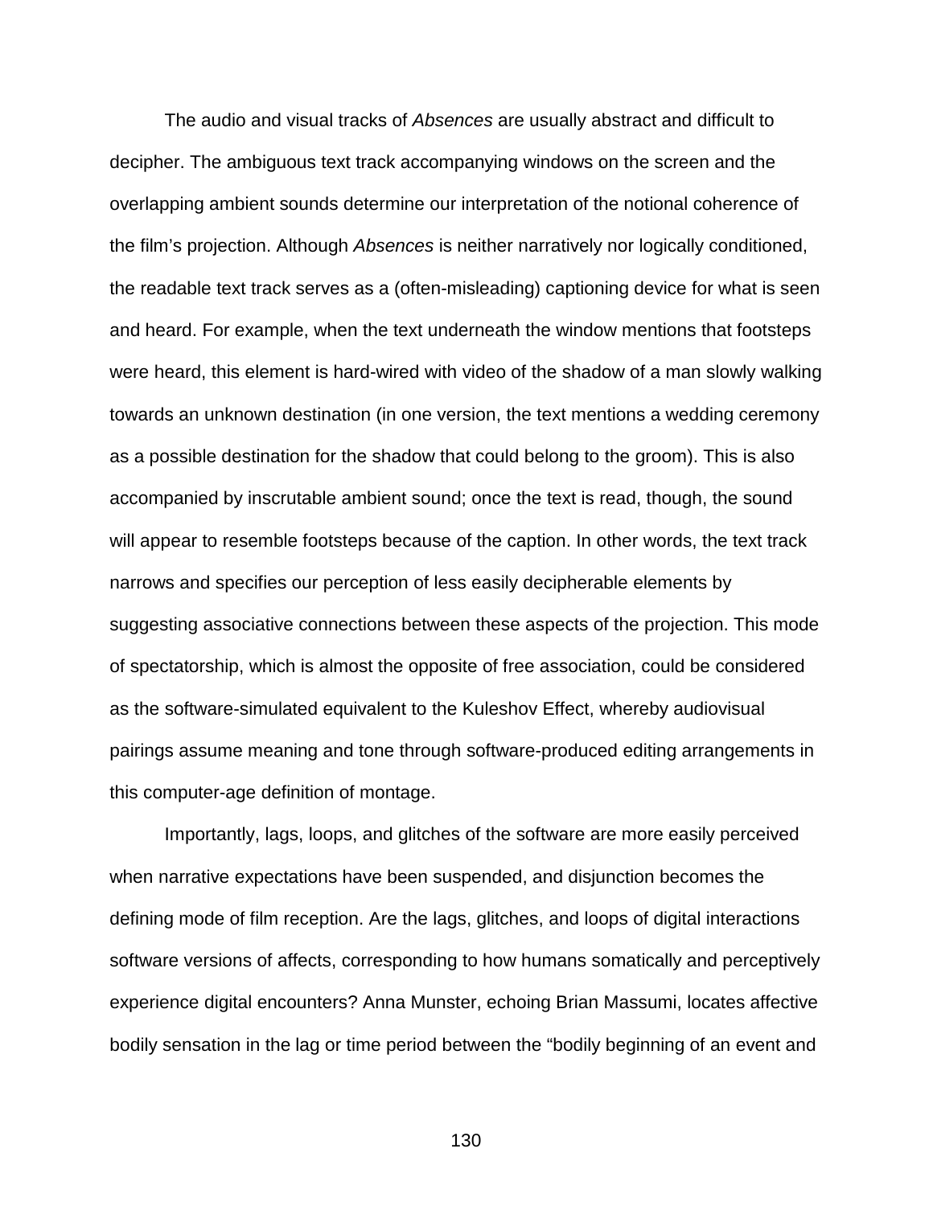The audio and visual tracks of *Absences* are usually abstract and difficult to decipher. The ambiguous text track accompanying windows on the screen and the overlapping ambient sounds determine our interpretation of the notional coherence of the film's projection. Although *Absences* is neither narratively nor logically conditioned, the readable text track serves as a (often-misleading) captioning device for what is seen and heard. For example, when the text underneath the window mentions that footsteps were heard, this element is hard-wired with video of the shadow of a man slowly walking towards an unknown destination (in one version, the text mentions a wedding ceremony as a possible destination for the shadow that could belong to the groom). This is also accompanied by inscrutable ambient sound; once the text is read, though, the sound will appear to resemble footsteps because of the caption. In other words, the text track narrows and specifies our perception of less easily decipherable elements by suggesting associative connections between these aspects of the projection. This mode of spectatorship, which is almost the opposite of free association, could be considered as the software-simulated equivalent to the Kuleshov Effect, whereby audiovisual pairings assume meaning and tone through software-produced editing arrangements in this computer-age definition of montage.

Importantly, lags, loops, and glitches of the software are more easily perceived when narrative expectations have been suspended, and disjunction becomes the defining mode of film reception. Are the lags, glitches, and loops of digital interactions software versions of affects, corresponding to how humans somatically and perceptively experience digital encounters? Anna Munster, echoing Brian Massumi, locates affective bodily sensation in the lag or time period between the "bodily beginning of an event and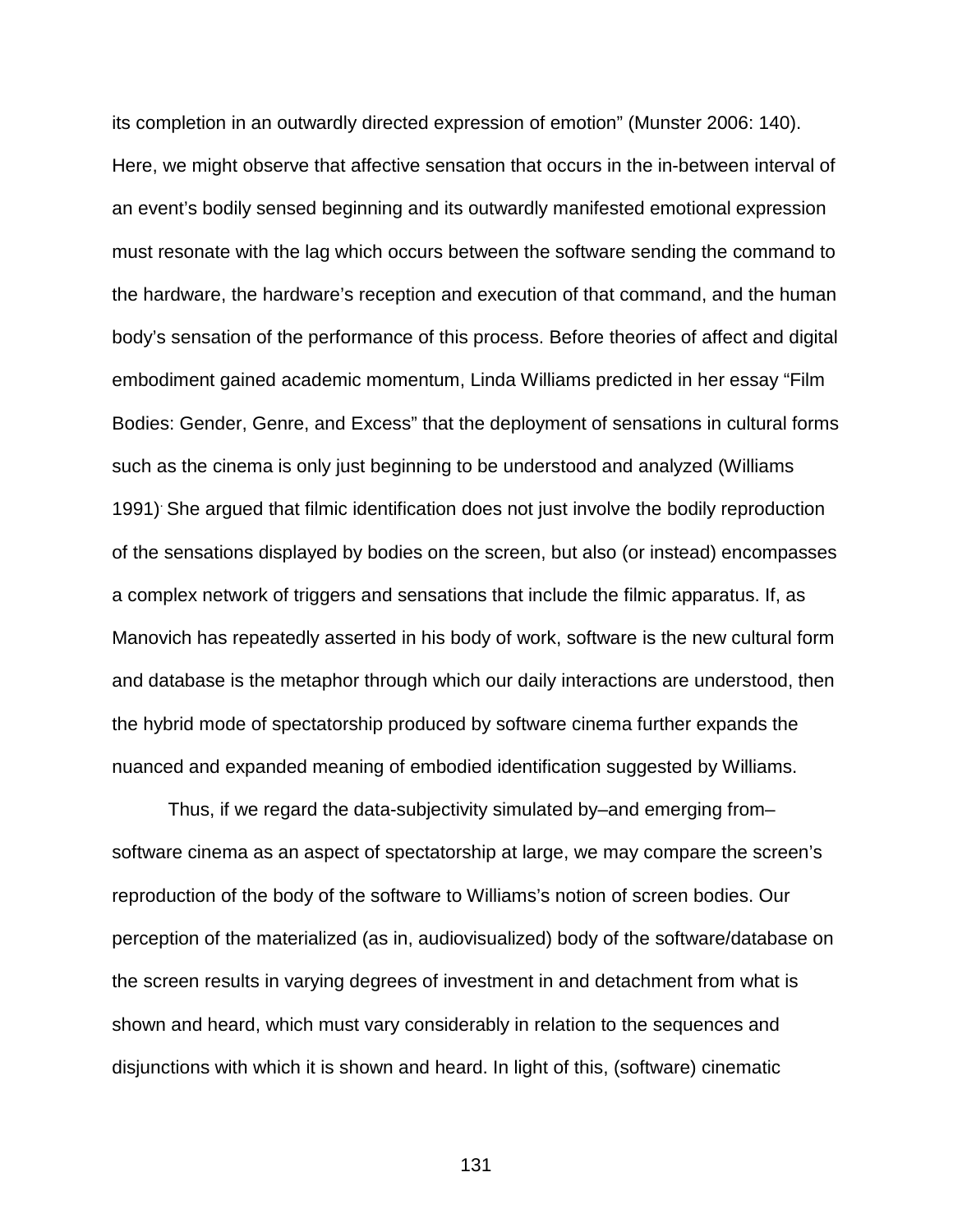its completion in an outwardly directed expression of emotion" (Munster 2006: 140). Here, we might observe that affective sensation that occurs in the in-between interval of an event's bodily sensed beginning and its outwardly manifested emotional expression must resonate with the lag which occurs between the software sending the command to the hardware, the hardware's reception and execution of that command, and the human body's sensation of the performance of this process. Before theories of affect and digital embodiment gained academic momentum, Linda Williams predicted in her essay "Film Bodies: Gender, Genre, and Excess" that the deployment of sensations in cultural forms such as the cinema is only just beginning to be understood and analyzed (Williams 1991). She argued that filmic identification does not just involve the bodily reproduction of the sensations displayed by bodies on the screen, but also (or instead) encompasses a complex network of triggers and sensations that include the filmic apparatus. If, as Manovich has repeatedly asserted in his body of work, software is the new cultural form and database is the metaphor through which our daily interactions are understood, then the hybrid mode of spectatorship produced by software cinema further expands the nuanced and expanded meaning of embodied identification suggested by Williams.

Thus, if we regard the data-subjectivity simulated by–and emerging from–software cinema as an aspect of spectatorship at large, we may compare the screen's reproduction of the body of the software to Williams's notion of screen bodies. Our perception of the materialized (as in, audiovisualized) body of the software/database on the screen results in varying degrees of investment in and detachment from what is shown and heard, which must vary considerably in relation to the sequences and disjunctions with which it is shown and heard. In light of this, (software) cinematic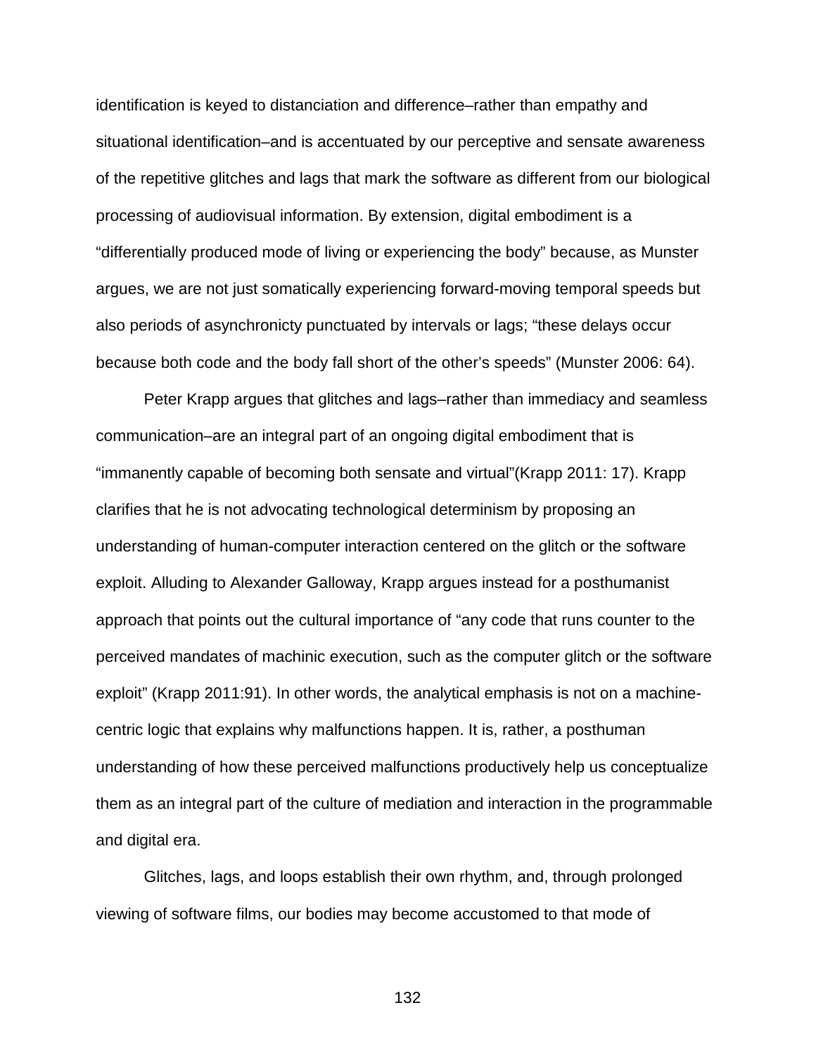identification is keyed to distanciation and difference–rather than empathy and situational identification–and is accentuated by our perceptive and sensate awareness of the repetitive glitches and lags that mark the software as different from our biological processing of audiovisual information. By extension, digital embodiment is a "differentially produced mode of living or experiencing the body" because, as Munster argues, we are not just somatically experiencing forward-moving temporal speeds but also periods of asynchronicty punctuated by intervals or lags; "these delays occur because both code and the body fall short of the other's speeds" (Munster 2006: 64).

Peter Krapp argues that glitches and lags–rather than immediacy and seamless communication–are an integral part of an ongoing digital embodiment that is "immanently capable of becoming both sensate and virtual"(Krapp 2011: 17). Krapp clarifies that he is not advocating technological determinism by proposing an understanding of human-computer interaction centered on the glitch or the software exploit. Alluding to Alexander Galloway, Krapp argues instead for a posthumanist approach that points out the cultural importance of "any code that runs counter to the perceived mandates of machinic execution, such as the computer glitch or the software exploit" (Krapp 2011:91). In other words, the analytical emphasis is not on a machine-centric logic that explains why malfunctions happen. It is, rather, a posthuman understanding of how these perceived malfunctions productively help us conceptualize them as an integral part of the culture of mediation and interaction in the programmable and digital era.

Glitches, lags, and loops establish their own rhythm, and, through prolonged viewing of software films, our bodies may become accustomed to that mode of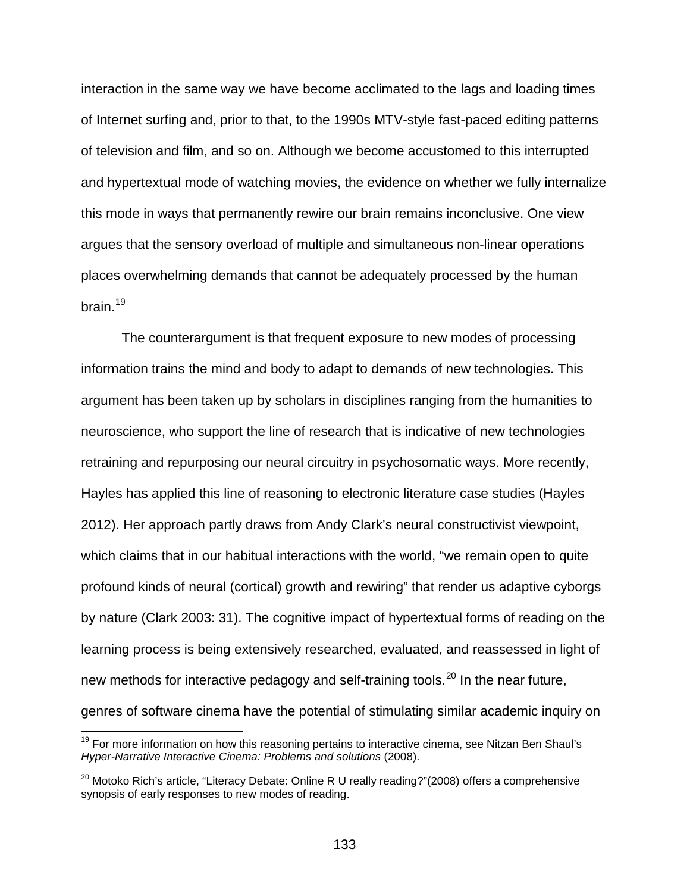interaction in the same way we have become acclimated to the lags and loading times of Internet surfing and, prior to that, to the 1990s MTV-style fast-paced editing patterns of television and film, and so on. Although we become accustomed to this interrupted and hypertextual mode of watching movies, the evidence on whether we fully internalize this mode in ways that permanently rewire our brain remains inconclusive. One view argues that the sensory overload of multiple and simultaneous non-linear operations places overwhelming demands that cannot be adequately processed by the human brain.[19]

The counterargument is that frequent exposure to new modes of processing information trains the mind and body to adapt to demands of new technologies. This argument has been taken up by scholars in disciplines ranging from the humanities to neuroscience, who support the line of research that is indicative of new technologies retraining and repurposing our neural circuitry in psychosomatic ways. More recently, Hayles has applied this line of reasoning to electronic literature case studies (Hayles 2012). Her approach partly draws from Andy Clark's neural constructivist viewpoint, which claims that in our habitual interactions with the world, "we remain open to quite profound kinds of neural (cortical) growth and rewiring" that render us adaptive cyborgs by nature (Clark 2003: 31). The cognitive impact of hypertextual forms of reading on the learning process is being extensively researched, evaluated, and reassessed in light of new methods for interactive pedagogy and self-training tools.[20] In the near future, genres of software cinema have the potential of stimulating similar academic inquiry on

---

[19] For more information on how this reasoning pertains to interactive cinema, see Nitzan Ben Shaul's *Hyper-Narrative Interactive Cinema: Problems and solutions* (2008).

[20] Motoko Rich's article, "Literacy Debate: Online R U really reading?"(2008) offers a comprehensive synopsis of early responses to new modes of reading.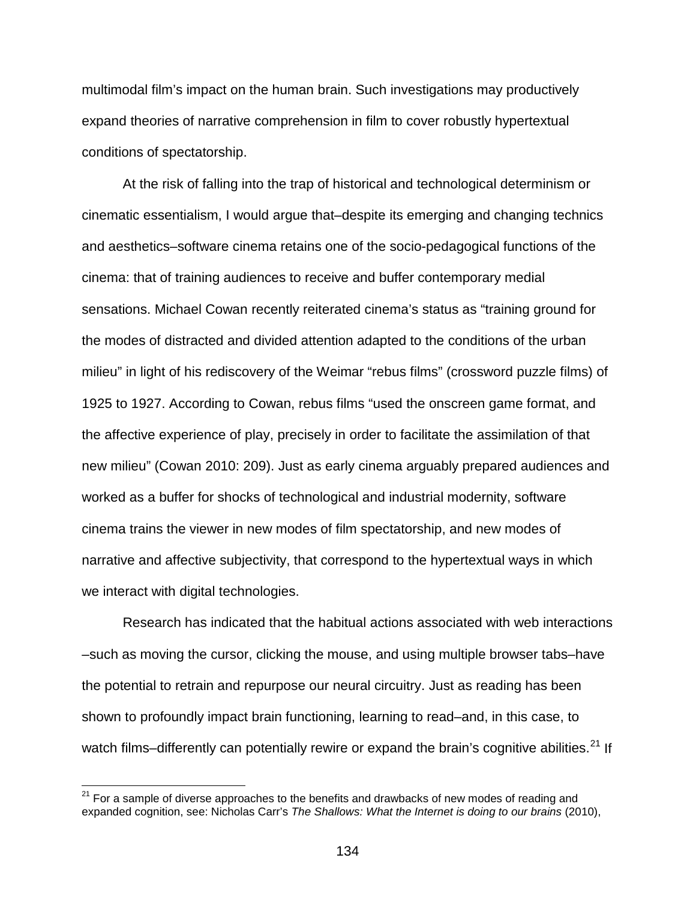multimodal film's impact on the human brain. Such investigations may productively expand theories of narrative comprehension in film to cover robustly hypertextual conditions of spectatorship.

At the risk of falling into the trap of historical and technological determinism or cinematic essentialism, I would argue that–despite its emerging and changing technics and aesthetics–software cinema retains one of the socio-pedagogical functions of the cinema: that of training audiences to receive and buffer contemporary medial sensations. Michael Cowan recently reiterated cinema's status as "training ground for the modes of distracted and divided attention adapted to the conditions of the urban milieu" in light of his rediscovery of the Weimar "rebus films" (crossword puzzle films) of 1925 to 1927. According to Cowan, rebus films "used the onscreen game format, and the affective experience of play, precisely in order to facilitate the assimilation of that new milieu" (Cowan 2010: 209). Just as early cinema arguably prepared audiences and worked as a buffer for shocks of technological and industrial modernity, software cinema trains the viewer in new modes of film spectatorship, and new modes of narrative and affective subjectivity, that correspond to the hypertextual ways in which we interact with digital technologies.

Research has indicated that the habitual actions associated with web interactions –such as moving the cursor, clicking the mouse, and using multiple browser tabs–have the potential to retrain and repurpose our neural circuitry. Just as reading has been shown to profoundly impact brain functioning, learning to read–and, in this case, to watch films–differently can potentially rewire or expand the brain's cognitive abilities.[21] If

[21] For a sample of diverse approaches to the benefits and drawbacks of new modes of reading and expanded cognition, see: Nicholas Carr's *The Shallows: What the Internet is doing to our brains* (2010),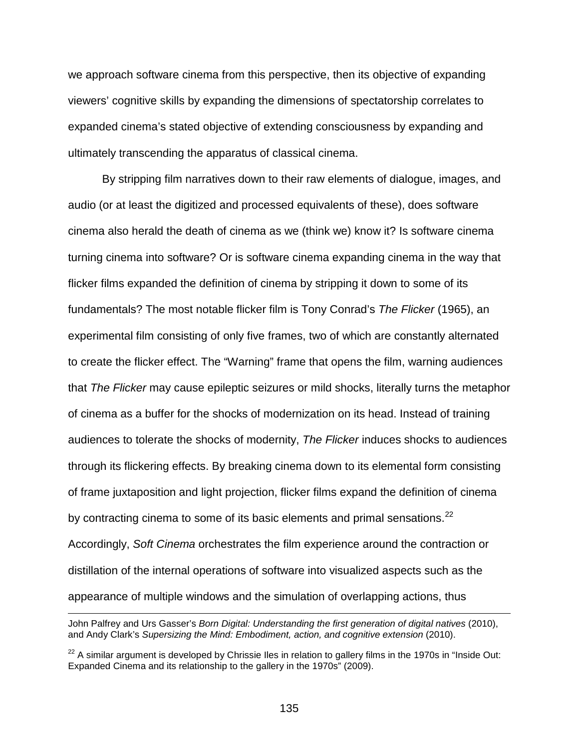we approach software cinema from this perspective, then its objective of expanding viewers' cognitive skills by expanding the dimensions of spectatorship correlates to expanded cinema's stated objective of extending consciousness by expanding and ultimately transcending the apparatus of classical cinema.

By stripping film narratives down to their raw elements of dialogue, images, and audio (or at least the digitized and processed equivalents of these), does software cinema also herald the death of cinema as we (think we) know it? Is software cinema turning cinema into software? Or is software cinema expanding cinema in the way that flicker films expanded the definition of cinema by stripping it down to some of its fundamentals? The most notable flicker film is Tony Conrad's *The Flicker* (1965), an experimental film consisting of only five frames, two of which are constantly alternated to create the flicker effect. The "Warning" frame that opens the film, warning audiences that *The Flicker* may cause epileptic seizures or mild shocks, literally turns the metaphor of cinema as a buffer for the shocks of modernization on its head. Instead of training audiences to tolerate the shocks of modernity, *The Flicker* induces shocks to audiences through its flickering effects. By breaking cinema down to its elemental form consisting of frame juxtaposition and light projection, flicker films expand the definition of cinema by contracting cinema to some of its basic elements and primal sensations.[22] Accordingly, *Soft Cinema* orchestrates the film experience around the contraction or distillation of the internal operations of software into visualized aspects such as the appearance of multiple windows and the simulation of overlapping actions, thus

---

John Palfrey and Urs Gasser's *Born Digital: Understanding the first generation of digital natives* (2010), and Andy Clark's *Supersizing the Mind: Embodiment, action, and cognitive extension* (2010).

[22] A similar argument is developed by Chrissie Iles in relation to gallery films in the 1970s in "Inside Out: Expanded Cinema and its relationship to the gallery in the 1970s" (2009).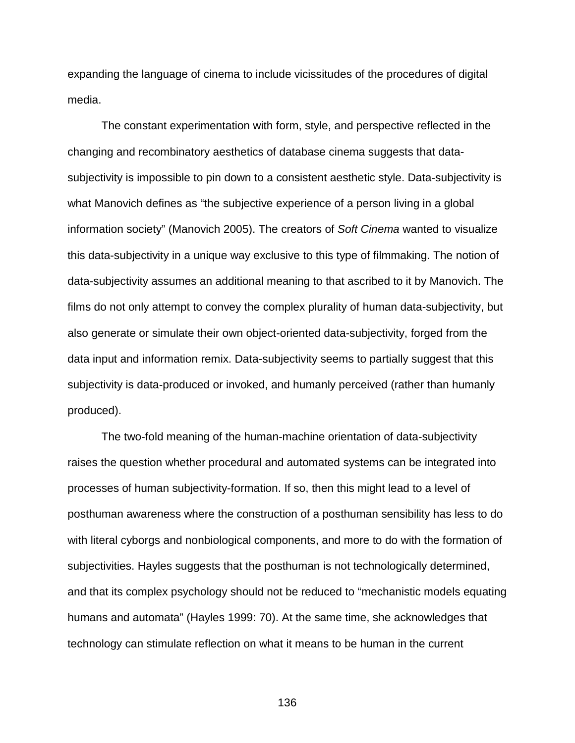expanding the language of cinema to include vicissitudes of the procedures of digital media.

The constant experimentation with form, style, and perspective reflected in the changing and recombinatory aesthetics of database cinema suggests that data-subjectivity is impossible to pin down to a consistent aesthetic style. Data-subjectivity is what Manovich defines as “the subjective experience of a person living in a global information society” (Manovich 2005). The creators of *Soft Cinema* wanted to visualize this data-subjectivity in a unique way exclusive to this type of filmmaking. The notion of data-subjectivity assumes an additional meaning to that ascribed to it by Manovich. The films do not only attempt to convey the complex plurality of human data-subjectivity, but also generate or simulate their own object-oriented data-subjectivity, forged from the data input and information remix. Data-subjectivity seems to partially suggest that this subjectivity is data-produced or invoked, and humanly perceived (rather than humanly produced).

The two-fold meaning of the human-machine orientation of data-subjectivity raises the question whether procedural and automated systems can be integrated into processes of human subjectivity-formation. If so, then this might lead to a level of posthuman awareness where the construction of a posthuman sensibility has less to do with literal cyborgs and nonbiological components, and more to do with the formation of subjectivities. Hayles suggests that the posthuman is not technologically determined, and that its complex psychology should not be reduced to “mechanistic models equating humans and automata” (Hayles 1999: 70). At the same time, she acknowledges that technology can stimulate reflection on what it means to be human in the current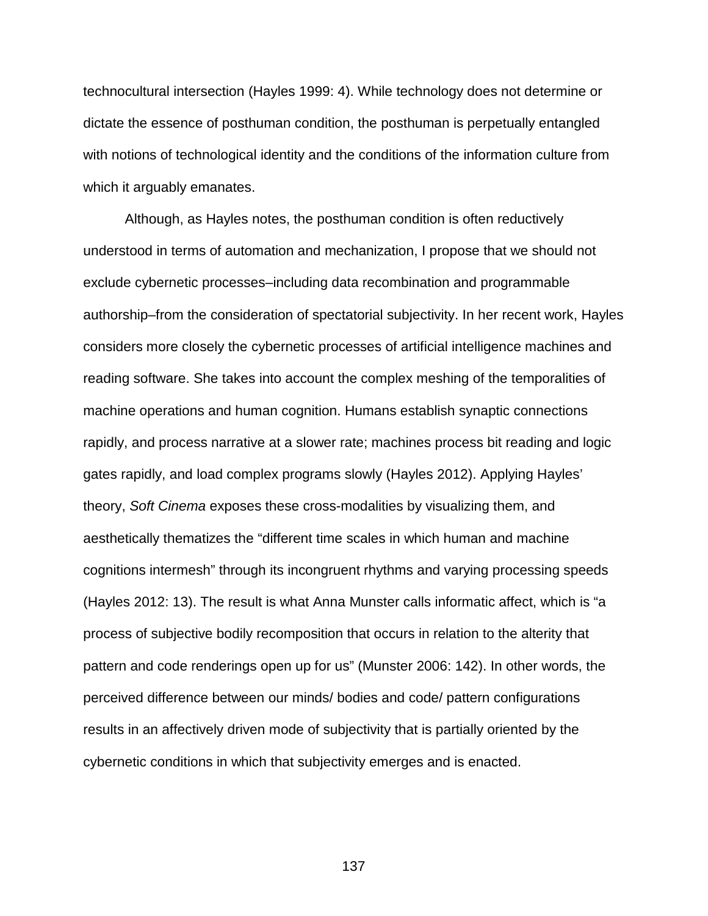technocultural intersection (Hayles 1999: 4). While technology does not determine or dictate the essence of posthuman condition, the posthuman is perpetually entangled with notions of technological identity and the conditions of the information culture from which it arguably emanates.

Although, as Hayles notes, the posthuman condition is often reductively understood in terms of automation and mechanization, I propose that we should not exclude cybernetic processes–including data recombination and programmable authorship–from the consideration of spectatorial subjectivity. In her recent work, Hayles considers more closely the cybernetic processes of artificial intelligence machines and reading software. She takes into account the complex meshing of the temporalities of machine operations and human cognition. Humans establish synaptic connections rapidly, and process narrative at a slower rate; machines process bit reading and logic gates rapidly, and load complex programs slowly (Hayles 2012). Applying Hayles' theory, *Soft Cinema* exposes these cross-modalities by visualizing them, and aesthetically thematizes the "different time scales in which human and machine cognitions intermesh" through its incongruent rhythms and varying processing speeds (Hayles 2012: 13). The result is what Anna Munster calls informatic affect, which is "a process of subjective bodily recomposition that occurs in relation to the alterity that pattern and code renderings open up for us" (Munster 2006: 142). In other words, the perceived difference between our minds/ bodies and code/ pattern configurations results in an affectively driven mode of subjectivity that is partially oriented by the cybernetic conditions in which that subjectivity emerges and is enacted.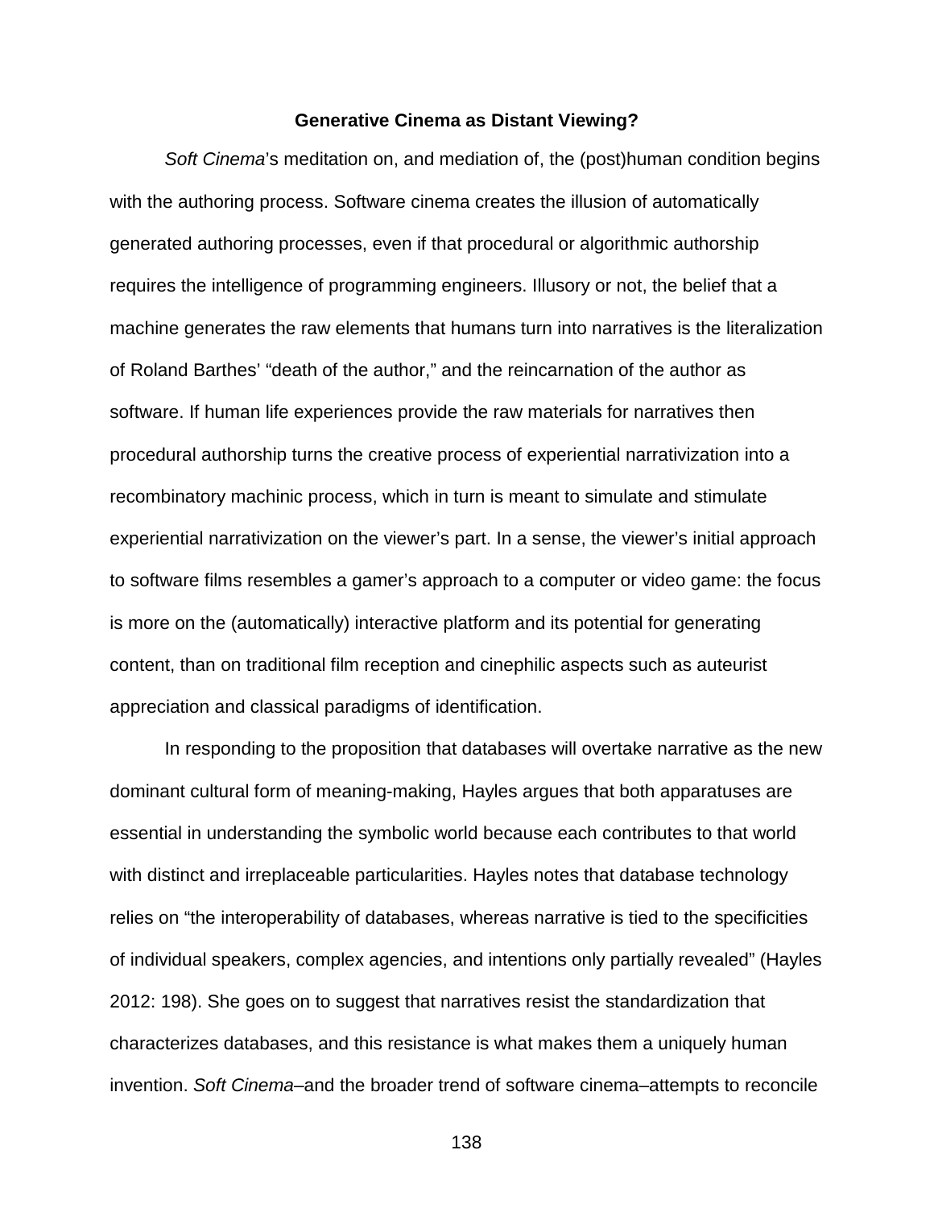**Generative Cinema as Distant Viewing?**

*Soft Cinema*'s meditation on, and mediation of, the (post)human condition begins with the authoring process. Software cinema creates the illusion of automatically generated authoring processes, even if that procedural or algorithmic authorship requires the intelligence of programming engineers. Illusory or not, the belief that a machine generates the raw elements that humans turn into narratives is the literalization of Roland Barthes' "death of the author," and the reincarnation of the author as software. If human life experiences provide the raw materials for narratives then procedural authorship turns the creative process of experiential narrativization into a recombinatory machinic process, which in turn is meant to simulate and stimulate experiential narrativization on the viewer's part. In a sense, the viewer's initial approach to software films resembles a gamer's approach to a computer or video game: the focus is more on the (automatically) interactive platform and its potential for generating content, than on traditional film reception and cinephilic aspects such as auteurist appreciation and classical paradigms of identification.

In responding to the proposition that databases will overtake narrative as the new dominant cultural form of meaning-making, Hayles argues that both apparatuses are essential in understanding the symbolic world because each contributes to that world with distinct and irreplaceable particularities. Hayles notes that database technology relies on "the interoperability of databases, whereas narrative is tied to the specificities of individual speakers, complex agencies, and intentions only partially revealed" (Hayles 2012: 198). She goes on to suggest that narratives resist the standardization that characterizes databases, and this resistance is what makes them a uniquely human invention. *Soft Cinema*–and the broader trend of software cinema–attempts to reconcile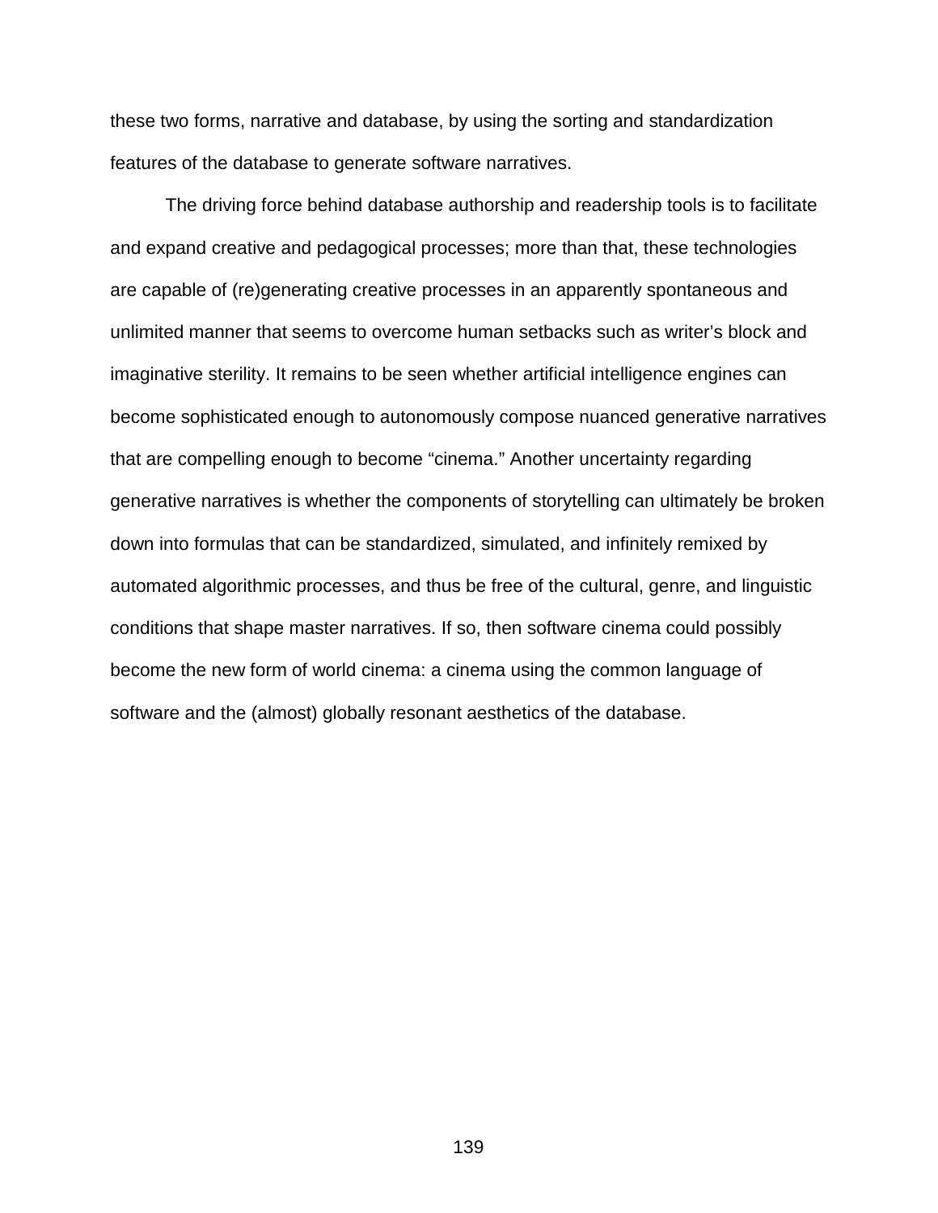these two forms, narrative and database, by using the sorting and standardization features of the database to generate software narratives.

The driving force behind database authorship and readership tools is to facilitate and expand creative and pedagogical processes; more than that, these technologies are capable of (re)generating creative processes in an apparently spontaneous and unlimited manner that seems to overcome human setbacks such as writer's block and imaginative sterility. It remains to be seen whether artificial intelligence engines can become sophisticated enough to autonomously compose nuanced generative narratives that are compelling enough to become "cinema." Another uncertainty regarding generative narratives is whether the components of storytelling can ultimately be broken down into formulas that can be standardized, simulated, and infinitely remixed by automated algorithmic processes, and thus be free of the cultural, genre, and linguistic conditions that shape master narratives. If so, then software cinema could possibly become the new form of world cinema: a cinema using the common language of software and the (almost) globally resonant aesthetics of the database.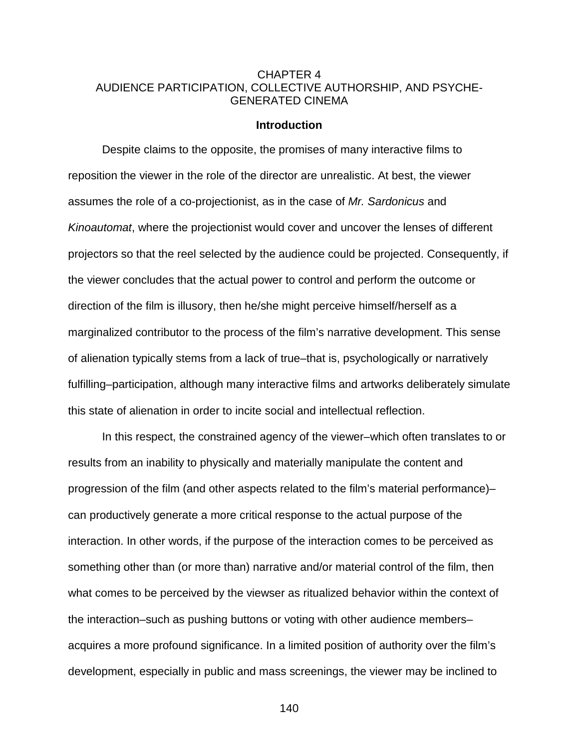# CHAPTER 4
# AUDIENCE PARTICIPATION, COLLECTIVE AUTHORSHIP, AND PSYCHE-GENERATED CINEMA

## Introduction

Despite claims to the opposite, the promises of many interactive films to reposition the viewer in the role of the director are unrealistic. At best, the viewer assumes the role of a co-projectionist, as in the case of *Mr. Sardonicus* and *Kinoautomat*, where the projectionist would cover and uncover the lenses of different projectors so that the reel selected by the audience could be projected. Consequently, if the viewer concludes that the actual power to control and perform the outcome or direction of the film is illusory, then he/she might perceive himself/herself as a marginalized contributor to the process of the film's narrative development. This sense of alienation typically stems from a lack of true–that is, psychologically or narratively fulfilling–participation, although many interactive films and artworks deliberately simulate this state of alienation in order to incite social and intellectual reflection.

In this respect, the constrained agency of the viewer–which often translates to or results from an inability to physically and materially manipulate the content and progression of the film (and other aspects related to the film's material performance)–can productively generate a more critical response to the actual purpose of the interaction. In other words, if the purpose of the interaction comes to be perceived as something other than (or more than) narrative and/or material control of the film, then what comes to be perceived by the viewser as ritualized behavior within the context of the interaction–such as pushing buttons or voting with other audience members–acquires a more profound significance. In a limited position of authority over the film's development, especially in public and mass screenings, the viewer may be inclined to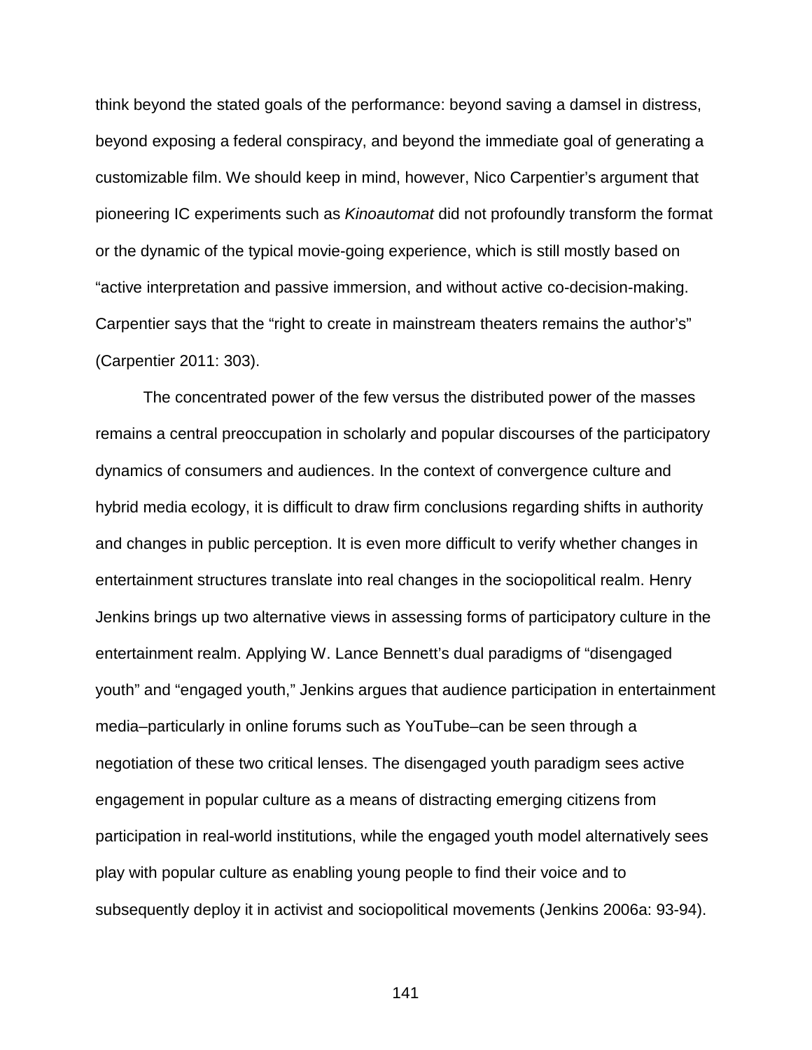think beyond the stated goals of the performance: beyond saving a damsel in distress, beyond exposing a federal conspiracy, and beyond the immediate goal of generating a customizable film. We should keep in mind, however, Nico Carpentier's argument that pioneering IC experiments such as *Kinoautomat* did not profoundly transform the format or the dynamic of the typical movie-going experience, which is still mostly based on "active interpretation and passive immersion, and without active co-decision-making. Carpentier says that the "right to create in mainstream theaters remains the author's" (Carpentier 2011: 303).

The concentrated power of the few versus the distributed power of the masses remains a central preoccupation in scholarly and popular discourses of the participatory dynamics of consumers and audiences. In the context of convergence culture and hybrid media ecology, it is difficult to draw firm conclusions regarding shifts in authority and changes in public perception. It is even more difficult to verify whether changes in entertainment structures translate into real changes in the sociopolitical realm. Henry Jenkins brings up two alternative views in assessing forms of participatory culture in the entertainment realm. Applying W. Lance Bennett's dual paradigms of "disengaged youth" and "engaged youth," Jenkins argues that audience participation in entertainment media–particularly in online forums such as YouTube–can be seen through a negotiation of these two critical lenses. The disengaged youth paradigm sees active engagement in popular culture as a means of distracting emerging citizens from participation in real-world institutions, while the engaged youth model alternatively sees play with popular culture as enabling young people to find their voice and to subsequently deploy it in activist and sociopolitical movements (Jenkins 2006a: 93-94).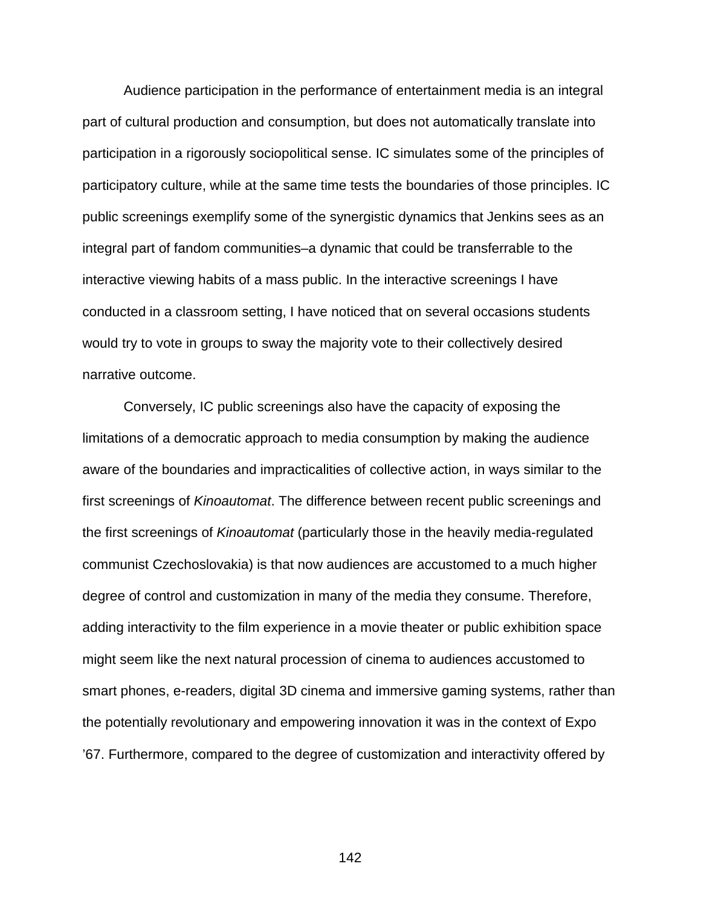Audience participation in the performance of entertainment media is an integral part of cultural production and consumption, but does not automatically translate into participation in a rigorously sociopolitical sense. IC simulates some of the principles of participatory culture, while at the same time tests the boundaries of those principles. IC public screenings exemplify some of the synergistic dynamics that Jenkins sees as an integral part of fandom communities–a dynamic that could be transferrable to the interactive viewing habits of a mass public. In the interactive screenings I have conducted in a classroom setting, I have noticed that on several occasions students would try to vote in groups to sway the majority vote to their collectively desired narrative outcome.

Conversely, IC public screenings also have the capacity of exposing the limitations of a democratic approach to media consumption by making the audience aware of the boundaries and impracticalities of collective action, in ways similar to the first screenings of *Kinoautomat*. The difference between recent public screenings and the first screenings of *Kinoautomat* (particularly those in the heavily media-regulated communist Czechoslovakia) is that now audiences are accustomed to a much higher degree of control and customization in many of the media they consume. Therefore, adding interactivity to the film experience in a movie theater or public exhibition space might seem like the next natural procession of cinema to audiences accustomed to smart phones, e-readers, digital 3D cinema and immersive gaming systems, rather than the potentially revolutionary and empowering innovation it was in the context of Expo ’67. Furthermore, compared to the degree of customization and interactivity offered by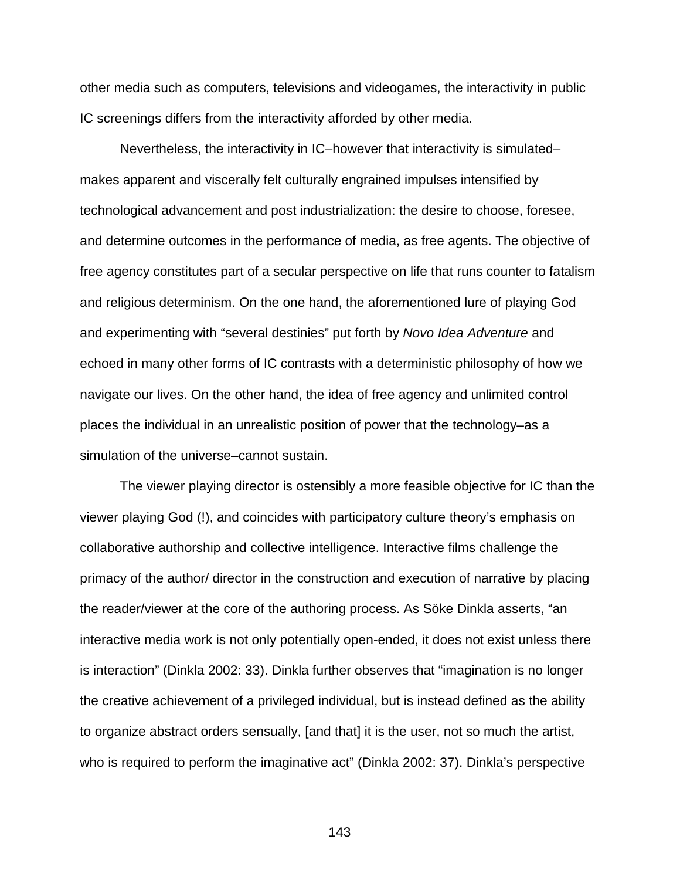other media such as computers, televisions and videogames, the interactivity in public IC screenings differs from the interactivity afforded by other media.

Nevertheless, the interactivity in IC–however that interactivity is simulated–makes apparent and viscerally felt culturally engrained impulses intensified by technological advancement and post industrialization: the desire to choose, foresee, and determine outcomes in the performance of media, as free agents. The objective of free agency constitutes part of a secular perspective on life that runs counter to fatalism and religious determinism. On the one hand, the aforementioned lure of playing God and experimenting with “several destinies” put forth by *Novo Idea Adventure* and echoed in many other forms of IC contrasts with a deterministic philosophy of how we navigate our lives. On the other hand, the idea of free agency and unlimited control places the individual in an unrealistic position of power that the technology–as a simulation of the universe–cannot sustain.

The viewer playing director is ostensibly a more feasible objective for IC than the viewer playing God (!), and coincides with participatory culture theory’s emphasis on collaborative authorship and collective intelligence. Interactive films challenge the primacy of the author/ director in the construction and execution of narrative by placing the reader/viewer at the core of the authoring process. As Söke Dinkla asserts, “an interactive media work is not only potentially open-ended, it does not exist unless there is interaction” (Dinkla 2002: 33). Dinkla further observes that “imagination is no longer the creative achievement of a privileged individual, but is instead defined as the ability to organize abstract orders sensually, [and that] it is the user, not so much the artist, who is required to perform the imaginative act” (Dinkla 2002: 37). Dinkla’s perspective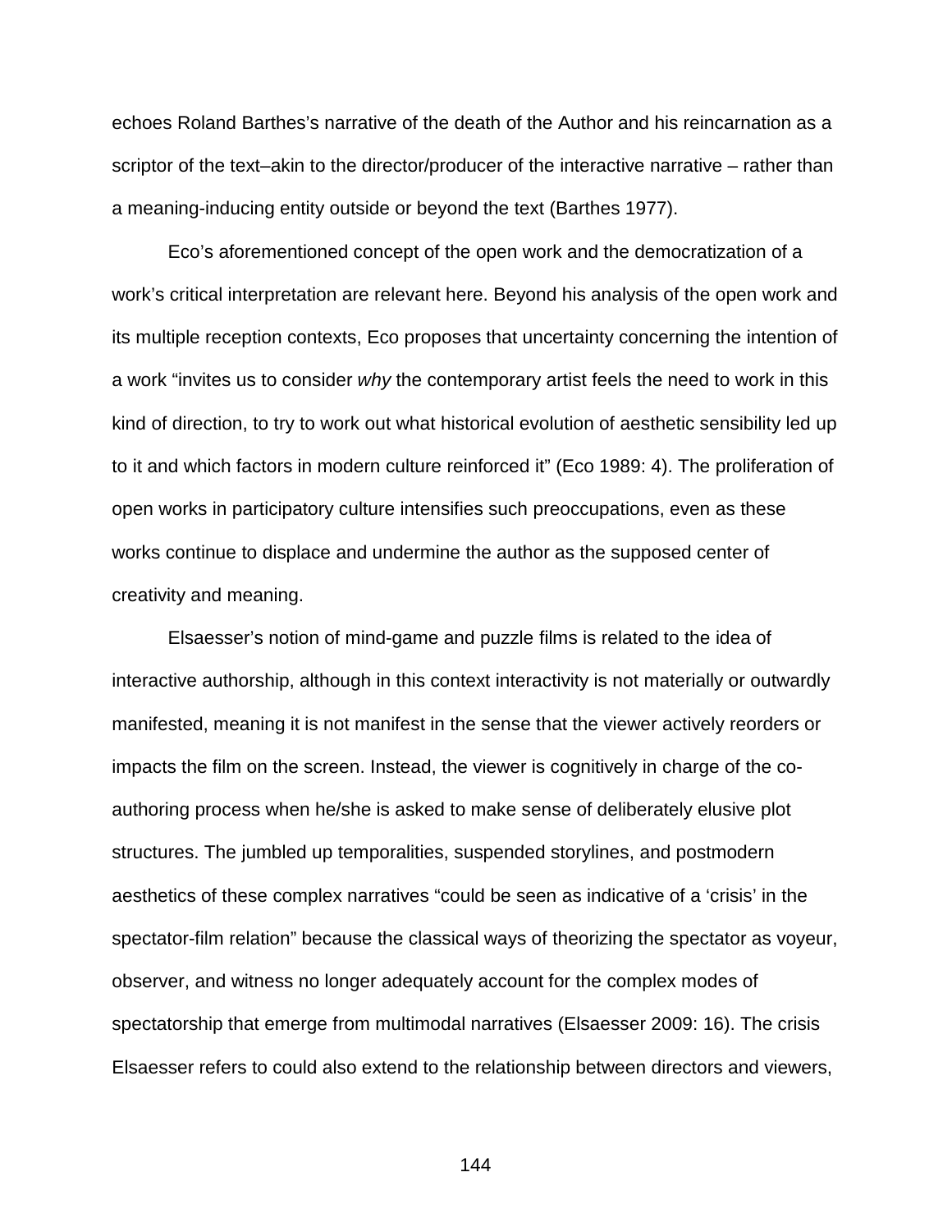echoes Roland Barthes's narrative of the death of the Author and his reincarnation as a scriptor of the text–akin to the director/producer of the interactive narrative – rather than a meaning-inducing entity outside or beyond the text (Barthes 1977).

Eco's aforementioned concept of the open work and the democratization of a work's critical interpretation are relevant here. Beyond his analysis of the open work and its multiple reception contexts, Eco proposes that uncertainty concerning the intention of a work "invites us to consider *why* the contemporary artist feels the need to work in this kind of direction, to try to work out what historical evolution of aesthetic sensibility led up to it and which factors in modern culture reinforced it" (Eco 1989: 4). The proliferation of open works in participatory culture intensifies such preoccupations, even as these works continue to displace and undermine the author as the supposed center of creativity and meaning.

Elsaesser's notion of mind-game and puzzle films is related to the idea of interactive authorship, although in this context interactivity is not materially or outwardly manifested, meaning it is not manifest in the sense that the viewer actively reorders or impacts the film on the screen. Instead, the viewer is cognitively in charge of the co-authoring process when he/she is asked to make sense of deliberately elusive plot structures. The jumbled up temporalities, suspended storylines, and postmodern aesthetics of these complex narratives "could be seen as indicative of a 'crisis' in the spectator-film relation" because the classical ways of theorizing the spectator as voyeur, observer, and witness no longer adequately account for the complex modes of spectatorship that emerge from multimodal narratives (Elsaesser 2009: 16). The crisis Elsaesser refers to could also extend to the relationship between directors and viewers,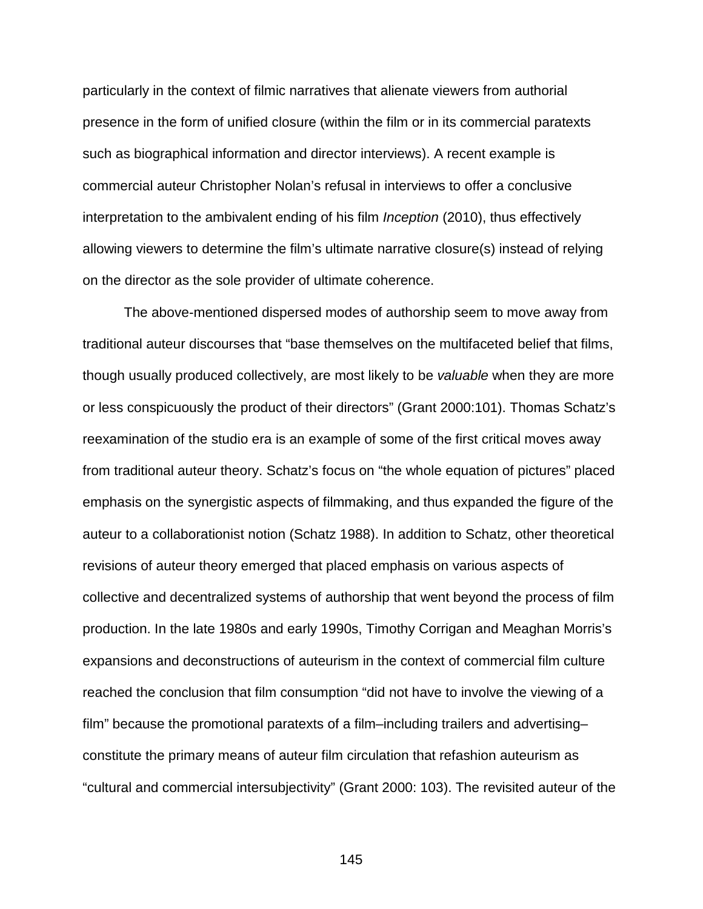particularly in the context of filmic narratives that alienate viewers from authorial presence in the form of unified closure (within the film or in its commercial paratexts such as biographical information and director interviews). A recent example is commercial auteur Christopher Nolan's refusal in interviews to offer a conclusive interpretation to the ambivalent ending of his film *Inception* (2010), thus effectively allowing viewers to determine the film's ultimate narrative closure(s) instead of relying on the director as the sole provider of ultimate coherence.

The above-mentioned dispersed modes of authorship seem to move away from traditional auteur discourses that "base themselves on the multifaceted belief that films, though usually produced collectively, are most likely to be *valuable* when they are more or less conspicuously the product of their directors" (Grant 2000:101). Thomas Schatz's reexamination of the studio era is an example of some of the first critical moves away from traditional auteur theory. Schatz's focus on "the whole equation of pictures" placed emphasis on the synergistic aspects of filmmaking, and thus expanded the figure of the auteur to a collaborationist notion (Schatz 1988). In addition to Schatz, other theoretical revisions of auteur theory emerged that placed emphasis on various aspects of collective and decentralized systems of authorship that went beyond the process of film production. In the late 1980s and early 1990s, Timothy Corrigan and Meaghan Morris's expansions and deconstructions of auteurism in the context of commercial film culture reached the conclusion that film consumption "did not have to involve the viewing of a film" because the promotional paratexts of a film–including trailers and advertising–constitute the primary means of auteur film circulation that refashion auteurism as "cultural and commercial intersubjectivity" (Grant 2000: 103). The revisited auteur of the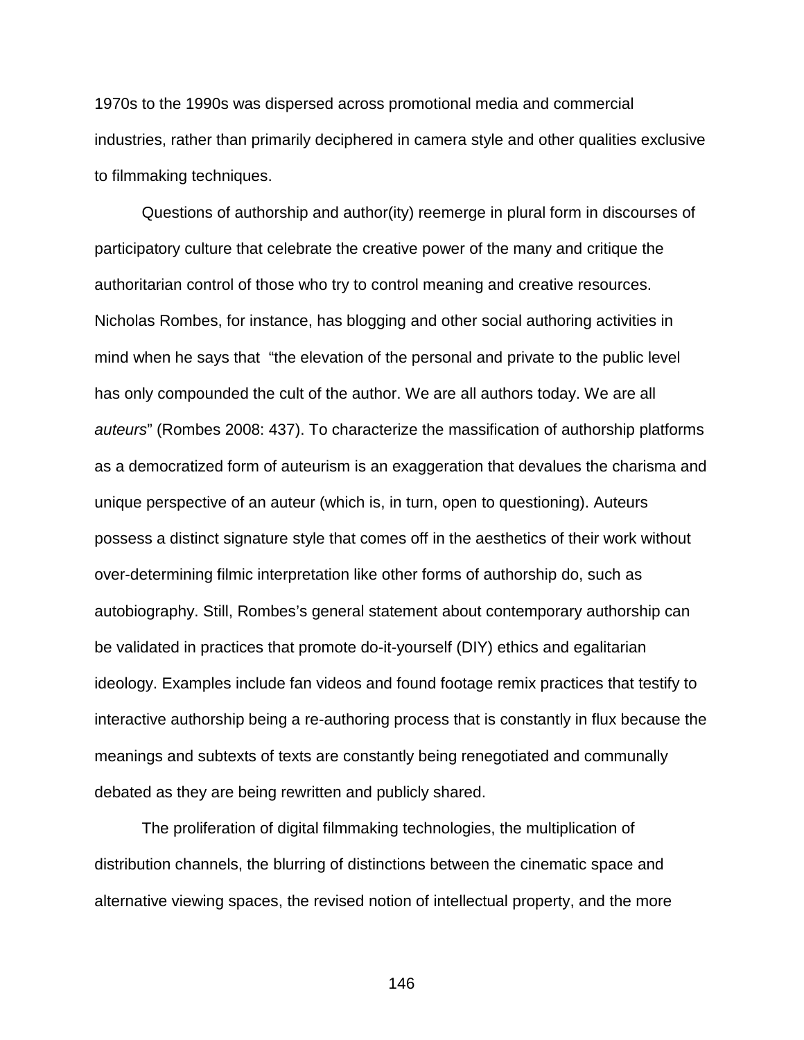1970s to the 1990s was dispersed across promotional media and commercial industries, rather than primarily deciphered in camera style and other qualities exclusive to filmmaking techniques.

Questions of authorship and author(ity) reemerge in plural form in discourses of participatory culture that celebrate the creative power of the many and critique the authoritarian control of those who try to control meaning and creative resources. Nicholas Rombes, for instance, has blogging and other social authoring activities in mind when he says that "the elevation of the personal and private to the public level has only compounded the cult of the author. We are all authors today. We are all *auteurs*" (Rombes 2008: 437). To characterize the massification of authorship platforms as a democratized form of auteurism is an exaggeration that devalues the charisma and unique perspective of an auteur (which is, in turn, open to questioning). Auteurs possess a distinct signature style that comes off in the aesthetics of their work without over-determining filmic interpretation like other forms of authorship do, such as autobiography. Still, Rombes's general statement about contemporary authorship can be validated in practices that promote do-it-yourself (DIY) ethics and egalitarian ideology. Examples include fan videos and found footage remix practices that testify to interactive authorship being a re-authoring process that is constantly in flux because the meanings and subtexts of texts are constantly being renegotiated and communally debated as they are being rewritten and publicly shared.

The proliferation of digital filmmaking technologies, the multiplication of distribution channels, the blurring of distinctions between the cinematic space and alternative viewing spaces, the revised notion of intellectual property, and the more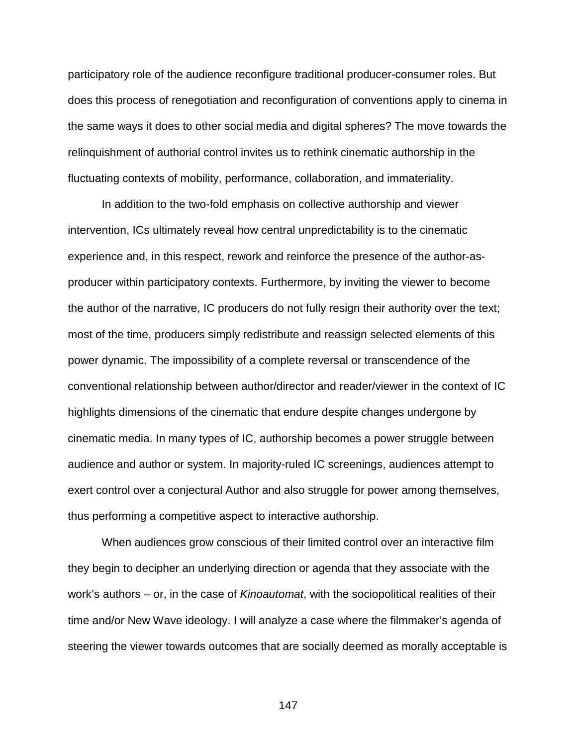participatory role of the audience reconfigure traditional producer-consumer roles. But does this process of renegotiation and reconfiguration of conventions apply to cinema in the same ways it does to other social media and digital spheres? The move towards the relinquishment of authorial control invites us to rethink cinematic authorship in the fluctuating contexts of mobility, performance, collaboration, and immateriality.

In addition to the two-fold emphasis on collective authorship and viewer intervention, ICs ultimately reveal how central unpredictability is to the cinematic experience and, in this respect, rework and reinforce the presence of the author-as-producer within participatory contexts. Furthermore, by inviting the viewer to become the author of the narrative, IC producers do not fully resign their authority over the text; most of the time, producers simply redistribute and reassign selected elements of this power dynamic. The impossibility of a complete reversal or transcendence of the conventional relationship between author/director and reader/viewer in the context of IC highlights dimensions of the cinematic that endure despite changes undergone by cinematic media. In many types of IC, authorship becomes a power struggle between audience and author or system. In majority-ruled IC screenings, audiences attempt to exert control over a conjectural Author and also struggle for power among themselves, thus performing a competitive aspect to interactive authorship.

When audiences grow conscious of their limited control over an interactive film they begin to decipher an underlying direction or agenda that they associate with the work's authors – or, in the case of *Kinoautomat*, with the sociopolitical realities of their time and/or New Wave ideology. I will analyze a case where the filmmaker's agenda of steering the viewer towards outcomes that are socially deemed as morally acceptable is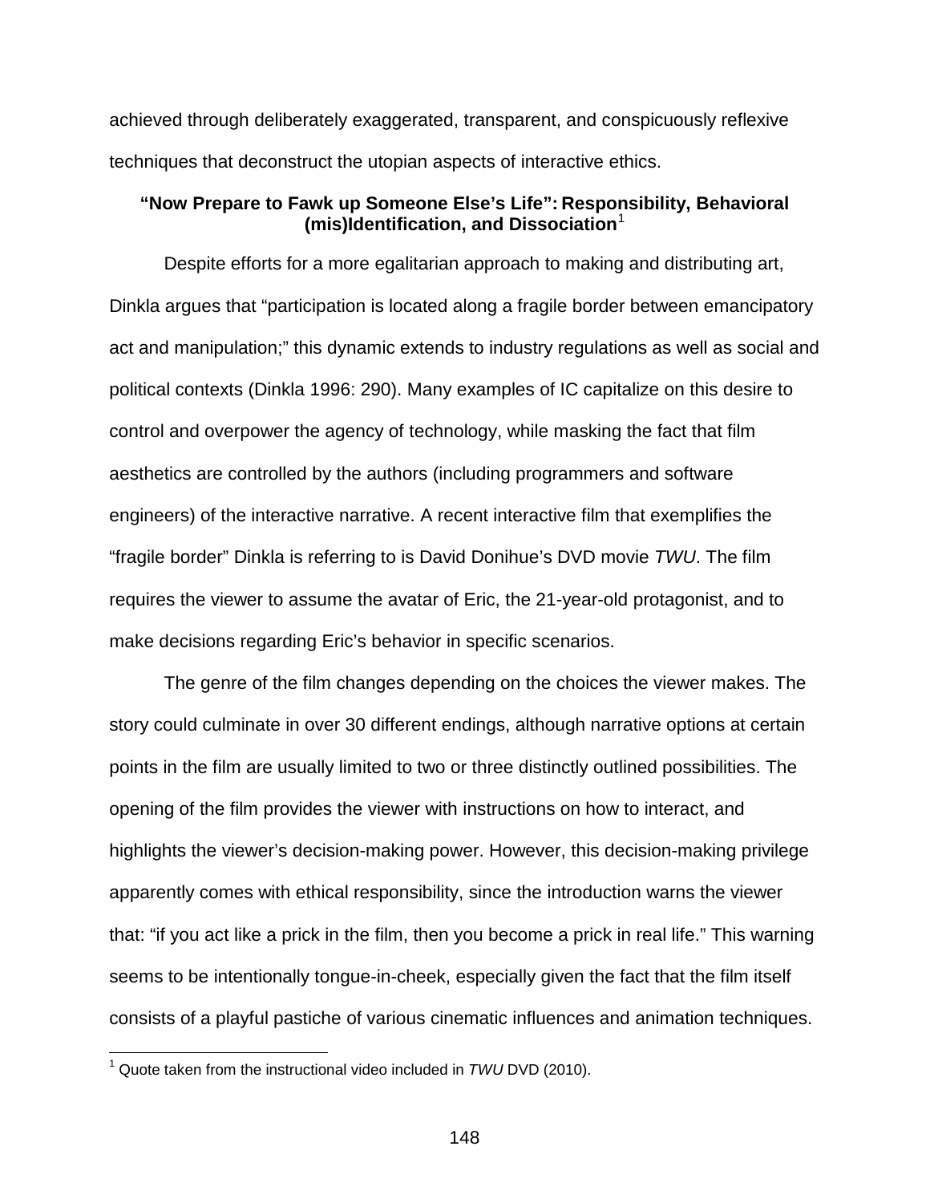achieved through deliberately exaggerated, transparent, and conspicuously reflexive techniques that deconstruct the utopian aspects of interactive ethics.

### "Now Prepare to Fawk up Someone Else's Life": Responsibility, Behavioral (mis)Identification, and Dissociation[1]

Despite efforts for a more egalitarian approach to making and distributing art, Dinkla argues that "participation is located along a fragile border between emancipatory act and manipulation;" this dynamic extends to industry regulations as well as social and political contexts (Dinkla 1996: 290). Many examples of IC capitalize on this desire to control and overpower the agency of technology, while masking the fact that film aesthetics are controlled by the authors (including programmers and software engineers) of the interactive narrative. A recent interactive film that exemplifies the "fragile border" Dinkla is referring to is David Donihue's DVD movie *TWU*. The film requires the viewer to assume the avatar of Eric, the 21-year-old protagonist, and to make decisions regarding Eric's behavior in specific scenarios.

The genre of the film changes depending on the choices the viewer makes. The story could culminate in over 30 different endings, although narrative options at certain points in the film are usually limited to two or three distinctly outlined possibilities. The opening of the film provides the viewer with instructions on how to interact, and highlights the viewer's decision-making power. However, this decision-making privilege apparently comes with ethical responsibility, since the introduction warns the viewer that: "if you act like a prick in the film, then you become a prick in real life." This warning seems to be intentionally tongue-in-cheek, especially given the fact that the film itself consists of a playful pastiche of various cinematic influences and animation techniques.

---

[1] Quote taken from the instructional video included in *TWU* DVD (2010).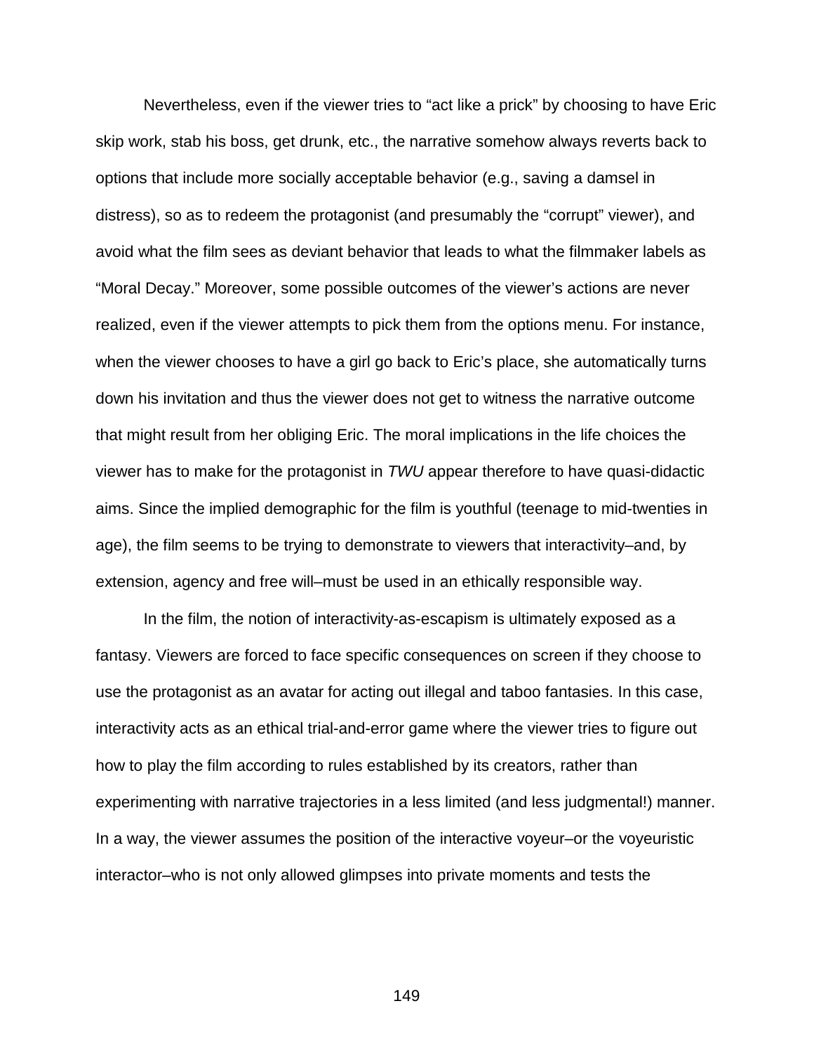Nevertheless, even if the viewer tries to "act like a prick" by choosing to have Eric skip work, stab his boss, get drunk, etc., the narrative somehow always reverts back to options that include more socially acceptable behavior (e.g., saving a damsel in distress), so as to redeem the protagonist (and presumably the "corrupt" viewer), and avoid what the film sees as deviant behavior that leads to what the filmmaker labels as "Moral Decay." Moreover, some possible outcomes of the viewer's actions are never realized, even if the viewer attempts to pick them from the options menu. For instance, when the viewer chooses to have a girl go back to Eric's place, she automatically turns down his invitation and thus the viewer does not get to witness the narrative outcome that might result from her obliging Eric. The moral implications in the life choices the viewer has to make for the protagonist in *TWU* appear therefore to have quasi-didactic aims. Since the implied demographic for the film is youthful (teenage to mid-twenties in age), the film seems to be trying to demonstrate to viewers that interactivity–and, by extension, agency and free will–must be used in an ethically responsible way.

In the film, the notion of interactivity-as-escapism is ultimately exposed as a fantasy. Viewers are forced to face specific consequences on screen if they choose to use the protagonist as an avatar for acting out illegal and taboo fantasies. In this case, interactivity acts as an ethical trial-and-error game where the viewer tries to figure out how to play the film according to rules established by its creators, rather than experimenting with narrative trajectories in a less limited (and less judgmental!) manner. In a way, the viewer assumes the position of the interactive voyeur–or the voyeuristic interactor–who is not only allowed glimpses into private moments and tests the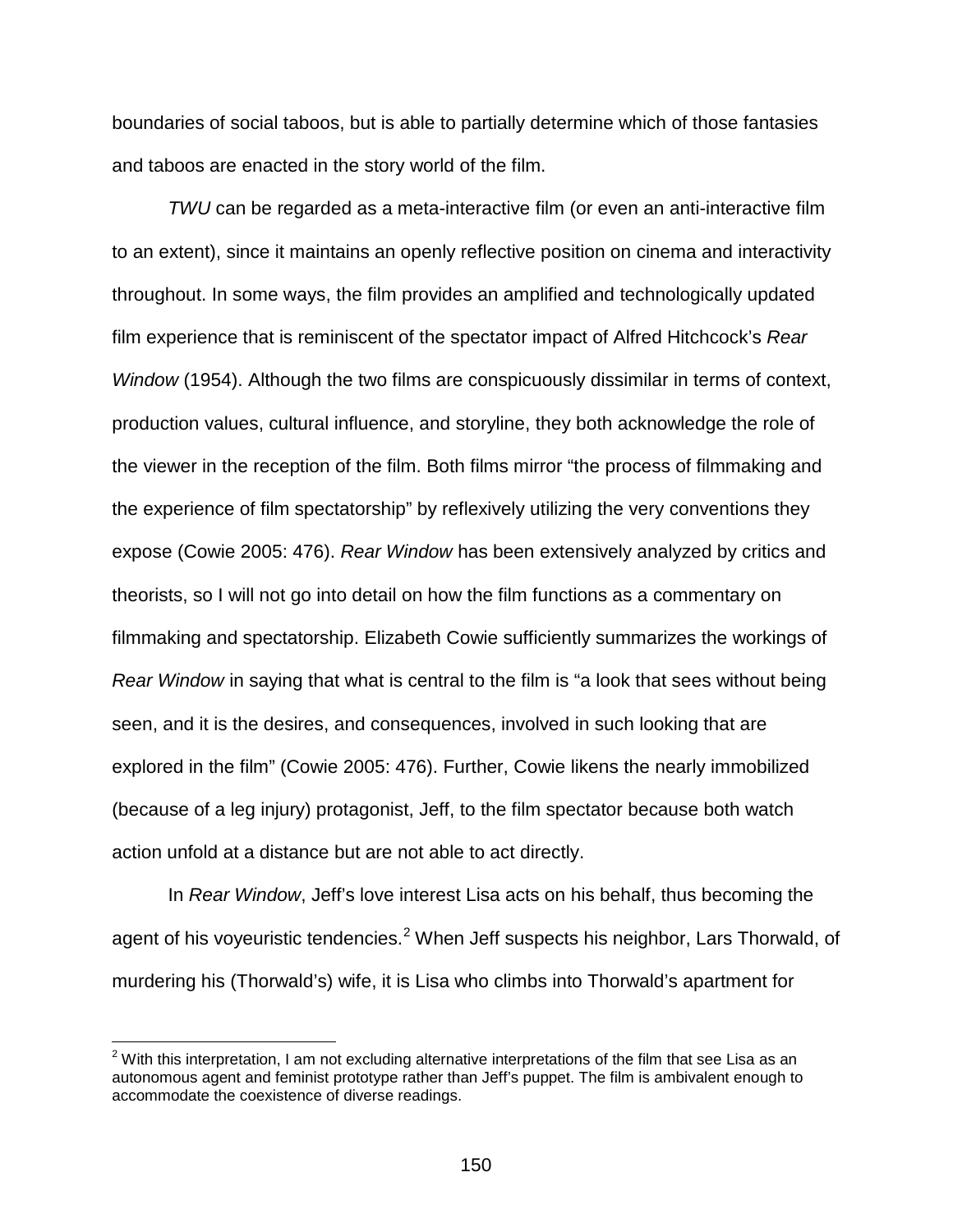boundaries of social taboos, but is able to partially determine which of those fantasies and taboos are enacted in the story world of the film.

*TWU* can be regarded as a meta-interactive film (or even an anti-interactive film to an extent), since it maintains an openly reflective position on cinema and interactivity throughout. In some ways, the film provides an amplified and technologically updated film experience that is reminiscent of the spectator impact of Alfred Hitchcock's *Rear Window* (1954). Although the two films are conspicuously dissimilar in terms of context, production values, cultural influence, and storyline, they both acknowledge the role of the viewer in the reception of the film. Both films mirror "the process of filmmaking and the experience of film spectatorship" by reflexively utilizing the very conventions they expose (Cowie 2005: 476). *Rear Window* has been extensively analyzed by critics and theorists, so I will not go into detail on how the film functions as a commentary on filmmaking and spectatorship. Elizabeth Cowie sufficiently summarizes the workings of *Rear Window* in saying that what is central to the film is "a look that sees without being seen, and it is the desires, and consequences, involved in such looking that are explored in the film" (Cowie 2005: 476). Further, Cowie likens the nearly immobilized (because of a leg injury) protagonist, Jeff, to the film spectator because both watch action unfold at a distance but are not able to act directly.

In *Rear Window*, Jeff's love interest Lisa acts on his behalf, thus becoming the agent of his voyeuristic tendencies.[2] When Jeff suspects his neighbor, Lars Thorwald, of murdering his (Thorwald's) wife, it is Lisa who climbs into Thorwald's apartment for

---

[2] With this interpretation, I am not excluding alternative interpretations of the film that see Lisa as an autonomous agent and feminist prototype rather than Jeff's puppet. The film is ambivalent enough to accommodate the coexistence of diverse readings.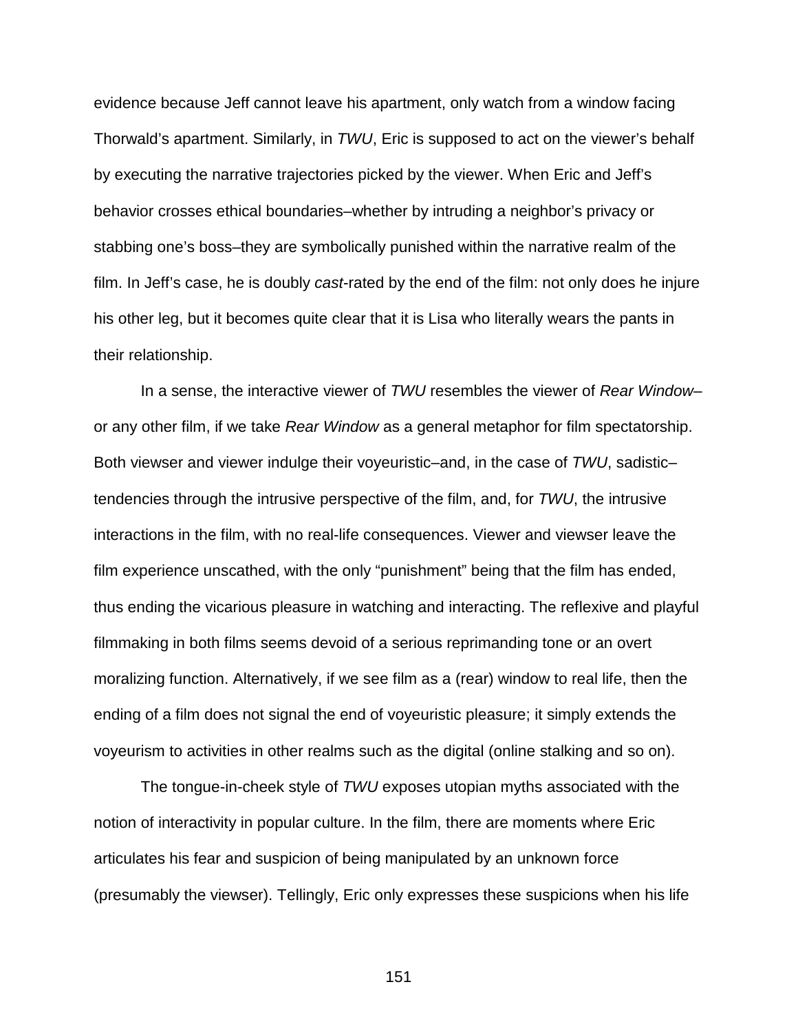evidence because Jeff cannot leave his apartment, only watch from a window facing Thorwald's apartment. Similarly, in *TWU*, Eric is supposed to act on the viewer's behalf by executing the narrative trajectories picked by the viewer. When Eric and Jeff's behavior crosses ethical boundaries–whether by intruding a neighbor's privacy or stabbing one's boss–they are symbolically punished within the narrative realm of the film. In Jeff's case, he is doubly *cast*-rated by the end of the film: not only does he injure his other leg, but it becomes quite clear that it is Lisa who literally wears the pants in their relationship.

In a sense, the interactive viewer of *TWU* resembles the viewer of *Rear Window*–or any other film, if we take *Rear Window* as a general metaphor for film spectatorship. Both viewser and viewer indulge their voyeuristic–and, in the case of *TWU*, sadistic–tendencies through the intrusive perspective of the film, and, for *TWU*, the intrusive interactions in the film, with no real-life consequences. Viewer and viewser leave the film experience unscathed, with the only "punishment" being that the film has ended, thus ending the vicarious pleasure in watching and interacting. The reflexive and playful filmmaking in both films seems devoid of a serious reprimanding tone or an overt moralizing function. Alternatively, if we see film as a (rear) window to real life, then the ending of a film does not signal the end of voyeuristic pleasure; it simply extends the voyeurism to activities in other realms such as the digital (online stalking and so on).

The tongue-in-cheek style of *TWU* exposes utopian myths associated with the notion of interactivity in popular culture. In the film, there are moments where Eric articulates his fear and suspicion of being manipulated by an unknown force (presumably the viewser). Tellingly, Eric only expresses these suspicions when his life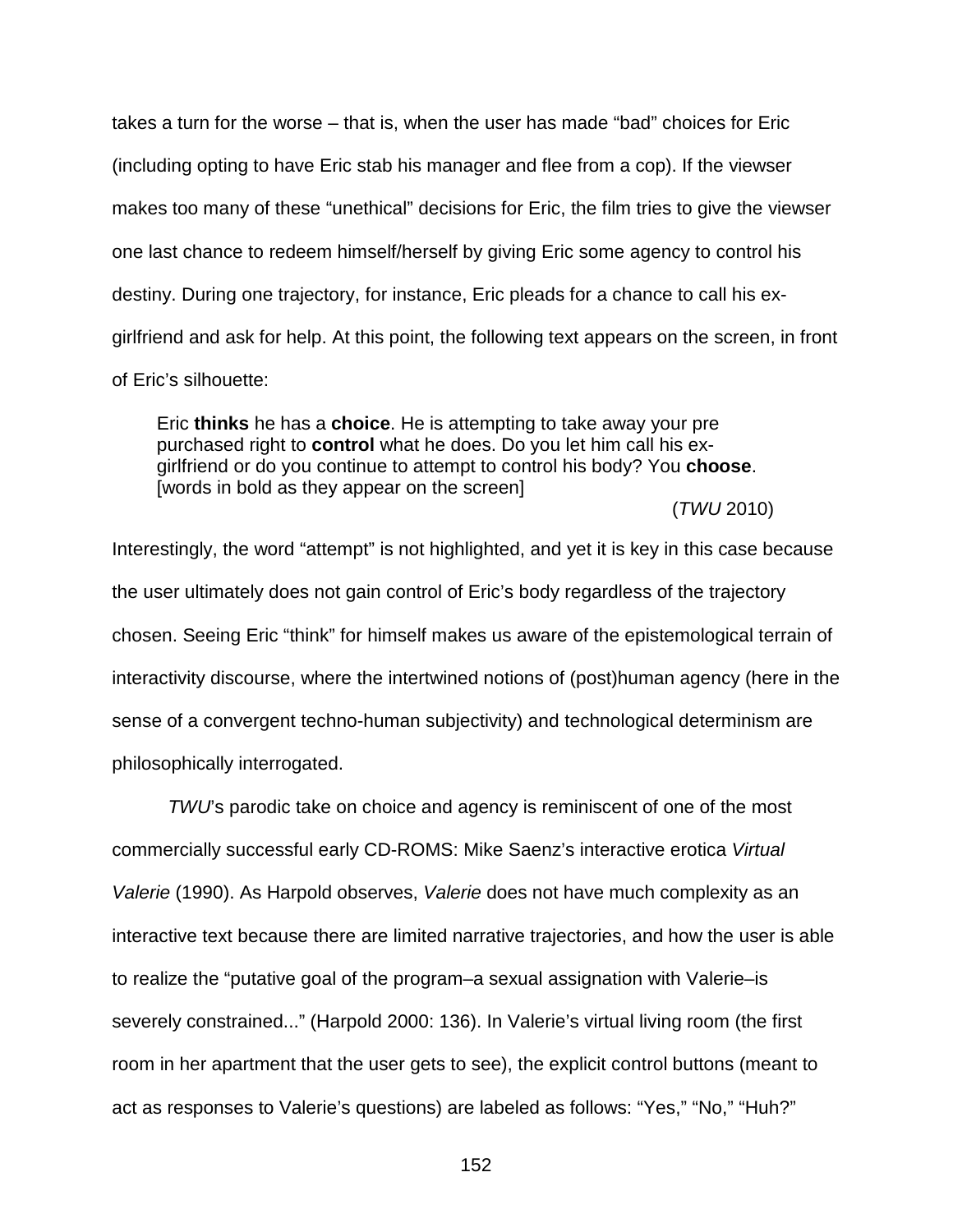takes a turn for the worse – that is, when the user has made "bad" choices for Eric (including opting to have Eric stab his manager and flee from a cop). If the viewser makes too many of these "unethical" decisions for Eric, the film tries to give the viewser one last chance to redeem himself/herself by giving Eric some agency to control his destiny. During one trajectory, for instance, Eric pleads for a chance to call his ex-girlfriend and ask for help. At this point, the following text appears on the screen, in front of Eric's silhouette:

> Eric **thinks** he has a **choice**. He is attempting to take away your pre purchased right to **control** what he does. Do you let him call his ex-girlfriend or do you continue to attempt to control his body? You **choose**. [words in bold as they appear on the screen]
>
> (*TWU* 2010)

Interestingly, the word "attempt" is not highlighted, and yet it is key in this case because the user ultimately does not gain control of Eric's body regardless of the trajectory chosen. Seeing Eric "think" for himself makes us aware of the epistemological terrain of interactivity discourse, where the intertwined notions of (post)human agency (here in the sense of a convergent techno-human subjectivity) and technological determinism are philosophically interrogated.

*TWU*'s parodic take on choice and agency is reminiscent of one of the most commercially successful early CD-ROMS: Mike Saenz's interactive erotica *Virtual Valerie* (1990). As Harpold observes, *Valerie* does not have much complexity as an interactive text because there are limited narrative trajectories, and how the user is able to realize the "putative goal of the program–a sexual assignation with Valerie–is severely constrained..." (Harpold 2000: 136). In Valerie's virtual living room (the first room in her apartment that the user gets to see), the explicit control buttons (meant to act as responses to Valerie's questions) are labeled as follows: "Yes," "No," "Huh?"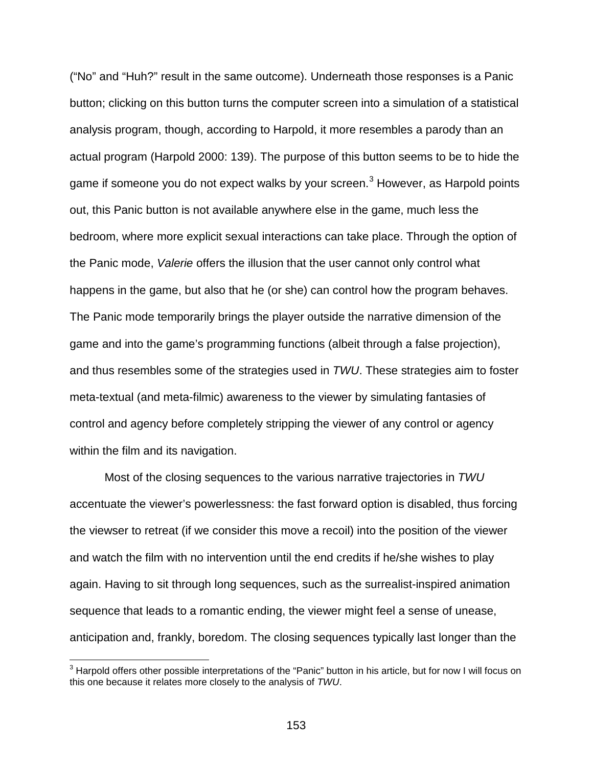(“No” and “Huh?” result in the same outcome). Underneath those responses is a Panic button; clicking on this button turns the computer screen into a simulation of a statistical analysis program, though, according to Harpold, it more resembles a parody than an actual program (Harpold 2000: 139). The purpose of this button seems to be to hide the game if someone you do not expect walks by your screen.[3] However, as Harpold points out, this Panic button is not available anywhere else in the game, much less the bedroom, where more explicit sexual interactions can take place. Through the option of the Panic mode, *Valerie* offers the illusion that the user cannot only control what happens in the game, but also that he (or she) can control how the program behaves. The Panic mode temporarily brings the player outside the narrative dimension of the game and into the game’s programming functions (albeit through a false projection), and thus resembles some of the strategies used in *TWU*. These strategies aim to foster meta-textual (and meta-filmic) awareness to the viewer by simulating fantasies of control and agency before completely stripping the viewer of any control or agency within the film and its navigation.

Most of the closing sequences to the various narrative trajectories in *TWU* accentuate the viewer’s powerlessness: the fast forward option is disabled, thus forcing the viewser to retreat (if we consider this move a recoil) into the position of the viewer and watch the film with no intervention until the end credits if he/she wishes to play again. Having to sit through long sequences, such as the surrealist-inspired animation sequence that leads to a romantic ending, the viewer might feel a sense of unease, anticipation and, frankly, boredom. The closing sequences typically last longer than the

[3] Harpold offers other possible interpretations of the “Panic” button in his article, but for now I will focus on this one because it relates more closely to the analysis of *TWU*.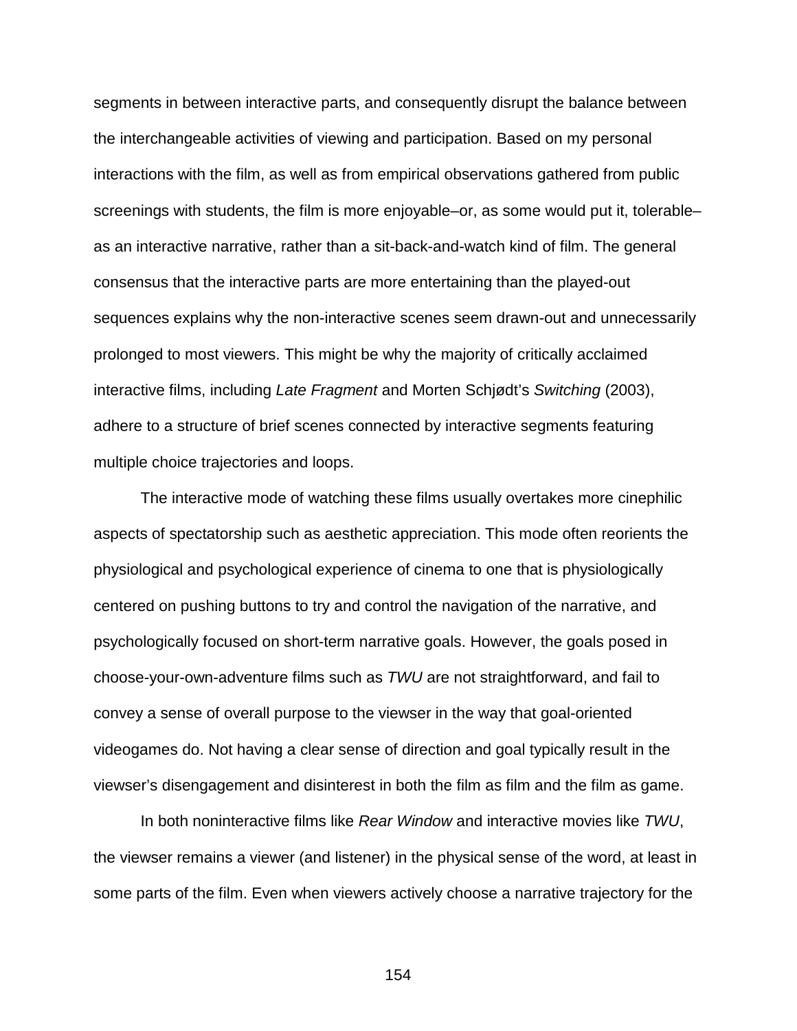segments in between interactive parts, and consequently disrupt the balance between the interchangeable activities of viewing and participation. Based on my personal interactions with the film, as well as from empirical observations gathered from public screenings with students, the film is more enjoyable–or, as some would put it, tolerable–as an interactive narrative, rather than a sit-back-and-watch kind of film. The general consensus that the interactive parts are more entertaining than the played-out sequences explains why the non-interactive scenes seem drawn-out and unnecessarily prolonged to most viewers. This might be why the majority of critically acclaimed interactive films, including *Late Fragment* and Morten Schjødt's *Switching* (2003), adhere to a structure of brief scenes connected by interactive segments featuring multiple choice trajectories and loops.

The interactive mode of watching these films usually overtakes more cinephilic aspects of spectatorship such as aesthetic appreciation. This mode often reorients the physiological and psychological experience of cinema to one that is physiologically centered on pushing buttons to try and control the navigation of the narrative, and psychologically focused on short-term narrative goals. However, the goals posed in choose-your-own-adventure films such as *TWU* are not straightforward, and fail to convey a sense of overall purpose to the viewser in the way that goal-oriented videogames do. Not having a clear sense of direction and goal typically result in the viewser's disengagement and disinterest in both the film as film and the film as game.

In both noninteractive films like *Rear Window* and interactive movies like *TWU*, the viewser remains a viewer (and listener) in the physical sense of the word, at least in some parts of the film. Even when viewers actively choose a narrative trajectory for the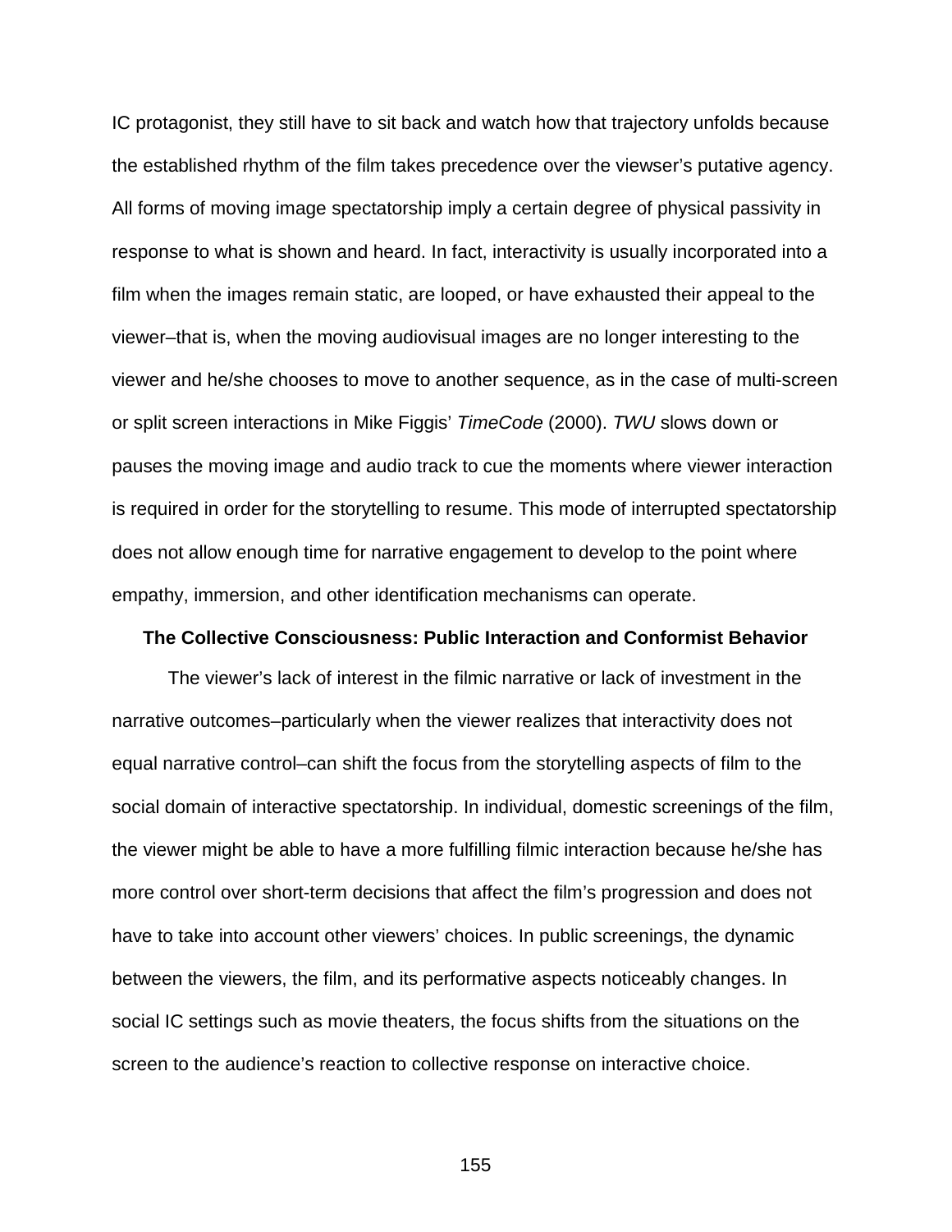IC protagonist, they still have to sit back and watch how that trajectory unfolds because the established rhythm of the film takes precedence over the viewser's putative agency. All forms of moving image spectatorship imply a certain degree of physical passivity in response to what is shown and heard. In fact, interactivity is usually incorporated into a film when the images remain static, are looped, or have exhausted their appeal to the viewer–that is, when the moving audiovisual images are no longer interesting to the viewer and he/she chooses to move to another sequence, as in the case of multi-screen or split screen interactions in Mike Figgis' *TimeCode* (2000). *TWU* slows down or pauses the moving image and audio track to cue the moments where viewer interaction is required in order for the storytelling to resume. This mode of interrupted spectatorship does not allow enough time for narrative engagement to develop to the point where empathy, immersion, and other identification mechanisms can operate.

### The Collective Consciousness: Public Interaction and Conformist Behavior

The viewer's lack of interest in the filmic narrative or lack of investment in the narrative outcomes–particularly when the viewer realizes that interactivity does not equal narrative control–can shift the focus from the storytelling aspects of film to the social domain of interactive spectatorship. In individual, domestic screenings of the film, the viewer might be able to have a more fulfilling filmic interaction because he/she has more control over short-term decisions that affect the film's progression and does not have to take into account other viewers' choices. In public screenings, the dynamic between the viewers, the film, and its performative aspects noticeably changes. In social IC settings such as movie theaters, the focus shifts from the situations on the screen to the audience's reaction to collective response on interactive choice.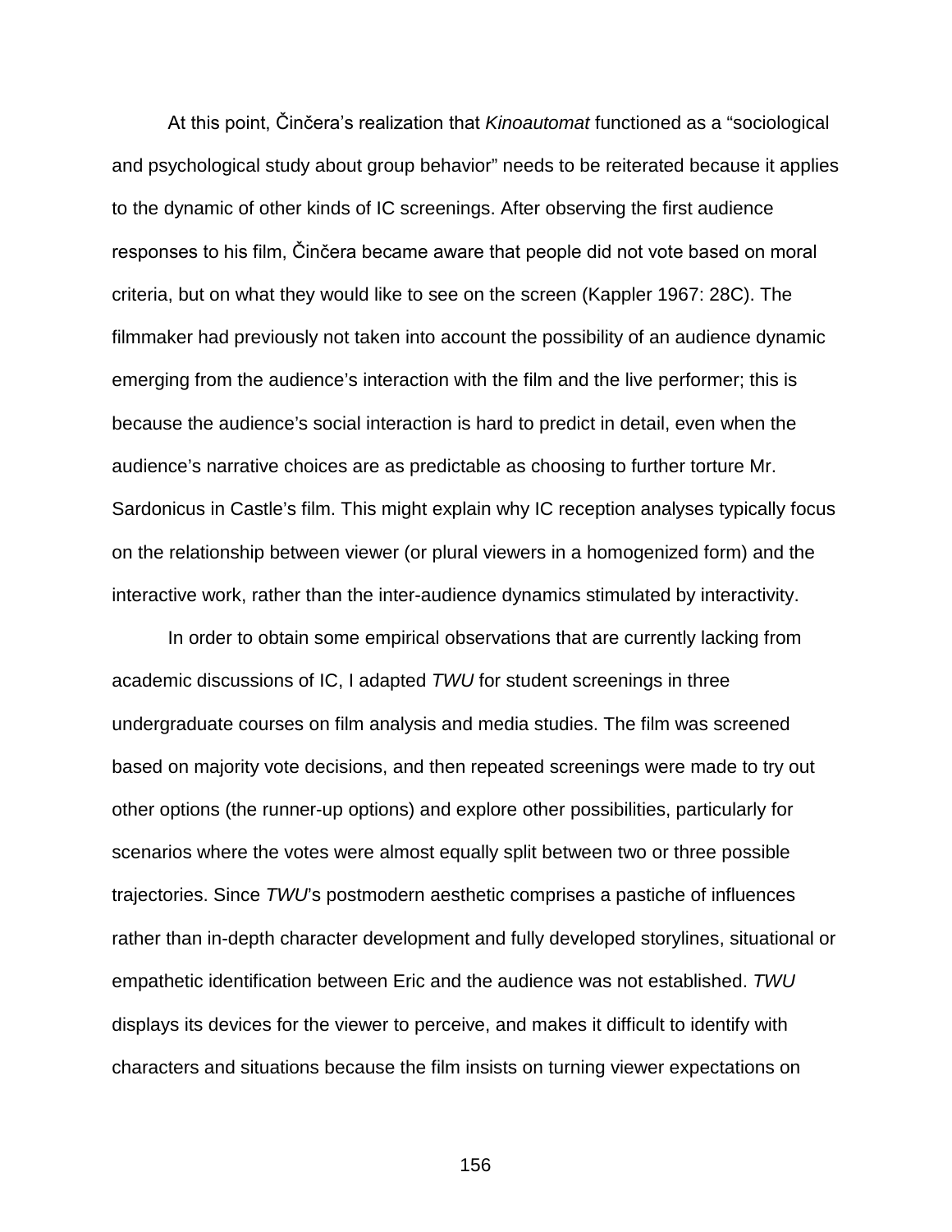At this point, Činčera's realization that *Kinoautomat* functioned as a "sociological and psychological study about group behavior" needs to be reiterated because it applies to the dynamic of other kinds of IC screenings. After observing the first audience responses to his film, Činčera became aware that people did not vote based on moral criteria, but on what they would like to see on the screen (Kappler 1967: 28C). The filmmaker had previously not taken into account the possibility of an audience dynamic emerging from the audience's interaction with the film and the live performer; this is because the audience's social interaction is hard to predict in detail, even when the audience's narrative choices are as predictable as choosing to further torture Mr. Sardonicus in Castle's film. This might explain why IC reception analyses typically focus on the relationship between viewer (or plural viewers in a homogenized form) and the interactive work, rather than the inter-audience dynamics stimulated by interactivity.

In order to obtain some empirical observations that are currently lacking from academic discussions of IC, I adapted *TWU* for student screenings in three undergraduate courses on film analysis and media studies. The film was screened based on majority vote decisions, and then repeated screenings were made to try out other options (the runner-up options) and explore other possibilities, particularly for scenarios where the votes were almost equally split between two or three possible trajectories. Since *TWU*'s postmodern aesthetic comprises a pastiche of influences rather than in-depth character development and fully developed storylines, situational or empathetic identification between Eric and the audience was not established. *TWU* displays its devices for the viewer to perceive, and makes it difficult to identify with characters and situations because the film insists on turning viewer expectations on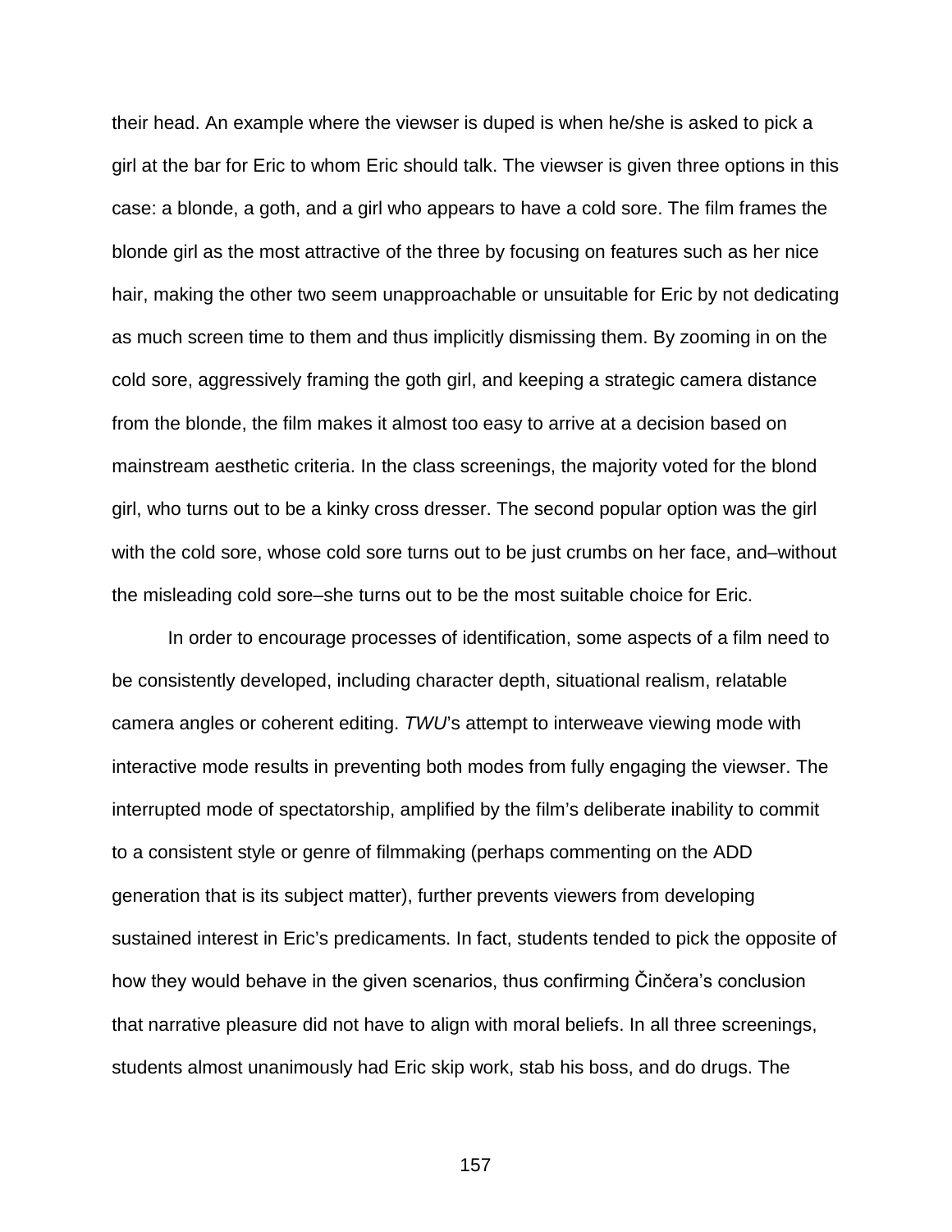their head. An example where the viewser is duped is when he/she is asked to pick a girl at the bar for Eric to whom Eric should talk. The viewser is given three options in this case: a blonde, a goth, and a girl who appears to have a cold sore. The film frames the blonde girl as the most attractive of the three by focusing on features such as her nice hair, making the other two seem unapproachable or unsuitable for Eric by not dedicating as much screen time to them and thus implicitly dismissing them. By zooming in on the cold sore, aggressively framing the goth girl, and keeping a strategic camera distance from the blonde, the film makes it almost too easy to arrive at a decision based on mainstream aesthetic criteria. In the class screenings, the majority voted for the blond girl, who turns out to be a kinky cross dresser. The second popular option was the girl with the cold sore, whose cold sore turns out to be just crumbs on her face, and–without the misleading cold sore–she turns out to be the most suitable choice for Eric.

In order to encourage processes of identification, some aspects of a film need to be consistently developed, including character depth, situational realism, relatable camera angles or coherent editing. *TWU*'s attempt to interweave viewing mode with interactive mode results in preventing both modes from fully engaging the viewser. The interrupted mode of spectatorship, amplified by the film's deliberate inability to commit to a consistent style or genre of filmmaking (perhaps commenting on the ADD generation that is its subject matter), further prevents viewers from developing sustained interest in Eric's predicaments. In fact, students tended to pick the opposite of how they would behave in the given scenarios, thus confirming Činčera's conclusion that narrative pleasure did not have to align with moral beliefs. In all three screenings, students almost unanimously had Eric skip work, stab his boss, and do drugs. The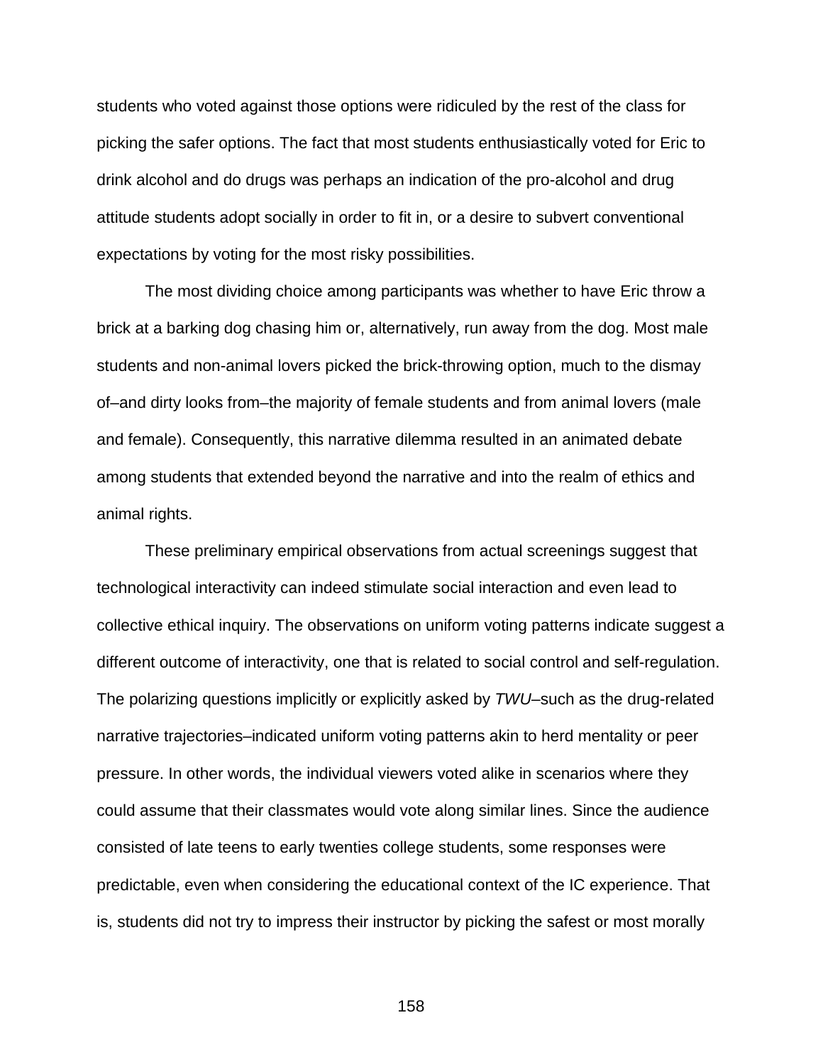students who voted against those options were ridiculed by the rest of the class for picking the safer options. The fact that most students enthusiastically voted for Eric to drink alcohol and do drugs was perhaps an indication of the pro-alcohol and drug attitude students adopt socially in order to fit in, or a desire to subvert conventional expectations by voting for the most risky possibilities.

The most dividing choice among participants was whether to have Eric throw a brick at a barking dog chasing him or, alternatively, run away from the dog. Most male students and non-animal lovers picked the brick-throwing option, much to the dismay of–and dirty looks from–the majority of female students and from animal lovers (male and female). Consequently, this narrative dilemma resulted in an animated debate among students that extended beyond the narrative and into the realm of ethics and animal rights.

These preliminary empirical observations from actual screenings suggest that technological interactivity can indeed stimulate social interaction and even lead to collective ethical inquiry. The observations on uniform voting patterns indicate suggest a different outcome of interactivity, one that is related to social control and self-regulation. The polarizing questions implicitly or explicitly asked by *TWU*–such as the drug-related narrative trajectories–indicated uniform voting patterns akin to herd mentality or peer pressure. In other words, the individual viewers voted alike in scenarios where they could assume that their classmates would vote along similar lines. Since the audience consisted of late teens to early twenties college students, some responses were predictable, even when considering the educational context of the IC experience. That is, students did not try to impress their instructor by picking the safest or most morally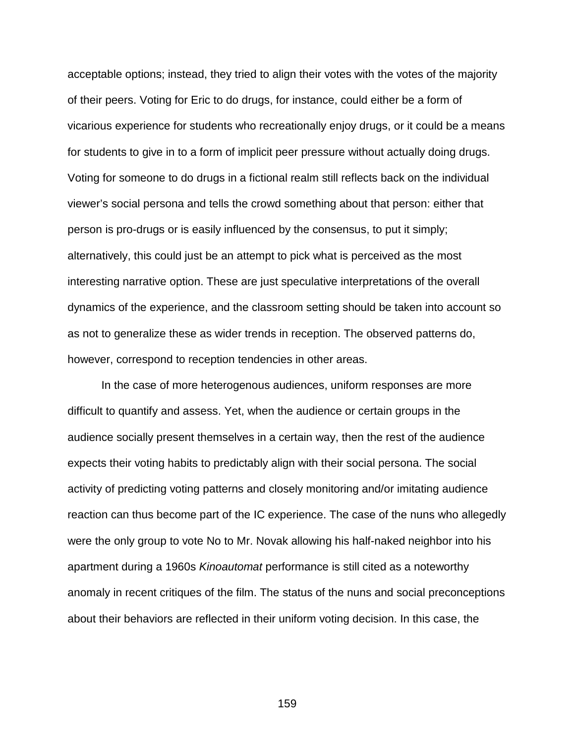acceptable options; instead, they tried to align their votes with the votes of the majority of their peers. Voting for Eric to do drugs, for instance, could either be a form of vicarious experience for students who recreationally enjoy drugs, or it could be a means for students to give in to a form of implicit peer pressure without actually doing drugs. Voting for someone to do drugs in a fictional realm still reflects back on the individual viewer's social persona and tells the crowd something about that person: either that person is pro-drugs or is easily influenced by the consensus, to put it simply; alternatively, this could just be an attempt to pick what is perceived as the most interesting narrative option. These are just speculative interpretations of the overall dynamics of the experience, and the classroom setting should be taken into account so as not to generalize these as wider trends in reception. The observed patterns do, however, correspond to reception tendencies in other areas.

In the case of more heterogenous audiences, uniform responses are more difficult to quantify and assess. Yet, when the audience or certain groups in the audience socially present themselves in a certain way, then the rest of the audience expects their voting habits to predictably align with their social persona. The social activity of predicting voting patterns and closely monitoring and/or imitating audience reaction can thus become part of the IC experience. The case of the nuns who allegedly were the only group to vote No to Mr. Novak allowing his half-naked neighbor into his apartment during a 1960s *Kinoautomat* performance is still cited as a noteworthy anomaly in recent critiques of the film. The status of the nuns and social preconceptions about their behaviors are reflected in their uniform voting decision. In this case, the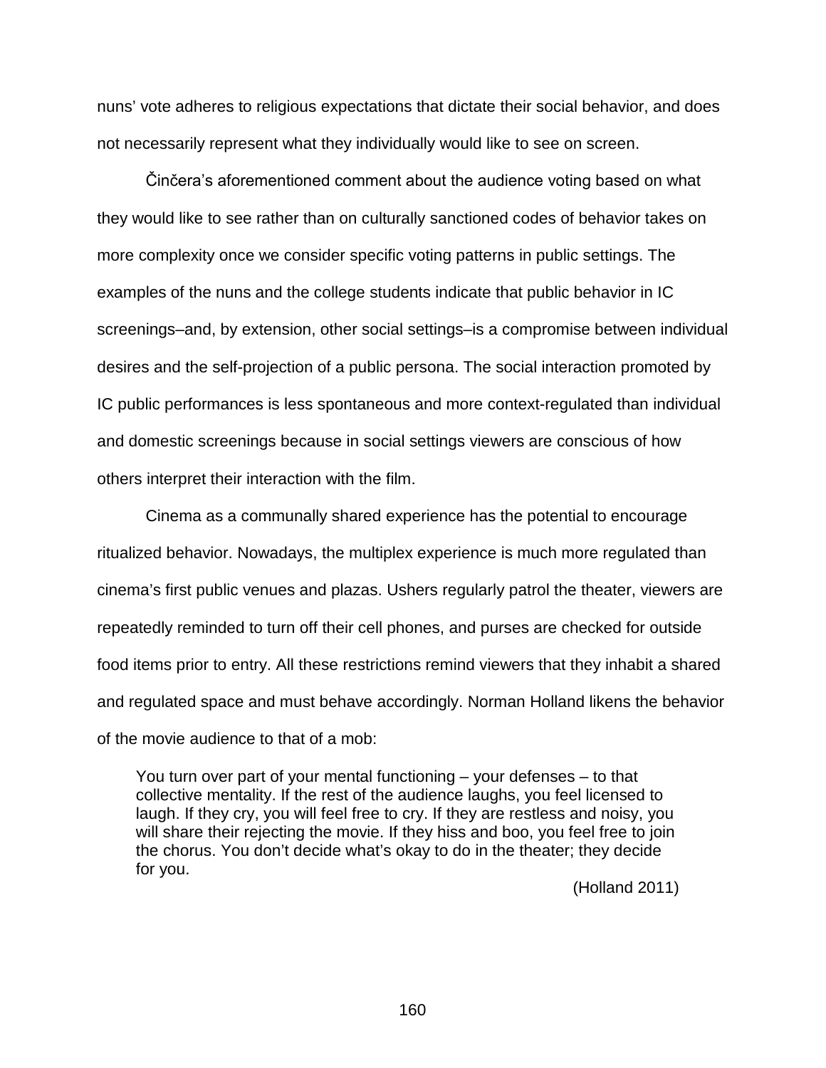nuns' vote adheres to religious expectations that dictate their social behavior, and does not necessarily represent what they individually would like to see on screen.

Činčera's aforementioned comment about the audience voting based on what they would like to see rather than on culturally sanctioned codes of behavior takes on more complexity once we consider specific voting patterns in public settings. The examples of the nuns and the college students indicate that public behavior in IC screenings–and, by extension, other social settings–is a compromise between individual desires and the self-projection of a public persona. The social interaction promoted by IC public performances is less spontaneous and more context-regulated than individual and domestic screenings because in social settings viewers are conscious of how others interpret their interaction with the film.

Cinema as a communally shared experience has the potential to encourage ritualized behavior. Nowadays, the multiplex experience is much more regulated than cinema's first public venues and plazas. Ushers regularly patrol the theater, viewers are repeatedly reminded to turn off their cell phones, and purses are checked for outside food items prior to entry. All these restrictions remind viewers that they inhabit a shared and regulated space and must behave accordingly. Norman Holland likens the behavior of the movie audience to that of a mob:

> You turn over part of your mental functioning – your defenses – to that collective mentality. If the rest of the audience laughs, you feel licensed to laugh. If they cry, you will feel free to cry. If they are restless and noisy, you will share their rejecting the movie. If they hiss and boo, you feel free to join the chorus. You don't decide what's okay to do in the theater; they decide for you.
>
> (Holland 2011)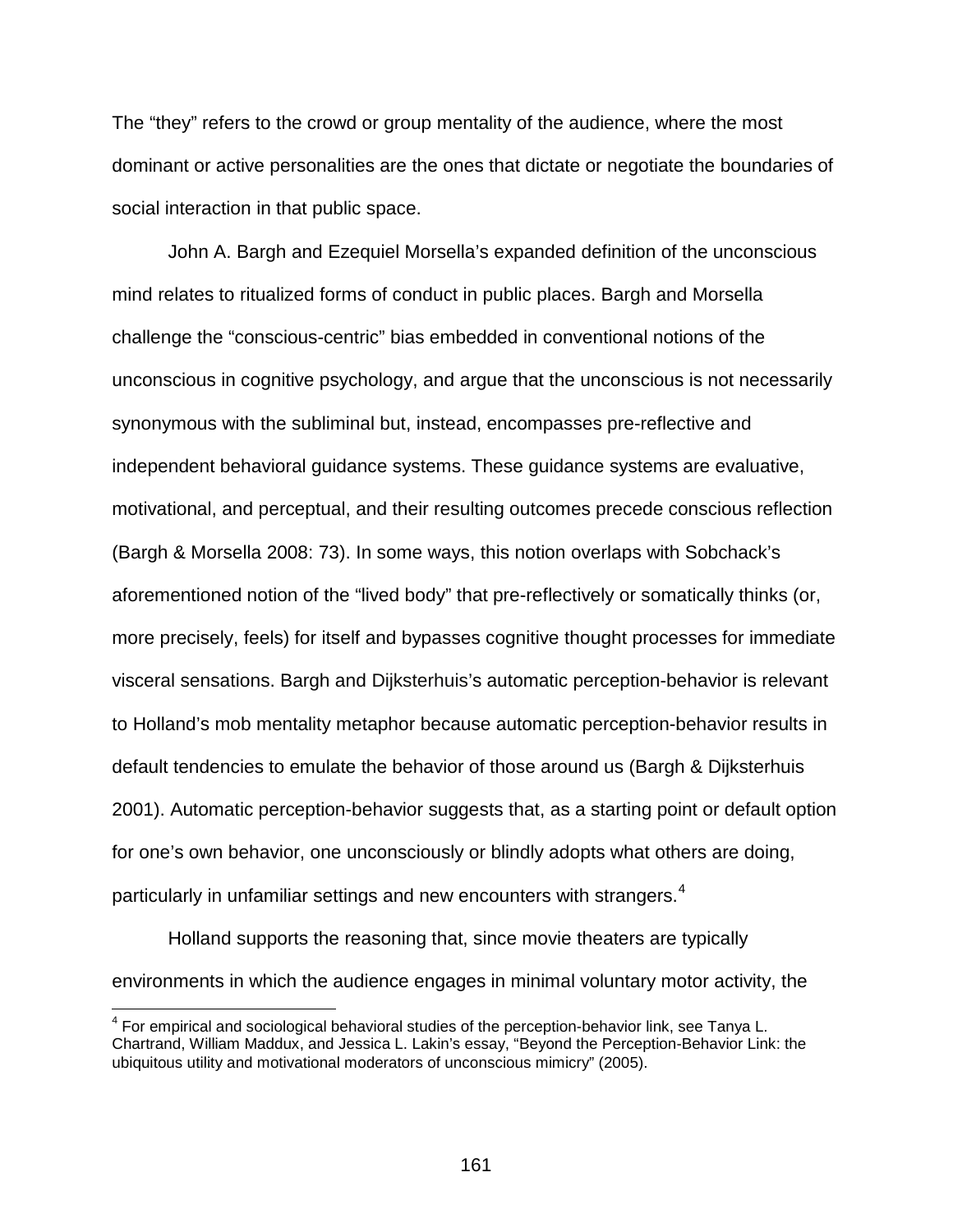The "they" refers to the crowd or group mentality of the audience, where the most dominant or active personalities are the ones that dictate or negotiate the boundaries of social interaction in that public space.

John A. Bargh and Ezequiel Morsella's expanded definition of the unconscious mind relates to ritualized forms of conduct in public places. Bargh and Morsella challenge the "conscious-centric" bias embedded in conventional notions of the unconscious in cognitive psychology, and argue that the unconscious is not necessarily synonymous with the subliminal but, instead, encompasses pre-reflective and independent behavioral guidance systems. These guidance systems are evaluative, motivational, and perceptual, and their resulting outcomes precede conscious reflection (Bargh & Morsella 2008: 73). In some ways, this notion overlaps with Sobchack's aforementioned notion of the "lived body" that pre-reflectively or somatically thinks (or, more precisely, feels) for itself and bypasses cognitive thought processes for immediate visceral sensations. Bargh and Dijksterhuis's automatic perception-behavior is relevant to Holland's mob mentality metaphor because automatic perception-behavior results in default tendencies to emulate the behavior of those around us (Bargh & Dijksterhuis 2001). Automatic perception-behavior suggests that, as a starting point or default option for one's own behavior, one unconsciously or blindly adopts what others are doing, particularly in unfamiliar settings and new encounters with strangers.[4]

Holland supports the reasoning that, since movie theaters are typically environments in which the audience engages in minimal voluntary motor activity, the

[4] For empirical and sociological behavioral studies of the perception-behavior link, see Tanya L. Chartrand, William Maddux, and Jessica L. Lakin's essay, "Beyond the Perception-Behavior Link: the ubiquitous utility and motivational moderators of unconscious mimicry" (2005).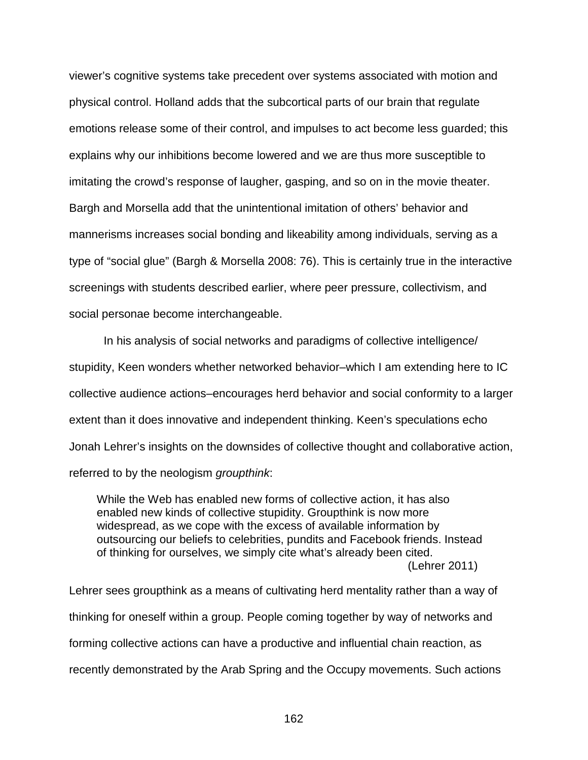viewer's cognitive systems take precedent over systems associated with motion and physical control. Holland adds that the subcortical parts of our brain that regulate emotions release some of their control, and impulses to act become less guarded; this explains why our inhibitions become lowered and we are thus more susceptible to imitating the crowd's response of laughter, gasping, and so on in the movie theater. Bargh and Morsella add that the unintentional imitation of others' behavior and mannerisms increases social bonding and likeability among individuals, serving as a type of "social glue" (Bargh & Morsella 2008: 76). This is certainly true in the interactive screenings with students described earlier, where peer pressure, collectivism, and social personae become interchangeable.

In his analysis of social networks and paradigms of collective intelligence/ stupidity, Keen wonders whether networked behavior–which I am extending here to IC collective audience actions–encourages herd behavior and social conformity to a larger extent than it does innovative and independent thinking. Keen's speculations echo Jonah Lehrer's insights on the downsides of collective thought and collaborative action, referred to by the neologism *groupthink*:

> While the Web has enabled new forms of collective action, it has also enabled new kinds of collective stupidity. Groupthink is now more widespread, as we cope with the excess of available information by outsourcing our beliefs to celebrities, pundits and Facebook friends. Instead of thinking for ourselves, we simply cite what's already been cited.
> (Lehrer 2011)

Lehrer sees groupthink as a means of cultivating herd mentality rather than a way of thinking for oneself within a group. People coming together by way of networks and forming collective actions can have a productive and influential chain reaction, as recently demonstrated by the Arab Spring and the Occupy movements. Such actions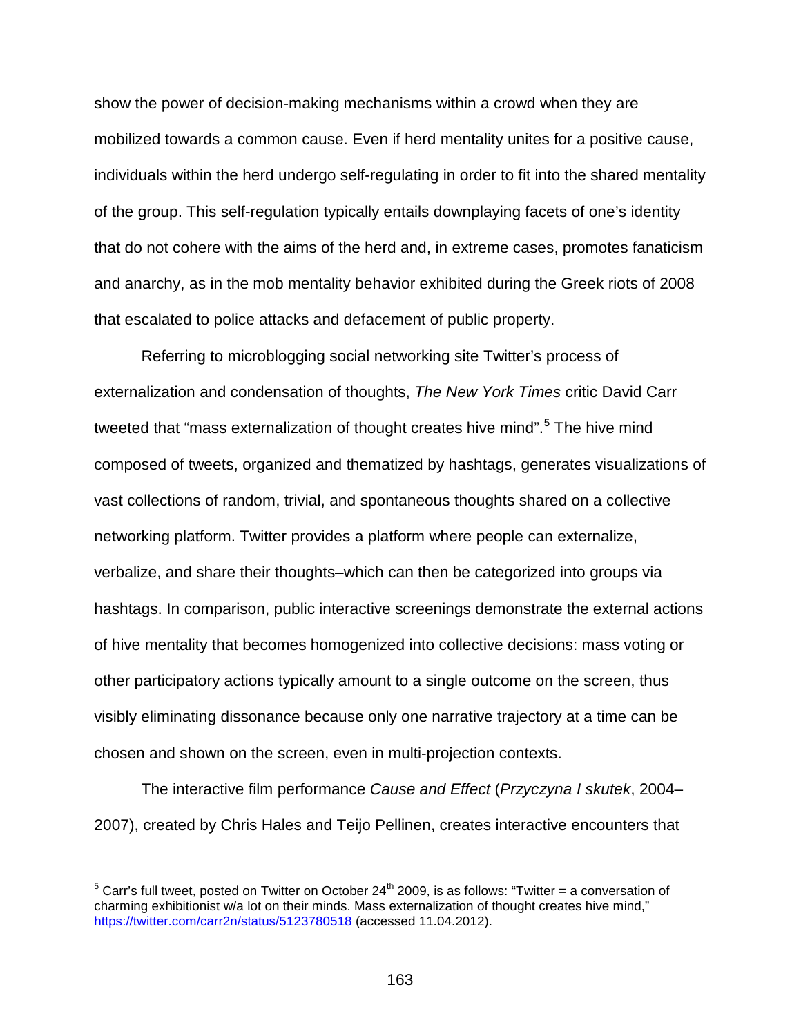show the power of decision-making mechanisms within a crowd when they are mobilized towards a common cause. Even if herd mentality unites for a positive cause, individuals within the herd undergo self-regulating in order to fit into the shared mentality of the group. This self-regulation typically entails downplaying facets of one's identity that do not cohere with the aims of the herd and, in extreme cases, promotes fanaticism and anarchy, as in the mob mentality behavior exhibited during the Greek riots of 2008 that escalated to police attacks and defacement of public property.

Referring to microblogging social networking site Twitter's process of externalization and condensation of thoughts, *The New York Times* critic David Carr tweeted that "mass externalization of thought creates hive mind".[5] The hive mind composed of tweets, organized and thematized by hashtags, generates visualizations of vast collections of random, trivial, and spontaneous thoughts shared on a collective networking platform. Twitter provides a platform where people can externalize, verbalize, and share their thoughts–which can then be categorized into groups via hashtags. In comparison, public interactive screenings demonstrate the external actions of hive mentality that becomes homogenized into collective decisions: mass voting or other participatory actions typically amount to a single outcome on the screen, thus visibly eliminating dissonance because only one narrative trajectory at a time can be chosen and shown on the screen, even in multi-projection contexts.

The interactive film performance *Cause and Effect* (*Przyczyna I skutek*, 2004–2007), created by Chris Hales and Teijo Pellinen, creates interactive encounters that

---

[5] Carr's full tweet, posted on Twitter on October 24th 2009, is as follows: "Twitter = a conversation of charming exhibitionist w/a lot on their minds. Mass externalization of thought creates hive mind," https://twitter.com/carr2n/status/5123780518 (accessed 11.04.2012).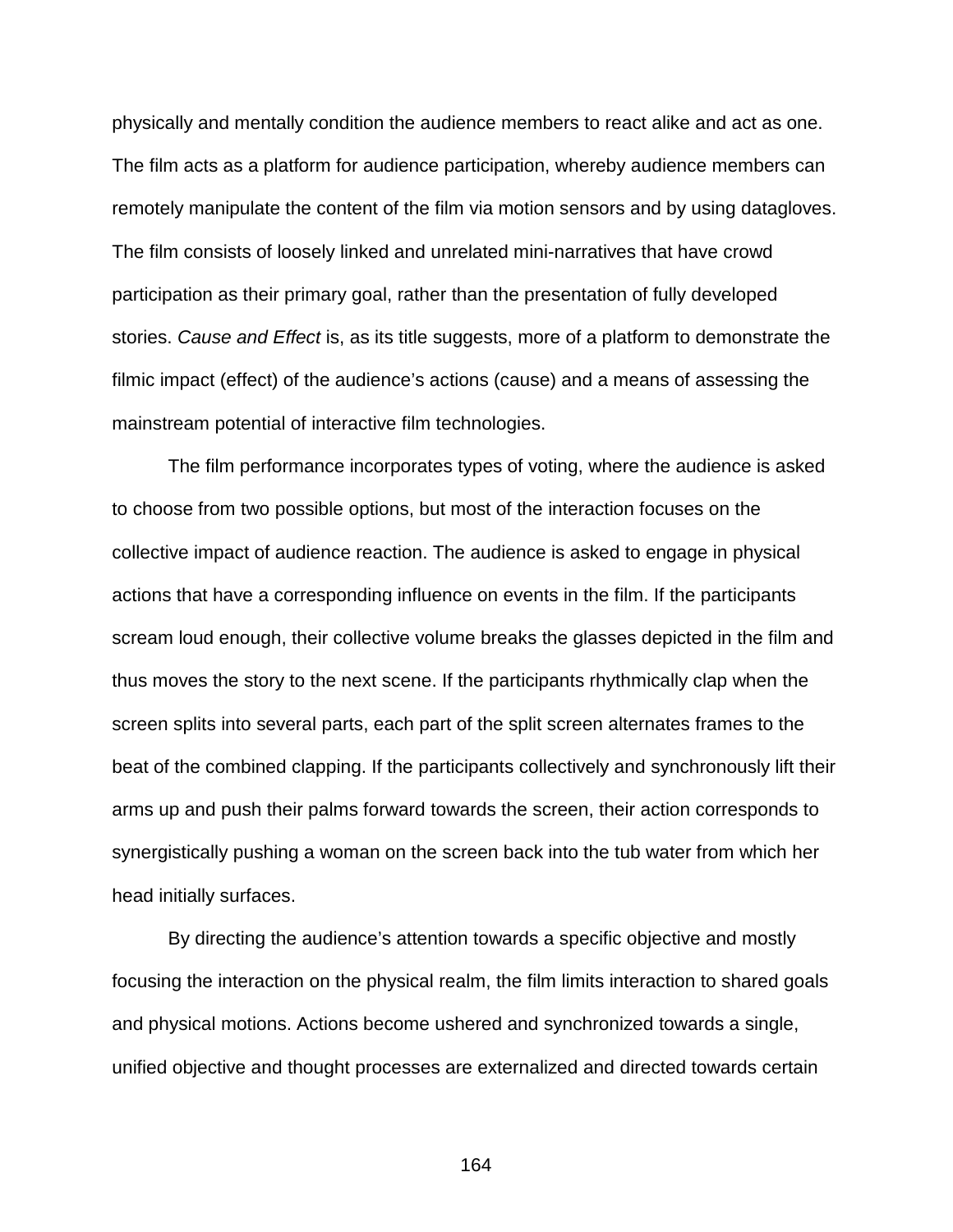physically and mentally condition the audience members to react alike and act as one. The film acts as a platform for audience participation, whereby audience members can remotely manipulate the content of the film via motion sensors and by using datagloves. The film consists of loosely linked and unrelated mini-narratives that have crowd participation as their primary goal, rather than the presentation of fully developed stories. *Cause and Effect* is, as its title suggests, more of a platform to demonstrate the filmic impact (effect) of the audience's actions (cause) and a means of assessing the mainstream potential of interactive film technologies.

The film performance incorporates types of voting, where the audience is asked to choose from two possible options, but most of the interaction focuses on the collective impact of audience reaction. The audience is asked to engage in physical actions that have a corresponding influence on events in the film. If the participants scream loud enough, their collective volume breaks the glasses depicted in the film and thus moves the story to the next scene. If the participants rhythmically clap when the screen splits into several parts, each part of the split screen alternates frames to the beat of the combined clapping. If the participants collectively and synchronously lift their arms up and push their palms forward towards the screen, their action corresponds to synergistically pushing a woman on the screen back into the tub water from which her head initially surfaces.

By directing the audience's attention towards a specific objective and mostly focusing the interaction on the physical realm, the film limits interaction to shared goals and physical motions. Actions become ushered and synchronized towards a single, unified objective and thought processes are externalized and directed towards certain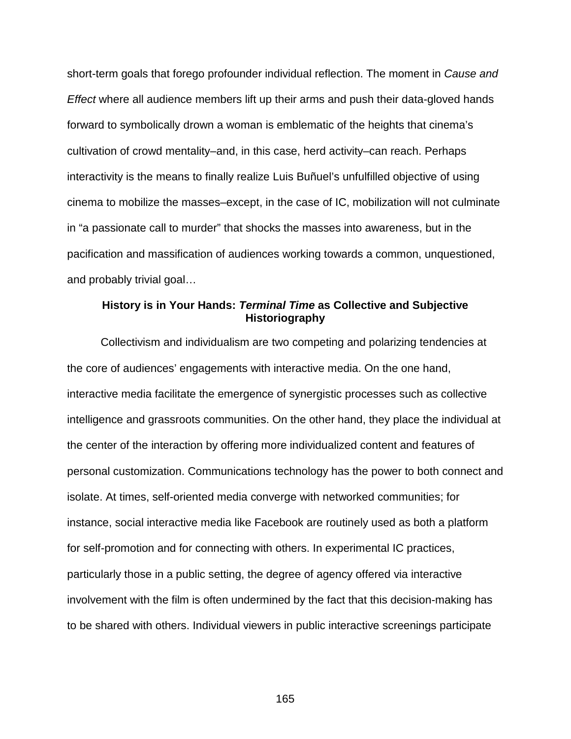short-term goals that forego profounder individual reflection. The moment in *Cause and Effect* where all audience members lift up their arms and push their data-gloved hands forward to symbolically drown a woman is emblematic of the heights that cinema's cultivation of crowd mentality–and, in this case, herd activity–can reach. Perhaps interactivity is the means to finally realize Luis Buñuel's unfulfilled objective of using cinema to mobilize the masses–except, in the case of IC, mobilization will not culminate in "a passionate call to murder" that shocks the masses into awareness, but in the pacification and massification of audiences working towards a common, unquestioned, and probably trivial goal…

### History is in Your Hands: *Terminal Time* as Collective and Subjective Historiography

Collectivism and individualism are two competing and polarizing tendencies at the core of audiences' engagements with interactive media. On the one hand, interactive media facilitate the emergence of synergistic processes such as collective intelligence and grassroots communities. On the other hand, they place the individual at the center of the interaction by offering more individualized content and features of personal customization. Communications technology has the power to both connect and isolate. At times, self-oriented media converge with networked communities; for instance, social interactive media like Facebook are routinely used as both a platform for self-promotion and for connecting with others. In experimental IC practices, particularly those in a public setting, the degree of agency offered via interactive involvement with the film is often undermined by the fact that this decision-making has to be shared with others. Individual viewers in public interactive screenings participate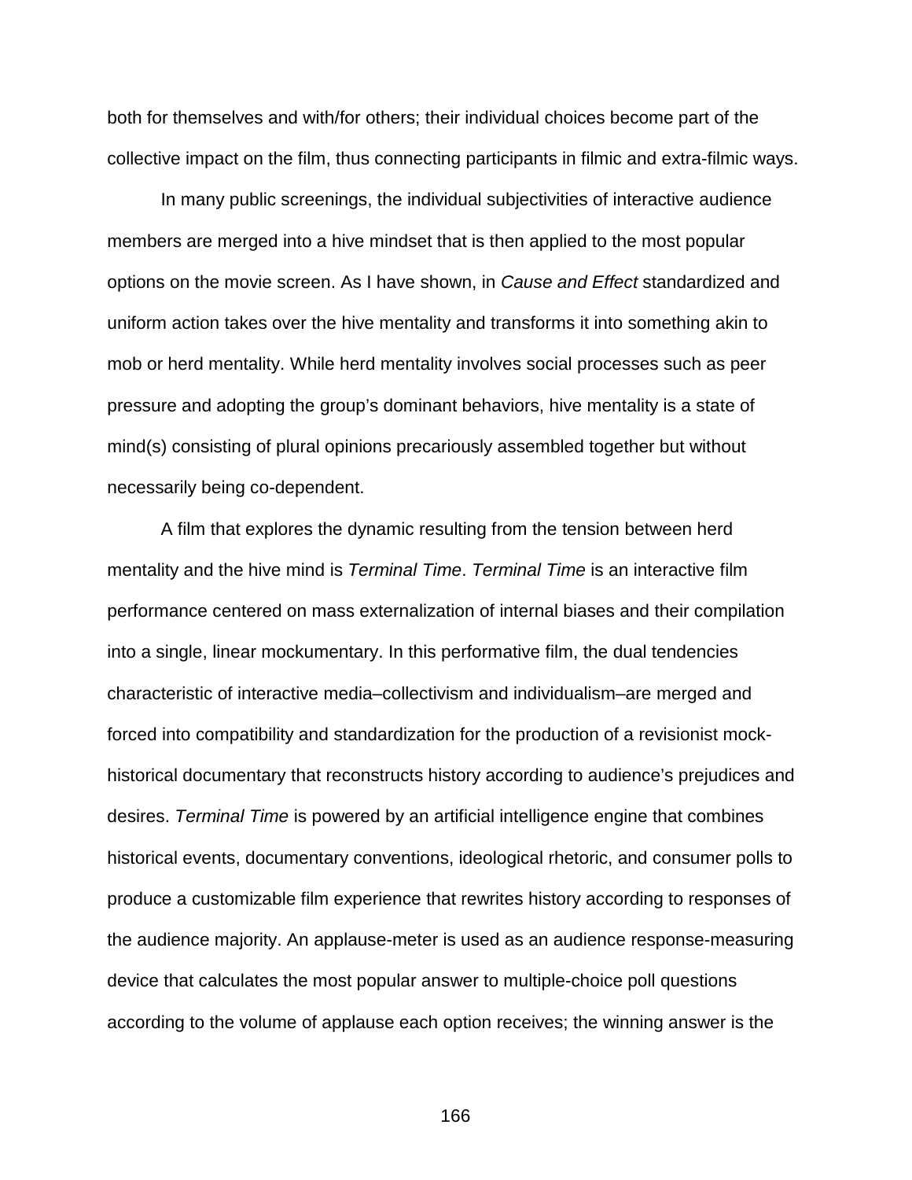both for themselves and with/for others; their individual choices become part of the collective impact on the film, thus connecting participants in filmic and extra-filmic ways.

In many public screenings, the individual subjectivities of interactive audience members are merged into a hive mindset that is then applied to the most popular options on the movie screen. As I have shown, in *Cause and Effect* standardized and uniform action takes over the hive mentality and transforms it into something akin to mob or herd mentality. While herd mentality involves social processes such as peer pressure and adopting the group's dominant behaviors, hive mentality is a state of mind(s) consisting of plural opinions precariously assembled together but without necessarily being co-dependent.

A film that explores the dynamic resulting from the tension between herd mentality and the hive mind is *Terminal Time*. *Terminal Time* is an interactive film performance centered on mass externalization of internal biases and their compilation into a single, linear mockumentary. In this performative film, the dual tendencies characteristic of interactive media–collectivism and individualism–are merged and forced into compatibility and standardization for the production of a revisionist mock-historical documentary that reconstructs history according to audience's prejudices and desires. *Terminal Time* is powered by an artificial intelligence engine that combines historical events, documentary conventions, ideological rhetoric, and consumer polls to produce a customizable film experience that rewrites history according to responses of the audience majority. An applause-meter is used as an audience response-measuring device that calculates the most popular answer to multiple-choice poll questions according to the volume of applause each option receives; the winning answer is the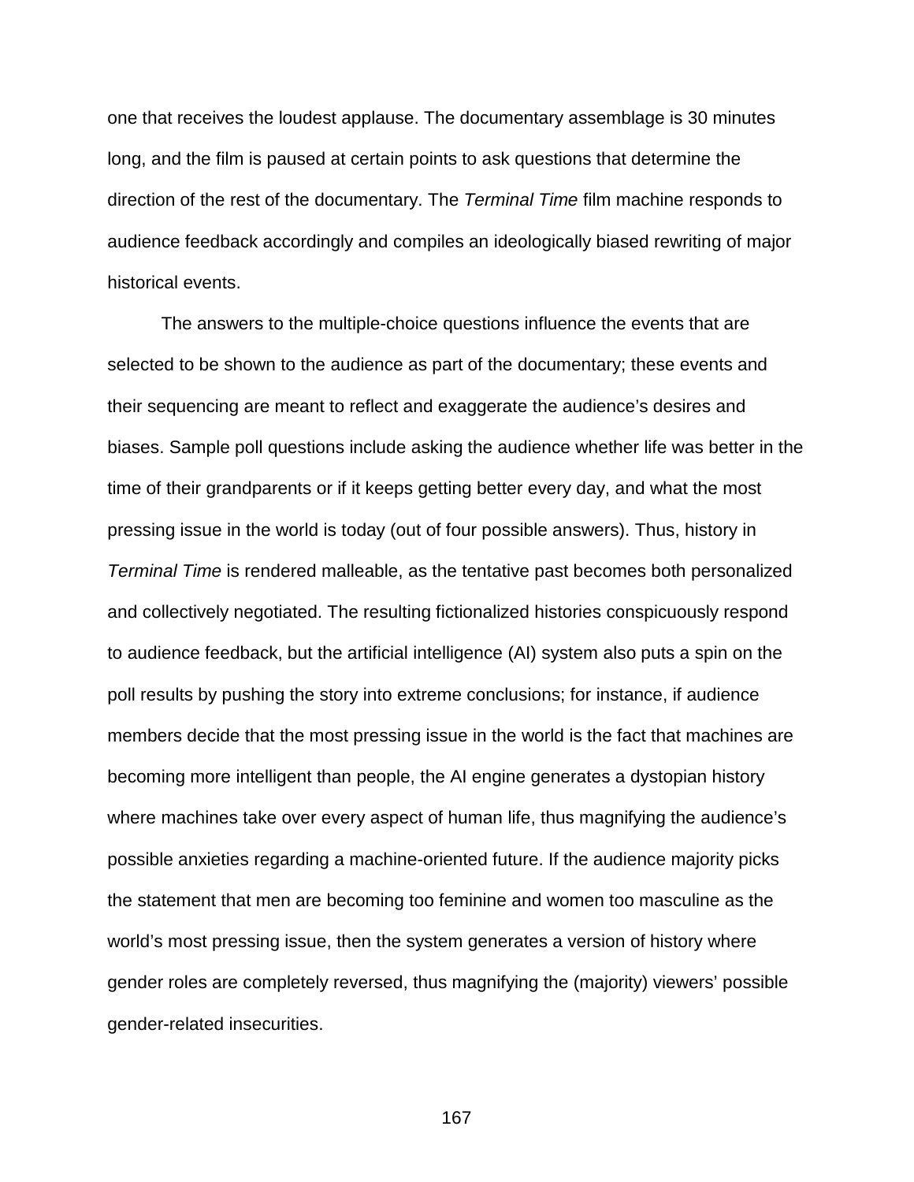one that receives the loudest applause. The documentary assemblage is 30 minutes long, and the film is paused at certain points to ask questions that determine the direction of the rest of the documentary. The *Terminal Time* film machine responds to audience feedback accordingly and compiles an ideologically biased rewriting of major historical events.

The answers to the multiple-choice questions influence the events that are selected to be shown to the audience as part of the documentary; these events and their sequencing are meant to reflect and exaggerate the audience's desires and biases. Sample poll questions include asking the audience whether life was better in the time of their grandparents or if it keeps getting better every day, and what the most pressing issue in the world is today (out of four possible answers). Thus, history in *Terminal Time* is rendered malleable, as the tentative past becomes both personalized and collectively negotiated. The resulting fictionalized histories conspicuously respond to audience feedback, but the artificial intelligence (AI) system also puts a spin on the poll results by pushing the story into extreme conclusions; for instance, if audience members decide that the most pressing issue in the world is the fact that machines are becoming more intelligent than people, the AI engine generates a dystopian history where machines take over every aspect of human life, thus magnifying the audience's possible anxieties regarding a machine-oriented future. If the audience majority picks the statement that men are becoming too feminine and women too masculine as the world's most pressing issue, then the system generates a version of history where gender roles are completely reversed, thus magnifying the (majority) viewers' possible gender-related insecurities.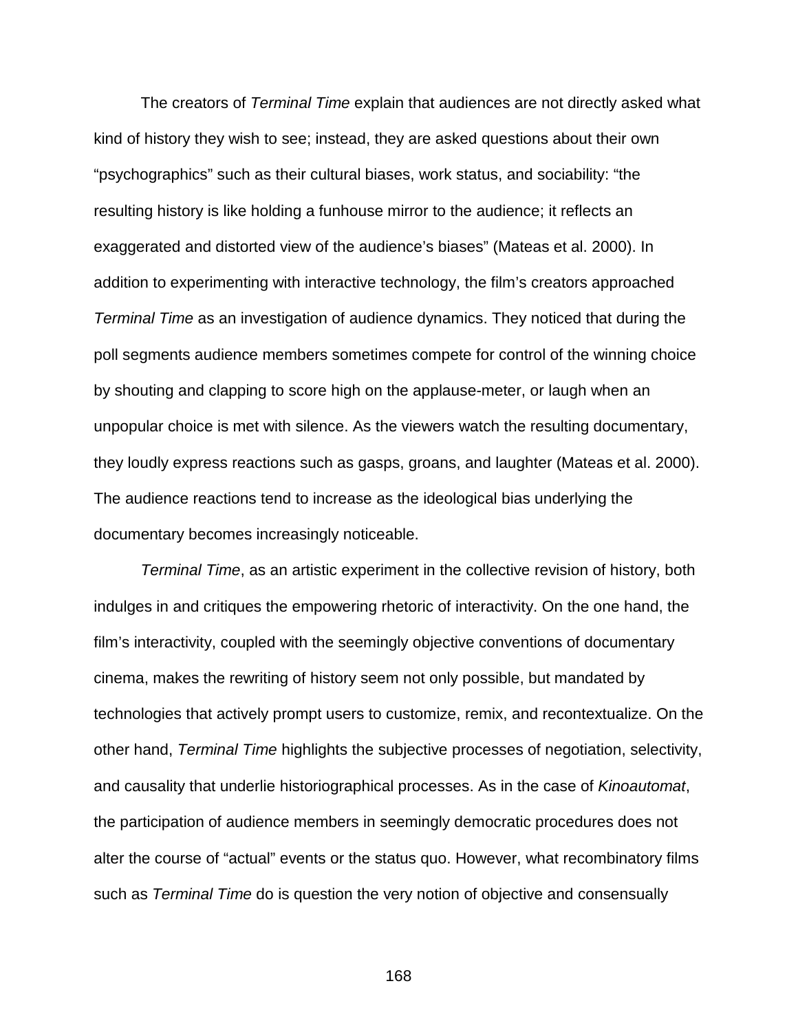The creators of *Terminal Time* explain that audiences are not directly asked what kind of history they wish to see; instead, they are asked questions about their own "psychographics" such as their cultural biases, work status, and sociability: "the resulting history is like holding a funhouse mirror to the audience; it reflects an exaggerated and distorted view of the audience's biases" (Mateas et al. 2000). In addition to experimenting with interactive technology, the film's creators approached *Terminal Time* as an investigation of audience dynamics. They noticed that during the poll segments audience members sometimes compete for control of the winning choice by shouting and clapping to score high on the applause-meter, or laugh when an unpopular choice is met with silence. As the viewers watch the resulting documentary, they loudly express reactions such as gasps, groans, and laughter (Mateas et al. 2000). The audience reactions tend to increase as the ideological bias underlying the documentary becomes increasingly noticeable.

*Terminal Time*, as an artistic experiment in the collective revision of history, both indulges in and critiques the empowering rhetoric of interactivity. On the one hand, the film's interactivity, coupled with the seemingly objective conventions of documentary cinema, makes the rewriting of history seem not only possible, but mandated by technologies that actively prompt users to customize, remix, and recontextualize. On the other hand, *Terminal Time* highlights the subjective processes of negotiation, selectivity, and causality that underlie historiographical processes. As in the case of *Kinoautomat*, the participation of audience members in seemingly democratic procedures does not alter the course of "actual" events or the status quo. However, what recombinatory films such as *Terminal Time* do is question the very notion of objective and consensually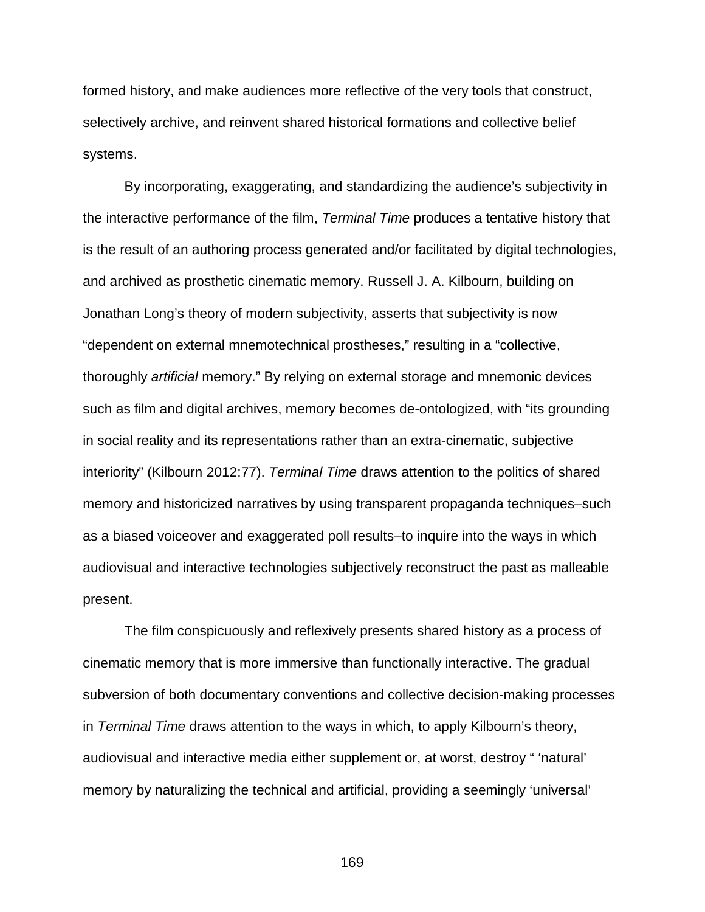formed history, and make audiences more reflective of the very tools that construct, selectively archive, and reinvent shared historical formations and collective belief systems.

By incorporating, exaggerating, and standardizing the audience's subjectivity in the interactive performance of the film, *Terminal Time* produces a tentative history that is the result of an authoring process generated and/or facilitated by digital technologies, and archived as prosthetic cinematic memory. Russell J. A. Kilbourn, building on Jonathan Long's theory of modern subjectivity, asserts that subjectivity is now "dependent on external mnemotechnical prostheses," resulting in a "collective, thoroughly *artificial* memory." By relying on external storage and mnemonic devices such as film and digital archives, memory becomes de-ontologized, with "its grounding in social reality and its representations rather than an extra-cinematic, subjective interiority" (Kilbourn 2012:77). *Terminal Time* draws attention to the politics of shared memory and historicized narratives by using transparent propaganda techniques–such as a biased voiceover and exaggerated poll results–to inquire into the ways in which audiovisual and interactive technologies subjectively reconstruct the past as malleable present.

The film conspicuously and reflexively presents shared history as a process of cinematic memory that is more immersive than functionally interactive. The gradual subversion of both documentary conventions and collective decision-making processes in *Terminal Time* draws attention to the ways in which, to apply Kilbourn's theory, audiovisual and interactive media either supplement or, at worst, destroy " 'natural' memory by naturalizing the technical and artificial, providing a seemingly 'universal'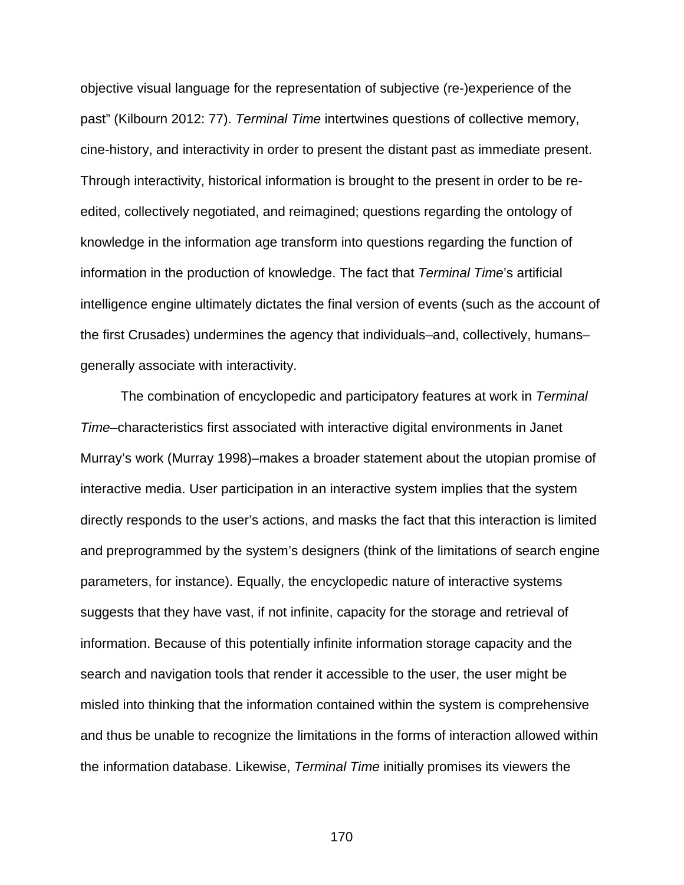objective visual language for the representation of subjective (re-)experience of the past" (Kilbourn 2012: 77). *Terminal Time* intertwines questions of collective memory, cine-history, and interactivity in order to present the distant past as immediate present. Through interactivity, historical information is brought to the present in order to be re-edited, collectively negotiated, and reimagined; questions regarding the ontology of knowledge in the information age transform into questions regarding the function of information in the production of knowledge. The fact that *Terminal Time*'s artificial intelligence engine ultimately dictates the final version of events (such as the account of the first Crusades) undermines the agency that individuals–and, collectively, humans–generally associate with interactivity.

The combination of encyclopedic and participatory features at work in *Terminal Time*–characteristics first associated with interactive digital environments in Janet Murray's work (Murray 1998)–makes a broader statement about the utopian promise of interactive media. User participation in an interactive system implies that the system directly responds to the user's actions, and masks the fact that this interaction is limited and preprogrammed by the system's designers (think of the limitations of search engine parameters, for instance). Equally, the encyclopedic nature of interactive systems suggests that they have vast, if not infinite, capacity for the storage and retrieval of information. Because of this potentially infinite information storage capacity and the search and navigation tools that render it accessible to the user, the user might be misled into thinking that the information contained within the system is comprehensive and thus be unable to recognize the limitations in the forms of interaction allowed within the information database. Likewise, *Terminal Time* initially promises its viewers the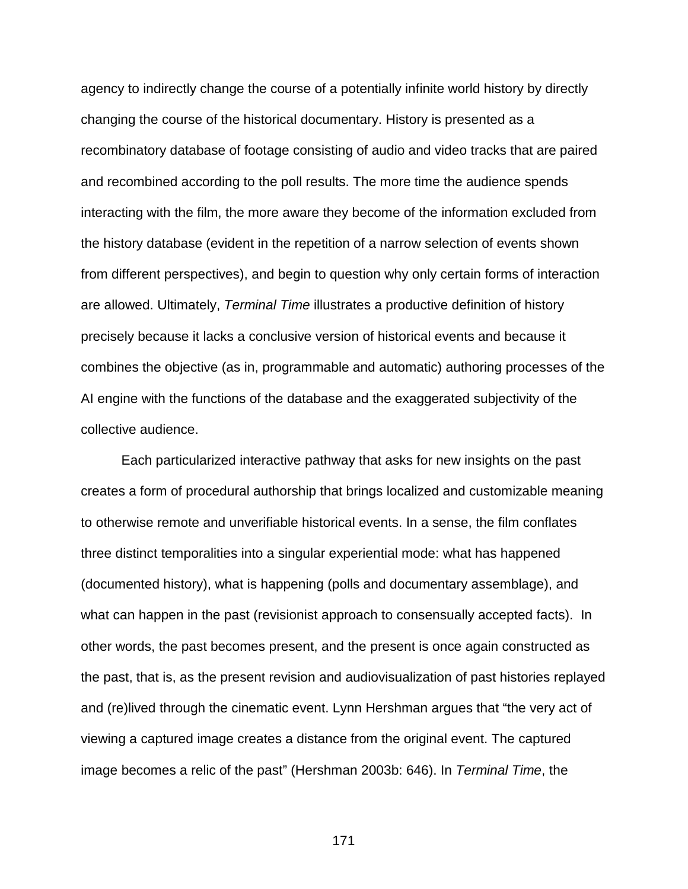agency to indirectly change the course of a potentially infinite world history by directly changing the course of the historical documentary. History is presented as a recombinatory database of footage consisting of audio and video tracks that are paired and recombined according to the poll results. The more time the audience spends interacting with the film, the more aware they become of the information excluded from the history database (evident in the repetition of a narrow selection of events shown from different perspectives), and begin to question why only certain forms of interaction are allowed. Ultimately, *Terminal Time* illustrates a productive definition of history precisely because it lacks a conclusive version of historical events and because it combines the objective (as in, programmable and automatic) authoring processes of the AI engine with the functions of the database and the exaggerated subjectivity of the collective audience.

Each particularized interactive pathway that asks for new insights on the past creates a form of procedural authorship that brings localized and customizable meaning to otherwise remote and unverifiable historical events. In a sense, the film conflates three distinct temporalities into a singular experiential mode: what has happened (documented history), what is happening (polls and documentary assemblage), and what can happen in the past (revisionist approach to consensually accepted facts). In other words, the past becomes present, and the present is once again constructed as the past, that is, as the present revision and audiovisualization of past histories replayed and (re)lived through the cinematic event. Lynn Hershman argues that "the very act of viewing a captured image creates a distance from the original event. The captured image becomes a relic of the past" (Hershman 2003b: 646). In *Terminal Time*, the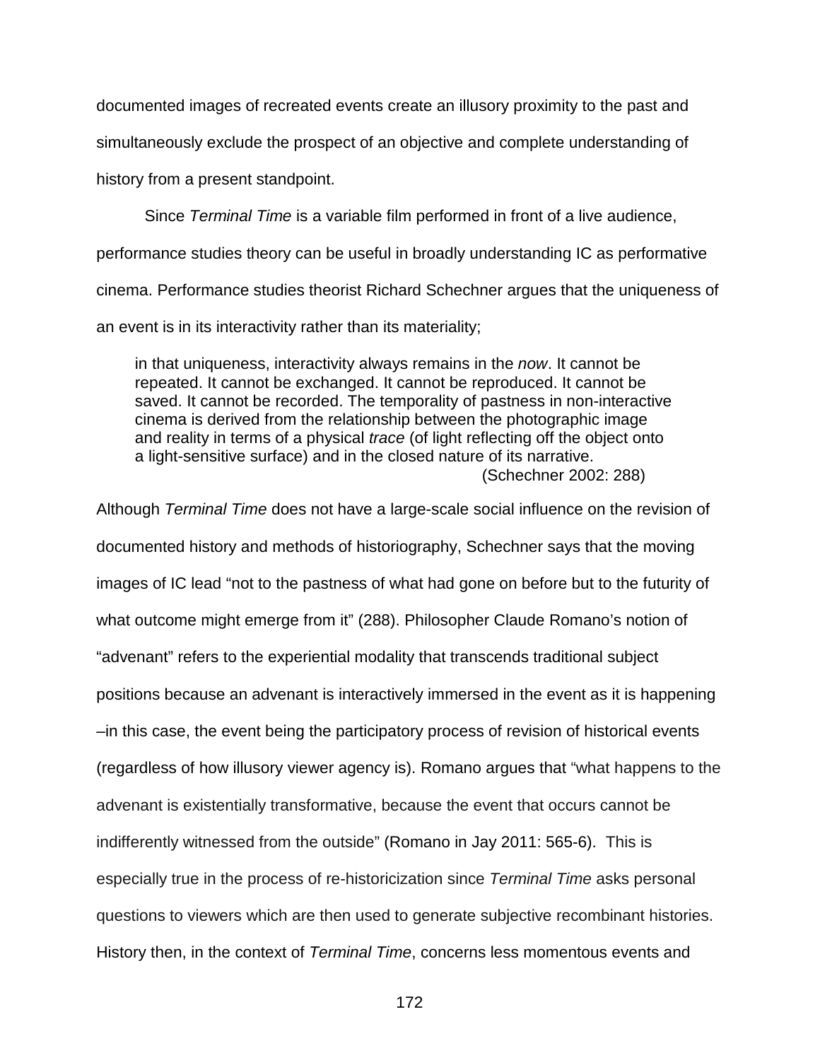documented images of recreated events create an illusory proximity to the past and simultaneously exclude the prospect of an objective and complete understanding of history from a present standpoint.

Since *Terminal Time* is a variable film performed in front of a live audience, performance studies theory can be useful in broadly understanding IC as performative cinema. Performance studies theorist Richard Schechner argues that the uniqueness of an event is in its interactivity rather than its materiality;

> in that uniqueness, interactivity always remains in the *now*. It cannot be repeated. It cannot be exchanged. It cannot be reproduced. It cannot be saved. It cannot be recorded. The temporality of pastness in non-interactive cinema is derived from the relationship between the photographic image and reality in terms of a physical *trace* (of light reflecting off the object onto a light-sensitive surface) and in the closed nature of its narrative.
> (Schechner 2002: 288)

Although *Terminal Time* does not have a large-scale social influence on the revision of documented history and methods of historiography, Schechner says that the moving images of IC lead "not to the pastness of what had gone on before but to the futurity of what outcome might emerge from it" (288). Philosopher Claude Romano's notion of "advenant" refers to the experiential modality that transcends traditional subject positions because an advenant is interactively immersed in the event as it is happening –in this case, the event being the participatory process of revision of historical events (regardless of how illusory viewer agency is). Romano argues that "what happens to the advenant is existentially transformative, because the event that occurs cannot be indifferently witnessed from the outside" (Romano in Jay 2011: 565-6). This is especially true in the process of re-historicization since *Terminal Time* asks personal questions to viewers which are then used to generate subjective recombinant histories. History then, in the context of *Terminal Time*, concerns less momentous events and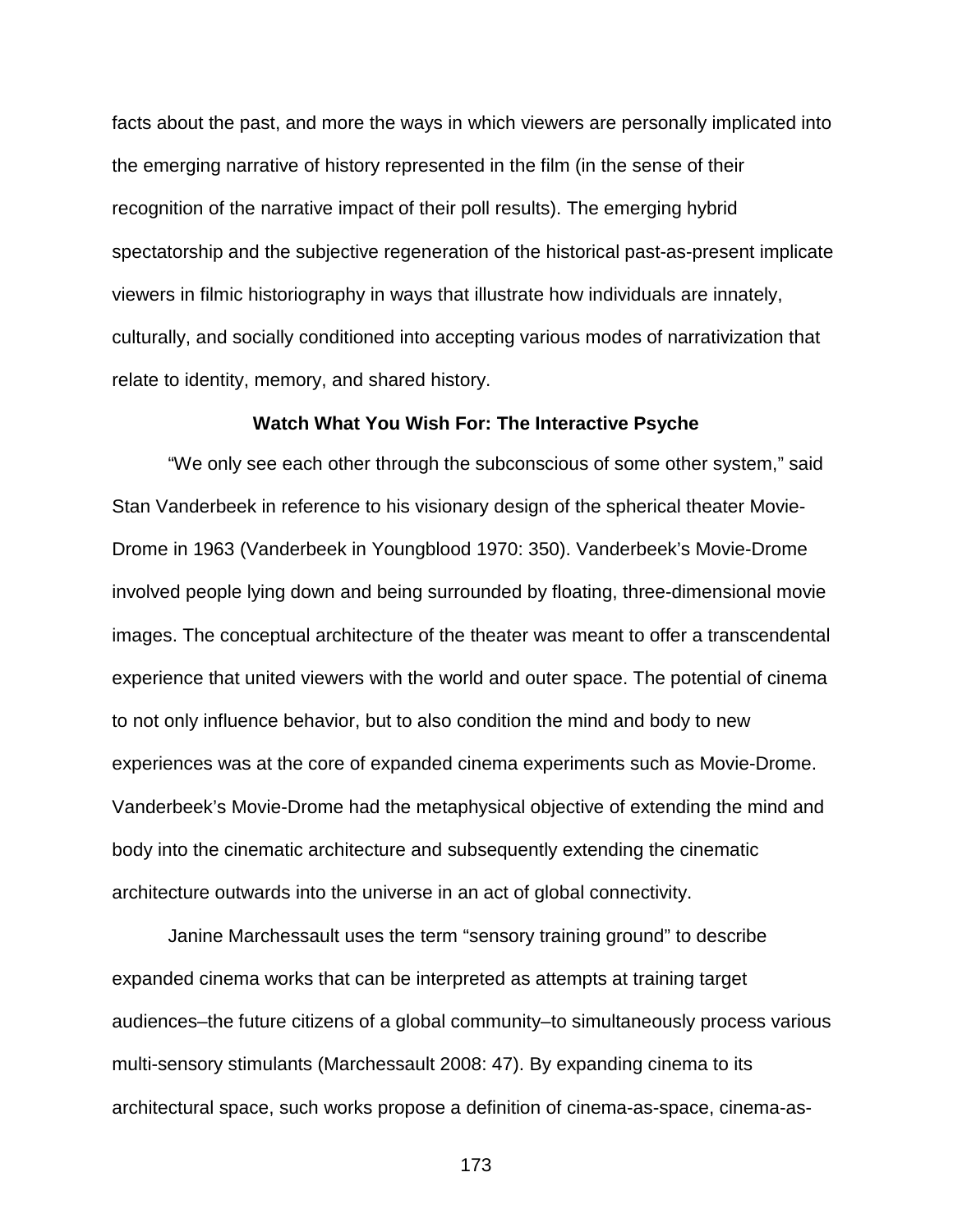facts about the past, and more the ways in which viewers are personally implicated into the emerging narrative of history represented in the film (in the sense of their recognition of the narrative impact of their poll results). The emerging hybrid spectatorship and the subjective regeneration of the historical past-as-present implicate viewers in filmic historiography in ways that illustrate how individuals are innately, culturally, and socially conditioned into accepting various modes of narrativization that relate to identity, memory, and shared history.

### Watch What You Wish For: The Interactive Psyche

"We only see each other through the subconscious of some other system," said Stan Vanderbeek in reference to his visionary design of the spherical theater Movie-Drome in 1963 (Vanderbeek in Youngblood 1970: 350). Vanderbeek's Movie-Drome involved people lying down and being surrounded by floating, three-dimensional movie images. The conceptual architecture of the theater was meant to offer a transcendental experience that united viewers with the world and outer space. The potential of cinema to not only influence behavior, but to also condition the mind and body to new experiences was at the core of expanded cinema experiments such as Movie-Drome. Vanderbeek's Movie-Drome had the metaphysical objective of extending the mind and body into the cinematic architecture and subsequently extending the cinematic architecture outwards into the universe in an act of global connectivity.

Janine Marchessault uses the term "sensory training ground" to describe expanded cinema works that can be interpreted as attempts at training target audiences–the future citizens of a global community–to simultaneously process various multi-sensory stimulants (Marchessault 2008: 47). By expanding cinema to its architectural space, such works propose a definition of cinema-as-space, cinema-as-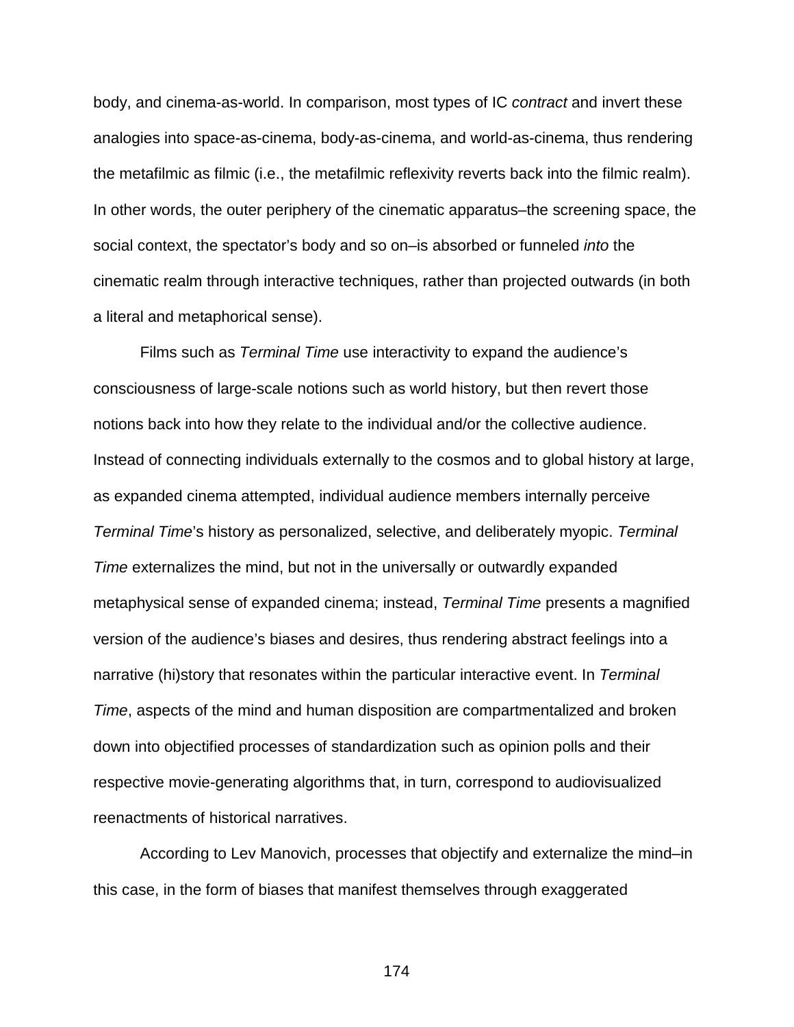body, and cinema-as-world. In comparison, most types of IC *contract* and invert these analogies into space-as-cinema, body-as-cinema, and world-as-cinema, thus rendering the metafilmic as filmic (i.e., the metafilmic reflexivity reverts back into the filmic realm). In other words, the outer periphery of the cinematic apparatus–the screening space, the social context, the spectator's body and so on–is absorbed or funneled *into* the cinematic realm through interactive techniques, rather than projected outwards (in both a literal and metaphorical sense).

Films such as *Terminal Time* use interactivity to expand the audience's consciousness of large-scale notions such as world history, but then revert those notions back into how they relate to the individual and/or the collective audience. Instead of connecting individuals externally to the cosmos and to global history at large, as expanded cinema attempted, individual audience members internally perceive *Terminal Time*'s history as personalized, selective, and deliberately myopic. *Terminal Time* externalizes the mind, but not in the universally or outwardly expanded metaphysical sense of expanded cinema; instead, *Terminal Time* presents a magnified version of the audience's biases and desires, thus rendering abstract feelings into a narrative (hi)story that resonates within the particular interactive event. In *Terminal Time*, aspects of the mind and human disposition are compartmentalized and broken down into objectified processes of standardization such as opinion polls and their respective movie-generating algorithms that, in turn, correspond to audiovisualized reenactments of historical narratives.

According to Lev Manovich, processes that objectify and externalize the mind–in this case, in the form of biases that manifest themselves through exaggerated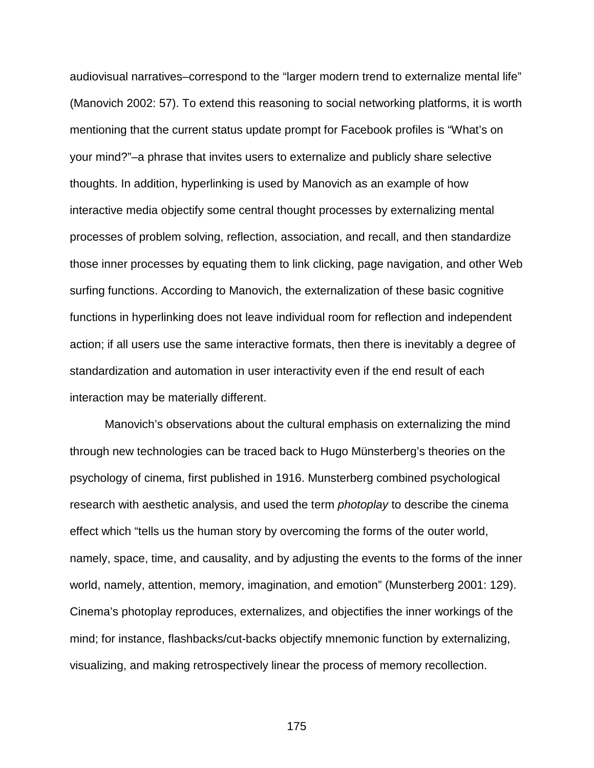audiovisual narratives–correspond to the "larger modern trend to externalize mental life" (Manovich 2002: 57). To extend this reasoning to social networking platforms, it is worth mentioning that the current status update prompt for Facebook profiles is "What's on your mind?"–a phrase that invites users to externalize and publicly share selective thoughts. In addition, hyperlinking is used by Manovich as an example of how interactive media objectify some central thought processes by externalizing mental processes of problem solving, reflection, association, and recall, and then standardize those inner processes by equating them to link clicking, page navigation, and other Web surfing functions. According to Manovich, the externalization of these basic cognitive functions in hyperlinking does not leave individual room for reflection and independent action; if all users use the same interactive formats, then there is inevitably a degree of standardization and automation in user interactivity even if the end result of each interaction may be materially different.

Manovich's observations about the cultural emphasis on externalizing the mind through new technologies can be traced back to Hugo Münsterberg's theories on the psychology of cinema, first published in 1916. Munsterberg combined psychological research with aesthetic analysis, and used the term *photoplay* to describe the cinema effect which "tells us the human story by overcoming the forms of the outer world, namely, space, time, and causality, and by adjusting the events to the forms of the inner world, namely, attention, memory, imagination, and emotion" (Munsterberg 2001: 129). Cinema's photoplay reproduces, externalizes, and objectifies the inner workings of the mind; for instance, flashbacks/cut-backs objectify mnemonic function by externalizing, visualizing, and making retrospectively linear the process of memory recollection.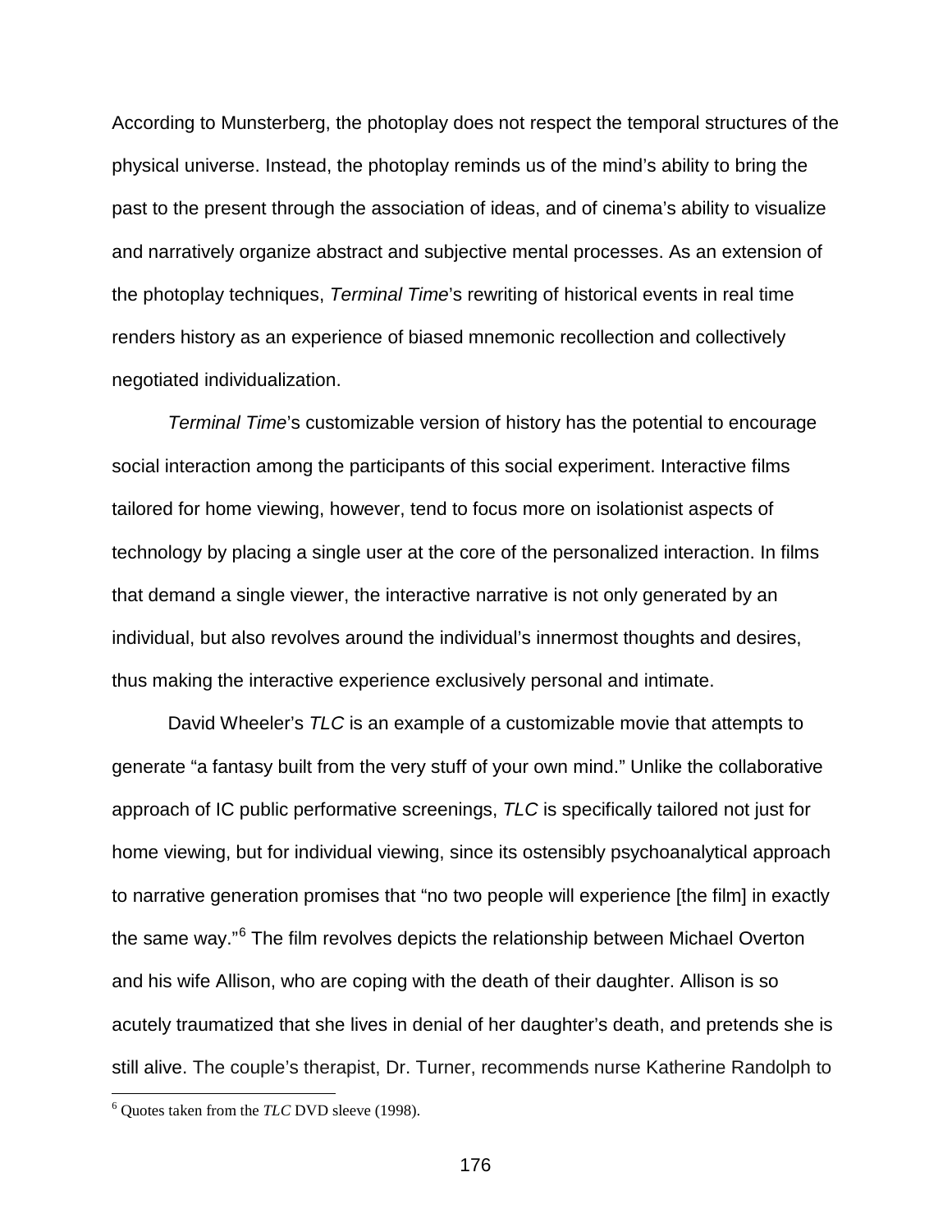According to Munsterberg, the photoplay does not respect the temporal structures of the physical universe. Instead, the photoplay reminds us of the mind's ability to bring the past to the present through the association of ideas, and of cinema's ability to visualize and narratively organize abstract and subjective mental processes. As an extension of the photoplay techniques, *Terminal Time*'s rewriting of historical events in real time renders history as an experience of biased mnemonic recollection and collectively negotiated individualization.

*Terminal Time*'s customizable version of history has the potential to encourage social interaction among the participants of this social experiment. Interactive films tailored for home viewing, however, tend to focus more on isolationist aspects of technology by placing a single user at the core of the personalized interaction. In films that demand a single viewer, the interactive narrative is not only generated by an individual, but also revolves around the individual's innermost thoughts and desires, thus making the interactive experience exclusively personal and intimate.

David Wheeler's *TLC* is an example of a customizable movie that attempts to generate "a fantasy built from the very stuff of your own mind." Unlike the collaborative approach of IC public performative screenings, *TLC* is specifically tailored not just for home viewing, but for individual viewing, since its ostensibly psychoanalytical approach to narrative generation promises that "no two people will experience [the film] in exactly the same way."[6] The film revolves depicts the relationship between Michael Overton and his wife Allison, who are coping with the death of their daughter. Allison is so acutely traumatized that she lives in denial of her daughter's death, and pretends she is still alive. The couple's therapist, Dr. Turner, recommends nurse Katherine Randolph to

[6] Quotes taken from the *TLC* DVD sleeve (1998).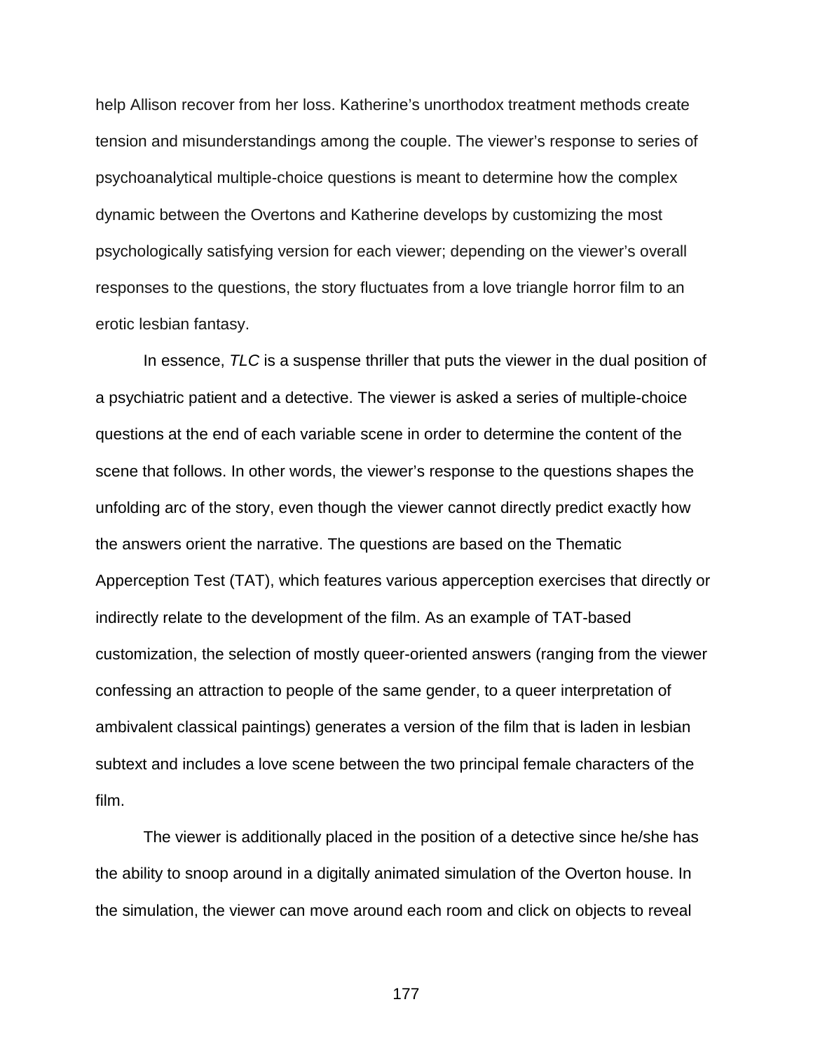help Allison recover from her loss. Katherine's unorthodox treatment methods create tension and misunderstandings among the couple. The viewer's response to series of psychoanalytical multiple-choice questions is meant to determine how the complex dynamic between the Overtons and Katherine develops by customizing the most psychologically satisfying version for each viewer; depending on the viewer's overall responses to the questions, the story fluctuates from a love triangle horror film to an erotic lesbian fantasy.

In essence, *TLC* is a suspense thriller that puts the viewer in the dual position of a psychiatric patient and a detective. The viewer is asked a series of multiple-choice questions at the end of each variable scene in order to determine the content of the scene that follows. In other words, the viewer's response to the questions shapes the unfolding arc of the story, even though the viewer cannot directly predict exactly how the answers orient the narrative. The questions are based on the Thematic Apperception Test (TAT), which features various apperception exercises that directly or indirectly relate to the development of the film. As an example of TAT-based customization, the selection of mostly queer-oriented answers (ranging from the viewer confessing an attraction to people of the same gender, to a queer interpretation of ambivalent classical paintings) generates a version of the film that is laden in lesbian subtext and includes a love scene between the two principal female characters of the film.

The viewer is additionally placed in the position of a detective since he/she has the ability to snoop around in a digitally animated simulation of the Overton house. In the simulation, the viewer can move around each room and click on objects to reveal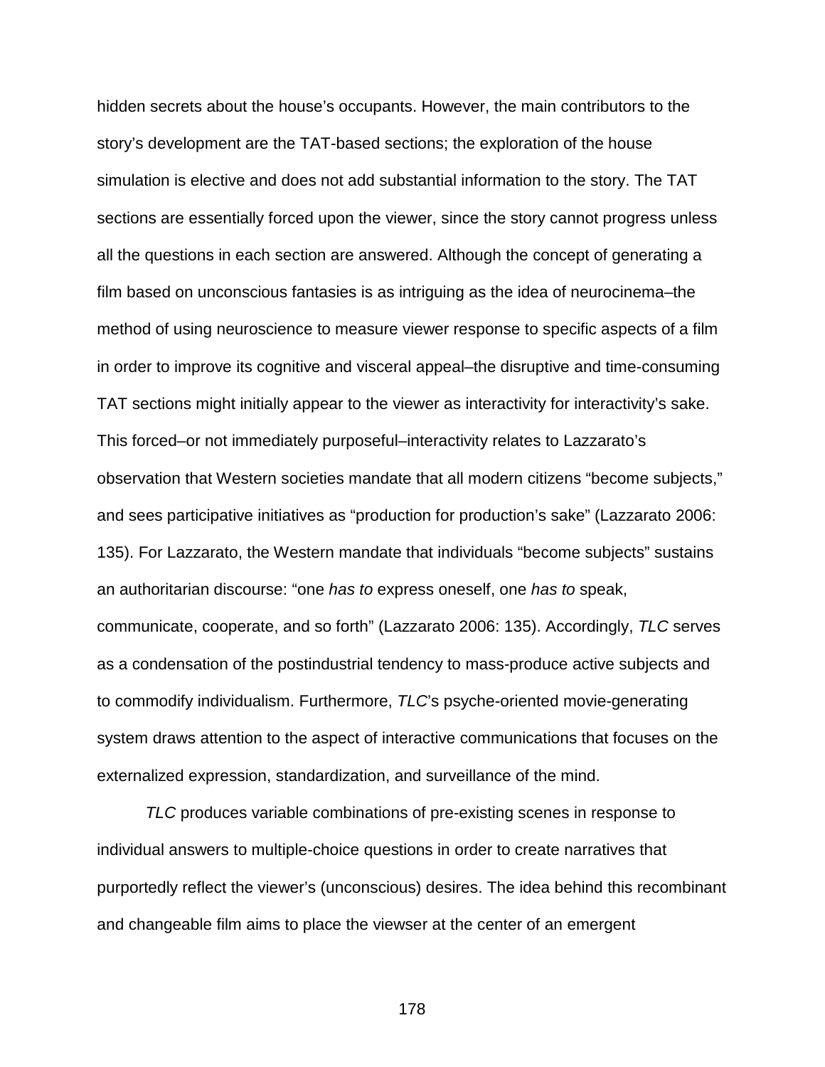hidden secrets about the house's occupants. However, the main contributors to the story's development are the TAT-based sections; the exploration of the house simulation is elective and does not add substantial information to the story. The TAT sections are essentially forced upon the viewer, since the story cannot progress unless all the questions in each section are answered. Although the concept of generating a film based on unconscious fantasies is as intriguing as the idea of neurocinema–the method of using neuroscience to measure viewer response to specific aspects of a film in order to improve its cognitive and visceral appeal–the disruptive and time-consuming TAT sections might initially appear to the viewer as interactivity for interactivity's sake. This forced–or not immediately purposeful–interactivity relates to Lazzarato's observation that Western societies mandate that all modern citizens "become subjects," and sees participative initiatives as "production for production's sake" (Lazzarato 2006: 135). For Lazzarato, the Western mandate that individuals "become subjects" sustains an authoritarian discourse: "one *has to* express oneself, one *has to* speak, communicate, cooperate, and so forth" (Lazzarato 2006: 135). Accordingly, *TLC* serves as a condensation of the postindustrial tendency to mass-produce active subjects and to commodify individualism. Furthermore, *TLC*'s psyche-oriented movie-generating system draws attention to the aspect of interactive communications that focuses on the externalized expression, standardization, and surveillance of the mind.

*TLC* produces variable combinations of pre-existing scenes in response to individual answers to multiple-choice questions in order to create narratives that purportedly reflect the viewer's (unconscious) desires. The idea behind this recombinant and changeable film aims to place the viewer at the center of an emergent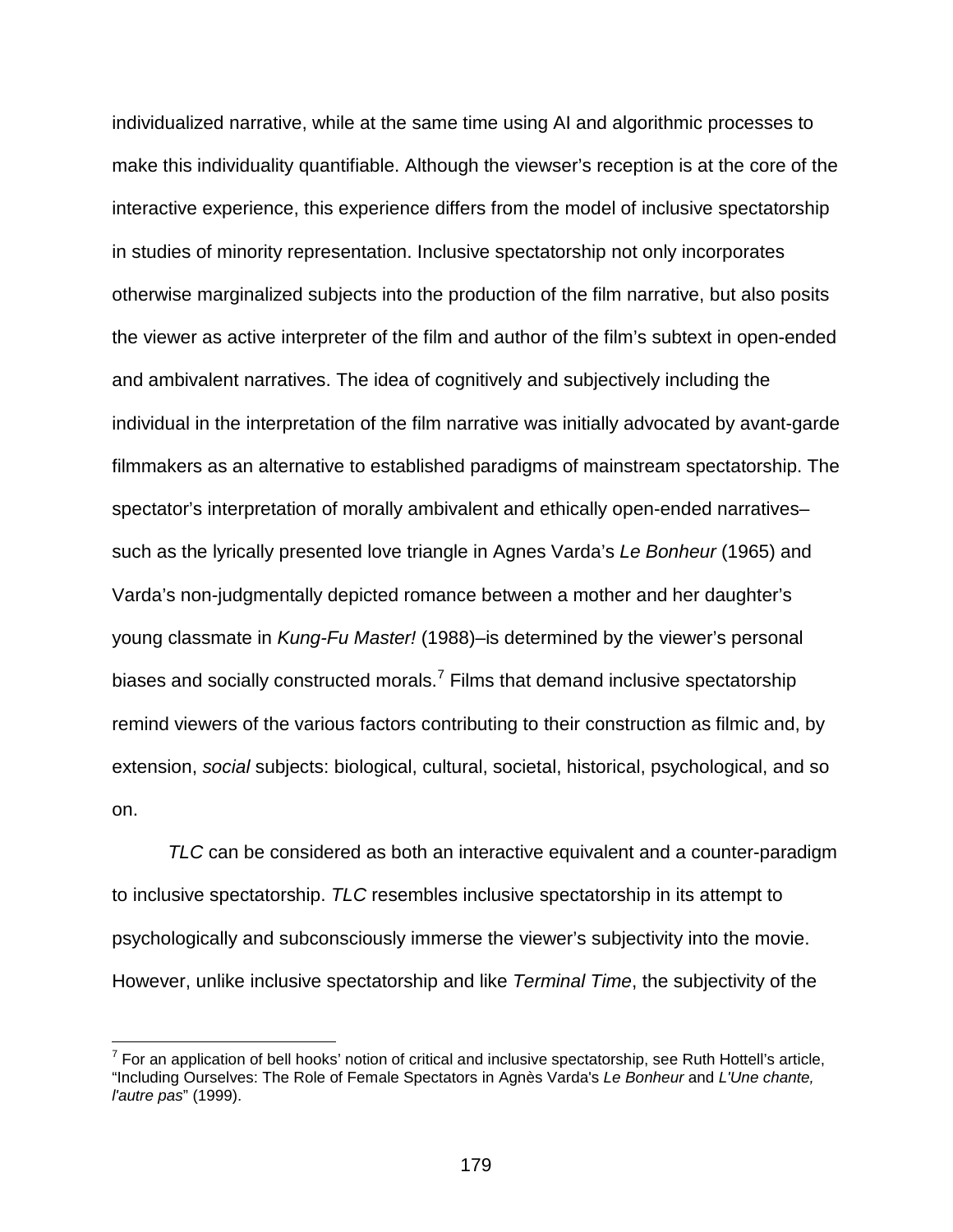individualized narrative, while at the same time using AI and algorithmic processes to make this individuality quantifiable. Although the viewser's reception is at the core of the interactive experience, this experience differs from the model of inclusive spectatorship in studies of minority representation. Inclusive spectatorship not only incorporates otherwise marginalized subjects into the production of the film narrative, but also posits the viewer as active interpreter of the film and author of the film's subtext in open-ended and ambivalent narratives. The idea of cognitively and subjectively including the individual in the interpretation of the film narrative was initially advocated by avant-garde filmmakers as an alternative to established paradigms of mainstream spectatorship. The spectator's interpretation of morally ambivalent and ethically open-ended narratives– such as the lyrically presented love triangle in Agnes Varda's *Le Bonheur* (1965) and Varda's non-judgmentally depicted romance between a mother and her daughter's young classmate in *Kung-Fu Master!* (1988)–is determined by the viewer's personal biases and socially constructed morals.[7] Films that demand inclusive spectatorship remind viewers of the various factors contributing to their construction as filmic and, by extension, *social* subjects: biological, cultural, societal, historical, psychological, and so on.

*TLC* can be considered as both an interactive equivalent and a counter-paradigm to inclusive spectatorship. *TLC* resembles inclusive spectatorship in its attempt to psychologically and subconsciously immerse the viewer's subjectivity into the movie. However, unlike inclusive spectatorship and like *Terminal Time*, the subjectivity of the

[7] For an application of bell hooks' notion of critical and inclusive spectatorship, see Ruth Hottell's article, "Including Ourselves: The Role of Female Spectators in Agnès Varda's *Le Bonheur* and *L'Une chante, l'autre pas*" (1999).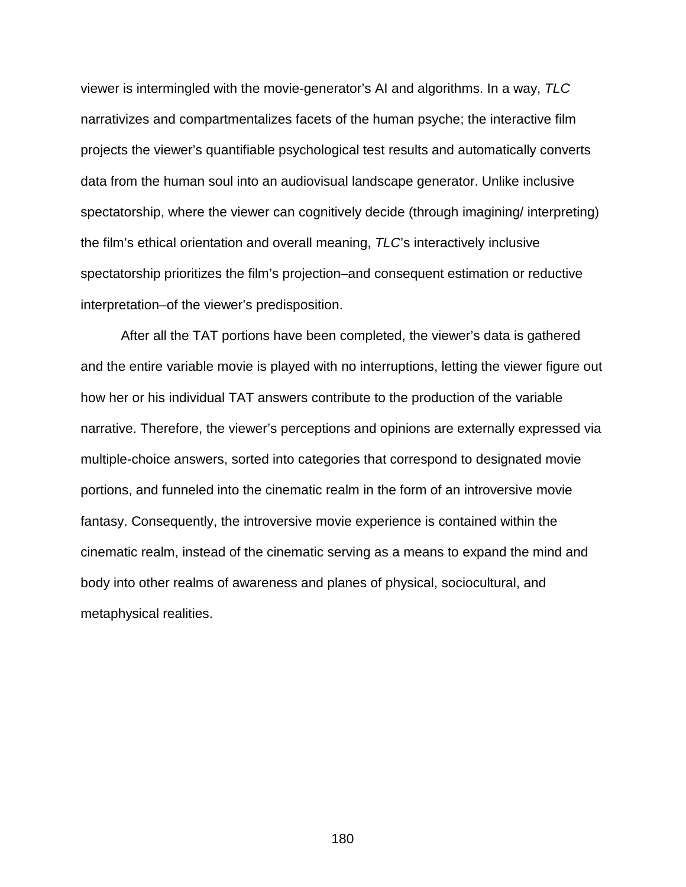viewer is intermingled with the movie-generator's AI and algorithms. In a way, *TLC* narrativizes and compartmentalizes facets of the human psyche; the interactive film projects the viewer's quantifiable psychological test results and automatically converts data from the human soul into an audiovisual landscape generator. Unlike inclusive spectatorship, where the viewer can cognitively decide (through imagining/ interpreting) the film's ethical orientation and overall meaning, *TLC*'s interactively inclusive spectatorship prioritizes the film's projection–and consequent estimation or reductive interpretation–of the viewer's predisposition.

After all the TAT portions have been completed, the viewer's data is gathered and the entire variable movie is played with no interruptions, letting the viewer figure out how her or his individual TAT answers contribute to the production of the variable narrative. Therefore, the viewer's perceptions and opinions are externally expressed via multiple-choice answers, sorted into categories that correspond to designated movie portions, and funneled into the cinematic realm in the form of an introversive movie fantasy. Consequently, the introversive movie experience is contained within the cinematic realm, instead of the cinematic serving as a means to expand the mind and body into other realms of awareness and planes of physical, sociocultural, and metaphysical realities.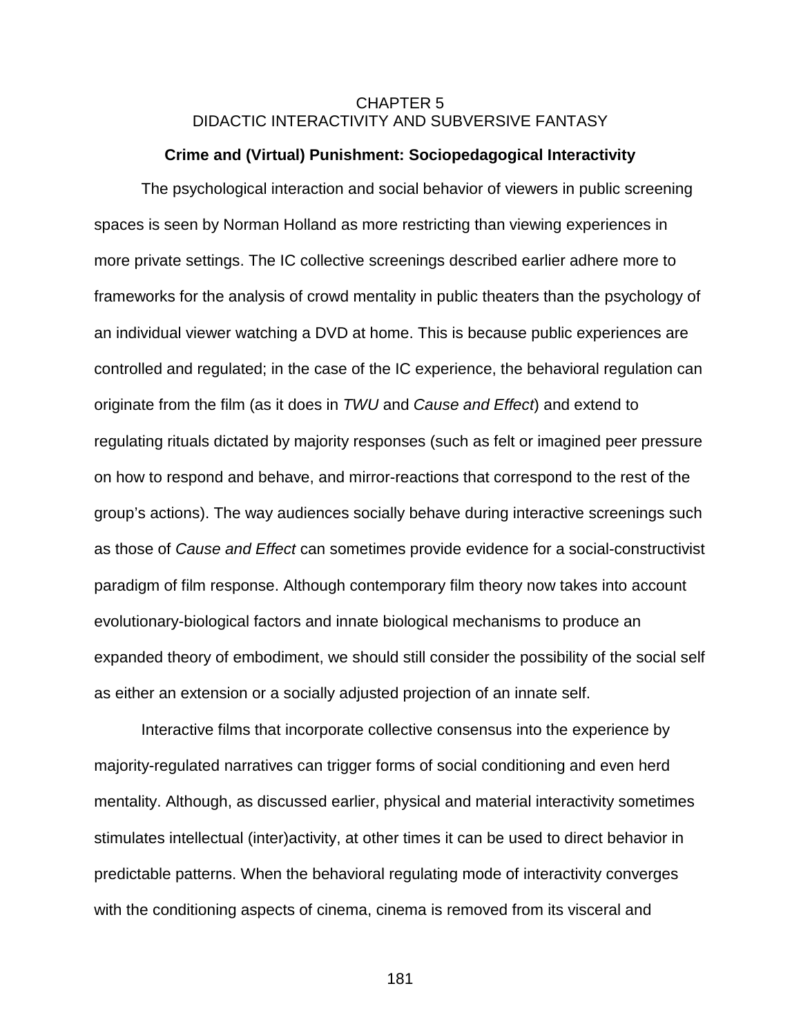# CHAPTER 5
# DIDACTIC INTERACTIVITY AND SUBVERSIVE FANTASY

## Crime and (Virtual) Punishment: Sociopedagogical Interactivity

The psychological interaction and social behavior of viewers in public screening spaces is seen by Norman Holland as more restricting than viewing experiences in more private settings. The IC collective screenings described earlier adhere more to frameworks for the analysis of crowd mentality in public theaters than the psychology of an individual viewer watching a DVD at home. This is because public experiences are controlled and regulated; in the case of the IC experience, the behavioral regulation can originate from the film (as it does in *TWU* and *Cause and Effect*) and extend to regulating rituals dictated by majority responses (such as felt or imagined peer pressure on how to respond and behave, and mirror-reactions that correspond to the rest of the group's actions). The way audiences socially behave during interactive screenings such as those of *Cause and Effect* can sometimes provide evidence for a social-constructivist paradigm of film response. Although contemporary film theory now takes into account evolutionary-biological factors and innate biological mechanisms to produce an expanded theory of embodiment, we should still consider the possibility of the social self as either an extension or a socially adjusted projection of an innate self.

Interactive films that incorporate collective consensus into the experience by majority-regulated narratives can trigger forms of social conditioning and even herd mentality. Although, as discussed earlier, physical and material interactivity sometimes stimulates intellectual (inter)activity, at other times it can be used to direct behavior in predictable patterns. When the behavioral regulating mode of interactivity converges with the conditioning aspects of cinema, cinema is removed from its visceral and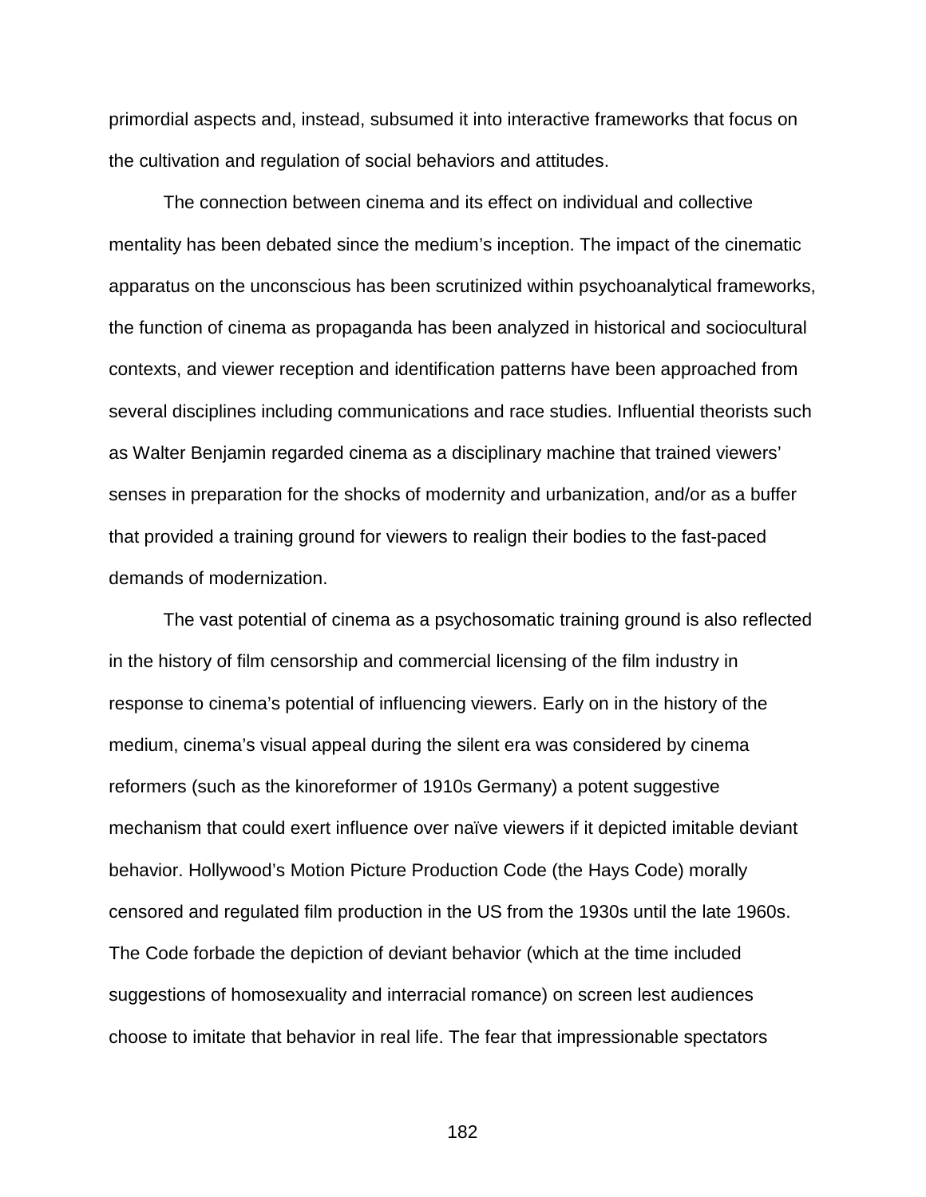primordial aspects and, instead, subsumed it into interactive frameworks that focus on the cultivation and regulation of social behaviors and attitudes.

The connection between cinema and its effect on individual and collective mentality has been debated since the medium's inception. The impact of the cinematic apparatus on the unconscious has been scrutinized within psychoanalytical frameworks, the function of cinema as propaganda has been analyzed in historical and sociocultural contexts, and viewer reception and identification patterns have been approached from several disciplines including communications and race studies. Influential theorists such as Walter Benjamin regarded cinema as a disciplinary machine that trained viewers' senses in preparation for the shocks of modernity and urbanization, and/or as a buffer that provided a training ground for viewers to realign their bodies to the fast-paced demands of modernization.

The vast potential of cinema as a psychosomatic training ground is also reflected in the history of film censorship and commercial licensing of the film industry in response to cinema's potential of influencing viewers. Early on in the history of the medium, cinema's visual appeal during the silent era was considered by cinema reformers (such as the kinoreformer of 1910s Germany) a potent suggestive mechanism that could exert influence over naïve viewers if it depicted imitable deviant behavior. Hollywood's Motion Picture Production Code (the Hays Code) morally censored and regulated film production in the US from the 1930s until the late 1960s. The Code forbade the depiction of deviant behavior (which at the time included suggestions of homosexuality and interracial romance) on screen lest audiences choose to imitate that behavior in real life. The fear that impressionable spectators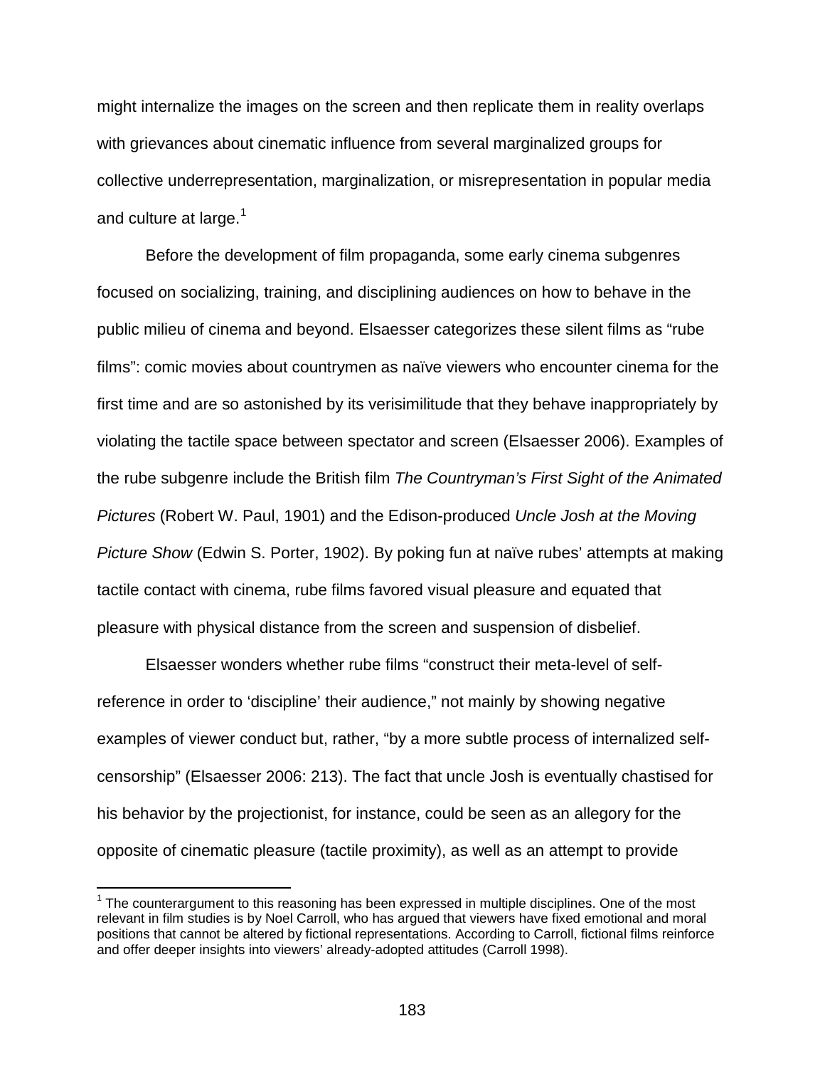might internalize the images on the screen and then replicate them in reality overlaps with grievances about cinematic influence from several marginalized groups for collective underrepresentation, marginalization, or misrepresentation in popular media and culture at large.[1]

Before the development of film propaganda, some early cinema subgenres focused on socializing, training, and disciplining audiences on how to behave in the public milieu of cinema and beyond. Elsaesser categorizes these silent films as "rube films": comic movies about countrymen as naïve viewers who encounter cinema for the first time and are so astonished by its verisimilitude that they behave inappropriately by violating the tactile space between spectator and screen (Elsaesser 2006). Examples of the rube subgenre include the British film *The Countryman's First Sight of the Animated Pictures* (Robert W. Paul, 1901) and the Edison-produced *Uncle Josh at the Moving Picture Show* (Edwin S. Porter, 1902). By poking fun at naïve rubes' attempts at making tactile contact with cinema, rube films favored visual pleasure and equated that pleasure with physical distance from the screen and suspension of disbelief.

Elsaesser wonders whether rube films "construct their meta-level of self-reference in order to 'discipline' their audience," not mainly by showing negative examples of viewer conduct but, rather, "by a more subtle process of internalized self-censorship" (Elsaesser 2006: 213). The fact that uncle Josh is eventually chastised for his behavior by the projectionist, for instance, could be seen as an allegory for the opposite of cinematic pleasure (tactile proximity), as well as an attempt to provide

---

[1] The counterargument to this reasoning has been expressed in multiple disciplines. One of the most relevant in film studies is by Noel Carroll, who has argued that viewers have fixed emotional and moral positions that cannot be altered by fictional representations. According to Carroll, fictional films reinforce and offer deeper insights into viewers' already-adopted attitudes (Carroll 1998).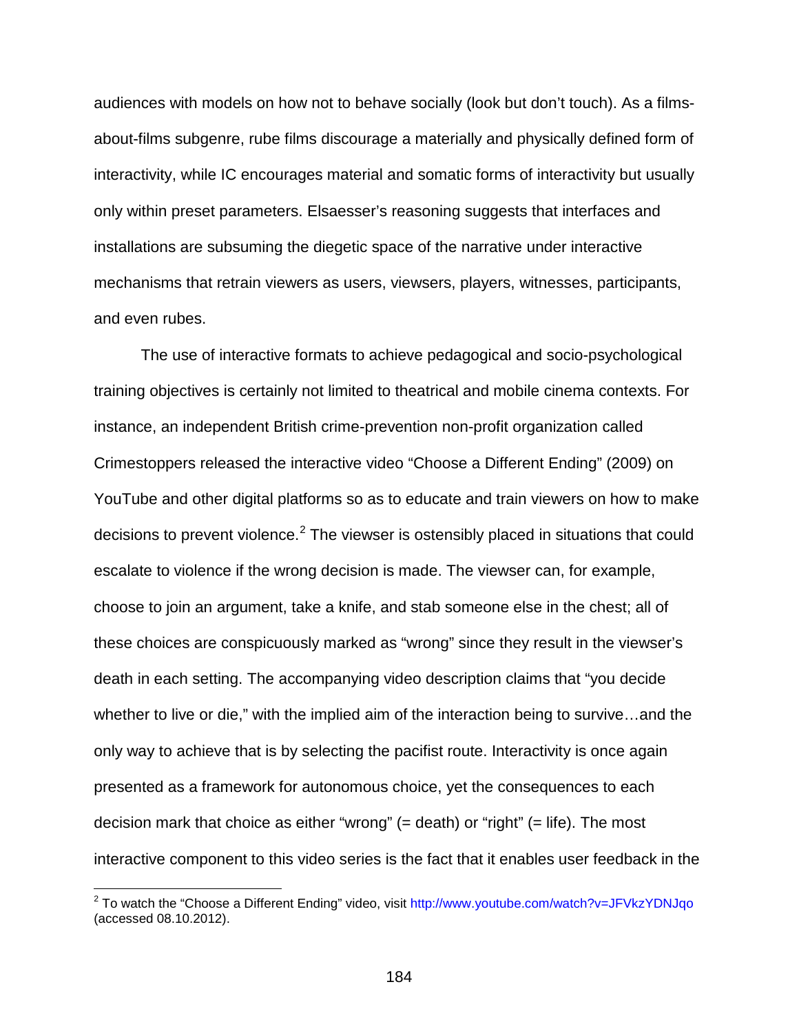audiences with models on how not to behave socially (look but don't touch). As a films-about-films subgenre, rube films discourage a materially and physically defined form of interactivity, while IC encourages material and somatic forms of interactivity but usually only within preset parameters. Elsaesser's reasoning suggests that interfaces and installations are subsuming the diegetic space of the narrative under interactive mechanisms that retrain viewers as users, viewsers, players, witnesses, participants, and even rubes.

The use of interactive formats to achieve pedagogical and socio-psychological training objectives is certainly not limited to theatrical and mobile cinema contexts. For instance, an independent British crime-prevention non-profit organization called Crimestoppers released the interactive video "Choose a Different Ending" (2009) on YouTube and other digital platforms so as to educate and train viewers on how to make decisions to prevent violence.[2] The viewser is ostensibly placed in situations that could escalate to violence if the wrong decision is made. The viewser can, for example, choose to join an argument, take a knife, and stab someone else in the chest; all of these choices are conspicuously marked as "wrong" since they result in the viewser's death in each setting. The accompanying video description claims that "you decide whether to live or die," with the implied aim of the interaction being to survive…and the only way to achieve that is by selecting the pacifist route. Interactivity is once again presented as a framework for autonomous choice, yet the consequences to each decision mark that choice as either "wrong" (= death) or "right" (= life). The most interactive component to this video series is the fact that it enables user feedback in the

[2] To watch the "Choose a Different Ending" video, visit http://www.youtube.com/watch?v=JFVkzYDNJqo (accessed 08.10.2012).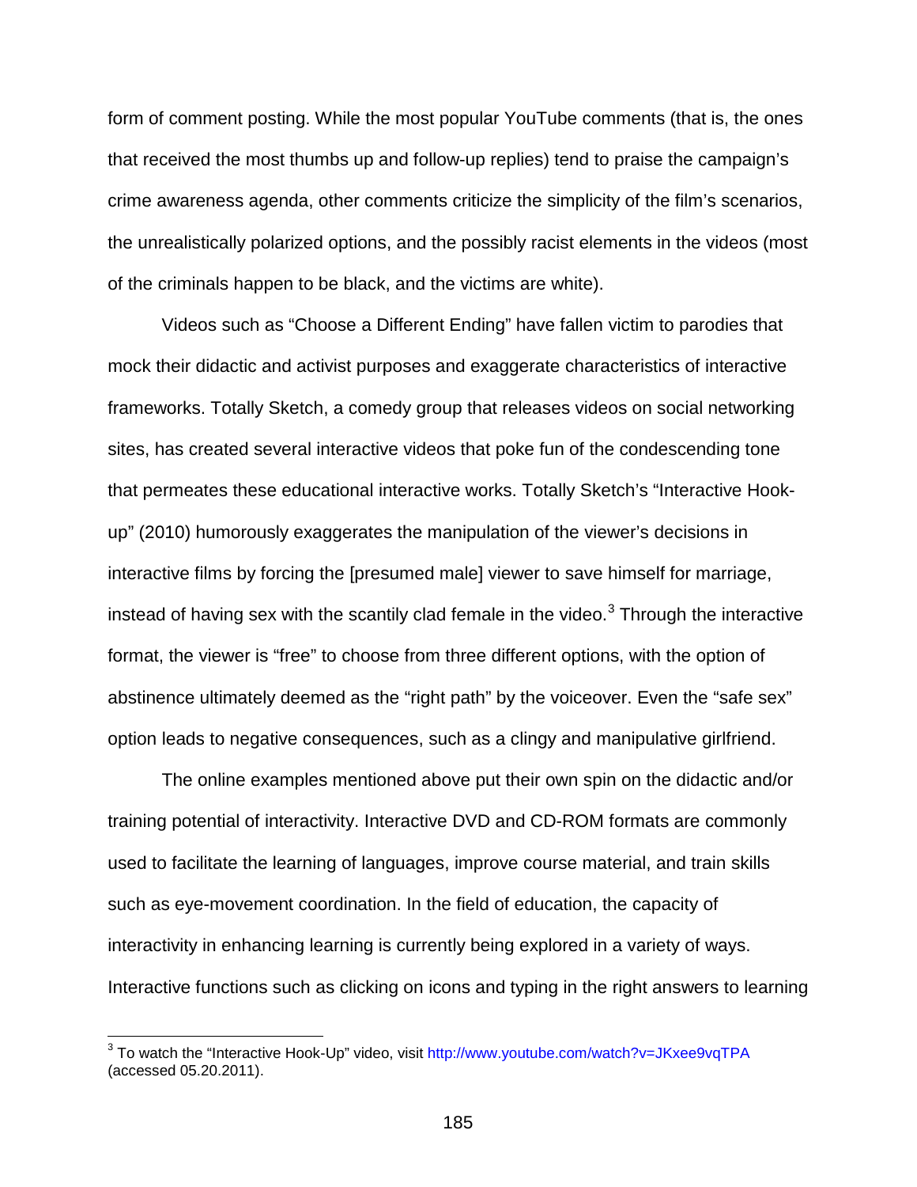form of comment posting. While the most popular YouTube comments (that is, the ones that received the most thumbs up and follow-up replies) tend to praise the campaign's crime awareness agenda, other comments criticize the simplicity of the film's scenarios, the unrealistically polarized options, and the possibly racist elements in the videos (most of the criminals happen to be black, and the victims are white).

Videos such as "Choose a Different Ending" have fallen victim to parodies that mock their didactic and activist purposes and exaggerate characteristics of interactive frameworks. Totally Sketch, a comedy group that releases videos on social networking sites, has created several interactive videos that poke fun of the condescending tone that permeates these educational interactive works. Totally Sketch's "Interactive Hook-up" (2010) humorously exaggerates the manipulation of the viewer's decisions in interactive films by forcing the [presumed male] viewer to save himself for marriage, instead of having sex with the scantily clad female in the video.[3] Through the interactive format, the viewer is "free" to choose from three different options, with the option of abstinence ultimately deemed as the "right path" by the voiceover. Even the "safe sex" option leads to negative consequences, such as a clingy and manipulative girlfriend.

The online examples mentioned above put their own spin on the didactic and/or training potential of interactivity. Interactive DVD and CD-ROM formats are commonly used to facilitate the learning of languages, improve course material, and train skills such as eye-movement coordination. In the field of education, the capacity of interactivity in enhancing learning is currently being explored in a variety of ways. Interactive functions such as clicking on icons and typing in the right answers to learning

---

[3] To watch the "Interactive Hook-Up" video, visit http://www.youtube.com/watch?v=JKxee9vqTPA (accessed 05.20.2011).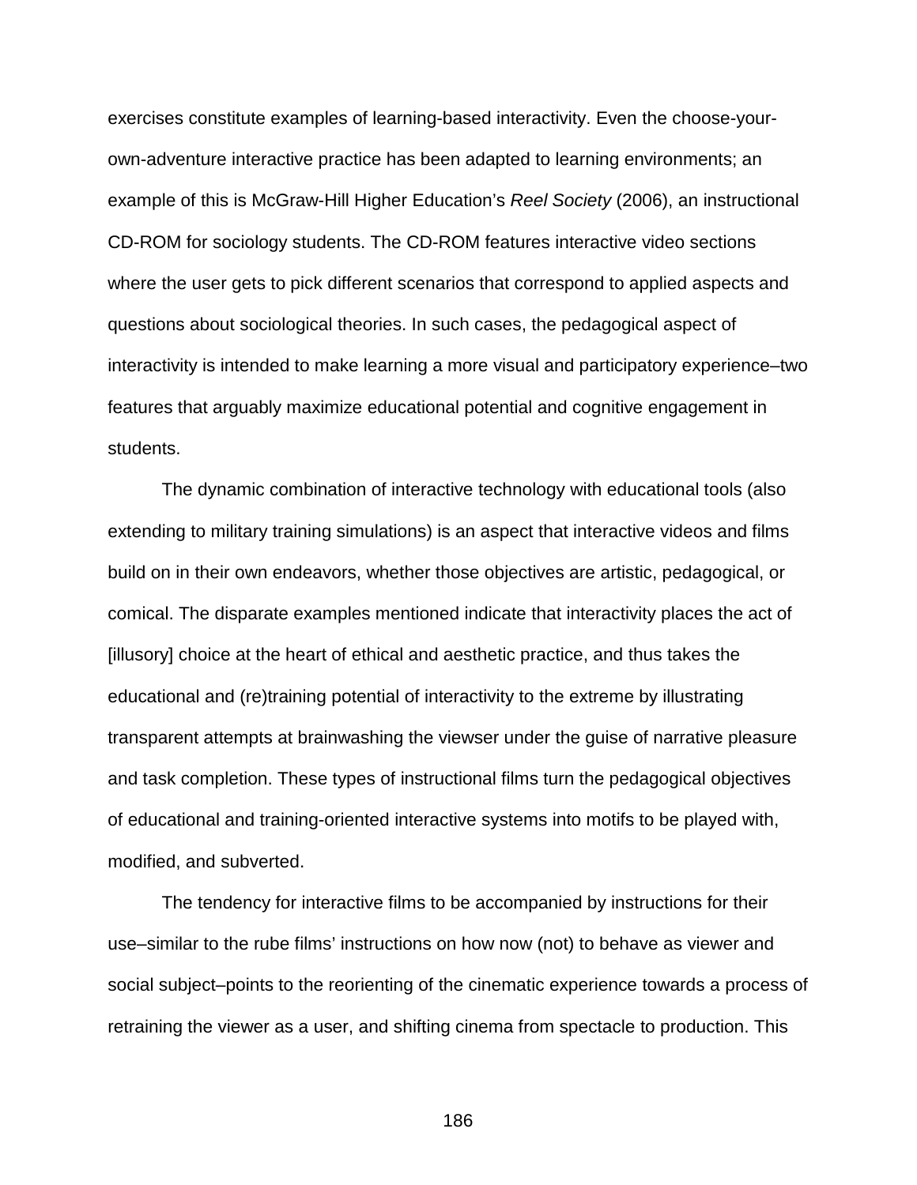exercises constitute examples of learning-based interactivity. Even the choose-your-own-adventure interactive practice has been adapted to learning environments; an example of this is McGraw-Hill Higher Education's *Reel Society* (2006), an instructional CD-ROM for sociology students. The CD-ROM features interactive video sections where the user gets to pick different scenarios that correspond to applied aspects and questions about sociological theories. In such cases, the pedagogical aspect of interactivity is intended to make learning a more visual and participatory experience–two features that arguably maximize educational potential and cognitive engagement in students.

The dynamic combination of interactive technology with educational tools (also extending to military training simulations) is an aspect that interactive videos and films build on in their own endeavors, whether those objectives are artistic, pedagogical, or comical. The disparate examples mentioned indicate that interactivity places the act of [illusory] choice at the heart of ethical and aesthetic practice, and thus takes the educational and (re)training potential of interactivity to the extreme by illustrating transparent attempts at brainwashing the viewser under the guise of narrative pleasure and task completion. These types of instructional films turn the pedagogical objectives of educational and training-oriented interactive systems into motifs to be played with, modified, and subverted.

The tendency for interactive films to be accompanied by instructions for their use–similar to the rube films' instructions on how now (not) to behave as viewer and social subject–points to the reorienting of the cinematic experience towards a process of retraining the viewer as a user, and shifting cinema from spectacle to production. This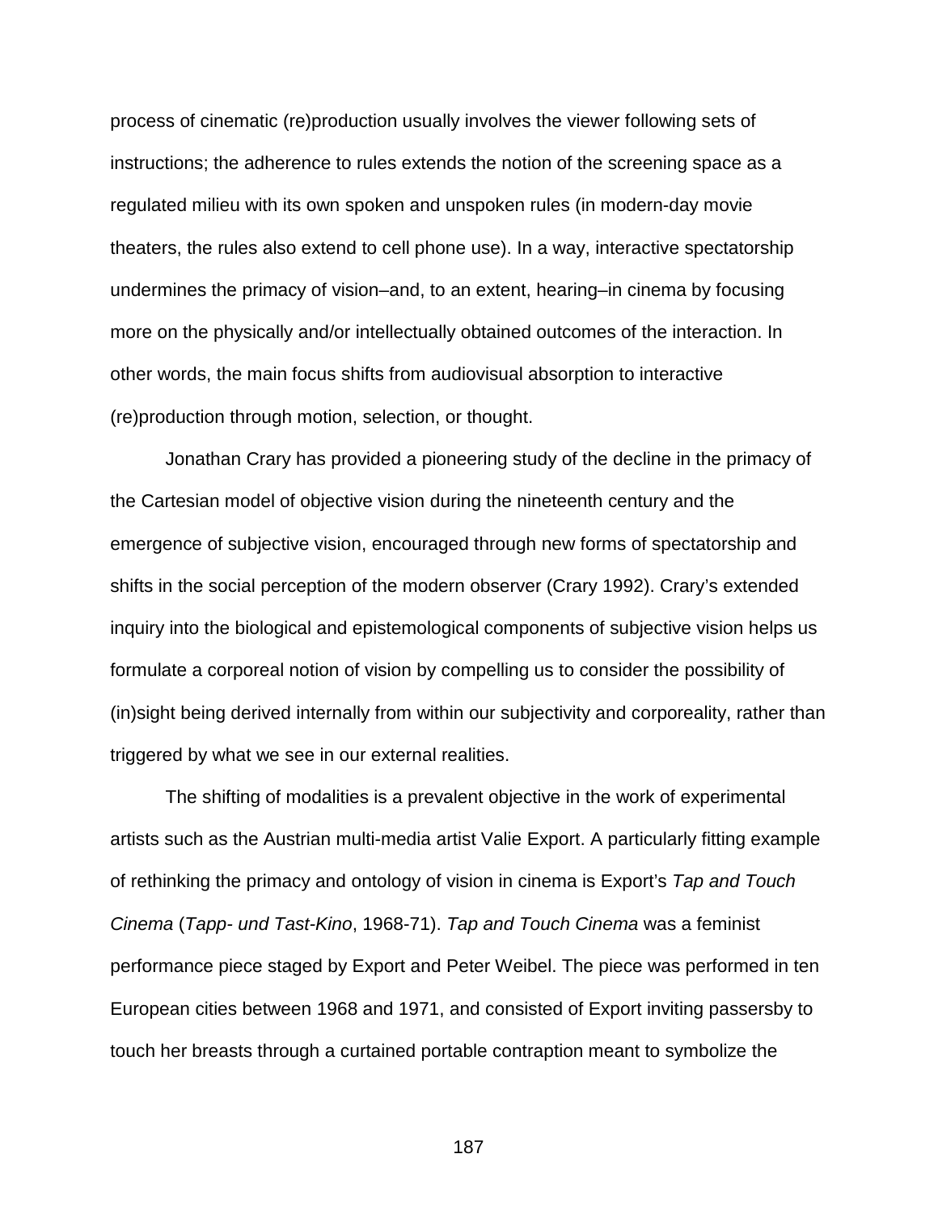process of cinematic (re)production usually involves the viewer following sets of instructions; the adherence to rules extends the notion of the screening space as a regulated milieu with its own spoken and unspoken rules (in modern-day movie theaters, the rules also extend to cell phone use). In a way, interactive spectatorship undermines the primacy of vision–and, to an extent, hearing–in cinema by focusing more on the physically and/or intellectually obtained outcomes of the interaction. In other words, the main focus shifts from audiovisual absorption to interactive (re)production through motion, selection, or thought.

Jonathan Crary has provided a pioneering study of the decline in the primacy of the Cartesian model of objective vision during the nineteenth century and the emergence of subjective vision, encouraged through new forms of spectatorship and shifts in the social perception of the modern observer (Crary 1992). Crary's extended inquiry into the biological and epistemological components of subjective vision helps us formulate a corporeal notion of vision by compelling us to consider the possibility of (in)sight being derived internally from within our subjectivity and corporeality, rather than triggered by what we see in our external realities.

The shifting of modalities is a prevalent objective in the work of experimental artists such as the Austrian multi-media artist Valie Export. A particularly fitting example of rethinking the primacy and ontology of vision in cinema is Export's *Tap and Touch Cinema* (*Tapp- und Tast-Kino*, 1968-71). *Tap and Touch Cinema* was a feminist performance piece staged by Export and Peter Weibel. The piece was performed in ten European cities between 1968 and 1971, and consisted of Export inviting passersby to touch her breasts through a curtained portable contraption meant to symbolize the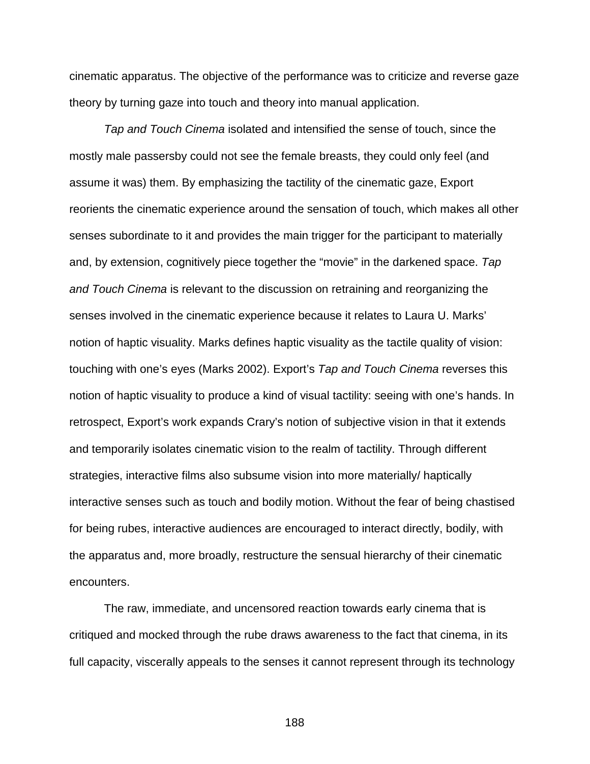cinematic apparatus. The objective of the performance was to criticize and reverse gaze theory by turning gaze into touch and theory into manual application.

*Tap and Touch Cinema* isolated and intensified the sense of touch, since the mostly male passersby could not see the female breasts, they could only feel (and assume it was) them. By emphasizing the tactility of the cinematic gaze, Export reorients the cinematic experience around the sensation of touch, which makes all other senses subordinate to it and provides the main trigger for the participant to materially and, by extension, cognitively piece together the "movie" in the darkened space. *Tap and Touch Cinema* is relevant to the discussion on retraining and reorganizing the senses involved in the cinematic experience because it relates to Laura U. Marks' notion of haptic visuality. Marks defines haptic visuality as the tactile quality of vision: touching with one's eyes (Marks 2002). Export's *Tap and Touch Cinema* reverses this notion of haptic visuality to produce a kind of visual tactility: seeing with one's hands. In retrospect, Export's work expands Crary's notion of subjective vision in that it extends and temporarily isolates cinematic vision to the realm of tactility. Through different strategies, interactive films also subsume vision into more materially/ haptically interactive senses such as touch and bodily motion. Without the fear of being chastised for being rubes, interactive audiences are encouraged to interact directly, bodily, with the apparatus and, more broadly, restructure the sensual hierarchy of their cinematic encounters.

The raw, immediate, and uncensored reaction towards early cinema that is critiqued and mocked through the rube draws awareness to the fact that cinema, in its full capacity, viscerally appeals to the senses it cannot represent through its technology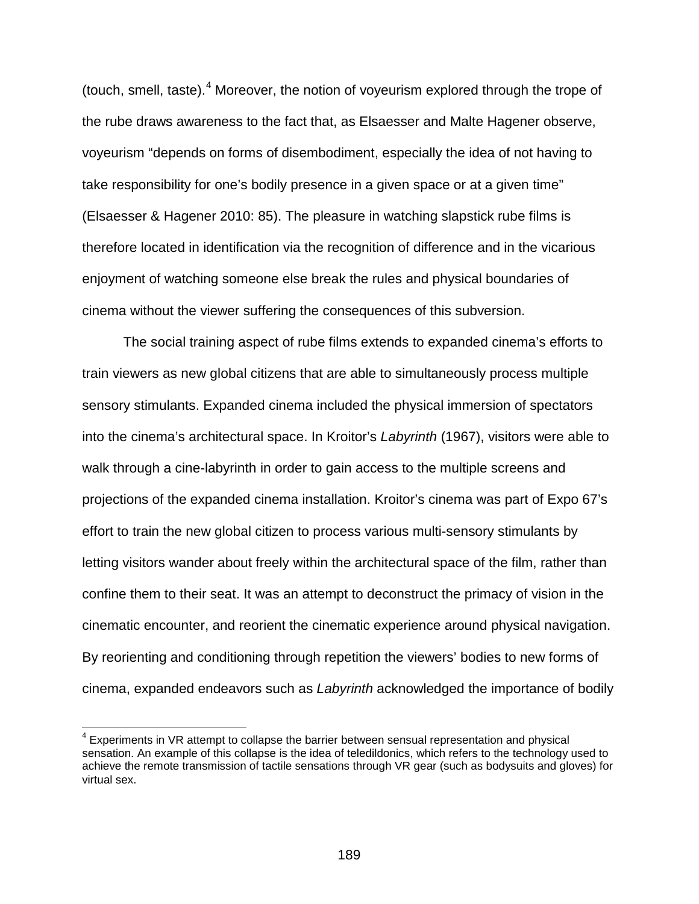(touch, smell, taste).[4] Moreover, the notion of voyeurism explored through the trope of the rube draws awareness to the fact that, as Elsaesser and Malte Hagener observe, voyeurism "depends on forms of disembodiment, especially the idea of not having to take responsibility for one's bodily presence in a given space or at a given time" (Elsaesser & Hagener 2010: 85). The pleasure in watching slapstick rube films is therefore located in identification via the recognition of difference and in the vicarious enjoyment of watching someone else break the rules and physical boundaries of cinema without the viewer suffering the consequences of this subversion.

The social training aspect of rube films extends to expanded cinema's efforts to train viewers as new global citizens that are able to simultaneously process multiple sensory stimulants. Expanded cinema included the physical immersion of spectators into the cinema's architectural space. In Kroitor's *Labyrinth* (1967), visitors were able to walk through a cine-labyrinth in order to gain access to the multiple screens and projections of the expanded cinema installation. Kroitor's cinema was part of Expo 67's effort to train the new global citizen to process various multi-sensory stimulants by letting visitors wander about freely within the architectural space of the film, rather than confine them to their seat. It was an attempt to deconstruct the primacy of vision in the cinematic encounter, and reorient the cinematic experience around physical navigation. By reorienting and conditioning through repetition the viewers' bodies to new forms of cinema, expanded endeavors such as *Labyrinth* acknowledged the importance of bodily

[4] Experiments in VR attempt to collapse the barrier between sensual representation and physical sensation. An example of this collapse is the idea of teledildonics, which refers to the technology used to achieve the remote transmission of tactile sensations through VR gear (such as bodysuits and gloves) for virtual sex.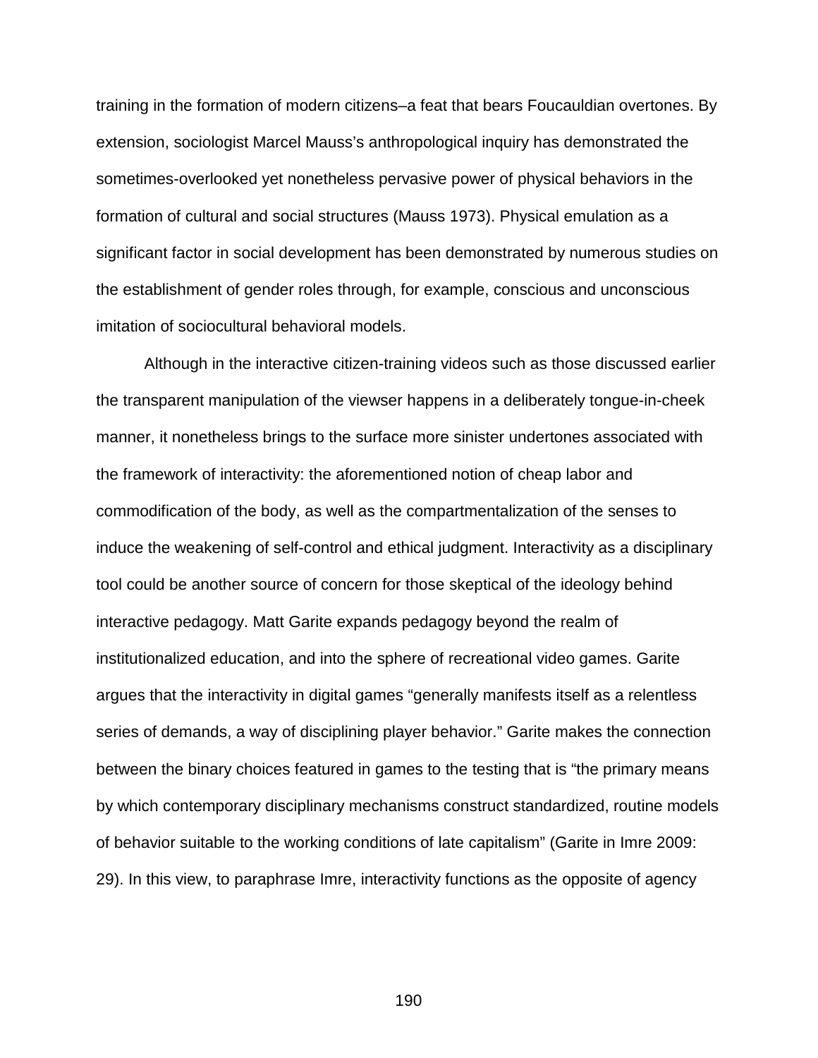training in the formation of modern citizens–a feat that bears Foucauldian overtones. By extension, sociologist Marcel Mauss's anthropological inquiry has demonstrated the sometimes-overlooked yet nonetheless pervasive power of physical behaviors in the formation of cultural and social structures (Mauss 1973). Physical emulation as a significant factor in social development has been demonstrated by numerous studies on the establishment of gender roles through, for example, conscious and unconscious imitation of sociocultural behavioral models.

Although in the interactive citizen-training videos such as those discussed earlier the transparent manipulation of the viewser happens in a deliberately tongue-in-cheek manner, it nonetheless brings to the surface more sinister undertones associated with the framework of interactivity: the aforementioned notion of cheap labor and commodification of the body, as well as the compartmentalization of the senses to induce the weakening of self-control and ethical judgment. Interactivity as a disciplinary tool could be another source of concern for those skeptical of the ideology behind interactive pedagogy. Matt Garite expands pedagogy beyond the realm of institutionalized education, and into the sphere of recreational video games. Garite argues that the interactivity in digital games "generally manifests itself as a relentless series of demands, a way of disciplining player behavior." Garite makes the connection between the binary choices featured in games to the testing that is "the primary means by which contemporary disciplinary mechanisms construct standardized, routine models of behavior suitable to the working conditions of late capitalism" (Garite in Imre 2009: 29). In this view, to paraphrase Imre, interactivity functions as the opposite of agency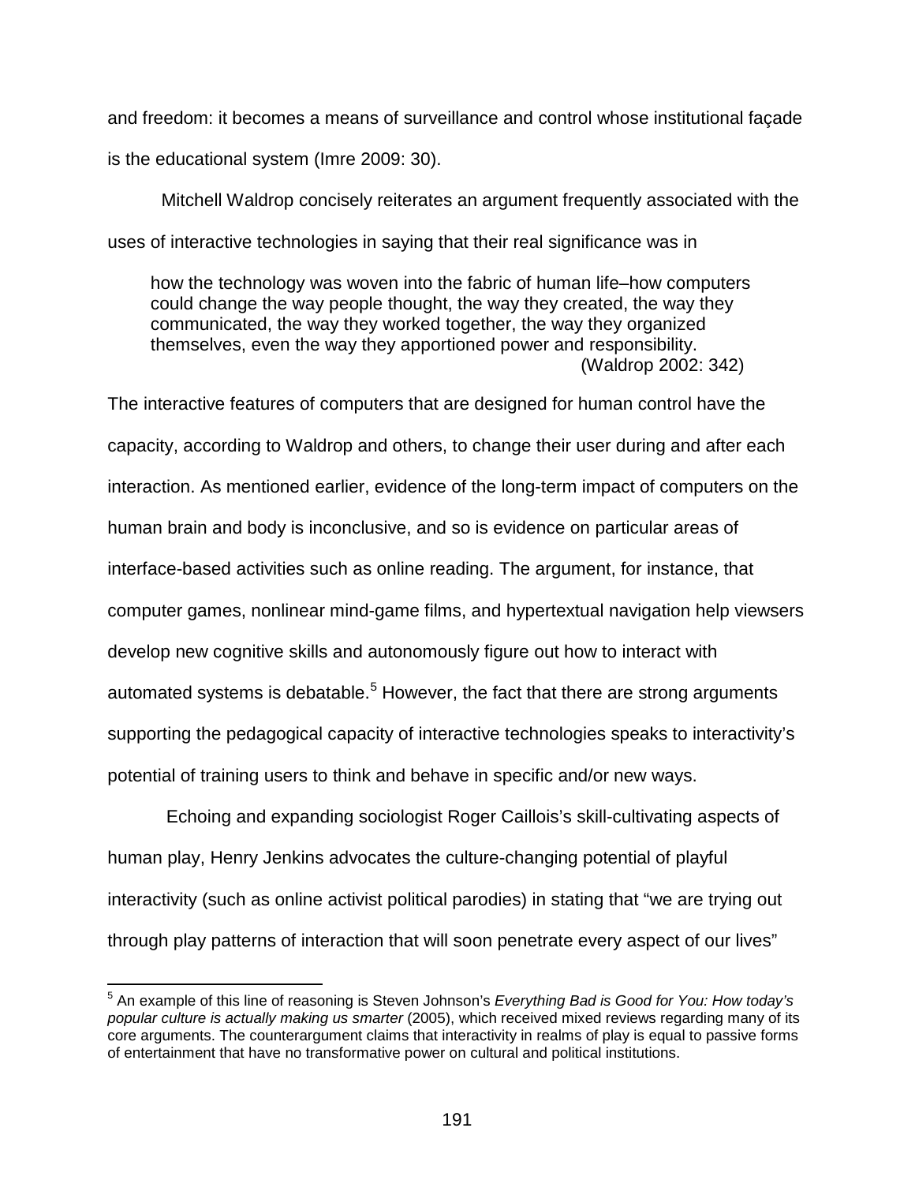and freedom: it becomes a means of surveillance and control whose institutional façade is the educational system (Imre 2009: 30).

Mitchell Waldrop concisely reiterates an argument frequently associated with the uses of interactive technologies in saying that their real significance was in

> how the technology was woven into the fabric of human life–how computers could change the way people thought, the way they created, the way they communicated, the way they worked together, the way they organized themselves, even the way they apportioned power and responsibility. (Waldrop 2002: 342)

The interactive features of computers that are designed for human control have the capacity, according to Waldrop and others, to change their user during and after each interaction. As mentioned earlier, evidence of the long-term impact of computers on the human brain and body is inconclusive, and so is evidence on particular areas of interface-based activities such as online reading. The argument, for instance, that computer games, nonlinear mind-game films, and hypertextual navigation help viewsers develop new cognitive skills and autonomously figure out how to interact with automated systems is debatable.[5] However, the fact that there are strong arguments supporting the pedagogical capacity of interactive technologies speaks to interactivity's potential of training users to think and behave in specific and/or new ways.

Echoing and expanding sociologist Roger Caillois's skill-cultivating aspects of human play, Henry Jenkins advocates the culture-changing potential of playful interactivity (such as online activist political parodies) in stating that "we are trying out through play patterns of interaction that will soon penetrate every aspect of our lives"

---

[5] An example of this line of reasoning is Steven Johnson's *Everything Bad is Good for You: How today's popular culture is actually making us smarter* (2005), which received mixed reviews regarding many of its core arguments. The counterargument claims that interactivity in realms of play is equal to passive forms of entertainment that have no transformative power on cultural and political institutions.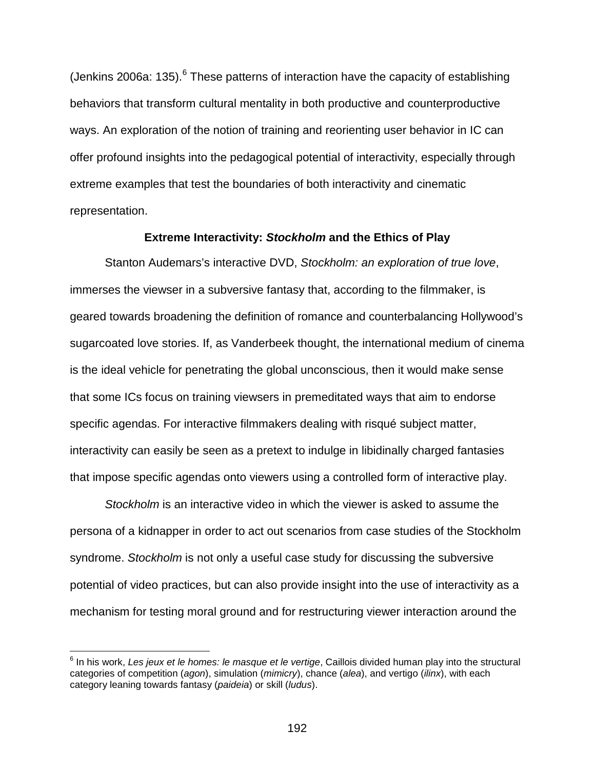(Jenkins 2006a: 135).[6] These patterns of interaction have the capacity of establishing behaviors that transform cultural mentality in both productive and counterproductive ways. An exploration of the notion of training and reorienting user behavior in IC can offer profound insights into the pedagogical potential of interactivity, especially through extreme examples that test the boundaries of both interactivity and cinematic representation.

### Extreme Interactivity: *Stockholm* and the Ethics of Play

Stanton Audemars's interactive DVD, *Stockholm: an exploration of true love*, immerses the viewser in a subversive fantasy that, according to the filmmaker, is geared towards broadening the definition of romance and counterbalancing Hollywood's sugarcoated love stories. If, as Vanderbeek thought, the international medium of cinema is the ideal vehicle for penetrating the global unconscious, then it would make sense that some ICs focus on training viewsers in premeditated ways that aim to endorse specific agendas. For interactive filmmakers dealing with risqué subject matter, interactivity can easily be seen as a pretext to indulge in libidinally charged fantasies that impose specific agendas onto viewers using a controlled form of interactive play.

*Stockholm* is an interactive video in which the viewer is asked to assume the persona of a kidnapper in order to act out scenarios from case studies of the Stockholm syndrome. *Stockholm* is not only a useful case study for discussing the subversive potential of video practices, but can also provide insight into the use of interactivity as a mechanism for testing moral ground and for restructuring viewer interaction around the

---

[6] In his work, *Les jeux et le homes: le masque et le vertige*, Caillois divided human play into the structural categories of competition (*agon*), simulation (*mimicry*), chance (*alea*), and vertigo (*ilinx*), with each category leaning towards fantasy (*paideia*) or skill (*ludus*).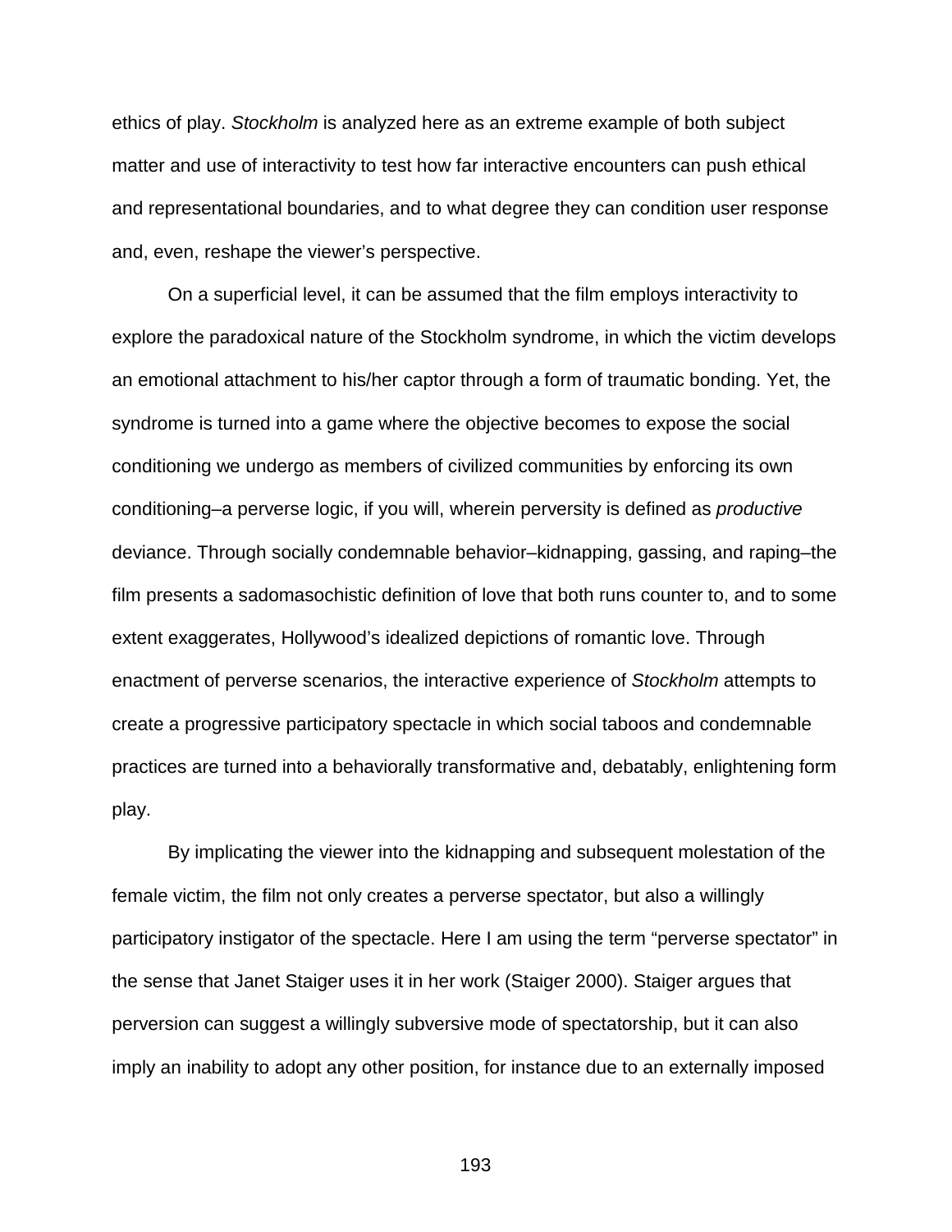ethics of play. *Stockholm* is analyzed here as an extreme example of both subject matter and use of interactivity to test how far interactive encounters can push ethical and representational boundaries, and to what degree they can condition user response and, even, reshape the viewer's perspective.

On a superficial level, it can be assumed that the film employs interactivity to explore the paradoxical nature of the Stockholm syndrome, in which the victim develops an emotional attachment to his/her captor through a form of traumatic bonding. Yet, the syndrome is turned into a game where the objective becomes to expose the social conditioning we undergo as members of civilized communities by enforcing its own conditioning–a perverse logic, if you will, wherein perversity is defined as *productive* deviance. Through socially condemnable behavior–kidnapping, gassing, and raping–the film presents a sadomasochistic definition of love that both runs counter to, and to some extent exaggerates, Hollywood's idealized depictions of romantic love. Through enactment of perverse scenarios, the interactive experience of *Stockholm* attempts to create a progressive participatory spectacle in which social taboos and condemnable practices are turned into a behaviorally transformative and, debatably, enlightening form play.

By implicating the viewer into the kidnapping and subsequent molestation of the female victim, the film not only creates a perverse spectator, but also a willingly participatory instigator of the spectacle. Here I am using the term "perverse spectator" in the sense that Janet Staiger uses it in her work (Staiger 2000). Staiger argues that perversion can suggest a willingly subversive mode of spectatorship, but it can also imply an inability to adopt any other position, for instance due to an externally imposed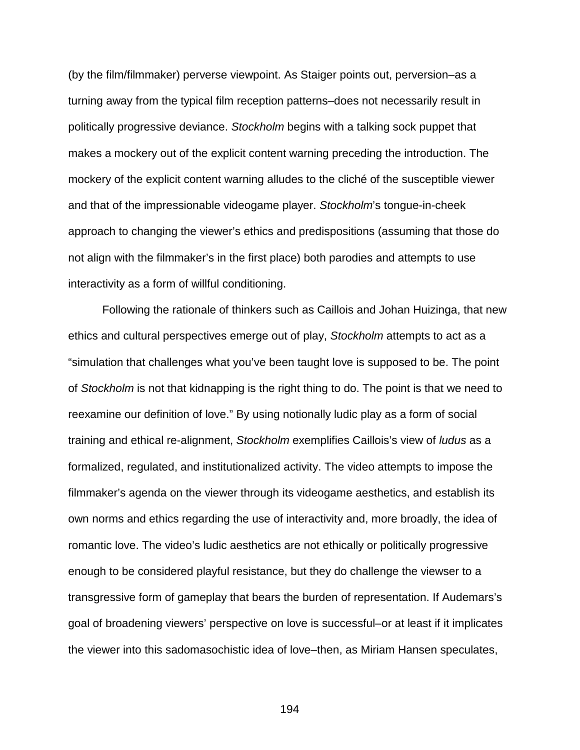(by the film/filmmaker) perverse viewpoint. As Staiger points out, perversion–as a turning away from the typical film reception patterns–does not necessarily result in politically progressive deviance. *Stockholm* begins with a talking sock puppet that makes a mockery out of the explicit content warning preceding the introduction. The mockery of the explicit content warning alludes to the cliché of the susceptible viewer and that of the impressionable videogame player. *Stockholm*'s tongue-in-cheek approach to changing the viewer's ethics and predispositions (assuming that those do not align with the filmmaker's in the first place) both parodies and attempts to use interactivity as a form of willful conditioning.

Following the rationale of thinkers such as Caillois and Johan Huizinga, that new ethics and cultural perspectives emerge out of play, *Stockholm* attempts to act as a "simulation that challenges what you've been taught love is supposed to be. The point of *Stockholm* is not that kidnapping is the right thing to do. The point is that we need to reexamine our definition of love." By using notionally ludic play as a form of social training and ethical re-alignment, *Stockholm* exemplifies Caillois's view of *ludus* as a formalized, regulated, and institutionalized activity. The video attempts to impose the filmmaker's agenda on the viewer through its videogame aesthetics, and establish its own norms and ethics regarding the use of interactivity and, more broadly, the idea of romantic love. The video's ludic aesthetics are not ethically or politically progressive enough to be considered playful resistance, but they do challenge the viewser to a transgressive form of gameplay that bears the burden of representation. If Audemars's goal of broadening viewers' perspective on love is successful–or at least if it implicates the viewer into this sadomasochistic idea of love–then, as Miriam Hansen speculates,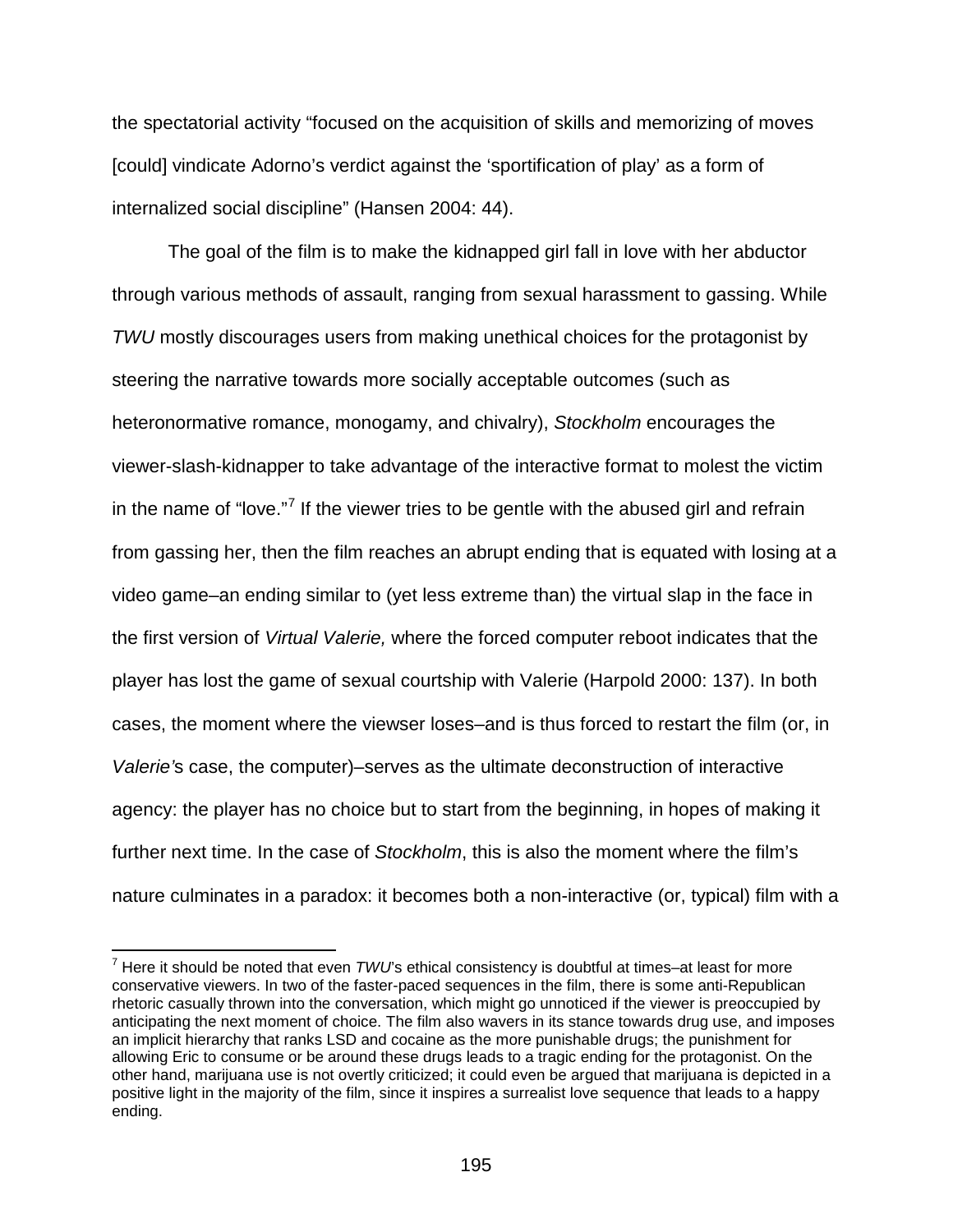the spectatorial activity "focused on the acquisition of skills and memorizing of moves [could] vindicate Adorno's verdict against the 'sportification of play' as a form of internalized social discipline" (Hansen 2004: 44).

The goal of the film is to make the kidnapped girl fall in love with her abductor through various methods of assault, ranging from sexual harassment to gassing. While *TWU* mostly discourages users from making unethical choices for the protagonist by steering the narrative towards more socially acceptable outcomes (such as heteronormative romance, monogamy, and chivalry), *Stockholm* encourages the viewer-slash-kidnapper to take advantage of the interactive format to molest the victim in the name of "love."[7] If the viewer tries to be gentle with the abused girl and refrain from gassing her, then the film reaches an abrupt ending that is equated with losing at a video game–an ending similar to (yet less extreme than) the virtual slap in the face in the first version of *Virtual Valerie,* where the forced computer reboot indicates that the player has lost the game of sexual courtship with Valerie (Harpold 2000: 137). In both cases, the moment where the viewser loses–and is thus forced to restart the film (or, in *Valerie'*s case, the computer)–serves as the ultimate deconstruction of interactive agency: the player has no choice but to start from the beginning, in hopes of making it further next time. In the case of *Stockholm*, this is also the moment where the film's nature culminates in a paradox: it becomes both a non-interactive (or, typical) film with a

[7] Here it should be noted that even *TWU*'s ethical consistency is doubtful at times–at least for more conservative viewers. In two of the faster-paced sequences in the film, there is some anti-Republican rhetoric casually thrown into the conversation, which might go unnoticed if the viewer is preoccupied by anticipating the next moment of choice. The film also wavers in its stance towards drug use, and imposes an implicit hierarchy that ranks LSD and cocaine as the more punishable drugs; the punishment for allowing Eric to consume or be around these drugs leads to a tragic ending for the protagonist. On the other hand, marijuana use is not overtly criticized; it could even be argued that marijuana is depicted in a positive light in the majority of the film, since it inspires a surrealist love sequence that leads to a happy ending.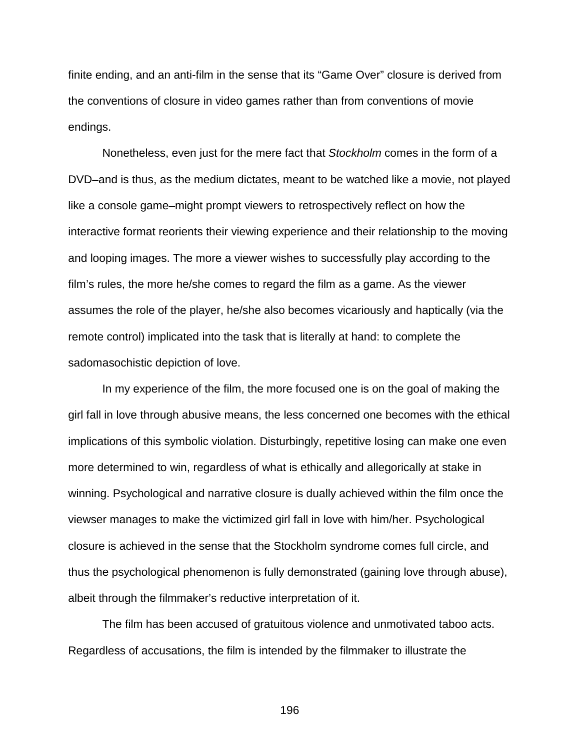finite ending, and an anti-film in the sense that its “Game Over” closure is derived from the conventions of closure in video games rather than from conventions of movie endings.

Nonetheless, even just for the mere fact that *Stockholm* comes in the form of a DVD–and is thus, as the medium dictates, meant to be watched like a movie, not played like a console game–might prompt viewers to retrospectively reflect on how the interactive format reorients their viewing experience and their relationship to the moving and looping images. The more a viewer wishes to successfully play according to the film’s rules, the more he/she comes to regard the film as a game. As the viewer assumes the role of the player, he/she also becomes vicariously and haptically (via the remote control) implicated into the task that is literally at hand: to complete the sadomasochistic depiction of love.

In my experience of the film, the more focused one is on the goal of making the girl fall in love through abusive means, the less concerned one becomes with the ethical implications of this symbolic violation. Disturbingly, repetitive losing can make one even more determined to win, regardless of what is ethically and allegorically at stake in winning. Psychological and narrative closure is dually achieved within the film once the viewser manages to make the victimized girl fall in love with him/her. Psychological closure is achieved in the sense that the Stockholm syndrome comes full circle, and thus the psychological phenomenon is fully demonstrated (gaining love through abuse), albeit through the filmmaker’s reductive interpretation of it.

The film has been accused of gratuitous violence and unmotivated taboo acts. Regardless of accusations, the film is intended by the filmmaker to illustrate the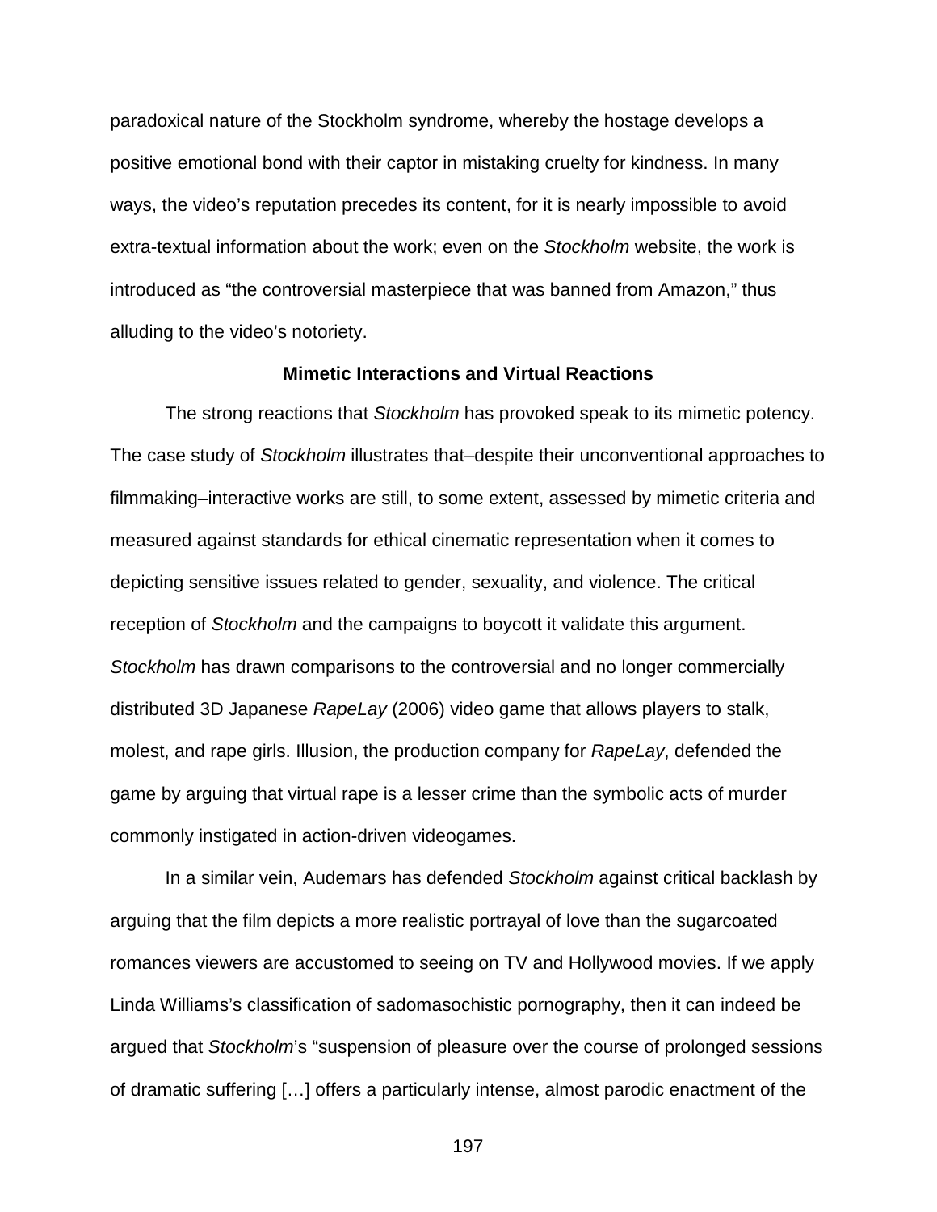paradoxical nature of the Stockholm syndrome, whereby the hostage develops a positive emotional bond with their captor in mistaking cruelty for kindness. In many ways, the video's reputation precedes its content, for it is nearly impossible to avoid extra-textual information about the work; even on the *Stockholm* website, the work is introduced as "the controversial masterpiece that was banned from Amazon," thus alluding to the video's notoriety.

### Mimetic Interactions and Virtual Reactions

The strong reactions that *Stockholm* has provoked speak to its mimetic potency. The case study of *Stockholm* illustrates that–despite their unconventional approaches to filmmaking–interactive works are still, to some extent, assessed by mimetic criteria and measured against standards for ethical cinematic representation when it comes to depicting sensitive issues related to gender, sexuality, and violence. The critical reception of *Stockholm* and the campaigns to boycott it validate this argument. *Stockholm* has drawn comparisons to the controversial and no longer commercially distributed 3D Japanese *RapeLay* (2006) video game that allows players to stalk, molest, and rape girls. Illusion, the production company for *RapeLay*, defended the game by arguing that virtual rape is a lesser crime than the symbolic acts of murder commonly instigated in action-driven videogames.

In a similar vein, Audemars has defended *Stockholm* against critical backlash by arguing that the film depicts a more realistic portrayal of love than the sugarcoated romances viewers are accustomed to seeing on TV and Hollywood movies. If we apply Linda Williams's classification of sadomasochistic pornography, then it can indeed be argued that *Stockholm*'s "suspension of pleasure over the course of prolonged sessions of dramatic suffering […] offers a particularly intense, almost parodic enactment of the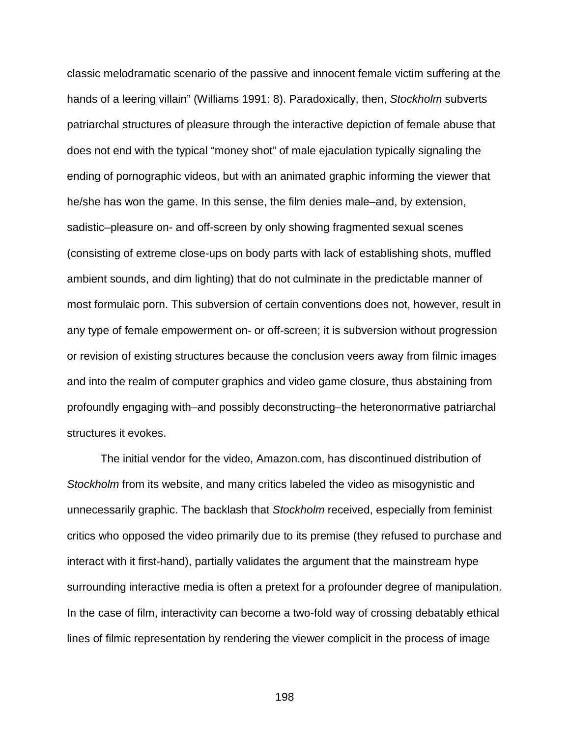classic melodramatic scenario of the passive and innocent female victim suffering at the hands of a leering villain" (Williams 1991: 8). Paradoxically, then, *Stockholm* subverts patriarchal structures of pleasure through the interactive depiction of female abuse that does not end with the typical "money shot" of male ejaculation typically signaling the ending of pornographic videos, but with an animated graphic informing the viewer that he/she has won the game. In this sense, the film denies male–and, by extension, sadistic–pleasure on- and off-screen by only showing fragmented sexual scenes (consisting of extreme close-ups on body parts with lack of establishing shots, muffled ambient sounds, and dim lighting) that do not culminate in the predictable manner of most formulaic porn. This subversion of certain conventions does not, however, result in any type of female empowerment on- or off-screen; it is subversion without progression or revision of existing structures because the conclusion veers away from filmic images and into the realm of computer graphics and video game closure, thus abstaining from profoundly engaging with–and possibly deconstructing–the heteronormative patriarchal structures it evokes.

The initial vendor for the video, Amazon.com, has discontinued distribution of *Stockholm* from its website, and many critics labeled the video as misogynistic and unnecessarily graphic. The backlash that *Stockholm* received, especially from feminist critics who opposed the video primarily due to its premise (they refused to purchase and interact with it first-hand), partially validates the argument that the mainstream hype surrounding interactive media is often a pretext for a profounder degree of manipulation. In the case of film, interactivity can become a two-fold way of crossing debatably ethical lines of filmic representation by rendering the viewer complicit in the process of image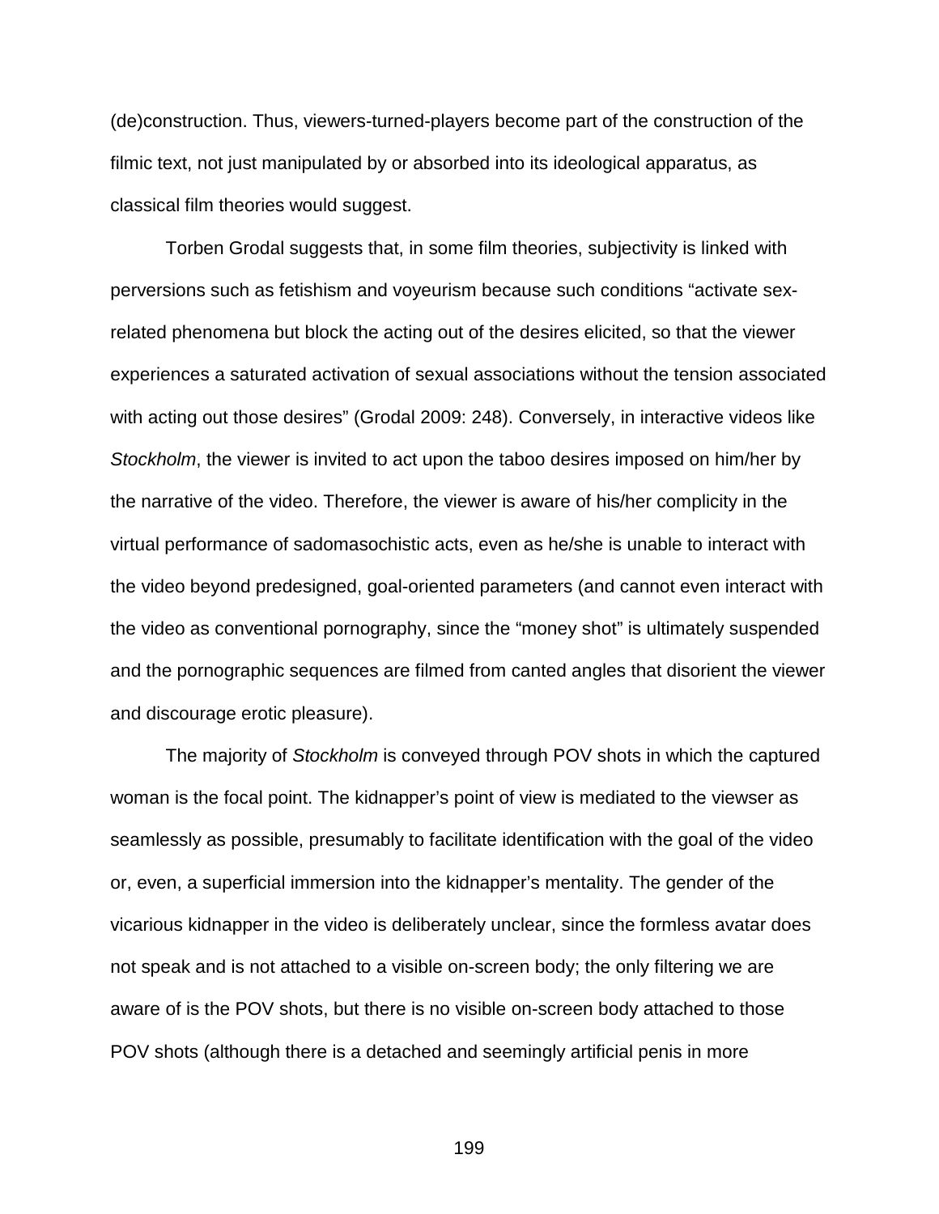(de)construction. Thus, viewers-turned-players become part of the construction of the filmic text, not just manipulated by or absorbed into its ideological apparatus, as classical film theories would suggest.

Torben Grodal suggests that, in some film theories, subjectivity is linked with perversions such as fetishism and voyeurism because such conditions "activate sex-related phenomena but block the acting out of the desires elicited, so that the viewer experiences a saturated activation of sexual associations without the tension associated with acting out those desires" (Grodal 2009: 248). Conversely, in interactive videos like *Stockholm*, the viewer is invited to act upon the taboo desires imposed on him/her by the narrative of the video. Therefore, the viewer is aware of his/her complicity in the virtual performance of sadomasochistic acts, even as he/she is unable to interact with the video beyond predesigned, goal-oriented parameters (and cannot even interact with the video as conventional pornography, since the "money shot" is ultimately suspended and the pornographic sequences are filmed from canted angles that disorient the viewer and discourage erotic pleasure).

The majority of *Stockholm* is conveyed through POV shots in which the captured woman is the focal point. The kidnapper's point of view is mediated to the viewser as seamlessly as possible, presumably to facilitate identification with the goal of the video or, even, a superficial immersion into the kidnapper's mentality. The gender of the vicarious kidnapper in the video is deliberately unclear, since the formless avatar does not speak and is not attached to a visible on-screen body; the only filtering we are aware of is the POV shots, but there is no visible on-screen body attached to those POV shots (although there is a detached and seemingly artificial penis in more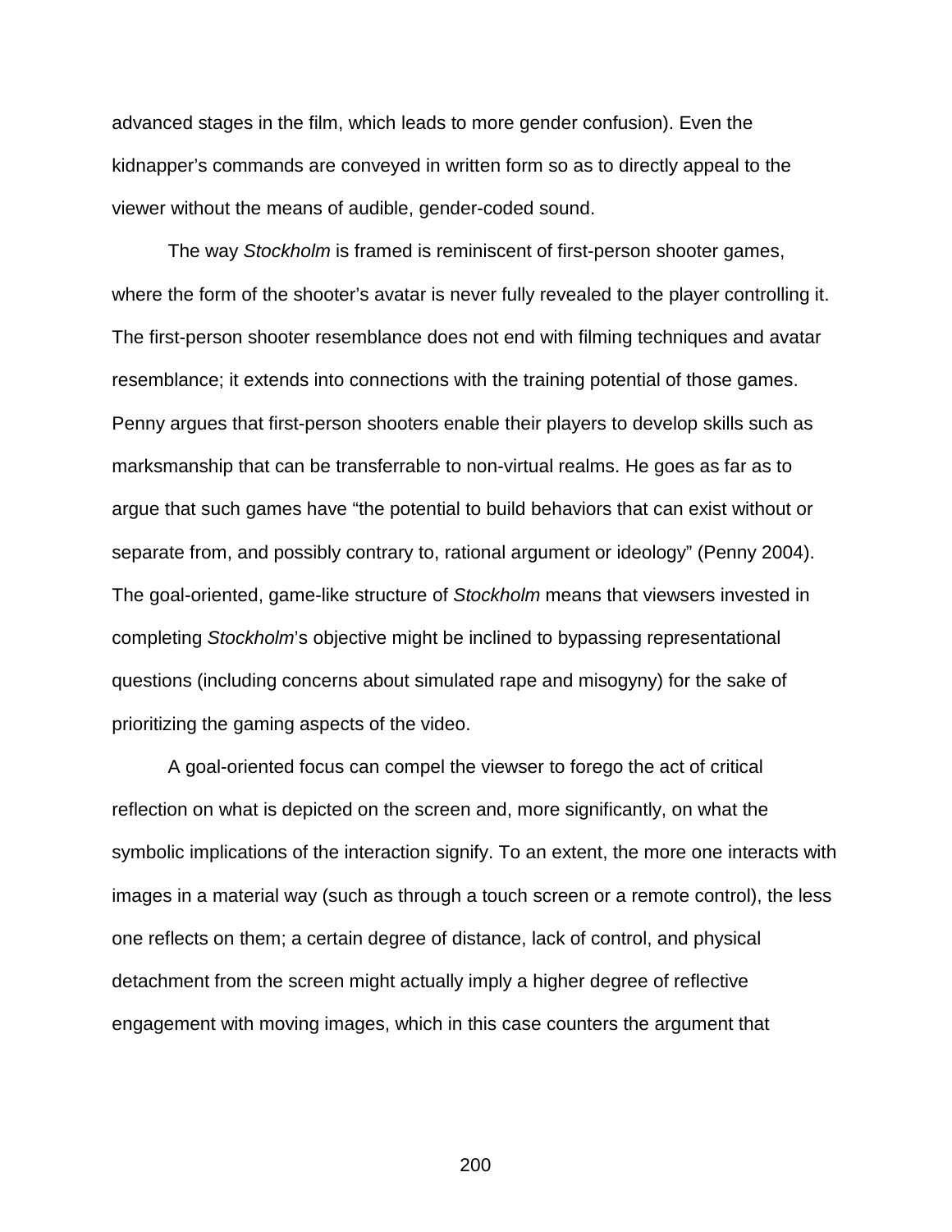advanced stages in the film, which leads to more gender confusion). Even the kidnapper's commands are conveyed in written form so as to directly appeal to the viewer without the means of audible, gender-coded sound.

The way *Stockholm* is framed is reminiscent of first-person shooter games, where the form of the shooter's avatar is never fully revealed to the player controlling it. The first-person shooter resemblance does not end with filming techniques and avatar resemblance; it extends into connections with the training potential of those games. Penny argues that first-person shooters enable their players to develop skills such as marksmanship that can be transferrable to non-virtual realms. He goes as far as to argue that such games have "the potential to build behaviors that can exist without or separate from, and possibly contrary to, rational argument or ideology" (Penny 2004). The goal-oriented, game-like structure of *Stockholm* means that viewsers invested in completing *Stockholm*'s objective might be inclined to bypassing representational questions (including concerns about simulated rape and misogyny) for the sake of prioritizing the gaming aspects of the video.

A goal-oriented focus can compel the viewser to forego the act of critical reflection on what is depicted on the screen and, more significantly, on what the symbolic implications of the interaction signify. To an extent, the more one interacts with images in a material way (such as through a touch screen or a remote control), the less one reflects on them; a certain degree of distance, lack of control, and physical detachment from the screen might actually imply a higher degree of reflective engagement with moving images, which in this case counters the argument that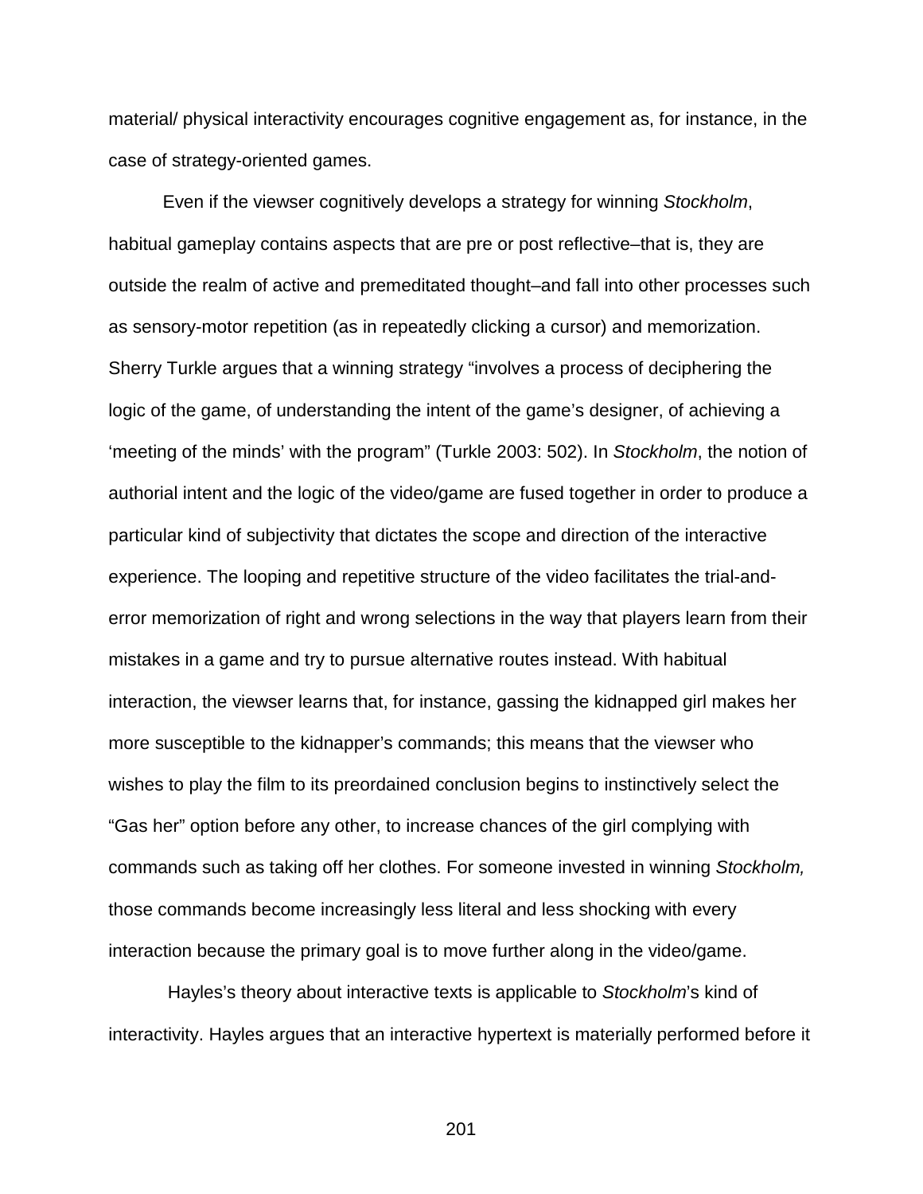material/ physical interactivity encourages cognitive engagement as, for instance, in the case of strategy-oriented games.

Even if the viewser cognitively develops a strategy for winning *Stockholm*, habitual gameplay contains aspects that are pre or post reflective–that is, they are outside the realm of active and premeditated thought–and fall into other processes such as sensory-motor repetition (as in repeatedly clicking a cursor) and memorization. Sherry Turkle argues that a winning strategy "involves a process of deciphering the logic of the game, of understanding the intent of the game's designer, of achieving a 'meeting of the minds' with the program" (Turkle 2003: 502). In *Stockholm*, the notion of authorial intent and the logic of the video/game are fused together in order to produce a particular kind of subjectivity that dictates the scope and direction of the interactive experience. The looping and repetitive structure of the video facilitates the trial-and-error memorization of right and wrong selections in the way that players learn from their mistakes in a game and try to pursue alternative routes instead. With habitual interaction, the viewser learns that, for instance, gassing the kidnapped girl makes her more susceptible to the kidnapper's commands; this means that the viewser who wishes to play the film to its preordained conclusion begins to instinctively select the "Gas her" option before any other, to increase chances of the girl complying with commands such as taking off her clothes. For someone invested in winning *Stockholm,* those commands become increasingly less literal and less shocking with every interaction because the primary goal is to move further along in the video/game.

Hayles's theory about interactive texts is applicable to *Stockholm*'s kind of interactivity. Hayles argues that an interactive hypertext is materially performed before it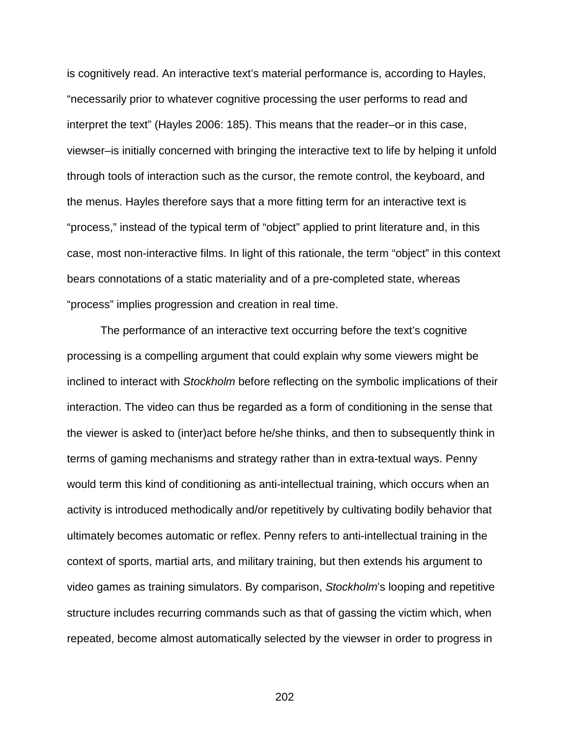is cognitively read. An interactive text's material performance is, according to Hayles, "necessarily prior to whatever cognitive processing the user performs to read and interpret the text" (Hayles 2006: 185). This means that the reader–or in this case, viewser–is initially concerned with bringing the interactive text to life by helping it unfold through tools of interaction such as the cursor, the remote control, the keyboard, and the menus. Hayles therefore says that a more fitting term for an interactive text is "process," instead of the typical term of "object" applied to print literature and, in this case, most non-interactive films. In light of this rationale, the term "object" in this context bears connotations of a static materiality and of a pre-completed state, whereas "process" implies progression and creation in real time.

The performance of an interactive text occurring before the text's cognitive processing is a compelling argument that could explain why some viewers might be inclined to interact with *Stockholm* before reflecting on the symbolic implications of their interaction. The video can thus be regarded as a form of conditioning in the sense that the viewer is asked to (inter)act before he/she thinks, and then to subsequently think in terms of gaming mechanisms and strategy rather than in extra-textual ways. Penny would term this kind of conditioning as anti-intellectual training, which occurs when an activity is introduced methodically and/or repetitively by cultivating bodily behavior that ultimately becomes automatic or reflex. Penny refers to anti-intellectual training in the context of sports, martial arts, and military training, but then extends his argument to video games as training simulators. By comparison, *Stockholm*'s looping and repetitive structure includes recurring commands such as that of gassing the victim which, when repeated, become almost automatically selected by the viewser in order to progress in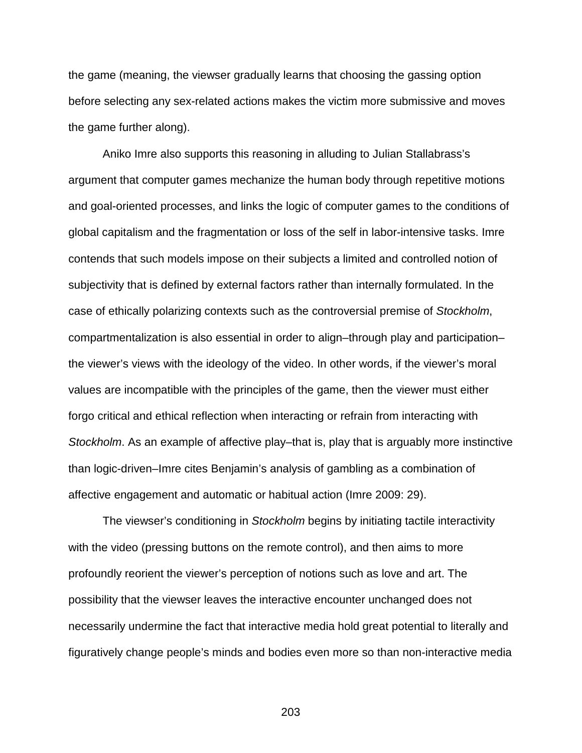the game (meaning, the viewser gradually learns that choosing the gassing option before selecting any sex-related actions makes the victim more submissive and moves the game further along).

Aniko Imre also supports this reasoning in alluding to Julian Stallabrass's argument that computer games mechanize the human body through repetitive motions and goal-oriented processes, and links the logic of computer games to the conditions of global capitalism and the fragmentation or loss of the self in labor-intensive tasks. Imre contends that such models impose on their subjects a limited and controlled notion of subjectivity that is defined by external factors rather than internally formulated. In the case of ethically polarizing contexts such as the controversial premise of *Stockholm*, compartmentalization is also essential in order to align–through play and participation–the viewer's views with the ideology of the video. In other words, if the viewer's moral values are incompatible with the principles of the game, then the viewer must either forgo critical and ethical reflection when interacting or refrain from interacting with *Stockholm*. As an example of affective play–that is, play that is arguably more instinctive than logic-driven–Imre cites Benjamin's analysis of gambling as a combination of affective engagement and automatic or habitual action (Imre 2009: 29).

The viewser's conditioning in *Stockholm* begins by initiating tactile interactivity with the video (pressing buttons on the remote control), and then aims to more profoundly reorient the viewer's perception of notions such as love and art. The possibility that the viewser leaves the interactive encounter unchanged does not necessarily undermine the fact that interactive media hold great potential to literally and figuratively change people's minds and bodies even more so than non-interactive media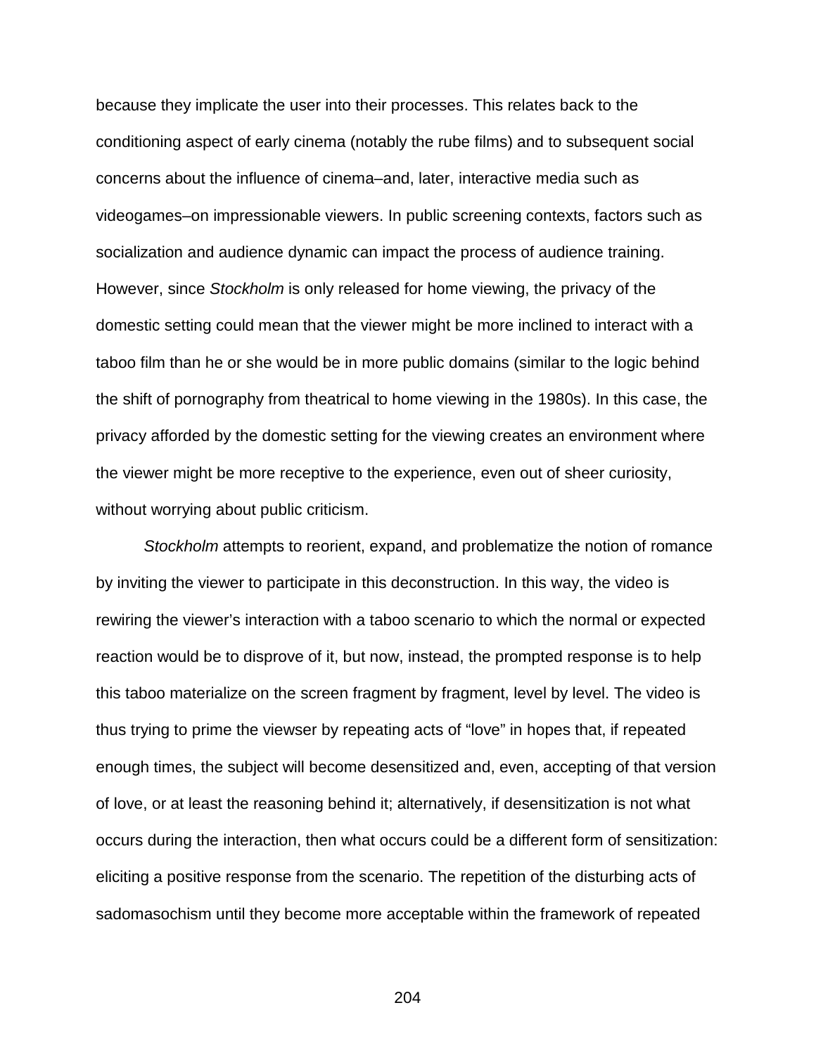because they implicate the user into their processes. This relates back to the conditioning aspect of early cinema (notably the rube films) and to subsequent social concerns about the influence of cinema–and, later, interactive media such as videogames–on impressionable viewers. In public screening contexts, factors such as socialization and audience dynamic can impact the process of audience training. However, since *Stockholm* is only released for home viewing, the privacy of the domestic setting could mean that the viewer might be more inclined to interact with a taboo film than he or she would be in more public domains (similar to the logic behind the shift of pornography from theatrical to home viewing in the 1980s). In this case, the privacy afforded by the domestic setting for the viewing creates an environment where the viewer might be more receptive to the experience, even out of sheer curiosity, without worrying about public criticism.

*Stockholm* attempts to reorient, expand, and problematize the notion of romance by inviting the viewer to participate in this deconstruction. In this way, the video is rewiring the viewer's interaction with a taboo scenario to which the normal or expected reaction would be to disprove of it, but now, instead, the prompted response is to help this taboo materialize on the screen fragment by fragment, level by level. The video is thus trying to prime the viewser by repeating acts of "love" in hopes that, if repeated enough times, the subject will become desensitized and, even, accepting of that version of love, or at least the reasoning behind it; alternatively, if desensitization is not what occurs during the interaction, then what occurs could be a different form of sensitization: eliciting a positive response from the scenario. The repetition of the disturbing acts of sadomasochism until they become more acceptable within the framework of repeated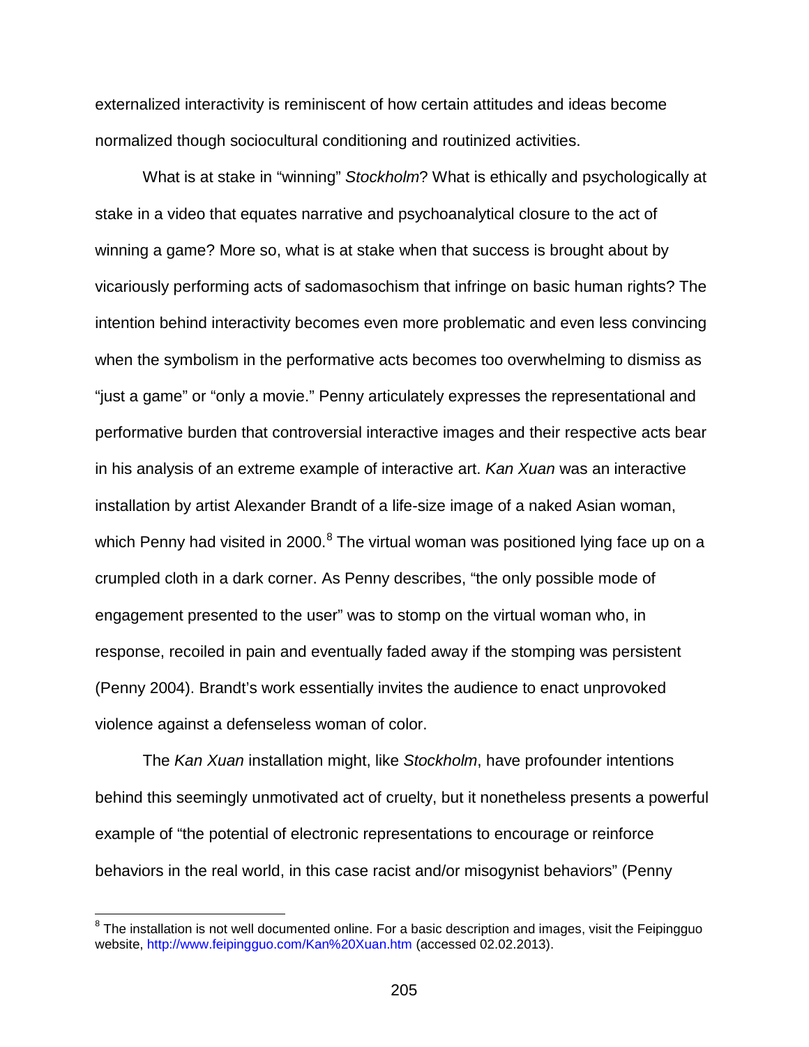externalized interactivity is reminiscent of how certain attitudes and ideas become normalized though sociocultural conditioning and routinized activities.

What is at stake in "winning" *Stockholm*? What is ethically and psychologically at stake in a video that equates narrative and psychoanalytical closure to the act of winning a game? More so, what is at stake when that success is brought about by vicariously performing acts of sadomasochism that infringe on basic human rights? The intention behind interactivity becomes even more problematic and even less convincing when the symbolism in the performative acts becomes too overwhelming to dismiss as "just a game" or "only a movie." Penny articulately expresses the representational and performative burden that controversial interactive images and their respective acts bear in his analysis of an extreme example of interactive art. *Kan Xuan* was an interactive installation by artist Alexander Brandt of a life-size image of a naked Asian woman, which Penny had visited in 2000.[8] The virtual woman was positioned lying face up on a crumpled cloth in a dark corner. As Penny describes, "the only possible mode of engagement presented to the user" was to stomp on the virtual woman who, in response, recoiled in pain and eventually faded away if the stomping was persistent (Penny 2004). Brandt's work essentially invites the audience to enact unprovoked violence against a defenseless woman of color.

The *Kan Xuan* installation might, like *Stockholm*, have profounder intentions behind this seemingly unmotivated act of cruelty, but it nonetheless presents a powerful example of "the potential of electronic representations to encourage or reinforce behaviors in the real world, in this case racist and/or misogynist behaviors" (Penny

---

[8] The installation is not well documented online. For a basic description and images, visit the Feipingguo website, http://www.feipingguo.com/Kan%20Xuan.htm (accessed 02.02.2013).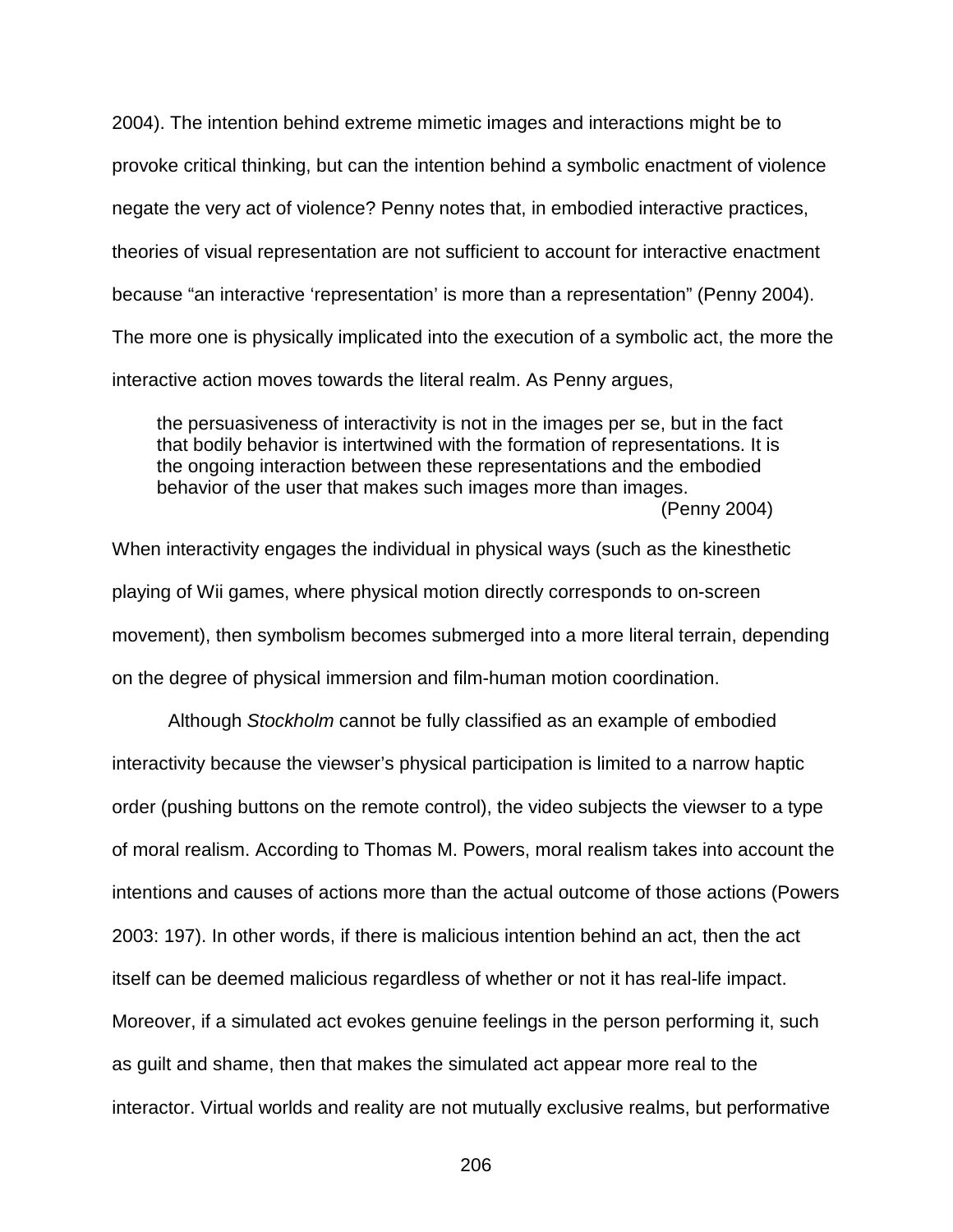2004). The intention behind extreme mimetic images and interactions might be to provoke critical thinking, but can the intention behind a symbolic enactment of violence negate the very act of violence? Penny notes that, in embodied interactive practices, theories of visual representation are not sufficient to account for interactive enactment because “an interactive ‘representation’ is more than a representation” (Penny 2004). The more one is physically implicated into the execution of a symbolic act, the more the interactive action moves towards the literal realm. As Penny argues,

> the persuasiveness of interactivity is not in the images per se, but in the fact that bodily behavior is intertwined with the formation of representations. It is the ongoing interaction between these representations and the embodied behavior of the user that makes such images more than images.
> (Penny 2004)

When interactivity engages the individual in physical ways (such as the kinesthetic playing of Wii games, where physical motion directly corresponds to on-screen movement), then symbolism becomes submerged into a more literal terrain, depending on the degree of physical immersion and film-human motion coordination.

Although *Stockholm* cannot be fully classified as an example of embodied interactivity because the viewser’s physical participation is limited to a narrow haptic order (pushing buttons on the remote control), the video subjects the viewser to a type of moral realism. According to Thomas M. Powers, moral realism takes into account the intentions and causes of actions more than the actual outcome of those actions (Powers 2003: 197). In other words, if there is malicious intention behind an act, then the act itself can be deemed malicious regardless of whether or not it has real-life impact. Moreover, if a simulated act evokes genuine feelings in the person performing it, such as guilt and shame, then that makes the simulated act appear more real to the interactor. Virtual worlds and reality are not mutually exclusive realms, but performative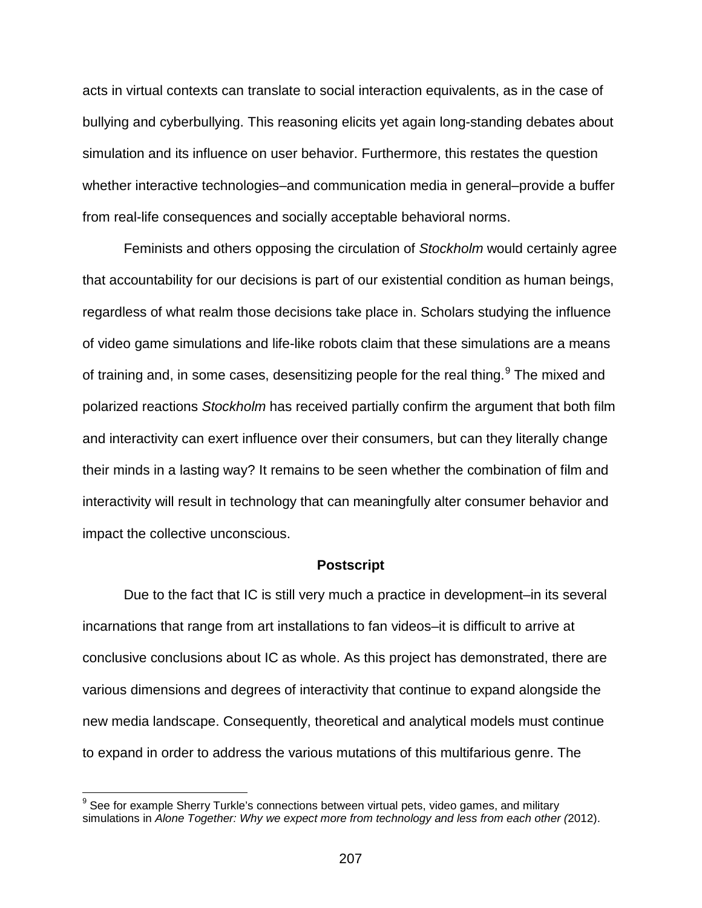acts in virtual contexts can translate to social interaction equivalents, as in the case of bullying and cyberbullying. This reasoning elicits yet again long-standing debates about simulation and its influence on user behavior. Furthermore, this restates the question whether interactive technologies–and communication media in general–provide a buffer from real-life consequences and socially acceptable behavioral norms.

Feminists and others opposing the circulation of *Stockholm* would certainly agree that accountability for our decisions is part of our existential condition as human beings, regardless of what realm those decisions take place in. Scholars studying the influence of video game simulations and life-like robots claim that these simulations are a means of training and, in some cases, desensitizing people for the real thing.[9] The mixed and polarized reactions *Stockholm* has received partially confirm the argument that both film and interactivity can exert influence over their consumers, but can they literally change their minds in a lasting way? It remains to be seen whether the combination of film and interactivity will result in technology that can meaningfully alter consumer behavior and impact the collective unconscious.

## Postscript

Due to the fact that IC is still very much a practice in development–in its several incarnations that range from art installations to fan videos–it is difficult to arrive at conclusive conclusions about IC as whole. As this project has demonstrated, there are various dimensions and degrees of interactivity that continue to expand alongside the new media landscape. Consequently, theoretical and analytical models must continue to expand in order to address the various mutations of this multifarious genre. The

---

[9] See for example Sherry Turkle's connections between virtual pets, video games, and military simulations in *Alone Together: Why we expect more from technology and less from each other (*2012).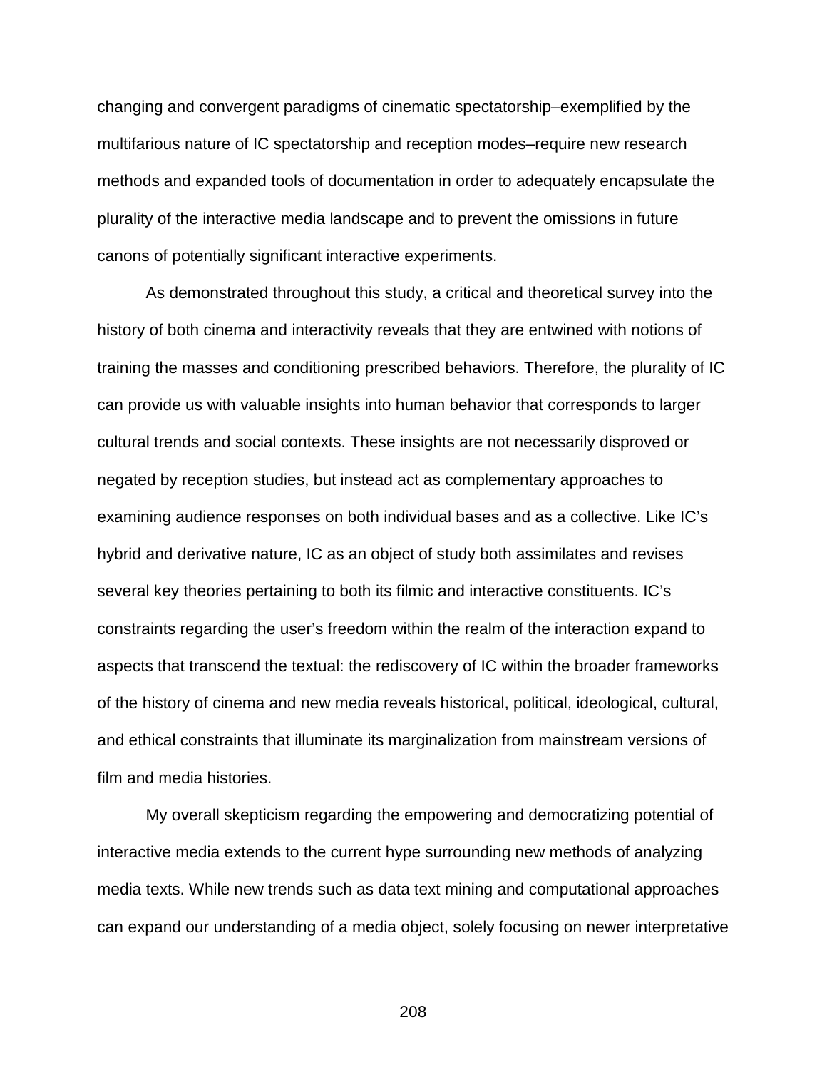changing and convergent paradigms of cinematic spectatorship–exemplified by the multifarious nature of IC spectatorship and reception modes–require new research methods and expanded tools of documentation in order to adequately encapsulate the plurality of the interactive media landscape and to prevent the omissions in future canons of potentially significant interactive experiments.

As demonstrated throughout this study, a critical and theoretical survey into the history of both cinema and interactivity reveals that they are entwined with notions of training the masses and conditioning prescribed behaviors. Therefore, the plurality of IC can provide us with valuable insights into human behavior that corresponds to larger cultural trends and social contexts. These insights are not necessarily disproved or negated by reception studies, but instead act as complementary approaches to examining audience responses on both individual bases and as a collective. Like IC's hybrid and derivative nature, IC as an object of study both assimilates and revises several key theories pertaining to both its filmic and interactive constituents. IC's constraints regarding the user's freedom within the realm of the interaction expand to aspects that transcend the textual: the rediscovery of IC within the broader frameworks of the history of cinema and new media reveals historical, political, ideological, cultural, and ethical constraints that illuminate its marginalization from mainstream versions of film and media histories.

My overall skepticism regarding the empowering and democratizing potential of interactive media extends to the current hype surrounding new methods of analyzing media texts. While new trends such as data text mining and computational approaches can expand our understanding of a media object, solely focusing on newer interpretative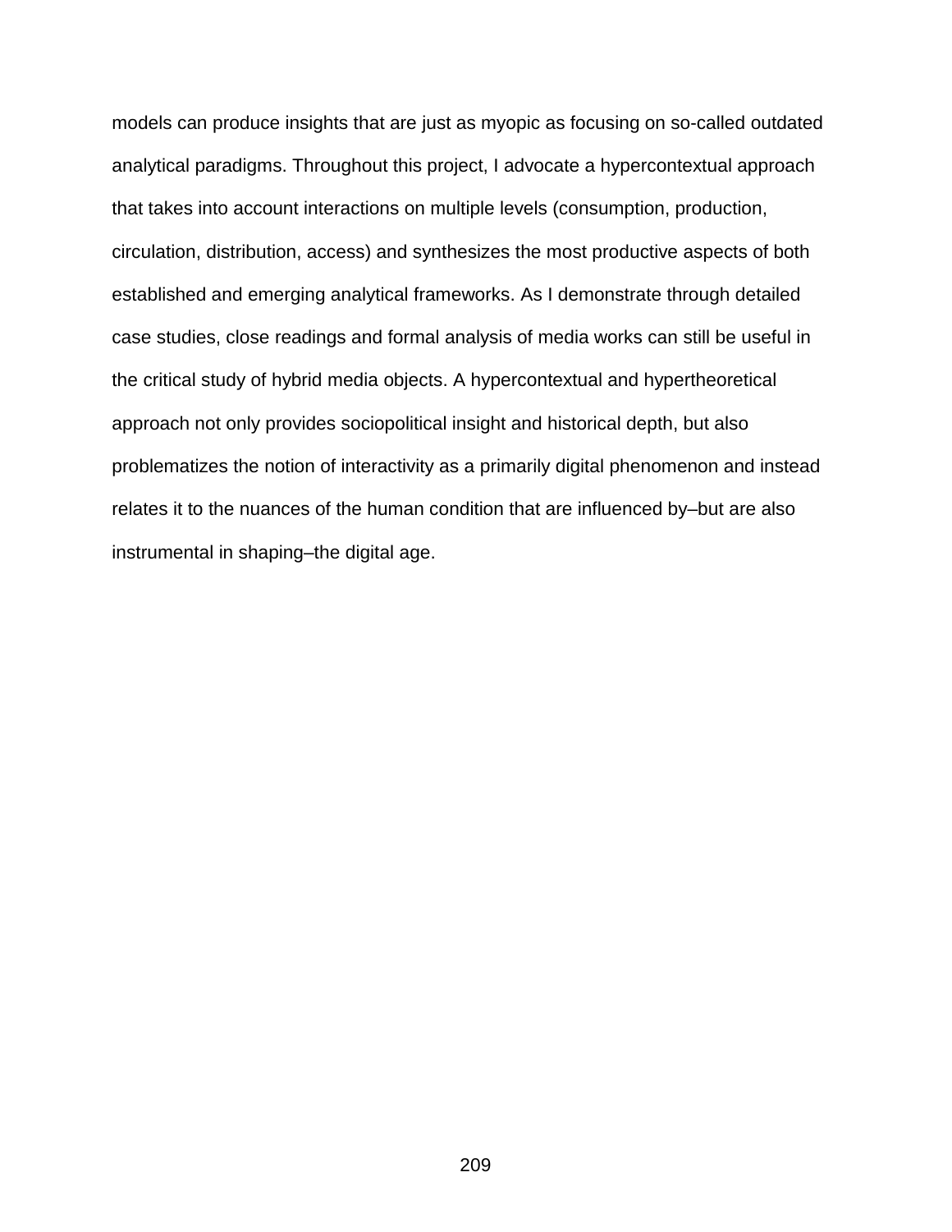models can produce insights that are just as myopic as focusing on so-called outdated analytical paradigms. Throughout this project, I advocate a hypercontextual approach that takes into account interactions on multiple levels (consumption, production, circulation, distribution, access) and synthesizes the most productive aspects of both established and emerging analytical frameworks. As I demonstrate through detailed case studies, close readings and formal analysis of media works can still be useful in the critical study of hybrid media objects. A hypercontextual and hypertheoretical approach not only provides sociopolitical insight and historical depth, but also problematizes the notion of interactivity as a primarily digital phenomenon and instead relates it to the nuances of the human condition that are influenced by–but are also instrumental in shaping–the digital age.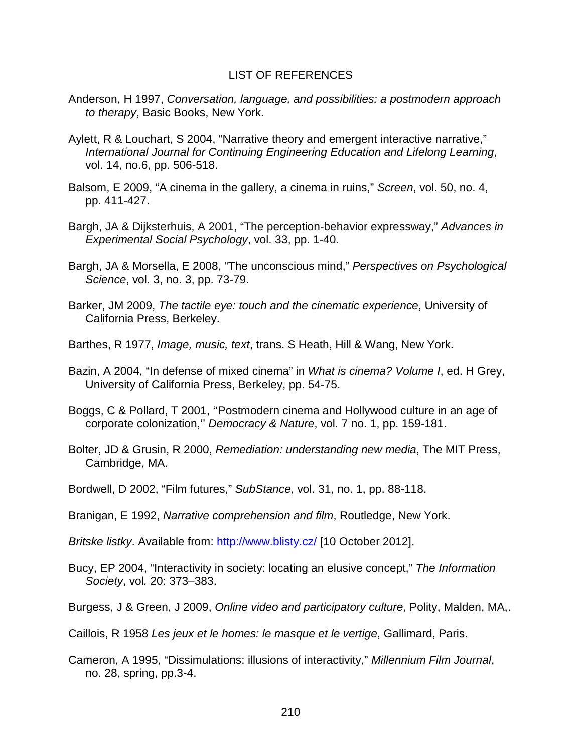# LIST OF REFERENCES

Anderson, H 1997, *Conversation, language, and possibilities: a postmodern approach to therapy*, Basic Books, New York.

Aylett, R & Louchart, S 2004, "Narrative theory and emergent interactive narrative," *International Journal for Continuing Engineering Education and Lifelong Learning*, vol. 14, no.6, pp. 506-518.

Balsom, E 2009, "A cinema in the gallery, a cinema in ruins," *Screen*, vol. 50, no. 4, pp. 411-427.

Bargh, JA & Dijksterhuis, A 2001, "The perception-behavior expressway," *Advances in Experimental Social Psychology*, vol. 33, pp. 1-40.

Bargh, JA & Morsella, E 2008, "The unconscious mind," *Perspectives on Psychological Science*, vol. 3, no. 3, pp. 73-79.

Barker, JM 2009, *The tactile eye: touch and the cinematic experience*, University of California Press, Berkeley.

Barthes, R 1977, *Image, music, text*, trans. S Heath, Hill & Wang, New York.

Bazin, A 2004, "In defense of mixed cinema" in *What is cinema? Volume I*, ed. H Grey, University of California Press, Berkeley, pp. 54-75.

Boggs, C & Pollard, T 2001, ''Postmodern cinema and Hollywood culture in an age of corporate colonization,'' *Democracy & Nature*, vol. 7 no. 1, pp. 159-181.

Bolter, JD & Grusin, R 2000, *Remediation: understanding new media*, The MIT Press, Cambridge, MA.

Bordwell, D 2002, "Film futures," *SubStance*, vol. 31, no. 1, pp. 88-118.

Branigan, E 1992, *Narrative comprehension and film*, Routledge, New York.

*Britske listky*. Available from: http://www.blisty.cz/ [10 October 2012].

Bucy, EP 2004, "Interactivity in society: locating an elusive concept," *The Information Society*, vol*.* 20: 373–383.

Burgess, J & Green, J 2009, *Online video and participatory culture*, Polity, Malden, MA,.

Caillois, R 1958 *Les jeux et le homes: le masque et le vertige*, Gallimard, Paris.

Cameron, A 1995, "Dissimulations: illusions of interactivity," *Millennium Film Journal*, no. 28, spring, pp.3-4.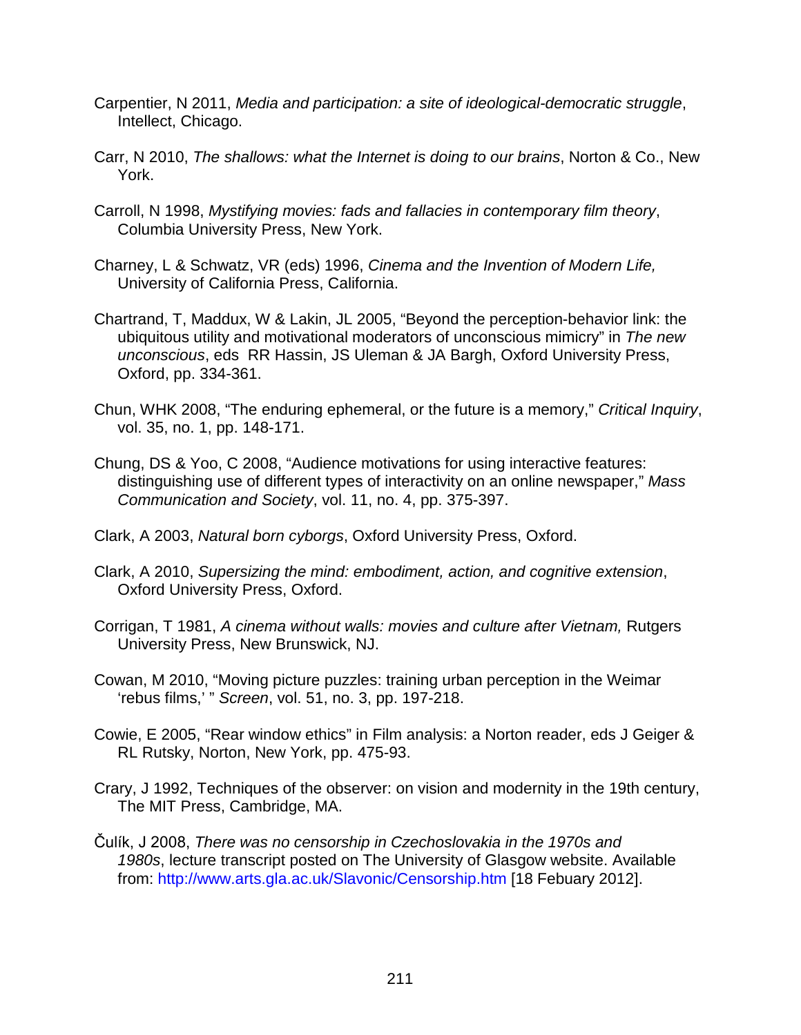Carpentier, N 2011, *Media and participation: a site of ideological-democratic struggle*, Intellect, Chicago.

Carr, N 2010, *The shallows: what the Internet is doing to our brains*, Norton & Co., New York.

Carroll, N 1998, *Mystifying movies: fads and fallacies in contemporary film theory*, Columbia University Press, New York.

Charney, L & Schwatz, VR (eds) 1996, *Cinema and the Invention of Modern Life,* University of California Press, California.

Chartrand, T, Maddux, W & Lakin, JL 2005, "Beyond the perception-behavior link: the ubiquitous utility and motivational moderators of unconscious mimicry" in *The new unconscious*, eds RR Hassin, JS Uleman & JA Bargh, Oxford University Press, Oxford, pp. 334-361.

Chun, WHK 2008, "The enduring ephemeral, or the future is a memory," *Critical Inquiry*, vol. 35, no. 1, pp. 148-171.

Chung, DS & Yoo, C 2008, "Audience motivations for using interactive features: distinguishing use of different types of interactivity on an online newspaper," *Mass Communication and Society*, vol. 11, no. 4, pp. 375-397.

Clark, A 2003, *Natural born cyborgs*, Oxford University Press, Oxford.

Clark, A 2010, *Supersizing the mind: embodiment, action, and cognitive extension*, Oxford University Press, Oxford.

Corrigan, T 1981, *A cinema without walls: movies and culture after Vietnam,* Rutgers University Press, New Brunswick, NJ.

Cowan, M 2010, "Moving picture puzzles: training urban perception in the Weimar 'rebus films,' " *Screen*, vol. 51, no. 3, pp. 197-218.

Cowie, E 2005, "Rear window ethics" in Film analysis: a Norton reader, eds J Geiger & RL Rutsky, Norton, New York, pp. 475-93.

Crary, J 1992, Techniques of the observer: on vision and modernity in the 19th century, The MIT Press, Cambridge, MA.

Čulík, J 2008, *There was no censorship in Czechoslovakia in the 1970s and 1980s*, lecture transcript posted on The University of Glasgow website. Available from: http://www.arts.gla.ac.uk/Slavonic/Censorship.htm [18 Febuary 2012].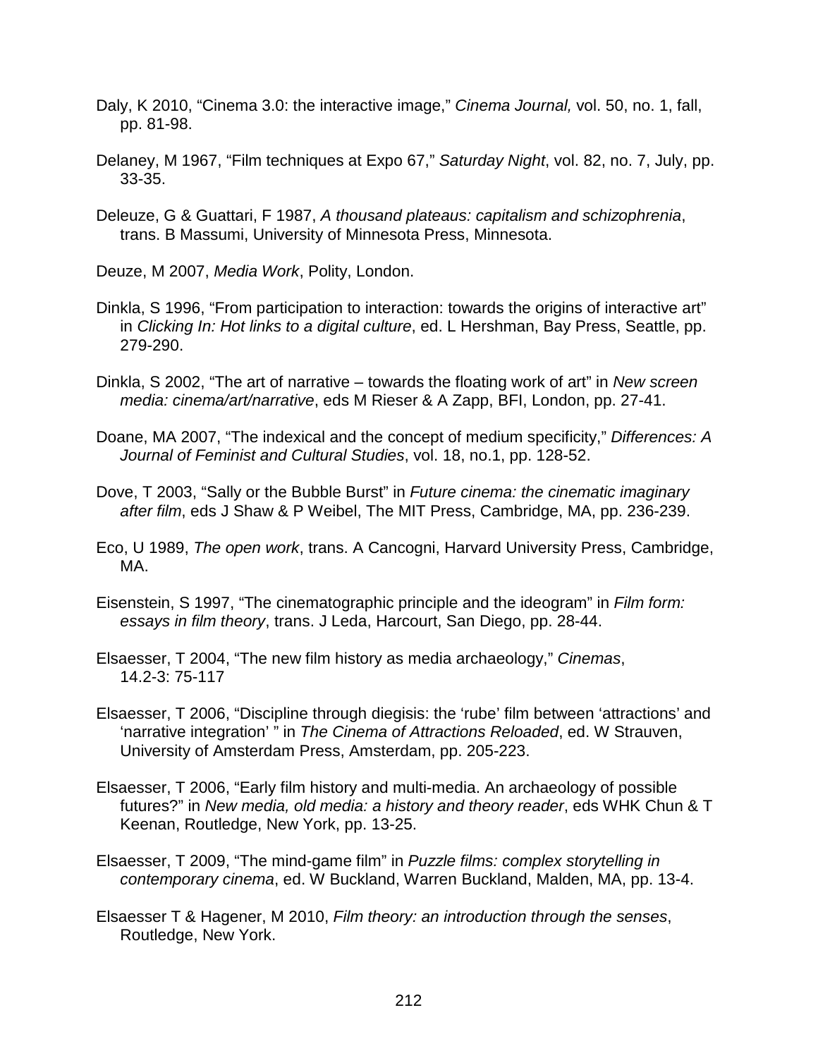Daly, K 2010, “Cinema 3.0: the interactive image,” *Cinema Journal,* vol. 50, no. 1, fall, pp. 81-98.

Delaney, M 1967, “Film techniques at Expo 67,” *Saturday Night*, vol. 82, no. 7, July, pp. 33-35.

Deleuze, G & Guattari, F 1987, *A thousand plateaus: capitalism and schizophrenia*, trans. B Massumi, University of Minnesota Press, Minnesota.

Deuze, M 2007, *Media Work*, Polity, London.

Dinkla, S 1996, “From participation to interaction: towards the origins of interactive art” in *Clicking In: Hot links to a digital culture*, ed. L Hershman, Bay Press, Seattle, pp. 279-290.

Dinkla, S 2002, “The art of narrative – towards the floating work of art” in *New screen media: cinema/art/narrative*, eds M Rieser & A Zapp, BFI, London, pp. 27-41.

Doane, MA 2007, “The indexical and the concept of medium specificity,” *Differences: A Journal of Feminist and Cultural Studies*, vol. 18, no.1, pp. 128-52.

Dove, T 2003, “Sally or the Bubble Burst” in *Future cinema: the cinematic imaginary after film*, eds J Shaw & P Weibel, The MIT Press, Cambridge, MA, pp. 236-239.

Eco, U 1989, *The open work*, trans. A Cancogni, Harvard University Press, Cambridge, MA.

Eisenstein, S 1997, “The cinematographic principle and the ideogram” in *Film form: essays in film theory*, trans. J Leda, Harcourt, San Diego, pp. 28-44.

Elsaesser, T 2004, “The new film history as media archaeology,” *Cinemas*, 14.2-3: 75-117

Elsaesser, T 2006, “Discipline through diegisis: the ‘rube’ film between ‘attractions’ and ‘narrative integration’ ” in *The Cinema of Attractions Reloaded*, ed. W Strauven, University of Amsterdam Press, Amsterdam, pp. 205-223.

Elsaesser, T 2006, “Early film history and multi-media. An archaeology of possible futures?” in *New media, old media: a history and theory reader*, eds WHK Chun & T Keenan, Routledge, New York, pp. 13-25.

Elsaesser, T 2009, “The mind-game film” in *Puzzle films: complex storytelling in contemporary cinema*, ed. W Buckland, Warren Buckland, Malden, MA, pp. 13-4.

Elsaesser T & Hagener, M 2010, *Film theory: an introduction through the senses*, Routledge, New York.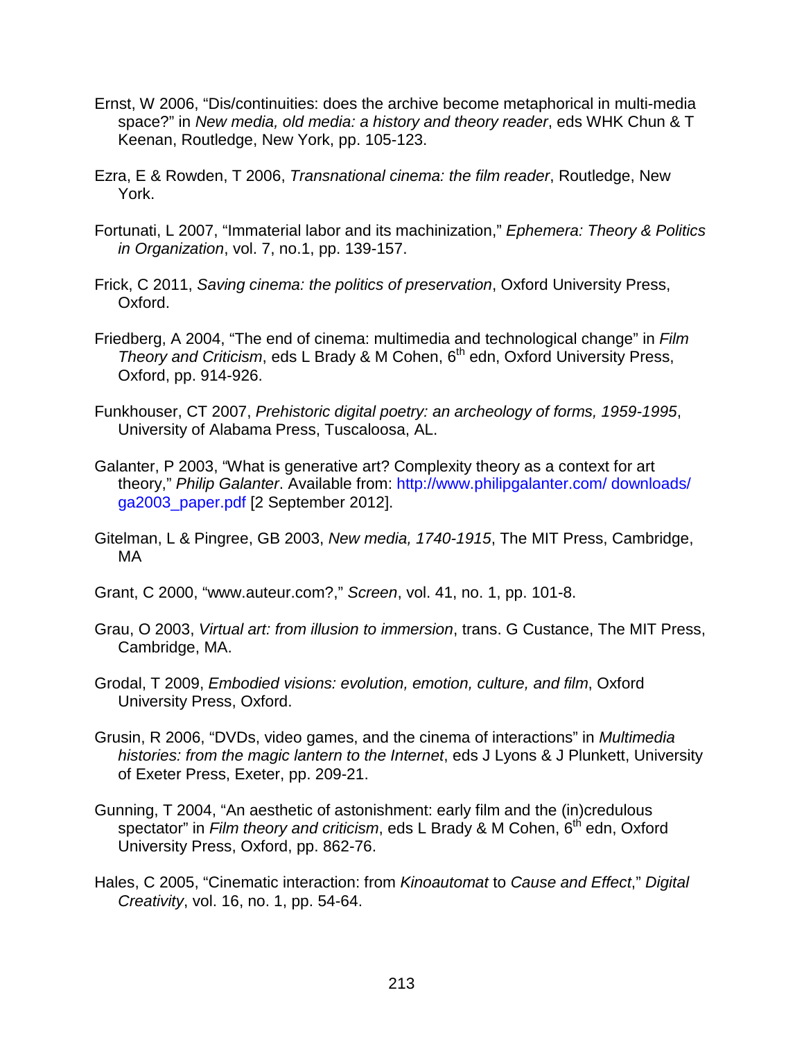Ernst, W 2006, “Dis/continuities: does the archive become metaphorical in multi-media space?” in *New media, old media: a history and theory reader*, eds WHK Chun & T Keenan, Routledge, New York, pp. 105-123.

Ezra, E & Rowden, T 2006, *Transnational cinema: the film reader*, Routledge, New York.

Fortunati, L 2007, “Immaterial labor and its machinization,” *Ephemera: Theory & Politics in Organization*, vol. 7, no.1, pp. 139-157.

Frick, C 2011, *Saving cinema: the politics of preservation*, Oxford University Press, Oxford.

Friedberg, A 2004, “The end of cinema: multimedia and technological change” in *Film Theory and Criticism*, eds L Brady & M Cohen, 6th edn, Oxford University Press, Oxford, pp. 914-926.

Funkhouser, CT 2007, *Prehistoric digital poetry: an archeology of forms, 1959-1995*, University of Alabama Press, Tuscaloosa, AL.

Galanter, P 2003, “What is generative art? Complexity theory as a context for art theory,” *Philip Galanter*. Available from: http://www.philipgalanter.com/ downloads/ ga2003_paper.pdf [2 September 2012].

Gitelman, L & Pingree, GB 2003, *New media, 1740-1915*, The MIT Press, Cambridge, MA

Grant, C 2000, “www.auteur.com?,” *Screen*, vol. 41, no. 1, pp. 101-8.

Grau, O 2003, *Virtual art: from illusion to immersion*, trans. G Custance, The MIT Press, Cambridge, MA.

Grodal, T 2009, *Embodied visions: evolution, emotion, culture, and film*, Oxford University Press, Oxford.

Grusin, R 2006, “DVDs, video games, and the cinema of interactions” in *Multimedia histories: from the magic lantern to the Internet*, eds J Lyons & J Plunkett, University of Exeter Press, Exeter, pp. 209-21.

Gunning, T 2004, “An aesthetic of astonishment: early film and the (in)credulous spectator” in *Film theory and criticism*, eds L Brady & M Cohen, 6th edn, Oxford University Press, Oxford, pp. 862-76.

Hales, C 2005, “Cinematic interaction: from *Kinoautomat* to *Cause and Effect*,” *Digital Creativity*, vol. 16, no. 1, pp. 54-64.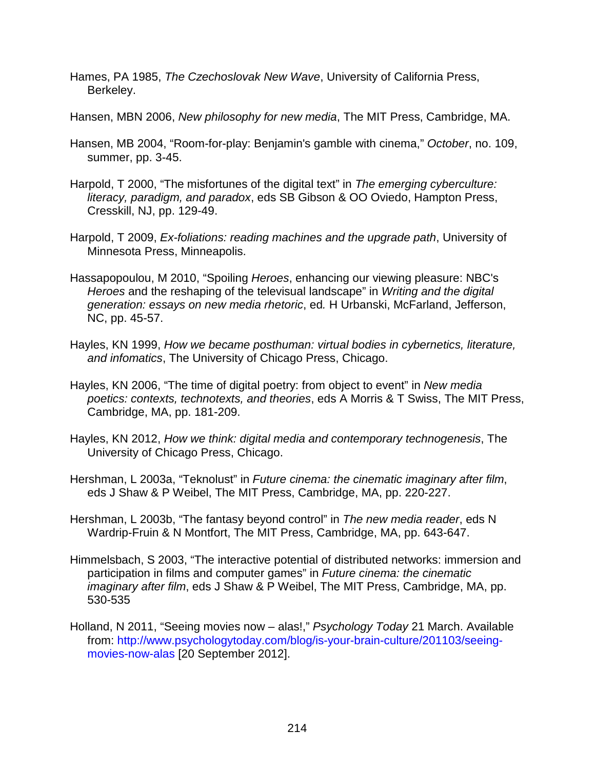Hames, PA 1985, *The Czechoslovak New Wave*, University of California Press, Berkeley.

Hansen, MBN 2006, *New philosophy for new media*, The MIT Press, Cambridge, MA.

Hansen, MB 2004, "Room-for-play: Benjamin's gamble with cinema," *October*, no. 109, summer, pp. 3-45.

Harpold, T 2000, "The misfortunes of the digital text" in *The emerging cyberculture: literacy, paradigm, and paradox*, eds SB Gibson & OO Oviedo, Hampton Press, Cresskill, NJ, pp. 129-49.

Harpold, T 2009, *Ex-foliations: reading machines and the upgrade path*, University of Minnesota Press, Minneapolis.

Hassapopoulou, M 2010, "Spoiling *Heroes*, enhancing our viewing pleasure: NBC's *Heroes* and the reshaping of the televisual landscape" in *Writing and the digital generation: essays on new media rhetoric*, ed*.* H Urbanski, McFarland, Jefferson, NC, pp. 45-57.

Hayles, KN 1999, *How we became posthuman: virtual bodies in cybernetics, literature, and infomatics*, The University of Chicago Press, Chicago.

Hayles, KN 2006, "The time of digital poetry: from object to event" in *New media poetics: contexts, technotexts, and theories*, eds A Morris & T Swiss, The MIT Press, Cambridge, MA, pp. 181-209.

Hayles, KN 2012, *How we think: digital media and contemporary technogenesis*, The University of Chicago Press, Chicago.

Hershman, L 2003a, "Teknolust" in *Future cinema: the cinematic imaginary after film*, eds J Shaw & P Weibel, The MIT Press, Cambridge, MA, pp. 220-227.

Hershman, L 2003b, "The fantasy beyond control" in *The new media reader*, eds N Wardrip-Fruin & N Montfort, The MIT Press, Cambridge, MA, pp. 643-647.

Himmelsbach, S 2003, "The interactive potential of distributed networks: immersion and participation in films and computer games" in *Future cinema: the cinematic imaginary after film*, eds J Shaw & P Weibel, The MIT Press, Cambridge, MA, pp. 530-535

Holland, N 2011, "Seeing movies now – alas!," *Psychology Today* 21 March. Available from: http://www.psychologytoday.com/blog/is-your-brain-culture/201103/seeing-movies-now-alas [20 September 2012].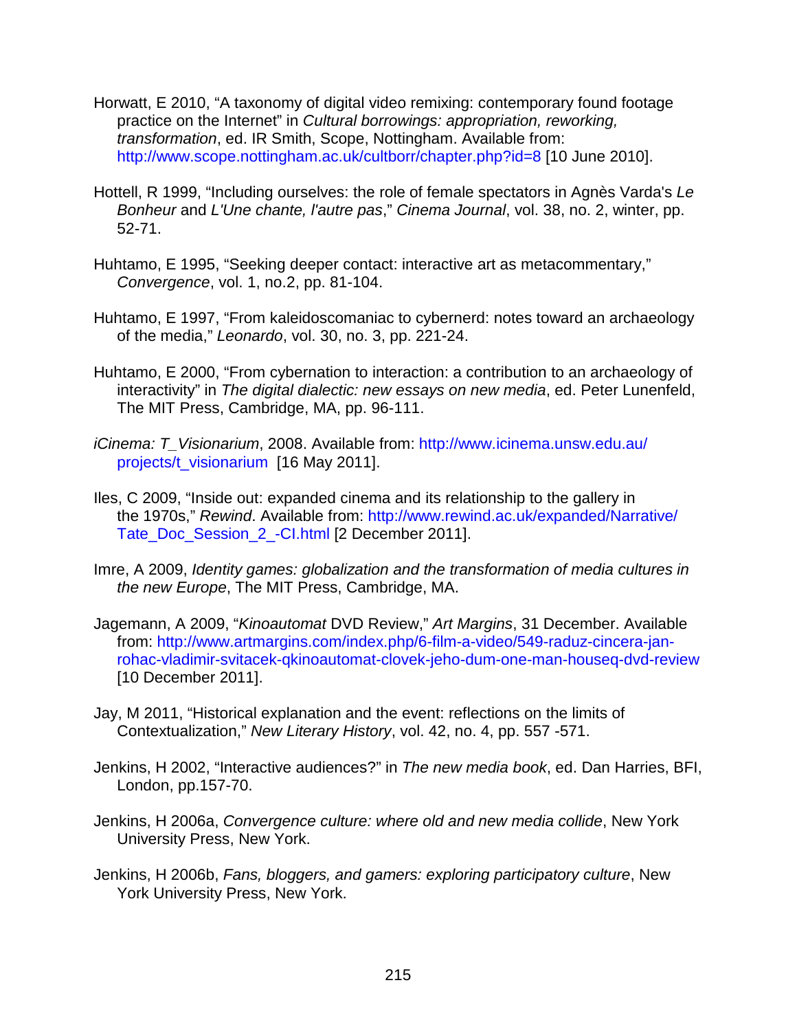Horwatt, E 2010, "A taxonomy of digital video remixing: contemporary found footage practice on the Internet" in *Cultural borrowings: appropriation, reworking, transformation*, ed. IR Smith, Scope, Nottingham. Available from: http://www.scope.nottingham.ac.uk/cultborr/chapter.php?id=8 [10 June 2010].

Hottell, R 1999, "Including ourselves: the role of female spectators in Agnès Varda's *Le Bonheur* and *L'Une chante, l'autre pas*," *Cinema Journal*, vol. 38, no. 2, winter, pp. 52-71.

Huhtamo, E 1995, "Seeking deeper contact: interactive art as metacommentary," *Convergence*, vol. 1, no.2, pp. 81-104.

Huhtamo, E 1997, "From kaleidoscomaniac to cybernerd: notes toward an archaeology of the media," *Leonardo*, vol. 30, no. 3, pp. 221-24.

Huhtamo, E 2000, "From cybernation to interaction: a contribution to an archaeology of interactivity" in *The digital dialectic: new essays on new media*, ed. Peter Lunenfeld, The MIT Press, Cambridge, MA, pp. 96-111.

*iCinema: T_Visionarium*, 2008. Available from: http://www.icinema.unsw.edu.au/projects/t_visionarium [16 May 2011].

Iles, C 2009, "Inside out: expanded cinema and its relationship to the gallery in the 1970s," *Rewind*. Available from: http://www.rewind.ac.uk/expanded/Narrative/Tate_Doc_Session_2_-CI.html [2 December 2011].

Imre, A 2009, *Identity games: globalization and the transformation of media cultures in the new Europe*, The MIT Press, Cambridge, MA.

Jagemann, A 2009, "*Kinoautomat* DVD Review," *Art Margins*, 31 December. Available from: http://www.artmargins.com/index.php/6-film-a-video/549-raduz-cincera-jan-rohac-vladimir-svitacek-qkinoautomat-clovek-jeho-dum-one-man-houseq-dvd-review [10 December 2011].

Jay, M 2011, "Historical explanation and the event: reflections on the limits of Contextualization," *New Literary History*, vol. 42, no. 4, pp. 557 -571.

Jenkins, H 2002, "Interactive audiences?" in *The new media book*, ed. Dan Harries, BFI, London, pp.157-70.

Jenkins, H 2006a, *Convergence culture: where old and new media collide*, New York University Press, New York.

Jenkins, H 2006b, *Fans, bloggers, and gamers: exploring participatory culture*, New York University Press, New York.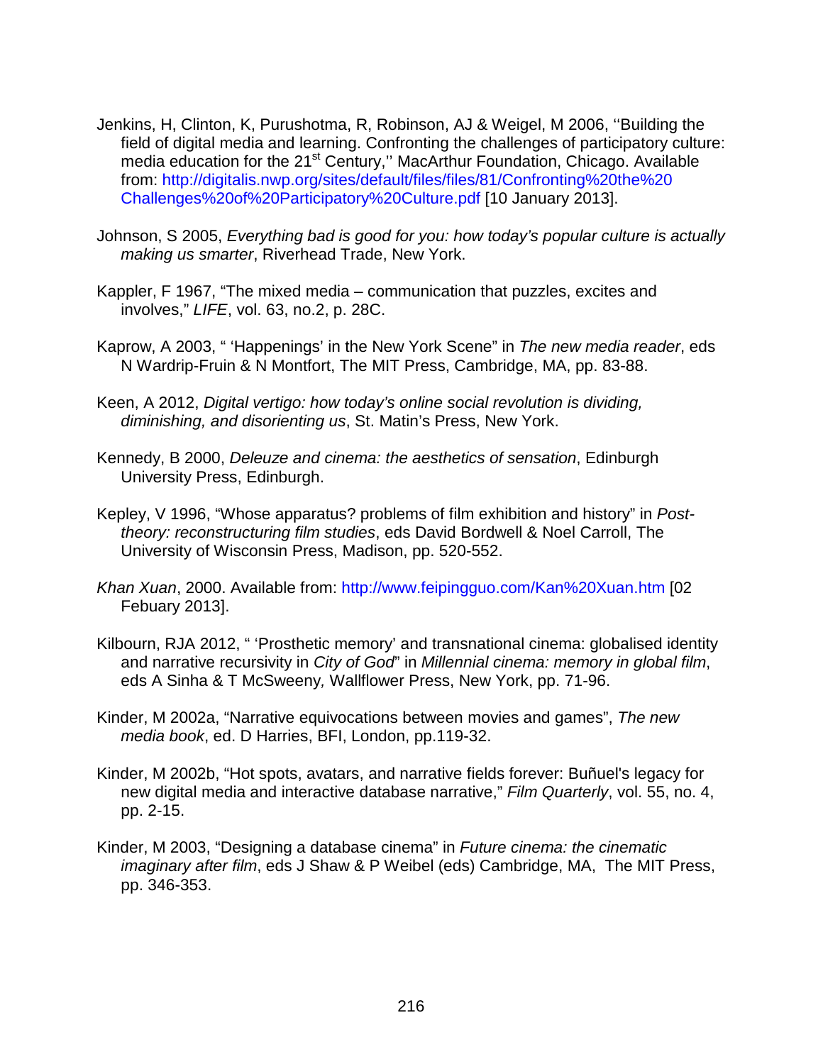Jenkins, H, Clinton, K, Purushotma, R, Robinson, AJ & Weigel, M 2006, ''Building the field of digital media and learning. Confronting the challenges of participatory culture: media education for the 21st Century,'' MacArthur Foundation, Chicago. Available from: http://digitalis.nwp.org/sites/default/files/files/81/Confronting%20the%20Challenges%20of%20Participatory%20Culture.pdf [10 January 2013].

Johnson, S 2005, *Everything bad is good for you: how today's popular culture is actually making us smarter*, Riverhead Trade, New York.

Kappler, F 1967, "The mixed media – communication that puzzles, excites and involves," *LIFE*, vol. 63, no.2, p. 28C.

Kaprow, A 2003, " 'Happenings' in the New York Scene" in *The new media reader*, eds N Wardrip-Fruin & N Montfort, The MIT Press, Cambridge, MA, pp. 83-88.

Keen, A 2012, *Digital vertigo: how today's online social revolution is dividing, diminishing, and disorienting us*, St. Matin's Press, New York.

Kennedy, B 2000, *Deleuze and cinema: the aesthetics of sensation*, Edinburgh University Press, Edinburgh.

Kepley, V 1996, "Whose apparatus? problems of film exhibition and history" in *Post-theory: reconstructuring film studies*, eds David Bordwell & Noel Carroll, The University of Wisconsin Press, Madison, pp. 520-552.

*Khan Xuan*, 2000. Available from: http://www.feipingguo.com/Kan%20Xuan.htm [02 Febuary 2013].

Kilbourn, RJA 2012, " 'Prosthetic memory' and transnational cinema: globalised identity and narrative recursivity in *City of God*" in *Millennial cinema: memory in global film*, eds A Sinha & T McSweeny*,* Wallflower Press, New York, pp. 71-96.

Kinder, M 2002a, "Narrative equivocations between movies and games", *The new media book*, ed. D Harries, BFI, London, pp.119-32.

Kinder, M 2002b, "Hot spots, avatars, and narrative fields forever: Buñuel's legacy for new digital media and interactive database narrative," *Film Quarterly*, vol. 55, no. 4, pp. 2-15.

Kinder, M 2003, "Designing a database cinema" in *Future cinema: the cinematic imaginary after film*, eds J Shaw & P Weibel (eds) Cambridge, MA,  The MIT Press, pp. 346-353.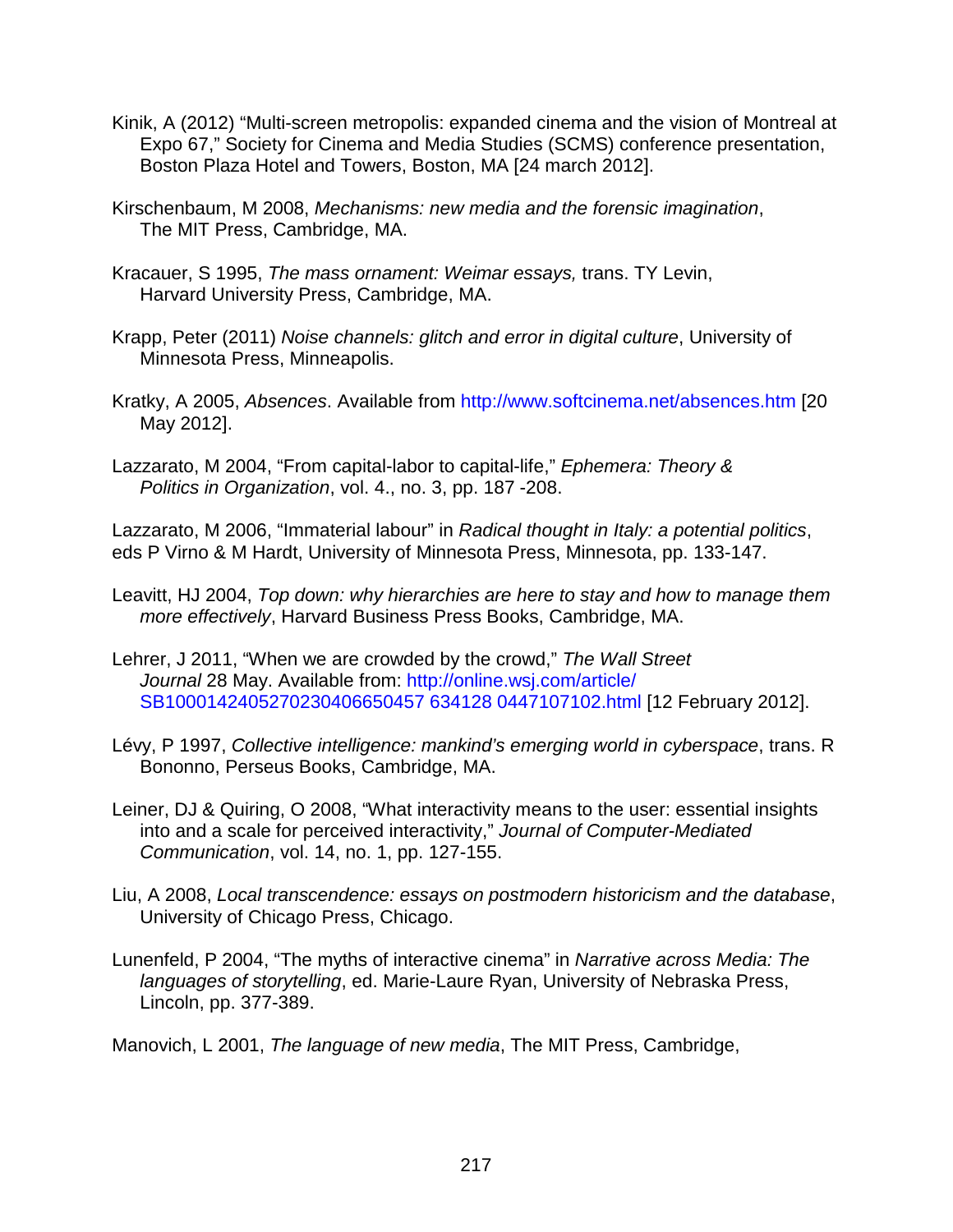Kinik, A (2012) "Multi-screen metropolis: expanded cinema and the vision of Montreal at Expo 67," Society for Cinema and Media Studies (SCMS) conference presentation, Boston Plaza Hotel and Towers, Boston, MA [24 march 2012].

Kirschenbaum, M 2008, *Mechanisms: new media and the forensic imagination*, The MIT Press, Cambridge, MA.

Kracauer, S 1995, *The mass ornament: Weimar essays,* trans. TY Levin, Harvard University Press, Cambridge, MA.

Krapp, Peter (2011) *Noise channels: glitch and error in digital culture*, University of Minnesota Press, Minneapolis.

Kratky, A 2005, *Absences*. Available from http://www.softcinema.net/absences.htm [20 May 2012].

Lazzarato, M 2004, "From capital-labor to capital-life," *Ephemera: Theory & Politics in Organization*, vol. 4., no. 3, pp. 187 -208.

Lazzarato, M 2006, "Immaterial labour" in *Radical thought in Italy: a potential politics*, eds P Virno & M Hardt, University of Minnesota Press, Minnesota, pp. 133-147.

Leavitt, HJ 2004, *Top down: why hierarchies are here to stay and how to manage them more effectively*, Harvard Business Press Books, Cambridge, MA.

Lehrer, J 2011, "When we are crowded by the crowd," *The Wall Street Journal* 28 May. Available from: http://online.wsj.com/article/SB10001424052702304066504576341280447107102.html [12 February 2012].

Lévy, P 1997, *Collective intelligence: mankind's emerging world in cyberspace*, trans. R Bononno, Perseus Books, Cambridge, MA.

Leiner, DJ & Quiring, O 2008, "What interactivity means to the user: essential insights into and a scale for perceived interactivity," *Journal of Computer-Mediated Communication*, vol. 14, no. 1, pp. 127-155.

Liu, A 2008, *Local transcendence: essays on postmodern historicism and the database*, University of Chicago Press, Chicago.

Lunenfeld, P 2004, "The myths of interactive cinema" in *Narrative across Media: The languages of storytelling*, ed. Marie-Laure Ryan, University of Nebraska Press, Lincoln, pp. 377-389.

Manovich, L 2001, *The language of new media*, The MIT Press, Cambridge,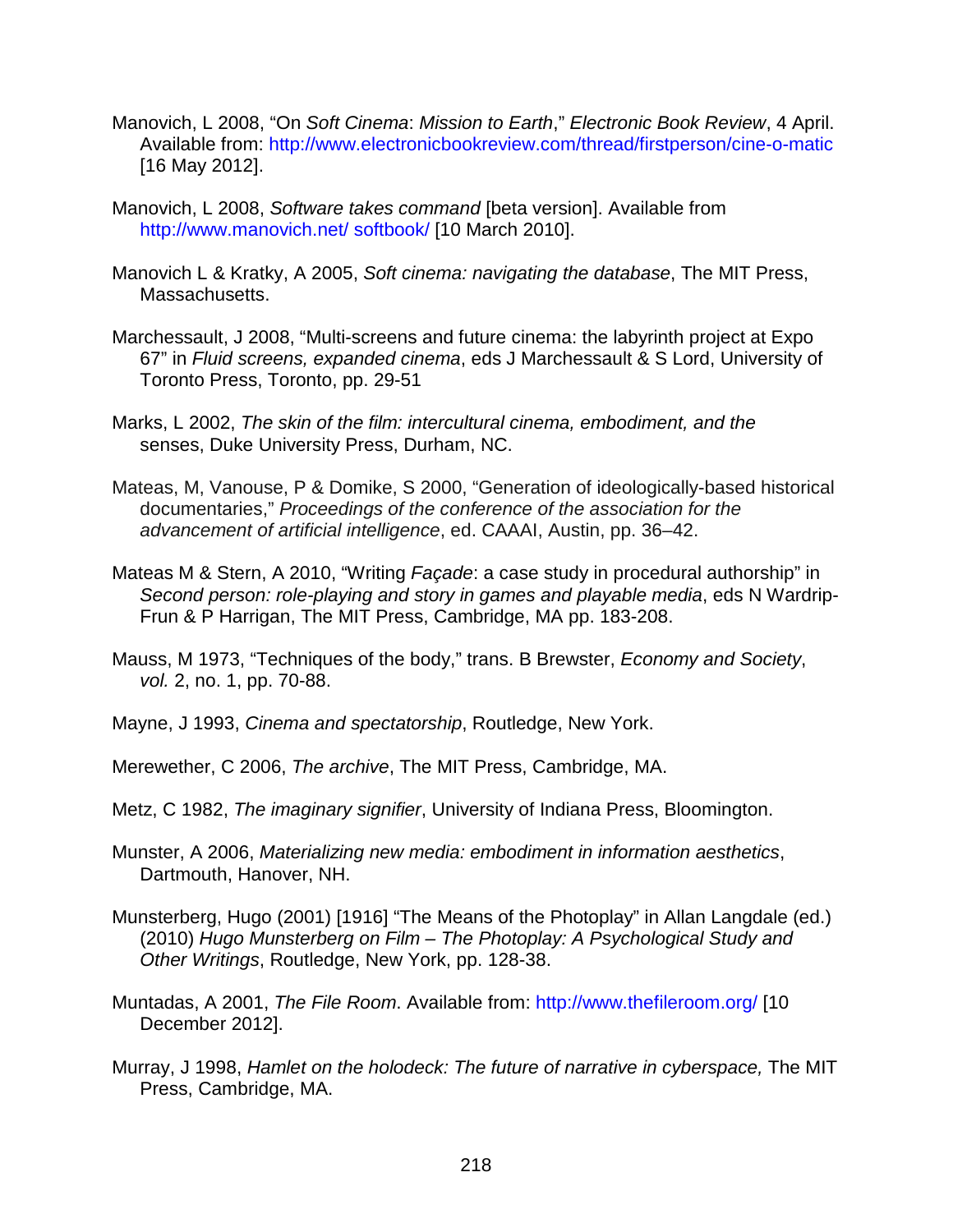Manovich, L 2008, “On *Soft Cinema*: *Mission to Earth*,” *Electronic Book Review*, 4 April. Available from: http://www.electronicbookreview.com/thread/firstperson/cine-o-matic [16 May 2012].

Manovich, L 2008, *Software takes command* [beta version]. Available from http://www.manovich.net/ softbook/ [10 March 2010].

Manovich L & Kratky, A 2005, *Soft cinema: navigating the database*, The MIT Press, Massachusetts.

Marchessault, J 2008, “Multi-screens and future cinema: the labyrinth project at Expo 67” in *Fluid screens, expanded cinema*, eds J Marchessault & S Lord, University of Toronto Press, Toronto, pp. 29-51

Marks, L 2002, *The skin of the film: intercultural cinema, embodiment, and the* senses, Duke University Press, Durham, NC.

Mateas, M, Vanouse, P & Domike, S 2000, “Generation of ideologically-based historical documentaries,” *Proceedings of the conference of the association for the advancement of artificial intelligence*, ed. CAAAI, Austin, pp. 36–42.

Mateas M & Stern, A 2010, “Writing *Façade*: a case study in procedural authorship” in *Second person: role-playing and story in games and playable media*, eds N Wardrip-Frun & P Harrigan, The MIT Press, Cambridge, MA pp. 183-208.

Mauss, M 1973, “Techniques of the body,” trans. B Brewster, *Economy and Society*, *vol.* 2, no. 1, pp. 70-88.

Mayne, J 1993, *Cinema and spectatorship*, Routledge, New York.

Merewether, C 2006, *The archive*, The MIT Press, Cambridge, MA.

Metz, C 1982, *The imaginary signifier*, University of Indiana Press, Bloomington.

Munster, A 2006, *Materializing new media: embodiment in information aesthetics*, Dartmouth, Hanover, NH.

Munsterberg, Hugo (2001) [1916] “The Means of the Photoplay” in Allan Langdale (ed.) (2010) *Hugo Munsterberg on Film – The Photoplay: A Psychological Study and Other Writings*, Routledge, New York, pp. 128-38.

Muntadas, A 2001, *The File Room*. Available from: http://www.thefileroom.org/ [10 December 2012].

Murray, J 1998, *Hamlet on the holodeck: The future of narrative in cyberspace,* The MIT Press, Cambridge, MA.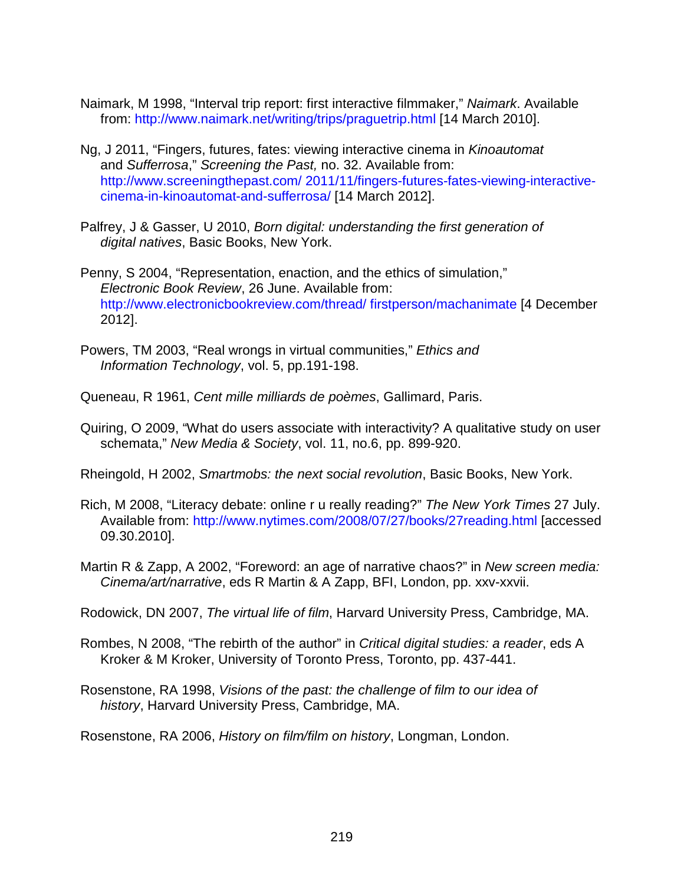Naimark, M 1998, “Interval trip report: first interactive filmmaker,” *Naimark*. Available from: http://www.naimark.net/writing/trips/praguetrip.html [14 March 2010].

Ng, J 2011, “Fingers, futures, fates: viewing interactive cinema in *Kinoautomat* and *Sufferrosa*,” *Screening the Past,* no. 32. Available from: http://www.screeningthepast.com/ 2011/11/fingers-futures-fates-viewing-interactive-cinema-in-kinoautomat-and-sufferrosa/ [14 March 2012].

Palfrey, J & Gasser, U 2010, *Born digital: understanding the first generation of digital natives*, Basic Books, New York.

Penny, S 2004, “Representation, enaction, and the ethics of simulation,” *Electronic Book Review*, 26 June. Available from: http://www.electronicbookreview.com/thread/ firstperson/machanimate [4 December 2012].

Powers, TM 2003, “Real wrongs in virtual communities,” *Ethics and Information Technology*, vol. 5, pp.191-198.

Queneau, R 1961, *Cent mille milliards de poèmes*, Gallimard, Paris.

Quiring, O 2009, “What do users associate with interactivity? A qualitative study on user schemata,” *New Media & Society*, vol. 11, no.6, pp. 899-920.

Rheingold, H 2002, *Smartmobs: the next social revolution*, Basic Books, New York.

Rich, M 2008, “Literacy debate: online r u really reading?” *The New York Times* 27 July. Available from: http://www.nytimes.com/2008/07/27/books/27reading.html [accessed 09.30.2010].

Martin R & Zapp, A 2002, “Foreword: an age of narrative chaos?” in *New screen media: Cinema/art/narrative*, eds R Martin & A Zapp, BFI, London, pp. xxv-xxvii.

Rodowick, DN 2007, *The virtual life of film*, Harvard University Press, Cambridge, MA.

Rombes, N 2008, “The rebirth of the author” in *Critical digital studies: a reader*, eds A Kroker & M Kroker, University of Toronto Press, Toronto, pp. 437-441.

Rosenstone, RA 1998, *Visions of the past: the challenge of film to our idea of history*, Harvard University Press, Cambridge, MA.

Rosenstone, RA 2006, *History on film/film on history*, Longman, London.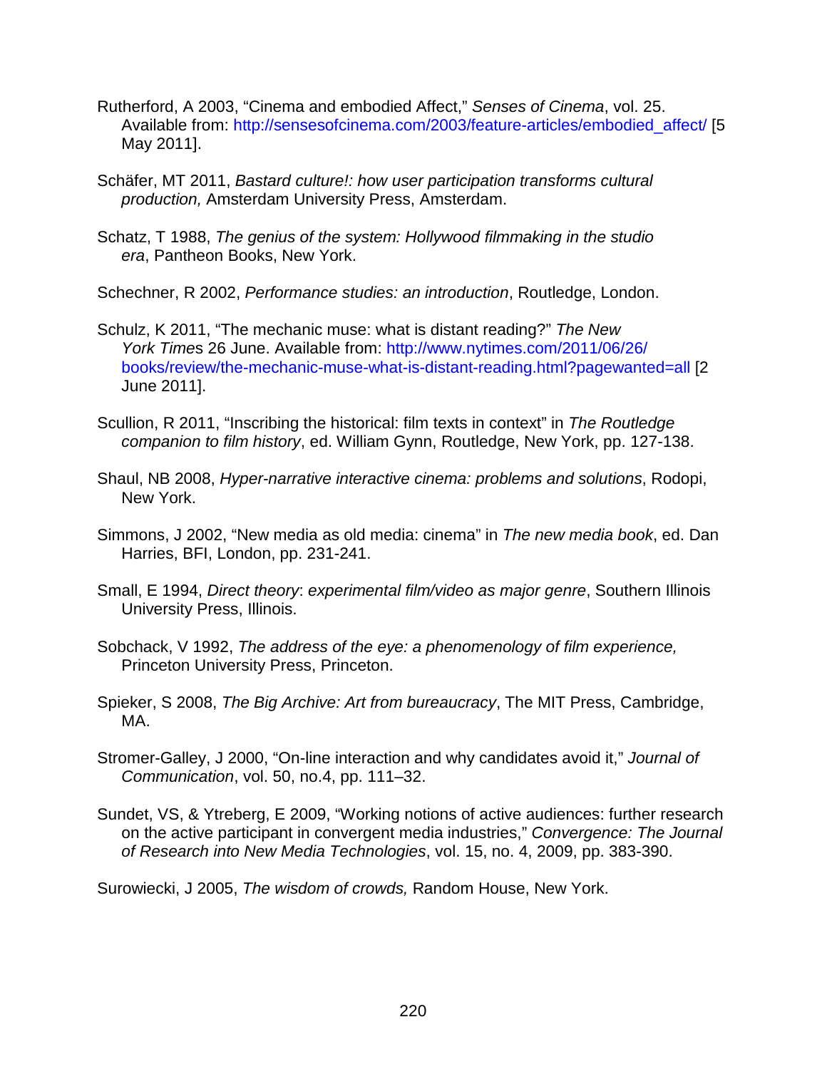Rutherford, A 2003, "Cinema and embodied Affect," *Senses of Cinema*, vol. 25. Available from: http://sensesofcinema.com/2003/feature-articles/embodied_affect/ [5 May 2011].

Schäfer, MT 2011, *Bastard culture!: how user participation transforms cultural production,* Amsterdam University Press, Amsterdam.

Schatz, T 1988, *The genius of the system: Hollywood filmmaking in the studio era*, Pantheon Books, New York.

Schechner, R 2002, *Performance studies: an introduction*, Routledge, London.

Schulz, K 2011, "The mechanic muse: what is distant reading?" *The New York Time*s 26 June. Available from: http://www.nytimes.com/2011/06/26/books/review/the-mechanic-muse-what-is-distant-reading.html?pagewanted=all [2 June 2011].

Scullion, R 2011, "Inscribing the historical: film texts in context" in *The Routledge companion to film history*, ed. William Gynn, Routledge, New York, pp. 127-138.

Shaul, NB 2008, *Hyper-narrative interactive cinema: problems and solutions*, Rodopi, New York.

Simmons, J 2002, "New media as old media: cinema" in *The new media book*, ed. Dan Harries, BFI, London, pp. 231-241.

Small, E 1994, *Direct theory*: *experimental film/video as major genre*, Southern Illinois University Press, Illinois.

Sobchack, V 1992, *The address of the eye: a phenomenology of film experience,* Princeton University Press, Princeton.

Spieker, S 2008, *The Big Archive: Art from bureaucracy*, The MIT Press, Cambridge, MA.

Stromer-Galley, J 2000, "On-line interaction and why candidates avoid it," *Journal of Communication*, vol. 50, no.4, pp. 111–32.

Sundet, VS, & Ytreberg, E 2009, "Working notions of active audiences: further research on the active participant in convergent media industries," *Convergence: The Journal of Research into New Media Technologies*, vol. 15, no. 4, 2009, pp. 383-390.

Surowiecki, J 2005, *The wisdom of crowds,* Random House, New York.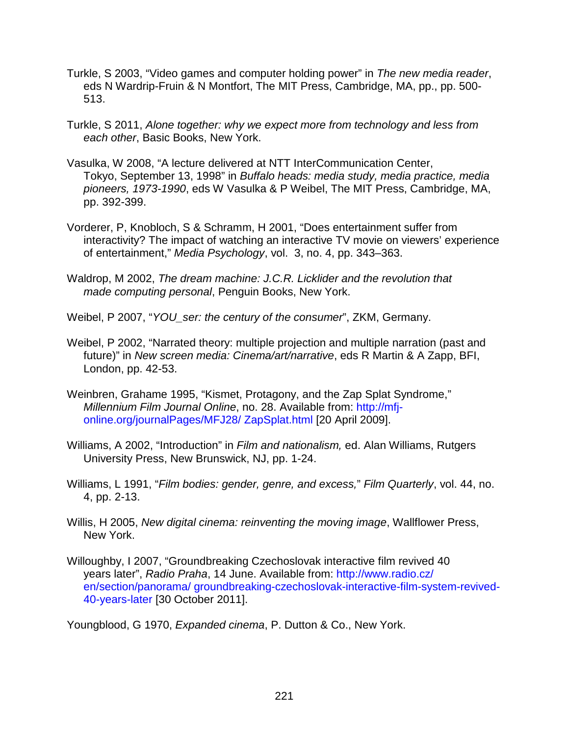Turkle, S 2003, "Video games and computer holding power" in *The new media reader*, eds N Wardrip-Fruin & N Montfort, The MIT Press, Cambridge, MA, pp., pp. 500-513.

Turkle, S 2011, *Alone together: why we expect more from technology and less from each other*, Basic Books, New York.

Vasulka, W 2008, "A lecture delivered at NTT InterCommunication Center, Tokyo, September 13, 1998" in *Buffalo heads: media study, media practice, media pioneers, 1973-1990*, eds W Vasulka & P Weibel, The MIT Press, Cambridge, MA, pp. 392-399.

Vorderer, P, Knobloch, S & Schramm, H 2001, "Does entertainment suffer from interactivity? The impact of watching an interactive TV movie on viewers' experience of entertainment," *Media Psychology*, vol. 3, no. 4, pp. 343–363.

Waldrop, M 2002, *The dream machine: J.C.R. Licklider and the revolution that made computing personal*, Penguin Books, New York.

Weibel, P 2007, "*YOU_ser: the century of the consumer*", ZKM, Germany.

Weibel, P 2002, "Narrated theory: multiple projection and multiple narration (past and future)" in *New screen media: Cinema/art/narrative*, eds R Martin & A Zapp, BFI, London, pp. 42-53.

Weinbren, Grahame 1995, "Kismet, Protagony, and the Zap Splat Syndrome," *Millennium Film Journal Online*, no. 28. Available from: http://mfj-online.org/journalPages/MFJ28/ ZapSplat.html [20 April 2009].

Williams, A 2002, "Introduction" in *Film and nationalism,* ed. Alan Williams, Rutgers University Press, New Brunswick, NJ, pp. 1-24.

Williams, L 1991, "*Film bodies: gender, genre, and excess,*" *Film Quarterly*, vol. 44, no. 4, pp. 2-13.

Willis, H 2005, *New digital cinema: reinventing the moving image*, Wallflower Press, New York.

Willoughby, I 2007, "Groundbreaking Czechoslovak interactive film revived 40 years later", *Radio Praha*, 14 June. Available from: http://www.radio.cz/ en/section/panorama/ groundbreaking-czechoslovak-interactive-film-system-revived-40-years-later [30 October 2011].

Youngblood, G 1970, *Expanded cinema*, P. Dutton & Co., New York.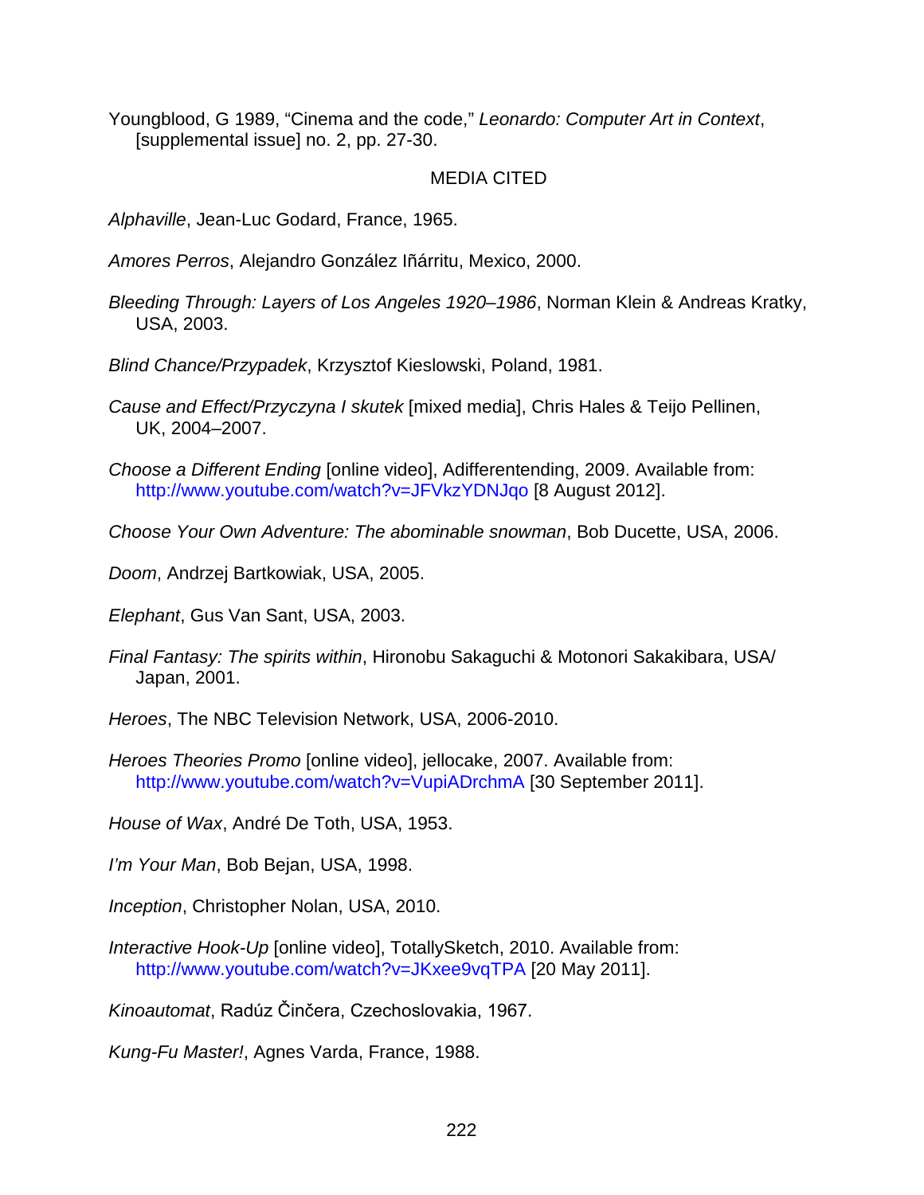Youngblood, G 1989, "Cinema and the code," *Leonardo: Computer Art in Context*, [supplemental issue] no. 2, pp. 27-30.

## MEDIA CITED

*Alphaville*, Jean-Luc Godard, France, 1965.

*Amores Perros*, Alejandro González Iñárritu, Mexico, 2000.

*Bleeding Through: Layers of Los Angeles 1920–1986*, Norman Klein & Andreas Kratky, USA, 2003.

*Blind Chance/Przypadek*, Krzysztof Kieslowski, Poland, 1981.

*Cause and Effect/Przyczyna I skutek* [mixed media], Chris Hales & Teijo Pellinen, UK, 2004–2007.

*Choose a Different Ending* [online video], Adifferentending, 2009. Available from: http://www.youtube.com/watch?v=JFVkzYDNJqo [8 August 2012].

*Choose Your Own Adventure: The abominable snowman*, Bob Ducette, USA, 2006.

*Doom*, Andrzej Bartkowiak, USA, 2005.

*Elephant*, Gus Van Sant, USA, 2003.

*Final Fantasy: The spirits within*, Hironobu Sakaguchi & Motonori Sakakibara, USA/ Japan, 2001.

*Heroes*, The NBC Television Network, USA, 2006-2010.

*Heroes Theories Promo* [online video], jellocake, 2007. Available from: http://www.youtube.com/watch?v=VupiADrchmA [30 September 2011].

*House of Wax*, André De Toth, USA, 1953.

*I'm Your Man*, Bob Bejan, USA, 1998.

*Inception*, Christopher Nolan, USA, 2010.

*Interactive Hook-Up* [online video], TotallySketch, 2010. Available from: http://www.youtube.com/watch?v=JKxee9vqTPA [20 May 2011].

*Kinoautomat*, Radúz Činčera, Czechoslovakia, 1967.

*Kung-Fu Master!*, Agnes Varda, France, 1988.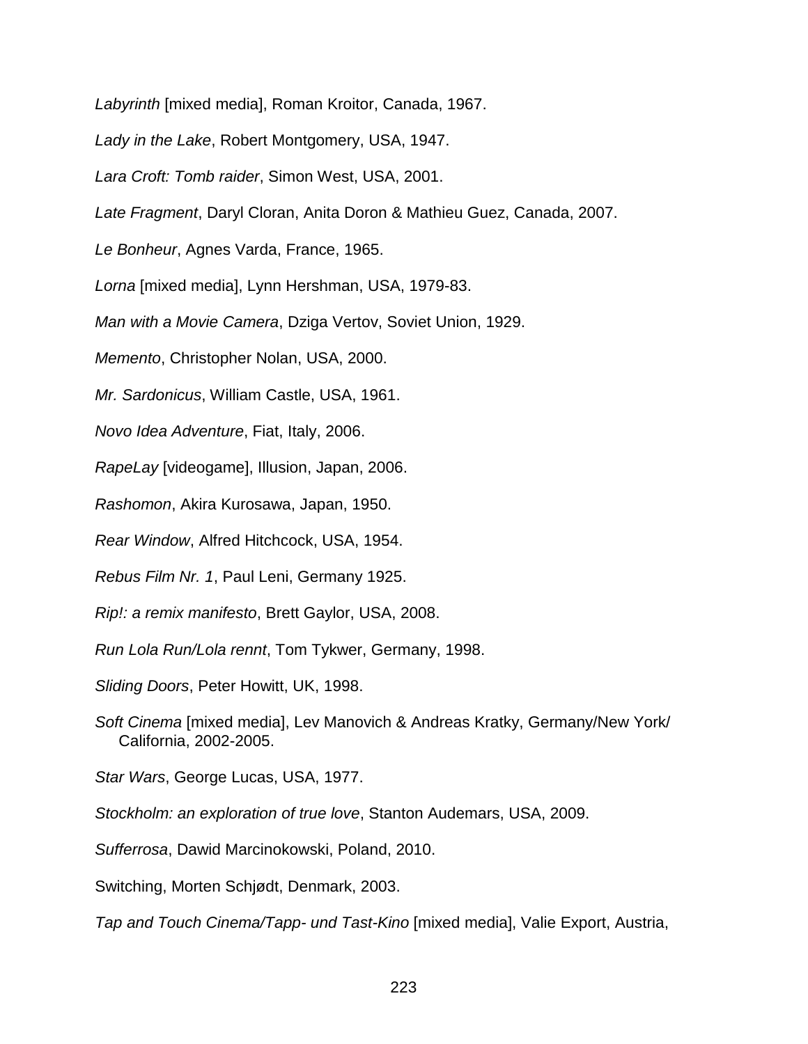*Labyrinth* [mixed media], Roman Kroitor, Canada, 1967.

*Lady in the Lake*, Robert Montgomery, USA, 1947.

*Lara Croft: Tomb raider*, Simon West, USA, 2001.

*Late Fragment*, Daryl Cloran, Anita Doron & Mathieu Guez, Canada, 2007.

*Le Bonheur*, Agnes Varda, France, 1965.

*Lorna* [mixed media], Lynn Hershman, USA, 1979-83.

*Man with a Movie Camera*, Dziga Vertov, Soviet Union, 1929.

*Memento*, Christopher Nolan, USA, 2000.

*Mr. Sardonicus*, William Castle, USA, 1961.

*Novo Idea Adventure*, Fiat, Italy, 2006.

*RapeLay* [videogame], Illusion, Japan, 2006.

*Rashomon*, Akira Kurosawa, Japan, 1950.

*Rear Window*, Alfred Hitchcock, USA, 1954.

*Rebus Film Nr. 1*, Paul Leni, Germany 1925.

*Rip!: a remix manifesto*, Brett Gaylor, USA, 2008.

*Run Lola Run/Lola rennt*, Tom Tykwer, Germany, 1998.

*Sliding Doors*, Peter Howitt, UK, 1998.

*Soft Cinema* [mixed media], Lev Manovich & Andreas Kratky, Germany/New York/ California, 2002-2005.

*Star Wars*, George Lucas, USA, 1977.

*Stockholm: an exploration of true love*, Stanton Audemars, USA, 2009.

*Sufferrosa*, Dawid Marcinokowski, Poland, 2010.

Switching, Morten Schjødt, Denmark, 2003.

*Tap and Touch Cinema/Tapp- und Tast-Kino* [mixed media], Valie Export, Austria,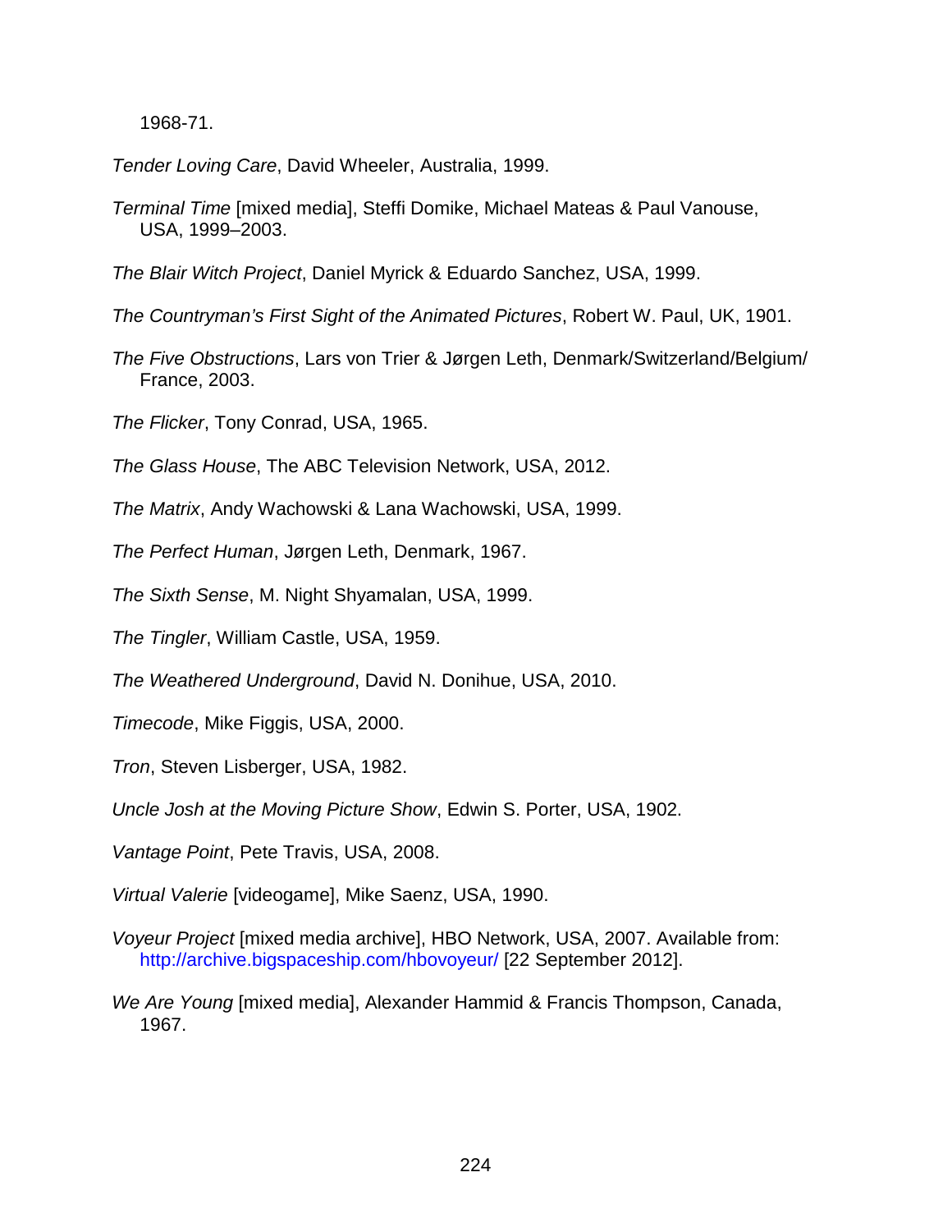1968-71.

*Tender Loving Care*, David Wheeler, Australia, 1999.

*Terminal Time* [mixed media], Steffi Domike, Michael Mateas & Paul Vanouse, USA, 1999–2003.

*The Blair Witch Project*, Daniel Myrick & Eduardo Sanchez, USA, 1999.

*The Countryman's First Sight of the Animated Pictures*, Robert W. Paul, UK, 1901.

*The Five Obstructions*, Lars von Trier & Jørgen Leth, Denmark/Switzerland/Belgium/ France, 2003.

*The Flicker*, Tony Conrad, USA, 1965.

*The Glass House*, The ABC Television Network, USA, 2012.

*The Matrix*, Andy Wachowski & Lana Wachowski, USA, 1999.

*The Perfect Human*, Jørgen Leth, Denmark, 1967.

*The Sixth Sense*, M. Night Shyamalan, USA, 1999.

*The Tingler*, William Castle, USA, 1959.

*The Weathered Underground*, David N. Donihue, USA, 2010.

*Timecode*, Mike Figgis, USA, 2000.

*Tron*, Steven Lisberger, USA, 1982.

*Uncle Josh at the Moving Picture Show*, Edwin S. Porter, USA, 1902.

*Vantage Point*, Pete Travis, USA, 2008.

*Virtual Valerie* [videogame], Mike Saenz, USA, 1990.

*Voyeur Project* [mixed media archive], HBO Network, USA, 2007. Available from: http://archive.bigspaceship.com/hbovoyeur/ [22 September 2012].

*We Are Young* [mixed media], Alexander Hammid & Francis Thompson, Canada, 1967.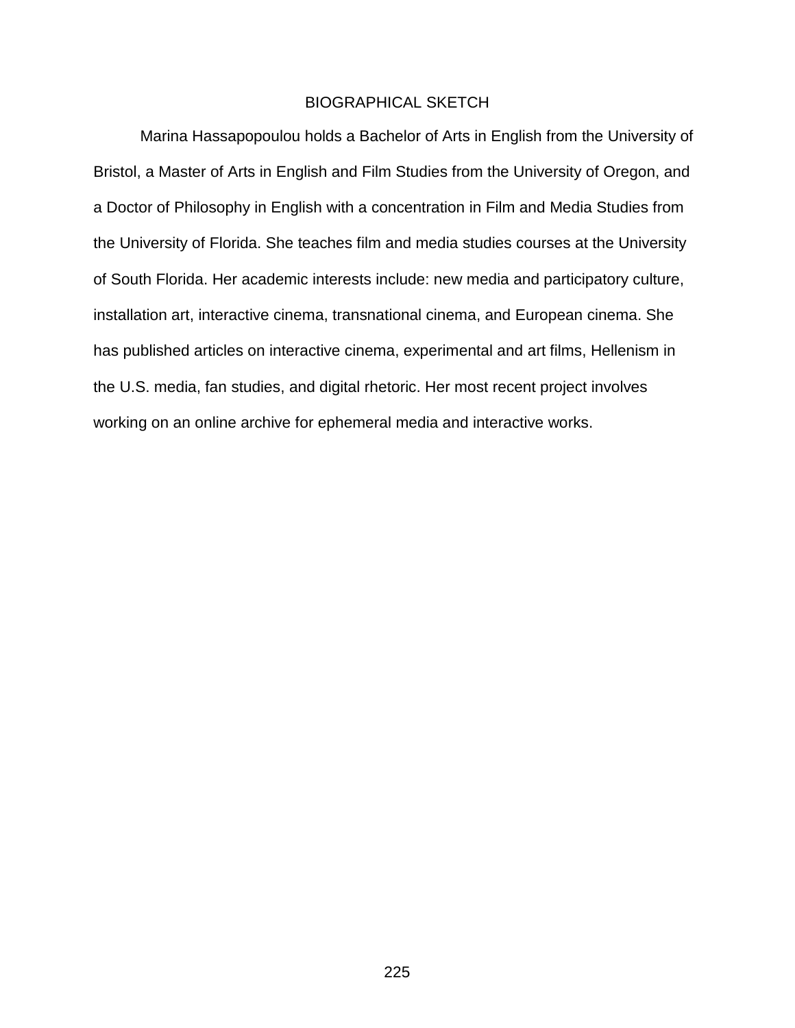# BIOGRAPHICAL SKETCH

Marina Hassapopoulou holds a Bachelor of Arts in English from the University of Bristol, a Master of Arts in English and Film Studies from the University of Oregon, and a Doctor of Philosophy in English with a concentration in Film and Media Studies from the University of Florida. She teaches film and media studies courses at the University of South Florida. Her academic interests include: new media and participatory culture, installation art, interactive cinema, transnational cinema, and European cinema. She has published articles on interactive cinema, experimental and art films, Hellenism in the U.S. media, fan studies, and digital rhetoric. Her most recent project involves working on an online archive for ephemeral media and interactive works.